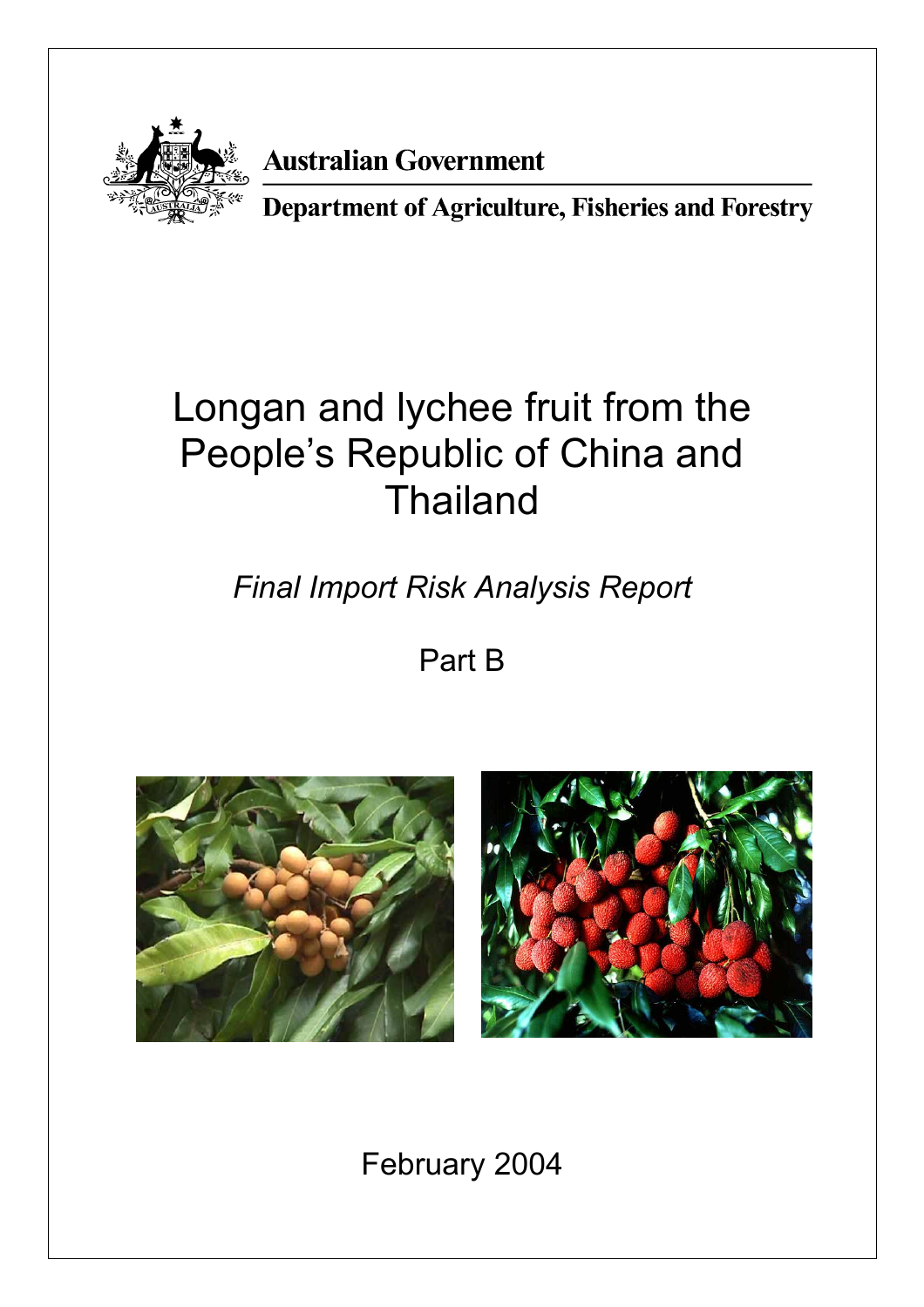Australian Government

Department of Agriculture, Fisheries and Forestry

# Longan and lychee fruit from the People's Republic of China and Thailand

*Final Import Risk Analysis Report*

Part B

February 2004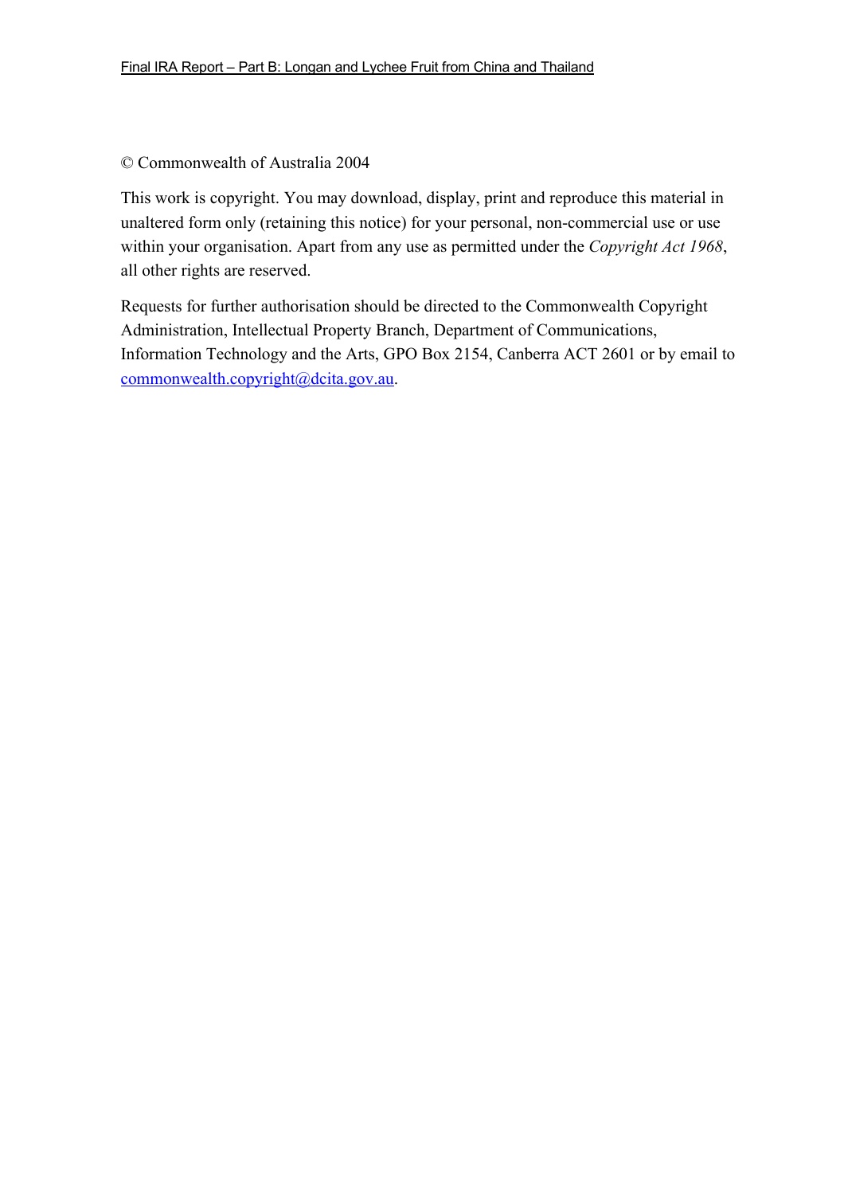© Commonwealth of Australia 2004

This work is copyright. You may download, display, print and reproduce this material in unaltered form only (retaining this notice) for your personal, non-commercial use or use within your organisation. Apart from any use as permitted under the *Copyright Act 1968*, all other rights are reserved.

Requests for further authorisation should be directed to the Commonwealth Copyright Administration, Intellectual Property Branch, Department of Communications, Information Technology and the Arts, GPO Box 2154, Canberra ACT 2601 or by email to commonwealth.copyright@dcita.gov.au.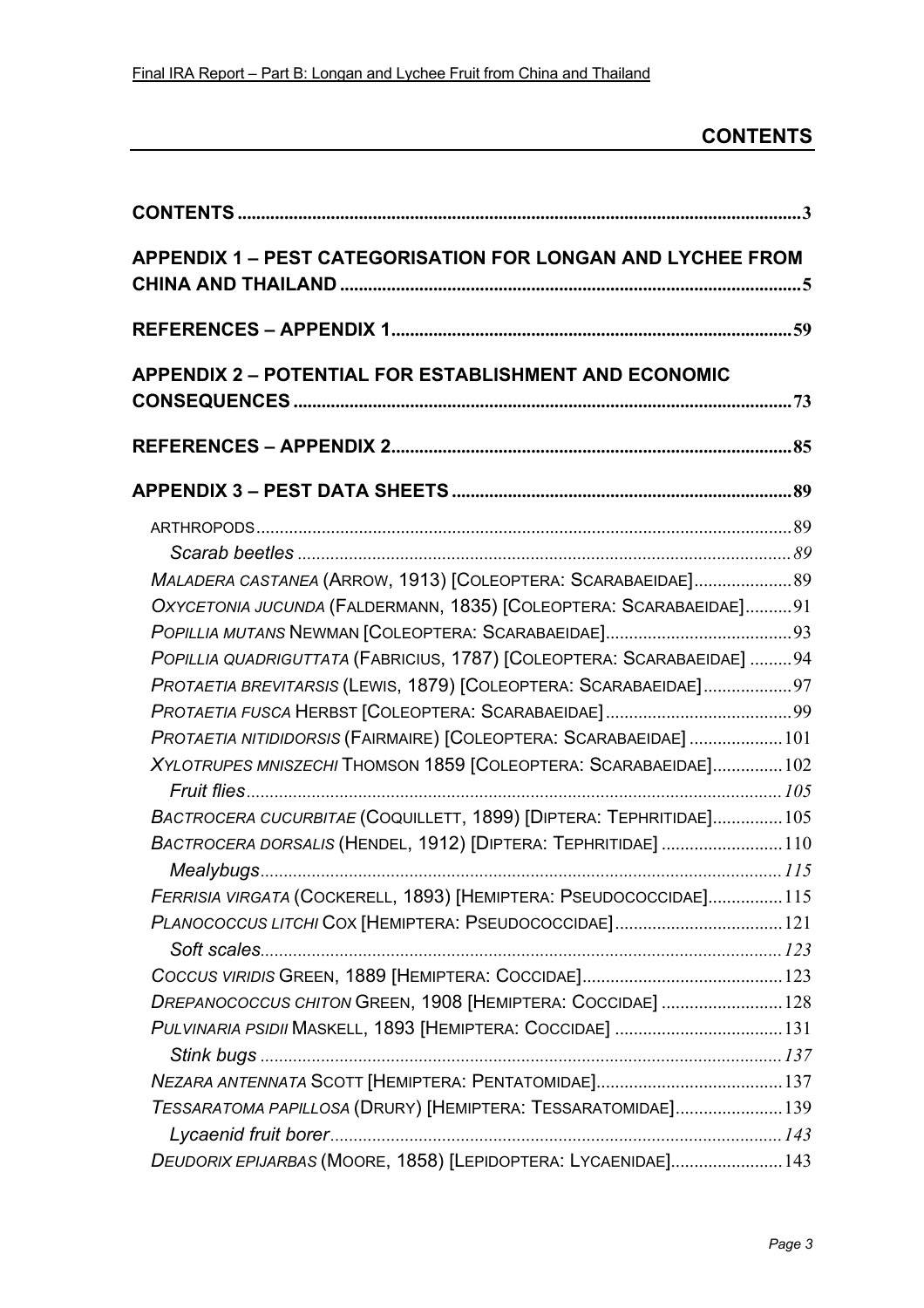# CONTENTS

CONTENTS ..... 3

APPENDIX 1 – PEST CATEGORISATION FOR LONGAN AND LYCHEE FROM CHINA AND THAILAND ..... 5

REFERENCES – APPENDIX 1 ..... 59

APPENDIX 2 – POTENTIAL FOR ESTABLISHMENT AND ECONOMIC CONSEQUENCES ..... 73

REFERENCES – APPENDIX 2 ..... 85

APPENDIX 3 – PEST DATA SHEETS ..... 89

- ARTHROPODS ..... 89
  - *Scarab beetles* ..... 89
  - *Maladera castanea* (Arrow, 1913) [Coleoptera: Scarabaeidae] ..... 89
  - *Oxycetonia jucunda* (Faldermann, 1835) [Coleoptera: Scarabaeidae] ..... 91
  - *Popillia mutans* Newman [Coleoptera: Scarabaeidae] ..... 93
  - *Popillia quadriguttata* (Fabricius, 1787) [Coleoptera: Scarabaeidae] ..... 94
  - *Protaetia brevitarsis* (Lewis, 1879) [Coleoptera: Scarabaeidae] ..... 97
  - *Protaetia fusca* Herbst [Coleoptera: Scarabaeidae] ..... 99
  - *Protaetia nitididorsis* (Fairmaire) [Coleoptera: Scarabaeidae] ..... 101
  - *Xylotrupes mniszechi* Thomson 1859 [Coleoptera: Scarabaeidae] ..... 102
  - *Fruit flies* ..... 105
  - *Bactrocera cucurbitae* (Coquillett, 1899) [Diptera: Tephritidae] ..... 105
  - *Bactrocera dorsalis* (Hendel, 1912) [Diptera: Tephritidae] ..... 110
  - *Mealybugs* ..... 115
  - *Ferrisia virgata* (Cockerell, 1893) [Hemiptera: Pseudococcidae] ..... 115
  - *Planococcus litchi* Cox [Hemiptera: Pseudococcidae] ..... 121
  - *Soft scales* ..... 123
  - *Coccus viridis* Green, 1889 [Hemiptera: Coccidae] ..... 123
  - *Drepanococcus chiton* Green, 1908 [Hemiptera: Coccidae] ..... 128
  - *Pulvinaria psidii* Maskell, 1893 [Hemiptera: Coccidae] ..... 131
  - *Stink bugs* ..... 137
  - *Nezara antennata* Scott [Hemiptera: Pentatomidae] ..... 137
  - *Tessaratoma papillosa* (Drury) [Hemiptera: Tessaratomidae] ..... 139
  - *Lycaenid fruit borer* ..... 143
  - *Deudorix epijarbas* (Moore, 1858) [Lepidoptera: Lycaenidae] ..... 143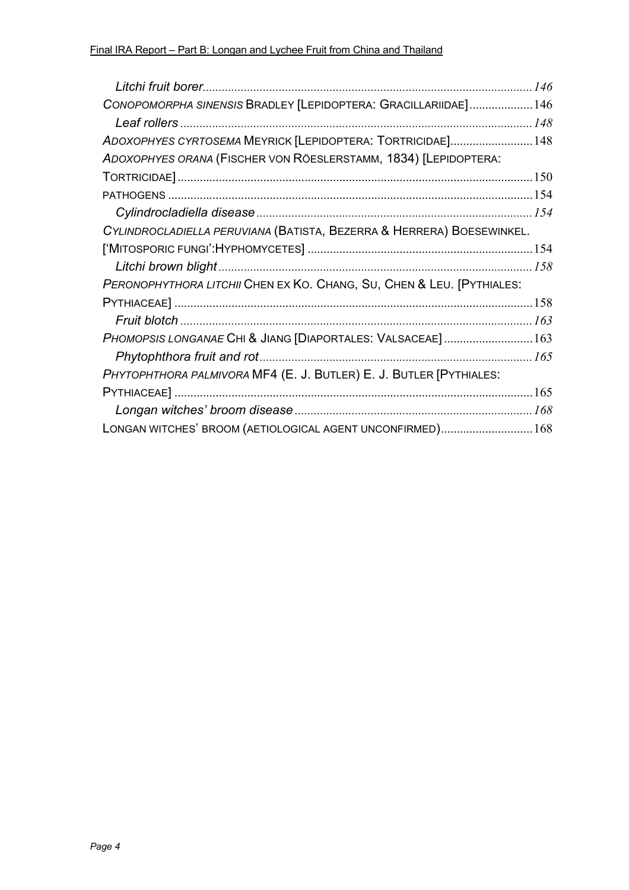*Litchi fruit borer* ........ *146*

CONOPOMORPHA SINENSIS BRADLEY [LEPIDOPTERA: GRACILLARIIDAE] ........ 146

*Leaf rollers* ........ *148*

ADOXOPHYES CYRTOSEMA MEYRICK [LEPIDOPTERA: TORTRICIDAE] ........ 148

ADOXOPHYES ORANA (FISCHER VON RÖESLERSTAMM, 1834) [LEPIDOPTERA: TORTRICIDAE] ........ 150

PATHOGENS ........ 154

*Cylindrocladiella disease* ........ *154*

CYLINDROCLADIELLA PERUVIANA (BATISTA, BEZERRA & HERRERA) BOESEWINKEL. ['MITOSPORIC FUNGI':HYPHOMYCETES] ........ 154

*Litchi brown blight* ........ *158*

PERONOPHYTHORA LITCHII CHEN EX KO. CHANG, SU, CHEN & LEU. [PYTHIALES: PYTHIACEAE] ........ 158

*Fruit blotch* ........ *163*

PHOMOPSIS LONGANAE CHI & JIANG [DIAPORTALES: VALSACEAE] ........ 163

*Phytophthora fruit and rot* ........ *165*

PHYTOPHTHORA PALMIVORA MF4 (E. J. BUTLER) E. J. BUTLER [PYTHIALES: PYTHIACEAE] ........ 165

*Longan witches' broom disease* ........ *168*

LONGAN WITCHES' BROOM (AETIOLOGICAL AGENT UNCONFIRMED) ........ 168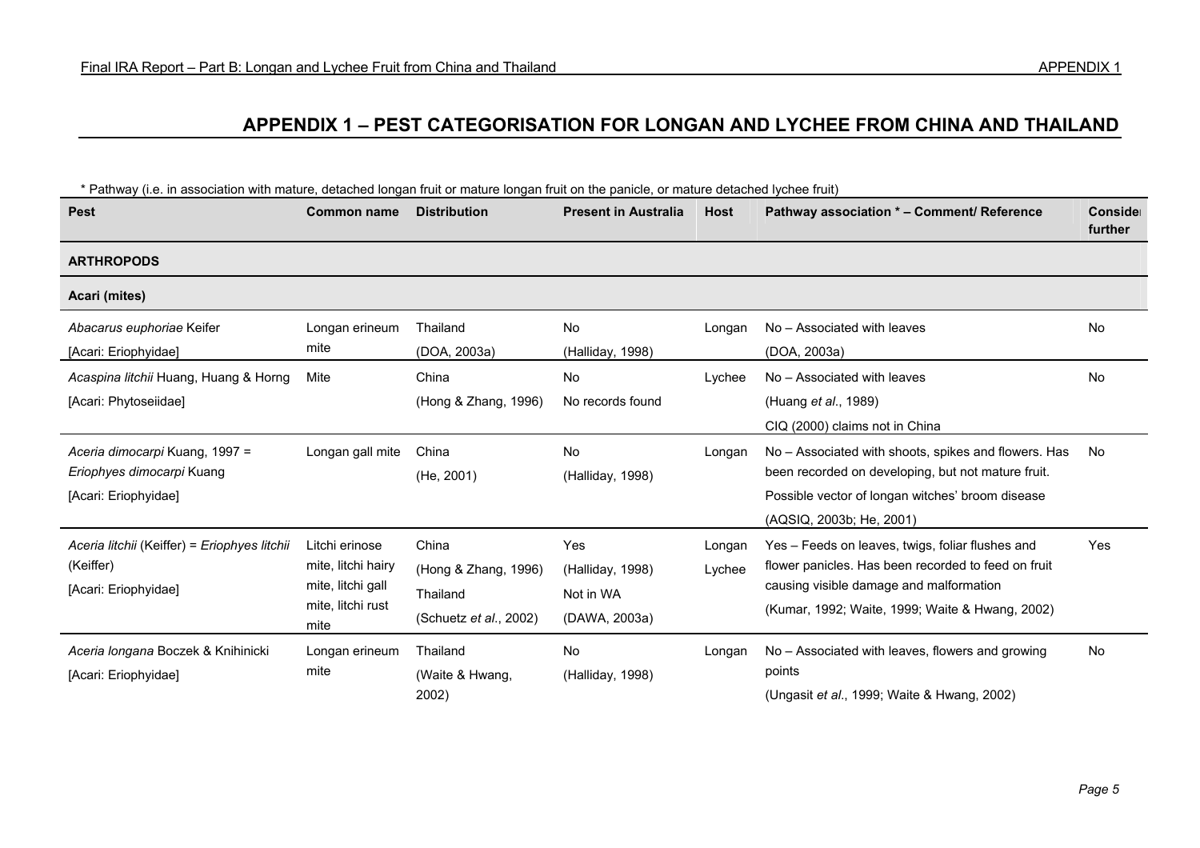## APPENDIX 1 – PEST CATEGORISATION FOR LONGAN AND LYCHEE FROM CHINA AND THAILAND

* Pathway (i.e. in association with mature, detached longan fruit or mature longan fruit on the panicle, or mature detached lychee fruit)

| Pest | Common name | Distribution | Present in Australia | Host | Pathway association * – Comment/ Reference | Consider further |
|---|---|---|---|---|---|---|
| **ARTHROPODS** | | | | | | |
| **Acari (mites)** | | | | | | |
| *Abacarus euphoriae* Keifer [Acari: Eriophyidae] | Longan erineum mite | Thailand (DOA, 2003a) | No (Halliday, 1998) | Longan | No – Associated with leaves (DOA, 2003a) | No |
| *Acaspina litchii* Huang, Huang & Horng [Acari: Phytoseiidae] | Mite | China (Hong & Zhang, 1996) | No No records found | Lychee | No – Associated with leaves (Huang *et al*., 1989) CIQ (2000) claims not in China | No |
| *Aceria dimocarpi* Kuang, 1997 = *Eriophyes dimocarpi* Kuang [Acari: Eriophyidae] | Longan gall mite | China (He, 2001) | No (Halliday, 1998) | Longan | No – Associated with shoots, spikes and flowers. Has been recorded on developing, but not mature fruit. Possible vector of longan witches' broom disease (AQSIQ, 2003b; He, 2001) | No |
| *Aceria litchii* (Keiffer) = *Eriophyes litchii* (Keiffer) [Acari: Eriophyidae] | Litchi erinose mite, litchi hairy mite, litchi gall mite, litchi rust mite | China (Hong & Zhang, 1996) Thailand (Schuetz *et al*., 2002) | Yes (Halliday, 1998) Not in WA (DAWA, 2003a) | Longan Lychee | Yes – Feeds on leaves, twigs, foliar flushes and flower panicles. Has been recorded to feed on fruit causing visible damage and malformation (Kumar, 1992; Waite, 1999; Waite & Hwang, 2002) | Yes |
| *Aceria longana* Boczek & Knihinicki [Acari: Eriophyidae] | Longan erineum mite | Thailand (Waite & Hwang, 2002) | No (Halliday, 1998) | Longan | No – Associated with leaves, flowers and growing points (Ungasit *et al*., 1999; Waite & Hwang, 2002) | No |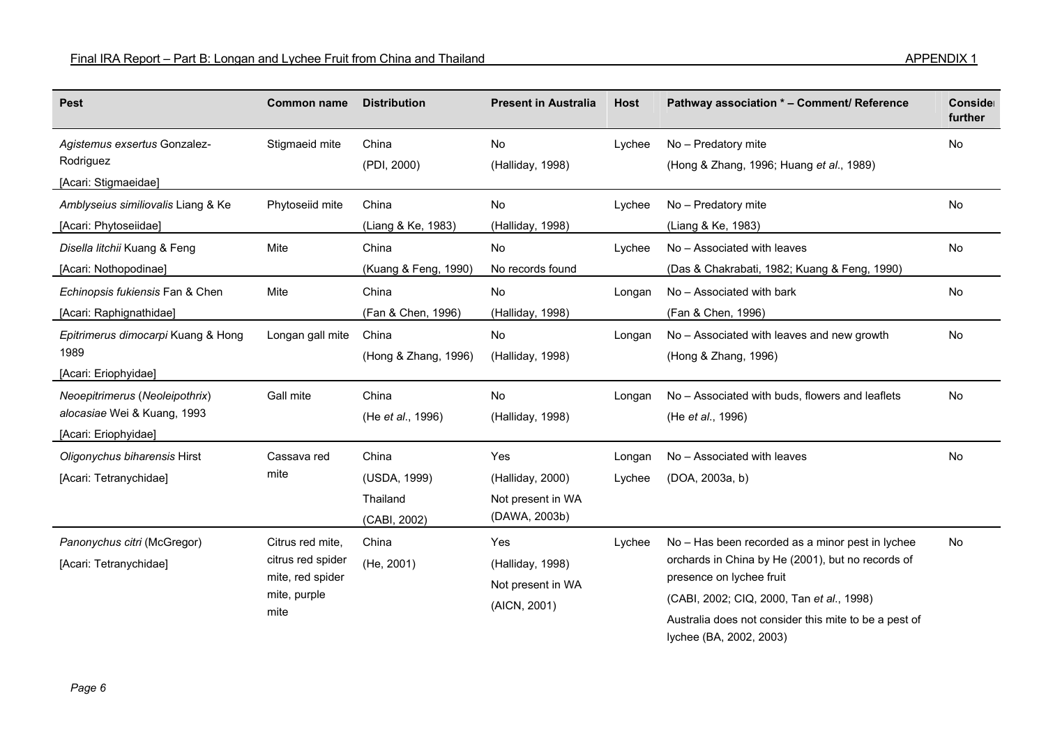| Pest | Common name | Distribution | Present in Australia | Host | Pathway association * – Comment/ Reference | Consider further |
|---|---|---|---|---|---|---|
| *Agistemus exsertus* Gonzalez-Rodriguez [Acari: Stigmaeidae] | Stigmaeid mite | China (PDI, 2000) | No (Halliday, 1998) | Lychee | No – Predatory mite (Hong & Zhang, 1996; Huang *et al*., 1989) | No |
| *Amblyseius similiovalis* Liang & Ke [Acari: Phytoseiidae] | Phytoseiid mite | China (Liang & Ke, 1983) | No (Halliday, 1998) | Lychee | No – Predatory mite (Liang & Ke, 1983) | No |
| *Disella litchii* Kuang & Feng [Acari: Nothopodinae] | Mite | China (Kuang & Feng, 1990) | No No records found | Lychee | No – Associated with leaves (Das & Chakrabati, 1982; Kuang & Feng, 1990) | No |
| *Echinopsis fukiensis* Fan & Chen [Acari: Raphignathidae] | Mite | China (Fan & Chen, 1996) | No (Halliday, 1998) | Longan | No – Associated with bark (Fan & Chen, 1996) | No |
| *Epitrimerus dimocarpi* Kuang & Hong 1989 [Acari: Eriophyidae] | Longan gall mite | China (Hong & Zhang, 1996) | No (Halliday, 1998) | Longan | No – Associated with leaves and new growth (Hong & Zhang, 1996) | No |
| *Neoepitrimerus* (*Neoleipothrix*) *alocasiae* Wei & Kuang, 1993 [Acari: Eriophyidae] | Gall mite | China (He *et al*., 1996) | No (Halliday, 1998) | Longan | No – Associated with buds, flowers and leaflets (He *et al*., 1996) | No |
| *Oligonychus biharensis* Hirst [Acari: Tetranychidae] | Cassava red mite | China (USDA, 1999) Thailand (CABI, 2002) | Yes (Halliday, 2000) Not present in WA (DAWA, 2003b) | Longan Lychee | No – Associated with leaves (DOA, 2003a, b) | No |
| *Panonychus citri* (McGregor) [Acari: Tetranychidae] | Citrus red mite, citrus red spider mite, red spider mite, purple mite | China (He, 2001) | Yes (Halliday, 1998) Not present in WA (AICN, 2001) | Lychee | No – Has been recorded as a minor pest in lychee orchards in China by He (2001), but no records of presence on lychee fruit (CABI, 2002; CIQ, 2000, Tan *et al*., 1998) Australia does not consider this mite to be a pest of lychee (BA, 2002, 2003) | No |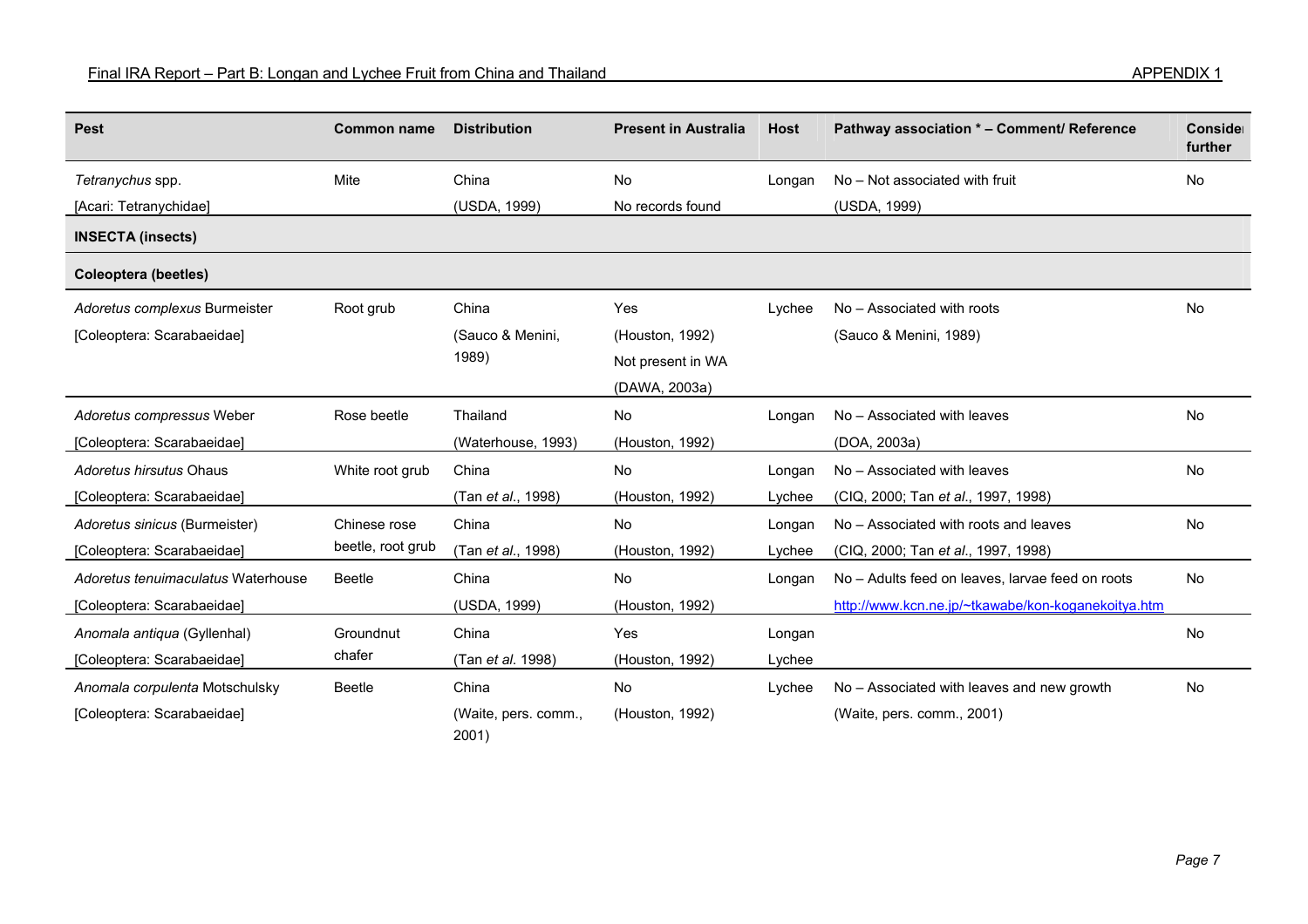| Pest | Common name | Distribution | Present in Australia | Host | Pathway association * – Comment/ Reference | Consider further |
|---|---|---|---|---|---|---|
| *Tetranychus* spp. [Acari: Tetranychidae] | Mite | China (USDA, 1999) | No No records found | Longan | No – Not associated with fruit (USDA, 1999) | No |
| **INSECTA (insects)** | | | | | | |
| **Coleoptera (beetles)** | | | | | | |
| *Adoretus complexus* Burmeister [Coleoptera: Scarabaeidae] | Root grub | China (Sauco & Menini, 1989) | Yes (Houston, 1992) Not present in WA (DAWA, 2003a) | Lychee | No – Associated with roots (Sauco & Menini, 1989) | No |
| *Adoretus compressus* Weber [Coleoptera: Scarabaeidae] | Rose beetle | Thailand (Waterhouse, 1993) | No (Houston, 1992) | Longan | No – Associated with leaves (DOA, 2003a) | No |
| *Adoretus hirsutus* Ohaus [Coleoptera: Scarabaeidae] | White root grub | China (Tan *et al*., 1998) | No (Houston, 1992) | Longan Lychee | No – Associated with leaves (CIQ, 2000; Tan *et al*., 1997, 1998) | No |
| *Adoretus sinicus* (Burmeister) [Coleoptera: Scarabaeidae] | Chinese rose beetle, root grub | China (Tan *et al*., 1998) | No (Houston, 1992) | Longan Lychee | No – Associated with roots and leaves (CIQ, 2000; Tan *et al*., 1997, 1998) | No |
| *Adoretus tenuimaculatus* Waterhouse [Coleoptera: Scarabaeidae] | Beetle | China (USDA, 1999) | No (Houston, 1992) | Longan | No – Adults feed on leaves, larvae feed on roots http://www.kcn.ne.jp/~tkawabe/kon-koganekoitya.htm | No |
| *Anomala antiqua* (Gyllenhal) [Coleoptera: Scarabaeidae] | Groundnut chafer | China (Tan *et al*. 1998) | Yes (Houston, 1992) | Longan Lychee | | No |
| *Anomala corpulenta* Motschulsky [Coleoptera: Scarabaeidae] | Beetle | China (Waite, pers. comm., 2001) | No (Houston, 1992) | Lychee | No – Associated with leaves and new growth (Waite, pers. comm., 2001) | No |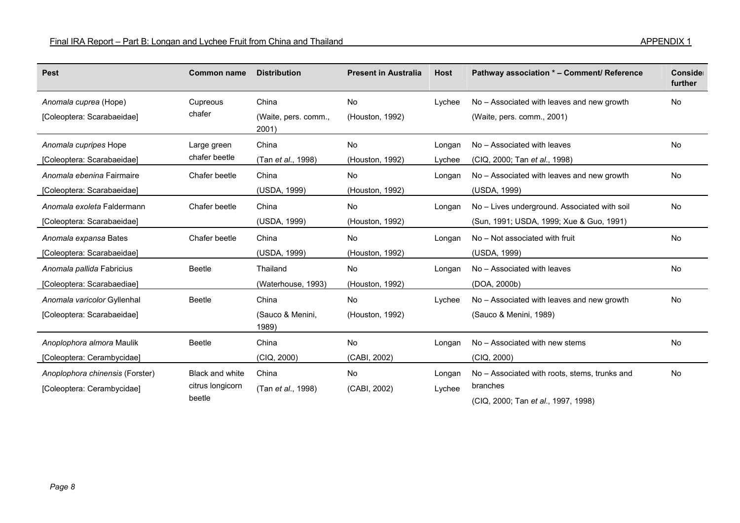| Pest | Common name | Distribution | Present in Australia | Host | Pathway association * – Comment/ Reference | Consider further |
|---|---|---|---|---|---|---|
| *Anomala cuprea* (Hope)<br>[Coleoptera: Scarabaeidae] | Cupreous chafer | China<br>(Waite, pers. comm., 2001) | No<br>(Houston, 1992) | Lychee | No – Associated with leaves and new growth<br>(Waite, pers. comm., 2001) | No |
| *Anomala cupripes* Hope<br>[Coleoptera: Scarabaeidae] | Large green chafer beetle | China<br>(Tan *et al*., 1998) | No<br>(Houston, 1992) | Longan<br>Lychee | No – Associated with leaves<br>(CIQ, 2000; Tan *et al*., 1998) | No |
| *Anomala ebenina* Fairmaire<br>[Coleoptera: Scarabaeidae] | Chafer beetle | China<br>(USDA, 1999) | No<br>(Houston, 1992) | Longan | No – Associated with leaves and new growth<br>(USDA, 1999) | No |
| *Anomala exoleta* Faldermann<br>[Coleoptera: Scarabaeidae] | Chafer beetle | China<br>(USDA, 1999) | No<br>(Houston, 1992) | Longan | No – Lives underground. Associated with soil<br>(Sun, 1991; USDA, 1999; Xue & Guo, 1991) | No |
| *Anomala expansa* Bates<br>[Coleoptera: Scarabaeidae] | Chafer beetle | China<br>(USDA, 1999) | No<br>(Houston, 1992) | Longan | No – Not associated with fruit<br>(USDA, 1999) | No |
| *Anomala pallida* Fabricius<br>[Coleoptera: Scarabaediae] | Beetle | Thailand<br>(Waterhouse, 1993) | No<br>(Houston, 1992) | Longan | No – Associated with leaves<br>(DOA, 2000b) | No |
| *Anomala varicolor* Gyllenhal<br>[Coleoptera: Scarabaeidae] | Beetle | China<br>(Sauco & Menini, 1989) | No<br>(Houston, 1992) | Lychee | No – Associated with leaves and new growth<br>(Sauco & Menini, 1989) | No |
| *Anoplophora almora* Maulik<br>[Coleoptera: Cerambycidae] | Beetle | China<br>(CIQ, 2000) | No<br>(CABI, 2002) | Longan | No – Associated with new stems<br>(CIQ, 2000) | No |
| *Anoplophora chinensis* (Forster)<br>[Coleoptera: Cerambycidae] | Black and white citrus longicorn beetle | China<br>(Tan *et al*., 1998) | No<br>(CABI, 2002) | Longan<br>Lychee | No – Associated with roots, stems, trunks and branches<br>(CIQ, 2000; Tan *et al*., 1997, 1998) | No |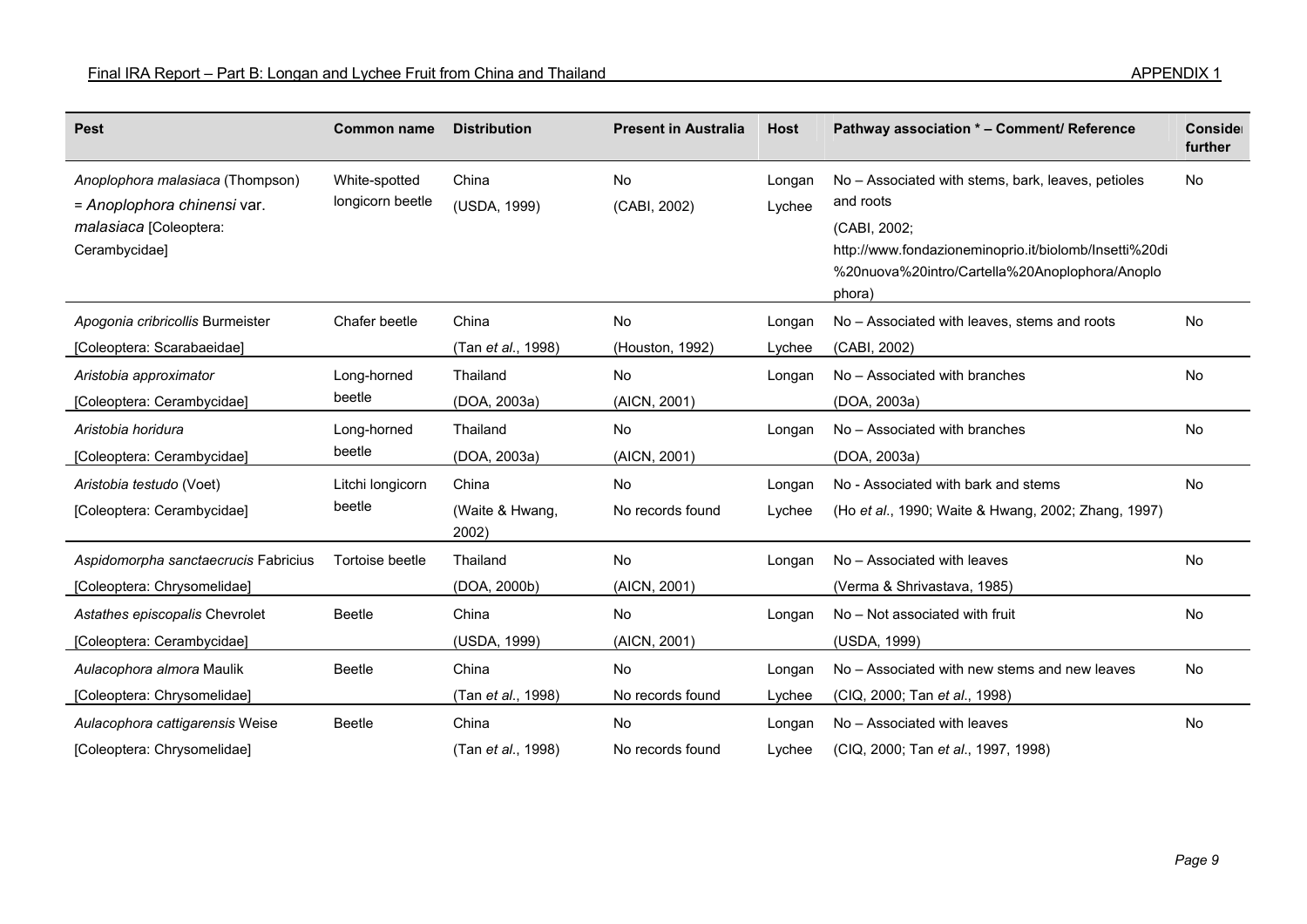| Pest | Common name | Distribution | Present in Australia | Host | Pathway association * – Comment/ Reference | Consider further |
|---|---|---|---|---|---|---|
| *Anoplophora malasiaca* (Thompson) = *Anoplophora chinensi* var. *malasiaca* [Coleoptera: Cerambycidae] | White-spotted longicorn beetle | China (USDA, 1999) | No (CABI, 2002) | Longan Lychee | No – Associated with stems, bark, leaves, petioles and roots (CABI, 2002; http://www.fondazioneminoprio.it/biolomb/Insetti%20di%20nuova%20intro/Cartella%20Anoplophora/Anoplophora) | No |
| *Apogonia cribricollis* Burmeister [Coleoptera: Scarabaeidae] | Chafer beetle | China (Tan *et al*., 1998) | No (Houston, 1992) | Longan Lychee | No – Associated with leaves, stems and roots (CABI, 2002) | No |
| *Aristobia approximator* [Coleoptera: Cerambycidae] | Long-horned beetle | Thailand (DOA, 2003a) | No (AICN, 2001) | Longan | No – Associated with branches (DOA, 2003a) | No |
| *Aristobia horidura* [Coleoptera: Cerambycidae] | Long-horned beetle | Thailand (DOA, 2003a) | No (AICN, 2001) | Longan | No – Associated with branches (DOA, 2003a) | No |
| *Aristobia testudo* (Voet) [Coleoptera: Cerambycidae] | Litchi longicorn beetle | China (Waite & Hwang, 2002) | No No records found | Longan Lychee | No - Associated with bark and stems (Ho *et al*., 1990; Waite & Hwang, 2002; Zhang, 1997) | No |
| *Aspidomorpha sanctaecrucis* Fabricius [Coleoptera: Chrysomelidae] | Tortoise beetle | Thailand (DOA, 2000b) | No (AICN, 2001) | Longan | No – Associated with leaves (Verma & Shrivastava, 1985) | No |
| *Astathes episcopalis* Chevrolet [Coleoptera: Cerambycidae] | Beetle | China (USDA, 1999) | No (AICN, 2001) | Longan | No – Not associated with fruit (USDA, 1999) | No |
| *Aulacophora almora* Maulik [Coleoptera: Chrysomelidae] | Beetle | China (Tan *et al*., 1998) | No No records found | Longan Lychee | No – Associated with new stems and new leaves (CIQ, 2000; Tan *et al*., 1998) | No |
| *Aulacophora cattigarensis* Weise [Coleoptera: Chrysomelidae] | Beetle | China (Tan *et al*., 1998) | No No records found | Longan Lychee | No – Associated with leaves (CIQ, 2000; Tan *et al*., 1997, 1998) | No |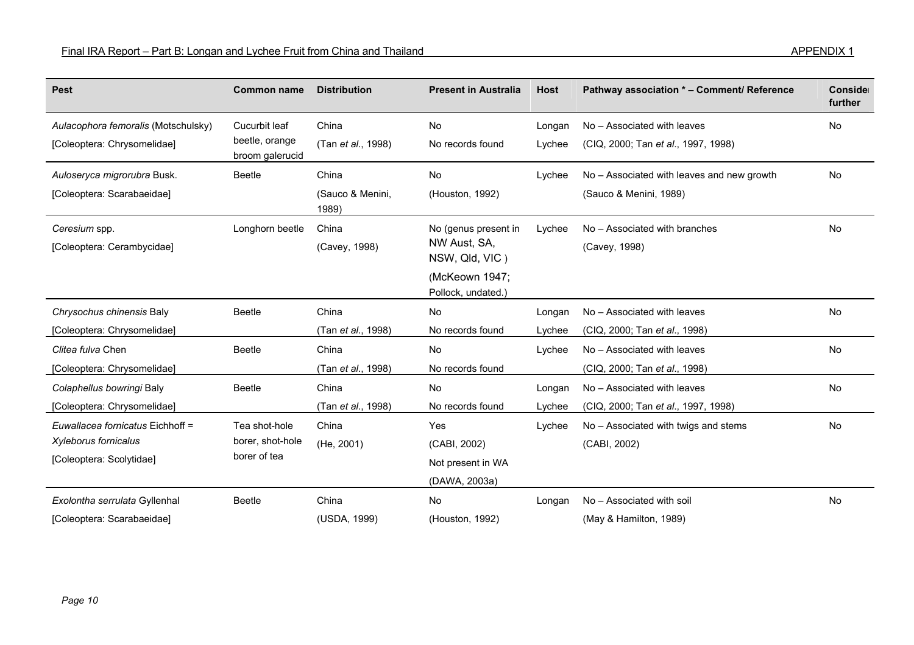| Pest | Common name | Distribution | Present in Australia | Host | Pathway association * – Comment/ Reference | Consider further |
|---|---|---|---|---|---|---|
| *Aulacophora femoralis* (Motschulsky) [Coleoptera: Chrysomelidae] | Cucurbit leaf beetle, orange broom galerucid | China (Tan *et al*., 1998) | No No records found | Longan Lychee | No – Associated with leaves (CIQ, 2000; Tan *et al*., 1997, 1998) | No |
| *Auloseryca migrorubra* Busk. [Coleoptera: Scarabaeidae] | Beetle | China (Sauco & Menini, 1989) | No (Houston, 1992) | Lychee | No – Associated with leaves and new growth (Sauco & Menini, 1989) | No |
| *Ceresium* spp. [Coleoptera: Cerambycidae] | Longhorn beetle | China (Cavey, 1998) | No (genus present in NW Aust, SA, NSW, Qld, VIC ) (McKeown 1947; Pollock, undated.) | Lychee | No – Associated with branches (Cavey, 1998) | No |
| *Chrysochus chinensis* Baly [Coleoptera: Chrysomelidae] | Beetle | China (Tan *et al*., 1998) | No No records found | Longan Lychee | No – Associated with leaves (CIQ, 2000; Tan *et al*., 1998) | No |
| *Clitea fulva* Chen [Coleoptera: Chrysomelidae] | Beetle | China (Tan *et al*., 1998) | No No records found | Lychee | No – Associated with leaves (CIQ, 2000; Tan *et al*., 1998) | No |
| *Colaphellus bowringi* Baly [Coleoptera: Chrysomelidae] | Beetle | China (Tan *et al*., 1998) | No No records found | Longan Lychee | No – Associated with leaves (CIQ, 2000; Tan *et al*., 1997, 1998) | No |
| *Euwallacea fornicatus* Eichhoff = *Xyleborus fornicalus* [Coleoptera: Scolytidae] | Tea shot-hole borer, shot-hole borer of tea | China (He, 2001) | Yes (CABI, 2002) Not present in WA (DAWA, 2003a) | Lychee | No – Associated with twigs and stems (CABI, 2002) | No |
| *Exolontha serrulata* Gyllenhal [Coleoptera: Scarabaeidae] | Beetle | China (USDA, 1999) | No (Houston, 1992) | Longan | No – Associated with soil (May & Hamilton, 1989) | No |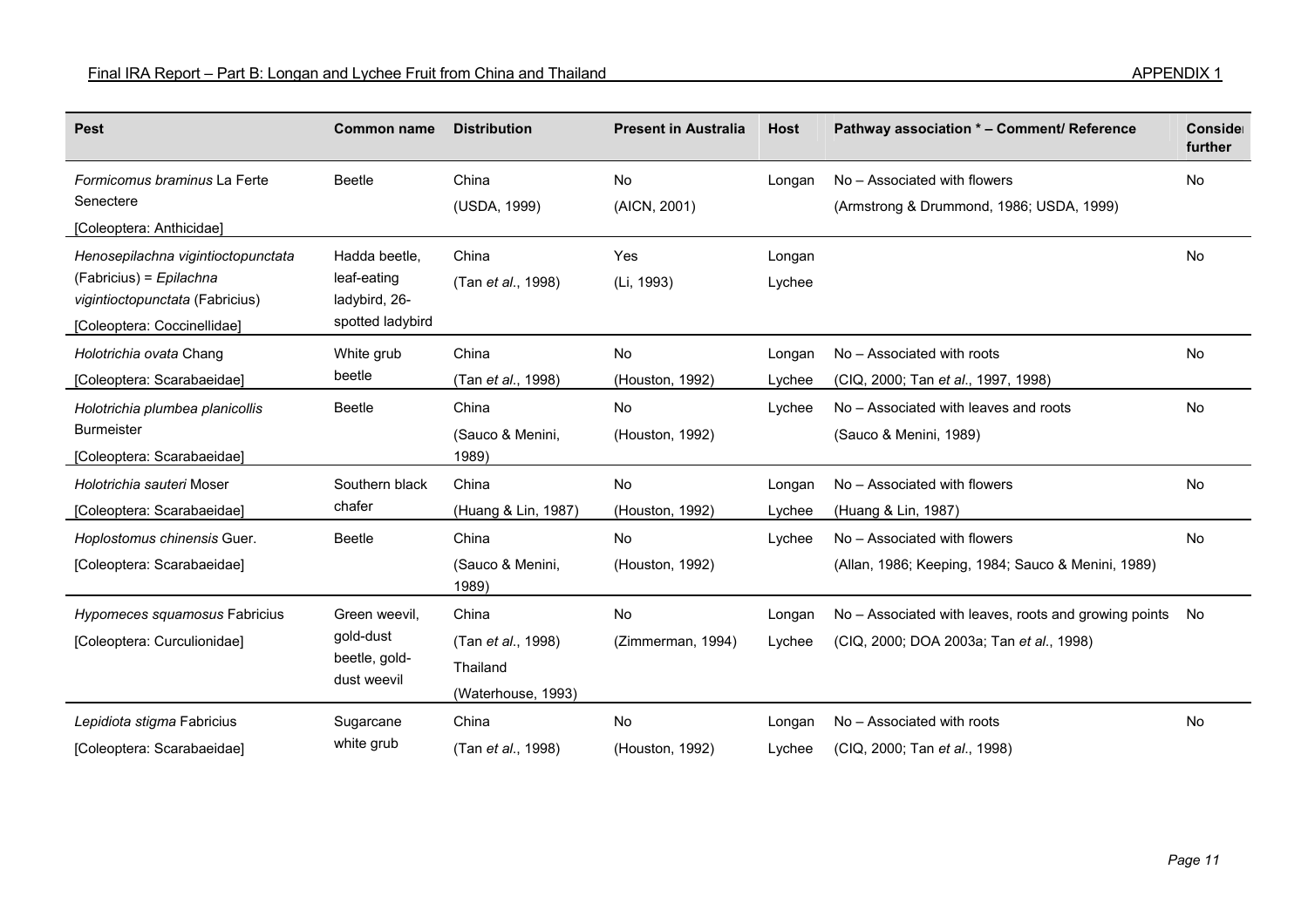| Pest | Common name | Distribution | Present in Australia | Host | Pathway association * – Comment/ Reference | Consider further |
|---|---|---|---|---|---|---|
| *Formicomus braminus* La Ferte Senectere [Coleoptera: Anthicidae] | Beetle | China (USDA, 1999) | No (AICN, 2001) | Longan | No – Associated with flowers (Armstrong & Drummond, 1986; USDA, 1999) | No |
| *Henosepilachna vigintioctopunctata* (Fabricius) = *Epilachna vigintioctopunctata* (Fabricius) [Coleoptera: Coccinellidae] | Hadda beetle, leaf-eating ladybird, 26-spotted ladybird | China (Tan *et al*., 1998) | Yes (Li, 1993) | Longan Lychee | | No |
| *Holotrichia ovata* Chang [Coleoptera: Scarabaeidae] | White grub beetle | China (Tan *et al*., 1998) | No (Houston, 1992) | Longan Lychee | No – Associated with roots (CIQ, 2000; Tan *et al*., 1997, 1998) | No |
| *Holotrichia plumbea planicollis* Burmeister [Coleoptera: Scarabaeidae] | Beetle | China (Sauco & Menini, 1989) | No (Houston, 1992) | Lychee | No – Associated with leaves and roots (Sauco & Menini, 1989) | No |
| *Holotrichia sauteri* Moser [Coleoptera: Scarabaeidae] | Southern black chafer | China (Huang & Lin, 1987) | No (Houston, 1992) | Longan Lychee | No – Associated with flowers (Huang & Lin, 1987) | No |
| *Hoplostomus chinensis* Guer. [Coleoptera: Scarabaeidae] | Beetle | China (Sauco & Menini, 1989) | No (Houston, 1992) | Lychee | No – Associated with flowers (Allan, 1986; Keeping, 1984; Sauco & Menini, 1989) | No |
| *Hypomeces squamosus* Fabricius [Coleoptera: Curculionidae] | Green weevil, gold-dust beetle, gold-dust weevil | China (Tan *et al*., 1998) Thailand (Waterhouse, 1993) | No (Zimmerman, 1994) | Longan Lychee | No – Associated with leaves, roots and growing points (CIQ, 2000; DOA 2003a; Tan *et al*., 1998) | No |
| *Lepidiota stigma* Fabricius [Coleoptera: Scarabaeidae] | Sugarcane white grub | China (Tan *et al*., 1998) | No (Houston, 1992) | Longan Lychee | No – Associated with roots (CIQ, 2000; Tan *et al*., 1998) | No |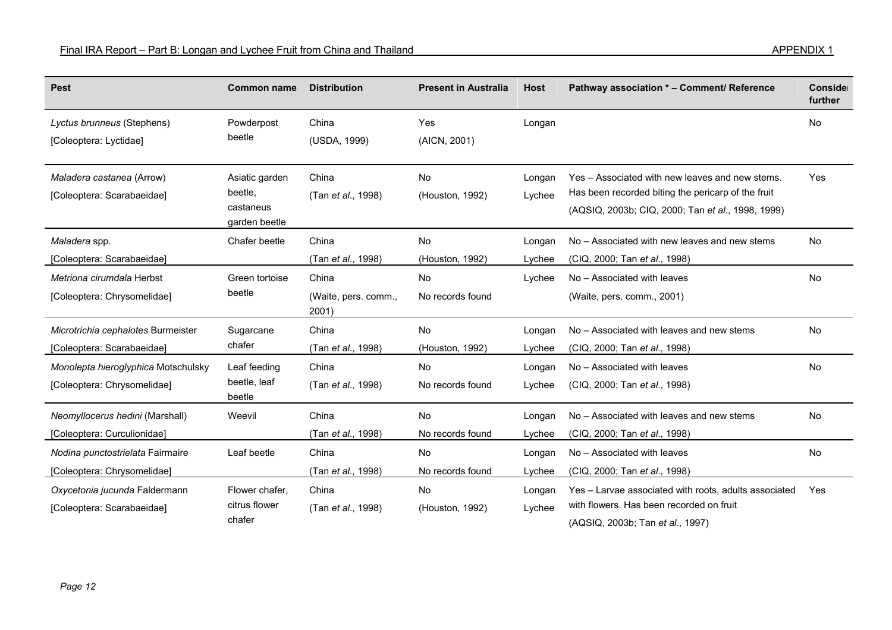| Pest | Common name | Distribution | Present in Australia | Host | Pathway association * – Comment/ Reference | Consider further |
|---|---|---|---|---|---|---|
| *Lyctus brunneus* (Stephens) [Coleoptera: Lyctidae] | Powderpost beetle | China (USDA, 1999) | Yes (AICN, 2001) | Longan | | No |
| *Maladera castanea* (Arrow) [Coleoptera: Scarabaeidae] | Asiatic garden beetle, castaneus garden beetle | China (Tan *et al*., 1998) | No (Houston, 1992) | Longan Lychee | Yes – Associated with new leaves and new stems. Has been recorded biting the pericarp of the fruit (AQSIQ, 2003b; CIQ, 2000; Tan *et al*., 1998, 1999) | Yes |
| *Maladera* spp. [Coleoptera: Scarabaeidae] | Chafer beetle | China (Tan *et al*., 1998) | No (Houston, 1992) | Longan Lychee | No – Associated with new leaves and new stems (CIQ, 2000; Tan *et al*., 1998) | No |
| *Metriona cirumdala* Herbst [Coleoptera: Chrysomelidae] | Green tortoise beetle | China (Waite, pers. comm., 2001) | No No records found | Lychee | No – Associated with leaves (Waite, pers. comm., 2001) | No |
| *Microtrichia cephalotes* Burmeister [Coleoptera: Scarabaeidae] | Sugarcane chafer | China (Tan *et al*., 1998) | No (Houston, 1992) | Longan Lychee | No – Associated with leaves and new stems (CIQ, 2000; Tan *et al*., 1998) | No |
| *Monolepta hieroglyphica* Motschulsky [Coleoptera: Chrysomelidae] | Leaf feeding beetle, leaf beetle | China (Tan *et al*., 1998) | No No records found | Longan Lychee | No – Associated with leaves (CIQ, 2000; Tan *et al*., 1998) | No |
| *Neomyllocerus hedini* (Marshall) [Coleoptera: Curculionidae] | Weevil | China (Tan *et al*., 1998) | No No records found | Longan Lychee | No – Associated with leaves and new stems (CIQ, 2000; Tan *et al*., 1998) | No |
| *Nodina punctostrielata* Fairmaire [Coleoptera: Chrysomelidae] | Leaf beetle | China (Tan *et al*., 1998) | No No records found | Longan Lychee | No – Associated with leaves (CIQ, 2000; Tan *et al*., 1998) | No |
| *Oxycetonia jucunda* Faldermann [Coleoptera: Scarabaeidae] | Flower chafer, citrus flower chafer | China (Tan *et al*., 1998) | No (Houston, 1992) | Longan Lychee | Yes – Larvae associated with roots, adults associated with flowers. Has been recorded on fruit (AQSIQ, 2003b; Tan *et al*., 1997) | Yes |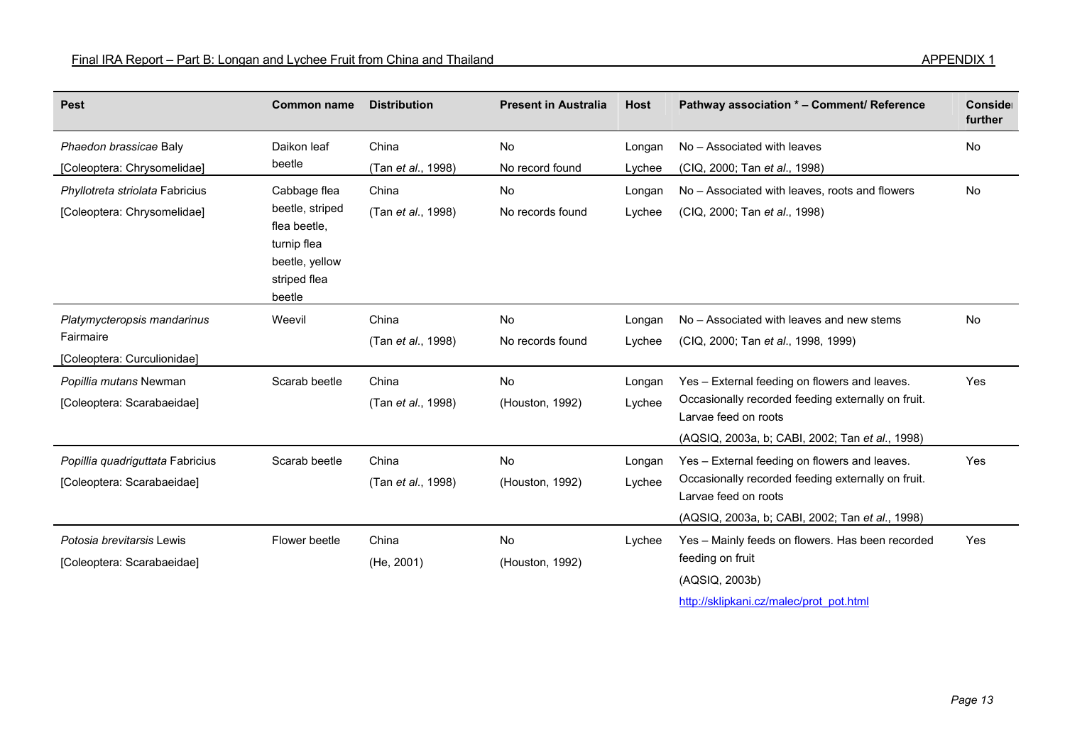| Pest | Common name | Distribution | Present in Australia | Host | Pathway association * – Comment/ Reference | Consider further |
|---|---|---|---|---|---|---|
| *Phaedon brassicae* Baly [Coleoptera: Chrysomelidae] | Daikon leaf beetle | China (Tan *et al*., 1998) | No No record found | Longan Lychee | No – Associated with leaves (CIQ, 2000; Tan *et al*., 1998) | No |
| *Phyllotreta striolata* Fabricius [Coleoptera: Chrysomelidae] | Cabbage flea beetle, striped flea beetle, turnip flea beetle, yellow striped flea beetle | China (Tan *et al*., 1998) | No No records found | Longan Lychee | No – Associated with leaves, roots and flowers (CIQ, 2000; Tan *et al*., 1998) | No |
| *Platymycteropsis mandarinus* Fairmaire [Coleoptera: Curculionidae] | Weevil | China (Tan *et al*., 1998) | No No records found | Longan Lychee | No – Associated with leaves and new stems (CIQ, 2000; Tan *et al*., 1998, 1999) | No |
| *Popillia mutans* Newman [Coleoptera: Scarabaeidae] | Scarab beetle | China (Tan *et al*., 1998) | No (Houston, 1992) | Longan Lychee | Yes – External feeding on flowers and leaves. Occasionally recorded feeding externally on fruit. Larvae feed on roots (AQSIQ, 2003a, b; CABI, 2002; Tan *et al*., 1998) | Yes |
| *Popillia quadriguttata* Fabricius [Coleoptera: Scarabaeidae] | Scarab beetle | China (Tan *et al*., 1998) | No (Houston, 1992) | Longan Lychee | Yes – External feeding on flowers and leaves. Occasionally recorded feeding externally on fruit. Larvae feed on roots (AQSIQ, 2003a, b; CABI, 2002; Tan *et al*., 1998) | Yes |
| *Potosia brevitarsis* Lewis [Coleoptera: Scarabaeidae] | Flower beetle | China (He, 2001) | No (Houston, 1992) | Lychee | Yes – Mainly feeds on flowers. Has been recorded feeding on fruit (AQSIQ, 2003b) http://sklipkani.cz/malec/prot_pot.html | Yes |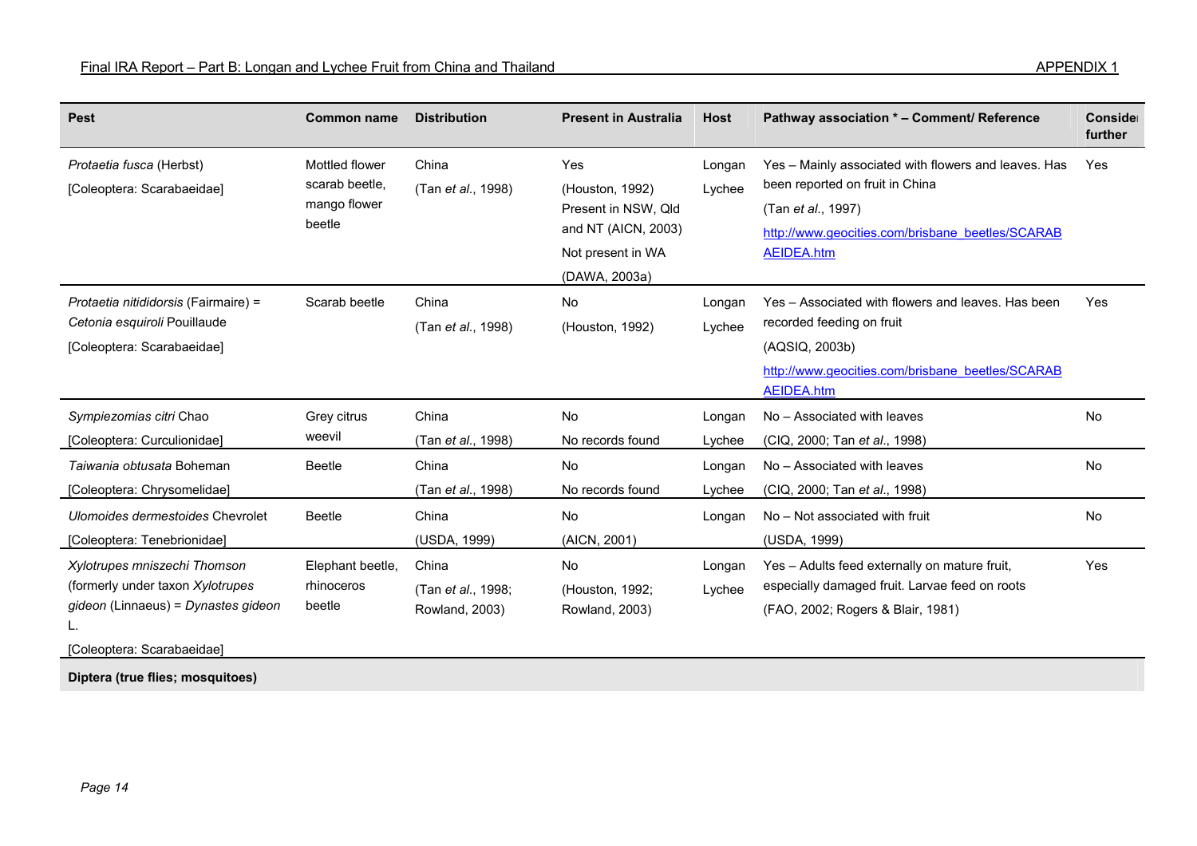| Pest | Common name | Distribution | Present in Australia | Host | Pathway association * – Comment/ Reference | Consider further |
|---|---|---|---|---|---|---|
| *Protaetia fusca* (Herbst) [Coleoptera: Scarabaeidae] | Mottled flower scarab beetle, mango flower beetle | China (Tan *et al.*, 1998) | Yes (Houston, 1992) Present in NSW, Qld and NT (AICN, 2003) Not present in WA (DAWA, 2003a) | Longan Lychee | Yes – Mainly associated with flowers and leaves. Has been reported on fruit in China (Tan *et al.*, 1997) http://www.geocities.com/brisbane_beetles/SCARABAEIDEA.htm | Yes |
| *Protaetia nitididorsis* (Fairmaire) = *Cetonia esquiroli* Pouillaude [Coleoptera: Scarabaeidae] | Scarab beetle | China (Tan *et al.*, 1998) | No (Houston, 1992) | Longan Lychee | Yes – Associated with flowers and leaves. Has been recorded feeding on fruit (AQSIQ, 2003b) http://www.geocities.com/brisbane_beetles/SCARABAEIDEA.htm | Yes |
| *Sympiezomias citri* Chao [Coleoptera: Curculionidae] | Grey citrus weevil | China (Tan *et al.*, 1998) | No No records found | Longan Lychee | No – Associated with leaves (CIQ, 2000; Tan *et al.*, 1998) | No |
| *Taiwania obtusata* Boheman [Coleoptera: Chrysomelidae] | Beetle | China (Tan *et al.*, 1998) | No No records found | Longan Lychee | No – Associated with leaves (CIQ, 2000; Tan *et al.*, 1998) | No |
| *Ulomoides dermestoides* Chevrolet [Coleoptera: Tenebrionidae] | Beetle | China (USDA, 1999) | No (AICN, 2001) | Longan | No – Not associated with fruit (USDA, 1999) | No |
| *Xylotrupes mniszechi Thomson* (formerly under taxon *Xylotrupes gideon* (Linnaeus) = *Dynastes gideon* L. [Coleoptera: Scarabaeidae] | Elephant beetle, rhinoceros beetle | China (Tan *et al.*, 1998; Rowland, 2003) | No (Houston, 1992; Rowland, 2003) | Longan Lychee | Yes – Adults feed externally on mature fruit, especially damaged fruit. Larvae feed on roots (FAO, 2002; Rogers & Blair, 1981) | Yes |
| **Diptera (true flies; mosquitoes)** | | | | | | |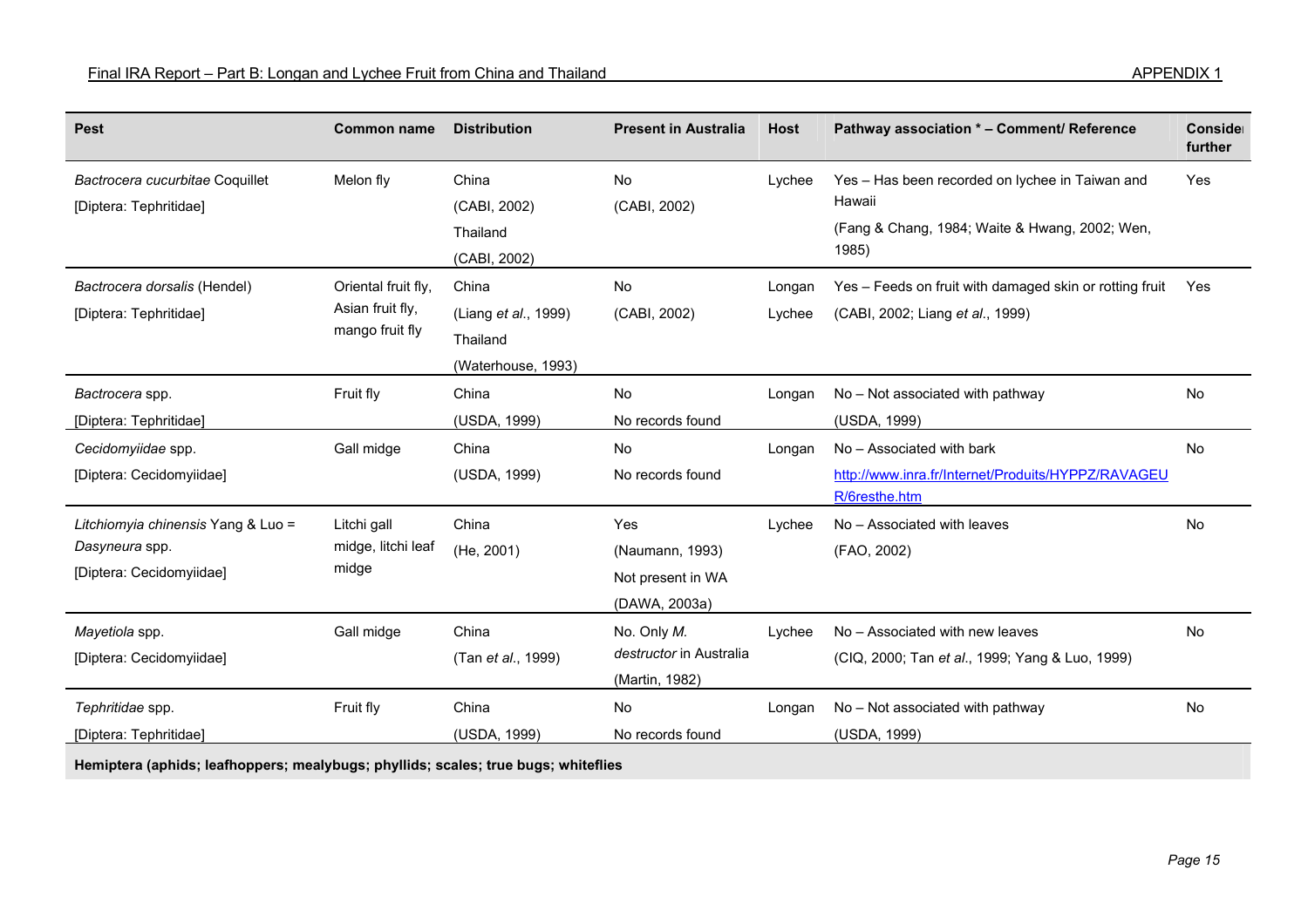| Pest | Common name | Distribution | Present in Australia | Host | Pathway association * – Comment/ Reference | Consider further |
|---|---|---|---|---|---|---|
| *Bactrocera cucurbitae* Coquillet [Diptera: Tephritidae] | Melon fly | China (CABI, 2002) Thailand (CABI, 2002) | No (CABI, 2002) | Lychee | Yes – Has been recorded on lychee in Taiwan and Hawaii (Fang & Chang, 1984; Waite & Hwang, 2002; Wen, 1985) | Yes |
| *Bactrocera dorsalis* (Hendel) [Diptera: Tephritidae] | Oriental fruit fly, Asian fruit fly, mango fruit fly | China (Liang *et al*., 1999) Thailand (Waterhouse, 1993) | No (CABI, 2002) | Longan Lychee | Yes – Feeds on fruit with damaged skin or rotting fruit (CABI, 2002; Liang *et al*., 1999) | Yes |
| *Bactrocera* spp. [Diptera: Tephritidae] | Fruit fly | China (USDA, 1999) | No No records found | Longan | No – Not associated with pathway (USDA, 1999) | No |
| *Cecidomyiidae* spp. [Diptera: Cecidomyiidae] | Gall midge | China (USDA, 1999) | No No records found | Longan | No – Associated with bark http://www.inra.fr/Internet/Produits/HYPPZ/RAVAGEUR/6resthe.htm | No |
| *Litchiomyia chinensis* Yang & Luo = *Dasyneura* spp. [Diptera: Cecidomyiidae] | Litchi gall midge, litchi leaf midge | China (He, 2001) | Yes (Naumann, 1993) Not present in WA (DAWA, 2003a) | Lychee | No – Associated with leaves (FAO, 2002) | No |
| *Mayetiola* spp. [Diptera: Cecidomyiidae] | Gall midge | China (Tan *et al*., 1999) | No. Only *M. destructor* in Australia (Martin, 1982) | Lychee | No – Associated with new leaves (CIQ, 2000; Tan *et al*., 1999; Yang & Luo, 1999) | No |
| *Tephritidae* spp. [Diptera: Tephritidae] | Fruit fly | China (USDA, 1999) | No No records found | Longan | No – Not associated with pathway (USDA, 1999) | No |
| **Hemiptera (aphids; leafhoppers; mealybugs; phyllids; scales; true bugs; whiteflies** | | | | | | |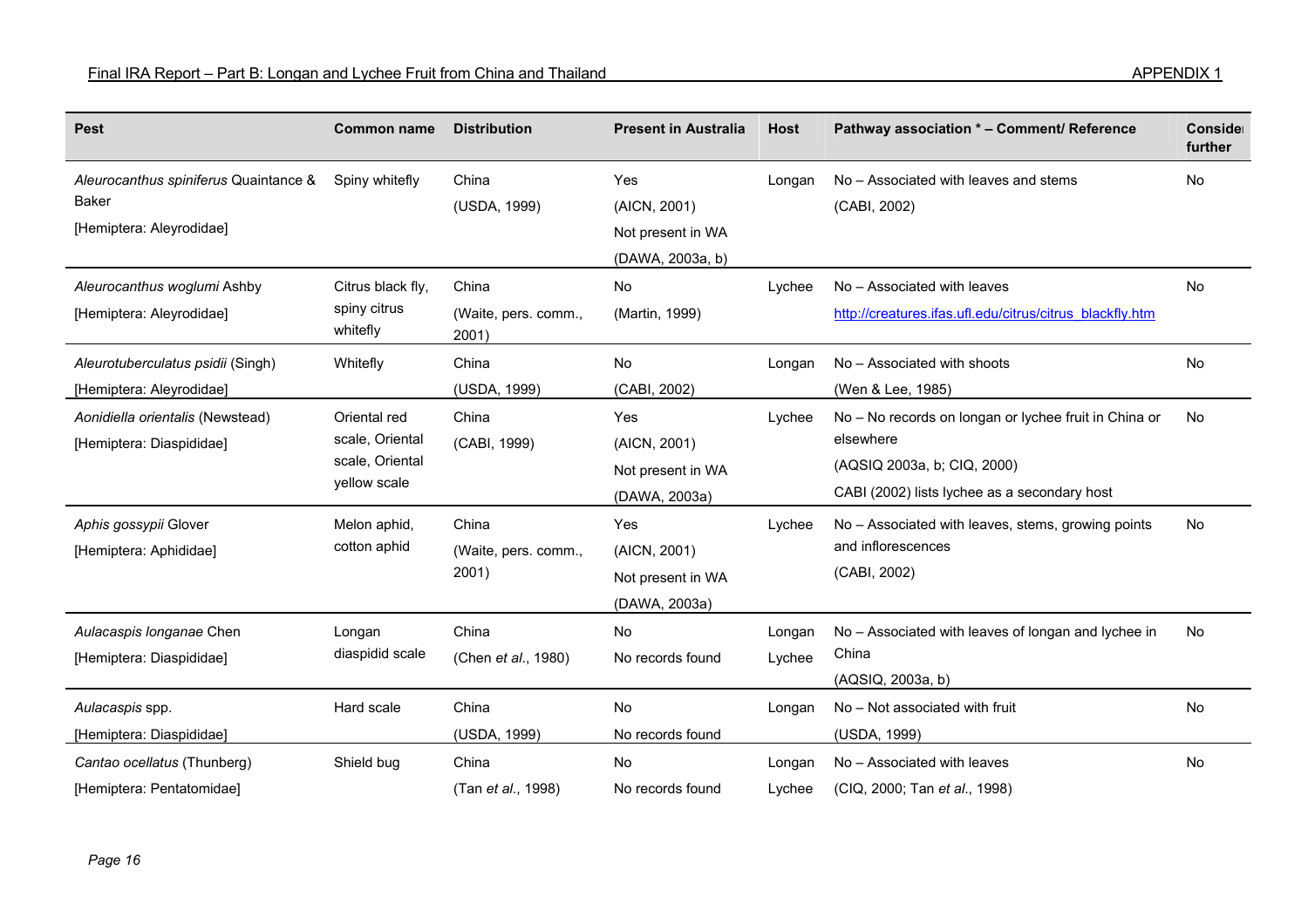| Pest | Common name | Distribution | Present in Australia | Host | Pathway association * – Comment/ Reference | Consider further |
|---|---|---|---|---|---|---|
| *Aleurocanthus spiniferus* Quaintance & Baker<br>[Hemiptera: Aleyrodidae] | Spiny whitefly | China<br>(USDA, 1999) | Yes<br>(AICN, 2001)<br>Not present in WA<br>(DAWA, 2003a, b) | Longan | No – Associated with leaves and stems<br>(CABI, 2002) | No |
| *Aleurocanthus woglumi* Ashby<br>[Hemiptera: Aleyrodidae] | Citrus black fly, spiny citrus whitefly | China<br>(Waite, pers. comm., 2001) | No<br>(Martin, 1999) | Lychee | No – Associated with leaves<br>http://creatures.ifas.ufl.edu/citrus/citrus_blackfly.htm | No |
| *Aleurotuberculatus psidii* (Singh)<br>[Hemiptera: Aleyrodidae] | Whitefly | China<br>(USDA, 1999) | No<br>(CABI, 2002) | Longan | No – Associated with shoots<br>(Wen & Lee, 1985) | No |
| *Aonidiella orientalis* (Newstead)<br>[Hemiptera: Diaspididae] | Oriental red scale, Oriental scale, Oriental yellow scale | China<br>(CABI, 1999) | Yes<br>(AICN, 2001)<br>Not present in WA<br>(DAWA, 2003a) | Lychee | No – No records on longan or lychee fruit in China or elsewhere<br>(AQSIQ 2003a, b; CIQ, 2000)<br>CABI (2002) lists lychee as a secondary host | No |
| *Aphis gossypii* Glover<br>[Hemiptera: Aphididae] | Melon aphid, cotton aphid | China<br>(Waite, pers. comm., 2001) | Yes<br>(AICN, 2001)<br>Not present in WA<br>(DAWA, 2003a) | Lychee | No – Associated with leaves, stems, growing points and inflorescences<br>(CABI, 2002) | No |
| *Aulacaspis longanae* Chen<br>[Hemiptera: Diaspididae] | Longan diaspidid scale | China<br>(Chen *et al*., 1980) | No<br>No records found | Longan<br>Lychee | No – Associated with leaves of longan and lychee in China<br>(AQSIQ, 2003a, b) | No |
| *Aulacaspis* spp.<br>[Hemiptera: Diaspididae] | Hard scale | China<br>(USDA, 1999) | No<br>No records found | Longan | No – Not associated with fruit<br>(USDA, 1999) | No |
| *Cantao ocellatus* (Thunberg)<br>[Hemiptera: Pentatomidae] | Shield bug | China<br>(Tan *et al*., 1998) | No<br>No records found | Longan<br>Lychee | No – Associated with leaves<br>(CIQ, 2000; Tan *et al*., 1998) | No |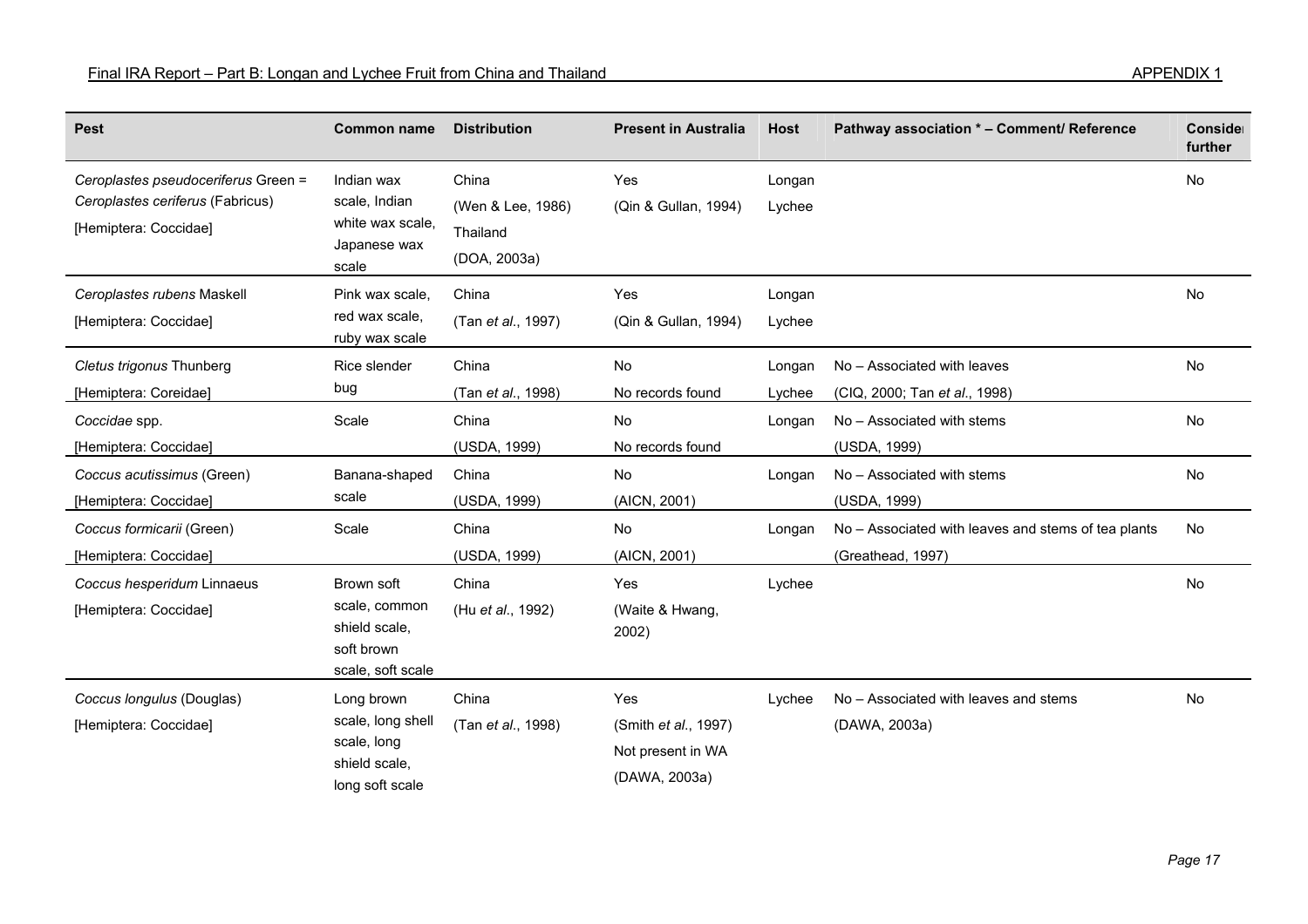| Pest | Common name | Distribution | Present in Australia | Host | Pathway association * – Comment/ Reference | Consider further |
|---|---|---|---|---|---|---|
| *Ceroplastes pseudoceriferus* Green = *Ceroplastes ceriferus* (Fabricus) [Hemiptera: Coccidae] | Indian wax scale, Indian white wax scale, Japanese wax scale | China (Wen & Lee, 1986) Thailand (DOA, 2003a) | Yes (Qin & Gullan, 1994) | Longan Lychee | | No |
| *Ceroplastes rubens* Maskell [Hemiptera: Coccidae] | Pink wax scale, red wax scale, ruby wax scale | China (Tan *et al*., 1997) | Yes (Qin & Gullan, 1994) | Longan Lychee | | No |
| *Cletus trigonus* Thunberg [Hemiptera: Coreidae] | Rice slender bug | China (Tan *et al*., 1998) | No No records found | Longan Lychee | No – Associated with leaves (CIQ, 2000; Tan *et al*., 1998) | No |
| *Coccidae* spp. [Hemiptera: Coccidae] | Scale | China (USDA, 1999) | No No records found | Longan | No – Associated with stems (USDA, 1999) | No |
| *Coccus acutissimus* (Green) [Hemiptera: Coccidae] | Banana-shaped scale | China (USDA, 1999) | No (AICN, 2001) | Longan | No – Associated with stems (USDA, 1999) | No |
| *Coccus formicarii* (Green) [Hemiptera: Coccidae] | Scale | China (USDA, 1999) | No (AICN, 2001) | Longan | No – Associated with leaves and stems of tea plants (Greathead, 1997) | No |
| *Coccus hesperidum* Linnaeus [Hemiptera: Coccidae] | Brown soft scale, common shield scale, soft brown scale, soft scale | China (Hu *et al*., 1992) | Yes (Waite & Hwang, 2002) | Lychee | | No |
| *Coccus longulus* (Douglas) [Hemiptera: Coccidae] | Long brown scale, long shell scale, long shield scale, long soft scale | China (Tan *et al*., 1998) | Yes (Smith *et al*., 1997) Not present in WA (DAWA, 2003a) | Lychee | No – Associated with leaves and stems (DAWA, 2003a) | No |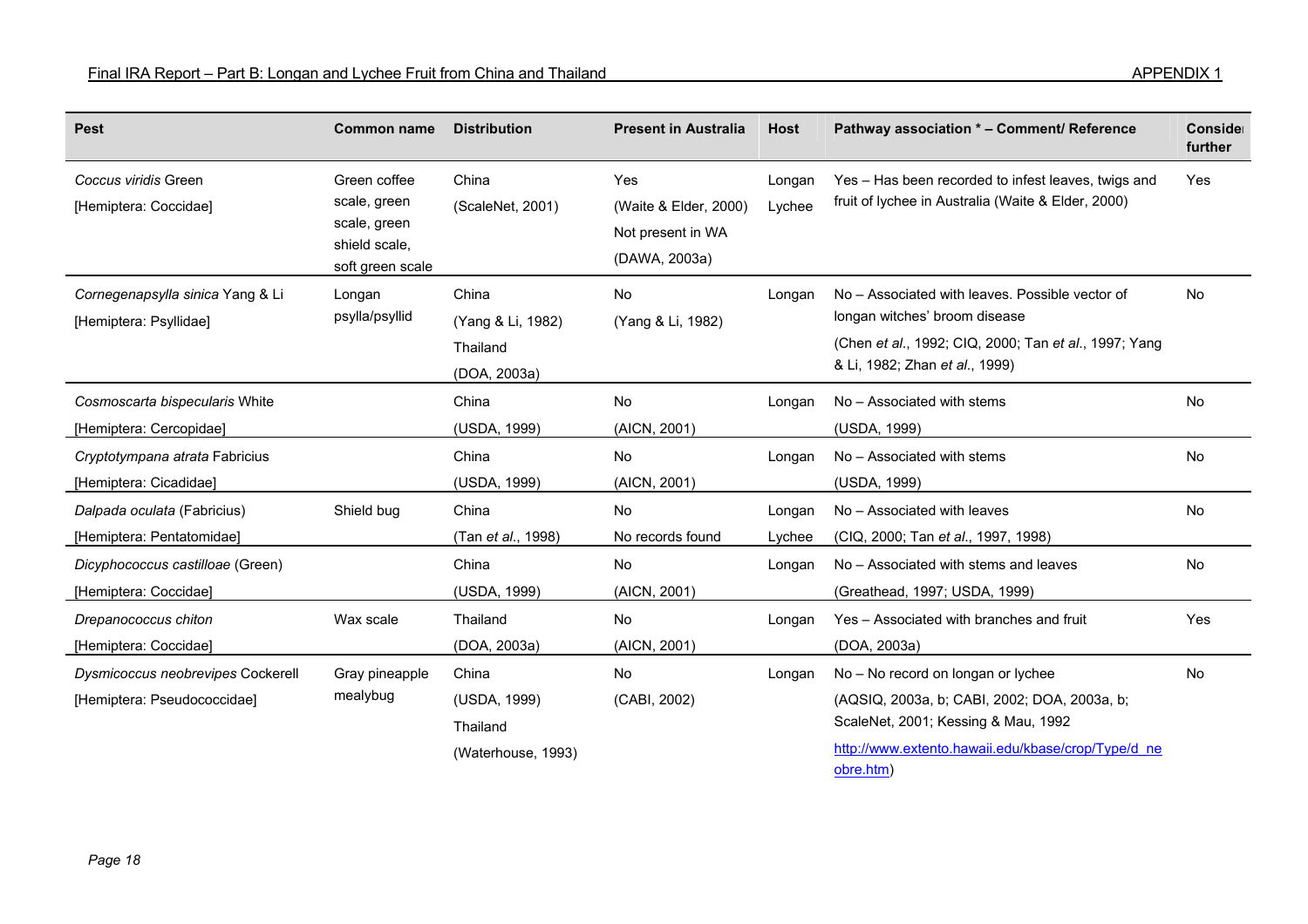| Pest | Common name | Distribution | Present in Australia | Host | Pathway association * – Comment/ Reference | Consider further |
|---|---|---|---|---|---|---|
| *Coccus viridis* Green<br>[Hemiptera: Coccidae] | Green coffee scale, green scale, green shield scale, soft green scale | China<br>(ScaleNet, 2001) | Yes<br>(Waite & Elder, 2000)<br>Not present in WA<br>(DAWA, 2003a) | Longan<br>Lychee | Yes – Has been recorded to infest leaves, twigs and fruit of lychee in Australia (Waite & Elder, 2000) | Yes |
| *Cornegenapsylla sinica* Yang & Li<br>[Hemiptera: Psyllidae] | Longan psylla/psyllid | China<br>(Yang & Li, 1982)<br>Thailand<br>(DOA, 2003a) | No<br>(Yang & Li, 1982) | Longan | No – Associated with leaves. Possible vector of longan witches' broom disease<br>(Chen *et al*., 1992; CIQ, 2000; Tan *et al*., 1997; Yang & Li, 1982; Zhan *et al*., 1999) | No |
| *Cosmoscarta bispecularis* White<br>[Hemiptera: Cercopidae] | | China<br>(USDA, 1999) | No<br>(AICN, 2001) | Longan | No – Associated with stems<br>(USDA, 1999) | No |
| *Cryptotympana atrata* Fabricius<br>[Hemiptera: Cicadidae] | | China<br>(USDA, 1999) | No<br>(AICN, 2001) | Longan | No – Associated with stems<br>(USDA, 1999) | No |
| *Dalpada oculata* (Fabricius)<br>[Hemiptera: Pentatomidae] | Shield bug | China<br>(Tan *et al*., 1998) | No<br>No records found | Longan<br>Lychee | No – Associated with leaves<br>(CIQ, 2000; Tan *et al*., 1997, 1998) | No |
| *Dicyphococcus castilloae* (Green)<br>[Hemiptera: Coccidae] | | China<br>(USDA, 1999) | No<br>(AICN, 2001) | Longan | No – Associated with stems and leaves<br>(Greathead, 1997; USDA, 1999) | No |
| *Drepanococcus chiton*<br>[Hemiptera: Coccidae] | Wax scale | Thailand<br>(DOA, 2003a) | No<br>(AICN, 2001) | Longan | Yes – Associated with branches and fruit<br>(DOA, 2003a) | Yes |
| *Dysmicoccus neobrevipes* Cockerell<br>[Hemiptera: Pseudococcidae] | Gray pineapple mealybug | China<br>(USDA, 1999)<br>Thailand<br>(Waterhouse, 1993) | No<br>(CABI, 2002) | Longan | No – No record on longan or lychee<br>(AQSIQ, 2003a, b; CABI, 2002; DOA, 2003a, b; ScaleNet, 2001; Kessing & Mau, 1992<br>http://www.extento.hawaii.edu/kbase/crop/Type/d_neobre.htm) | No |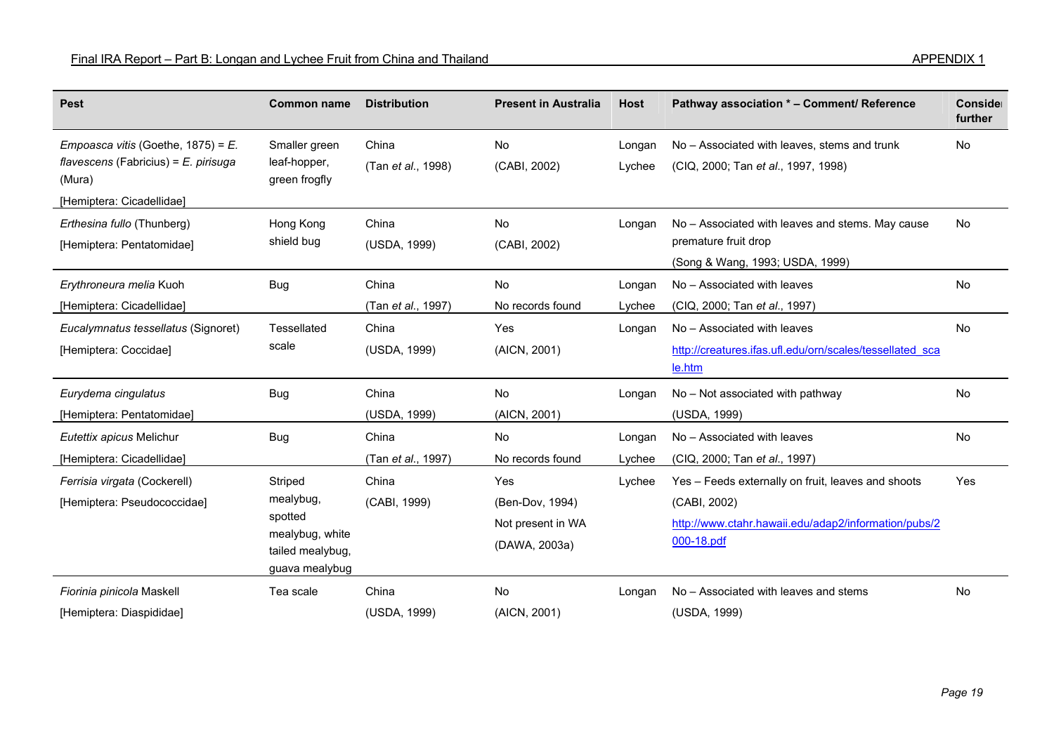| Pest | Common name | Distribution | Present in Australia | Host | Pathway association * – Comment/ Reference | Consider further |
|---|---|---|---|---|---|---|
| *Empoasca vitis* (Goethe, 1875) = *E. flavescens* (Fabricius) = *E. pirisuga* (Mura) [Hemiptera: Cicadellidae] | Smaller green leaf-hopper, green frogfly | China (Tan *et al*., 1998) | No (CABI, 2002) | Longan Lychee | No – Associated with leaves, stems and trunk (CIQ, 2000; Tan *et al*., 1997, 1998) | No |
| *Erthesina fullo* (Thunberg) [Hemiptera: Pentatomidae] | Hong Kong shield bug | China (USDA, 1999) | No (CABI, 2002) | Longan | No – Associated with leaves and stems. May cause premature fruit drop (Song & Wang, 1993; USDA, 1999) | No |
| *Erythroneura melia* Kuoh [Hemiptera: Cicadellidae] | Bug | China (Tan *et al*., 1997) | No No records found | Longan Lychee | No – Associated with leaves (CIQ, 2000; Tan *et al*., 1997) | No |
| *Eucalymnatus tessellatus* (Signoret) [Hemiptera: Coccidae] | Tessellated scale | China (USDA, 1999) | Yes (AICN, 2001) | Longan | No – Associated with leaves http://creatures.ifas.ufl.edu/orn/scales/tessellated_scale.htm | No |
| *Eurydema cingulatus* [Hemiptera: Pentatomidae] | Bug | China (USDA, 1999) | No (AICN, 2001) | Longan | No – Not associated with pathway (USDA, 1999) | No |
| *Eutettix apicus* Melichur [Hemiptera: Cicadellidae] | Bug | China (Tan *et al*., 1997) | No No records found | Longan Lychee | No – Associated with leaves (CIQ, 2000; Tan *et al*., 1997) | No |
| *Ferrisia virgata* (Cockerell) [Hemiptera: Pseudococcidae] | Striped mealybug, spotted mealybug, white tailed mealybug, guava mealybug | China (CABI, 1999) | Yes (Ben-Dov, 1994) Not present in WA (DAWA, 2003a) | Lychee | Yes – Feeds externally on fruit, leaves and shoots (CABI, 2002) http://www.ctahr.hawaii.edu/adap2/information/pubs/2000-18.pdf | Yes |
| *Fiorinia pinicola* Maskell [Hemiptera: Diaspididae] | Tea scale | China (USDA, 1999) | No (AICN, 2001) | Longan | No – Associated with leaves and stems (USDA, 1999) | No |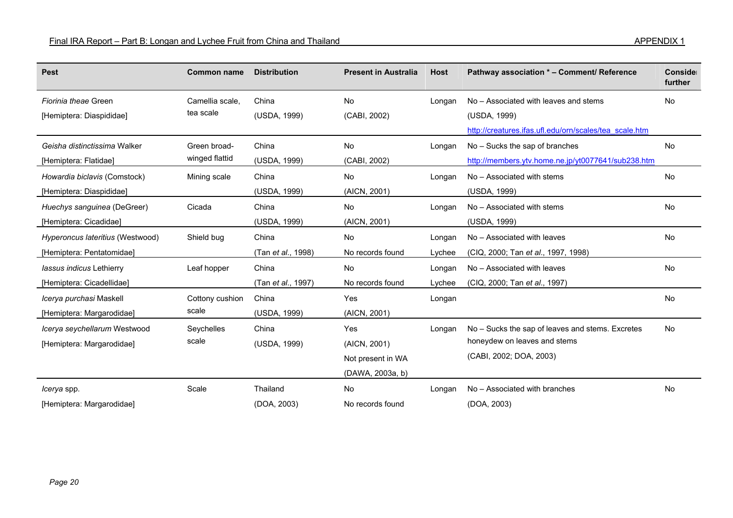| Pest | Common name | Distribution | Present in Australia | Host | Pathway association * – Comment/ Reference | Consider further |
|---|---|---|---|---|---|---|
| *Fiorinia theae* Green [Hemiptera: Diaspididae] | Camellia scale, tea scale | China (USDA, 1999) | No (CABI, 2002) | Longan | No – Associated with leaves and stems (USDA, 1999) http://creatures.ifas.ufl.edu/orn/scales/tea_scale.htm | No |
| *Geisha distinctissima* Walker [Hemiptera: Flatidae] | Green broad-winged flattid | China (USDA, 1999) | No (CABI, 2002) | Longan | No – Sucks the sap of branches http://members.ytv.home.ne.jp/yt0077641/sub238.htm | No |
| *Howardia biclavis* (Comstock) [Hemiptera: Diaspididae] | Mining scale | China (USDA, 1999) | No (AICN, 2001) | Longan | No – Associated with stems (USDA, 1999) | No |
| *Huechys sanguinea* (DeGreer) [Hemiptera: Cicadidae] | Cicada | China (USDA, 1999) | No (AICN, 2001) | Longan | No – Associated with stems (USDA, 1999) | No |
| *Hyperoncus lateritius* (Westwood) [Hemiptera: Pentatomidae] | Shield bug | China (Tan *et al.*, 1998) | No No records found | Longan Lychee | No – Associated with leaves (CIQ, 2000; Tan *et al.*, 1997, 1998) | No |
| *Iassus indicus* Lethierry [Hemiptera: Cicadellidae] | Leaf hopper | China (Tan *et al.*, 1997) | No No records found | Longan Lychee | No – Associated with leaves (CIQ, 2000; Tan *et al.*, 1997) | No |
| *Icerya purchasi* Maskell [Hemiptera: Margarodidae] | Cottony cushion scale | China (USDA, 1999) | Yes (AICN, 2001) | Longan | | No |
| *Icerya seychellarum* Westwood [Hemiptera: Margarodidae] | Seychelles scale | China (USDA, 1999) | Yes (AICN, 2001) Not present in WA (DAWA, 2003a, b) | Longan | No – Sucks the sap of leaves and stems. Excretes honeydew on leaves and stems (CABI, 2002; DOA, 2003) | No |
| *Icerya* spp. [Hemiptera: Margarodidae] | Scale | Thailand (DOA, 2003) | No No records found | Longan | No – Associated with branches (DOA, 2003) | No |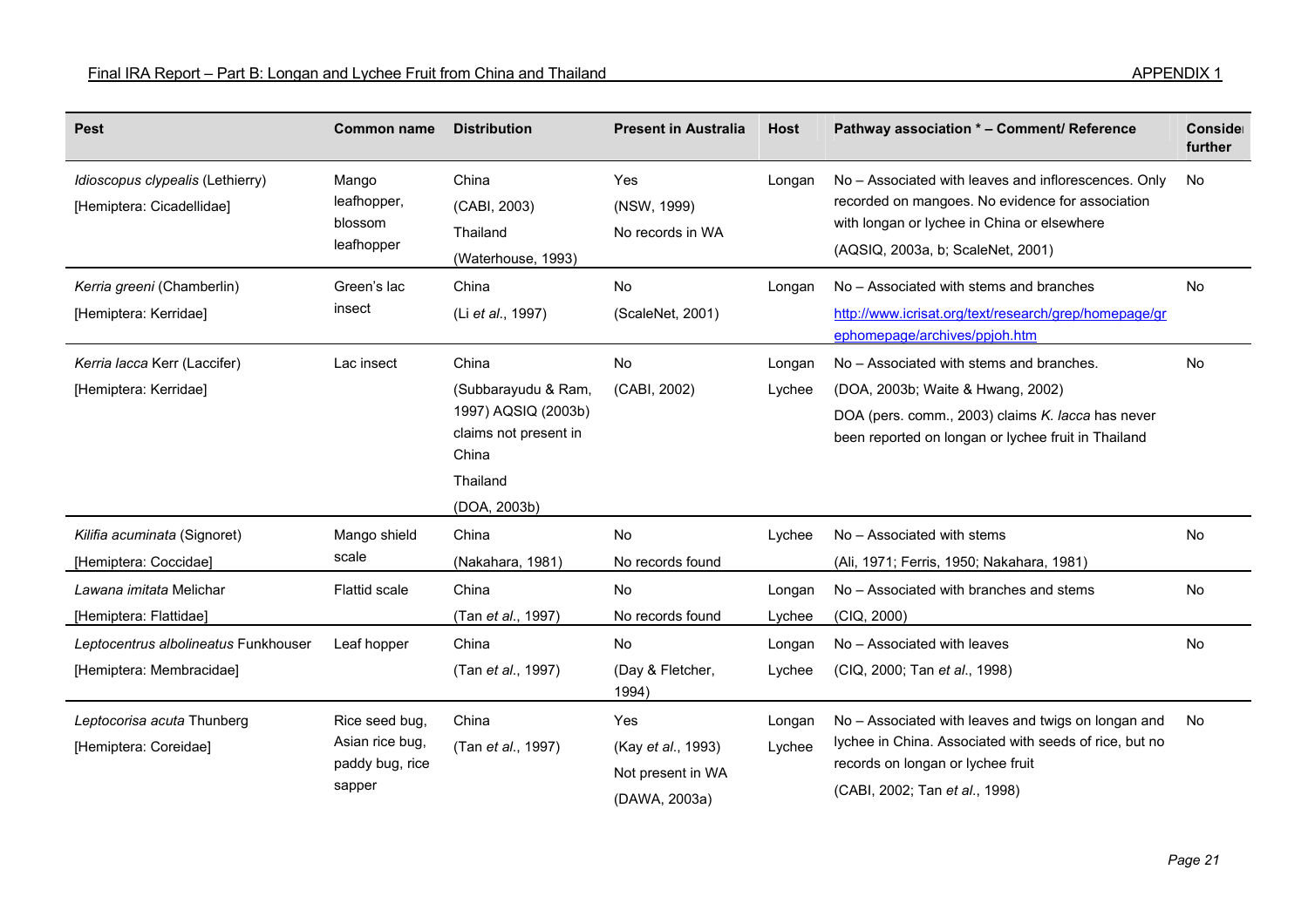| Pest | Common name | Distribution | Present in Australia | Host | Pathway association * – Comment/ Reference | Consider further |
|---|---|---|---|---|---|---|
| *Idioscopus clypealis* (Lethierry) [Hemiptera: Cicadellidae] | Mango leafhopper, blossom leafhopper | China (CABI, 2003) Thailand (Waterhouse, 1993) | Yes (NSW, 1999) No records in WA | Longan | No – Associated with leaves and inflorescences. Only recorded on mangoes. No evidence for association with longan or lychee in China or elsewhere (AQSIQ, 2003a, b; ScaleNet, 2001) | No |
| *Kerria greeni* (Chamberlin) [Hemiptera: Kerridae] | Green's lac insect | China (Li *et al*., 1997) | No (ScaleNet, 2001) | Longan | No – Associated with stems and branches http://www.icrisat.org/text/research/grep/homepage/grephomepage/archives/ppjoh.htm | No |
| *Kerria lacca* Kerr (Laccifer) [Hemiptera: Kerridae] | Lac insect | China (Subbarayudu & Ram, 1997) AQSIQ (2003b) claims not present in China Thailand (DOA, 2003b) | No (CABI, 2002) | Longan Lychee | No – Associated with stems and branches. (DOA, 2003b; Waite & Hwang, 2002) DOA (pers. comm., 2003) claims *K. lacca* has never been reported on longan or lychee fruit in Thailand | No |
| *Kilifia acuminata* (Signoret) [Hemiptera: Coccidae] | Mango shield scale | China (Nakahara, 1981) | No No records found | Lychee | No – Associated with stems (Ali, 1971; Ferris, 1950; Nakahara, 1981) | No |
| *Lawana imitata* Melichar [Hemiptera: Flattidae] | Flattid scale | China (Tan *et al*., 1997) | No No records found | Longan Lychee | No – Associated with branches and stems (CIQ, 2000) | No |
| *Leptocentrus albolineatus* Funkhouser [Hemiptera: Membracidae] | Leaf hopper | China (Tan *et al*., 1997) | No (Day & Fletcher, 1994) | Longan Lychee | No – Associated with leaves (CIQ, 2000; Tan *et al*., 1998) | No |
| *Leptocorisa acuta* Thunberg [Hemiptera: Coreidae] | Rice seed bug, Asian rice bug, paddy bug, rice sapper | China (Tan *et al*., 1997) | Yes (Kay *et al*., 1993) Not present in WA (DAWA, 2003a) | Longan Lychee | No – Associated with leaves and twigs on longan and lychee in China. Associated with seeds of rice, but no records on longan or lychee fruit (CABI, 2002; Tan *et al*., 1998) | No |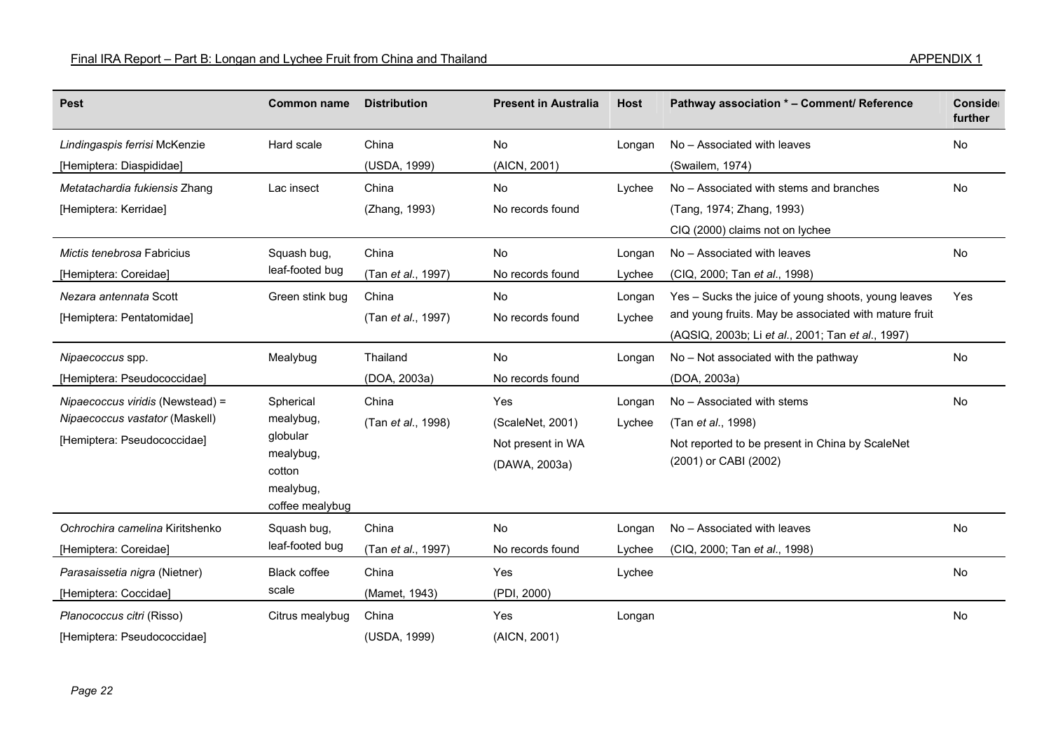| Pest | Common name | Distribution | Present in Australia | Host | Pathway association * – Comment/ Reference | Consider further |
|---|---|---|---|---|---|---|
| *Lindingaspis ferrisi* McKenzie [Hemiptera: Diaspididae] | Hard scale | China (USDA, 1999) | No (AICN, 2001) | Longan | No – Associated with leaves (Swailem, 1974) | No |
| *Metatachardia fukiensis* Zhang [Hemiptera: Kerridae] | Lac insect | China (Zhang, 1993) | No No records found | Lychee | No – Associated with stems and branches (Tang, 1974; Zhang, 1993) CIQ (2000) claims not on lychee | No |
| *Mictis tenebrosa* Fabricius [Hemiptera: Coreidae] | Squash bug, leaf-footed bug | China (Tan *et al*., 1997) | No No records found | Longan Lychee | No – Associated with leaves (CIQ, 2000; Tan *et al*., 1998) | No |
| *Nezara antennata* Scott [Hemiptera: Pentatomidae] | Green stink bug | China (Tan *et al*., 1997) | No No records found | Longan Lychee | Yes – Sucks the juice of young shoots, young leaves and young fruits. May be associated with mature fruit (AQSIQ, 2003b; Li *et al*., 2001; Tan *et al*., 1997) | Yes |
| *Nipaecoccus* spp. [Hemiptera: Pseudococcidae] | Mealybug | Thailand (DOA, 2003a) | No No records found | Longan | No – Not associated with the pathway (DOA, 2003a) | No |
| *Nipaecoccus viridis* (Newstead) = *Nipaecoccus vastator* (Maskell) [Hemiptera: Pseudococcidae] | Spherical mealybug, globular mealybug, cotton mealybug, coffee mealybug | China (Tan *et al*., 1998) | Yes (ScaleNet, 2001) Not present in WA (DAWA, 2003a) | Longan Lychee | No – Associated with stems (Tan *et al*., 1998) Not reported to be present in China by ScaleNet (2001) or CABI (2002) | No |
| *Ochrochira camelina* Kiritshenko [Hemiptera: Coreidae] | Squash bug, leaf-footed bug | China (Tan *et al*., 1997) | No No records found | Longan Lychee | No – Associated with leaves (CIQ, 2000; Tan *et al*., 1998) | No |
| *Parasaissetia nigra* (Nietner) [Hemiptera: Coccidae] | Black coffee scale | China (Mamet, 1943) | Yes (PDI, 2000) | Lychee | | No |
| *Planococcus citri* (Risso) [Hemiptera: Pseudococcidae] | Citrus mealybug | China (USDA, 1999) | Yes (AICN, 2001) | Longan | | No |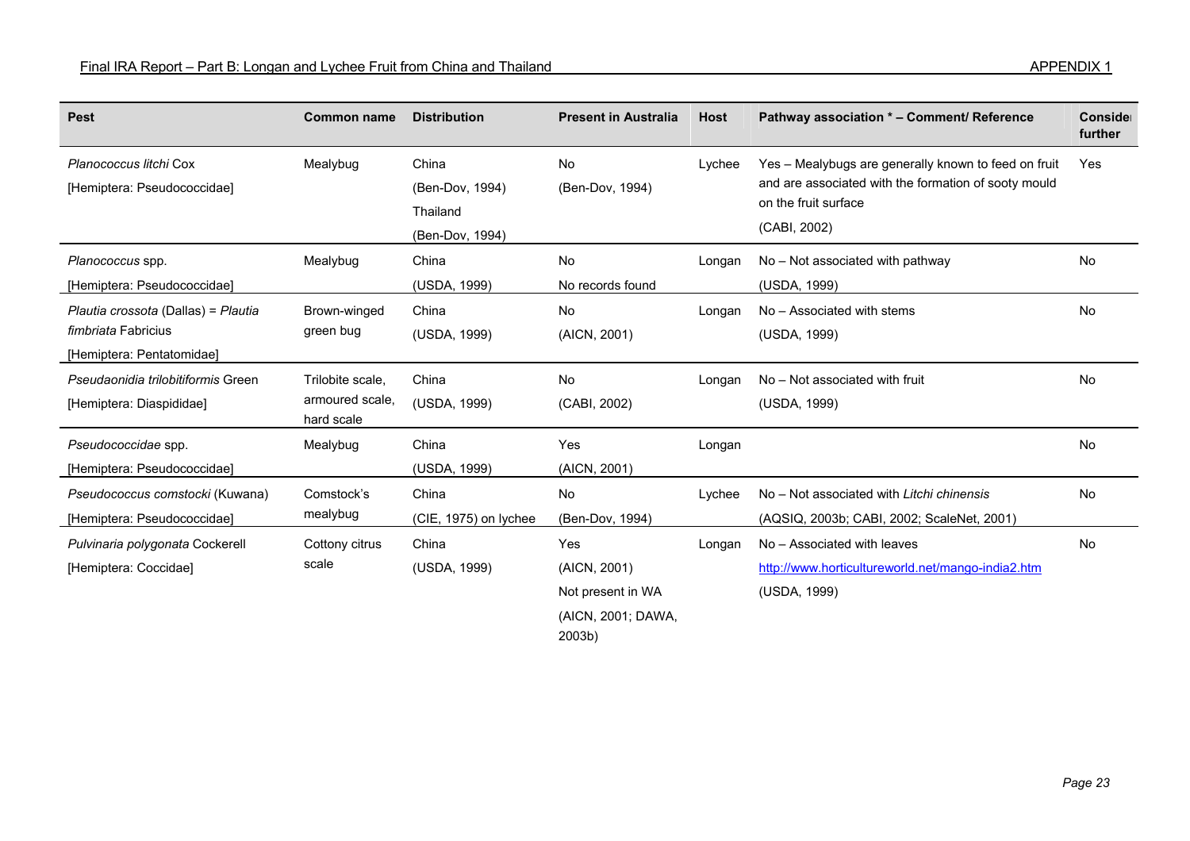| Pest | Common name | Distribution | Present in Australia | Host | Pathway association * – Comment/ Reference | Consider further |
|---|---|---|---|---|---|---|
| *Planococcus litchi* Cox [Hemiptera: Pseudococcidae] | Mealybug | China (Ben-Dov, 1994) Thailand (Ben-Dov, 1994) | No (Ben-Dov, 1994) | Lychee | Yes – Mealybugs are generally known to feed on fruit and are associated with the formation of sooty mould on the fruit surface (CABI, 2002) | Yes |
| *Planococcus* spp. [Hemiptera: Pseudococcidae] | Mealybug | China (USDA, 1999) | No No records found | Longan | No – Not associated with pathway (USDA, 1999) | No |
| *Plautia crossota* (Dallas) = *Plautia fimbriata* Fabricius [Hemiptera: Pentatomidae] | Brown-winged green bug | China (USDA, 1999) | No (AICN, 2001) | Longan | No – Associated with stems (USDA, 1999) | No |
| *Pseudaonidia trilobitiformis* Green [Hemiptera: Diaspididae] | Trilobite scale, armoured scale, hard scale | China (USDA, 1999) | No (CABI, 2002) | Longan | No – Not associated with fruit (USDA, 1999) | No |
| *Pseudococcidae* spp. [Hemiptera: Pseudococcidae] | Mealybug | China (USDA, 1999) | Yes (AICN, 2001) | Longan | | No |
| *Pseudococcus comstocki* (Kuwana) [Hemiptera: Pseudococcidae] | Comstock's mealybug | China (CIE, 1975) on lychee | No (Ben-Dov, 1994) | Lychee | No – Not associated with *Litchi chinensis* (AQSIQ, 2003b; CABI, 2002; ScaleNet, 2001) | No |
| *Pulvinaria polygonata* Cockerell [Hemiptera: Coccidae] | Cottony citrus scale | China (USDA, 1999) | Yes (AICN, 2001) Not present in WA (AICN, 2001; DAWA, 2003b) | Longan | No – Associated with leaves http://www.horticultureworld.net/mango-india2.htm (USDA, 1999) | No |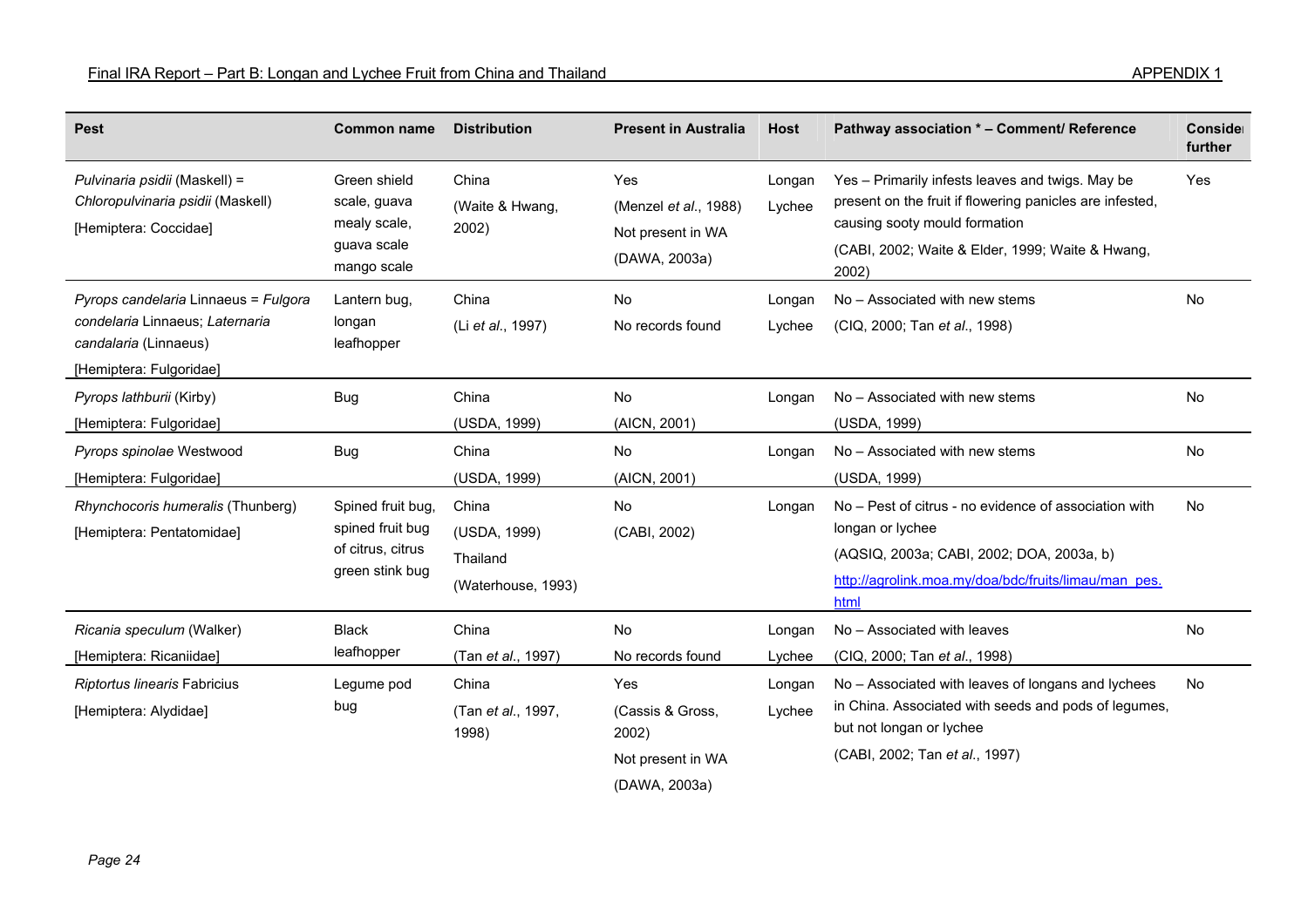| Pest | Common name | Distribution | Present in Australia | Host | Pathway association * – Comment/ Reference | Consider further |
|---|---|---|---|---|---|---|
| *Pulvinaria psidii* (Maskell) = *Chloropulvinaria psidii* (Maskell) [Hemiptera: Coccidae] | Green shield scale, guava mealy scale, guava scale mango scale | China (Waite & Hwang, 2002) | Yes (Menzel *et al*., 1988) Not present in WA (DAWA, 2003a) | Longan Lychee | Yes – Primarily infests leaves and twigs. May be present on the fruit if flowering panicles are infested, causing sooty mould formation (CABI, 2002; Waite & Elder, 1999; Waite & Hwang, 2002) | Yes |
| *Pyrops candelaria* Linnaeus = *Fulgora condelaria* Linnaeus; *Laternaria candalaria* (Linnaeus) [Hemiptera: Fulgoridae] | Lantern bug, longan leafhopper | China (Li *et al*., 1997) | No No records found | Longan Lychee | No – Associated with new stems (CIQ, 2000; Tan *et al*., 1998) | No |
| *Pyrops lathburii* (Kirby) [Hemiptera: Fulgoridae] | Bug | China (USDA, 1999) | No (AICN, 2001) | Longan | No – Associated with new stems (USDA, 1999) | No |
| *Pyrops spinolae* Westwood [Hemiptera: Fulgoridae] | Bug | China (USDA, 1999) | No (AICN, 2001) | Longan | No – Associated with new stems (USDA, 1999) | No |
| *Rhynchocoris humeralis* (Thunberg) [Hemiptera: Pentatomidae] | Spined fruit bug, spined fruit bug of citrus, citrus green stink bug | China (USDA, 1999) Thailand (Waterhouse, 1993) | No (CABI, 2002) | Longan | No – Pest of citrus - no evidence of association with longan or lychee (AQSIQ, 2003a; CABI, 2002; DOA, 2003a, b) http://agrolink.moa.my/doa/bdc/fruits/limau/man_pes.html | No |
| *Ricania speculum* (Walker) [Hemiptera: Ricaniidae] | Black leafhopper | China (Tan *et al*., 1997) | No No records found | Longan Lychee | No – Associated with leaves (CIQ, 2000; Tan *et al*., 1998) | No |
| *Riptortus linearis* Fabricius [Hemiptera: Alydidae] | Legume pod bug | China (Tan *et al*., 1997, 1998) | Yes (Cassis & Gross, 2002) Not present in WA (DAWA, 2003a) | Longan Lychee | No – Associated with leaves of longans and lychees in China. Associated with seeds and pods of legumes, but not longan or lychee (CABI, 2002; Tan *et al*., 1997) | No |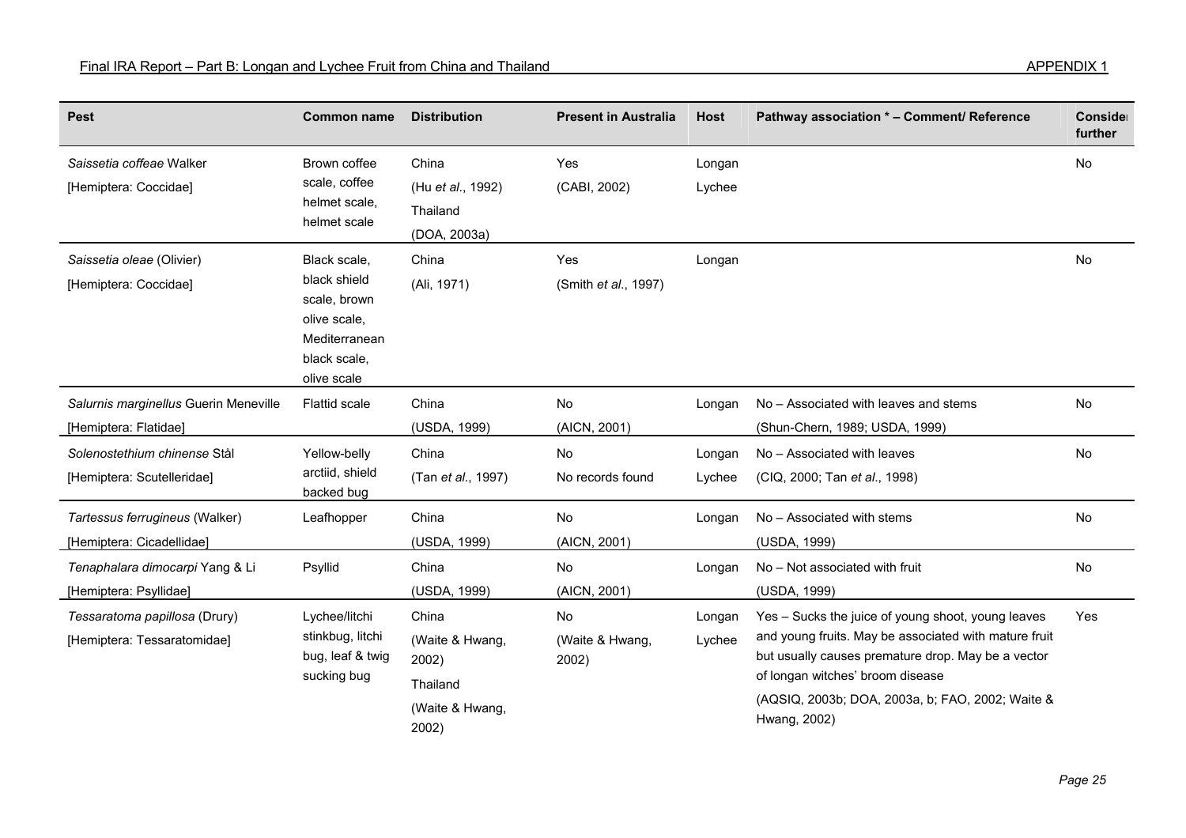| Pest | Common name | Distribution | Present in Australia | Host | Pathway association * – Comment/ Reference | Consider further |
|---|---|---|---|---|---|---|
| *Saissetia coffeae* Walker [Hemiptera: Coccidae] | Brown coffee scale, coffee helmet scale, helmet scale | China (Hu *et al*., 1992) Thailand (DOA, 2003a) | Yes (CABI, 2002) | Longan Lychee | | No |
| *Saissetia oleae* (Olivier) [Hemiptera: Coccidae] | Black scale, black shield scale, brown olive scale, Mediterranean black scale, olive scale | China (Ali, 1971) | Yes (Smith *et al*., 1997) | Longan | | No |
| *Salurnis marginellus* Guerin Meneville [Hemiptera: Flatidae] | Flattid scale | China (USDA, 1999) | No (AICN, 2001) | Longan | No – Associated with leaves and stems (Shun-Chern, 1989; USDA, 1999) | No |
| *Solenostethium chinense* Stål [Hemiptera: Scutelleridae] | Yellow-belly arctiid, shield backed bug | China (Tan *et al*., 1997) | No No records found | Longan Lychee | No – Associated with leaves (CIQ, 2000; Tan *et al*., 1998) | No |
| *Tartessus ferrugineus* (Walker) [Hemiptera: Cicadellidae] | Leafhopper | China (USDA, 1999) | No (AICN, 2001) | Longan | No – Associated with stems (USDA, 1999) | No |
| *Tenaphalara dimocarpi* Yang & Li [Hemiptera: Psyllidae] | Psyllid | China (USDA, 1999) | No (AICN, 2001) | Longan | No – Not associated with fruit (USDA, 1999) | No |
| *Tessaratoma papillosa* (Drury) [Hemiptera: Tessaratomidae] | Lychee/litchi stinkbug, litchi bug, leaf & twig sucking bug | China (Waite & Hwang, 2002) Thailand (Waite & Hwang, 2002) | No (Waite & Hwang, 2002) | Longan Lychee | Yes – Sucks the juice of young shoot, young leaves and young fruits. May be associated with mature fruit but usually causes premature drop. May be a vector of longan witches' broom disease (AQSIQ, 2003b; DOA, 2003a, b; FAO, 2002; Waite & Hwang, 2002) | Yes |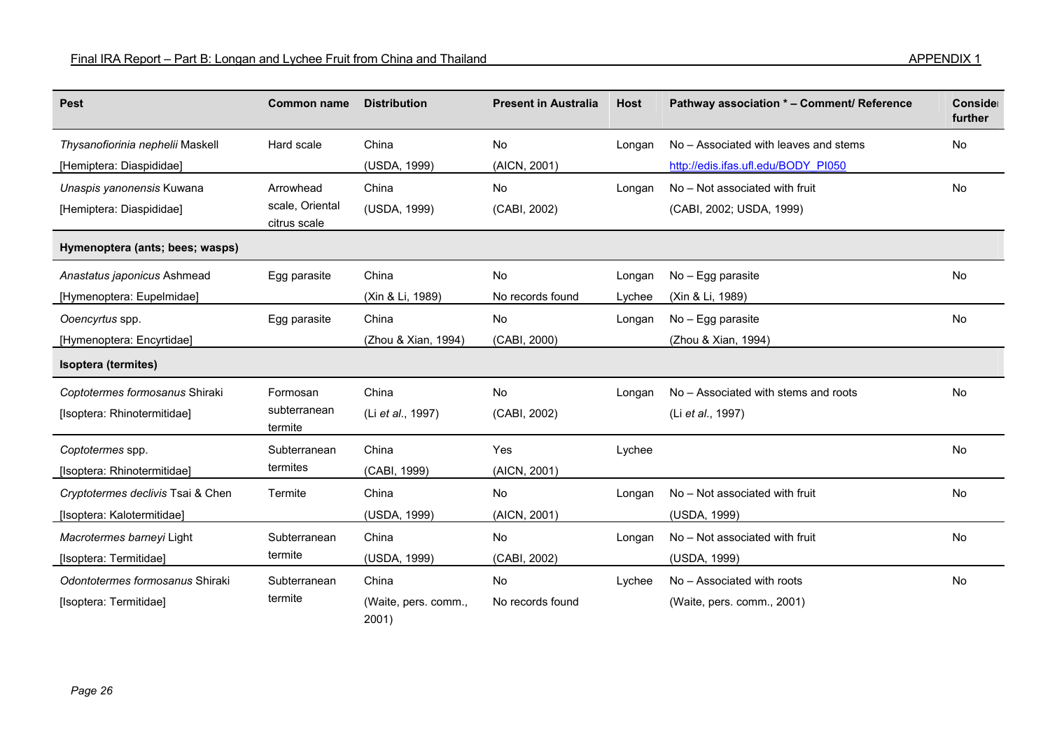| Pest | Common name | Distribution | Present in Australia | Host | Pathway association * – Comment/ Reference | Consider further |
|---|---|---|---|---|---|---|
| *Thysanofiorinia nephelii* Maskell [Hemiptera: Diaspididae] | Hard scale | China (USDA, 1999) | No (AICN, 2001) | Longan | No – Associated with leaves and stems http://edis.ifas.ufl.edu/BODY_PI050 | No |
| *Unaspis yanonensis* Kuwana [Hemiptera: Diaspididae] | Arrowhead scale, Oriental citrus scale | China (USDA, 1999) | No (CABI, 2002) | Longan | No – Not associated with fruit (CABI, 2002; USDA, 1999) | No |
| **Hymenoptera (ants; bees; wasps)** | | | | | | |
| *Anastatus japonicus* Ashmead [Hymenoptera: Eupelmidae] | Egg parasite | China (Xin & Li, 1989) | No No records found | Longan Lychee | No – Egg parasite (Xin & Li, 1989) | No |
| *Ooencyrtus* spp. [Hymenoptera: Encyrtidae] | Egg parasite | China (Zhou & Xian, 1994) | No (CABI, 2000) | Longan | No – Egg parasite (Zhou & Xian, 1994) | No |
| **Isoptera (termites)** | | | | | | |
| *Coptotermes formosanus* Shiraki [Isoptera: Rhinotermitidae] | Formosan subterranean termite | China (Li *et al.*, 1997) | No (CABI, 2002) | Longan | No – Associated with stems and roots (Li *et al.*, 1997) | No |
| *Coptotermes* spp. [Isoptera: Rhinotermitidae] | Subterranean termites | China (CABI, 1999) | Yes (AICN, 2001) | Lychee | | No |
| *Cryptotermes declivis* Tsai & Chen [Isoptera: Kalotermitidae] | Termite | China (USDA, 1999) | No (AICN, 2001) | Longan | No – Not associated with fruit (USDA, 1999) | No |
| *Macrotermes barneyi* Light [Isoptera: Termitidae] | Subterranean termite | China (USDA, 1999) | No (CABI, 2002) | Longan | No – Not associated with fruit (USDA, 1999) | No |
| *Odontotermes formosanus* Shiraki [Isoptera: Termitidae] | Subterranean termite | China (Waite, pers. comm., 2001) | No No records found | Lychee | No – Associated with roots (Waite, pers. comm., 2001) | No |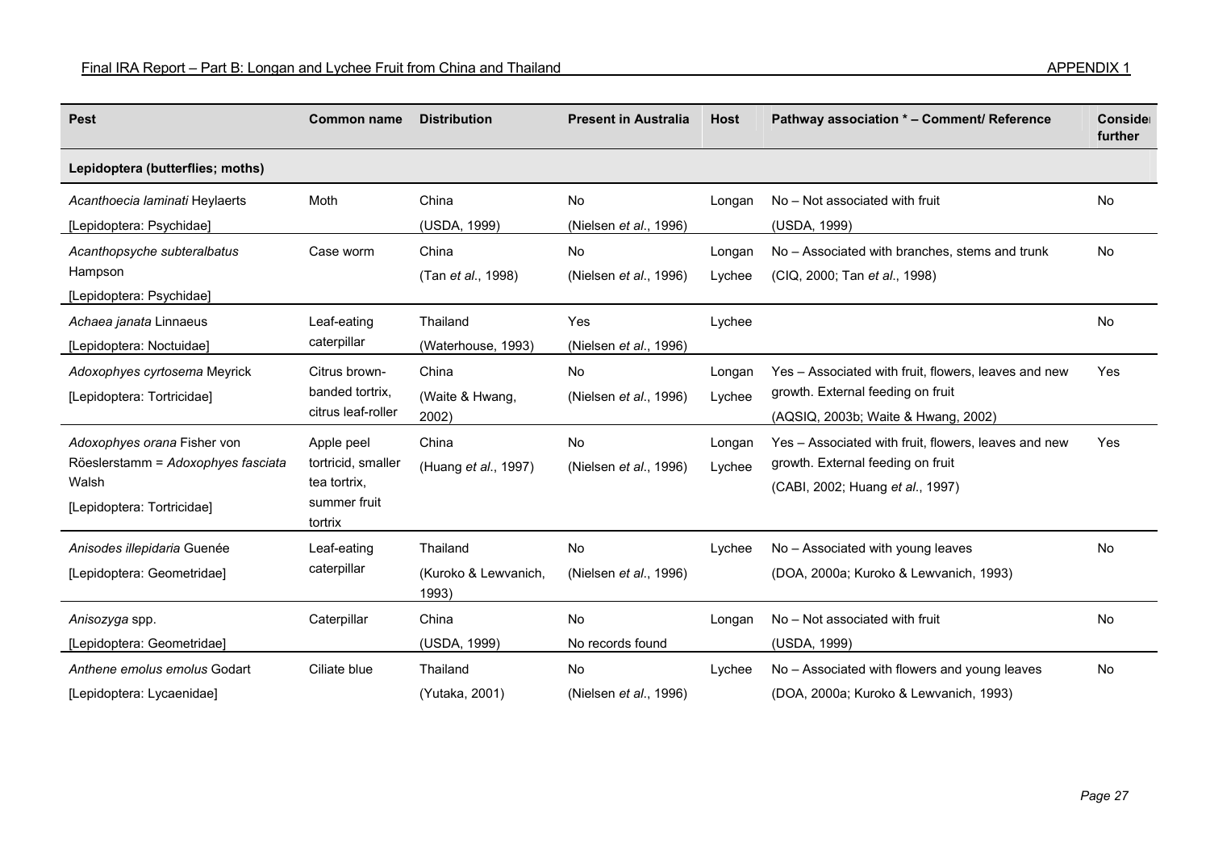| Pest | Common name | Distribution | Present in Australia | Host | Pathway association * – Comment/ Reference | Consider further |
|---|---|---|---|---|---|---|
| **Lepidoptera (butterflies; moths)** | | | | | | |
| *Acanthoecia laminati* Heylaerts [Lepidoptera: Psychidae] | Moth | China (USDA, 1999) | No (Nielsen *et al*., 1996) | Longan | No – Not associated with fruit (USDA, 1999) | No |
| *Acanthopsyche subteralbatus* Hampson [Lepidoptera: Psychidae] | Case worm | China (Tan *et al*., 1998) | No (Nielsen *et al*., 1996) | Longan Lychee | No – Associated with branches, stems and trunk (CIQ, 2000; Tan *et al*., 1998) | No |
| *Achaea janata* Linnaeus [Lepidoptera: Noctuidae] | Leaf-eating caterpillar | Thailand (Waterhouse, 1993) | Yes (Nielsen *et al*., 1996) | Lychee | | No |
| *Adoxophyes cyrtosema* Meyrick [Lepidoptera: Tortricidae] | Citrus brown-banded tortrix, citrus leaf-roller | China (Waite & Hwang, 2002) | No (Nielsen *et al*., 1996) | Longan Lychee | Yes – Associated with fruit, flowers, leaves and new growth. External feeding on fruit (AQSIQ, 2003b; Waite & Hwang, 2002) | Yes |
| *Adoxophyes orana* Fisher von Röeslerstamm = *Adoxophyes fasciata* Walsh [Lepidoptera: Tortricidae] | Apple peel tortricid, smaller tea tortrix, summer fruit tortrix | China (Huang *et al*., 1997) | No (Nielsen *et al*., 1996) | Longan Lychee | Yes – Associated with fruit, flowers, leaves and new growth. External feeding on fruit (CABI, 2002; Huang *et al*., 1997) | Yes |
| *Anisodes illepidaria* Guenée [Lepidoptera: Geometridae] | Leaf-eating caterpillar | Thailand (Kuroko & Lewvanich, 1993) | No (Nielsen *et al*., 1996) | Lychee | No – Associated with young leaves (DOA, 2000a; Kuroko & Lewvanich, 1993) | No |
| *Anisozyga* spp. [Lepidoptera: Geometridae] | Caterpillar | China (USDA, 1999) | No No records found | Longan | No – Not associated with fruit (USDA, 1999) | No |
| *Anthene emolus emolus* Godart [Lepidoptera: Lycaenidae] | Ciliate blue | Thailand (Yutaka, 2001) | No (Nielsen *et al*., 1996) | Lychee | No – Associated with flowers and young leaves (DOA, 2000a; Kuroko & Lewvanich, 1993) | No |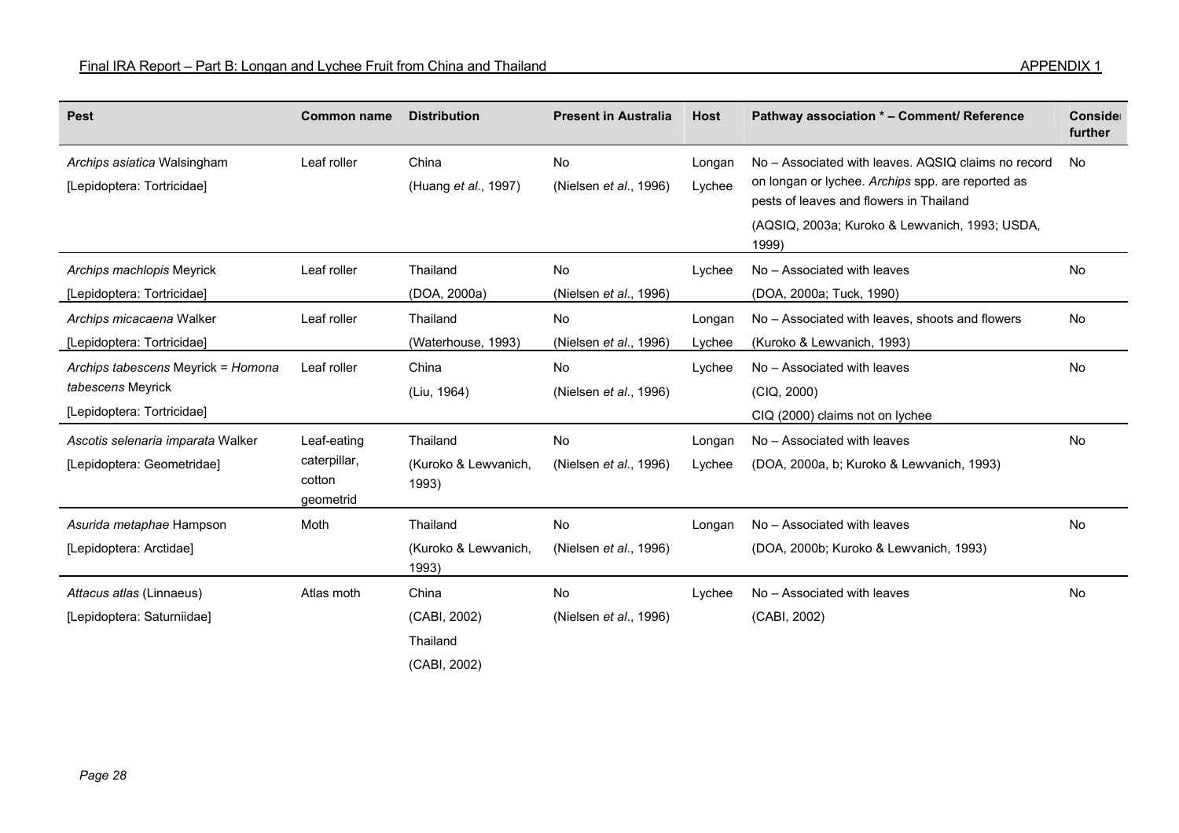| Pest | Common name | Distribution | Present in Australia | Host | Pathway association * – Comment/ Reference | Consider further |
|---|---|---|---|---|---|---|
| *Archips asiatica* Walsingham [Lepidoptera: Tortricidae] | Leaf roller | China (Huang *et al*., 1997) | No (Nielsen *et al*., 1996) | Longan Lychee | No – Associated with leaves. AQSIQ claims no record on longan or lychee. *Archips* spp. are reported as pests of leaves and flowers in Thailand (AQSIQ, 2003a; Kuroko & Lewvanich, 1993; USDA, 1999) | No |
| *Archips machlopis* Meyrick [Lepidoptera: Tortricidae] | Leaf roller | Thailand (DOA, 2000a) | No (Nielsen *et al*., 1996) | Lychee | No – Associated with leaves (DOA, 2000a; Tuck, 1990) | No |
| *Archips micacaena* Walker [Lepidoptera: Tortricidae] | Leaf roller | Thailand (Waterhouse, 1993) | No (Nielsen *et al*., 1996) | Longan Lychee | No – Associated with leaves, shoots and flowers (Kuroko & Lewvanich, 1993) | No |
| *Archips tabescens* Meyrick = *Homona tabescens* Meyrick [Lepidoptera: Tortricidae] | Leaf roller | China (Liu, 1964) | No (Nielsen *et al*., 1996) | Lychee | No – Associated with leaves (CIQ, 2000) CIQ (2000) claims not on lychee | No |
| *Ascotis selenaria imparata* Walker [Lepidoptera: Geometridae] | Leaf-eating caterpillar, cotton geometrid | Thailand (Kuroko & Lewvanich, 1993) | No (Nielsen *et al*., 1996) | Longan Lychee | No – Associated with leaves (DOA, 2000a, b; Kuroko & Lewvanich, 1993) | No |
| *Asurida metaphae* Hampson [Lepidoptera: Arctidae] | Moth | Thailand (Kuroko & Lewvanich, 1993) | No (Nielsen *et al*., 1996) | Longan | No – Associated with leaves (DOA, 2000b; Kuroko & Lewvanich, 1993) | No |
| *Attacus atlas* (Linnaeus) [Lepidoptera: Saturniidae] | Atlas moth | China (CABI, 2002) Thailand (CABI, 2002) | No (Nielsen *et al*., 1996) | Lychee | No – Associated with leaves (CABI, 2002) | No |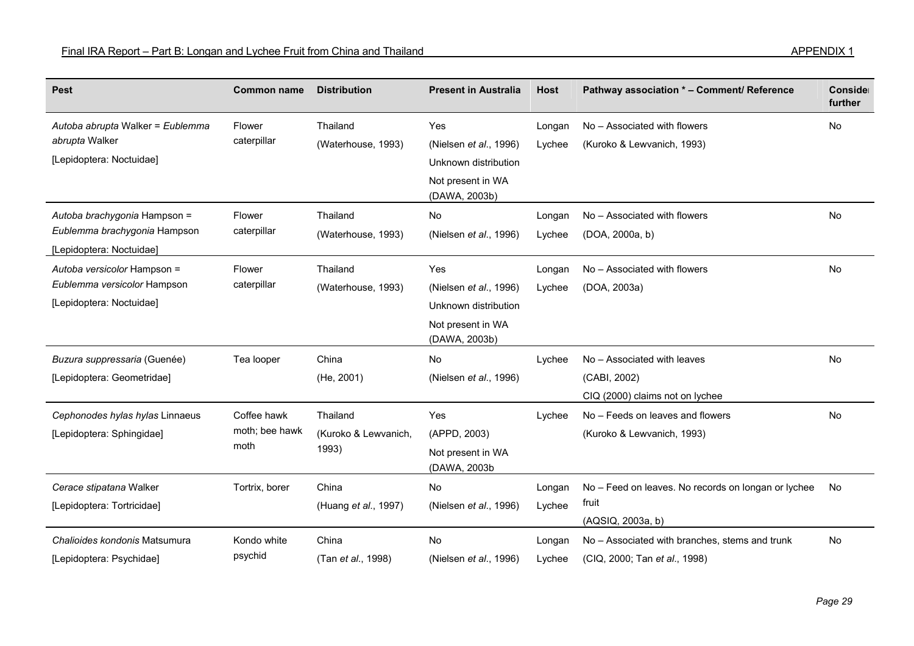| Pest | Common name | Distribution | Present in Australia | Host | Pathway association * – Comment/ Reference | Consider further |
|---|---|---|---|---|---|---|
| *Autoba abrupta* Walker = *Eublemma abrupta* Walker [Lepidoptera: Noctuidae] | Flower caterpillar | Thailand (Waterhouse, 1993) | Yes (Nielsen *et al*., 1996) Unknown distribution Not present in WA (DAWA, 2003b) | Longan Lychee | No – Associated with flowers (Kuroko & Lewvanich, 1993) | No |
| *Autoba brachygonia* Hampson = *Eublemma brachygonia* Hampson [Lepidoptera: Noctuidae] | Flower caterpillar | Thailand (Waterhouse, 1993) | No (Nielsen *et al*., 1996) | Longan Lychee | No – Associated with flowers (DOA, 2000a, b) | No |
| *Autoba versicolor* Hampson = *Eublemma versicolor* Hampson [Lepidoptera: Noctuidae] | Flower caterpillar | Thailand (Waterhouse, 1993) | Yes (Nielsen *et al*., 1996) Unknown distribution Not present in WA (DAWA, 2003b) | Longan Lychee | No – Associated with flowers (DOA, 2003a) | No |
| *Buzura suppressaria* (Guenée) [Lepidoptera: Geometridae] | Tea looper | China (He, 2001) | No (Nielsen *et al*., 1996) | Lychee | No – Associated with leaves (CABI, 2002) CIQ (2000) claims not on lychee | No |
| *Cephonodes hylas hylas* Linnaeus [Lepidoptera: Sphingidae] | Coffee hawk moth; bee hawk moth | Thailand (Kuroko & Lewvanich, 1993) | Yes (APPD, 2003) Not present in WA (DAWA, 2003b | Lychee | No – Feeds on leaves and flowers (Kuroko & Lewvanich, 1993) | No |
| *Cerace stipatana* Walker [Lepidoptera: Tortricidae] | Tortrix, borer | China (Huang *et al*., 1997) | No (Nielsen *et al*., 1996) | Longan Lychee | No – Feed on leaves. No records on longan or lychee fruit (AQSIQ, 2003a, b) | No |
| *Chalioides kondonis* Matsumura [Lepidoptera: Psychidae] | Kondo white psychid | China (Tan *et al*., 1998) | No (Nielsen *et al*., 1996) | Longan Lychee | No – Associated with branches, stems and trunk (CIQ, 2000; Tan *et al*., 1998) | No |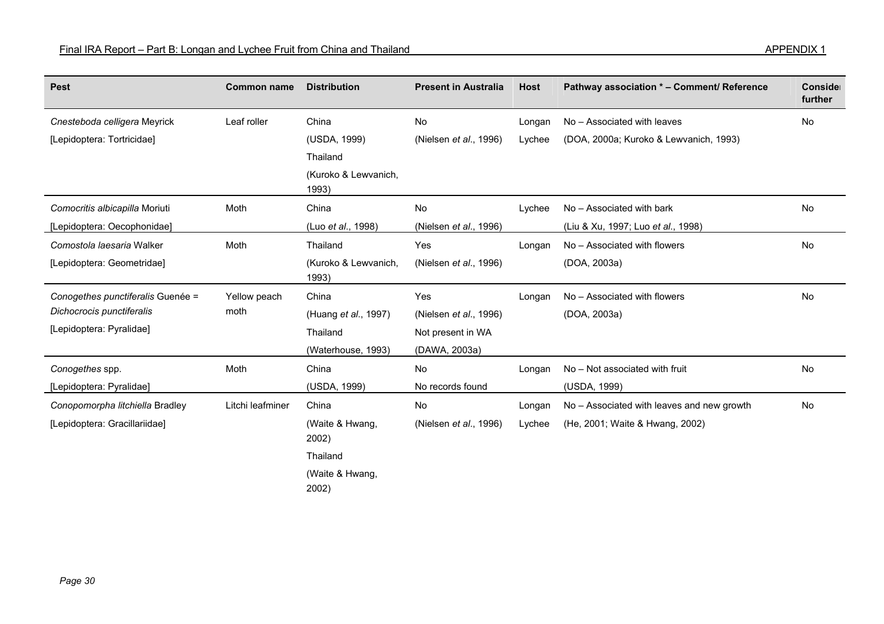| Pest | Common name | Distribution | Present in Australia | Host | Pathway association * – Comment/ Reference | Consider further |
|---|---|---|---|---|---|---|
| *Cnesteboda celligera* Meyrick [Lepidoptera: Tortricidae] | Leaf roller | China (USDA, 1999) Thailand (Kuroko & Lewvanich, 1993) | No (Nielsen *et al*., 1996) | Longan Lychee | No – Associated with leaves (DOA, 2000a; Kuroko & Lewvanich, 1993) | No |
| *Comocritis albicapilla* Moriuti [Lepidoptera: Oecophonidae] | Moth | China (Luo *et al*., 1998) | No (Nielsen *et al*., 1996) | Lychee | No – Associated with bark (Liu & Xu, 1997; Luo *et al*., 1998) | No |
| *Comostola laesaria* Walker [Lepidoptera: Geometridae] | Moth | Thailand (Kuroko & Lewvanich, 1993) | Yes (Nielsen *et al*., 1996) | Longan | No – Associated with flowers (DOA, 2003a) | No |
| *Conogethes punctiferalis* Guenée = *Dichocrocis punctiferalis* [Lepidoptera: Pyralidae] | Yellow peach moth | China (Huang *et al*., 1997) Thailand (Waterhouse, 1993) | Yes (Nielsen *et al*., 1996) Not present in WA (DAWA, 2003a) | Longan | No – Associated with flowers (DOA, 2003a) | No |
| *Conogethes* spp. [Lepidoptera: Pyralidae] | Moth | China (USDA, 1999) | No No records found | Longan | No – Not associated with fruit (USDA, 1999) | No |
| *Conopomorpha litchiella* Bradley [Lepidoptera: Gracillariidae] | Litchi leafminer | China (Waite & Hwang, 2002) Thailand (Waite & Hwang, 2002) | No (Nielsen *et al*., 1996) | Longan Lychee | No – Associated with leaves and new growth (He, 2001; Waite & Hwang, 2002) | No |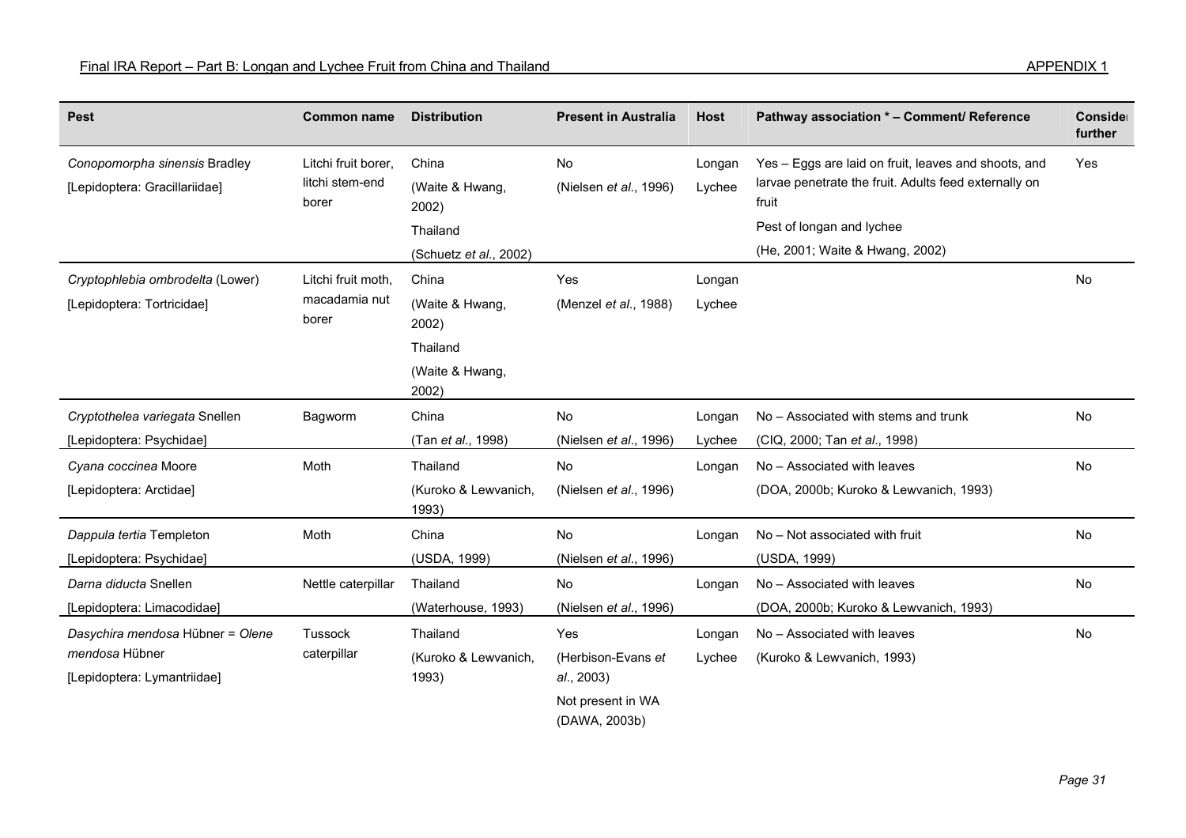| Pest | Common name | Distribution | Present in Australia | Host | Pathway association * – Comment/ Reference | Consider further |
|---|---|---|---|---|---|---|
| *Conopomorpha sinensis* Bradley [Lepidoptera: Gracillariidae] | Litchi fruit borer, litchi stem-end borer | China (Waite & Hwang, 2002) Thailand (Schuetz *et al*., 2002) | No (Nielsen *et al*., 1996) | Longan Lychee | Yes – Eggs are laid on fruit, leaves and shoots, and larvae penetrate the fruit. Adults feed externally on fruit Pest of longan and lychee (He, 2001; Waite & Hwang, 2002) | Yes |
| *Cryptophlebia ombrodelta* (Lower) [Lepidoptera: Tortricidae] | Litchi fruit moth, macadamia nut borer | China (Waite & Hwang, 2002) Thailand (Waite & Hwang, 2002) | Yes (Menzel *et al*., 1988) | Longan Lychee | | No |
| *Cryptothelea variegata* Snellen [Lepidoptera: Psychidae] | Bagworm | China (Tan *et al*., 1998) | No (Nielsen *et al*., 1996) | Longan Lychee | No – Associated with stems and trunk (CIQ, 2000; Tan *et al*., 1998) | No |
| *Cyana coccinea* Moore [Lepidoptera: Arctidae] | Moth | Thailand (Kuroko & Lewvanich, 1993) | No (Nielsen *et al*., 1996) | Longan | No – Associated with leaves (DOA, 2000b; Kuroko & Lewvanich, 1993) | No |
| *Dappula tertia* Templeton [Lepidoptera: Psychidae] | Moth | China (USDA, 1999) | No (Nielsen *et al*., 1996) | Longan | No – Not associated with fruit (USDA, 1999) | No |
| *Darna diducta* Snellen [Lepidoptera: Limacodidae] | Nettle caterpillar | Thailand (Waterhouse, 1993) | No (Nielsen *et al*., 1996) | Longan | No – Associated with leaves (DOA, 2000b; Kuroko & Lewvanich, 1993) | No |
| *Dasychira mendosa* Hübner = *Olene mendosa* Hübner [Lepidoptera: Lymantriidae] | Tussock caterpillar | Thailand (Kuroko & Lewvanich, 1993) | Yes (Herbison-Evans *et al*., 2003) Not present in WA (DAWA, 2003b) | Longan Lychee | No – Associated with leaves (Kuroko & Lewvanich, 1993) | No |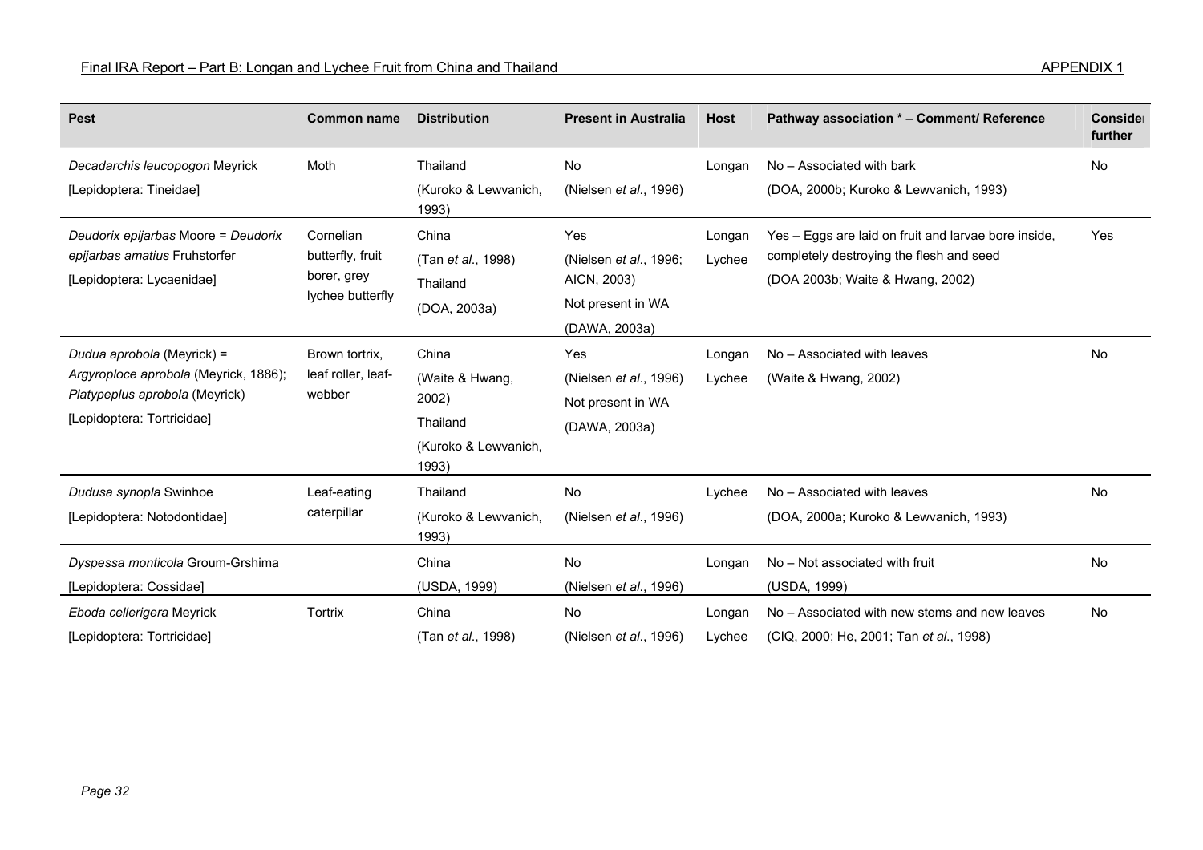| Pest | Common name | Distribution | Present in Australia | Host | Pathway association * – Comment/ Reference | Consider further |
|---|---|---|---|---|---|---|
| *Decadarchis leucopogon* Meyrick [Lepidoptera: Tineidae] | Moth | Thailand (Kuroko & Lewvanich, 1993) | No (Nielsen *et al*., 1996) | Longan | No – Associated with bark (DOA, 2000b; Kuroko & Lewvanich, 1993) | No |
| *Deudorix epijarbas* Moore = *Deudorix epijarbas amatius* Fruhstorfer [Lepidoptera: Lycaenidae] | Cornelian butterfly, fruit borer, grey lychee butterfly | China (Tan *et al*., 1998) Thailand (DOA, 2003a) | Yes (Nielsen *et al*., 1996; AICN, 2003) Not present in WA (DAWA, 2003a) | Longan Lychee | Yes – Eggs are laid on fruit and larvae bore inside, completely destroying the flesh and seed (DOA 2003b; Waite & Hwang, 2002) | Yes |
| *Dudua aprobola* (Meyrick) = *Argyroploce aprobola* (Meyrick, 1886); *Platypeplus aprobola* (Meyrick) [Lepidoptera: Tortricidae] | Brown tortrix, leaf roller, leaf-webber | China (Waite & Hwang, 2002) Thailand (Kuroko & Lewvanich, 1993) | Yes (Nielsen *et al*., 1996) Not present in WA (DAWA, 2003a) | Longan Lychee | No – Associated with leaves (Waite & Hwang, 2002) | No |
| *Dudusa synopla* Swinhoe [Lepidoptera: Notodontidae] | Leaf-eating caterpillar | Thailand (Kuroko & Lewvanich, 1993) | No (Nielsen *et al*., 1996) | Lychee | No – Associated with leaves (DOA, 2000a; Kuroko & Lewvanich, 1993) | No |
| *Dyspessa monticola* Groum-Grshima [Lepidoptera: Cossidae] | | China (USDA, 1999) | No (Nielsen *et al*., 1996) | Longan | No – Not associated with fruit (USDA, 1999) | No |
| *Eboda cellerigera* Meyrick [Lepidoptera: Tortricidae] | Tortrix | China (Tan *et al*., 1998) | No (Nielsen *et al*., 1996) | Longan Lychee | No – Associated with new stems and new leaves (CIQ, 2000; He, 2001; Tan *et al*., 1998) | No |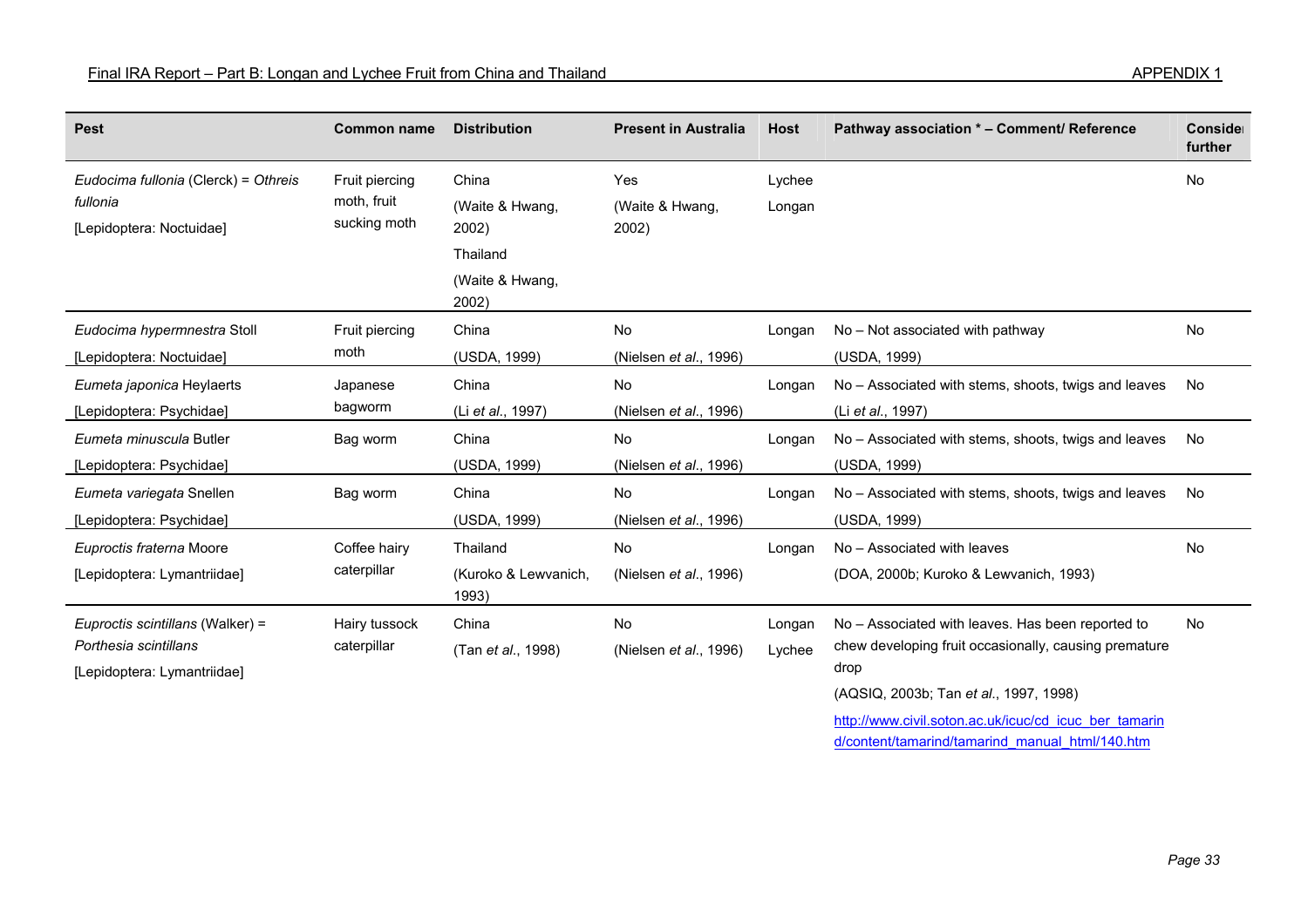| Pest | Common name | Distribution | Present in Australia | Host | Pathway association * – Comment/ Reference | Consider further |
|---|---|---|---|---|---|---|
| *Eudocima fullonia* (Clerck) = *Othreis fullonia* [Lepidoptera: Noctuidae] | Fruit piercing moth, fruit sucking moth | China (Waite & Hwang, 2002) Thailand (Waite & Hwang, 2002) | Yes (Waite & Hwang, 2002) | Lychee Longan | | No |
| *Eudocima hypermnestra* Stoll [Lepidoptera: Noctuidae] | Fruit piercing moth | China (USDA, 1999) | No (Nielsen *et al*., 1996) | Longan | No – Not associated with pathway (USDA, 1999) | No |
| *Eumeta japonica* Heylaerts [Lepidoptera: Psychidae] | Japanese bagworm | China (Li *et al*., 1997) | No (Nielsen *et al*., 1996) | Longan | No – Associated with stems, shoots, twigs and leaves (Li *et al*., 1997) | No |
| *Eumeta minuscula* Butler [Lepidoptera: Psychidae] | Bag worm | China (USDA, 1999) | No (Nielsen *et al*., 1996) | Longan | No – Associated with stems, shoots, twigs and leaves (USDA, 1999) | No |
| *Eumeta variegata* Snellen [Lepidoptera: Psychidae] | Bag worm | China (USDA, 1999) | No (Nielsen *et al*., 1996) | Longan | No – Associated with stems, shoots, twigs and leaves (USDA, 1999) | No |
| *Euproctis fraterna* Moore [Lepidoptera: Lymantriidae] | Coffee hairy caterpillar | Thailand (Kuroko & Lewvanich, 1993) | No (Nielsen *et al*., 1996) | Longan | No – Associated with leaves (DOA, 2000b; Kuroko & Lewvanich, 1993) | No |
| *Euproctis scintillans* (Walker) = *Porthesia scintillans* [Lepidoptera: Lymantriidae] | Hairy tussock caterpillar | China (Tan *et al*., 1998) | No (Nielsen *et al*., 1996) | Longan Lychee | No – Associated with leaves. Has been reported to chew developing fruit occasionally, causing premature drop (AQSIQ, 2003b; Tan *et al*., 1997, 1998) http://www.civil.soton.ac.uk/icuc/cd_icuc_ber_tamarind/content/tamarind/tamarind_manual_html/140.htm | No |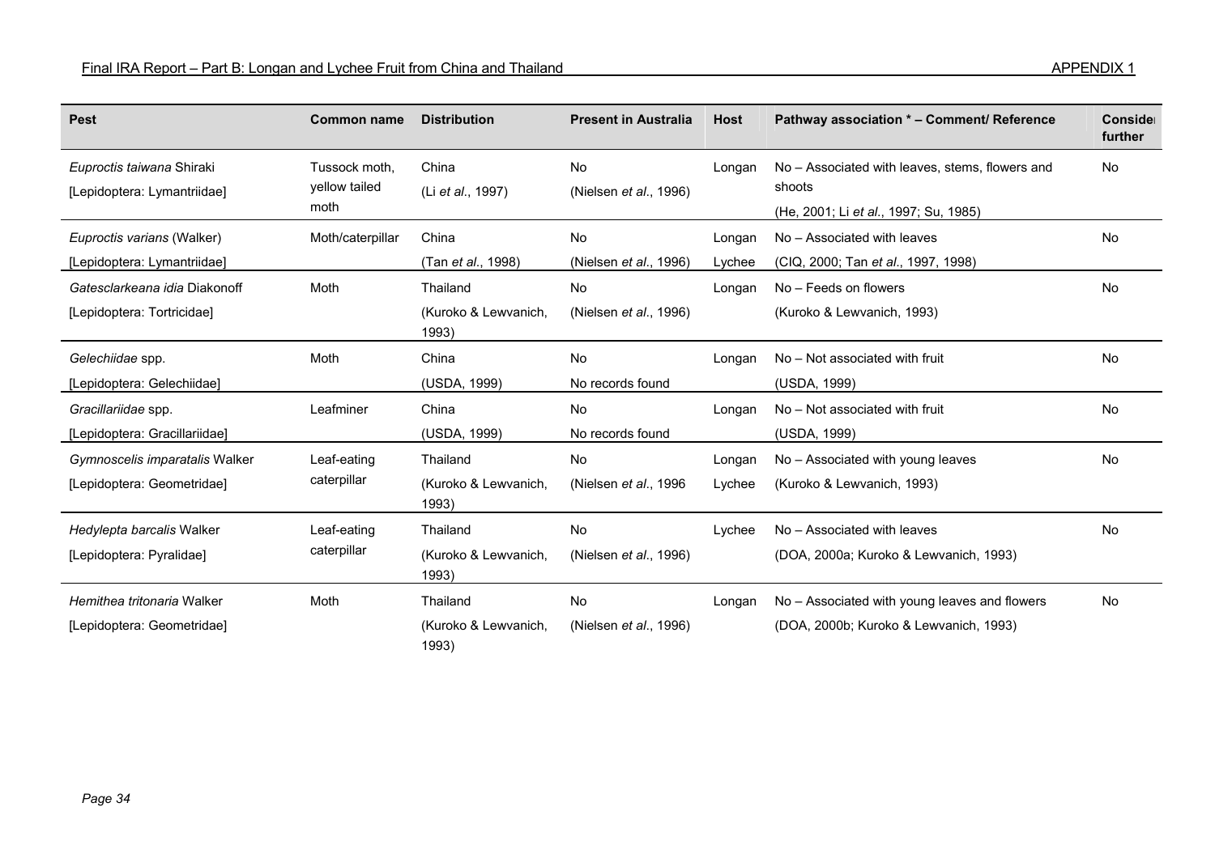| Pest | Common name | Distribution | Present in Australia | Host | Pathway association * – Comment/ Reference | Consider further |
|---|---|---|---|---|---|---|
| *Euproctis taiwana* Shiraki [Lepidoptera: Lymantriidae] | Tussock moth, yellow tailed moth | China (Li *et al*., 1997) | No (Nielsen *et al*., 1996) | Longan | No – Associated with leaves, stems, flowers and shoots (He, 2001; Li *et al*., 1997; Su, 1985) | No |
| *Euproctis varians* (Walker) [Lepidoptera: Lymantriidae] | Moth/caterpillar | China (Tan *et al*., 1998) | No (Nielsen *et al*., 1996) | Longan Lychee | No – Associated with leaves (CIQ, 2000; Tan *et al*., 1997, 1998) | No |
| *Gatesclarkeana idia* Diakonoff [Lepidoptera: Tortricidae] | Moth | Thailand (Kuroko & Lewvanich, 1993) | No (Nielsen *et al*., 1996) | Longan | No – Feeds on flowers (Kuroko & Lewvanich, 1993) | No |
| *Gelechiidae* spp. [Lepidoptera: Gelechiidae] | Moth | China (USDA, 1999) | No No records found | Longan | No – Not associated with fruit (USDA, 1999) | No |
| *Gracillariidae* spp. [Lepidoptera: Gracillariidae] | Leafminer | China (USDA, 1999) | No No records found | Longan | No – Not associated with fruit (USDA, 1999) | No |
| *Gymnoscelis imparatalis* Walker [Lepidoptera: Geometridae] | Leaf-eating caterpillar | Thailand (Kuroko & Lewvanich, 1993) | No (Nielsen *et al*., 1996 | Longan Lychee | No – Associated with young leaves (Kuroko & Lewvanich, 1993) | No |
| *Hedylepta barcalis* Walker [Lepidoptera: Pyralidae] | Leaf-eating caterpillar | Thailand (Kuroko & Lewvanich, 1993) | No (Nielsen *et al*., 1996) | Lychee | No – Associated with leaves (DOA, 2000a; Kuroko & Lewvanich, 1993) | No |
| *Hemithea tritonaria* Walker [Lepidoptera: Geometridae] | Moth | Thailand (Kuroko & Lewvanich, 1993) | No (Nielsen *et al*., 1996) | Longan | No – Associated with young leaves and flowers (DOA, 2000b; Kuroko & Lewvanich, 1993) | No |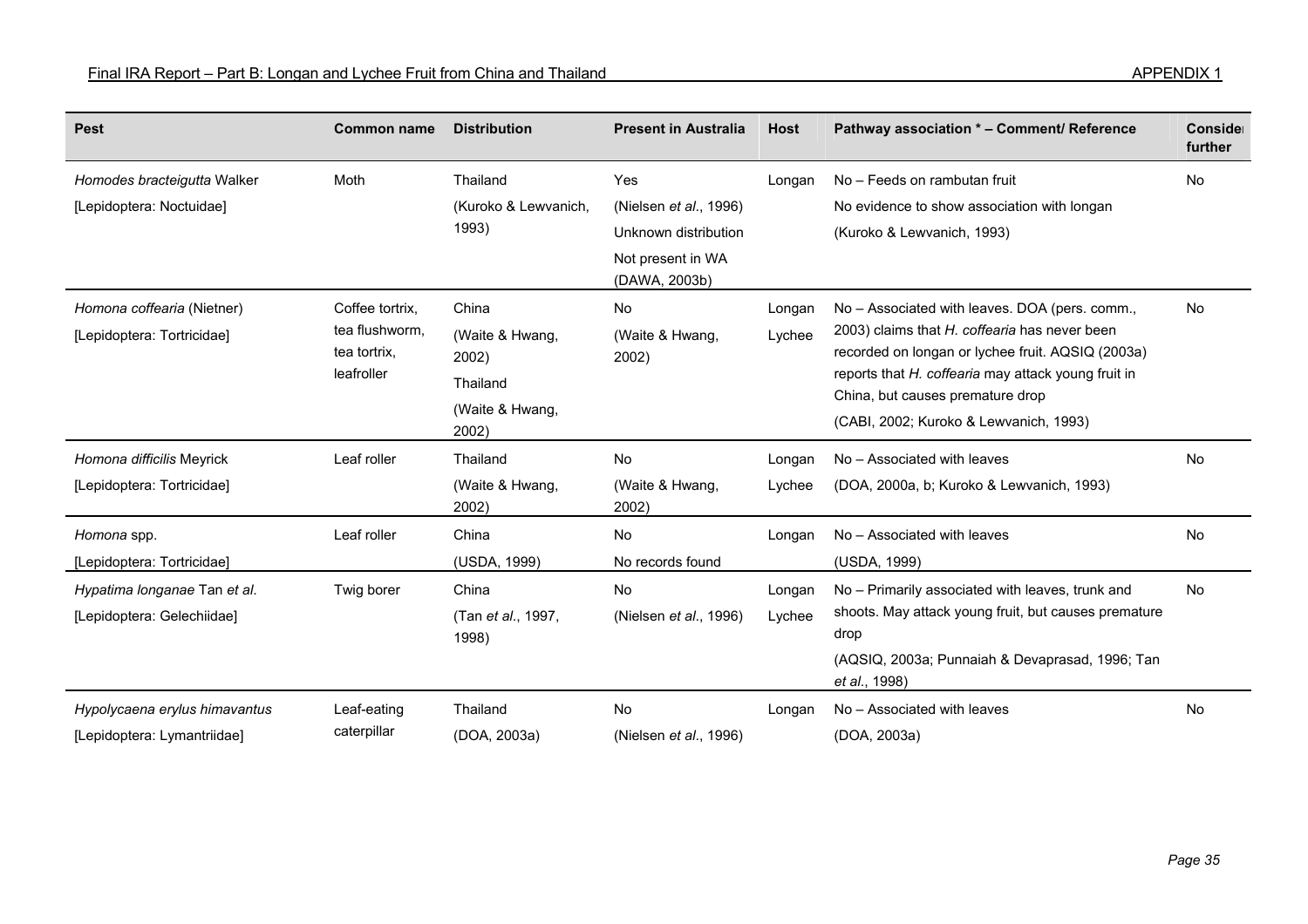| Pest | Common name | Distribution | Present in Australia | Host | Pathway association * – Comment/ Reference | Consider further |
|---|---|---|---|---|---|---|
| *Homodes bracteigutta* Walker [Lepidoptera: Noctuidae] | Moth | Thailand (Kuroko & Lewvanich, 1993) | Yes (Nielsen *et al*., 1996) Unknown distribution Not present in WA (DAWA, 2003b) | Longan | No – Feeds on rambutan fruit No evidence to show association with longan (Kuroko & Lewvanich, 1993) | No |
| *Homona coffearia* (Nietner) [Lepidoptera: Tortricidae] | Coffee tortrix, tea flushworm, tea tortrix, leafroller | China (Waite & Hwang, 2002) Thailand (Waite & Hwang, 2002) | No (Waite & Hwang, 2002) | Longan Lychee | No – Associated with leaves. DOA (pers. comm., 2003) claims that *H. coffearia* has never been recorded on longan or lychee fruit. AQSIQ (2003a) reports that *H. coffearia* may attack young fruit in China, but causes premature drop (CABI, 2002; Kuroko & Lewvanich, 1993) | No |
| *Homona difficilis* Meyrick [Lepidoptera: Tortricidae] | Leaf roller | Thailand (Waite & Hwang, 2002) | No (Waite & Hwang, 2002) | Longan Lychee | No – Associated with leaves (DOA, 2000a, b; Kuroko & Lewvanich, 1993) | No |
| *Homona* spp. [Lepidoptera: Tortricidae] | Leaf roller | China (USDA, 1999) | No No records found | Longan | No – Associated with leaves (USDA, 1999) | No |
| *Hypatima longanae* Tan *et al*. [Lepidoptera: Gelechiidae] | Twig borer | China (Tan *et al*., 1997, 1998) | No (Nielsen *et al*., 1996) | Longan Lychee | No – Primarily associated with leaves, trunk and shoots. May attack young fruit, but causes premature drop (AQSIQ, 2003a; Punnaiah & Devaprasad, 1996; Tan *et al*., 1998) | No |
| *Hypolycaena erylus himavantus* [Lepidoptera: Lymantriidae] | Leaf-eating caterpillar | Thailand (DOA, 2003a) | No (Nielsen *et al*., 1996) | Longan | No – Associated with leaves (DOA, 2003a) | No |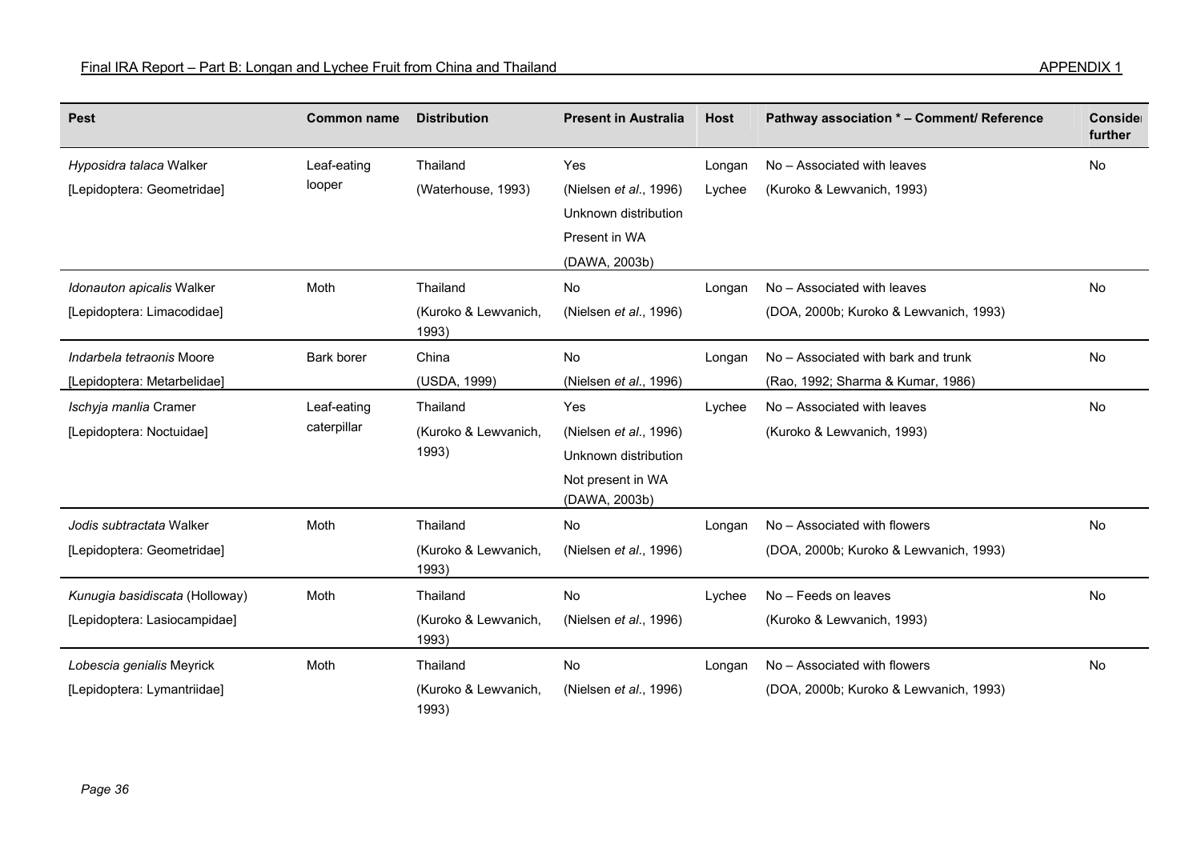| Pest | Common name | Distribution | Present in Australia | Host | Pathway association * – Comment/ Reference | Consider further |
|---|---|---|---|---|---|---|
| *Hyposidra talaca* Walker [Lepidoptera: Geometridae] | Leaf-eating looper | Thailand (Waterhouse, 1993) | Yes (Nielsen *et al*., 1996) Unknown distribution Present in WA (DAWA, 2003b) | Longan Lychee | No – Associated with leaves (Kuroko & Lewvanich, 1993) | No |
| *Idonauton apicalis* Walker [Lepidoptera: Limacodidae] | Moth | Thailand (Kuroko & Lewvanich, 1993) | No (Nielsen *et al*., 1996) | Longan | No – Associated with leaves (DOA, 2000b; Kuroko & Lewvanich, 1993) | No |
| *Indarbela tetraonis* Moore [Lepidoptera: Metarbelidae] | Bark borer | China (USDA, 1999) | No (Nielsen *et al*., 1996) | Longan | No – Associated with bark and trunk (Rao, 1992; Sharma & Kumar, 1986) | No |
| *Ischyja manlia* Cramer [Lepidoptera: Noctuidae] | Leaf-eating caterpillar | Thailand (Kuroko & Lewvanich, 1993) | Yes (Nielsen *et al*., 1996) Unknown distribution Not present in WA (DAWA, 2003b) | Lychee | No – Associated with leaves (Kuroko & Lewvanich, 1993) | No |
| *Jodis subtractata* Walker [Lepidoptera: Geometridae] | Moth | Thailand (Kuroko & Lewvanich, 1993) | No (Nielsen *et al*., 1996) | Longan | No – Associated with flowers (DOA, 2000b; Kuroko & Lewvanich, 1993) | No |
| *Kunugia basidiscata* (Holloway) [Lepidoptera: Lasiocampidae] | Moth | Thailand (Kuroko & Lewvanich, 1993) | No (Nielsen *et al*., 1996) | Lychee | No – Feeds on leaves (Kuroko & Lewvanich, 1993) | No |
| *Lobescia genialis* Meyrick [Lepidoptera: Lymantriidae] | Moth | Thailand (Kuroko & Lewvanich, 1993) | No (Nielsen *et al*., 1996) | Longan | No – Associated with flowers (DOA, 2000b; Kuroko & Lewvanich, 1993) | No |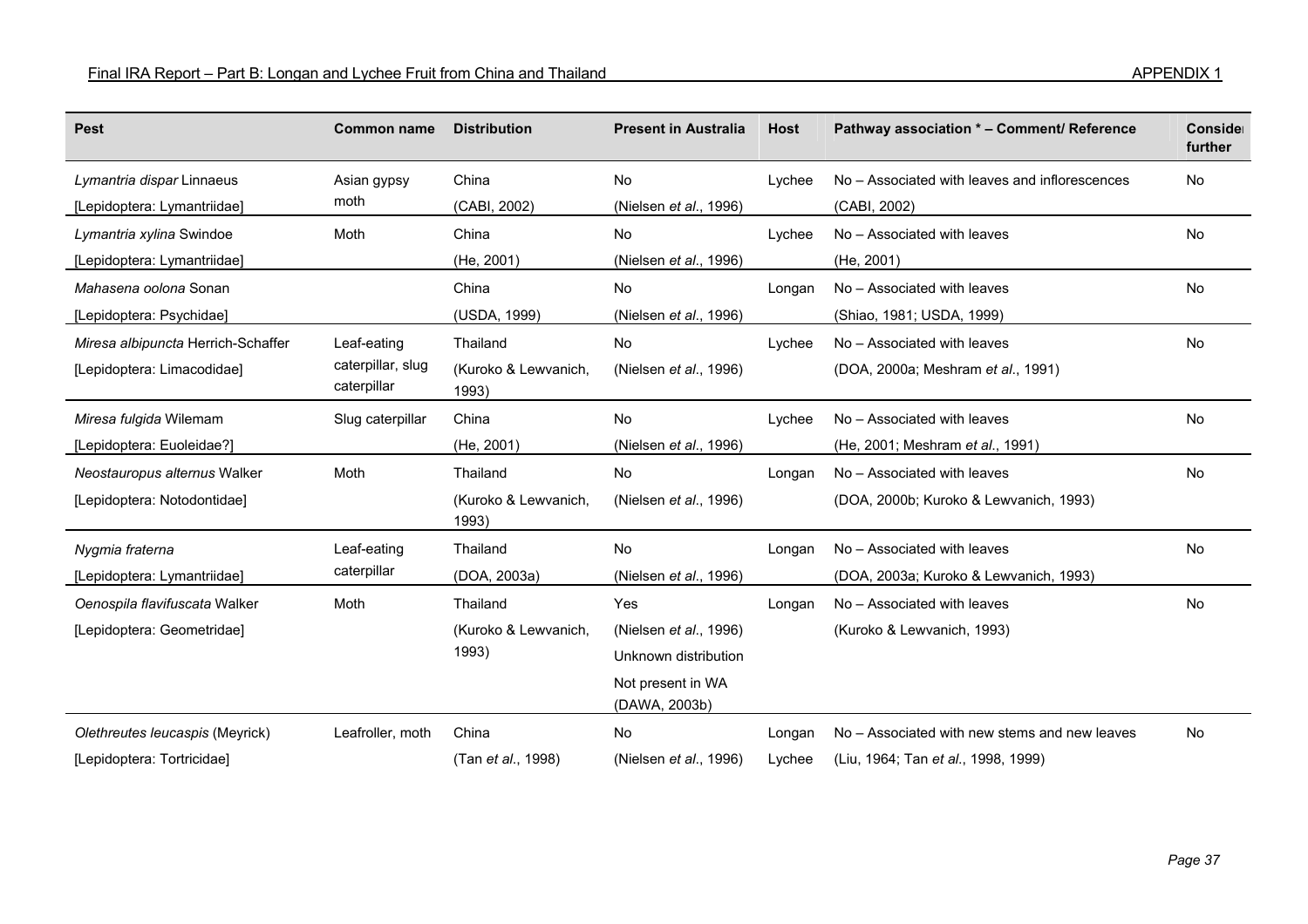| Pest | Common name | Distribution | Present in Australia | Host | Pathway association * – Comment/ Reference | Consider further |
|---|---|---|---|---|---|---|
| *Lymantria dispar* Linnaeus [Lepidoptera: Lymantriidae] | Asian gypsy moth | China (CABI, 2002) | No (Nielsen *et al*., 1996) | Lychee | No – Associated with leaves and inflorescences (CABI, 2002) | No |
| *Lymantria xylina* Swindoe [Lepidoptera: Lymantriidae] | Moth | China (He, 2001) | No (Nielsen *et al*., 1996) | Lychee | No – Associated with leaves (He, 2001) | No |
| *Mahasena oolona* Sonan [Lepidoptera: Psychidae] | | China (USDA, 1999) | No (Nielsen *et al*., 1996) | Longan | No – Associated with leaves (Shiao, 1981; USDA, 1999) | No |
| *Miresa albipuncta* Herrich-Schaffer [Lepidoptera: Limacodidae] | Leaf-eating caterpillar, slug caterpillar | Thailand (Kuroko & Lewvanich, 1993) | No (Nielsen *et al*., 1996) | Lychee | No – Associated with leaves (DOA, 2000a; Meshram *et al*., 1991) | No |
| *Miresa fulgida* Wilemam [Lepidoptera: Euoleidae?] | Slug caterpillar | China (He, 2001) | No (Nielsen *et al*., 1996) | Lychee | No – Associated with leaves (He, 2001; Meshram *et al*., 1991) | No |
| *Neostauropus alternus* Walker [Lepidoptera: Notodontidae] | Moth | Thailand (Kuroko & Lewvanich, 1993) | No (Nielsen *et al*., 1996) | Longan | No – Associated with leaves (DOA, 2000b; Kuroko & Lewvanich, 1993) | No |
| *Nygmia fraterna* [Lepidoptera: Lymantriidae] | Leaf-eating caterpillar | Thailand (DOA, 2003a) | No (Nielsen *et al*., 1996) | Longan | No – Associated with leaves (DOA, 2003a; Kuroko & Lewvanich, 1993) | No |
| *Oenospila flavifuscata* Walker [Lepidoptera: Geometridae] | Moth | Thailand (Kuroko & Lewvanich, 1993) | Yes (Nielsen *et al*., 1996) Unknown distribution Not present in WA (DAWA, 2003b) | Longan | No – Associated with leaves (Kuroko & Lewvanich, 1993) | No |
| *Olethreutes leucaspis* (Meyrick) [Lepidoptera: Tortricidae] | Leafroller, moth | China (Tan *et al*., 1998) | No (Nielsen *et al*., 1996) | Longan Lychee | No – Associated with new stems and new leaves (Liu, 1964; Tan *et al*., 1998, 1999) | No |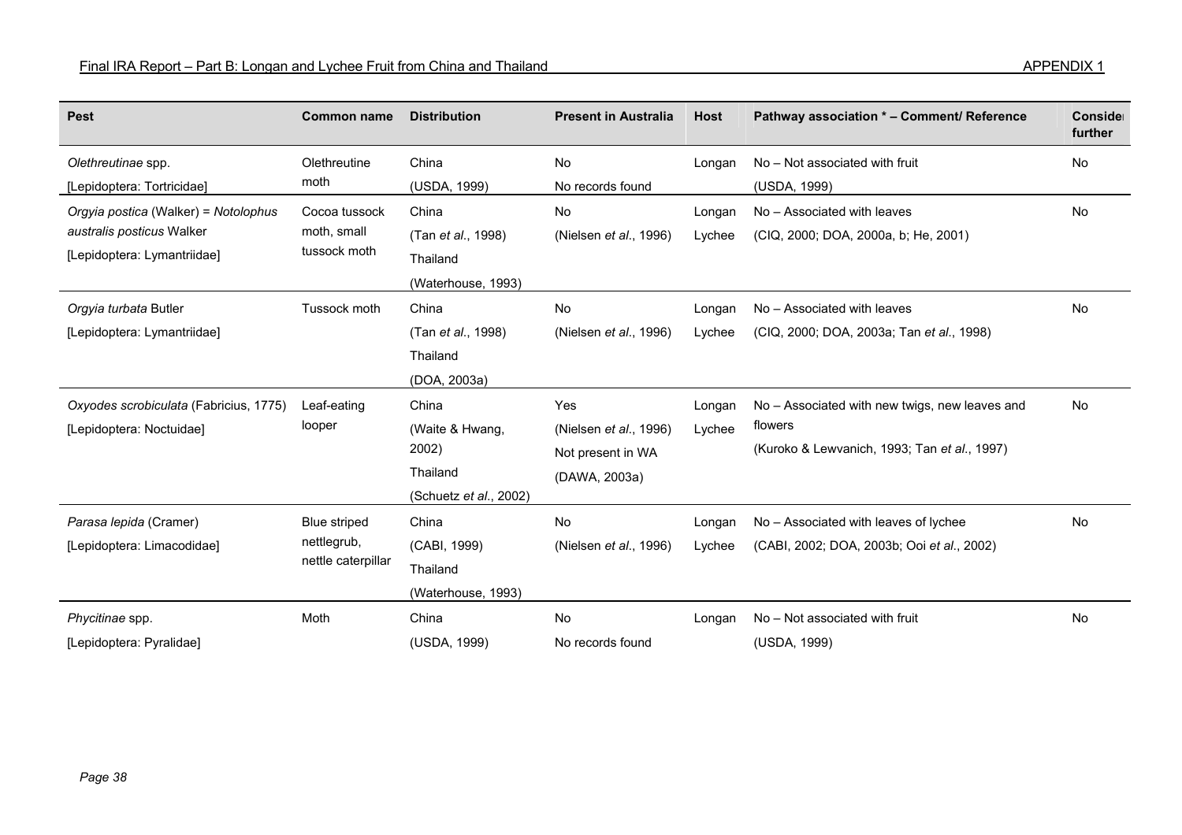| Pest | Common name | Distribution | Present in Australia | Host | Pathway association * – Comment/ Reference | Consider further |
|---|---|---|---|---|---|---|
| *Olethreutinae* spp.<br>[Lepidoptera: Tortricidae] | Olethreutine moth | China<br>(USDA, 1999) | No<br>No records found | Longan | No – Not associated with fruit<br>(USDA, 1999) | No |
| *Orgyia postica* (Walker) = *Notolophus australis posticus* Walker<br>[Lepidoptera: Lymantriidae] | Cocoa tussock moth, small tussock moth | China<br>(Tan *et al*., 1998)<br>Thailand<br>(Waterhouse, 1993) | No<br>(Nielsen *et al*., 1996) | Longan<br>Lychee | No – Associated with leaves<br>(CIQ, 2000; DOA, 2000a, b; He, 2001) | No |
| *Orgyia turbata* Butler<br>[Lepidoptera: Lymantriidae] | Tussock moth | China<br>(Tan *et al*., 1998)<br>Thailand<br>(DOA, 2003a) | No<br>(Nielsen *et al*., 1996) | Longan<br>Lychee | No – Associated with leaves<br>(CIQ, 2000; DOA, 2003a; Tan *et al*., 1998) | No |
| *Oxyodes scrobiculata* (Fabricius, 1775)<br>[Lepidoptera: Noctuidae] | Leaf-eating looper | China<br>(Waite & Hwang, 2002)<br>Thailand<br>(Schuetz *et al*., 2002) | Yes<br>(Nielsen *et al*., 1996)<br>Not present in WA<br>(DAWA, 2003a) | Longan<br>Lychee | No – Associated with new twigs, new leaves and flowers<br>(Kuroko & Lewvanich, 1993; Tan *et al*., 1997) | No |
| *Parasa lepida* (Cramer)<br>[Lepidoptera: Limacodidae] | Blue striped nettlegrub, nettle caterpillar | China<br>(CABI, 1999)<br>Thailand<br>(Waterhouse, 1993) | No<br>(Nielsen *et al*., 1996) | Longan<br>Lychee | No – Associated with leaves of lychee<br>(CABI, 2002; DOA, 2003b; Ooi *et al*., 2002) | No |
| *Phycitinae* spp.<br>[Lepidoptera: Pyralidae] | Moth | China<br>(USDA, 1999) | No<br>No records found | Longan | No – Not associated with fruit<br>(USDA, 1999) | No |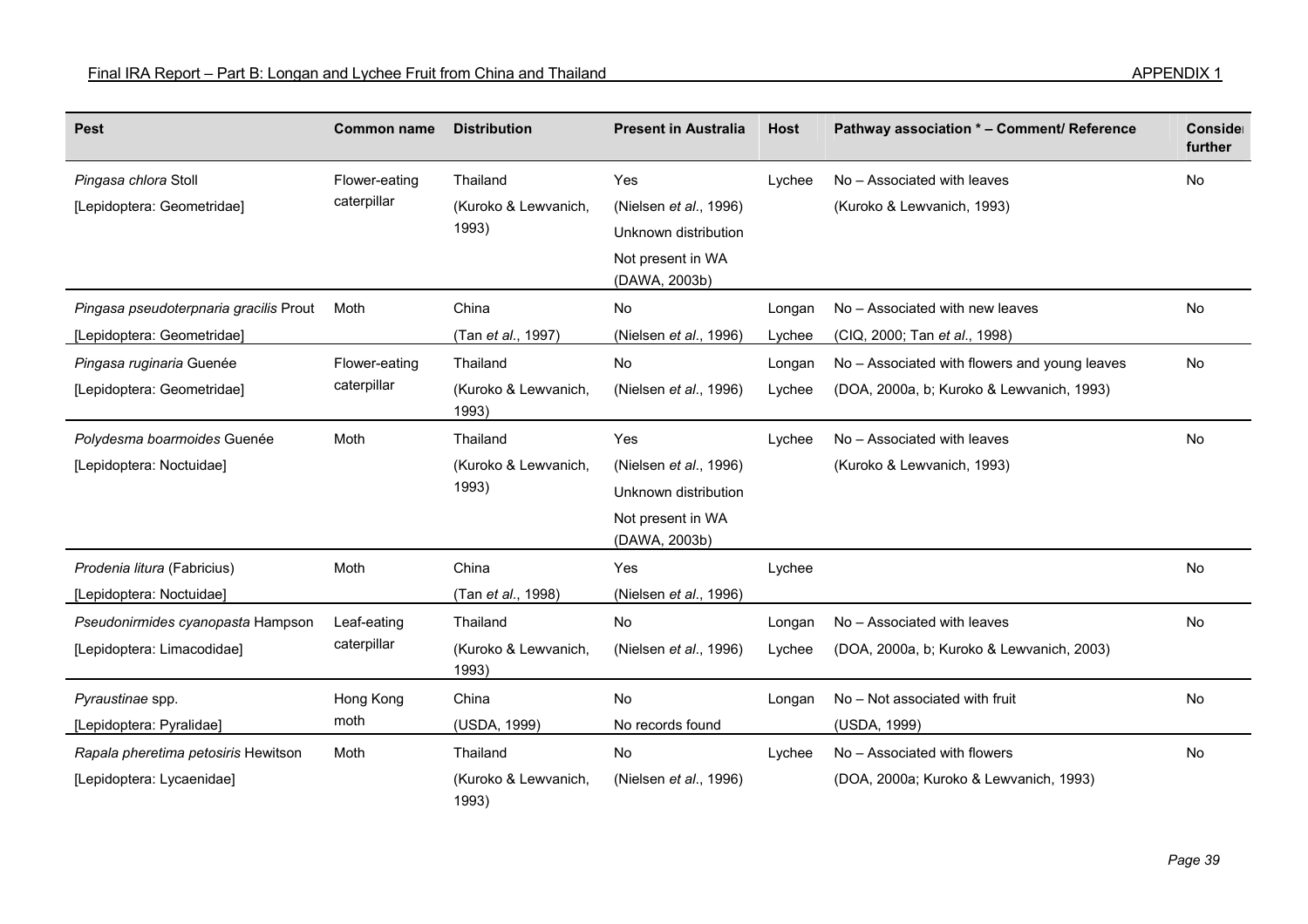| Pest | Common name | Distribution | Present in Australia | Host | Pathway association * – Comment/ Reference | Consider further |
|---|---|---|---|---|---|---|
| *Pingasa chlora* Stoll [Lepidoptera: Geometridae] | Flower-eating caterpillar | Thailand (Kuroko & Lewvanich, 1993) | Yes (Nielsen *et al*., 1996) Unknown distribution Not present in WA (DAWA, 2003b) | Lychee | No – Associated with leaves (Kuroko & Lewvanich, 1993) | No |
| *Pingasa pseudoterpnaria gracilis* Prout [Lepidoptera: Geometridae] | Moth | China (Tan *et al*., 1997) | No (Nielsen *et al*., 1996) | Longan Lychee | No – Associated with new leaves (CIQ, 2000; Tan *et al*., 1998) | No |
| *Pingasa ruginaria* Guenée [Lepidoptera: Geometridae] | Flower-eating caterpillar | Thailand (Kuroko & Lewvanich, 1993) | No (Nielsen *et al*., 1996) | Longan Lychee | No – Associated with flowers and young leaves (DOA, 2000a, b; Kuroko & Lewvanich, 1993) | No |
| *Polydesma boarmoides* Guenée [Lepidoptera: Noctuidae] | Moth | Thailand (Kuroko & Lewvanich, 1993) | Yes (Nielsen *et al*., 1996) Unknown distribution Not present in WA (DAWA, 2003b) | Lychee | No – Associated with leaves (Kuroko & Lewvanich, 1993) | No |
| *Prodenia litura* (Fabricius) [Lepidoptera: Noctuidae] | Moth | China (Tan *et al*., 1998) | Yes (Nielsen *et al*., 1996) | Lychee | | No |
| *Pseudonirmides cyanopasta* Hampson [Lepidoptera: Limacodidae] | Leaf-eating caterpillar | Thailand (Kuroko & Lewvanich, 1993) | No (Nielsen *et al*., 1996) | Longan Lychee | No – Associated with leaves (DOA, 2000a, b; Kuroko & Lewvanich, 2003) | No |
| *Pyraustinae* spp. [Lepidoptera: Pyralidae] | Hong Kong moth | China (USDA, 1999) | No No records found | Longan | No – Not associated with fruit (USDA, 1999) | No |
| *Rapala pheretima petosiris* Hewitson [Lepidoptera: Lycaenidae] | Moth | Thailand (Kuroko & Lewvanich, 1993) | No (Nielsen *et al*., 1996) | Lychee | No – Associated with flowers (DOA, 2000a; Kuroko & Lewvanich, 1993) | No |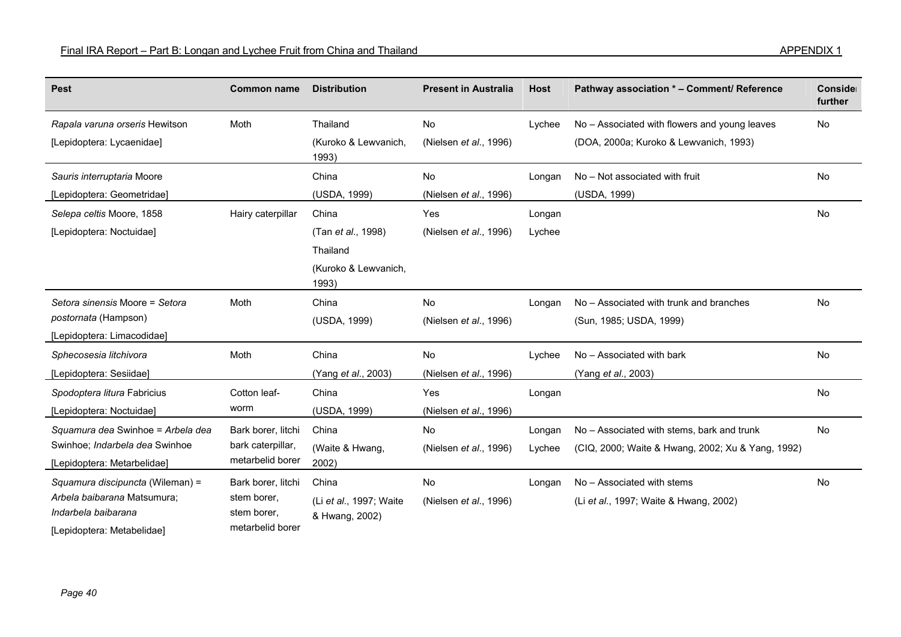| Pest | Common name | Distribution | Present in Australia | Host | Pathway association * – Comment/ Reference | Consider further |
|---|---|---|---|---|---|---|
| *Rapala varuna orseris* Hewitson [Lepidoptera: Lycaenidae] | Moth | Thailand (Kuroko & Lewvanich, 1993) | No (Nielsen *et al*., 1996) | Lychee | No – Associated with flowers and young leaves (DOA, 2000a; Kuroko & Lewvanich, 1993) | No |
| *Sauris interruptaria* Moore [Lepidoptera: Geometridae] | | China (USDA, 1999) | No (Nielsen *et al*., 1996) | Longan | No – Not associated with fruit (USDA, 1999) | No |
| *Selepa celtis* Moore, 1858 [Lepidoptera: Noctuidae] | Hairy caterpillar | China (Tan *et al*., 1998) Thailand (Kuroko & Lewvanich, 1993) | Yes (Nielsen *et al*., 1996) | Longan Lychee | | No |
| *Setora sinensis* Moore = *Setora postornata* (Hampson) [Lepidoptera: Limacodidae] | Moth | China (USDA, 1999) | No (Nielsen *et al*., 1996) | Longan | No – Associated with trunk and branches (Sun, 1985; USDA, 1999) | No |
| *Sphecosesia litchivora* [Lepidoptera: Sesiidae] | Moth | China (Yang *et al*., 2003) | No (Nielsen *et al*., 1996) | Lychee | No – Associated with bark (Yang *et al*., 2003) | No |
| *Spodoptera litura* Fabricius [Lepidoptera: Noctuidae] | Cotton leaf-worm | China (USDA, 1999) | Yes (Nielsen *et al*., 1996) | Longan | | No |
| *Squamura dea* Swinhoe = *Arbela dea* Swinhoe; *Indarbela dea* Swinhoe [Lepidoptera: Metarbelidae] | Bark borer, litchi bark caterpillar, metarbelid borer | China (Waite & Hwang, 2002) | No (Nielsen *et al*., 1996) | Longan Lychee | No – Associated with stems, bark and trunk (CIQ, 2000; Waite & Hwang, 2002; Xu & Yang, 1992) | No |
| *Squamura discipuncta* (Wileman) = *Arbela baibarana* Matsumura; *Indarbela baibarana* [Lepidoptera: Metabelidae] | Bark borer, litchi stem borer, stem borer, metarbelid borer | China (Li *et al*., 1997; Waite & Hwang, 2002) | No (Nielsen *et al*., 1996) | Longan | No – Associated with stems (Li *et al*., 1997; Waite & Hwang, 2002) | No |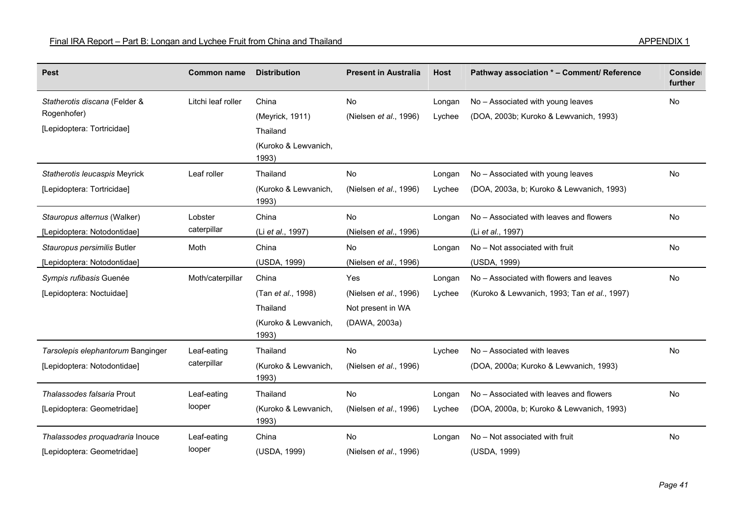| Pest | Common name | Distribution | Present in Australia | Host | Pathway association * – Comment/ Reference | Consider further |
|---|---|---|---|---|---|---|
| *Statherotis discana* (Felder & Rogenhofer) [Lepidoptera: Tortricidae] | Litchi leaf roller | China (Meyrick, 1911) Thailand (Kuroko & Lewvanich, 1993) | No (Nielsen *et al*., 1996) | Longan Lychee | No – Associated with young leaves (DOA, 2003b; Kuroko & Lewvanich, 1993) | No |
| *Statherotis leucaspis* Meyrick [Lepidoptera: Tortricidae] | Leaf roller | Thailand (Kuroko & Lewvanich, 1993) | No (Nielsen *et al*., 1996) | Longan Lychee | No – Associated with young leaves (DOA, 2003a, b; Kuroko & Lewvanich, 1993) | No |
| *Stauropus alternus* (Walker) [Lepidoptera: Notodontidae] | Lobster caterpillar | China (Li *et al*., 1997) | No (Nielsen *et al*., 1996) | Longan | No – Associated with leaves and flowers (Li *et al*., 1997) | No |
| *Stauropus persimilis* Butler [Lepidoptera: Notodontidae] | Moth | China (USDA, 1999) | No (Nielsen *et al*., 1996) | Longan | No – Not associated with fruit (USDA, 1999) | No |
| *Sympis rufibasis* Guenée [Lepidoptera: Noctuidae] | Moth/caterpillar | China (Tan *et al*., 1998) Thailand (Kuroko & Lewvanich, 1993) | Yes (Nielsen *et al*., 1996) Not present in WA (DAWA, 2003a) | Longan Lychee | No – Associated with flowers and leaves (Kuroko & Lewvanich, 1993; Tan *et al*., 1997) | No |
| *Tarsolepis elephantorum* Banginger [Lepidoptera: Notodontidae] | Leaf-eating caterpillar | Thailand (Kuroko & Lewvanich, 1993) | No (Nielsen *et al*., 1996) | Lychee | No – Associated with leaves (DOA, 2000a; Kuroko & Lewvanich, 1993) | No |
| *Thalassodes falsaria* Prout [Lepidoptera: Geometridae] | Leaf-eating looper | Thailand (Kuroko & Lewvanich, 1993) | No (Nielsen *et al*., 1996) | Longan Lychee | No – Associated with leaves and flowers (DOA, 2000a, b; Kuroko & Lewvanich, 1993) | No |
| *Thalassodes proquadraria* Inouce [Lepidoptera: Geometridae] | Leaf-eating looper | China (USDA, 1999) | No (Nielsen *et al*., 1996) | Longan | No – Not associated with fruit (USDA, 1999) | No |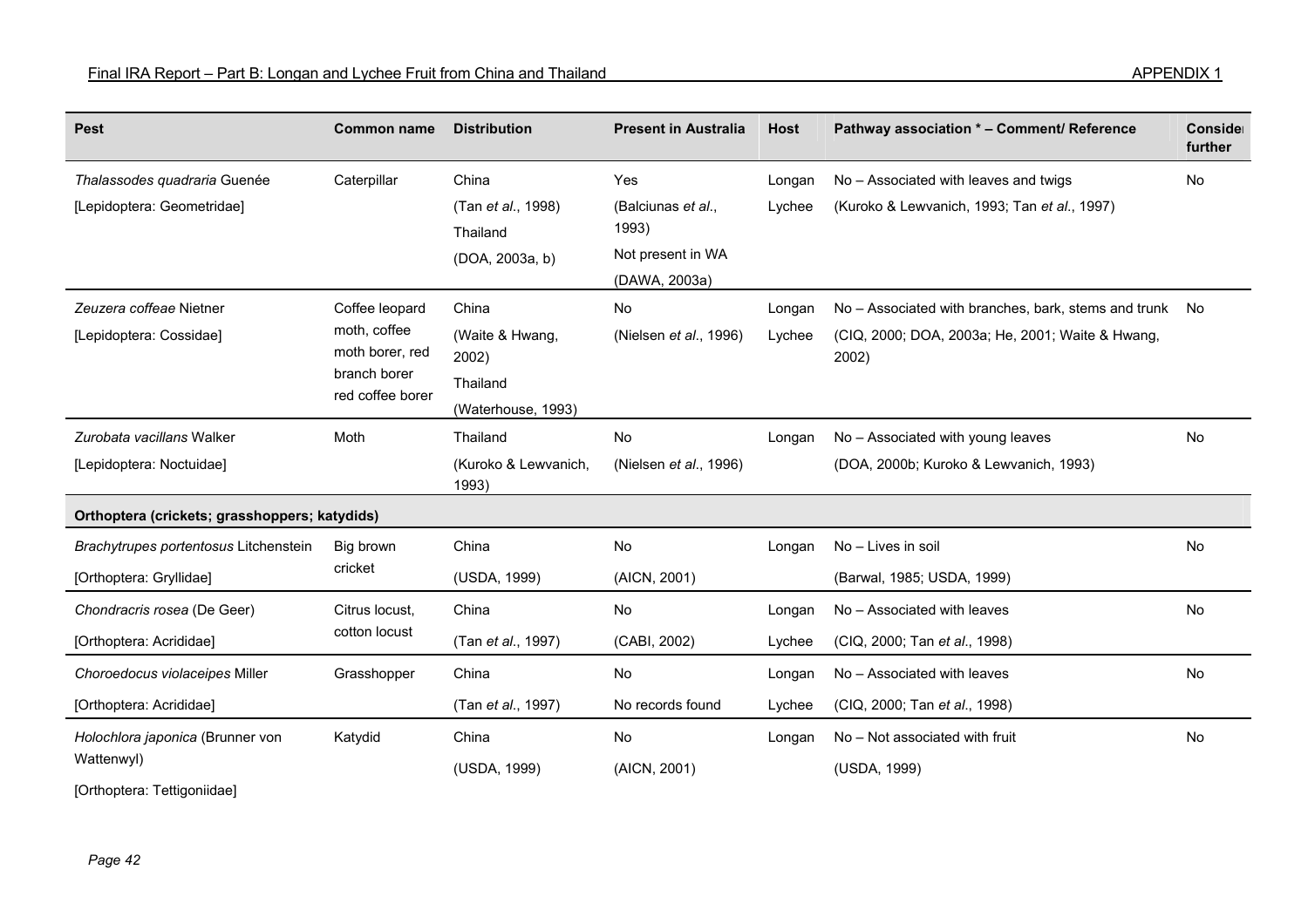| Pest | Common name | Distribution | Present in Australia | Host | Pathway association * – Comment/ Reference | Consider further |
|---|---|---|---|---|---|---|
| *Thalassodes quadraria* Guenée<br>[Lepidoptera: Geometridae] | Caterpillar | China<br>(Tan *et al*., 1998)<br>Thailand<br>(DOA, 2003a, b) | Yes<br>(Balciunas *et al*., 1993)<br>Not present in WA<br>(DAWA, 2003a) | Longan<br>Lychee | No – Associated with leaves and twigs<br>(Kuroko & Lewvanich, 1993; Tan *et al*., 1997) | No |
| *Zeuzera coffeae* Nietner<br>[Lepidoptera: Cossidae] | Coffee leopard moth, coffee moth borer, red branch borer red coffee borer | China<br>(Waite & Hwang, 2002)<br>Thailand<br>(Waterhouse, 1993) | No<br>(Nielsen *et al*., 1996) | Longan<br>Lychee | No – Associated with branches, bark, stems and trunk<br>(CIQ, 2000; DOA, 2003a; He, 2001; Waite & Hwang, 2002) | No |
| *Zurobata vacillans* Walker<br>[Lepidoptera: Noctuidae] | Moth | Thailand<br>(Kuroko & Lewvanich, 1993) | No<br>(Nielsen *et al*., 1996) | Longan | No – Associated with young leaves<br>(DOA, 2000b; Kuroko & Lewvanich, 1993) | No |
| **Orthoptera (crickets; grasshoppers; katydids)** | | | | | | |
| *Brachytrupes portentosus* Litchenstein<br>[Orthoptera: Gryllidae] | Big brown cricket | China<br>(USDA, 1999) | No<br>(AICN, 2001) | Longan | No – Lives in soil<br>(Barwal, 1985; USDA, 1999) | No |
| *Chondracris rosea* (De Geer)<br>[Orthoptera: Acrididae] | Citrus locust, cotton locust | China<br>(Tan *et al*., 1997) | No<br>(CABI, 2002) | Longan<br>Lychee | No – Associated with leaves<br>(CIQ, 2000; Tan *et al*., 1998) | No |
| *Choroedocus violaceipes* Miller<br>[Orthoptera: Acrididae] | Grasshopper | China<br>(Tan *et al*., 1997) | No<br>No records found | Longan<br>Lychee | No – Associated with leaves<br>(CIQ, 2000; Tan *et al*., 1998) | No |
| *Holochlora japonica* (Brunner von Wattenwyl)<br>[Orthoptera: Tettigoniidae] | Katydid | China<br>(USDA, 1999) | No<br>(AICN, 2001) | Longan | No – Not associated with fruit<br>(USDA, 1999) | No |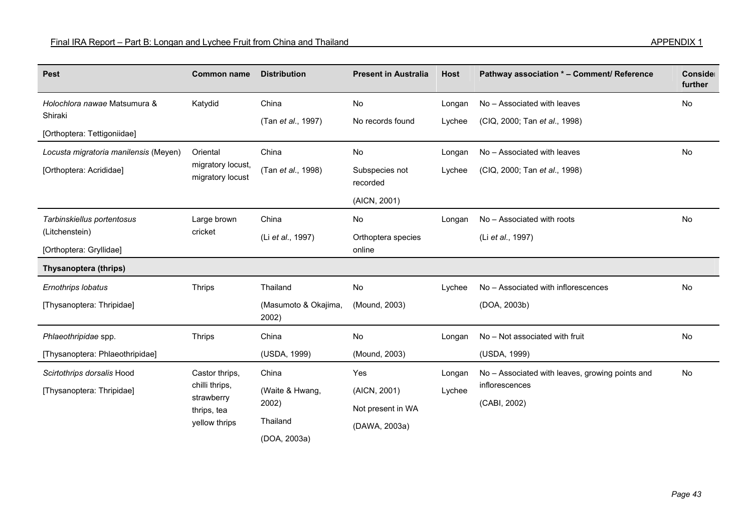| Pest | Common name | Distribution | Present in Australia | Host | Pathway association * – Comment/ Reference | Consider further |
|---|---|---|---|---|---|---|
| *Holochlora nawae* Matsumura & Shiraki<br>[Orthoptera: Tettigoniidae] | Katydid | China<br>(Tan *et al*., 1997) | No<br>No records found | Longan<br>Lychee | No – Associated with leaves<br>(CIQ, 2000; Tan *et al*., 1998) | No |
| *Locusta migratoria manilensis* (Meyen)<br>[Orthoptera: Acrididae] | Oriental migratory locust, migratory locust | China<br>(Tan *et al*., 1998) | No<br>Subspecies not recorded<br>(AICN, 2001) | Longan<br>Lychee | No – Associated with leaves<br>(CIQ, 2000; Tan *et al*., 1998) | No |
| *Tarbinskiellus portentosus* (Litchenstein)<br>[Orthoptera: Gryllidae] | Large brown cricket | China<br>(Li *et al*., 1997) | No<br>Orthoptera species online | Longan | No – Associated with roots<br>(Li *et al*., 1997) | No |
| **Thysanoptera (thrips)** | | | | | | |
| *Ernothrips lobatus*<br>[Thysanoptera: Thripidae] | Thrips | Thailand<br>(Masumoto & Okajima, 2002) | No<br>(Mound, 2003) | Lychee | No – Associated with inflorescences<br>(DOA, 2003b) | No |
| *Phlaeothripidae* spp.<br>[Thysanoptera: Phlaeothripidae] | Thrips | China<br>(USDA, 1999) | No<br>(Mound, 2003) | Longan | No – Not associated with fruit<br>(USDA, 1999) | No |
| *Scirtothrips dorsalis* Hood<br>[Thysanoptera: Thripidae] | Castor thrips, chilli thrips, strawberry thrips, tea yellow thrips | China<br>(Waite & Hwang, 2002)<br>Thailand<br>(DOA, 2003a) | Yes<br>(AICN, 2001)<br>Not present in WA<br>(DAWA, 2003a) | Longan<br>Lychee | No – Associated with leaves, growing points and inflorescences<br>(CABI, 2002) | No |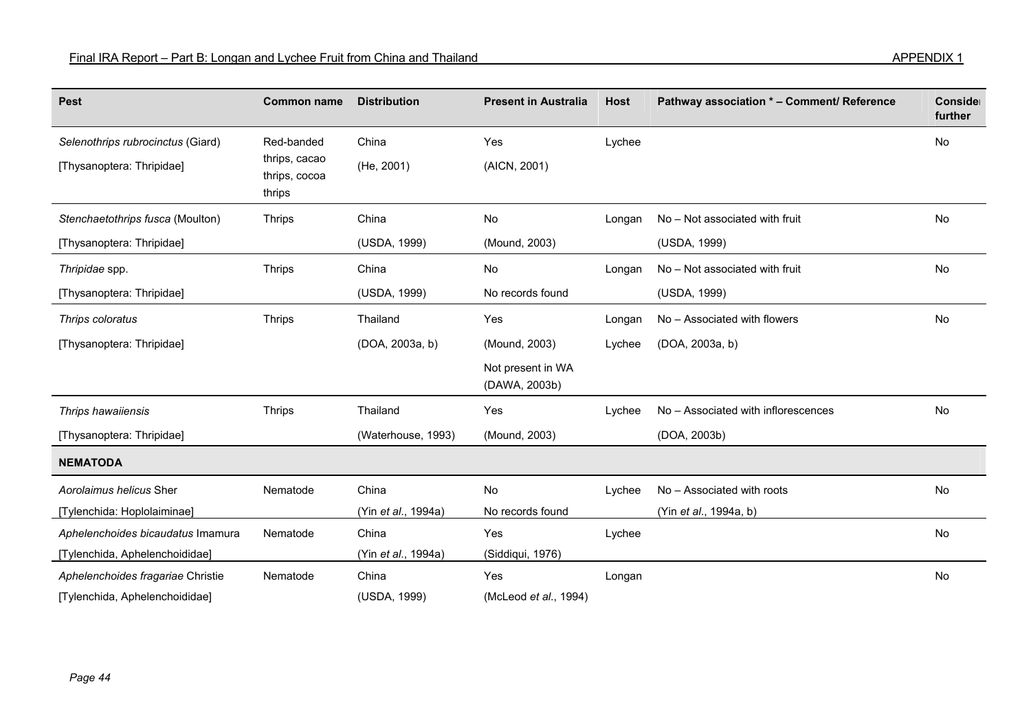| Pest | Common name | Distribution | Present in Australia | Host | Pathway association * – Comment/ Reference | Consider further |
|---|---|---|---|---|---|---|
| *Selenothrips rubrocinctus* (Giard) [Thysanoptera: Thripidae] | Red-banded thrips, cacao thrips, cocoa thrips | China (He, 2001) | Yes (AICN, 2001) | Lychee | | No |
| *Stenchaetothrips fusca* (Moulton) [Thysanoptera: Thripidae] | Thrips | China (USDA, 1999) | No (Mound, 2003) | Longan | No – Not associated with fruit (USDA, 1999) | No |
| *Thripidae* spp. [Thysanoptera: Thripidae] | Thrips | China (USDA, 1999) | No No records found | Longan | No – Not associated with fruit (USDA, 1999) | No |
| *Thrips coloratus* [Thysanoptera: Thripidae] | Thrips | Thailand (DOA, 2003a, b) | Yes (Mound, 2003) Not present in WA (DAWA, 2003b) | Longan Lychee | No – Associated with flowers (DOA, 2003a, b) | No |
| *Thrips hawaiiensis* [Thysanoptera: Thripidae] | Thrips | Thailand (Waterhouse, 1993) | Yes (Mound, 2003) | Lychee | No – Associated with inflorescences (DOA, 2003b) | No |
| **NEMATODA** | | | | | | |
| *Aorolaimus helicus* Sher [Tylenchida: Hoplolaiminae] | Nematode | China (Yin *et al*., 1994a) | No No records found | Lychee | No – Associated with roots (Yin *et al*., 1994a, b) | No |
| *Aphelenchoides bicaudatus* Imamura [Tylenchida, Aphelenchoididae] | Nematode | China (Yin *et al*., 1994a) | Yes (Siddiqui, 1976) | Lychee | | No |
| *Aphelenchoides fragariae* Christie [Tylenchida, Aphelenchoididae] | Nematode | China (USDA, 1999) | Yes (McLeod *et al*., 1994) | Longan | | No |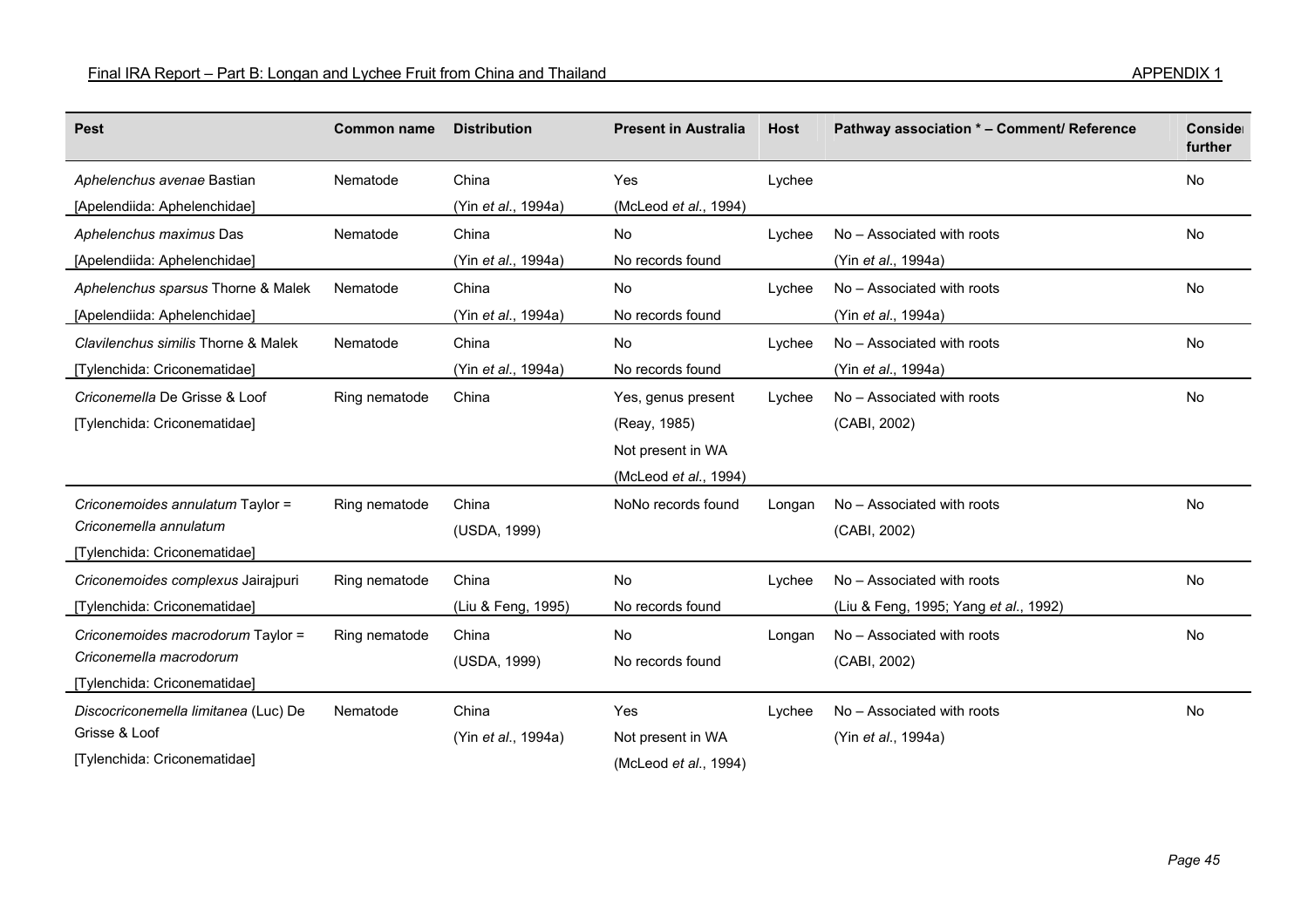| Pest | Common name | Distribution | Present in Australia | Host | Pathway association * – Comment/ Reference | Consider further |
|---|---|---|---|---|---|---|
| *Aphelenchus avenae* Bastian [Apelendiida: Aphelenchidae] | Nematode | China (Yin *et al*., 1994a) | Yes (McLeod *et al*., 1994) | Lychee | | No |
| *Aphelenchus maximus* Das [Apelendiida: Aphelenchidae] | Nematode | China (Yin *et al*., 1994a) | No No records found | Lychee | No – Associated with roots (Yin *et al*., 1994a) | No |
| *Aphelenchus sparsus* Thorne & Malek [Apelendiida: Aphelenchidae] | Nematode | China (Yin *et al*., 1994a) | No No records found | Lychee | No – Associated with roots (Yin *et al*., 1994a) | No |
| *Clavilenchus similis* Thorne & Malek [Tylenchida: Criconematidae] | Nematode | China (Yin *et al*., 1994a) | No No records found | Lychee | No – Associated with roots (Yin *et al*., 1994a) | No |
| *Criconemella* De Grisse & Loof [Tylenchida: Criconematidae] | Ring nematode | China | Yes, genus present (Reay, 1985) Not present in WA (McLeod *et al*., 1994) | Lychee | No – Associated with roots (CABI, 2002) | No |
| *Criconemoides annulatum* Taylor = *Criconemella annulatum* [Tylenchida: Criconematidae] | Ring nematode | China (USDA, 1999) | NoNo records found | Longan | No – Associated with roots (CABI, 2002) | No |
| *Criconemoides complexus* Jairajpuri [Tylenchida: Criconematidae] | Ring nematode | China (Liu & Feng, 1995) | No No records found | Lychee | No – Associated with roots (Liu & Feng, 1995; Yang *et al*., 1992) | No |
| *Criconemoides macrodorum* Taylor = *Criconemella macrodorum* [Tylenchida: Criconematidae] | Ring nematode | China (USDA, 1999) | No No records found | Longan | No – Associated with roots (CABI, 2002) | No |
| *Discocriconemella limitanea* (Luc) De Grisse & Loof [Tylenchida: Criconematidae] | Nematode | China (Yin *et al*., 1994a) | Yes Not present in WA (McLeod *et al*., 1994) | Lychee | No – Associated with roots (Yin *et al*., 1994a) | No |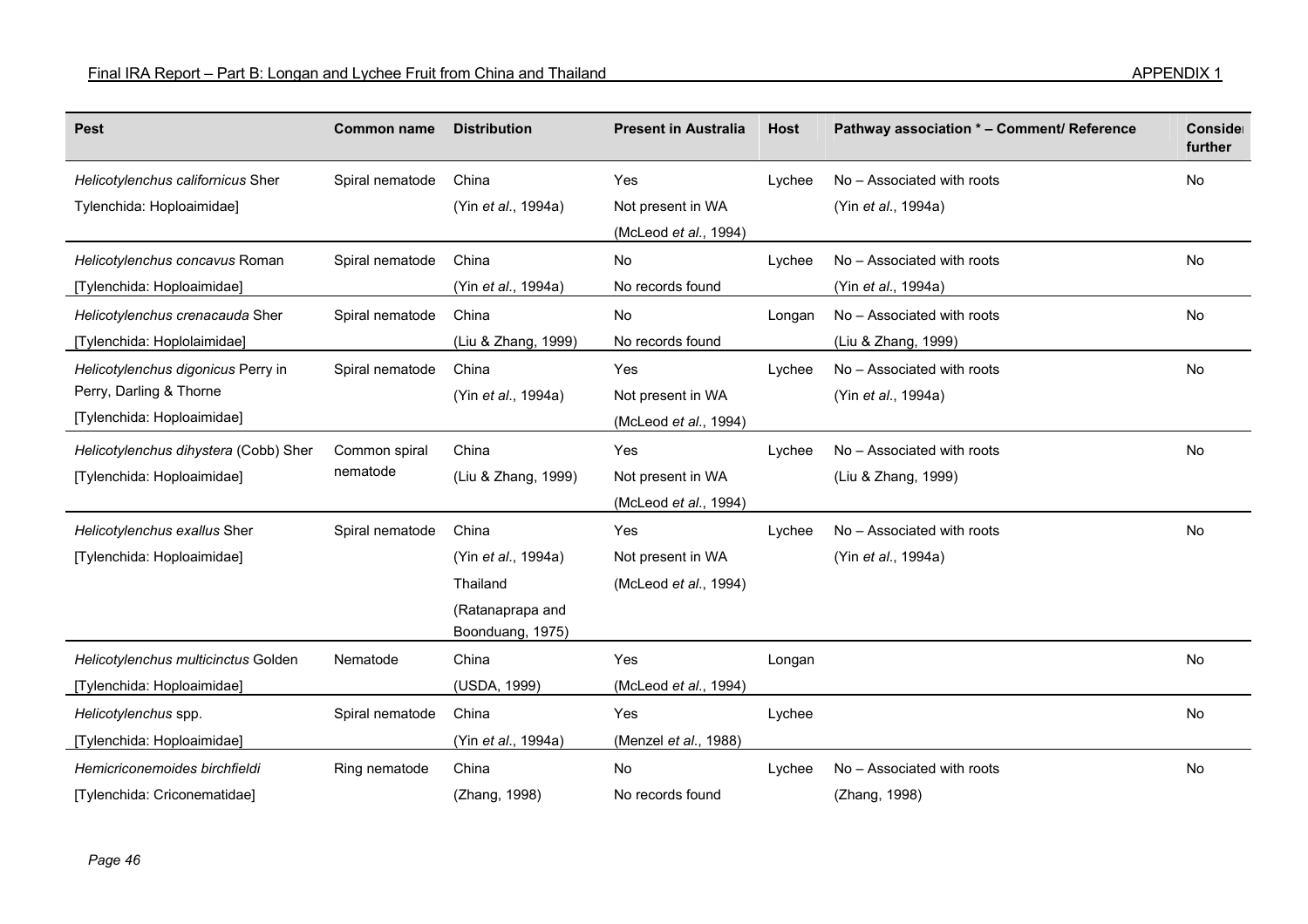| Pest | Common name | Distribution | Present in Australia | Host | Pathway association * – Comment/ Reference | Consider further |
|---|---|---|---|---|---|---|
| *Helicotylenchus californicus* Sher Tylenchida: Hoploaimidae] | Spiral nematode | China (Yin *et al*., 1994a) | Yes Not present in WA (McLeod *et al*., 1994) | Lychee | No – Associated with roots (Yin *et al*., 1994a) | No |
| *Helicotylenchus concavus* Roman [Tylenchida: Hoploaimidae] | Spiral nematode | China (Yin *et al*., 1994a) | No No records found | Lychee | No – Associated with roots (Yin *et al*., 1994a) | No |
| *Helicotylenchus crenacauda* Sher [Tylenchida: Hoplolaimidae] | Spiral nematode | China (Liu & Zhang, 1999) | No No records found | Longan | No – Associated with roots (Liu & Zhang, 1999) | No |
| *Helicotylenchus digonicus* Perry in Perry, Darling & Thorne [Tylenchida: Hoploaimidae] | Spiral nematode | China (Yin *et al*., 1994a) | Yes Not present in WA (McLeod *et al*., 1994) | Lychee | No – Associated with roots (Yin *et al*., 1994a) | No |
| *Helicotylenchus dihystera* (Cobb) Sher [Tylenchida: Hoploaimidae] | Common spiral nematode | China (Liu & Zhang, 1999) | Yes Not present in WA (McLeod *et al*., 1994) | Lychee | No – Associated with roots (Liu & Zhang, 1999) | No |
| *Helicotylenchus exallus* Sher [Tylenchida: Hoploaimidae] | Spiral nematode | China (Yin *et al*., 1994a) Thailand (Ratanaprapa and Boonduang, 1975) | Yes Not present in WA (McLeod *et al*., 1994) | Lychee | No – Associated with roots (Yin *et al*., 1994a) | No |
| *Helicotylenchus multicinctus* Golden [Tylenchida: Hoploaimidae] | Nematode | China (USDA, 1999) | Yes (McLeod *et al*., 1994) | Longan | | No |
| *Helicotylenchus* spp. [Tylenchida: Hoploaimidae] | Spiral nematode | China (Yin *et al*., 1994a) | Yes (Menzel *et al*., 1988) | Lychee | | No |
| *Hemicriconemoides birchfieldi* [Tylenchida: Criconematidae] | Ring nematode | China (Zhang, 1998) | No No records found | Lychee | No – Associated with roots (Zhang, 1998) | No |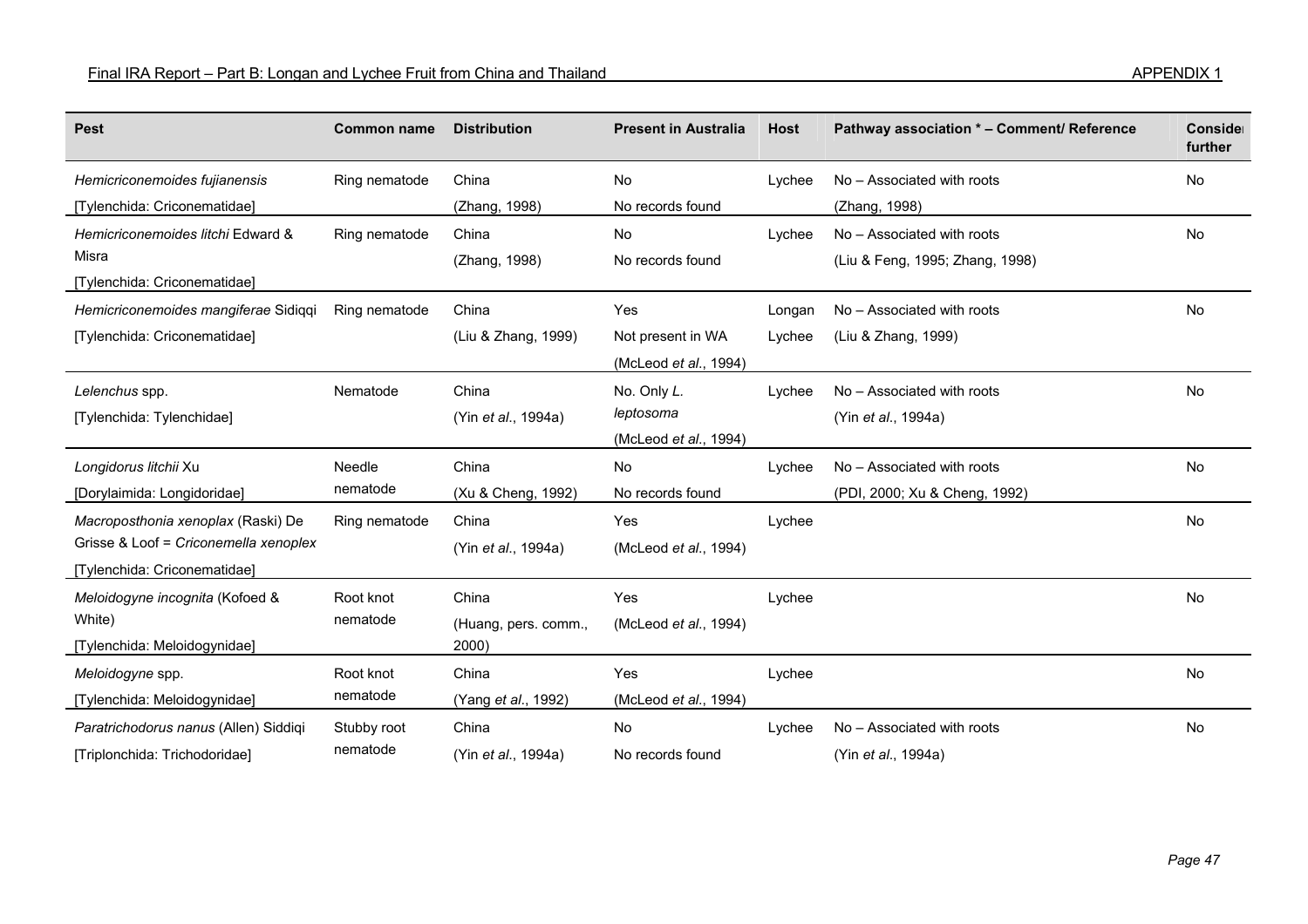| Pest | Common name | Distribution | Present in Australia | Host | Pathway association * – Comment/ Reference | Consider further |
|---|---|---|---|---|---|---|
| *Hemicriconemoides fujianensis* [Tylenchida: Criconematidae] | Ring nematode | China (Zhang, 1998) | No No records found | Lychee | No – Associated with roots (Zhang, 1998) | No |
| *Hemicriconemoides litchi* Edward & Misra [Tylenchida: Criconematidae] | Ring nematode | China (Zhang, 1998) | No No records found | Lychee | No – Associated with roots (Liu & Feng, 1995; Zhang, 1998) | No |
| *Hemicriconemoides mangiferae* Sidiqqi [Tylenchida: Criconematidae] | Ring nematode | China (Liu & Zhang, 1999) | Yes Not present in WA (McLeod *et al.*, 1994) | Longan Lychee | No – Associated with roots (Liu & Zhang, 1999) | No |
| *Lelenchus* spp. [Tylenchida: Tylenchidae] | Nematode | China (Yin *et al.*, 1994a) | No. Only *L. leptosoma* (McLeod *et al.*, 1994) | Lychee | No – Associated with roots (Yin *et al.*, 1994a) | No |
| *Longidorus litchii* Xu [Dorylaimida: Longidoridae] | Needle nematode | China (Xu & Cheng, 1992) | No No records found | Lychee | No – Associated with roots (PDI, 2000; Xu & Cheng, 1992) | No |
| *Macroposthonia xenoplax* (Raski) De Grisse & Loof = *Criconemella xenoplex* [Tylenchida: Criconematidae] | Ring nematode | China (Yin *et al.*, 1994a) | Yes (McLeod *et al.*, 1994) | Lychee | | No |
| *Meloidogyne incognita* (Kofoed & White) [Tylenchida: Meloidogynidae] | Root knot nematode | China (Huang, pers. comm., 2000) | Yes (McLeod *et al.*, 1994) | Lychee | | No |
| *Meloidogyne* spp. [Tylenchida: Meloidogynidae] | Root knot nematode | China (Yang *et al.*, 1992) | Yes (McLeod *et al.*, 1994) | Lychee | | No |
| *Paratrichodorus nanus* (Allen) Siddiqi [Triplonchida: Trichodoridae] | Stubby root nematode | China (Yin *et al.*, 1994a) | No No records found | Lychee | No – Associated with roots (Yin *et al.*, 1994a) | No |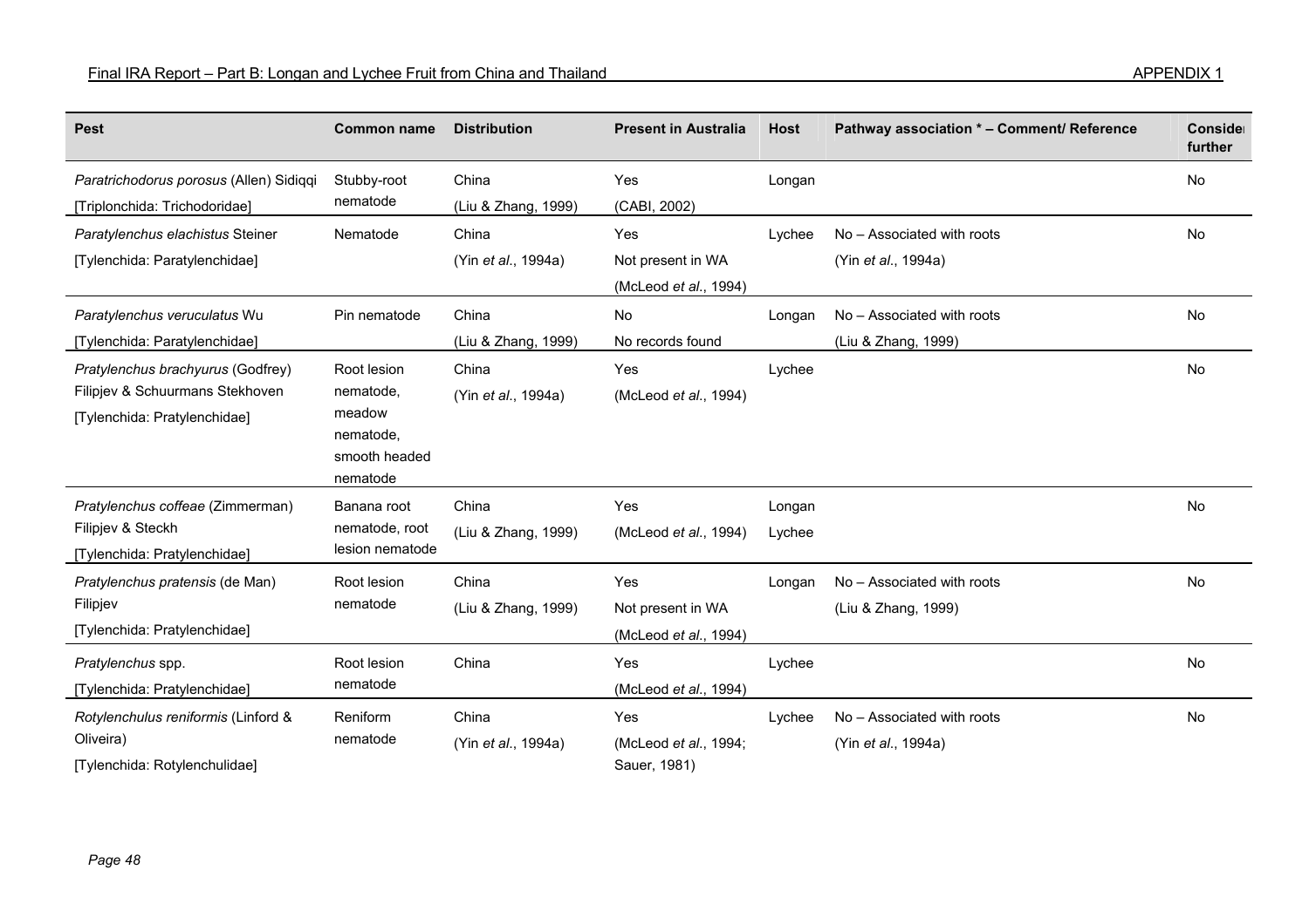| Pest | Common name | Distribution | Present in Australia | Host | Pathway association * – Comment/ Reference | Consider further |
|---|---|---|---|---|---|---|
| *Paratrichodorus porosus* (Allen) Sidiqqi [Triplonchida: Trichodoridae] | Stubby-root nematode | China (Liu & Zhang, 1999) | Yes (CABI, 2002) | Longan | | No |
| *Paratylenchus elachistus* Steiner [Tylenchida: Paratylenchidae] | Nematode | China (Yin *et al*., 1994a) | Yes Not present in WA (McLeod *et al*., 1994) | Lychee | No – Associated with roots (Yin *et al*., 1994a) | No |
| *Paratylenchus veruculatus* Wu [Tylenchida: Paratylenchidae] | Pin nematode | China (Liu & Zhang, 1999) | No No records found | Longan | No – Associated with roots (Liu & Zhang, 1999) | No |
| *Pratylenchus brachyurus* (Godfrey) Filipjev & Schuurmans Stekhoven [Tylenchida: Pratylenchidae] | Root lesion nematode, meadow nematode, smooth headed nematode | China (Yin *et al*., 1994a) | Yes (McLeod *et al*., 1994) | Lychee | | No |
| *Pratylenchus coffeae* (Zimmerman) Filipjev & Steckh [Tylenchida: Pratylenchidae] | Banana root nematode, root lesion nematode | China (Liu & Zhang, 1999) | Yes (McLeod *et al*., 1994) | Longan Lychee | | No |
| *Pratylenchus pratensis* (de Man) Filipjev [Tylenchida: Pratylenchidae] | Root lesion nematode | China (Liu & Zhang, 1999) | Yes Not present in WA (McLeod *et al*., 1994) | Longan | No – Associated with roots (Liu & Zhang, 1999) | No |
| *Pratylenchus* spp. [Tylenchida: Pratylenchidae] | Root lesion nematode | China | Yes (McLeod *et al*., 1994) | Lychee | | No |
| *Rotylenchulus reniformis* (Linford & Oliveira) [Tylenchida: Rotylenchulidae] | Reniform nematode | China (Yin *et al*., 1994a) | Yes (McLeod *et al*., 1994; Sauer, 1981) | Lychee | No – Associated with roots (Yin *et al*., 1994a) | No |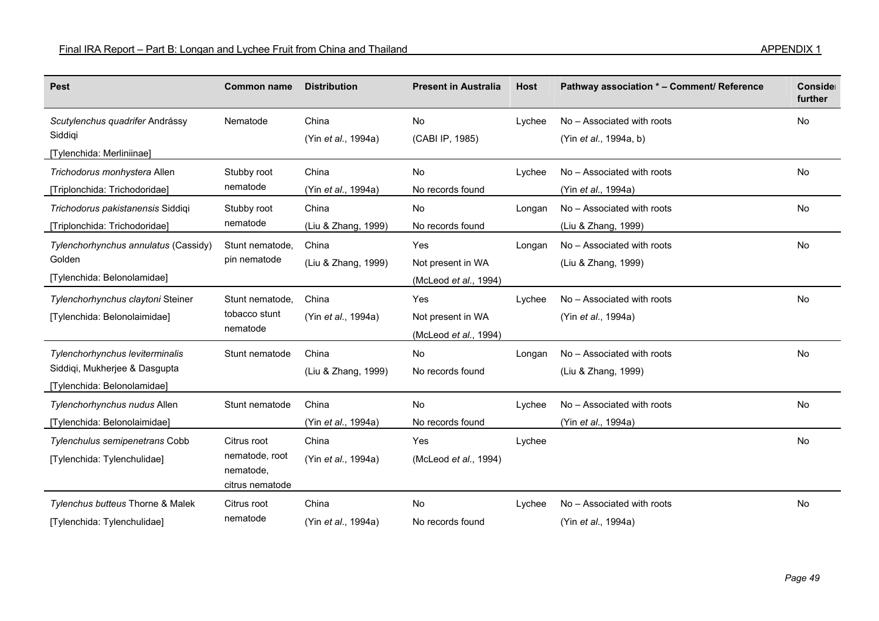| Pest | Common name | Distribution | Present in Australia | Host | Pathway association * – Comment/ Reference | Consider further |
|---|---|---|---|---|---|---|
| *Scutylenchus quadrifer* Andrássy Siddiqi [Tylenchida: Merliniinae] | Nematode | China (Yin *et al*., 1994a) | No (CABI IP, 1985) | Lychee | No – Associated with roots (Yin *et al*., 1994a, b) | No |
| *Trichodorus monhystera* Allen [Triplonchida: Trichodoridae] | Stubby root nematode | China (Yin *et al*., 1994a) | No No records found | Lychee | No – Associated with roots (Yin *et al*., 1994a) | No |
| *Trichodorus pakistanensis* Siddiqi [Triplonchida: Trichodoridae] | Stubby root nematode | China (Liu & Zhang, 1999) | No No records found | Longan | No – Associated with roots (Liu & Zhang, 1999) | No |
| *Tylenchorhynchus annulatus* (Cassidy) Golden [Tylenchida: Belonolamidae] | Stunt nematode, pin nematode | China (Liu & Zhang, 1999) | Yes Not present in WA (McLeod *et al*., 1994) | Longan | No – Associated with roots (Liu & Zhang, 1999) | No |
| *Tylenchorhynchus claytoni* Steiner [Tylenchida: Belonolaimidae] | Stunt nematode, tobacco stunt nematode | China (Yin *et al*., 1994a) | Yes Not present in WA (McLeod *et al*., 1994) | Lychee | No – Associated with roots (Yin *et al*., 1994a) | No |
| *Tylenchorhynchus leviterminalis* Siddiqi, Mukherjee & Dasgupta [Tylenchida: Belonolamidae] | Stunt nematode | China (Liu & Zhang, 1999) | No No records found | Longan | No – Associated with roots (Liu & Zhang, 1999) | No |
| *Tylenchorhynchus nudus* Allen [Tylenchida: Belonolaimidae] | Stunt nematode | China (Yin *et al*., 1994a) | No No records found | Lychee | No – Associated with roots (Yin *et al*., 1994a) | No |
| *Tylenchulus semipenetrans* Cobb [Tylenchida: Tylenchulidae] | Citrus root nematode, root nematode, citrus nematode | China (Yin *et al*., 1994a) | Yes (McLeod *et al*., 1994) | Lychee | | No |
| *Tylenchus butteus* Thorne & Malek [Tylenchida: Tylenchulidae] | Citrus root nematode | China (Yin *et al*., 1994a) | No No records found | Lychee | No – Associated with roots (Yin *et al*., 1994a) | No |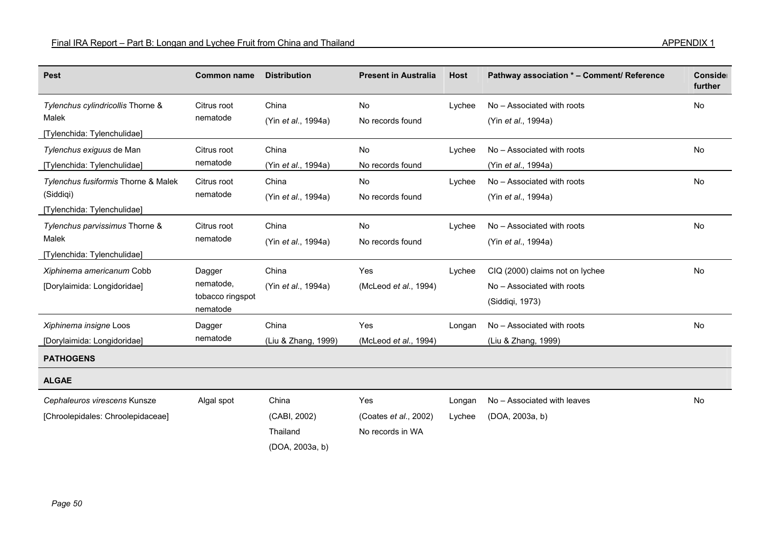| Pest | Common name | Distribution | Present in Australia | Host | Pathway association * – Comment/ Reference | Consider further |
|---|---|---|---|---|---|---|
| *Tylenchus cylindricollis* Thorne & Malek [Tylenchida: Tylenchulidae] | Citrus root nematode | China (Yin *et al*., 1994a) | No No records found | Lychee | No – Associated with roots (Yin *et al*., 1994a) | No |
| *Tylenchus exiguus* de Man [Tylenchida: Tylenchulidae] | Citrus root nematode | China (Yin *et al*., 1994a) | No No records found | Lychee | No – Associated with roots (Yin *et al*., 1994a) | No |
| *Tylenchus fusiformis* Thorne & Malek (Siddiqi) [Tylenchida: Tylenchulidae] | Citrus root nematode | China (Yin *et al*., 1994a) | No No records found | Lychee | No – Associated with roots (Yin *et al*., 1994a) | No |
| *Tylenchus parvissimus* Thorne & Malek [Tylenchida: Tylenchulidae] | Citrus root nematode | China (Yin *et al*., 1994a) | No No records found | Lychee | No – Associated with roots (Yin *et al*., 1994a) | No |
| *Xiphinema americanum* Cobb [Dorylaimida: Longidoridae] | Dagger nematode, tobacco ringspot nematode | China (Yin *et al*., 1994a) | Yes (McLeod *et al*., 1994) | Lychee | CIQ (2000) claims not on lychee No – Associated with roots (Siddiqi, 1973) | No |
| *Xiphinema insigne* Loos [Dorylaimida: Longidoridae] | Dagger nematode | China (Liu & Zhang, 1999) | Yes (McLeod *et al*., 1994) | Longan | No – Associated with roots (Liu & Zhang, 1999) | No |
| **PATHOGENS** | | | | | | |
| **ALGAE** | | | | | | |
| *Cephaleuros virescens* Kunsze [Chroolepidales: Chroolepidaceae] | Algal spot | China (CABI, 2002) Thailand (DOA, 2003a, b) | Yes (Coates *et al*., 2002) No records in WA | Longan Lychee | No – Associated with leaves (DOA, 2003a, b) | No |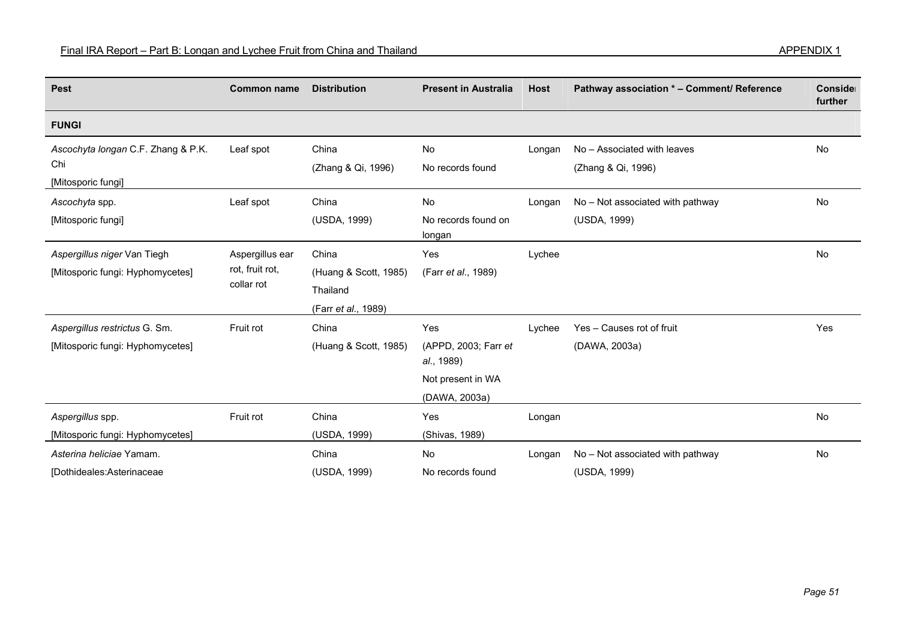| Pest | Common name | Distribution | Present in Australia | Host | Pathway association * – Comment/ Reference | Consider further |
|---|---|---|---|---|---|---|
| **FUNGI** | | | | | | |
| *Ascochyta longan* C.F. Zhang & P.K. Chi [Mitosporic fungi] | Leaf spot | China (Zhang & Qi, 1996) | No No records found | Longan | No – Associated with leaves (Zhang & Qi, 1996) | No |
| *Ascochyta* spp. [Mitosporic fungi] | Leaf spot | China (USDA, 1999) | No No records found on longan | Longan | No – Not associated with pathway (USDA, 1999) | No |
| *Aspergillus niger* Van Tiegh [Mitosporic fungi: Hyphomycetes] | Aspergillus ear rot, fruit rot, collar rot | China (Huang & Scott, 1985) Thailand (Farr *et al*., 1989) | Yes (Farr *et al*., 1989) | Lychee | | No |
| *Aspergillus restrictus* G. Sm. [Mitosporic fungi: Hyphomycetes] | Fruit rot | China (Huang & Scott, 1985) | Yes (APPD, 2003; Farr *et al*., 1989) Not present in WA (DAWA, 2003a) | Lychee | Yes – Causes rot of fruit (DAWA, 2003a) | Yes |
| *Aspergillus* spp. [Mitosporic fungi: Hyphomycetes] | Fruit rot | China (USDA, 1999) | Yes (Shivas, 1989) | Longan | | No |
| *Asterina heliciae* Yamam. [Dothideales:Asterinaceae | | China (USDA, 1999) | No No records found | Longan | No – Not associated with pathway (USDA, 1999) | No |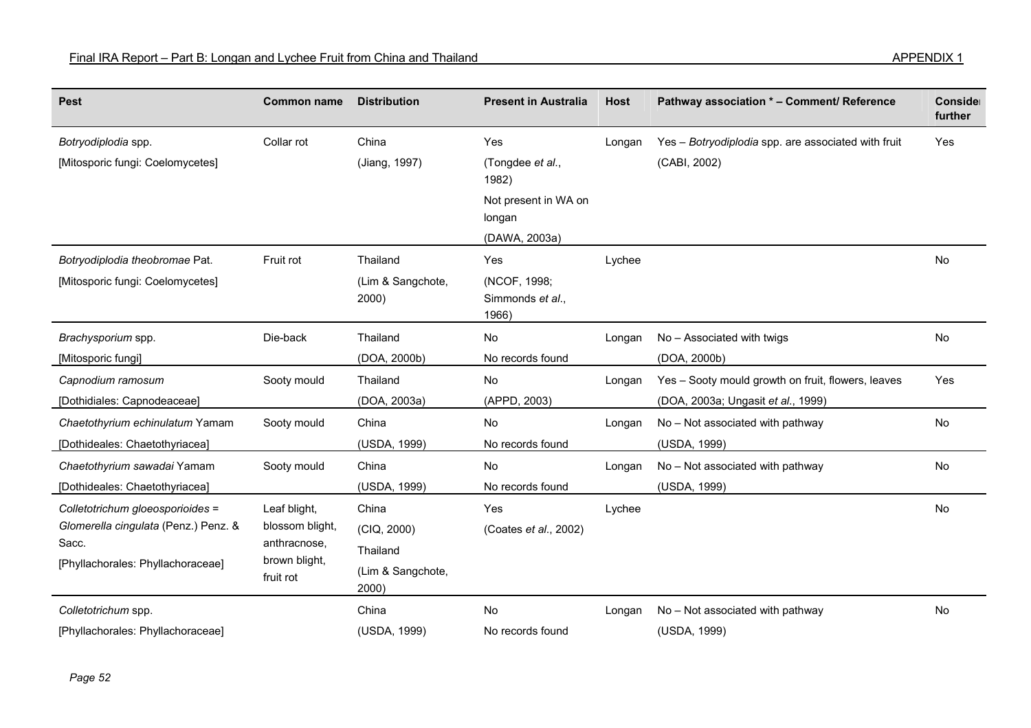| Pest | Common name | Distribution | Present in Australia | Host | Pathway association * – Comment/ Reference | Consider further |
|---|---|---|---|---|---|---|
| *Botryodiplodia* spp. [Mitosporic fungi: Coelomycetes] | Collar rot | China (Jiang, 1997) | Yes (Tongdee *et al*., 1982) Not present in WA on longan (DAWA, 2003a) | Longan | Yes – *Botryodiplodia* spp. are associated with fruit (CABI, 2002) | Yes |
| *Botryodiplodia theobromae* Pat. [Mitosporic fungi: Coelomycetes] | Fruit rot | Thailand (Lim & Sangchote, 2000) | Yes (NCOF, 1998; Simmonds *et al*., 1966) | Lychee | | No |
| *Brachysporium* spp. [Mitosporic fungi] | Die-back | Thailand (DOA, 2000b) | No No records found | Longan | No – Associated with twigs (DOA, 2000b) | No |
| *Capnodium ramosum* [Dothidiales: Capnodeaceae] | Sooty mould | Thailand (DOA, 2003a) | No (APPD, 2003) | Longan | Yes – Sooty mould growth on fruit, flowers, leaves (DOA, 2003a; Ungasit *et al*., 1999) | Yes |
| *Chaetothyrium echinulatum* Yamam [Dothideales: Chaetothyriacea] | Sooty mould | China (USDA, 1999) | No No records found | Longan | No – Not associated with pathway (USDA, 1999) | No |
| *Chaetothyrium sawadai* Yamam [Dothideales: Chaetothyriacea] | Sooty mould | China (USDA, 1999) | No No records found | Longan | No – Not associated with pathway (USDA, 1999) | No |
| *Colletotrichum gloeosporioides* = *Glomerella cingulata* (Penz.) Penz. & Sacc. [Phyllachorales: Phyllachoraceae] | Leaf blight, blossom blight, anthracnose, brown blight, fruit rot | China (CIQ, 2000) Thailand (Lim & Sangchote, 2000) | Yes (Coates *et al*., 2002) | Lychee | | No |
| *Colletotrichum* spp. [Phyllachorales: Phyllachoraceae] | | China (USDA, 1999) | No No records found | Longan | No – Not associated with pathway (USDA, 1999) | No |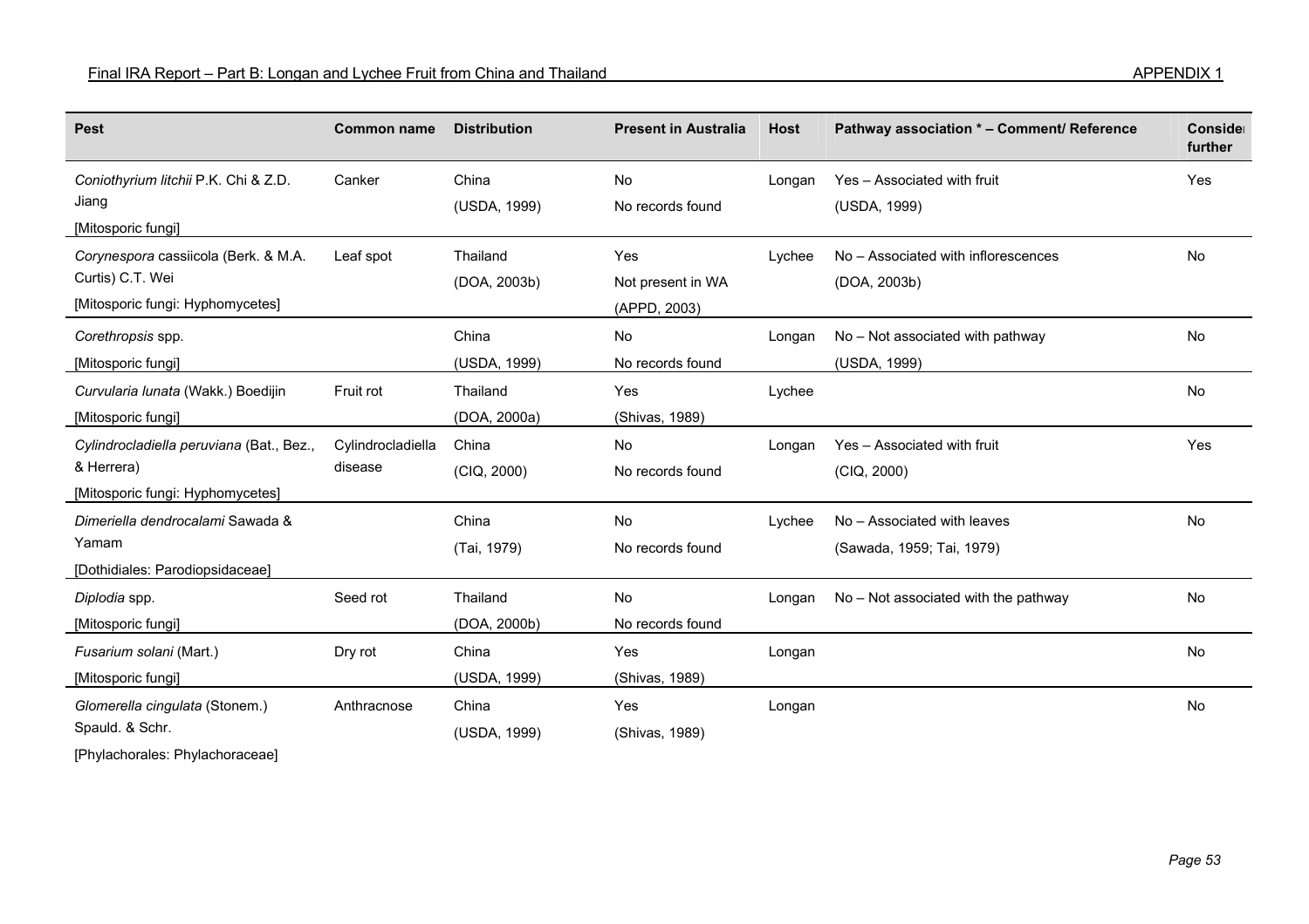| Pest | Common name | Distribution | Present in Australia | Host | Pathway association * – Comment/ Reference | Consider further |
|---|---|---|---|---|---|---|
| *Coniothyrium litchii* P.K. Chi & Z.D. Jiang [Mitosporic fungi] | Canker | China (USDA, 1999) | No No records found | Longan | Yes – Associated with fruit (USDA, 1999) | Yes |
| *Corynespora* cassiicola (Berk. & M.A. Curtis) C.T. Wei [Mitosporic fungi: Hyphomycetes] | Leaf spot | Thailand (DOA, 2003b) | Yes Not present in WA (APPD, 2003) | Lychee | No – Associated with inflorescences (DOA, 2003b) | No |
| *Corethropsis* spp. [Mitosporic fungi] | | China (USDA, 1999) | No No records found | Longan | No – Not associated with pathway (USDA, 1999) | No |
| *Curvularia lunata* (Wakk.) Boedijin [Mitosporic fungi] | Fruit rot | Thailand (DOA, 2000a) | Yes (Shivas, 1989) | Lychee | | No |
| *Cylindrocladiella peruviana* (Bat., Bez., & Herrera) [Mitosporic fungi: Hyphomycetes] | Cylindrocladiella disease | China (CIQ, 2000) | No No records found | Longan | Yes – Associated with fruit (CIQ, 2000) | Yes |
| *Dimeriella dendrocalami* Sawada & Yamam [Dothidiales: Parodiopsidaceae] | | China (Tai, 1979) | No No records found | Lychee | No – Associated with leaves (Sawada, 1959; Tai, 1979) | No |
| *Diplodia* spp. [Mitosporic fungi] | Seed rot | Thailand (DOA, 2000b) | No No records found | Longan | No – Not associated with the pathway | No |
| *Fusarium solani* (Mart.) [Mitosporic fungi] | Dry rot | China (USDA, 1999) | Yes (Shivas, 1989) | Longan | | No |
| *Glomerella cingulata* (Stonem.) Spauld. & Schr. [Phylachorales: Phylachoraceae] | Anthracnose | China (USDA, 1999) | Yes (Shivas, 1989) | Longan | | No |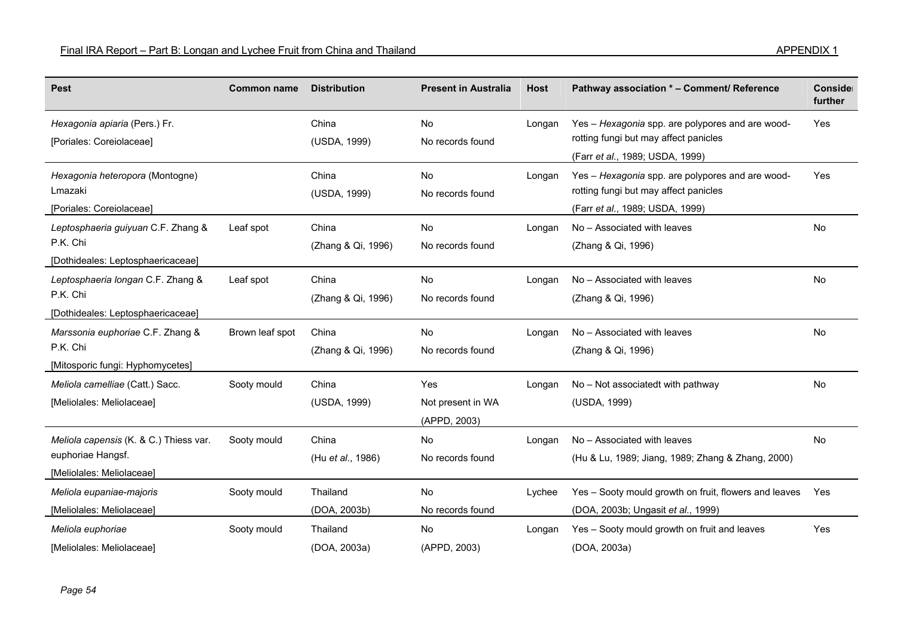| Pest | Common name | Distribution | Present in Australia | Host | Pathway association * – Comment/ Reference | Consider further |
|---|---|---|---|---|---|---|
| *Hexagonia apiaria* (Pers.) Fr.<br>[Poriales: Coreiolaceae] | | China<br>(USDA, 1999) | No<br>No records found | Longan | Yes – *Hexagonia* spp. are polypores and are wood-rotting fungi but may affect panicles<br>(Farr *et al*., 1989; USDA, 1999) | Yes |
| *Hexagonia heteropora* (Montogne) Lmazaki<br>[Poriales: Coreiolaceae] | | China<br>(USDA, 1999) | No<br>No records found | Longan | Yes – *Hexagonia* spp. are polypores and are wood-rotting fungi but may affect panicles<br>(Farr *et al*., 1989; USDA, 1999) | Yes |
| *Leptosphaeria guiyuan* C.F. Zhang & P.K. Chi<br>[Dothideales: Leptosphaericaceae] | Leaf spot | China<br>(Zhang & Qi, 1996) | No<br>No records found | Longan | No – Associated with leaves<br>(Zhang & Qi, 1996) | No |
| *Leptosphaeria longan* C.F. Zhang & P.K. Chi<br>[Dothideales: Leptosphaericaceae] | Leaf spot | China<br>(Zhang & Qi, 1996) | No<br>No records found | Longan | No – Associated with leaves<br>(Zhang & Qi, 1996) | No |
| *Marssonia euphoriae* C.F. Zhang & P.K. Chi<br>[Mitosporic fungi: Hyphomycetes] | Brown leaf spot | China<br>(Zhang & Qi, 1996) | No<br>No records found | Longan | No – Associated with leaves<br>(Zhang & Qi, 1996) | No |
| *Meliola camelliae* (Catt.) Sacc.<br>[Meliolales: Meliolaceae] | Sooty mould | China<br>(USDA, 1999) | Yes<br>Not present in WA<br>(APPD, 2003) | Longan | No – Not associatedt with pathway<br>(USDA, 1999) | No |
| *Meliola capensis* (K. & C.) Thiess var. euphoriae Hangsf.<br>[Meliolales: Meliolaceae] | Sooty mould | China<br>(Hu *et al*., 1986) | No<br>No records found | Longan | No – Associated with leaves<br>(Hu & Lu, 1989; Jiang, 1989; Zhang & Zhang, 2000) | No |
| *Meliola eupaniae-majoris*<br>[Meliolales: Meliolaceae] | Sooty mould | Thailand<br>(DOA, 2003b) | No<br>No records found | Lychee | Yes – Sooty mould growth on fruit, flowers and leaves<br>(DOA, 2003b; Ungasit *et al*., 1999) | Yes |
| *Meliola euphoriae*<br>[Meliolales: Meliolaceae] | Sooty mould | Thailand<br>(DOA, 2003a) | No<br>(APPD, 2003) | Longan | Yes – Sooty mould growth on fruit and leaves<br>(DOA, 2003a) | Yes |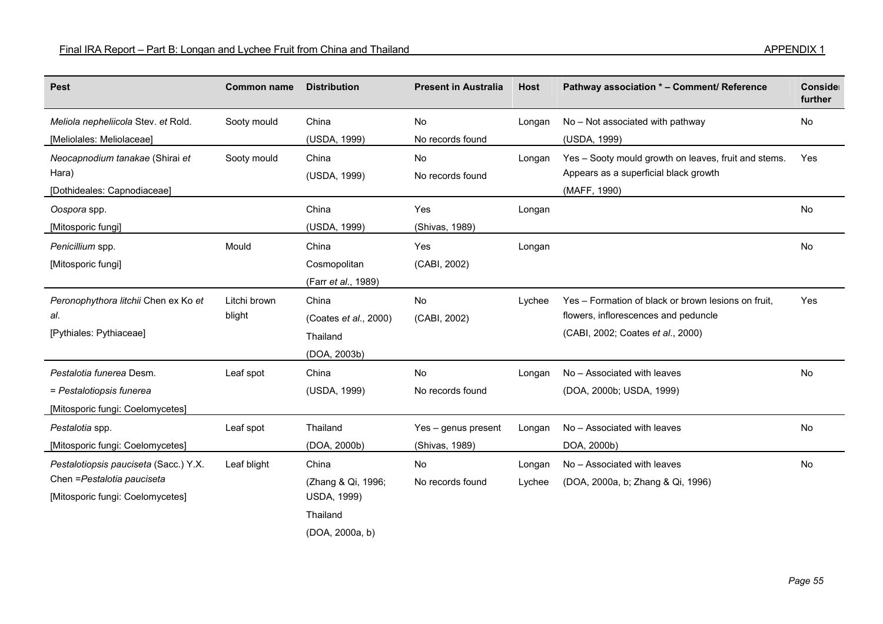| Pest | Common name | Distribution | Present in Australia | Host | Pathway association * – Comment/ Reference | Consider further |
|---|---|---|---|---|---|---|
| *Meliola nepheliicola* Stev. *et* Rold.<br>[Meliolales: Meliolaceae] | Sooty mould | China<br>(USDA, 1999) | No<br>No records found | Longan | No – Not associated with pathway<br>(USDA, 1999) | No |
| *Neocapnodium tanakae* (Shirai *et* Hara)<br>[Dothideales: Capnodiaceae] | Sooty mould | China<br>(USDA, 1999) | No<br>No records found | Longan | Yes – Sooty mould growth on leaves, fruit and stems. Appears as a superficial black growth<br>(MAFF, 1990) | Yes |
| *Oospora* spp.<br>[Mitosporic fungi] | | China<br>(USDA, 1999) | Yes<br>(Shivas, 1989) | Longan | | No |
| *Penicillium* spp.<br>[Mitosporic fungi] | Mould | China<br>Cosmopolitan<br>(Farr *et al*., 1989) | Yes<br>(CABI, 2002) | Longan | | No |
| *Peronophythora litchii* Chen ex Ko *et al*.<br>[Pythiales: Pythiaceae] | Litchi brown blight | China<br>(Coates *et al*., 2000)<br>Thailand<br>(DOA, 2003b) | No<br>(CABI, 2002) | Lychee | Yes – Formation of black or brown lesions on fruit, flowers, inflorescences and peduncle<br>(CABI, 2002; Coates *et al*., 2000) | Yes |
| *Pestalotia funerea* Desm.<br>= *Pestalotiopsis funerea*<br>[Mitosporic fungi: Coelomycetes] | Leaf spot | China<br>(USDA, 1999) | No<br>No records found | Longan | No – Associated with leaves<br>(DOA, 2000b; USDA, 1999) | No |
| *Pestalotia* spp.<br>[Mitosporic fungi: Coelomycetes] | Leaf spot | Thailand<br>(DOA, 2000b) | Yes – genus present<br>(Shivas, 1989) | Longan | No – Associated with leaves<br>DOA, 2000b) | No |
| *Pestalotiopsis pauciseta* (Sacc.) Y.X. Chen =*Pestalotia pauciseta*<br>[Mitosporic fungi: Coelomycetes] | Leaf blight | China<br>(Zhang & Qi, 1996; USDA, 1999)<br>Thailand<br>(DOA, 2000a, b) | No<br>No records found | Longan<br>Lychee | No – Associated with leaves<br>(DOA, 2000a, b; Zhang & Qi, 1996) | No |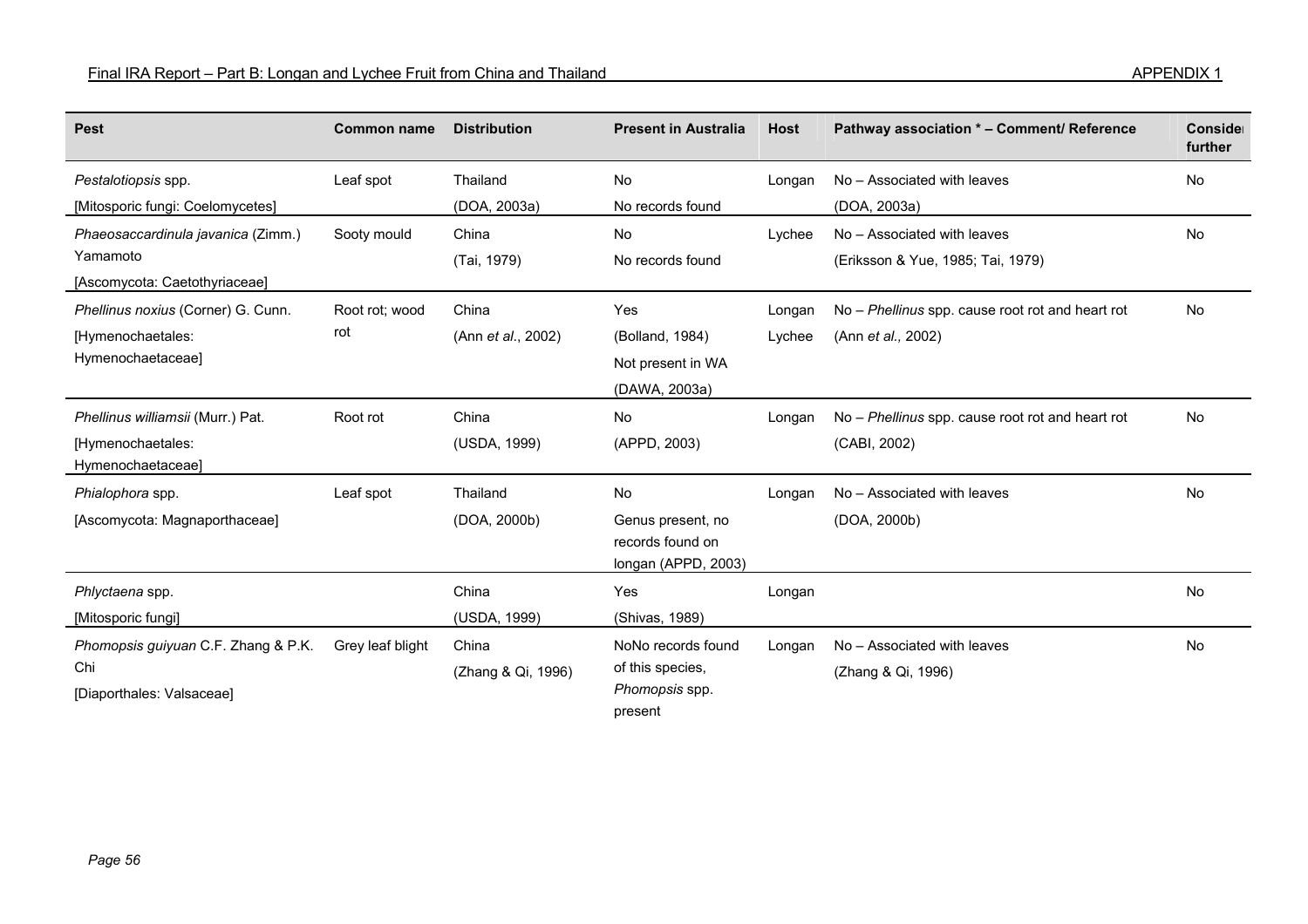| Pest | Common name | Distribution | Present in Australia | Host | Pathway association * – Comment/ Reference | Consider further |
|---|---|---|---|---|---|---|
| *Pestalotiopsis* spp.<br>[Mitosporic fungi: Coelomycetes] | Leaf spot | Thailand<br>(DOA, 2003a) | No<br>No records found | Longan | No – Associated with leaves<br>(DOA, 2003a) | No |
| *Phaeosaccardinula javanica* (Zimm.) Yamamoto<br>[Ascomycota: Caetothyriaceae] | Sooty mould | China<br>(Tai, 1979) | No<br>No records found | Lychee | No – Associated with leaves<br>(Eriksson & Yue, 1985; Tai, 1979) | No |
| *Phellinus noxius* (Corner) G. Cunn.<br>[Hymenochaetales: Hymenochaetaceae] | Root rot; wood rot | China<br>(Ann *et al*., 2002) | Yes<br>(Bolland, 1984)<br>Not present in WA<br>(DAWA, 2003a) | Longan<br>Lychee | No – *Phellinus* spp. cause root rot and heart rot<br>(Ann *et al.*, 2002) | No |
| *Phellinus williamsii* (Murr.) Pat.<br>[Hymenochaetales: Hymenochaetaceae] | Root rot | China<br>(USDA, 1999) | No<br>(APPD, 2003) | Longan | No – *Phellinus* spp. cause root rot and heart rot<br>(CABI, 2002) | No |
| *Phialophora* spp.<br>[Ascomycota: Magnaporthaceae] | Leaf spot | Thailand<br>(DOA, 2000b) | No<br>Genus present, no records found on longan (APPD, 2003) | Longan | No – Associated with leaves<br>(DOA, 2000b) | No |
| *Phlyctaena* spp.<br>[Mitosporic fungi] | | China<br>(USDA, 1999) | Yes<br>(Shivas, 1989) | Longan | | No |
| *Phomopsis guiyuan* C.F. Zhang & P.K. Chi<br>[Diaporthales: Valsaceae] | Grey leaf blight | China<br>(Zhang & Qi, 1996) | NoNo records found of this species, *Phomopsis* spp. present | Longan | No – Associated with leaves<br>(Zhang & Qi, 1996) | No |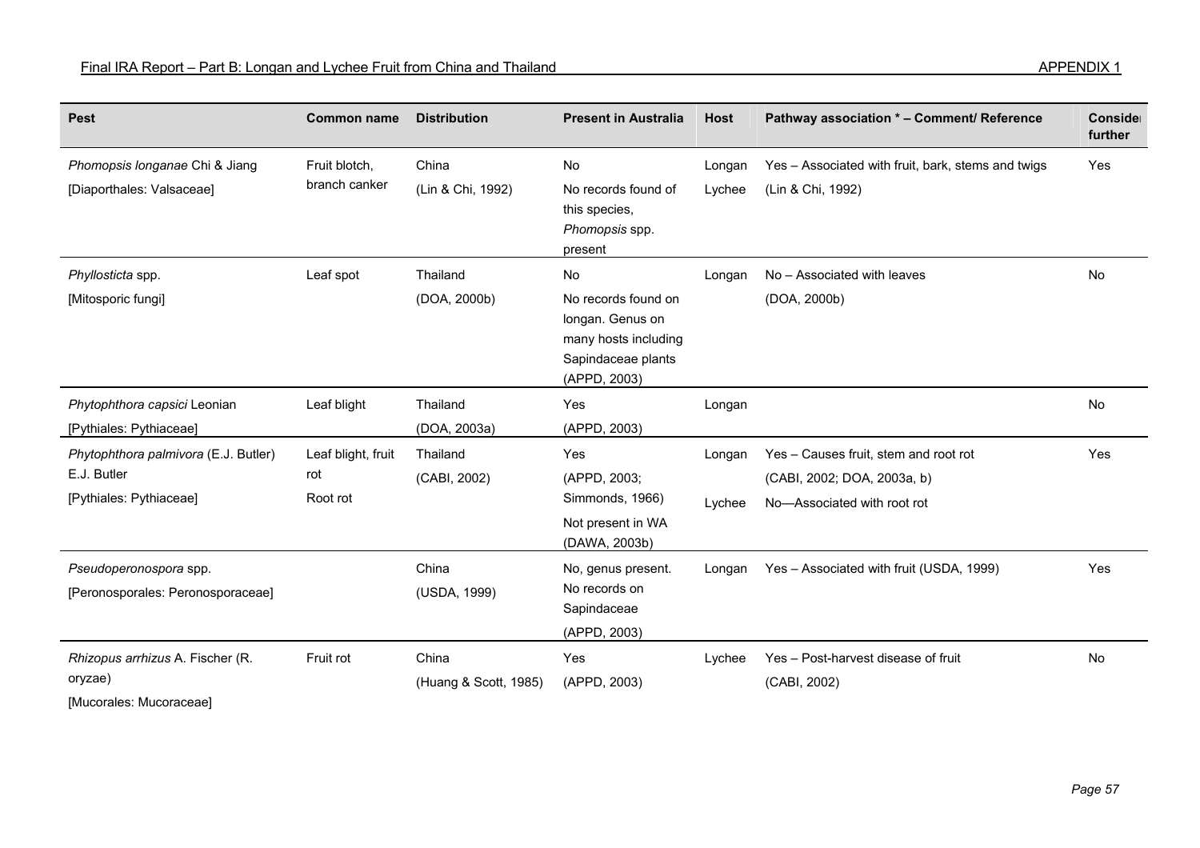| Pest | Common name | Distribution | Present in Australia | Host | Pathway association * – Comment/ Reference | Consider further |
|---|---|---|---|---|---|---|
| *Phomopsis longanae* Chi & Jiang<br>[Diaporthales: Valsaceae] | Fruit blotch, branch canker | China<br>(Lin & Chi, 1992) | No<br>No records found of this species, *Phomopsis* spp. present | Longan<br>Lychee | Yes – Associated with fruit, bark, stems and twigs<br>(Lin & Chi, 1992) | Yes |
| *Phyllosticta* spp.<br>[Mitosporic fungi] | Leaf spot | Thailand<br>(DOA, 2000b) | No<br>No records found on longan. Genus on many hosts including Sapindaceae plants (APPD, 2003) | Longan | No – Associated with leaves<br>(DOA, 2000b) | No |
| *Phytophthora capsici* Leonian<br>[Pythiales: Pythiaceae] | Leaf blight | Thailand<br>(DOA, 2003a) | Yes<br>(APPD, 2003) | Longan | | No |
| *Phytophthora palmivora* (E.J. Butler) E.J. Butler<br>[Pythiales: Pythiaceae] | Leaf blight, fruit rot<br>Root rot | Thailand<br>(CABI, 2002) | Yes<br>(APPD, 2003; Simmonds, 1966)<br>Not present in WA (DAWA, 2003b) | Longan<br><br>Lychee | Yes – Causes fruit, stem and root rot<br>(CABI, 2002; DOA, 2003a, b)<br>No—Associated with root rot | Yes |
| *Pseudoperonospora* spp.<br>[Peronosporales: Peronosporaceae] | | China<br>(USDA, 1999) | No, genus present. No records on Sapindaceae<br>(APPD, 2003) | Longan | Yes – Associated with fruit (USDA, 1999) | Yes |
| *Rhizopus arrhizus* A. Fischer (R. oryzae)<br>[Mucorales: Mucoraceae] | Fruit rot | China<br>(Huang & Scott, 1985) | Yes<br>(APPD, 2003) | Lychee | Yes – Post-harvest disease of fruit<br>(CABI, 2002) | No |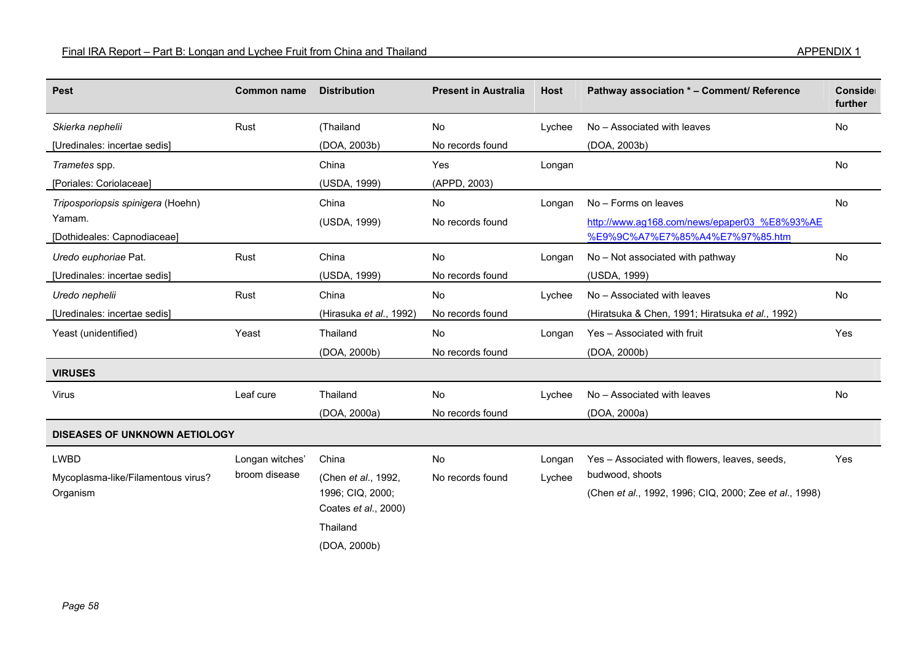| Pest | Common name | Distribution | Present in Australia | Host | Pathway association * – Comment/ Reference | Consider further |
|---|---|---|---|---|---|---|
| *Skierka nephelii* [Uredinales: incertae sedis] | Rust | (Thailand (DOA, 2003b) | No No records found | Lychee | No – Associated with leaves (DOA, 2003b) | No |
| *Trametes* spp. [Poriales: Coriolaceae] | | China (USDA, 1999) | Yes (APPD, 2003) | Longan | | No |
| *Triposporiopsis spinigera* (Hoehn) Yamam. [Dothideales: Capnodiaceae] | | China (USDA, 1999) | No No records found | Longan | No – Forms on leaves http://www.ag168.com/news/epaper03_%E8%93%AE%E9%9C%A7%E7%85%A4%E7%97%85.htm | No |
| *Uredo euphoriae* Pat. [Uredinales: incertae sedis] | Rust | China (USDA, 1999) | No No records found | Longan | No – Not associated with pathway (USDA, 1999) | No |
| *Uredo nephelii* [Uredinales: incertae sedis] | Rust | China (Hirasuka *et al.*, 1992) | No No records found | Lychee | No – Associated with leaves (Hiratsuka & Chen, 1991; Hiratsuka *et al.*, 1992) | No |
| Yeast (unidentified) | Yeast | Thailand (DOA, 2000b) | No No records found | Longan | Yes – Associated with fruit (DOA, 2000b) | Yes |
| **VIRUSES** | | | | | | |
| Virus | Leaf cure | Thailand (DOA, 2000a) | No No records found | Lychee | No – Associated with leaves (DOA, 2000a) | No |
| **DISEASES OF UNKNOWN AETIOLOGY** | | | | | | |
| LWBD Mycoplasma-like/Filamentous virus? Organism | Longan witches' broom disease | China (Chen *et al.*, 1992, 1996; CIQ, 2000; Coates *et al.*, 2000) Thailand (DOA, 2000b) | No No records found | Longan Lychee | Yes – Associated with flowers, leaves, seeds, budwood, shoots (Chen *et al.*, 1992, 1996; CIQ, 2000; Zee *et al.*, 1998) | Yes |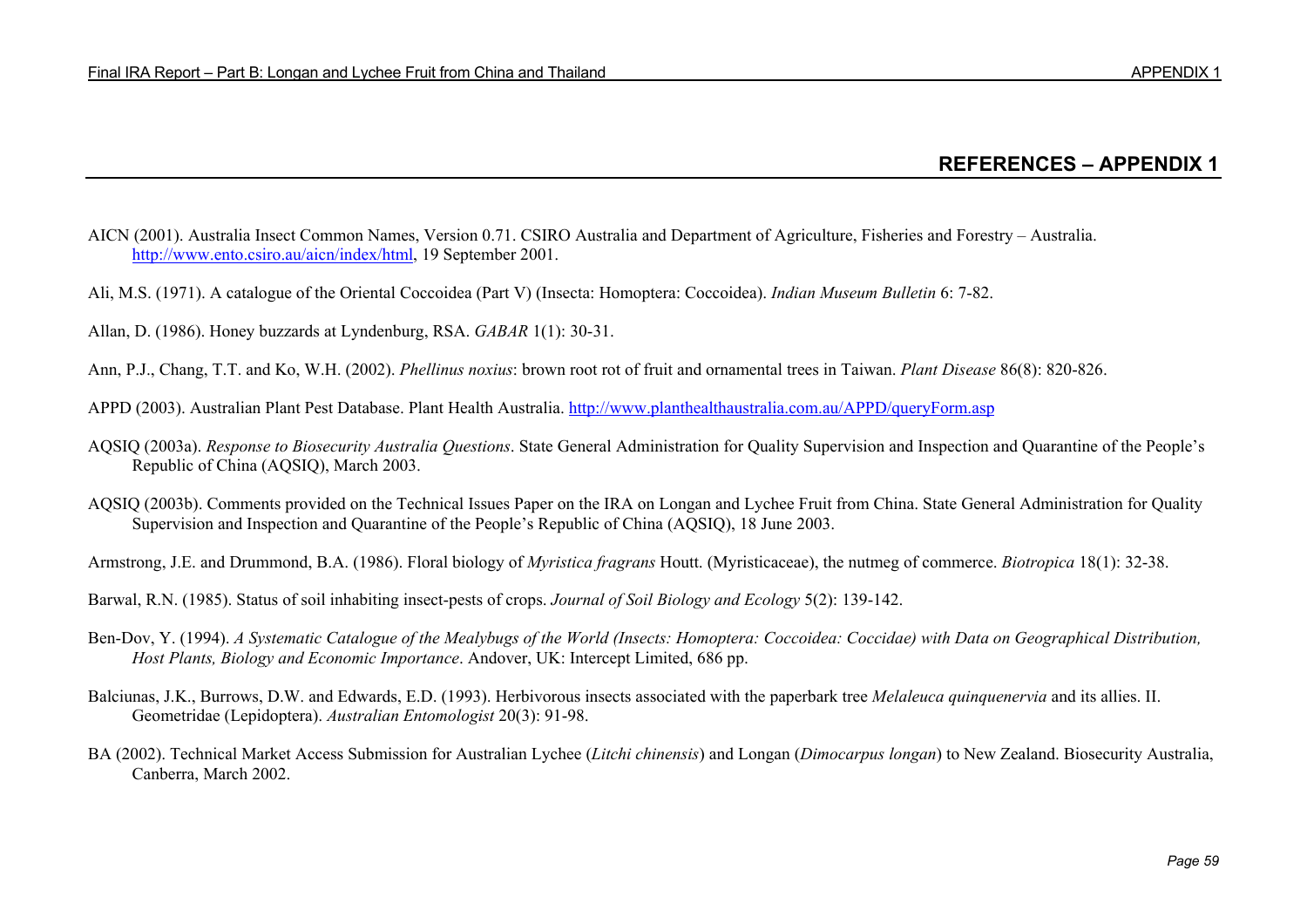## REFERENCES – APPENDIX 1

AICN (2001). Australia Insect Common Names, Version 0.71. CSIRO Australia and Department of Agriculture, Fisheries and Forestry – Australia. http://www.ento.csiro.au/aicn/index/html, 19 September 2001.

Ali, M.S. (1971). A catalogue of the Oriental Coccoidea (Part V) (Insecta: Homoptera: Coccoidea). *Indian Museum Bulletin* 6: 7-82.

Allan, D. (1986). Honey buzzards at Lyndenburg, RSA. *GABAR* 1(1): 30-31.

Ann, P.J., Chang, T.T. and Ko, W.H. (2002). *Phellinus noxius*: brown root rot of fruit and ornamental trees in Taiwan. *Plant Disease* 86(8): 820-826.

APPD (2003). Australian Plant Pest Database. Plant Health Australia. http://www.planthealthaustralia.com.au/APPD/queryForm.asp

AQSIQ (2003a). *Response to Biosecurity Australia Questions*. State General Administration for Quality Supervision and Inspection and Quarantine of the People's Republic of China (AQSIQ), March 2003.

AQSIQ (2003b). Comments provided on the Technical Issues Paper on the IRA on Longan and Lychee Fruit from China. State General Administration for Quality Supervision and Inspection and Quarantine of the People's Republic of China (AQSIQ), 18 June 2003.

Armstrong, J.E. and Drummond, B.A. (1986). Floral biology of *Myristica fragrans* Houtt. (Myristicaceae), the nutmeg of commerce. *Biotropica* 18(1): 32-38.

Barwal, R.N. (1985). Status of soil inhabiting insect-pests of crops. *Journal of Soil Biology and Ecology* 5(2): 139-142.

Ben-Dov, Y. (1994). *A Systematic Catalogue of the Mealybugs of the World (Insects: Homoptera: Coccoidea: Coccidae) with Data on Geographical Distribution, Host Plants, Biology and Economic Importance*. Andover, UK: Intercept Limited, 686 pp.

Balciunas, J.K., Burrows, D.W. and Edwards, E.D. (1993). Herbivorous insects associated with the paperbark tree *Melaleuca quinquenervia* and its allies. II. Geometridae (Lepidoptera). *Australian Entomologist* 20(3): 91-98.

BA (2002). Technical Market Access Submission for Australian Lychee (*Litchi chinensis*) and Longan (*Dimocarpus longan*) to New Zealand. Biosecurity Australia, Canberra, March 2002.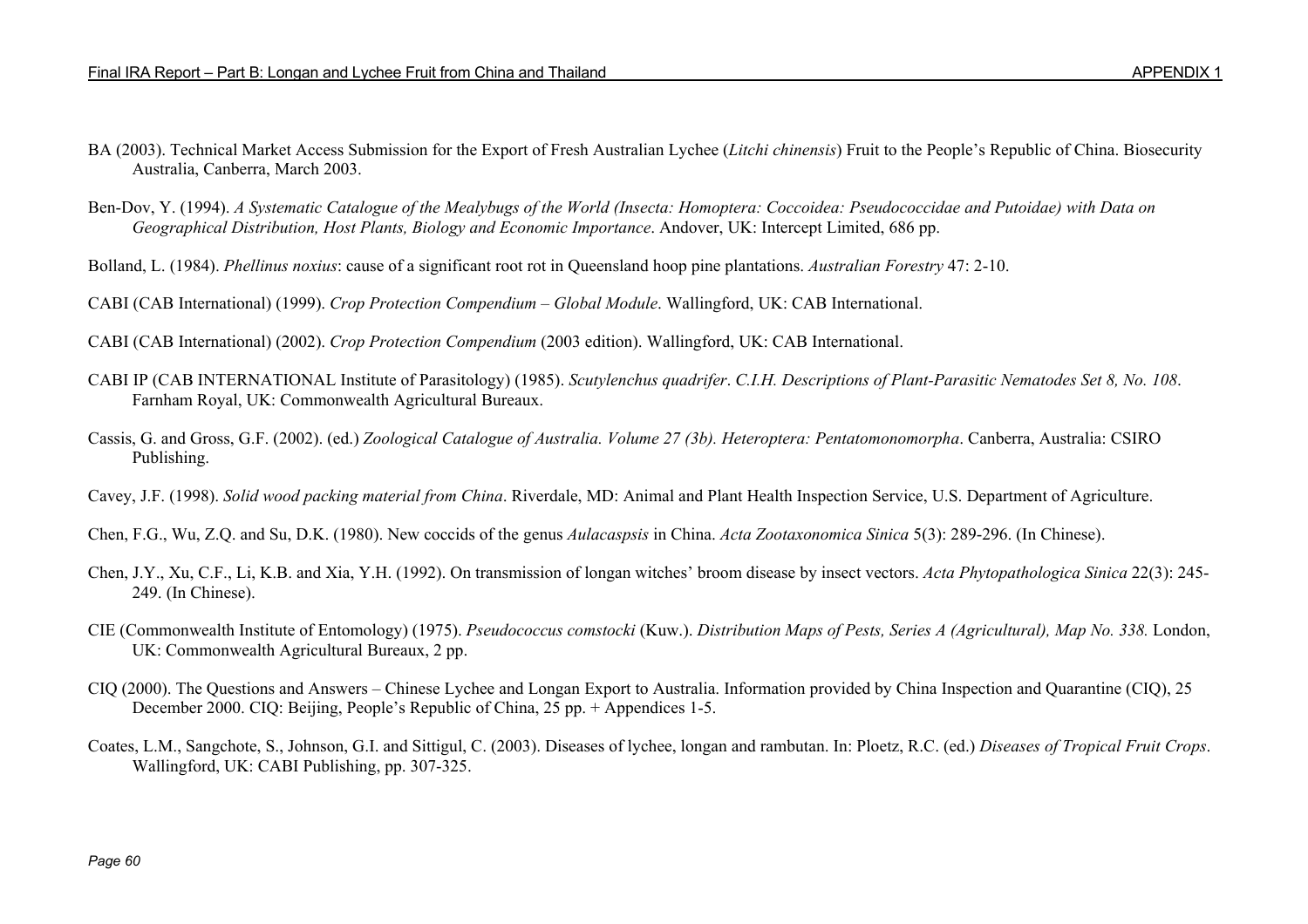BA (2003). Technical Market Access Submission for the Export of Fresh Australian Lychee (*Litchi chinensis*) Fruit to the People's Republic of China. Biosecurity Australia, Canberra, March 2003.

Ben-Dov, Y. (1994). *A Systematic Catalogue of the Mealybugs of the World (Insecta: Homoptera: Coccoidea: Pseudococcidae and Putoidae) with Data on Geographical Distribution, Host Plants, Biology and Economic Importance*. Andover, UK: Intercept Limited, 686 pp.

Bolland, L. (1984). *Phellinus noxius*: cause of a significant root rot in Queensland hoop pine plantations. *Australian Forestry* 47: 2-10.

CABI (CAB International) (1999). *Crop Protection Compendium – Global Module*. Wallingford, UK: CAB International.

CABI (CAB International) (2002). *Crop Protection Compendium* (2003 edition). Wallingford, UK: CAB International.

CABI IP (CAB INTERNATIONAL Institute of Parasitology) (1985). *Scutylenchus quadrifer*. *C.I.H. Descriptions of Plant-Parasitic Nematodes Set 8, No. 108*. Farnham Royal, UK: Commonwealth Agricultural Bureaux.

Cassis, G. and Gross, G.F. (2002). (ed.) *Zoological Catalogue of Australia. Volume 27 (3b). Heteroptera: Pentatomonomorpha*. Canberra, Australia: CSIRO Publishing.

Cavey, J.F. (1998). *Solid wood packing material from China*. Riverdale, MD: Animal and Plant Health Inspection Service, U.S. Department of Agriculture.

Chen, F.G., Wu, Z.Q. and Su, D.K. (1980). New coccids of the genus *Aulacaspsis* in China. *Acta Zootaxonomica Sinica* 5(3): 289-296. (In Chinese).

Chen, J.Y., Xu, C.F., Li, K.B. and Xia, Y.H. (1992). On transmission of longan witches' broom disease by insect vectors. *Acta Phytopathologica Sinica* 22(3): 245-249. (In Chinese).

CIE (Commonwealth Institute of Entomology) (1975). *Pseudococcus comstocki* (Kuw.). *Distribution Maps of Pests, Series A (Agricultural), Map No. 338.* London, UK: Commonwealth Agricultural Bureaux, 2 pp.

CIQ (2000). The Questions and Answers – Chinese Lychee and Longan Export to Australia. Information provided by China Inspection and Quarantine (CIQ), 25 December 2000. CIQ: Beijing, People's Republic of China, 25 pp. + Appendices 1-5.

Coates, L.M., Sangchote, S., Johnson, G.I. and Sittigul, C. (2003). Diseases of lychee, longan and rambutan. In: Ploetz, R.C. (ed.) *Diseases of Tropical Fruit Crops*. Wallingford, UK: CABI Publishing, pp. 307-325.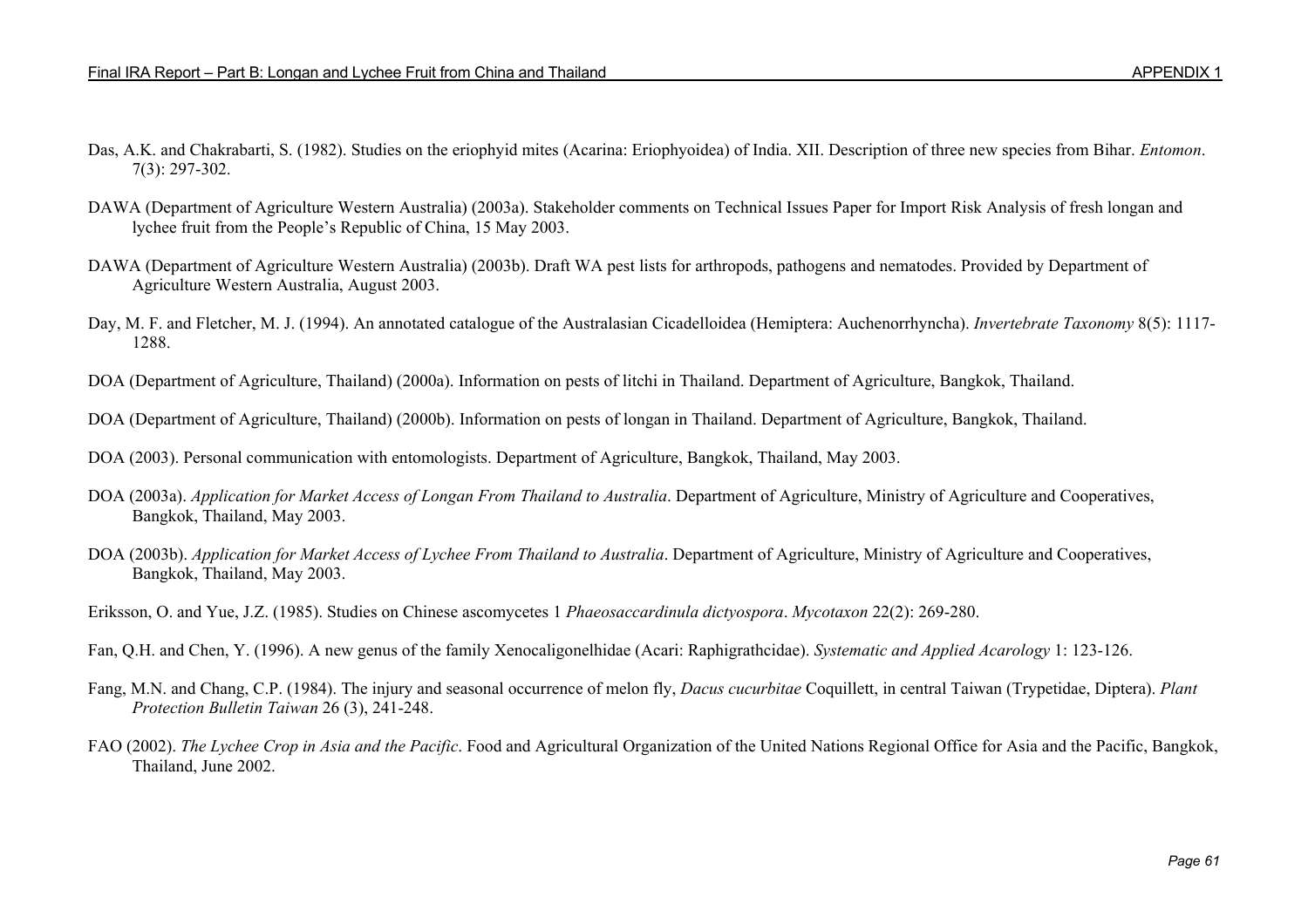Das, A.K. and Chakrabarti, S. (1982). Studies on the eriophyid mites (Acarina: Eriophyoidea) of India. XII. Description of three new species from Bihar. *Entomon*. 7(3): 297-302.

DAWA (Department of Agriculture Western Australia) (2003a). Stakeholder comments on Technical Issues Paper for Import Risk Analysis of fresh longan and lychee fruit from the People's Republic of China, 15 May 2003.

DAWA (Department of Agriculture Western Australia) (2003b). Draft WA pest lists for arthropods, pathogens and nematodes. Provided by Department of Agriculture Western Australia, August 2003.

Day, M. F. and Fletcher, M. J. (1994). An annotated catalogue of the Australasian Cicadelloidea (Hemiptera: Auchenorrhyncha). *Invertebrate Taxonomy* 8(5): 1117-1288.

DOA (Department of Agriculture, Thailand) (2000a). Information on pests of litchi in Thailand. Department of Agriculture, Bangkok, Thailand.

DOA (Department of Agriculture, Thailand) (2000b). Information on pests of longan in Thailand. Department of Agriculture, Bangkok, Thailand.

DOA (2003). Personal communication with entomologists. Department of Agriculture, Bangkok, Thailand, May 2003.

DOA (2003a). *Application for Market Access of Longan From Thailand to Australia*. Department of Agriculture, Ministry of Agriculture and Cooperatives, Bangkok, Thailand, May 2003.

DOA (2003b). *Application for Market Access of Lychee From Thailand to Australia*. Department of Agriculture, Ministry of Agriculture and Cooperatives, Bangkok, Thailand, May 2003.

Eriksson, O. and Yue, J.Z. (1985). Studies on Chinese ascomycetes 1 *Phaeosaccardinula dictyospora*. *Mycotaxon* 22(2): 269-280.

Fan, Q.H. and Chen, Y. (1996). A new genus of the family Xenocaligonelhidae (Acari: Raphigrathcidae). *Systematic and Applied Acarology* 1: 123-126.

Fang, M.N. and Chang, C.P. (1984). The injury and seasonal occurrence of melon fly, *Dacus cucurbitae* Coquillett, in central Taiwan (Trypetidae, Diptera). *Plant Protection Bulletin Taiwan* 26 (3), 241-248.

FAO (2002). *The Lychee Crop in Asia and the Pacific*. Food and Agricultural Organization of the United Nations Regional Office for Asia and the Pacific, Bangkok, Thailand, June 2002.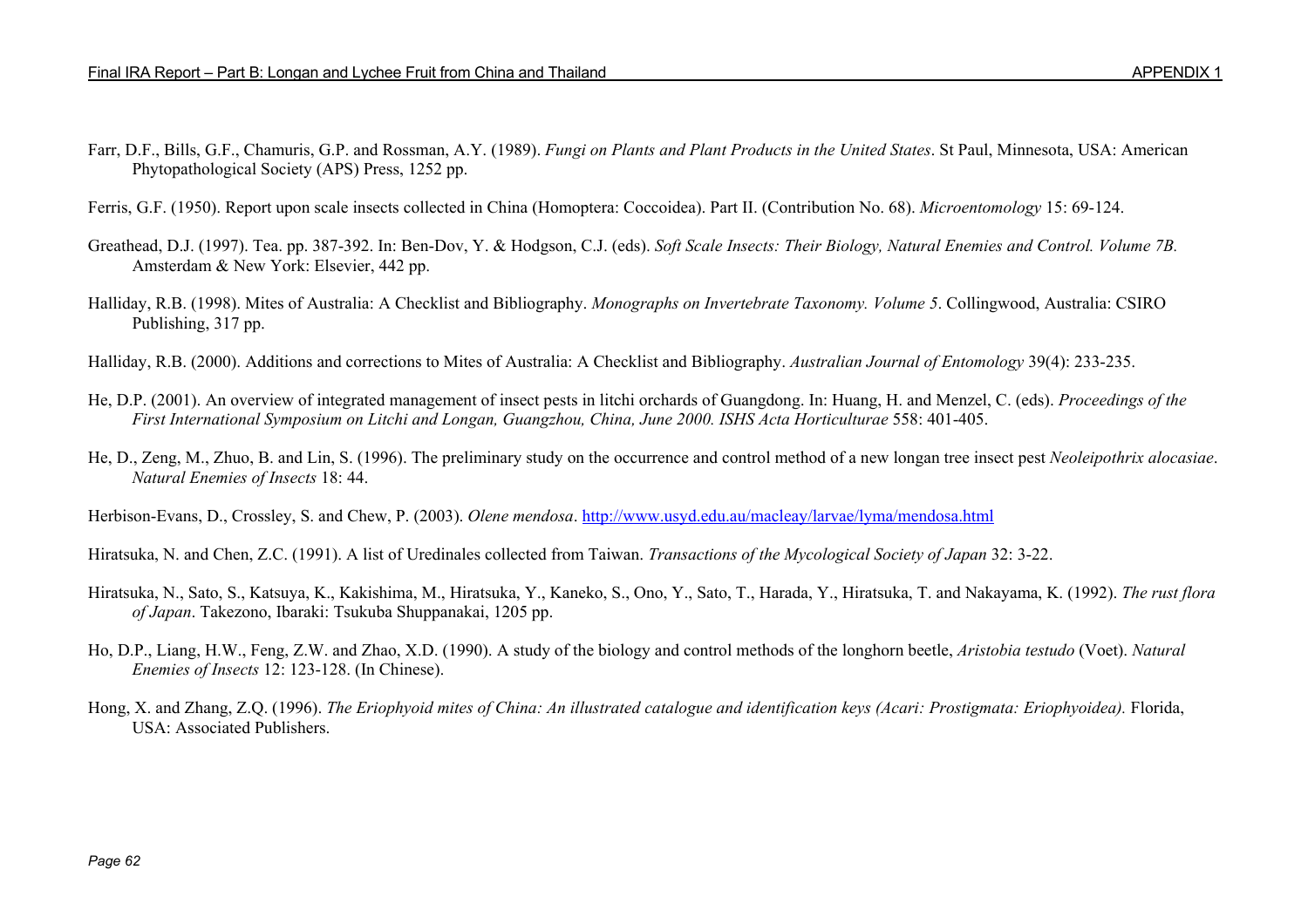Farr, D.F., Bills, G.F., Chamuris, G.P. and Rossman, A.Y. (1989). *Fungi on Plants and Plant Products in the United States*. St Paul, Minnesota, USA: American Phytopathological Society (APS) Press, 1252 pp.

Ferris, G.F. (1950). Report upon scale insects collected in China (Homoptera: Coccoidea). Part II. (Contribution No. 68). *Microentomology* 15: 69-124.

Greathead, D.J. (1997). Tea. pp. 387-392. In: Ben-Dov, Y. & Hodgson, C.J. (eds). *Soft Scale Insects: Their Biology, Natural Enemies and Control. Volume 7B.* Amsterdam & New York: Elsevier, 442 pp.

Halliday, R.B. (1998). Mites of Australia: A Checklist and Bibliography. *Monographs on Invertebrate Taxonomy. Volume 5*. Collingwood, Australia: CSIRO Publishing, 317 pp.

Halliday, R.B. (2000). Additions and corrections to Mites of Australia: A Checklist and Bibliography. *Australian Journal of Entomology* 39(4): 233-235.

He, D.P. (2001). An overview of integrated management of insect pests in litchi orchards of Guangdong. In: Huang, H. and Menzel, C. (eds). *Proceedings of the First International Symposium on Litchi and Longan, Guangzhou, China, June 2000. ISHS Acta Horticulturae* 558: 401-405.

He, D., Zeng, M., Zhuo, B. and Lin, S. (1996). The preliminary study on the occurrence and control method of a new longan tree insect pest *Neoleipothrix alocasiae*. *Natural Enemies of Insects* 18: 44.

Herbison-Evans, D., Crossley, S. and Chew, P. (2003). *Olene mendosa*. http://www.usyd.edu.au/macleay/larvae/lyma/mendosa.html

Hiratsuka, N. and Chen, Z.C. (1991). A list of Uredinales collected from Taiwan. *Transactions of the Mycological Society of Japan* 32: 3-22.

Hiratsuka, N., Sato, S., Katsuya, K., Kakishima, M., Hiratsuka, Y., Kaneko, S., Ono, Y., Sato, T., Harada, Y., Hiratsuka, T. and Nakayama, K. (1992). *The rust flora of Japan*. Takezono, Ibaraki: Tsukuba Shuppanakai, 1205 pp.

Ho, D.P., Liang, H.W., Feng, Z.W. and Zhao, X.D. (1990). A study of the biology and control methods of the longhorn beetle, *Aristobia testudo* (Voet). *Natural Enemies of Insects* 12: 123-128. (In Chinese).

Hong, X. and Zhang, Z.Q. (1996). *The Eriophyoid mites of China: An illustrated catalogue and identification keys (Acari: Prostigmata: Eriophyoidea).* Florida, USA: Associated Publishers.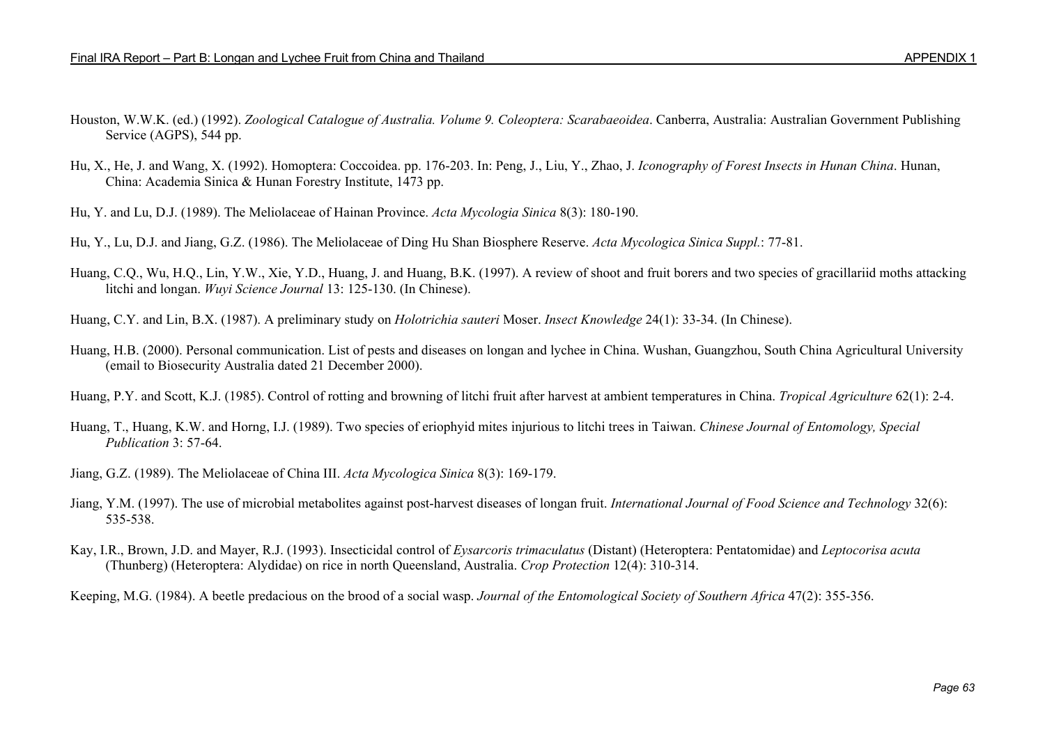Houston, W.W.K. (ed.) (1992). *Zoological Catalogue of Australia. Volume 9. Coleoptera: Scarabaeoidea*. Canberra, Australia: Australian Government Publishing Service (AGPS), 544 pp.

Hu, X., He, J. and Wang, X. (1992). Homoptera: Coccoidea. pp. 176-203. In: Peng, J., Liu, Y., Zhao, J. *Iconography of Forest Insects in Hunan China*. Hunan, China: Academia Sinica & Hunan Forestry Institute, 1473 pp.

Hu, Y. and Lu, D.J. (1989). The Meliolaceae of Hainan Province. *Acta Mycologia Sinica* 8(3): 180-190.

Hu, Y., Lu, D.J. and Jiang, G.Z. (1986). The Meliolaceae of Ding Hu Shan Biosphere Reserve. *Acta Mycologica Sinica Suppl.*: 77-81.

Huang, C.Q., Wu, H.Q., Lin, Y.W., Xie, Y.D., Huang, J. and Huang, B.K. (1997). A review of shoot and fruit borers and two species of gracillariid moths attacking litchi and longan. *Wuyi Science Journal* 13: 125-130. (In Chinese).

Huang, C.Y. and Lin, B.X. (1987). A preliminary study on *Holotrichia sauteri* Moser. *Insect Knowledge* 24(1): 33-34. (In Chinese).

Huang, H.B. (2000). Personal communication. List of pests and diseases on longan and lychee in China. Wushan, Guangzhou, South China Agricultural University (email to Biosecurity Australia dated 21 December 2000).

Huang, P.Y. and Scott, K.J. (1985). Control of rotting and browning of litchi fruit after harvest at ambient temperatures in China. *Tropical Agriculture* 62(1): 2-4.

Huang, T., Huang, K.W. and Horng, I.J. (1989). Two species of eriophyid mites injurious to litchi trees in Taiwan. *Chinese Journal of Entomology, Special Publication* 3: 57-64.

Jiang, G.Z. (1989). The Meliolaceae of China III. *Acta Mycologica Sinica* 8(3): 169-179.

Jiang, Y.M. (1997). The use of microbial metabolites against post-harvest diseases of longan fruit. *International Journal of Food Science and Technology* 32(6): 535-538.

Kay, I.R., Brown, J.D. and Mayer, R.J. (1993). Insecticidal control of *Eysarcoris trimaculatus* (Distant) (Heteroptera: Pentatomidae) and *Leptocorisa acuta* (Thunberg) (Heteroptera: Alydidae) on rice in north Queensland, Australia. *Crop Protection* 12(4): 310-314.

Keeping, M.G. (1984). A beetle predacious on the brood of a social wasp. *Journal of the Entomological Society of Southern Africa* 47(2): 355-356.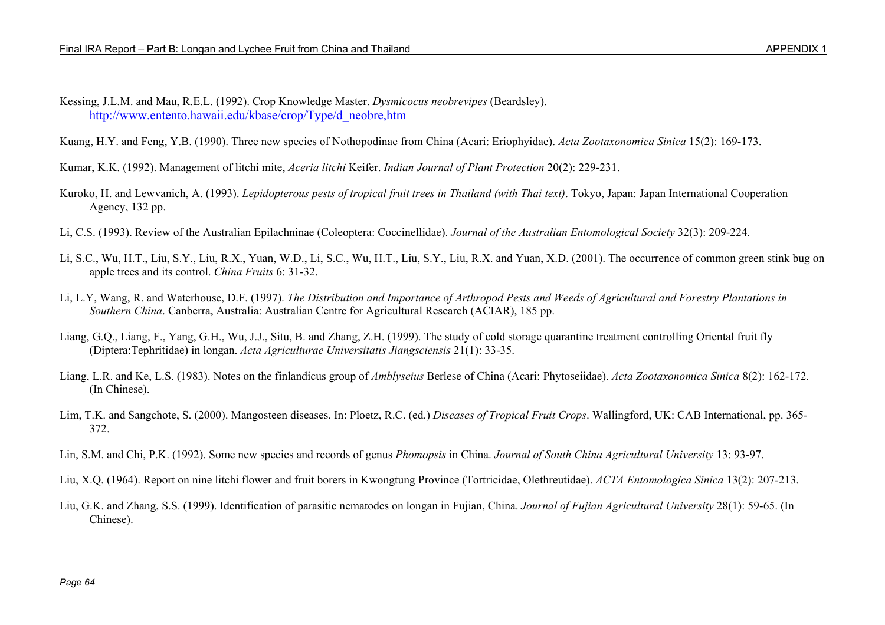Kessing, J.L.M. and Mau, R.E.L. (1992). Crop Knowledge Master. *Dysmicocus neobrevipes* (Beardsley). http://www.entento.hawaii.edu/kbase/crop/Type/d_neobre,htm

Kuang, H.Y. and Feng, Y.B. (1990). Three new species of Nothopodinae from China (Acari: Eriophyidae). *Acta Zootaxonomica Sinica* 15(2): 169-173.

Kumar, K.K. (1992). Management of litchi mite, *Aceria litchi* Keifer. *Indian Journal of Plant Protection* 20(2): 229-231.

Kuroko, H. and Lewvanich, A. (1993). *Lepidopterous pests of tropical fruit trees in Thailand (with Thai text)*. Tokyo, Japan: Japan International Cooperation Agency, 132 pp.

Li, C.S. (1993). Review of the Australian Epilachninae (Coleoptera: Coccinellidae). *Journal of the Australian Entomological Society* 32(3): 209-224.

Li, S.C., Wu, H.T., Liu, S.Y., Liu, R.X., Yuan, W.D., Li, S.C., Wu, H.T., Liu, S.Y., Liu, R.X. and Yuan, X.D. (2001). The occurrence of common green stink bug on apple trees and its control. *China Fruits* 6: 31-32.

Li, L.Y, Wang, R. and Waterhouse, D.F. (1997). *The Distribution and Importance of Arthropod Pests and Weeds of Agricultural and Forestry Plantations in Southern China*. Canberra, Australia: Australian Centre for Agricultural Research (ACIAR), 185 pp.

Liang, G.Q., Liang, F., Yang, G.H., Wu, J.J., Situ, B. and Zhang, Z.H. (1999). The study of cold storage quarantine treatment controlling Oriental fruit fly (Diptera:Tephritidae) in longan. *Acta Agriculturae Universitatis Jiangsciensis* 21(1): 33-35.

Liang, L.R. and Ke, L.S. (1983). Notes on the finlandicus group of *Amblyseius* Berlese of China (Acari: Phytoseiidae). *Acta Zootaxonomica Sinica* 8(2): 162-172. (In Chinese).

Lim, T.K. and Sangchote, S. (2000). Mangosteen diseases. In: Ploetz, R.C. (ed.) *Diseases of Tropical Fruit Crops*. Wallingford, UK: CAB International, pp. 365-372.

Lin, S.M. and Chi, P.K. (1992). Some new species and records of genus *Phomopsis* in China. *Journal of South China Agricultural University* 13: 93-97.

Liu, X.Q. (1964). Report on nine litchi flower and fruit borers in Kwongtung Province (Tortricidae, Olethreutidae). *ACTA Entomologica Sinica* 13(2): 207-213.

Liu, G.K. and Zhang, S.S. (1999). Identification of parasitic nematodes on longan in Fujian, China. *Journal of Fujian Agricultural University* 28(1): 59-65. (In Chinese).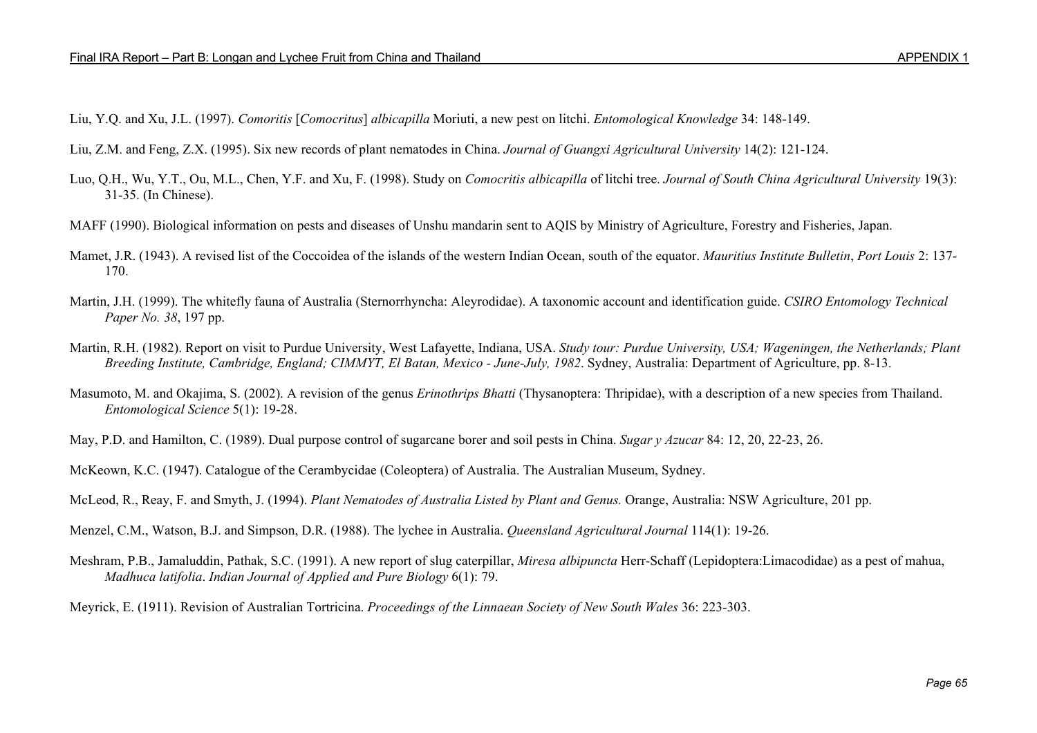Liu, Y.Q. and Xu, J.L. (1997). *Comoritis* [*Comocritus*] *albicapilla* Moriuti, a new pest on litchi. *Entomological Knowledge* 34: 148-149.

Liu, Z.M. and Feng, Z.X. (1995). Six new records of plant nematodes in China. *Journal of Guangxi Agricultural University* 14(2): 121-124.

Luo, Q.H., Wu, Y.T., Ou, M.L., Chen, Y.F. and Xu, F. (1998). Study on *Comocritis albicapilla* of litchi tree. *Journal of South China Agricultural University* 19(3): 31-35. (In Chinese).

MAFF (1990). Biological information on pests and diseases of Unshu mandarin sent to AQIS by Ministry of Agriculture, Forestry and Fisheries, Japan.

Mamet, J.R. (1943). A revised list of the Coccoidea of the islands of the western Indian Ocean, south of the equator. *Mauritius Institute Bulletin*, *Port Louis* 2: 137-170.

Martin, J.H. (1999). The whitefly fauna of Australia (Sternorrhyncha: Aleyrodidae). A taxonomic account and identification guide. *CSIRO Entomology Technical Paper No. 38*, 197 pp.

Martin, R.H. (1982). Report on visit to Purdue University, West Lafayette, Indiana, USA. *Study tour: Purdue University, USA; Wageningen, the Netherlands; Plant Breeding Institute, Cambridge, England; CIMMYT, El Batan, Mexico - June-July, 1982*. Sydney, Australia: Department of Agriculture, pp. 8-13.

Masumoto, M. and Okajima, S. (2002). A revision of the genus *Erinothrips Bhatti* (Thysanoptera: Thripidae), with a description of a new species from Thailand. *Entomological Science* 5(1): 19-28.

May, P.D. and Hamilton, C. (1989). Dual purpose control of sugarcane borer and soil pests in China. *Sugar y Azucar* 84: 12, 20, 22-23, 26.

McKeown, K.C. (1947). Catalogue of the Cerambycidae (Coleoptera) of Australia. The Australian Museum, Sydney.

McLeod, R., Reay, F. and Smyth, J. (1994). *Plant Nematodes of Australia Listed by Plant and Genus.* Orange, Australia: NSW Agriculture, 201 pp.

Menzel, C.M., Watson, B.J. and Simpson, D.R. (1988). The lychee in Australia. *Queensland Agricultural Journal* 114(1): 19-26.

Meshram, P.B., Jamaluddin, Pathak, S.C. (1991). A new report of slug caterpillar, *Miresa albipuncta* Herr-Schaff (Lepidoptera:Limacodidae) as a pest of mahua, *Madhuca latifolia*. *Indian Journal of Applied and Pure Biology* 6(1): 79.

Meyrick, E. (1911). Revision of Australian Tortricina. *Proceedings of the Linnaean Society of New South Wales* 36: 223-303.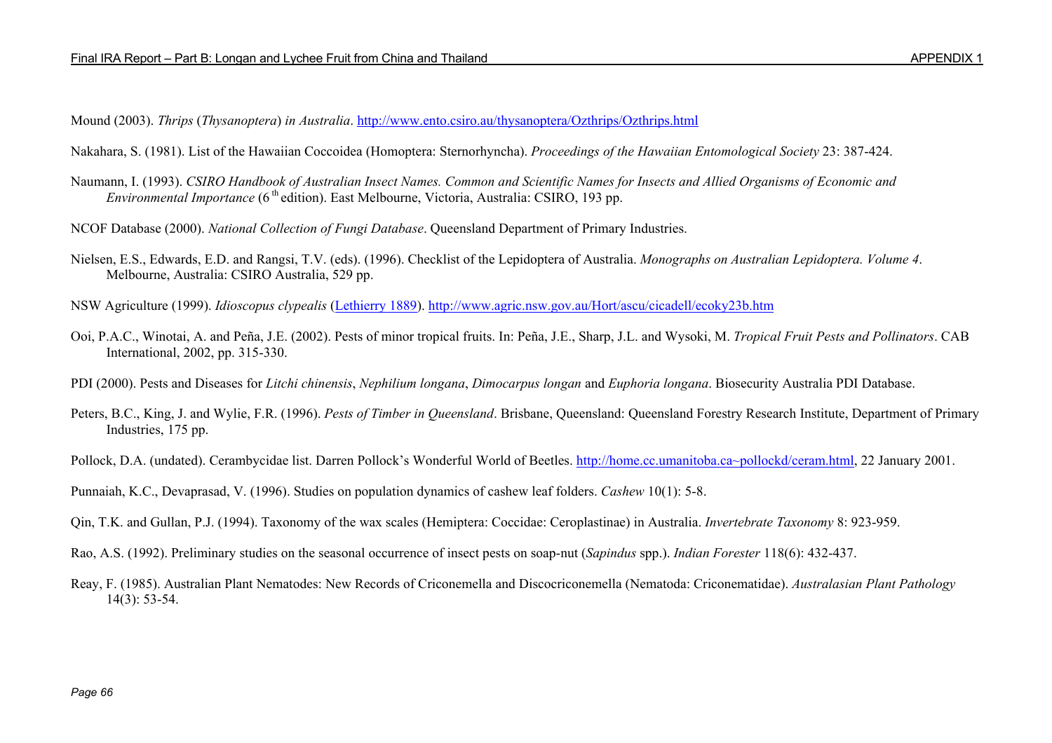Mound (2003). *Thrips* (*Thysanoptera*) *in Australia*. http://www.ento.csiro.au/thysanoptera/Ozthrips/Ozthrips.html

Nakahara, S. (1981). List of the Hawaiian Coccoidea (Homoptera: Sternorhyncha). *Proceedings of the Hawaiian Entomological Society* 23: 387-424.

Naumann, I. (1993). *CSIRO Handbook of Australian Insect Names. Common and Scientific Names for Insects and Allied Organisms of Economic and Environmental Importance* (6[th] edition). East Melbourne, Victoria, Australia: CSIRO, 193 pp.

NCOF Database (2000). *National Collection of Fungi Database*. Queensland Department of Primary Industries.

Nielsen, E.S., Edwards, E.D. and Rangsi, T.V. (eds). (1996). Checklist of the Lepidoptera of Australia. *Monographs on Australian Lepidoptera. Volume 4*. Melbourne, Australia: CSIRO Australia, 529 pp.

NSW Agriculture (1999). *Idioscopus clypealis* (Lethierry 1889). http://www.agric.nsw.gov.au/Hort/ascu/cicadell/ecoky23b.htm

Ooi, P.A.C., Winotai, A. and Peña, J.E. (2002). Pests of minor tropical fruits. In: Peña, J.E., Sharp, J.L. and Wysoki, M. *Tropical Fruit Pests and Pollinators*. CAB International, 2002, pp. 315-330.

PDI (2000). Pests and Diseases for *Litchi chinensis*, *Nephilium longana*, *Dimocarpus longan* and *Euphoria longana*. Biosecurity Australia PDI Database.

Peters, B.C., King, J. and Wylie, F.R. (1996). *Pests of Timber in Queensland*. Brisbane, Queensland: Queensland Forestry Research Institute, Department of Primary Industries, 175 pp.

Pollock, D.A. (undated). Cerambycidae list. Darren Pollock's Wonderful World of Beetles. http://home.cc.umanitoba.ca~pollockd/ceram.html, 22 January 2001.

Punnaiah, K.C., Devaprasad, V. (1996). Studies on population dynamics of cashew leaf folders. *Cashew* 10(1): 5-8.

Qin, T.K. and Gullan, P.J. (1994). Taxonomy of the wax scales (Hemiptera: Coccidae: Ceroplastinae) in Australia. *Invertebrate Taxonomy* 8: 923-959.

Rao, A.S. (1992). Preliminary studies on the seasonal occurrence of insect pests on soap-nut (*Sapindus* spp.). *Indian Forester* 118(6): 432-437.

Reay, F. (1985). Australian Plant Nematodes: New Records of Criconemella and Discocriconemella (Nematoda: Criconematidae). *Australasian Plant Pathology* 14(3): 53-54.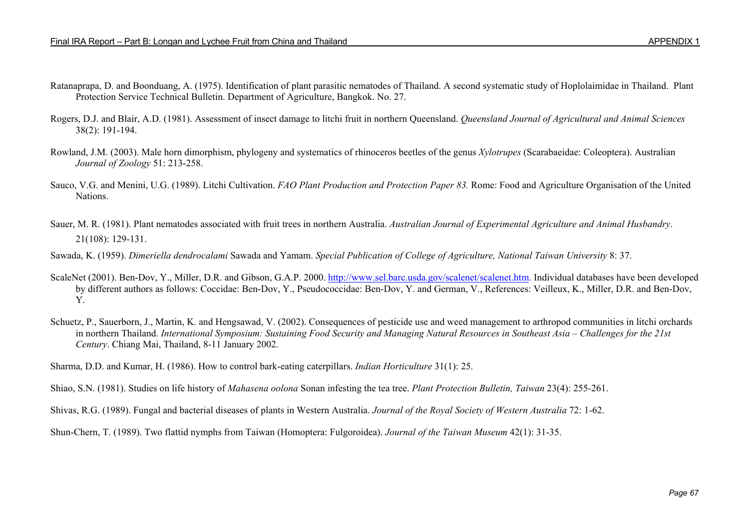Ratanaprapa, D. and Boonduang, A. (1975). Identification of plant parasitic nematodes of Thailand. A second systematic study of Hoplolaimidae in Thailand. Plant Protection Service Technical Bulletin. Department of Agriculture, Bangkok. No. 27.

Rogers, D.J. and Blair, A.D. (1981). Assessment of insect damage to litchi fruit in northern Queensland. *Queensland Journal of Agricultural and Animal Sciences* 38(2): 191-194.

Rowland, J.M. (2003). Male horn dimorphism, phylogeny and systematics of rhinoceros beetles of the genus *Xylotrupes* (Scarabaeidae: Coleoptera). Australian *Journal of Zoology* 51: 213-258.

Sauco, V.G. and Menini, U.G. (1989). Litchi Cultivation. *FAO Plant Production and Protection Paper 83.* Rome: Food and Agriculture Organisation of the United Nations.

Sauer, M. R. (1981). Plant nematodes associated with fruit trees in northern Australia. *Australian Journal of Experimental Agriculture and Animal Husbandry*. 21(108): 129-131.

Sawada, K. (1959). *Dimeriella dendrocalami* Sawada and Yamam. *Special Publication of College of Agriculture, National Taiwan University* 8: 37.

ScaleNet (2001). Ben-Dov, Y., Miller, D.R. and Gibson, G.A.P. 2000. http://www.sel.barc.usda.gov/scalenet/scalenet.htm. Individual databases have been developed by different authors as follows: Coccidae: Ben-Dov, Y., Pseudococcidae: Ben-Dov, Y. and German, V., References: Veilleux, K., Miller, D.R. and Ben-Dov, Y.

Schuetz, P., Sauerborn, J., Martin, K. and Hengsawad, V. (2002). Consequences of pesticide use and weed management to arthropod communities in litchi orchards in northern Thailand. *International Symposium: Sustaining Food Security and Managing Natural Resources in Southeast Asia – Challenges for the 21st Century*. Chiang Mai, Thailand, 8-11 January 2002.

Sharma, D.D. and Kumar, H. (1986). How to control bark-eating caterpillars. *Indian Horticulture* 31(1): 25.

Shiao, S.N. (1981). Studies on life history of *Mahasena oolona* Sonan infesting the tea tree. *Plant Protection Bulletin, Taiwan* 23(4): 255-261.

Shivas, R.G. (1989). Fungal and bacterial diseases of plants in Western Australia. *Journal of the Royal Society of Western Australia* 72: 1-62.

Shun-Chern, T. (1989). Two flattid nymphs from Taiwan (Homoptera: Fulgoroidea). *Journal of the Taiwan Museum* 42(1): 31-35.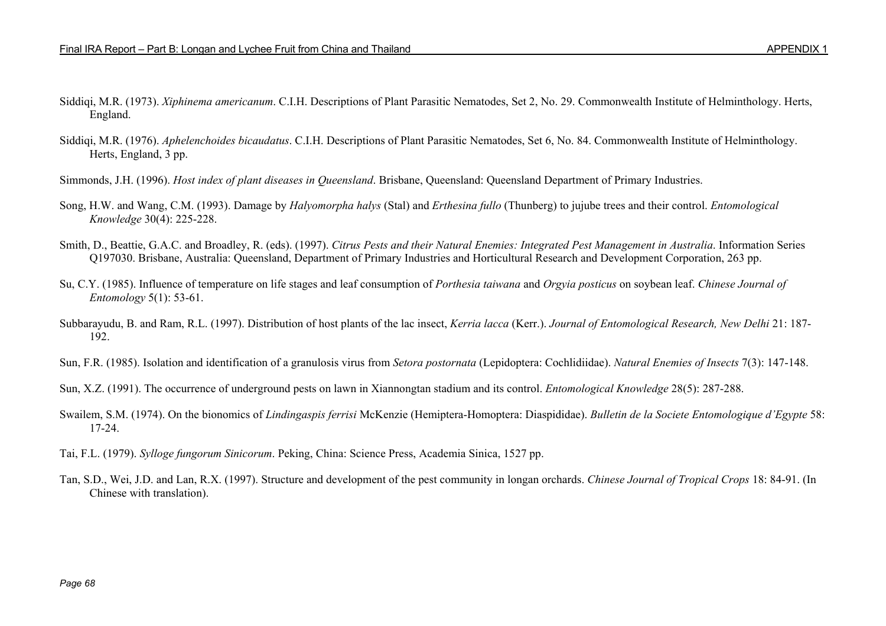Siddiqi, M.R. (1973). *Xiphinema americanum*. C.I.H. Descriptions of Plant Parasitic Nematodes, Set 2, No. 29. Commonwealth Institute of Helminthology. Herts, England.

Siddiqi, M.R. (1976). *Aphelenchoides bicaudatus*. C.I.H. Descriptions of Plant Parasitic Nematodes, Set 6, No. 84. Commonwealth Institute of Helminthology. Herts, England, 3 pp.

Simmonds, J.H. (1996). *Host index of plant diseases in Queensland*. Brisbane, Queensland: Queensland Department of Primary Industries.

Song, H.W. and Wang, C.M. (1993). Damage by *Halyomorpha halys* (Stal) and *Erthesina fullo* (Thunberg) to jujube trees and their control. *Entomological Knowledge* 30(4): 225-228.

Smith, D., Beattie, G.A.C. and Broadley, R. (eds). (1997). *Citrus Pests and their Natural Enemies: Integrated Pest Management in Australia*. Information Series Q197030. Brisbane, Australia: Queensland, Department of Primary Industries and Horticultural Research and Development Corporation, 263 pp.

Su, C.Y. (1985). Influence of temperature on life stages and leaf consumption of *Porthesia taiwana* and *Orgyia posticus* on soybean leaf. *Chinese Journal of Entomology* 5(1): 53-61.

Subbarayudu, B. and Ram, R.L. (1997). Distribution of host plants of the lac insect, *Kerria lacca* (Kerr.). *Journal of Entomological Research, New Delhi* 21: 187-192.

Sun, F.R. (1985). Isolation and identification of a granulosis virus from *Setora postornata* (Lepidoptera: Cochlidiidae). *Natural Enemies of Insects* 7(3): 147-148.

Sun, X.Z. (1991). The occurrence of underground pests on lawn in Xiannongtan stadium and its control. *Entomological Knowledge* 28(5): 287-288.

Swailem, S.M. (1974). On the bionomics of *Lindingaspis ferrisi* McKenzie (Hemiptera-Homoptera: Diaspididae). *Bulletin de la Societe Entomologique d'Egypte* 58: 17-24.

Tai, F.L. (1979). *Sylloge fungorum Sinicorum*. Peking, China: Science Press, Academia Sinica, 1527 pp.

Tan, S.D., Wei, J.D. and Lan, R.X. (1997). Structure and development of the pest community in longan orchards. *Chinese Journal of Tropical Crops* 18: 84-91. (In Chinese with translation).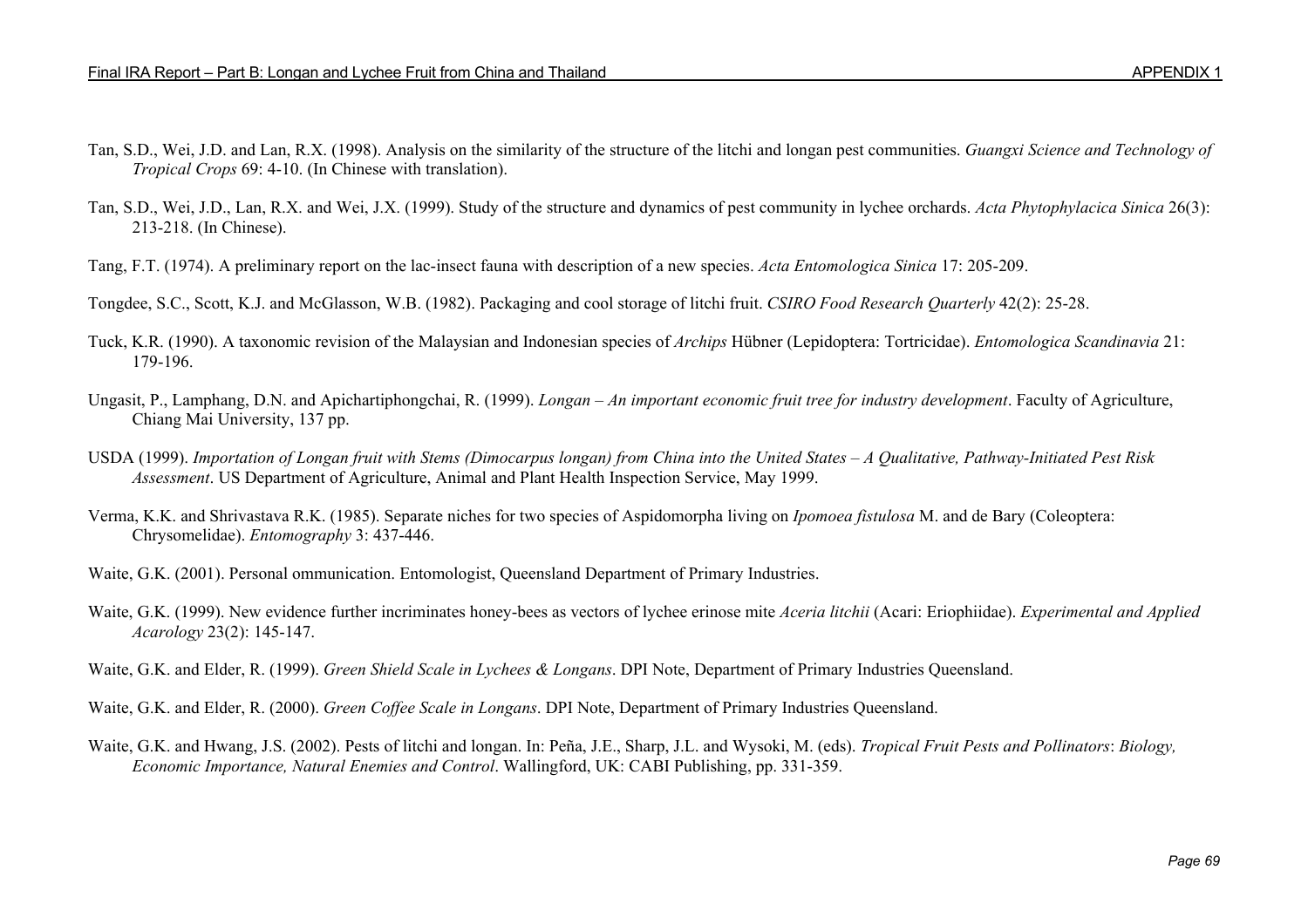Tan, S.D., Wei, J.D. and Lan, R.X. (1998). Analysis on the similarity of the structure of the litchi and longan pest communities. *Guangxi Science and Technology of Tropical Crops* 69: 4-10. (In Chinese with translation).

Tan, S.D., Wei, J.D., Lan, R.X. and Wei, J.X. (1999). Study of the structure and dynamics of pest community in lychee orchards. *Acta Phytophylacica Sinica* 26(3): 213-218. (In Chinese).

Tang, F.T. (1974). A preliminary report on the lac-insect fauna with description of a new species. *Acta Entomologica Sinica* 17: 205-209.

Tongdee, S.C., Scott, K.J. and McGlasson, W.B. (1982). Packaging and cool storage of litchi fruit. *CSIRO Food Research Quarterly* 42(2): 25-28.

Tuck, K.R. (1990). A taxonomic revision of the Malaysian and Indonesian species of *Archips* Hübner (Lepidoptera: Tortricidae). *Entomologica Scandinavia* 21: 179-196.

Ungasit, P., Lamphang, D.N. and Apichartiphongchai, R. (1999). *Longan – An important economic fruit tree for industry development*. Faculty of Agriculture, Chiang Mai University, 137 pp.

USDA (1999). *Importation of Longan fruit with Stems (Dimocarpus longan) from China into the United States – A Qualitative, Pathway-Initiated Pest Risk Assessment*. US Department of Agriculture, Animal and Plant Health Inspection Service, May 1999.

Verma, K.K. and Shrivastava R.K. (1985). Separate niches for two species of Aspidomorpha living on *Ipomoea fistulosa* M. and de Bary (Coleoptera: Chrysomelidae). *Entomography* 3: 437-446.

Waite, G.K. (2001). Personal ommunication. Entomologist, Queensland Department of Primary Industries.

Waite, G.K. (1999). New evidence further incriminates honey-bees as vectors of lychee erinose mite *Aceria litchii* (Acari: Eriophiidae). *Experimental and Applied Acarology* 23(2): 145-147.

Waite, G.K. and Elder, R. (1999). *Green Shield Scale in Lychees & Longans*. DPI Note, Department of Primary Industries Queensland.

Waite, G.K. and Elder, R. (2000). *Green Coffee Scale in Longans*. DPI Note, Department of Primary Industries Queensland.

Waite, G.K. and Hwang, J.S. (2002). Pests of litchi and longan. In: Peña, J.E., Sharp, J.L. and Wysoki, M. (eds). *Tropical Fruit Pests and Pollinators*: *Biology, Economic Importance, Natural Enemies and Control*. Wallingford, UK: CABI Publishing, pp. 331-359.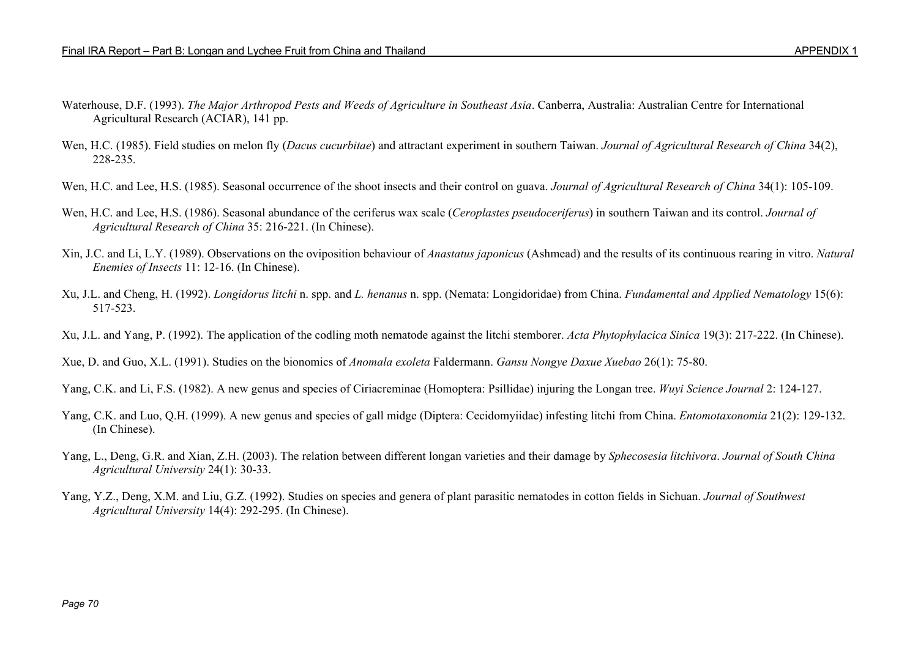Waterhouse, D.F. (1993). *The Major Arthropod Pests and Weeds of Agriculture in Southeast Asia*. Canberra, Australia: Australian Centre for International Agricultural Research (ACIAR), 141 pp.

Wen, H.C. (1985). Field studies on melon fly (*Dacus cucurbitae*) and attractant experiment in southern Taiwan. *Journal of Agricultural Research of China* 34(2), 228-235.

Wen, H.C. and Lee, H.S. (1985). Seasonal occurrence of the shoot insects and their control on guava. *Journal of Agricultural Research of China* 34(1): 105-109.

Wen, H.C. and Lee, H.S. (1986). Seasonal abundance of the ceriferus wax scale (*Ceroplastes pseudoceriferus*) in southern Taiwan and its control. *Journal of Agricultural Research of China* 35: 216-221. (In Chinese).

Xin, J.C. and Li, L.Y. (1989). Observations on the oviposition behaviour of *Anastatus japonicus* (Ashmead) and the results of its continuous rearing in vitro. *Natural Enemies of Insects* 11: 12-16. (In Chinese).

Xu, J.L. and Cheng, H. (1992). *Longidorus litchi* n. spp. and *L. henanus* n. spp. (Nemata: Longidoridae) from China. *Fundamental and Applied Nematology* 15(6): 517-523.

Xu, J.L. and Yang, P. (1992). The application of the codling moth nematode against the litchi stemborer. *Acta Phytophylacica Sinica* 19(3): 217-222. (In Chinese).

Xue, D. and Guo, X.L. (1991). Studies on the bionomics of *Anomala exoleta* Faldermann. *Gansu Nongye Daxue Xuebao* 26(1): 75-80.

Yang, C.K. and Li, F.S. (1982). A new genus and species of Ciriacreminae (Homoptera: Psillidae) injuring the Longan tree. *Wuyi Science Journal* 2: 124-127.

Yang, C.K. and Luo, Q.H. (1999). A new genus and species of gall midge (Diptera: Cecidomyiidae) infesting litchi from China. *Entomotaxonomia* 21(2): 129-132. (In Chinese).

Yang, L., Deng, G.R. and Xian, Z.H. (2003). The relation between different longan varieties and their damage by *Sphecosesia litchivora*. *Journal of South China Agricultural University* 24(1): 30-33.

Yang, Y.Z., Deng, X.M. and Liu, G.Z. (1992). Studies on species and genera of plant parasitic nematodes in cotton fields in Sichuan. *Journal of Southwest Agricultural University* 14(4): 292-295. (In Chinese).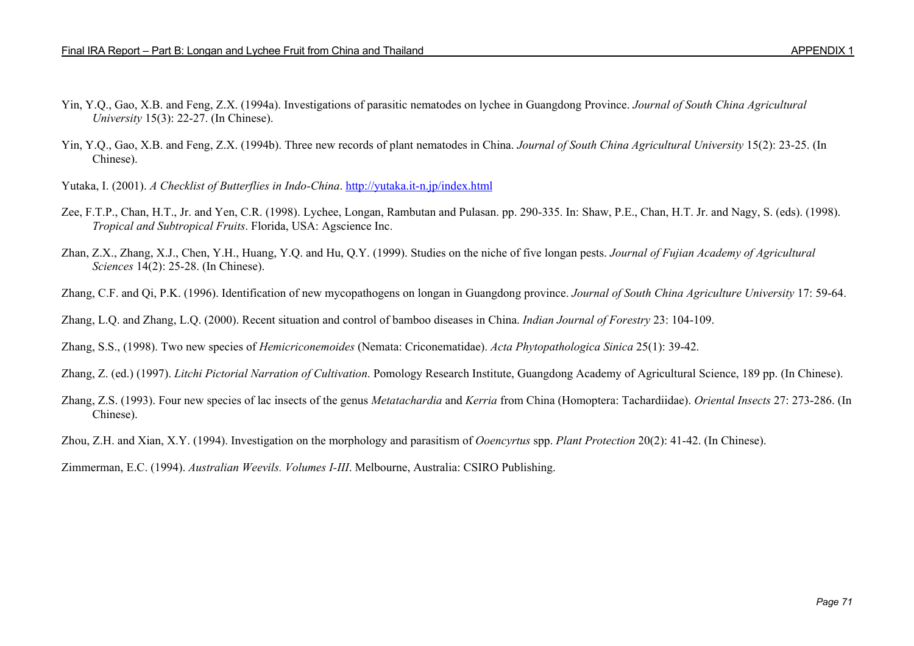Yin, Y.Q., Gao, X.B. and Feng, Z.X. (1994a). Investigations of parasitic nematodes on lychee in Guangdong Province. *Journal of South China Agricultural University* 15(3): 22-27. (In Chinese).

Yin, Y.Q., Gao, X.B. and Feng, Z.X. (1994b). Three new records of plant nematodes in China. *Journal of South China Agricultural University* 15(2): 23-25. (In Chinese).

Yutaka, I. (2001). *A Checklist of Butterflies in Indo-China*. http://yutaka.it-n.jp/index.html

Zee, F.T.P., Chan, H.T., Jr. and Yen, C.R. (1998). Lychee, Longan, Rambutan and Pulasan. pp. 290-335. In: Shaw, P.E., Chan, H.T. Jr. and Nagy, S. (eds). (1998). *Tropical and Subtropical Fruits*. Florida, USA: Agscience Inc.

Zhan, Z.X., Zhang, X.J., Chen, Y.H., Huang, Y.Q. and Hu, Q.Y. (1999). Studies on the niche of five longan pests. *Journal of Fujian Academy of Agricultural Sciences* 14(2): 25-28. (In Chinese).

Zhang, C.F. and Qi, P.K. (1996). Identification of new mycopathogens on longan in Guangdong province. *Journal of South China Agriculture University* 17: 59-64.

Zhang, L.Q. and Zhang, L.Q. (2000). Recent situation and control of bamboo diseases in China. *Indian Journal of Forestry* 23: 104-109.

Zhang, S.S., (1998). Two new species of *Hemicriconemoides* (Nemata: Criconematidae). *Acta Phytopathologica Sinica* 25(1): 39-42.

Zhang, Z. (ed.) (1997). *Litchi Pictorial Narration of Cultivation*. Pomology Research Institute, Guangdong Academy of Agricultural Science, 189 pp. (In Chinese).

Zhang, Z.S. (1993). Four new species of lac insects of the genus *Metatachardia* and *Kerria* from China (Homoptera: Tachardiidae). *Oriental Insects* 27: 273-286. (In Chinese).

Zhou, Z.H. and Xian, X.Y. (1994). Investigation on the morphology and parasitism of *Ooencyrtus* spp. *Plant Protection* 20(2): 41-42. (In Chinese).

Zimmerman, E.C. (1994). *Australian Weevils. Volumes I-III*. Melbourne, Australia: CSIRO Publishing.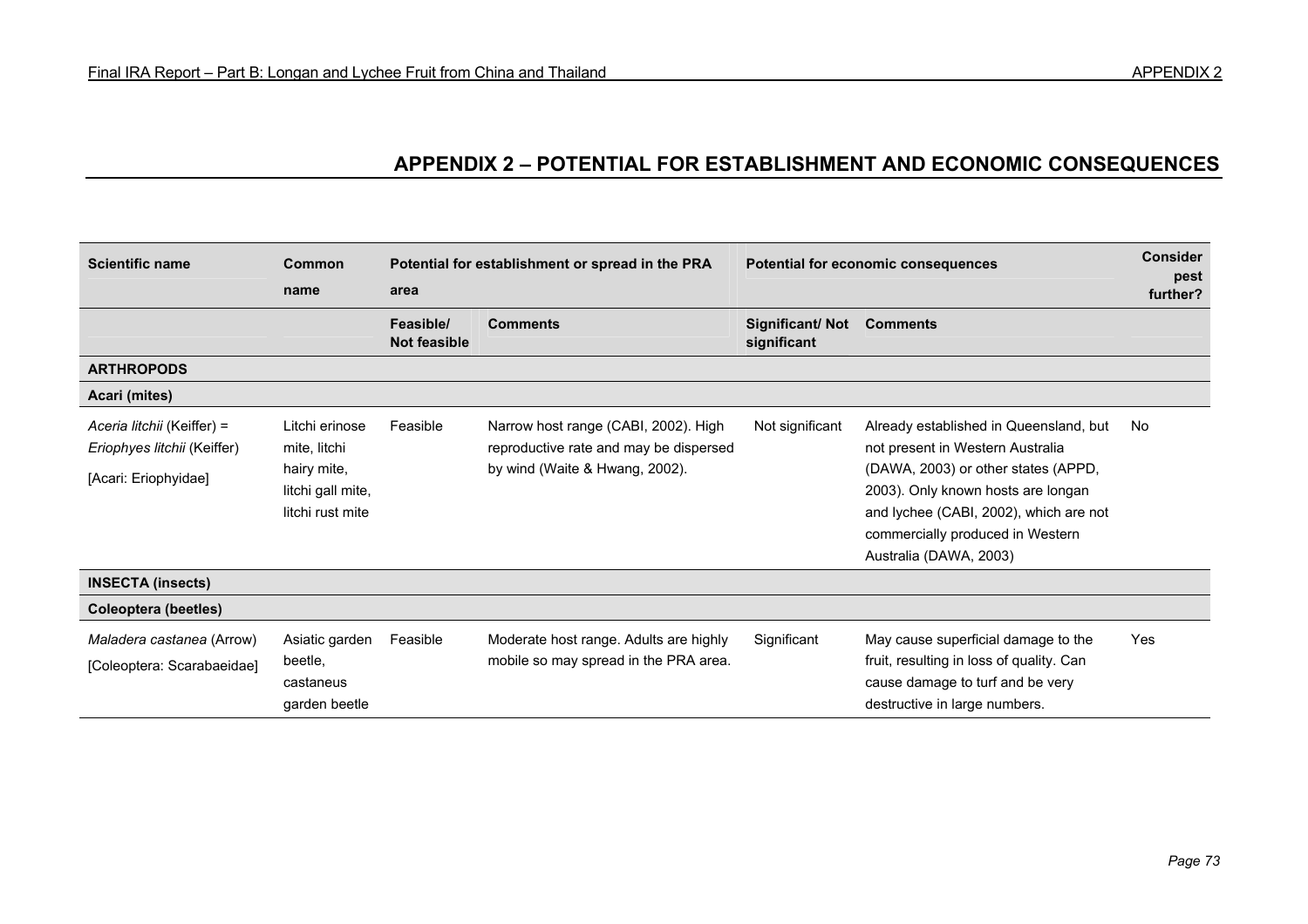## APPENDIX 2 – POTENTIAL FOR ESTABLISHMENT AND ECONOMIC CONSEQUENCES

| Scientific name | Common name | Potential for establishment or spread in the PRA area | | Potential for economic consequences | | Consider pest further? |
|---|---|---|---|---|---|---|
| | | Feasible/ Not feasible | Comments | Significant/ Not significant | Comments | |
| **ARTHROPODS** | | | | | | |
| **Acari (mites)** | | | | | | |
| *Aceria litchii* (Keiffer) = *Eriophyes litchii* (Keiffer) [Acari: Eriophyidae] | Litchi erinose mite, litchi hairy mite, litchi gall mite, litchi rust mite | Feasible | Narrow host range (CABI, 2002). High reproductive rate and may be dispersed by wind (Waite & Hwang, 2002). | Not significant | Already established in Queensland, but not present in Western Australia (DAWA, 2003) or other states (APPD, 2003). Only known hosts are longan and lychee (CABI, 2002), which are not commercially produced in Western Australia (DAWA, 2003) | No |
| **INSECTA (insects)** | | | | | | |
| **Coleoptera (beetles)** | | | | | | |
| *Maladera castanea* (Arrow) [Coleoptera: Scarabaeidae] | Asiatic garden beetle, castaneus garden beetle | Feasible | Moderate host range. Adults are highly mobile so may spread in the PRA area. | Significant | May cause superficial damage to the fruit, resulting in loss of quality. Can cause damage to turf and be very destructive in large numbers. | Yes |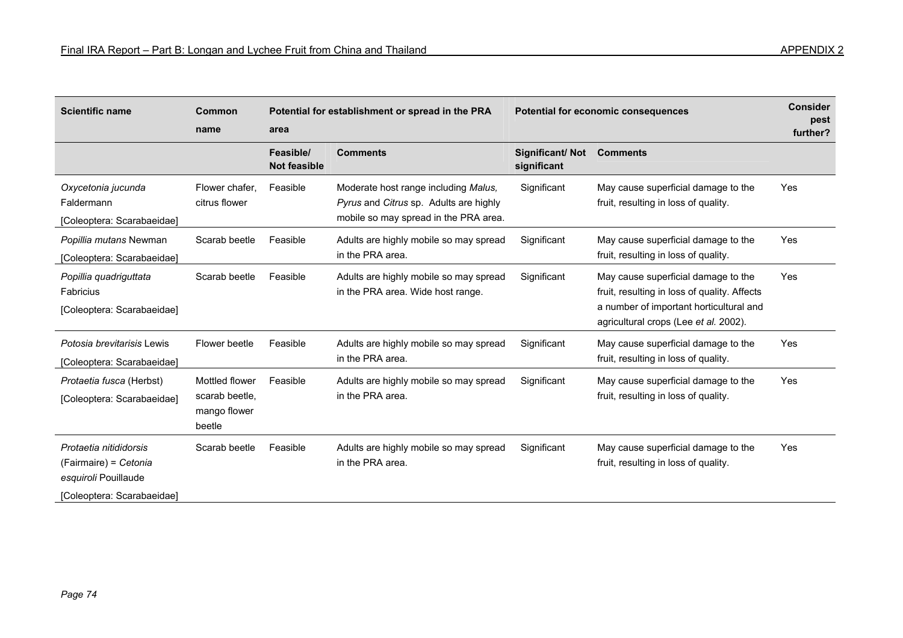| Scientific name | Common name | Potential for establishment or spread in the PRA area | | Potential for economic consequences | | Consider pest further? |
|---|---|---|---|---|---|---|
| | | Feasible/ Not feasible | Comments | Significant/ Not significant | Comments | |
| *Oxycetonia jucunda* Faldermann [Coleoptera: Scarabaeidae] | Flower chafer, citrus flower | Feasible | Moderate host range including *Malus, Pyrus* and *Citrus* sp. Adults are highly mobile so may spread in the PRA area. | Significant | May cause superficial damage to the fruit, resulting in loss of quality. | Yes |
| *Popillia mutans* Newman [Coleoptera: Scarabaeidae] | Scarab beetle | Feasible | Adults are highly mobile so may spread in the PRA area. | Significant | May cause superficial damage to the fruit, resulting in loss of quality. | Yes |
| *Popillia quadriguttata* Fabricius [Coleoptera: Scarabaeidae] | Scarab beetle | Feasible | Adults are highly mobile so may spread in the PRA area. Wide host range. | Significant | May cause superficial damage to the fruit, resulting in loss of quality. Affects a number of important horticultural and agricultural crops (Lee *et al.* 2002). | Yes |
| *Potosia brevitarisis* Lewis [Coleoptera: Scarabaeidae] | Flower beetle | Feasible | Adults are highly mobile so may spread in the PRA area. | Significant | May cause superficial damage to the fruit, resulting in loss of quality. | Yes |
| *Protaetia fusca* (Herbst) [Coleoptera: Scarabaeidae] | Mottled flower scarab beetle, mango flower beetle | Feasible | Adults are highly mobile so may spread in the PRA area. | Significant | May cause superficial damage to the fruit, resulting in loss of quality. | Yes |
| *Protaetia nitididorsis* (Fairmaire) = *Cetonia esquiroli* Pouillaude [Coleoptera: Scarabaeidae] | Scarab beetle | Feasible | Adults are highly mobile so may spread in the PRA area. | Significant | May cause superficial damage to the fruit, resulting in loss of quality. | Yes |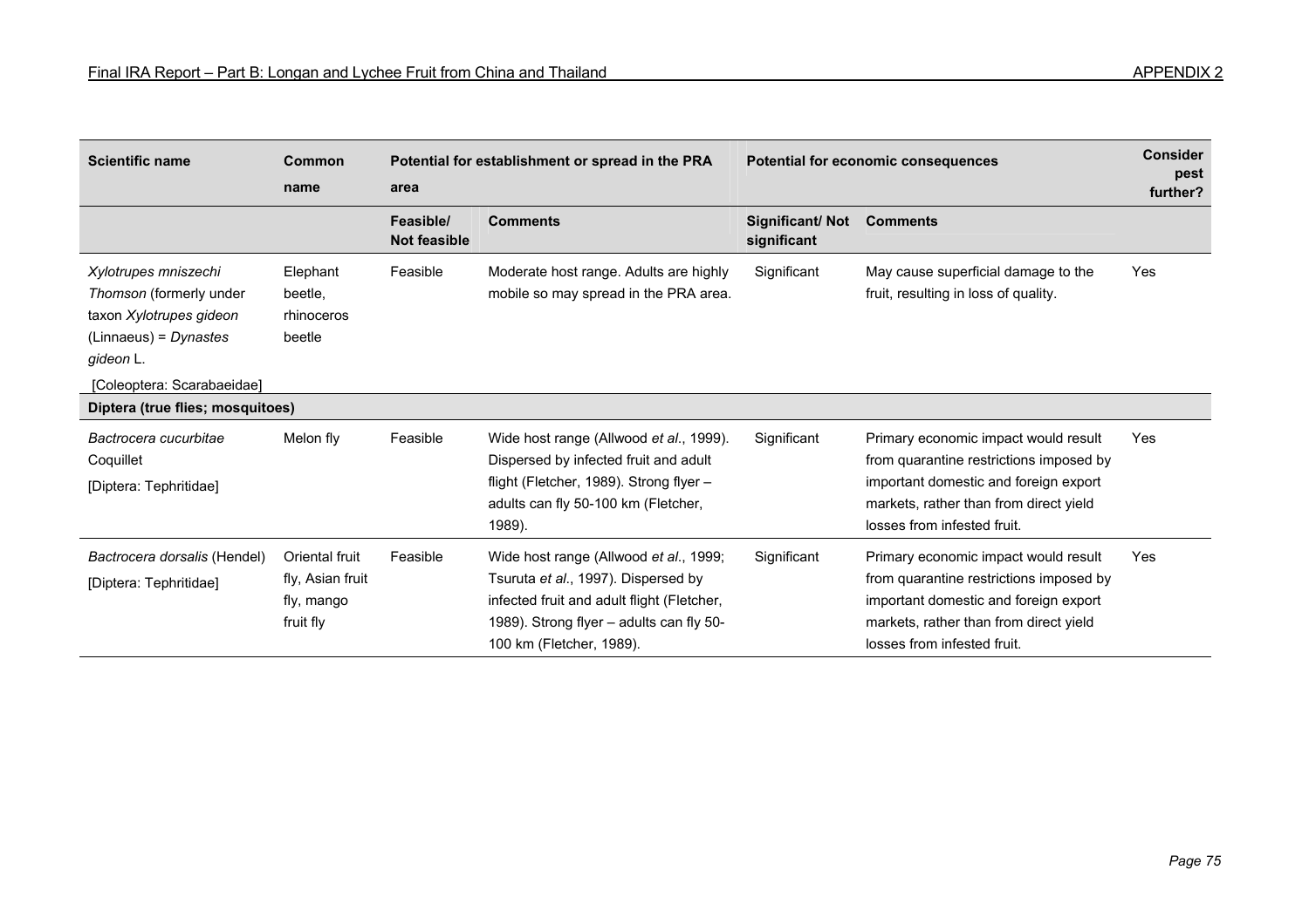| Scientific name | Common name | Potential for establishment or spread in the PRA area | | Potential for economic consequences | | Consider pest further? |
|---|---|---|---|---|---|---|
| | | Feasible/ Not feasible | Comments | Significant/ Not significant | Comments | |
| *Xylotrupes mniszechi* Thomson (formerly under taxon *Xylotrupes gideon* (Linnaeus) = *Dynastes gideon* L. [Coleoptera: Scarabaeidae] | Elephant beetle, rhinoceros beetle | Feasible | Moderate host range. Adults are highly mobile so may spread in the PRA area. | Significant | May cause superficial damage to the fruit, resulting in loss of quality. | Yes |
| **Diptera (true flies; mosquitoes)** | | | | | | |
| *Bactrocera cucurbitae* Coquillet [Diptera: Tephritidae] | Melon fly | Feasible | Wide host range (Allwood *et al*., 1999). Dispersed by infected fruit and adult flight (Fletcher, 1989). Strong flyer – adults can fly 50-100 km (Fletcher, 1989). | Significant | Primary economic impact would result from quarantine restrictions imposed by important domestic and foreign export markets, rather than from direct yield losses from infested fruit. | Yes |
| *Bactrocera dorsalis* (Hendel) [Diptera: Tephritidae] | Oriental fruit fly, Asian fruit fly, mango fruit fly | Feasible | Wide host range (Allwood *et al*., 1999; Tsuruta *et al*., 1997). Dispersed by infected fruit and adult flight (Fletcher, 1989). Strong flyer – adults can fly 50-100 km (Fletcher, 1989). | Significant | Primary economic impact would result from quarantine restrictions imposed by important domestic and foreign export markets, rather than from direct yield losses from infested fruit. | Yes |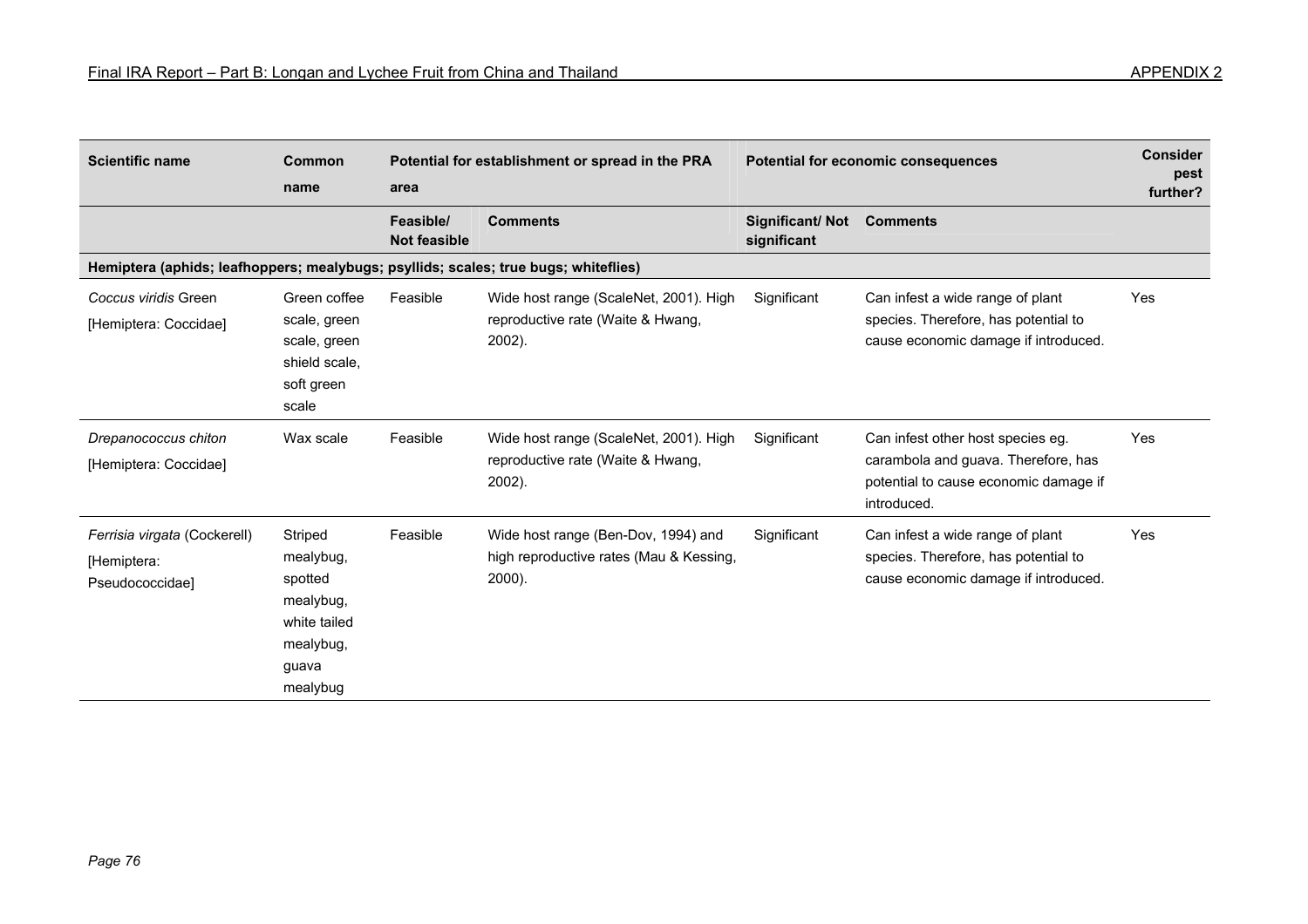| Scientific name | Common name | Potential for establishment or spread in the PRA area | | Potential for economic consequences | | Consider pest further? |
|---|---|---|---|---|---|---|
| | | Feasible/ Not feasible | Comments | Significant/ Not significant | Comments | |
| **Hemiptera (aphids; leafhoppers; mealybugs; psyllids; scales; true bugs; whiteflies)** | | | | | | |
| *Coccus viridis* Green [Hemiptera: Coccidae] | Green coffee scale, green scale, green shield scale, soft green scale | Feasible | Wide host range (ScaleNet, 2001). High reproductive rate (Waite & Hwang, 2002). | Significant | Can infest a wide range of plant species. Therefore, has potential to cause economic damage if introduced. | Yes |
| *Drepanococcus chiton* [Hemiptera: Coccidae] | Wax scale | Feasible | Wide host range (ScaleNet, 2001). High reproductive rate (Waite & Hwang, 2002). | Significant | Can infest other host species eg. carambola and guava. Therefore, has potential to cause economic damage if introduced. | Yes |
| *Ferrisia virgata* (Cockerell) [Hemiptera: Pseudococcidae] | Striped mealybug, spotted mealybug, white tailed mealybug, guava mealybug | Feasible | Wide host range (Ben-Dov, 1994) and high reproductive rates (Mau & Kessing, 2000). | Significant | Can infest a wide range of plant species. Therefore, has potential to cause economic damage if introduced. | Yes |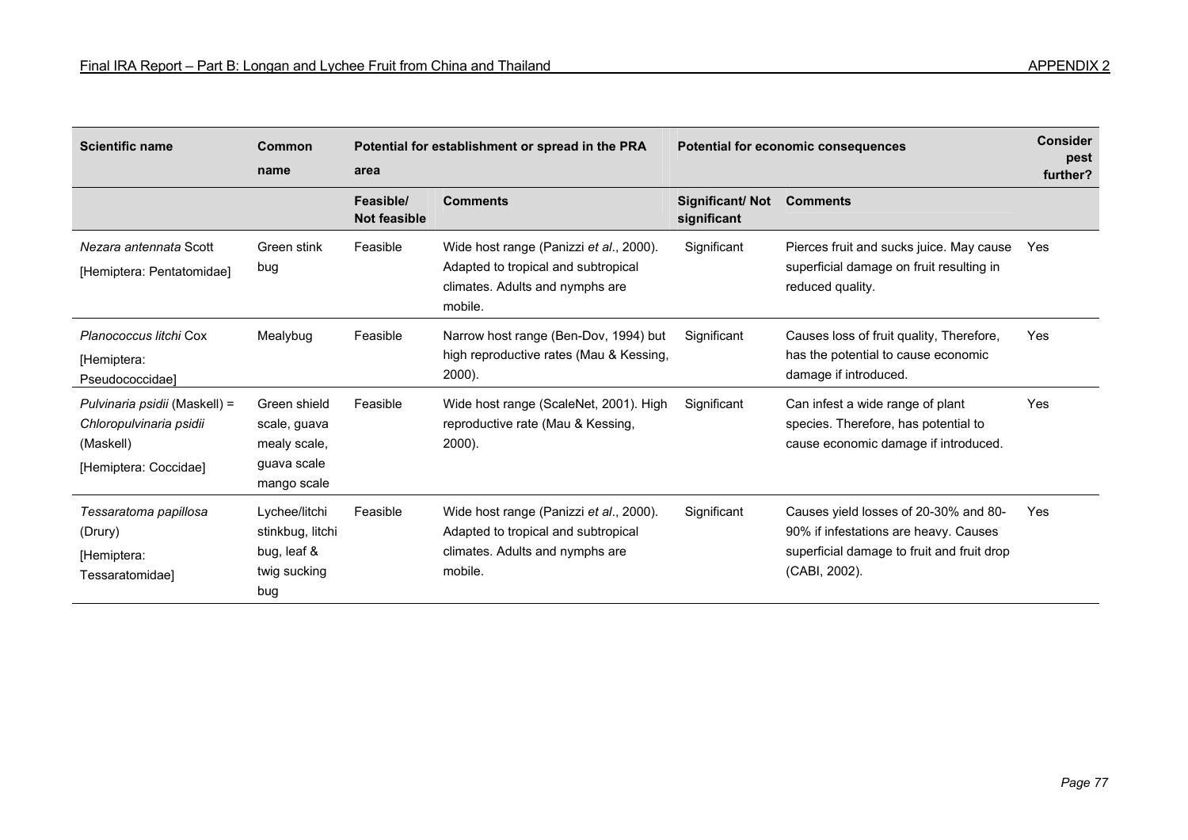| Scientific name | Common name | Potential for establishment or spread in the PRA area | | Potential for economic consequences | | Consider pest further? |
|---|---|---|---|---|---|---|
| | | Feasible/ Not feasible | Comments | Significant/ Not significant | Comments | |
| *Nezara antennata* Scott [Hemiptera: Pentatomidae] | Green stink bug | Feasible | Wide host range (Panizzi *et al*., 2000). Adapted to tropical and subtropical climates. Adults and nymphs are mobile. | Significant | Pierces fruit and sucks juice. May cause superficial damage on fruit resulting in reduced quality. | Yes |
| *Planococcus litchi* Cox [Hemiptera: Pseudococcidae] | Mealybug | Feasible | Narrow host range (Ben-Dov, 1994) but high reproductive rates (Mau & Kessing, 2000). | Significant | Causes loss of fruit quality, Therefore, has the potential to cause economic damage if introduced. | Yes |
| *Pulvinaria psidii* (Maskell) = *Chloropulvinaria psidii* (Maskell) [Hemiptera: Coccidae] | Green shield scale, guava mealy scale, guava scale mango scale | Feasible | Wide host range (ScaleNet, 2001). High reproductive rate (Mau & Kessing, 2000). | Significant | Can infest a wide range of plant species. Therefore, has potential to cause economic damage if introduced. | Yes |
| *Tessaratoma papillosa* (Drury) [Hemiptera: Tessaratomidae] | Lychee/litchi stinkbug, litchi bug, leaf & twig sucking bug | Feasible | Wide host range (Panizzi *et al*., 2000). Adapted to tropical and subtropical climates. Adults and nymphs are mobile. | Significant | Causes yield losses of 20-30% and 80-90% if infestations are heavy. Causes superficial damage to fruit and fruit drop (CABI, 2002). | Yes |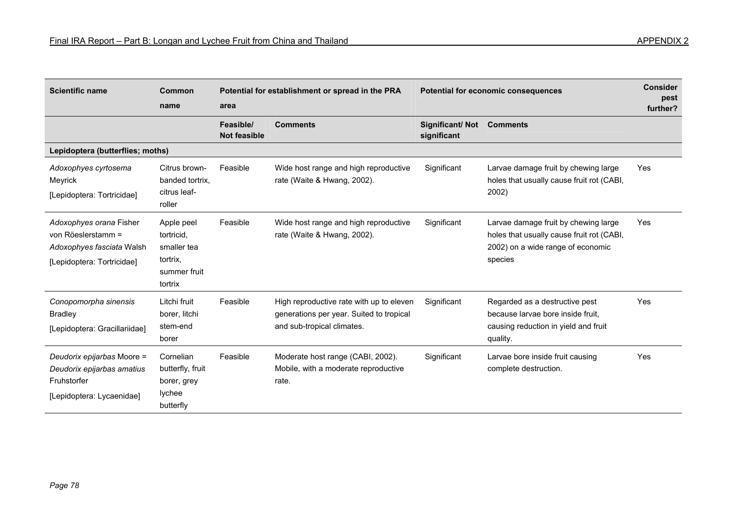| Scientific name | Common name | Potential for establishment or spread in the PRA area | | Potential for economic consequences | | Consider pest further? |
|---|---|---|---|---|---|---|
| | | Feasible/ Not feasible | Comments | Significant/ Not significant | Comments | |
| **Lepidoptera (butterflies; moths)** | | | | | | |
| *Adoxophyes cyrtosema* Meyrick [Lepidoptera: Tortricidae] | Citrus brown-banded tortrix, citrus leaf-roller | Feasible | Wide host range and high reproductive rate (Waite & Hwang, 2002). | Significant | Larvae damage fruit by chewing large holes that usually cause fruit rot (CABI, 2002) | Yes |
| *Adoxophyes orana* Fisher von Röeslerstamm = *Adoxophyes fasciata* Walsh [Lepidoptera: Tortricidae] | Apple peel tortricid, smaller tea tortrix, summer fruit tortrix | Feasible | Wide host range and high reproductive rate (Waite & Hwang, 2002). | Significant | Larvae damage fruit by chewing large holes that usually cause fruit rot (CABI, 2002) on a wide range of economic species | Yes |
| *Conopomorpha sinensis* Bradley [Lepidoptera: Gracillariidae] | Litchi fruit borer, litchi stem-end borer | Feasible | High reproductive rate with up to eleven generations per year. Suited to tropical and sub-tropical climates. | Significant | Regarded as a destructive pest because larvae bore inside fruit, causing reduction in yield and fruit quality. | Yes |
| *Deudorix epijarbas* Moore = *Deudorix epijarbas amatius* Fruhstorfer [Lepidoptera: Lycaenidae] | Cornelian butterfly, fruit borer, grey lychee butterfly | Feasible | Moderate host range (CABI, 2002). Mobile, with a moderate reproductive rate. | Significant | Larvae bore inside fruit causing complete destruction. | Yes |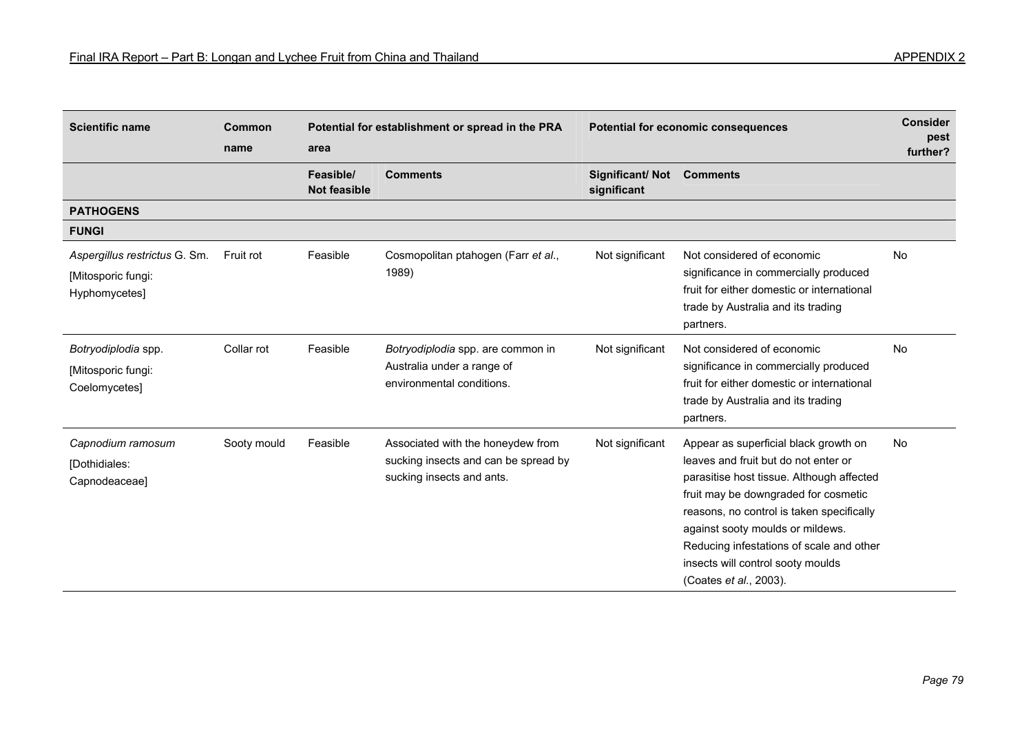| Scientific name | Common name | Potential for establishment or spread in the PRA area | | Potential for economic consequences | | Consider pest further? |
|---|---|---|---|---|---|---|
| | | Feasible/ Not feasible | Comments | Significant/ Not significant | Comments | |
| **PATHOGENS** | | | | | | |
| **FUNGI** | | | | | | |
| *Aspergillus restrictus* G. Sm. [Mitosporic fungi: Hyphomycetes] | Fruit rot | Feasible | Cosmopolitan ptahogen (Farr *et al*., 1989) | Not significant | Not considered of economic significance in commercially produced fruit for either domestic or international trade by Australia and its trading partners. | No |
| *Botryodiplodia* spp. [Mitosporic fungi: Coelomycetes] | Collar rot | Feasible | *Botryodiplodia* spp. are common in Australia under a range of environmental conditions. | Not significant | Not considered of economic significance in commercially produced fruit for either domestic or international trade by Australia and its trading partners. | No |
| *Capnodium ramosum* [Dothidiales: Capnodeaceae] | Sooty mould | Feasible | Associated with the honeydew from sucking insects and can be spread by sucking insects and ants. | Not significant | Appear as superficial black growth on leaves and fruit but do not enter or parasitise host tissue. Although affected fruit may be downgraded for cosmetic reasons, no control is taken specifically against sooty moulds or mildews. Reducing infestations of scale and other insects will control sooty moulds (Coates *et al*., 2003). | No |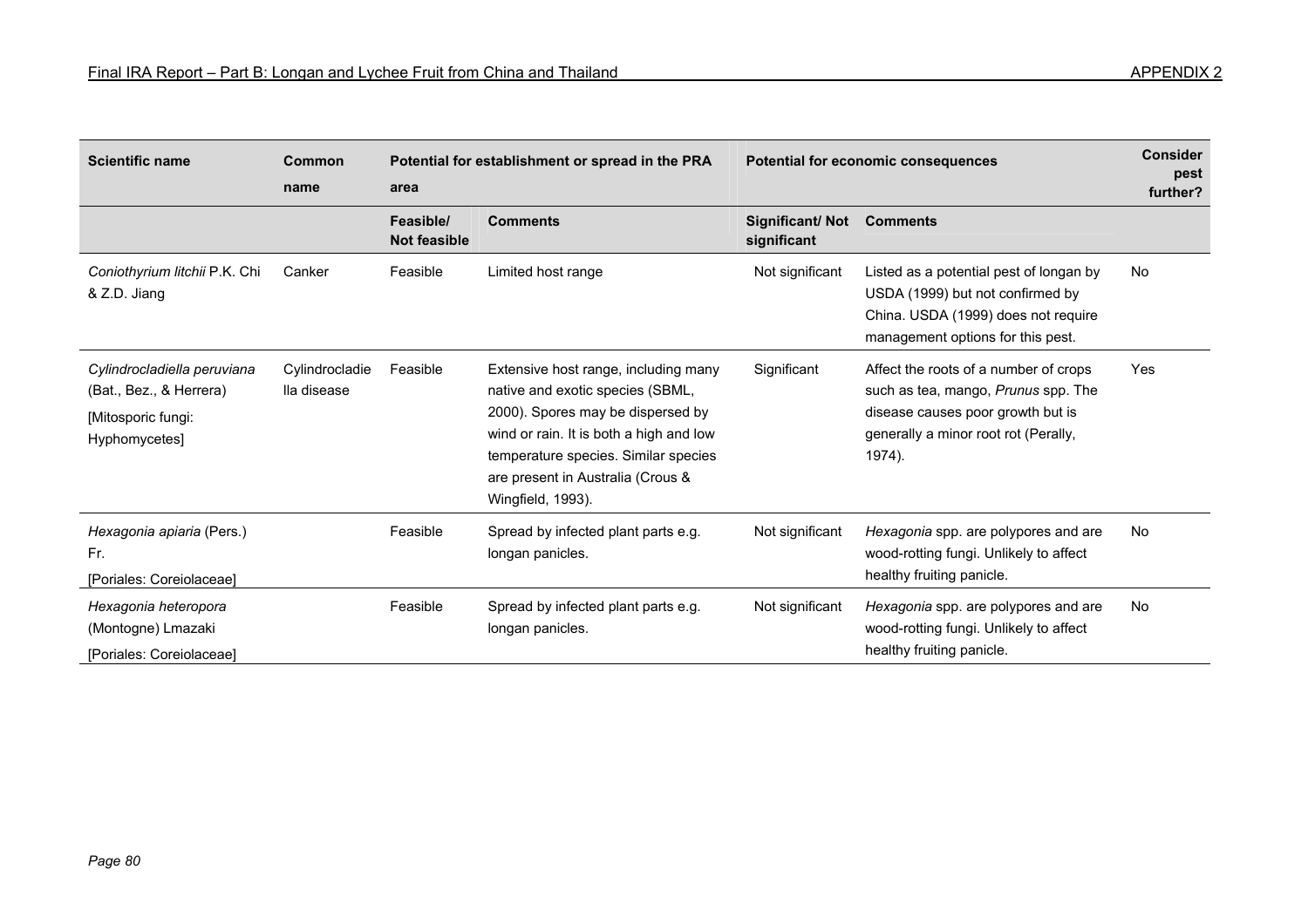| Scientific name | Common name | Potential for establishment or spread in the PRA area | | Potential for economic consequences | | Consider pest further? |
|---|---|---|---|---|---|---|
| | | Feasible/ Not feasible | Comments | Significant/ Not significant | Comments | |
| *Coniothyrium litchii* P.K. Chi & Z.D. Jiang | Canker | Feasible | Limited host range | Not significant | Listed as a potential pest of longan by USDA (1999) but not confirmed by China. USDA (1999) does not require management options for this pest. | No |
| *Cylindrocladiella peruviana* (Bat., Bez., & Herrera) [Mitosporic fungi: Hyphomycetes] | Cylindrocladiella disease | Feasible | Extensive host range, including many native and exotic species (SBML, 2000). Spores may be dispersed by wind or rain. It is both a high and low temperature species. Similar species are present in Australia (Crous & Wingfield, 1993). | Significant | Affect the roots of a number of crops such as tea, mango, *Prunus* spp. The disease causes poor growth but is generally a minor root rot (Perally, 1974). | Yes |
| *Hexagonia apiaria* (Pers.) Fr. [Poriales: Coreiolaceae] | | Feasible | Spread by infected plant parts e.g. longan panicles. | Not significant | *Hexagonia* spp. are polypores and are wood-rotting fungi. Unlikely to affect healthy fruiting panicle. | No |
| *Hexagonia heteropora* (Montogne) Lmazaki [Poriales: Coreiolaceae] | | Feasible | Spread by infected plant parts e.g. longan panicles. | Not significant | *Hexagonia* spp. are polypores and are wood-rotting fungi. Unlikely to affect healthy fruiting panicle. | No |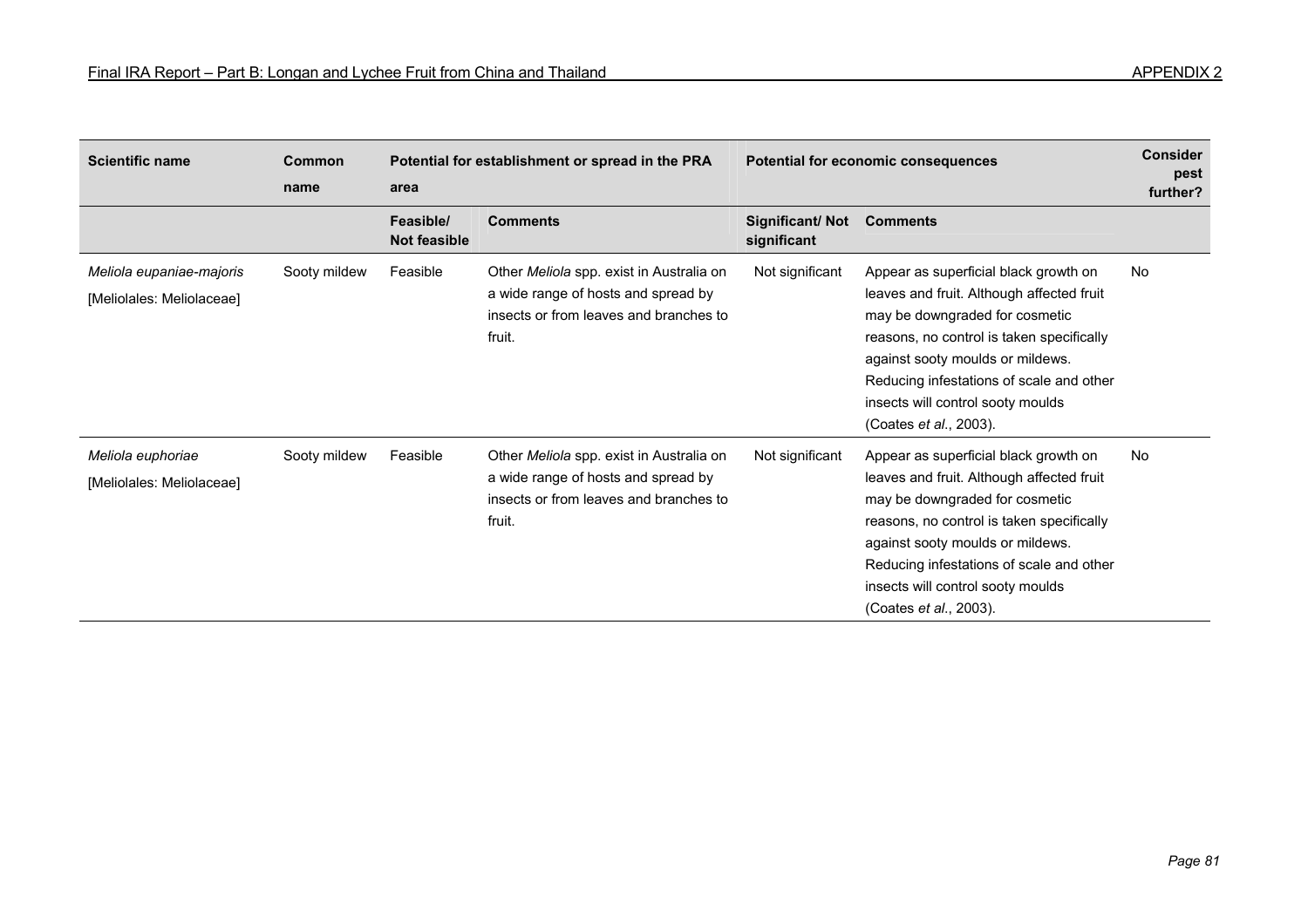| Scientific name | Common name | Potential for establishment or spread in the PRA area | | Potential for economic consequences | | Consider pest further? |
|---|---|---|---|---|---|---|
| | | Feasible/ Not feasible | Comments | Significant/ Not significant | Comments | |
| *Meliola eupaniae-majoris* [Meliolales: Meliolaceae] | Sooty mildew | Feasible | Other *Meliola* spp. exist in Australia on a wide range of hosts and spread by insects or from leaves and branches to fruit. | Not significant | Appear as superficial black growth on leaves and fruit. Although affected fruit may be downgraded for cosmetic reasons, no control is taken specifically against sooty moulds or mildews. Reducing infestations of scale and other insects will control sooty moulds (Coates *et al*., 2003). | No |
| *Meliola euphoriae* [Meliolales: Meliolaceae] | Sooty mildew | Feasible | Other *Meliola* spp. exist in Australia on a wide range of hosts and spread by insects or from leaves and branches to fruit. | Not significant | Appear as superficial black growth on leaves and fruit. Although affected fruit may be downgraded for cosmetic reasons, no control is taken specifically against sooty moulds or mildews. Reducing infestations of scale and other insects will control sooty moulds (Coates *et al*., 2003). | No |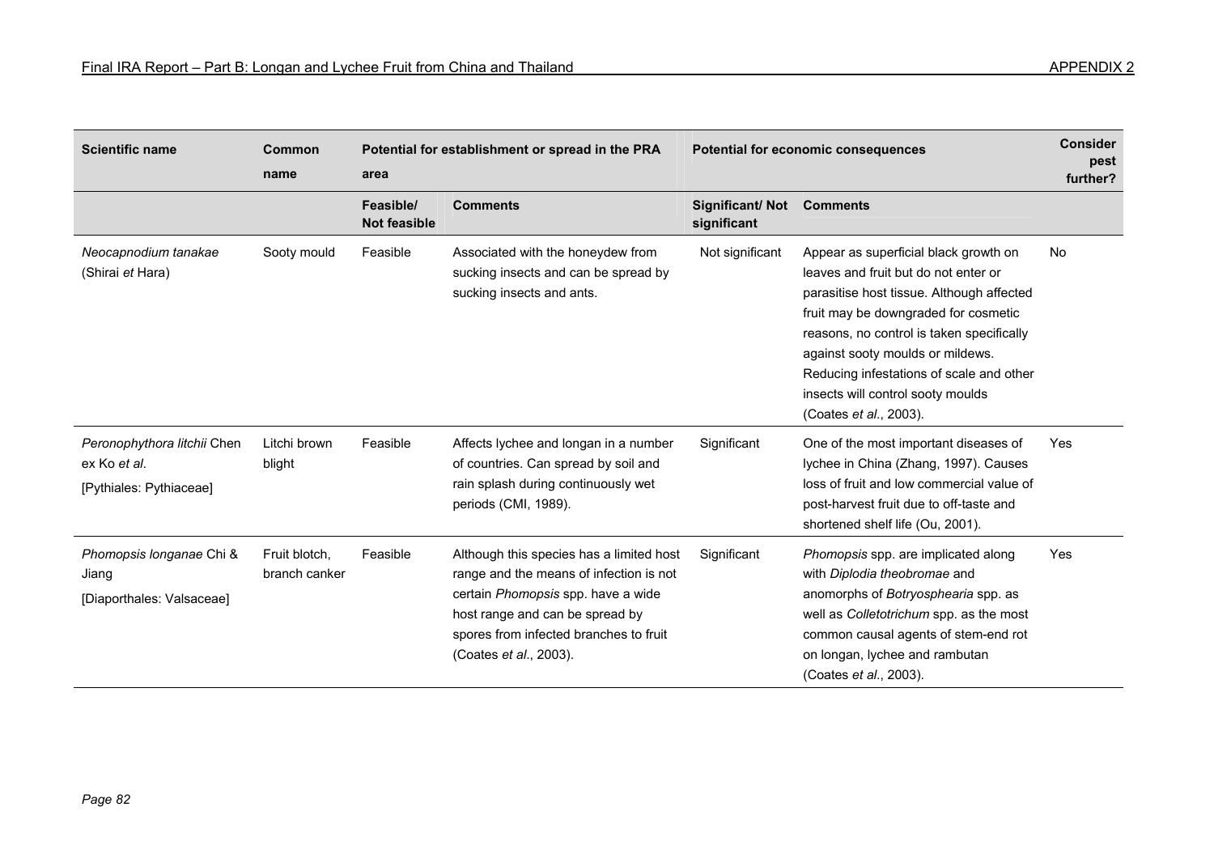| Scientific name | Common name | Potential for establishment or spread in the PRA area | | Potential for economic consequences | | Consider pest further? |
|---|---|---|---|---|---|---|
| | | Feasible/ Not feasible | Comments | Significant/ Not significant | Comments | |
| *Neocapnodium tanakae* (Shirai *et* Hara) | Sooty mould | Feasible | Associated with the honeydew from sucking insects and can be spread by sucking insects and ants. | Not significant | Appear as superficial black growth on leaves and fruit but do not enter or parasitise host tissue. Although affected fruit may be downgraded for cosmetic reasons, no control is taken specifically against sooty moulds or mildews. Reducing infestations of scale and other insects will control sooty moulds (Coates *et al*., 2003). | No |
| *Peronophythora litchii* Chen ex Ko *et al*. [Pythiales: Pythiaceae] | Litchi brown blight | Feasible | Affects lychee and longan in a number of countries. Can spread by soil and rain splash during continuously wet periods (CMI, 1989). | Significant | One of the most important diseases of lychee in China (Zhang, 1997). Causes loss of fruit and low commercial value of post-harvest fruit due to off-taste and shortened shelf life (Ou, 2001). | Yes |
| *Phomopsis longanae* Chi & Jiang [Diaporthales: Valsaceae] | Fruit blotch, branch canker | Feasible | Although this species has a limited host range and the means of infection is not certain *Phomopsis* spp. have a wide host range and can be spread by spores from infected branches to fruit (Coates *et al*., 2003). | Significant | *Phomopsis* spp. are implicated along with *Diplodia theobromae* and anomorphs of *Botryosphearia* spp. as well as *Colletotrichum* spp. as the most common causal agents of stem-end rot on longan, lychee and rambutan (Coates *et al*., 2003). | Yes |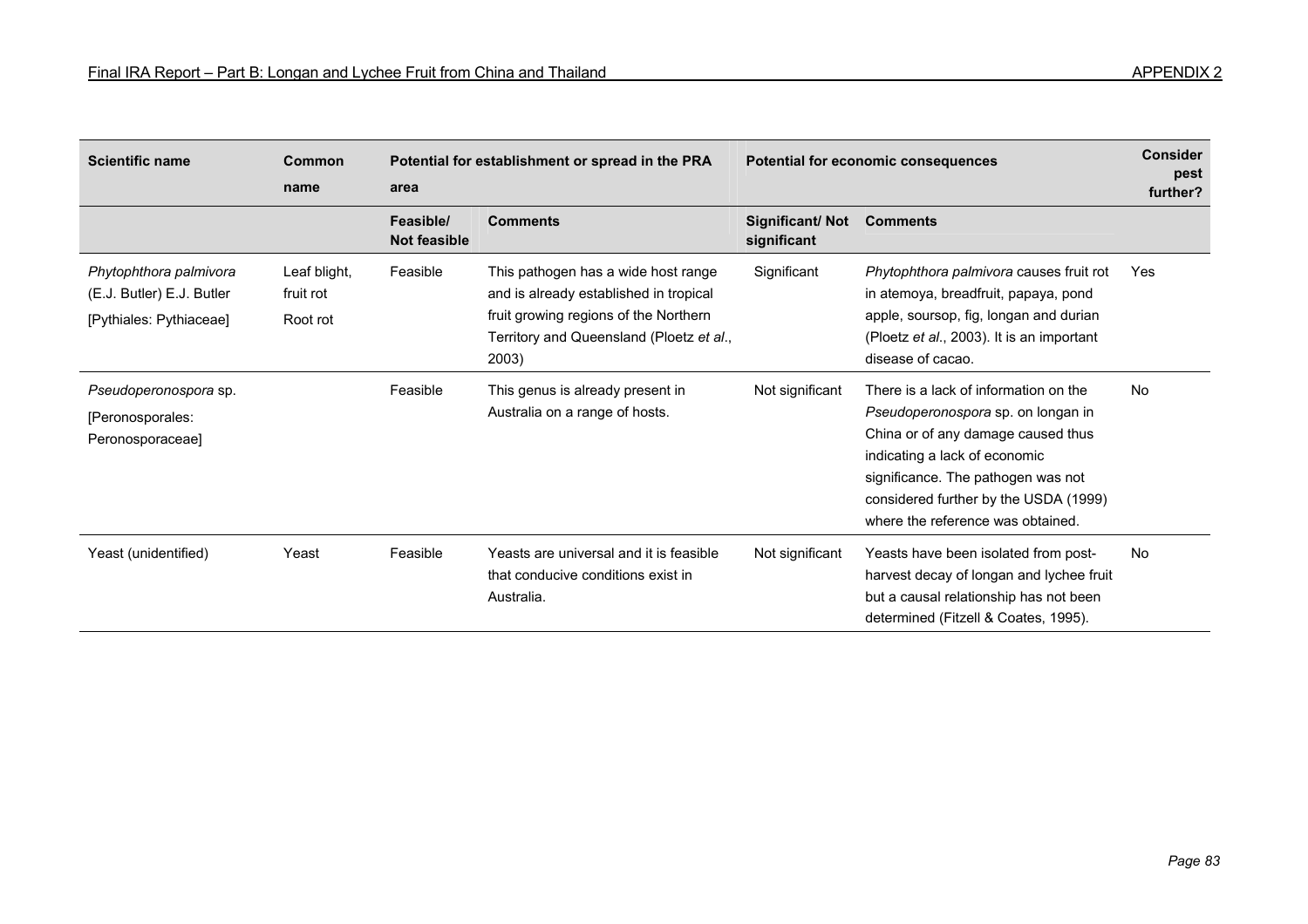| Scientific name | Common name | Potential for establishment or spread in the PRA area | | Potential for economic consequences | | Consider pest further? |
|---|---|---|---|---|---|---|
| | | Feasible/ Not feasible | Comments | Significant/ Not significant | Comments | |
| *Phytophthora palmivora* (E.J. Butler) E.J. Butler [Pythiales: Pythiaceae] | Leaf blight, fruit rot Root rot | Feasible | This pathogen has a wide host range and is already established in tropical fruit growing regions of the Northern Territory and Queensland (Ploetz *et al*., 2003) | Significant | *Phytophthora palmivora* causes fruit rot in atemoya, breadfruit, papaya, pond apple, soursop, fig, longan and durian (Ploetz *et al*., 2003). It is an important disease of cacao. | Yes |
| *Pseudoperonospora* sp. [Peronosporales: Peronosporaceae] | | Feasible | This genus is already present in Australia on a range of hosts. | Not significant | There is a lack of information on the *Pseudoperonospora* sp. on longan in China or of any damage caused thus indicating a lack of economic significance. The pathogen was not considered further by the USDA (1999) where the reference was obtained. | No |
| Yeast (unidentified) | Yeast | Feasible | Yeasts are universal and it is feasible that conducive conditions exist in Australia. | Not significant | Yeasts have been isolated from post-harvest decay of longan and lychee fruit but a causal relationship has not been determined (Fitzell & Coates, 1995). | No |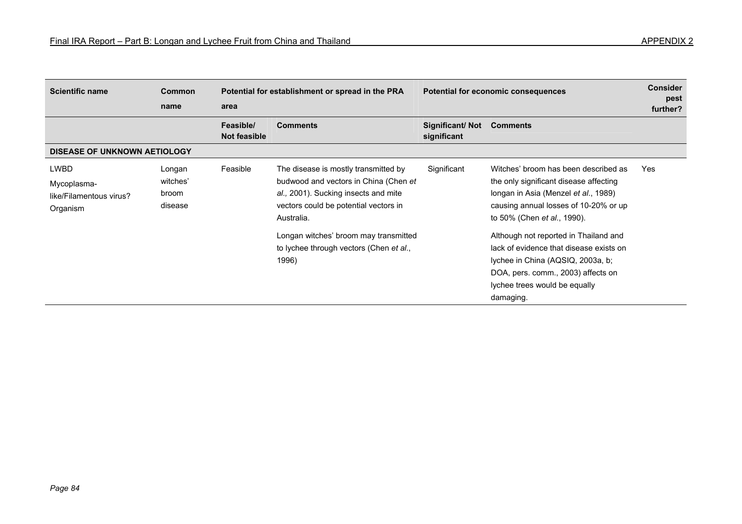| Scientific name | Common name | Potential for establishment or spread in the PRA area | | Potential for economic consequences | | Consider pest further? |
|---|---|---|---|---|---|---|
| | | Feasible/ Not feasible | Comments | Significant/ Not significant | Comments | |
| **DISEASE OF UNKNOWN AETIOLOGY** | | | | | | |
| LWBD<br>Mycoplasma-like/Filamentous virus? Organism | Longan witches' broom disease | Feasible | The disease is mostly transmitted by budwood and vectors in China (Chen *et al.,* 2001). Sucking insects and mite vectors could be potential vectors in Australia.<br><br>Longan witches' broom may transmitted to lychee through vectors (Chen *et al*., 1996) | Significant | Witches' broom has been described as the only significant disease affecting longan in Asia (Menzel *et al*., 1989) causing annual losses of 10-20% or up to 50% (Chen *et al*., 1990).<br><br>Although not reported in Thailand and lack of evidence that disease exists on lychee in China (AQSIQ, 2003a, b; DOA, pers. comm., 2003) affects on lychee trees would be equally damaging. | Yes |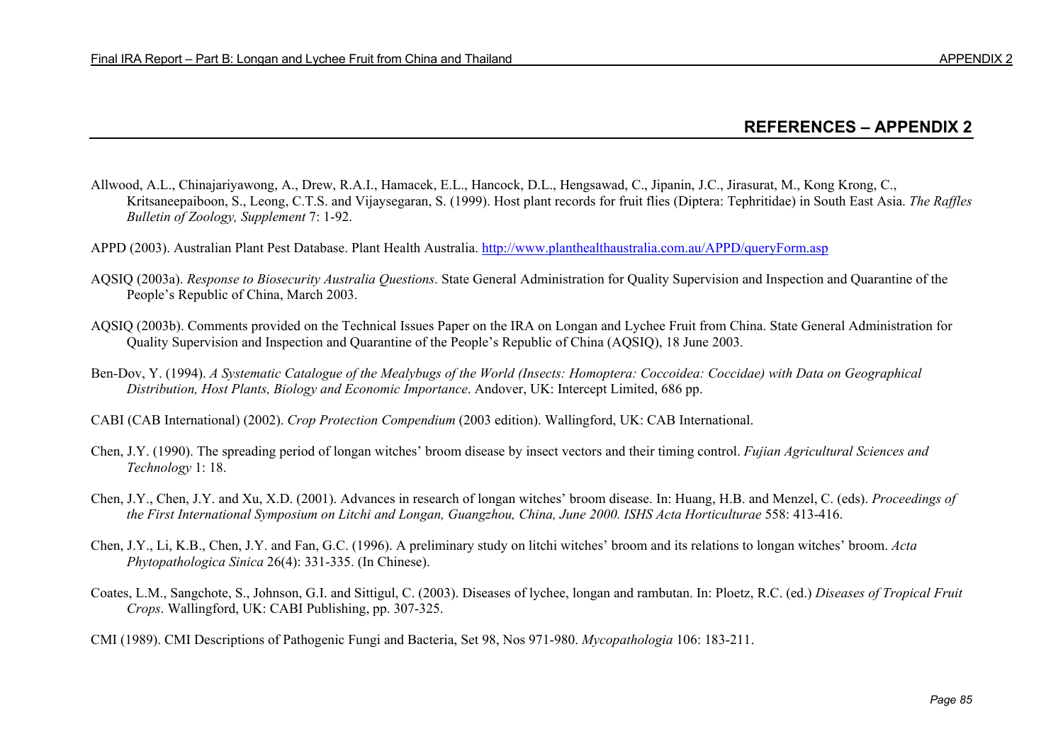## REFERENCES – APPENDIX 2

Allwood, A.L., Chinajariyawong, A., Drew, R.A.I., Hamacek, E.L., Hancock, D.L., Hengsawad, C., Jipanin, J.C., Jirasurat, M., Kong Krong, C., Kritsaneepaiboon, S., Leong, C.T.S. and Vijaysegaran, S. (1999). Host plant records for fruit flies (Diptera: Tephritidae) in South East Asia. *The Raffles Bulletin of Zoology, Supplement* 7: 1-92.

APPD (2003). Australian Plant Pest Database. Plant Health Australia. http://www.planthealthaustralia.com.au/APPD/queryForm.asp

AQSIQ (2003a). *Response to Biosecurity Australia Questions*. State General Administration for Quality Supervision and Inspection and Quarantine of the People's Republic of China, March 2003.

AQSIQ (2003b). Comments provided on the Technical Issues Paper on the IRA on Longan and Lychee Fruit from China. State General Administration for Quality Supervision and Inspection and Quarantine of the People's Republic of China (AQSIQ), 18 June 2003.

Ben-Dov, Y. (1994). *A Systematic Catalogue of the Mealybugs of the World (Insects: Homoptera: Coccoidea: Coccidae) with Data on Geographical Distribution, Host Plants, Biology and Economic Importance*. Andover, UK: Intercept Limited, 686 pp.

CABI (CAB International) (2002). *Crop Protection Compendium* (2003 edition). Wallingford, UK: CAB International.

Chen, J.Y. (1990). The spreading period of longan witches' broom disease by insect vectors and their timing control. *Fujian Agricultural Sciences and Technology* 1: 18.

Chen, J.Y., Chen, J.Y. and Xu, X.D. (2001). Advances in research of longan witches' broom disease. In: Huang, H.B. and Menzel, C. (eds). *Proceedings of the First International Symposium on Litchi and Longan, Guangzhou, China, June 2000. ISHS Acta Horticulturae* 558: 413-416.

Chen, J.Y., Li, K.B., Chen, J.Y. and Fan, G.C. (1996). A preliminary study on litchi witches' broom and its relations to longan witches' broom. *Acta Phytopathologica Sinica* 26(4): 331-335. (In Chinese).

Coates, L.M., Sangchote, S., Johnson, G.I. and Sittigul, C. (2003). Diseases of lychee, longan and rambutan. In: Ploetz, R.C. (ed.) *Diseases of Tropical Fruit Crops*. Wallingford, UK: CABI Publishing, pp. 307-325.

CMI (1989). CMI Descriptions of Pathogenic Fungi and Bacteria, Set 98, Nos 971-980. *Mycopathologia* 106: 183-211.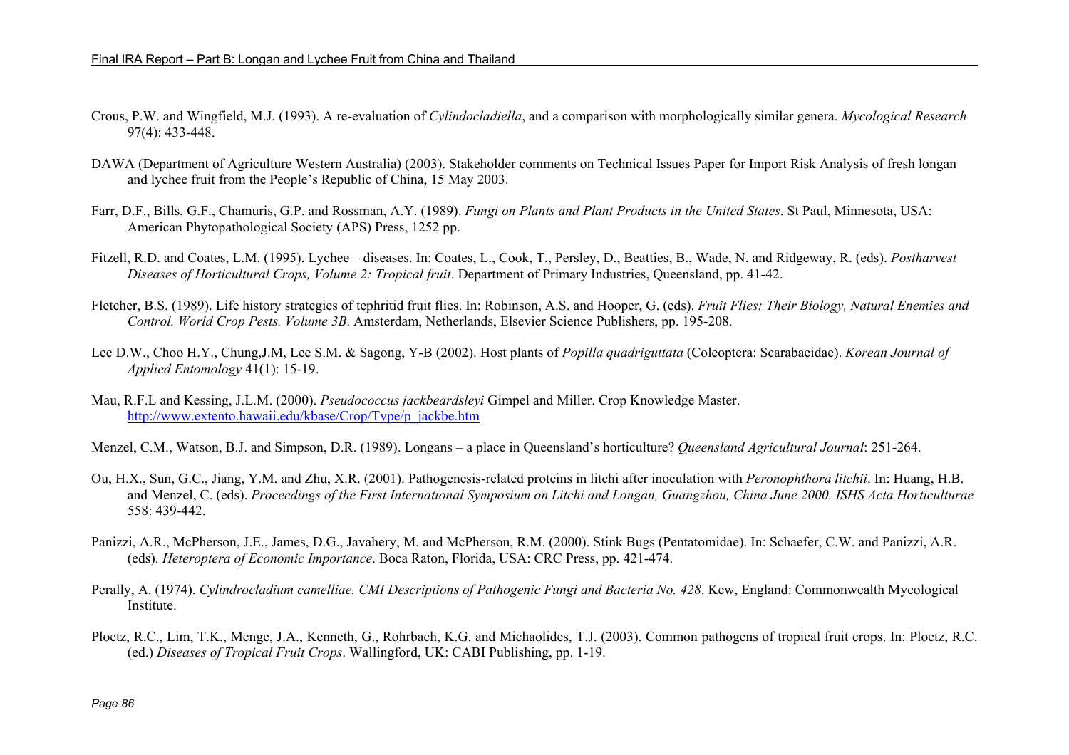Crous, P.W. and Wingfield, M.J. (1993). A re-evaluation of *Cylindocladiella*, and a comparison with morphologically similar genera. *Mycological Research* 97(4): 433-448.

DAWA (Department of Agriculture Western Australia) (2003). Stakeholder comments on Technical Issues Paper for Import Risk Analysis of fresh longan and lychee fruit from the People's Republic of China, 15 May 2003.

Farr, D.F., Bills, G.F., Chamuris, G.P. and Rossman, A.Y. (1989). *Fungi on Plants and Plant Products in the United States*. St Paul, Minnesota, USA: American Phytopathological Society (APS) Press, 1252 pp.

Fitzell, R.D. and Coates, L.M. (1995). Lychee – diseases. In: Coates, L., Cook, T., Persley, D., Beatties, B., Wade, N. and Ridgeway, R. (eds). *Postharvest Diseases of Horticultural Crops, Volume 2: Tropical fruit*. Department of Primary Industries, Queensland, pp. 41-42.

Fletcher, B.S. (1989). Life history strategies of tephritid fruit flies. In: Robinson, A.S. and Hooper, G. (eds). *Fruit Flies: Their Biology, Natural Enemies and Control. World Crop Pests. Volume 3B*. Amsterdam, Netherlands, Elsevier Science Publishers, pp. 195-208.

Lee D.W., Choo H.Y., Chung,J.M, Lee S.M. & Sagong, Y-B (2002). Host plants of *Popilla quadriguttata* (Coleoptera: Scarabaeidae). *Korean Journal of Applied Entomology* 41(1): 15-19.

Mau, R.F.L and Kessing, J.L.M. (2000). *Pseudococcus jackbeardsleyi* Gimpel and Miller. Crop Knowledge Master. http://www.extento.hawaii.edu/kbase/Crop/Type/p_jackbe.htm

Menzel, C.M., Watson, B.J. and Simpson, D.R. (1989). Longans – a place in Queensland's horticulture? *Queensland Agricultural Journal*: 251-264.

Ou, H.X., Sun, G.C., Jiang, Y.M. and Zhu, X.R. (2001). Pathogenesis-related proteins in litchi after inoculation with *Peronophthora litchii*. In: Huang, H.B. and Menzel, C. (eds). *Proceedings of the First International Symposium on Litchi and Longan, Guangzhou, China June 2000. ISHS Acta Horticulturae* 558: 439-442.

Panizzi, A.R., McPherson, J.E., James, D.G., Javahery, M. and McPherson, R.M. (2000). Stink Bugs (Pentatomidae). In: Schaefer, C.W. and Panizzi, A.R. (eds). *Heteroptera of Economic Importance*. Boca Raton, Florida, USA: CRC Press, pp. 421-474.

Perally, A. (1974). *Cylindrocladium camelliae. CMI Descriptions of Pathogenic Fungi and Bacteria No. 428*. Kew, England: Commonwealth Mycological Institute.

Ploetz, R.C., Lim, T.K., Menge, J.A., Kenneth, G., Rohrbach, K.G. and Michaolides, T.J. (2003). Common pathogens of tropical fruit crops. In: Ploetz, R.C. (ed.) *Diseases of Tropical Fruit Crops*. Wallingford, UK: CABI Publishing, pp. 1-19.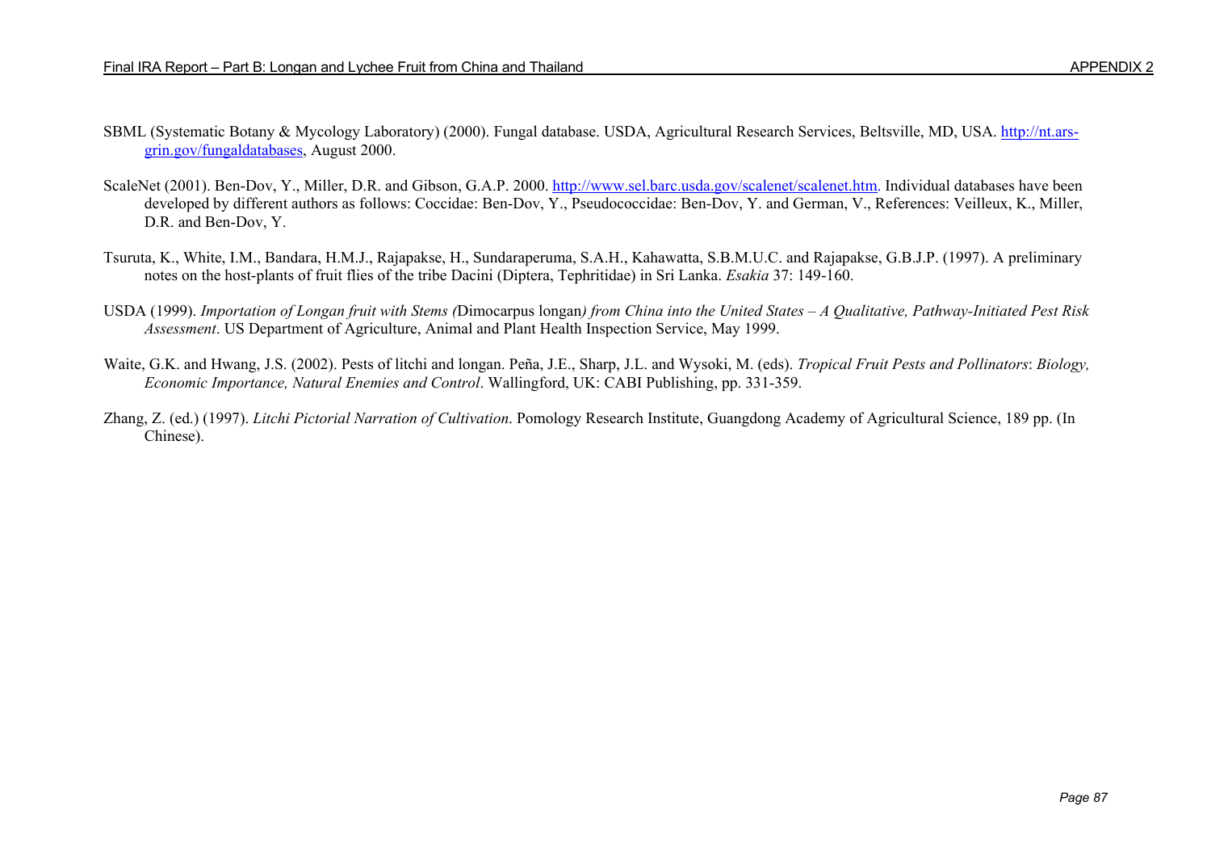SBML (Systematic Botany & Mycology Laboratory) (2000). Fungal database. USDA, Agricultural Research Services, Beltsville, MD, USA. http://nt.ars-grin.gov/fungaldatabases, August 2000.

ScaleNet (2001). Ben-Dov, Y., Miller, D.R. and Gibson, G.A.P. 2000. http://www.sel.barc.usda.gov/scalenet/scalenet.htm. Individual databases have been developed by different authors as follows: Coccidae: Ben-Dov, Y., Pseudococcidae: Ben-Dov, Y. and German, V., References: Veilleux, K., Miller, D.R. and Ben-Dov, Y.

Tsuruta, K., White, I.M., Bandara, H.M.J., Rajapakse, H., Sundaraperuma, S.A.H., Kahawatta, S.B.M.U.C. and Rajapakse, G.B.J.P. (1997). A preliminary notes on the host-plants of fruit flies of the tribe Dacini (Diptera, Tephritidae) in Sri Lanka. *Esakia* 37: 149-160.

USDA (1999). *Importation of Longan fruit with Stems (*Dimocarpus longan*) from China into the United States – A Qualitative, Pathway-Initiated Pest Risk Assessment*. US Department of Agriculture, Animal and Plant Health Inspection Service, May 1999.

Waite, G.K. and Hwang, J.S. (2002). Pests of litchi and longan. Peña, J.E., Sharp, J.L. and Wysoki, M. (eds). *Tropical Fruit Pests and Pollinators*: *Biology, Economic Importance, Natural Enemies and Control*. Wallingford, UK: CABI Publishing, pp. 331-359.

Zhang, Z. (ed.) (1997). *Litchi Pictorial Narration of Cultivation*. Pomology Research Institute, Guangdong Academy of Agricultural Science, 189 pp. (In Chinese).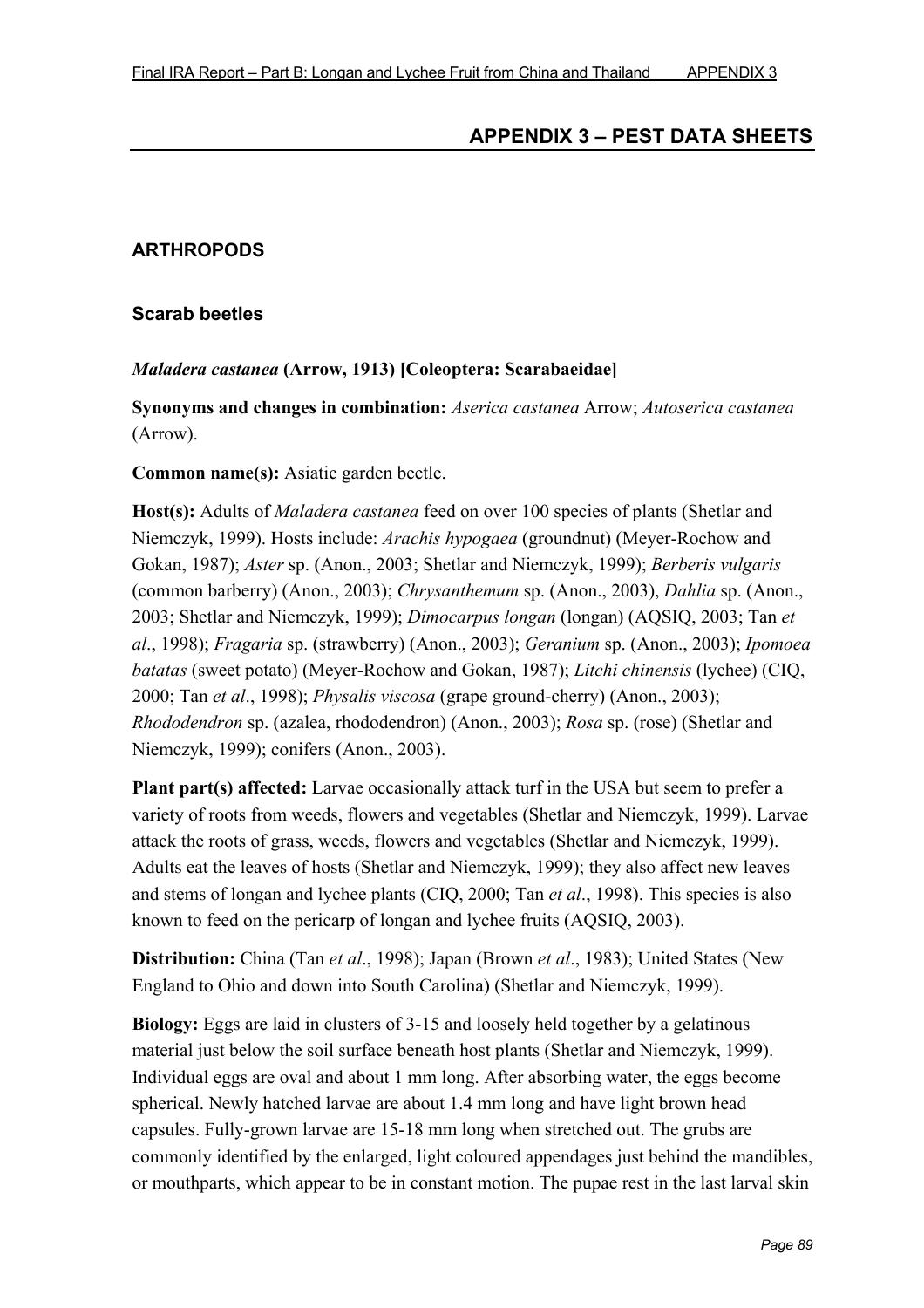# APPENDIX 3 – PEST DATA SHEETS

## ARTHROPODS

### Scarab beetles

#### *Maladera castanea* (Arrow, 1913) [Coleoptera: Scarabaeidae]

**Synonyms and changes in combination:** *Aserica castanea* Arrow; *Autoserica castanea* (Arrow).

**Common name(s):** Asiatic garden beetle.

**Host(s):** Adults of *Maladera castanea* feed on over 100 species of plants (Shetlar and Niemczyk, 1999). Hosts include: *Arachis hypogaea* (groundnut) (Meyer-Rochow and Gokan, 1987); *Aster* sp. (Anon., 2003; Shetlar and Niemczyk, 1999); *Berberis vulgaris* (common barberry) (Anon., 2003); *Chrysanthemum* sp. (Anon., 2003), *Dahlia* sp. (Anon., 2003; Shetlar and Niemczyk, 1999); *Dimocarpus longan* (longan) (AQSIQ, 2003; Tan *et al*., 1998); *Fragaria* sp. (strawberry) (Anon., 2003); *Geranium* sp. (Anon., 2003); *Ipomoea batatas* (sweet potato) (Meyer-Rochow and Gokan, 1987); *Litchi chinensis* (lychee) (CIQ, 2000; Tan *et al*., 1998); *Physalis viscosa* (grape ground-cherry) (Anon., 2003); *Rhododendron* sp. (azalea, rhododendron) (Anon., 2003); *Rosa* sp. (rose) (Shetlar and Niemczyk, 1999); conifers (Anon., 2003).

**Plant part(s) affected:** Larvae occasionally attack turf in the USA but seem to prefer a variety of roots from weeds, flowers and vegetables (Shetlar and Niemczyk, 1999). Larvae attack the roots of grass, weeds, flowers and vegetables (Shetlar and Niemczyk, 1999). Adults eat the leaves of hosts (Shetlar and Niemczyk, 1999); they also affect new leaves and stems of longan and lychee plants (CIQ, 2000; Tan *et al*., 1998). This species is also known to feed on the pericarp of longan and lychee fruits (AQSIQ, 2003).

**Distribution:** China (Tan *et al*., 1998); Japan (Brown *et al*., 1983); United States (New England to Ohio and down into South Carolina) (Shetlar and Niemczyk, 1999).

**Biology:** Eggs are laid in clusters of 3-15 and loosely held together by a gelatinous material just below the soil surface beneath host plants (Shetlar and Niemczyk, 1999). Individual eggs are oval and about 1 mm long. After absorbing water, the eggs become spherical. Newly hatched larvae are about 1.4 mm long and have light brown head capsules. Fully-grown larvae are 15-18 mm long when stretched out. The grubs are commonly identified by the enlarged, light coloured appendages just behind the mandibles, or mouthparts, which appear to be in constant motion. The pupae rest in the last larval skin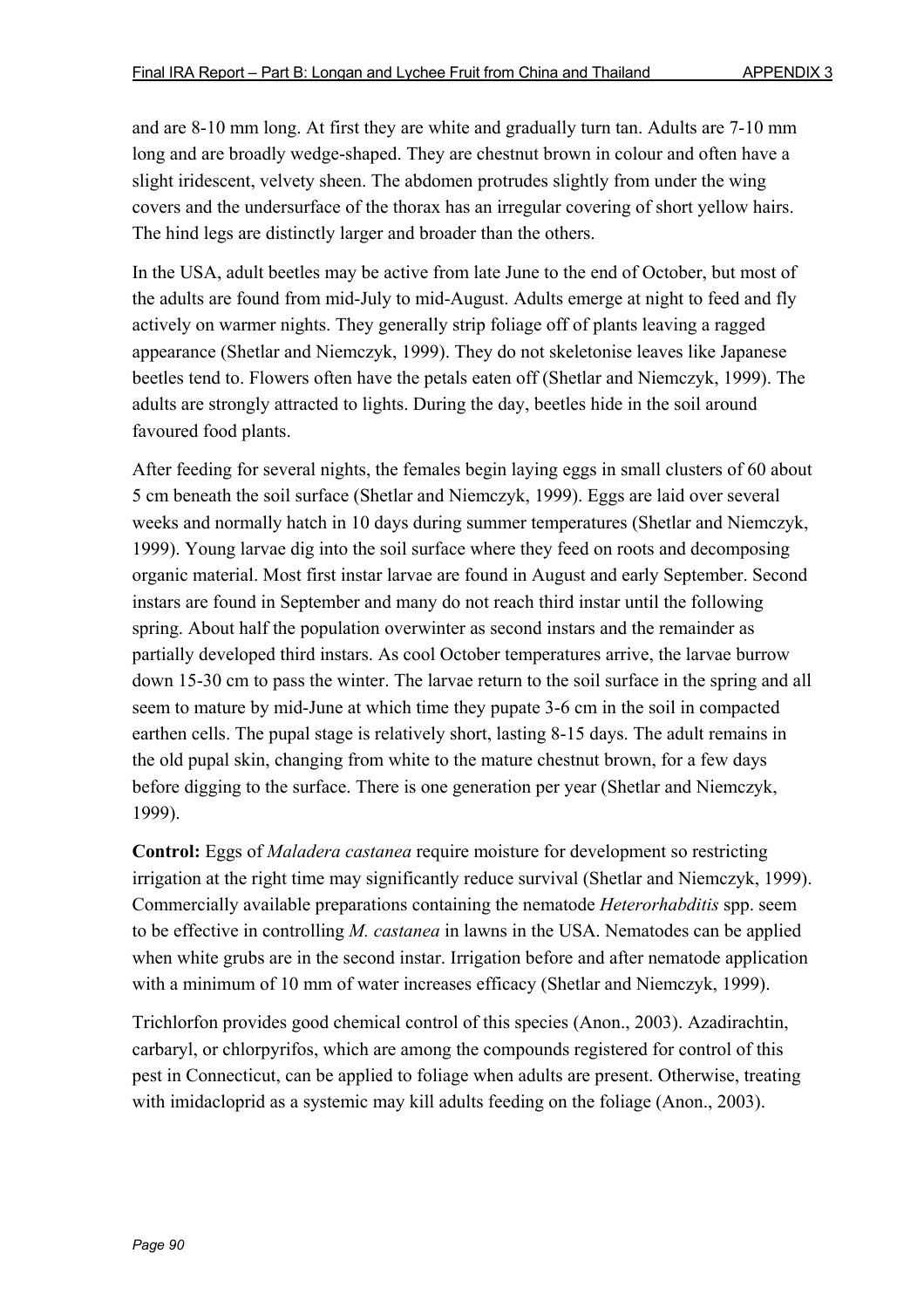and are 8-10 mm long. At first they are white and gradually turn tan. Adults are 7-10 mm long and are broadly wedge-shaped. They are chestnut brown in colour and often have a slight iridescent, velvety sheen. The abdomen protrudes slightly from under the wing covers and the undersurface of the thorax has an irregular covering of short yellow hairs. The hind legs are distinctly larger and broader than the others.

In the USA, adult beetles may be active from late June to the end of October, but most of the adults are found from mid-July to mid-August. Adults emerge at night to feed and fly actively on warmer nights. They generally strip foliage off of plants leaving a ragged appearance (Shetlar and Niemczyk, 1999). They do not skeletonise leaves like Japanese beetles tend to. Flowers often have the petals eaten off (Shetlar and Niemczyk, 1999). The adults are strongly attracted to lights. During the day, beetles hide in the soil around favoured food plants.

After feeding for several nights, the females begin laying eggs in small clusters of 60 about 5 cm beneath the soil surface (Shetlar and Niemczyk, 1999). Eggs are laid over several weeks and normally hatch in 10 days during summer temperatures (Shetlar and Niemczyk, 1999). Young larvae dig into the soil surface where they feed on roots and decomposing organic material. Most first instar larvae are found in August and early September. Second instars are found in September and many do not reach third instar until the following spring. About half the population overwinter as second instars and the remainder as partially developed third instars. As cool October temperatures arrive, the larvae burrow down 15-30 cm to pass the winter. The larvae return to the soil surface in the spring and all seem to mature by mid-June at which time they pupate 3-6 cm in the soil in compacted earthen cells. The pupal stage is relatively short, lasting 8-15 days. The adult remains in the old pupal skin, changing from white to the mature chestnut brown, for a few days before digging to the surface. There is one generation per year (Shetlar and Niemczyk, 1999).

**Control:** Eggs of *Maladera castanea* require moisture for development so restricting irrigation at the right time may significantly reduce survival (Shetlar and Niemczyk, 1999). Commercially available preparations containing the nematode *Heterorhabditis* spp. seem to be effective in controlling *M. castanea* in lawns in the USA. Nematodes can be applied when white grubs are in the second instar. Irrigation before and after nematode application with a minimum of 10 mm of water increases efficacy (Shetlar and Niemczyk, 1999).

Trichlorfon provides good chemical control of this species (Anon., 2003). Azadirachtin, carbaryl, or chlorpyrifos, which are among the compounds registered for control of this pest in Connecticut, can be applied to foliage when adults are present. Otherwise, treating with imidacloprid as a systemic may kill adults feeding on the foliage (Anon., 2003).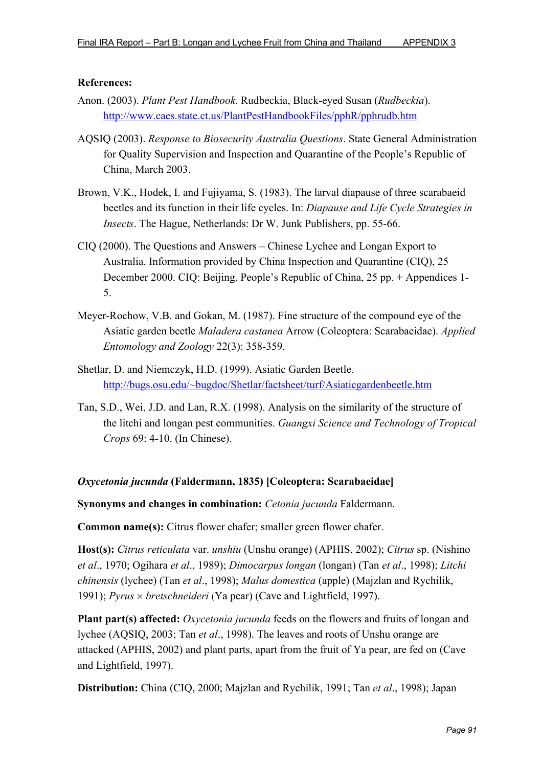**References:**

Anon. (2003). *Plant Pest Handbook*. Rudbeckia, Black-eyed Susan (*Rudbeckia*). http://www.caes.state.ct.us/PlantPestHandbookFiles/pphR/pphrudb.htm

AQSIQ (2003). *Response to Biosecurity Australia Questions*. State General Administration for Quality Supervision and Inspection and Quarantine of the People's Republic of China, March 2003.

Brown, V.K., Hodek, I. and Fujiyama, S. (1983). The larval diapause of three scarabaeid beetles and its function in their life cycles. In: *Diapause and Life Cycle Strategies in Insects*. The Hague, Netherlands: Dr W. Junk Publishers, pp. 55-66.

CIQ (2000). The Questions and Answers – Chinese Lychee and Longan Export to Australia. Information provided by China Inspection and Quarantine (CIQ), 25 December 2000. CIQ: Beijing, People's Republic of China, 25 pp. + Appendices 1-5.

Meyer-Rochow, V.B. and Gokan, M. (1987). Fine structure of the compound eye of the Asiatic garden beetle *Maladera castanea* Arrow (Coleoptera: Scarabaeidae). *Applied Entomology and Zoology* 22(3): 358-359.

Shetlar, D. and Niemczyk, H.D. (1999). Asiatic Garden Beetle. http://bugs.osu.edu/~bugdoc/Shetlar/factsheet/turf/Asiaticgardenbeetle.htm

Tan, S.D., Wei, J.D. and Lan, R.X. (1998). Analysis on the similarity of the structure of the litchi and longan pest communities. *Guangxi Science and Technology of Tropical Crops* 69: 4-10. (In Chinese).

***Oxycetonia jucunda* (Faldermann, 1835) [Coleoptera: Scarabaeidae]**

**Synonyms and changes in combination:** *Cetonia jucunda* Faldermann.

**Common name(s):** Citrus flower chafer; smaller green flower chafer.

**Host(s):** *Citrus reticulata* var. *unshiu* (Unshu orange) (APHIS, 2002); *Citrus* sp. (Nishino *et al*., 1970; Ogihara *et al*., 1989); *Dimocarpus longan* (longan) (Tan *et al*., 1998); *Litchi chinensis* (lychee) (Tan *et al*., 1998); *Malus domestica* (apple) (Majzlan and Rychilik, 1991); *Pyrus* × *bretschneideri* (Ya pear) (Cave and Lightfield, 1997).

**Plant part(s) affected:** *Oxycetonia jucunda* feeds on the flowers and fruits of longan and lychee (AQSIQ, 2003; Tan *et al*., 1998). The leaves and roots of Unshu orange are attacked (APHIS, 2002) and plant parts, apart from the fruit of Ya pear, are fed on (Cave and Lightfield, 1997).

**Distribution:** China (CIQ, 2000; Majzlan and Rychilik, 1991; Tan *et al*., 1998); Japan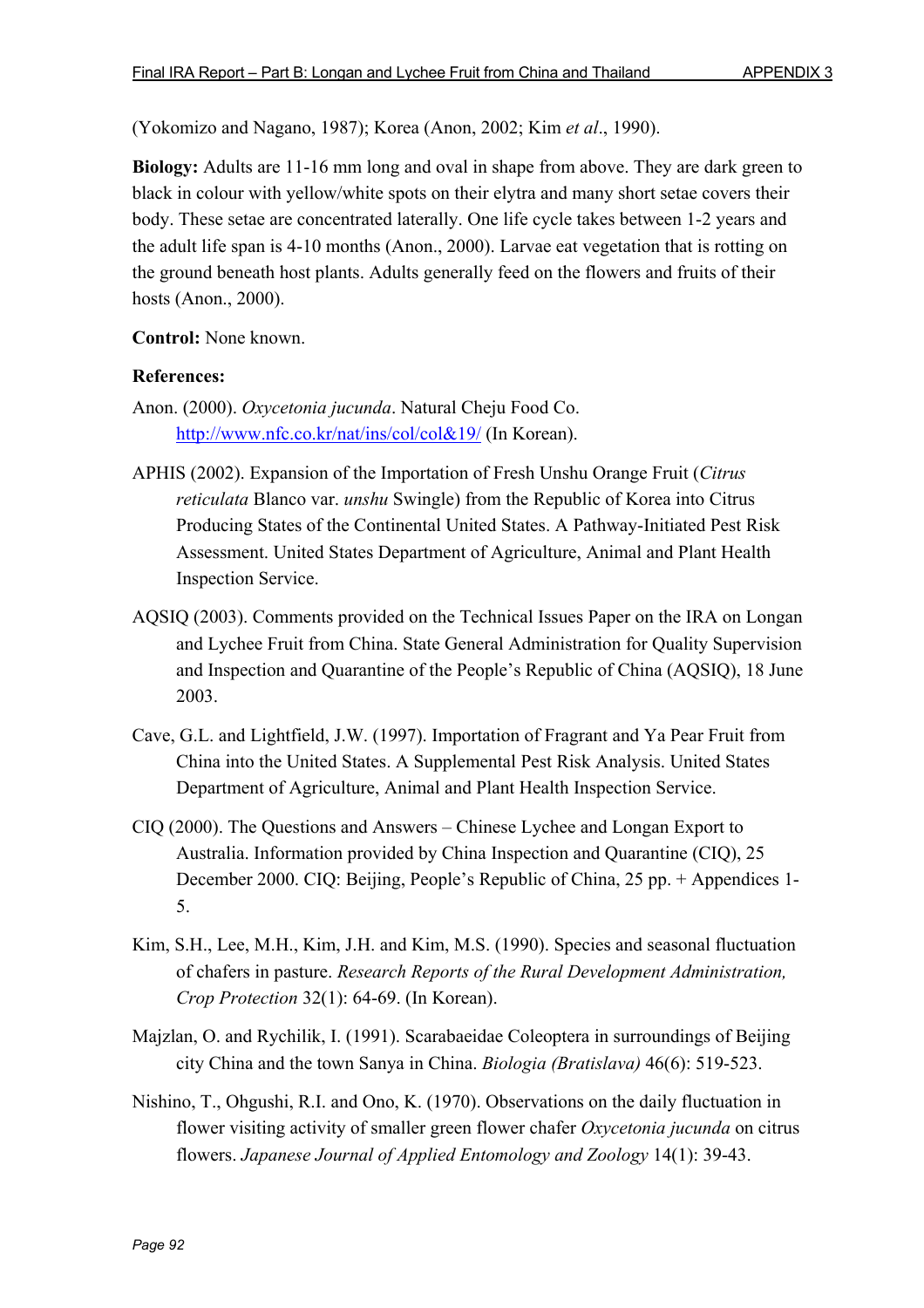(Yokomizo and Nagano, 1987); Korea (Anon, 2002; Kim *et al*., 1990).

**Biology:** Adults are 11-16 mm long and oval in shape from above. They are dark green to black in colour with yellow/white spots on their elytra and many short setae covers their body. These setae are concentrated laterally. One life cycle takes between 1-2 years and the adult life span is 4-10 months (Anon., 2000). Larvae eat vegetation that is rotting on the ground beneath host plants. Adults generally feed on the flowers and fruits of their hosts (Anon., 2000).

**Control:** None known.

**References:**

Anon. (2000). *Oxycetonia jucunda*. Natural Cheju Food Co. http://www.nfc.co.kr/nat/ins/col/col&19/ (In Korean).

APHIS (2002). Expansion of the Importation of Fresh Unshu Orange Fruit (*Citrus reticulata* Blanco var. *unshu* Swingle) from the Republic of Korea into Citrus Producing States of the Continental United States. A Pathway-Initiated Pest Risk Assessment. United States Department of Agriculture, Animal and Plant Health Inspection Service.

AQSIQ (2003). Comments provided on the Technical Issues Paper on the IRA on Longan and Lychee Fruit from China. State General Administration for Quality Supervision and Inspection and Quarantine of the People's Republic of China (AQSIQ), 18 June 2003.

Cave, G.L. and Lightfield, J.W. (1997). Importation of Fragrant and Ya Pear Fruit from China into the United States. A Supplemental Pest Risk Analysis. United States Department of Agriculture, Animal and Plant Health Inspection Service.

CIQ (2000). The Questions and Answers – Chinese Lychee and Longan Export to Australia. Information provided by China Inspection and Quarantine (CIQ), 25 December 2000. CIQ: Beijing, People's Republic of China, 25 pp. + Appendices 1-5.

Kim, S.H., Lee, M.H., Kim, J.H. and Kim, M.S. (1990). Species and seasonal fluctuation of chafers in pasture. *Research Reports of the Rural Development Administration, Crop Protection* 32(1): 64-69. (In Korean).

Majzlan, O. and Rychilik, I. (1991). Scarabaeidae Coleoptera in surroundings of Beijing city China and the town Sanya in China. *Biologia (Bratislava)* 46(6): 519-523.

Nishino, T., Ohgushi, R.I. and Ono, K. (1970). Observations on the daily fluctuation in flower visiting activity of smaller green flower chafer *Oxycetonia jucunda* on citrus flowers. *Japanese Journal of Applied Entomology and Zoology* 14(1): 39-43.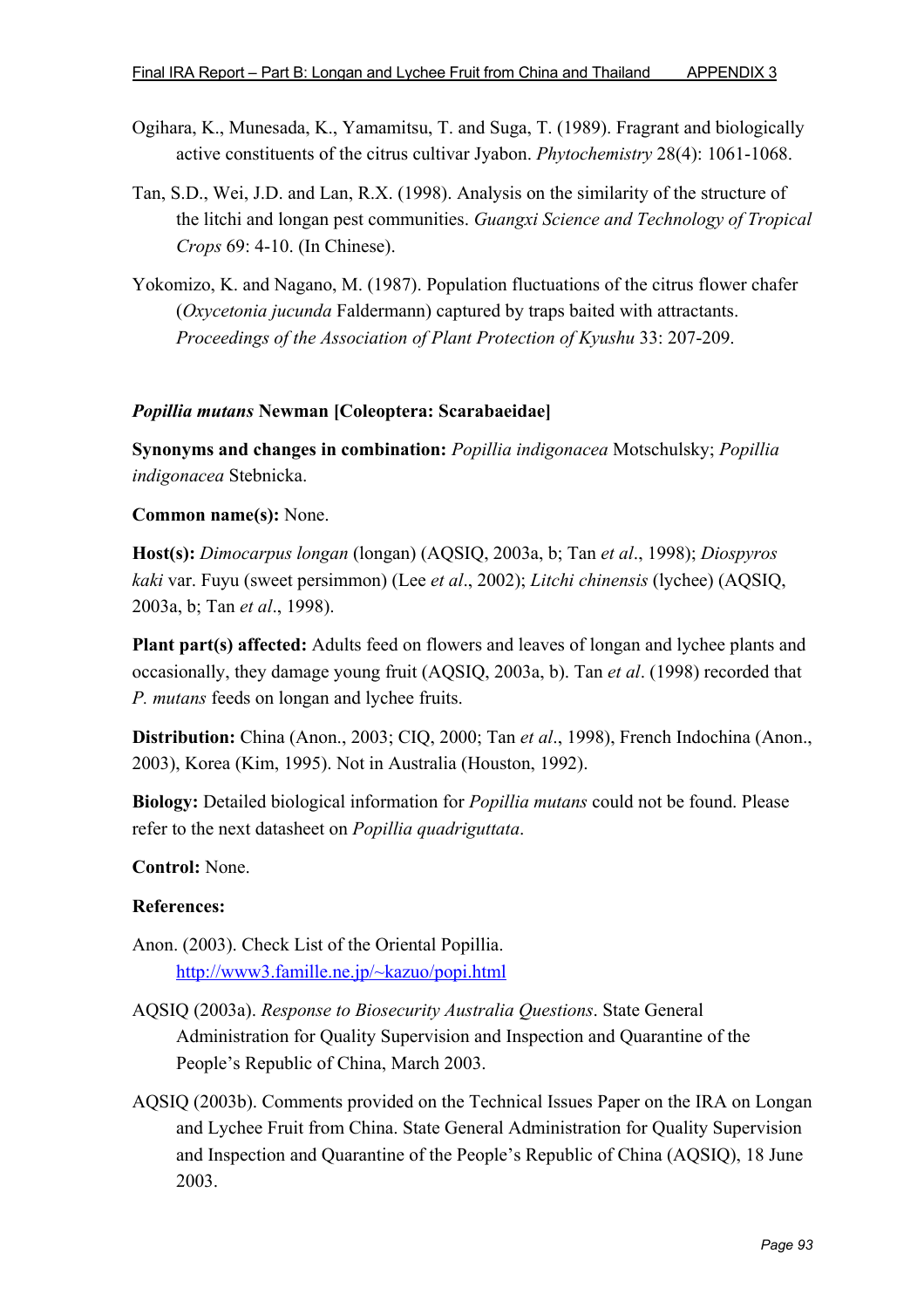Ogihara, K., Munesada, K., Yamamitsu, T. and Suga, T. (1989). Fragrant and biologically active constituents of the citrus cultivar Jyabon. *Phytochemistry* 28(4): 1061-1068.

Tan, S.D., Wei, J.D. and Lan, R.X. (1998). Analysis on the similarity of the structure of the litchi and longan pest communities. *Guangxi Science and Technology of Tropical Crops* 69: 4-10. (In Chinese).

Yokomizo, K. and Nagano, M. (1987). Population fluctuations of the citrus flower chafer (*Oxycetonia jucunda* Faldermann) captured by traps baited with attractants. *Proceedings of the Association of Plant Protection of Kyushu* 33: 207-209.

### *Popillia mutans* Newman [Coleoptera: Scarabaeidae]

**Synonyms and changes in combination:** *Popillia indigonacea* Motschulsky; *Popillia indigonacea* Stebnicka.

**Common name(s):** None.

**Host(s):** *Dimocarpus longan* (longan) (AQSIQ, 2003a, b; Tan *et al*., 1998); *Diospyros kaki* var. Fuyu (sweet persimmon) (Lee *et al*., 2002); *Litchi chinensis* (lychee) (AQSIQ, 2003a, b; Tan *et al*., 1998).

**Plant part(s) affected:** Adults feed on flowers and leaves of longan and lychee plants and occasionally, they damage young fruit (AQSIQ, 2003a, b). Tan *et al*. (1998) recorded that *P. mutans* feeds on longan and lychee fruits.

**Distribution:** China (Anon., 2003; CIQ, 2000; Tan *et al*., 1998), French Indochina (Anon., 2003), Korea (Kim, 1995). Not in Australia (Houston, 1992).

**Biology:** Detailed biological information for *Popillia mutans* could not be found. Please refer to the next datasheet on *Popillia quadriguttata*.

**Control:** None.

**References:**

Anon. (2003). Check List of the Oriental Popillia. http://www3.famille.ne.jp/~kazuo/popi.html

AQSIQ (2003a). *Response to Biosecurity Australia Questions*. State General Administration for Quality Supervision and Inspection and Quarantine of the People's Republic of China, March 2003.

AQSIQ (2003b). Comments provided on the Technical Issues Paper on the IRA on Longan and Lychee Fruit from China. State General Administration for Quality Supervision and Inspection and Quarantine of the People's Republic of China (AQSIQ), 18 June 2003.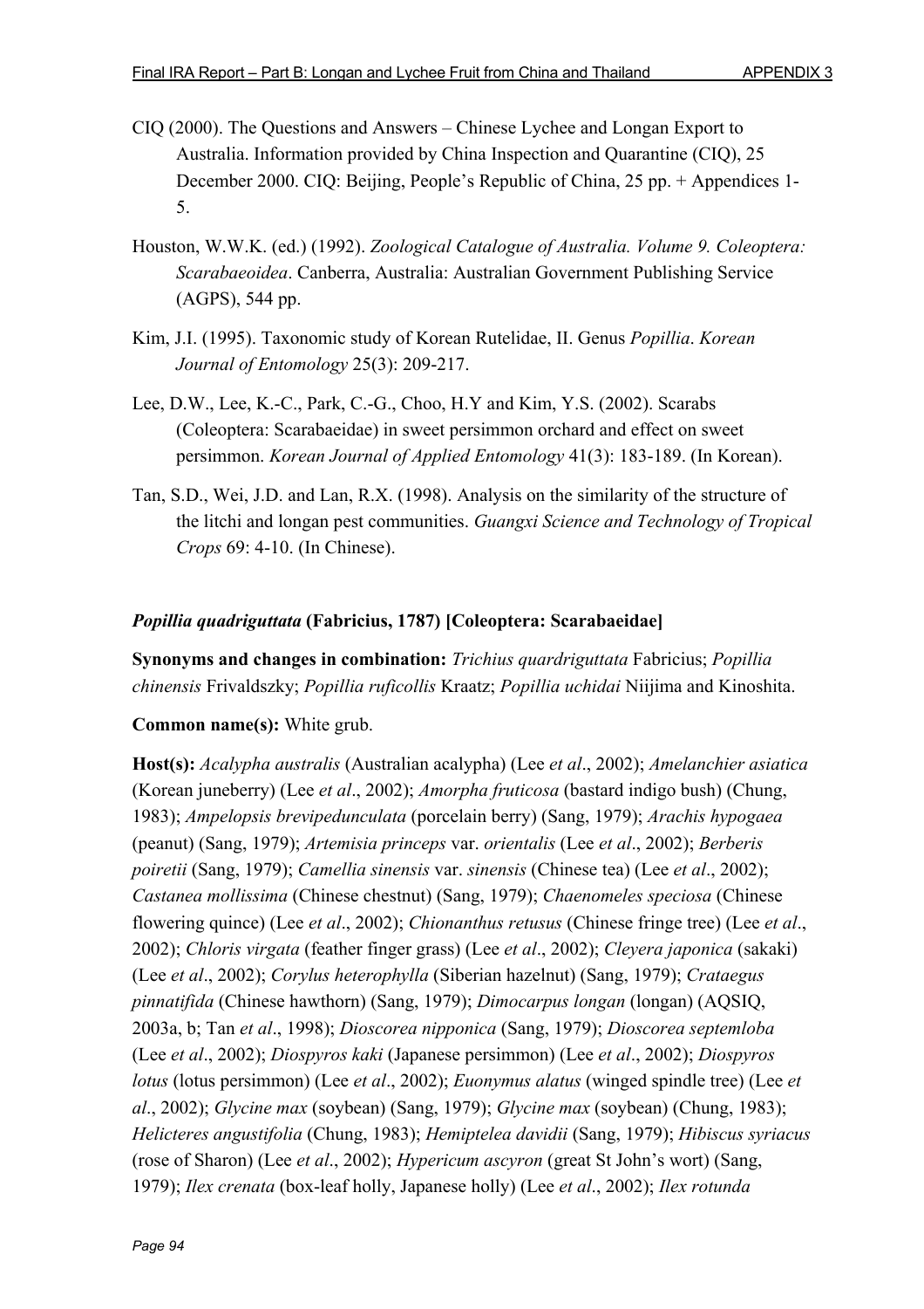CIQ (2000). The Questions and Answers – Chinese Lychee and Longan Export to Australia. Information provided by China Inspection and Quarantine (CIQ), 25 December 2000. CIQ: Beijing, People's Republic of China, 25 pp. + Appendices 1-5.

Houston, W.W.K. (ed.) (1992). *Zoological Catalogue of Australia. Volume 9. Coleoptera: Scarabaeoidea*. Canberra, Australia: Australian Government Publishing Service (AGPS), 544 pp.

Kim, J.I. (1995). Taxonomic study of Korean Rutelidae, II. Genus *Popillia*. *Korean Journal of Entomology* 25(3): 209-217.

Lee, D.W., Lee, K.-C., Park, C.-G., Choo, H.Y and Kim, Y.S. (2002). Scarabs (Coleoptera: Scarabaeidae) in sweet persimmon orchard and effect on sweet persimmon. *Korean Journal of Applied Entomology* 41(3): 183-189. (In Korean).

Tan, S.D., Wei, J.D. and Lan, R.X. (1998). Analysis on the similarity of the structure of the litchi and longan pest communities. *Guangxi Science and Technology of Tropical Crops* 69: 4-10. (In Chinese).

### *Popillia quadriguttata* (Fabricius, 1787) [Coleoptera: Scarabaeidae]

**Synonyms and changes in combination:** *Trichius quardriguttata* Fabricius; *Popillia chinensis* Frivaldszky; *Popillia ruficollis* Kraatz; *Popillia uchidai* Niijima and Kinoshita.

**Common name(s):** White grub.

**Host(s):** *Acalypha australis* (Australian acalypha) (Lee *et al*., 2002); *Amelanchier asiatica* (Korean juneberry) (Lee *et al*., 2002); *Amorpha fruticosa* (bastard indigo bush) (Chung, 1983); *Ampelopsis brevipedunculata* (porcelain berry) (Sang, 1979); *Arachis hypogaea* (peanut) (Sang, 1979); *Artemisia princeps* var. *orientalis* (Lee *et al*., 2002); *Berberis poiretii* (Sang, 1979); *Camellia sinensis* var. *sinensis* (Chinese tea) (Lee *et al*., 2002); *Castanea mollissima* (Chinese chestnut) (Sang, 1979); *Chaenomeles speciosa* (Chinese flowering quince) (Lee *et al*., 2002); *Chionanthus retusus* (Chinese fringe tree) (Lee *et al*., 2002); *Chloris virgata* (feather finger grass) (Lee *et al*., 2002); *Cleyera japonica* (sakaki) (Lee *et al*., 2002); *Corylus heterophylla* (Siberian hazelnut) (Sang, 1979); *Crataegus pinnatifida* (Chinese hawthorn) (Sang, 1979); *Dimocarpus longan* (longan) (AQSIQ, 2003a, b; Tan *et al*., 1998); *Dioscorea nipponica* (Sang, 1979); *Dioscorea septemloba* (Lee *et al*., 2002); *Diospyros kaki* (Japanese persimmon) (Lee *et al*., 2002); *Diospyros lotus* (lotus persimmon) (Lee *et al*., 2002); *Euonymus alatus* (winged spindle tree) (Lee *et al*., 2002); *Glycine max* (soybean) (Sang, 1979); *Glycine max* (soybean) (Chung, 1983); *Helicteres angustifolia* (Chung, 1983); *Hemiptelea davidii* (Sang, 1979); *Hibiscus syriacus* (rose of Sharon) (Lee *et al*., 2002); *Hypericum ascyron* (great St John's wort) (Sang, 1979); *Ilex crenata* (box-leaf holly, Japanese holly) (Lee *et al*., 2002); *Ilex rotunda*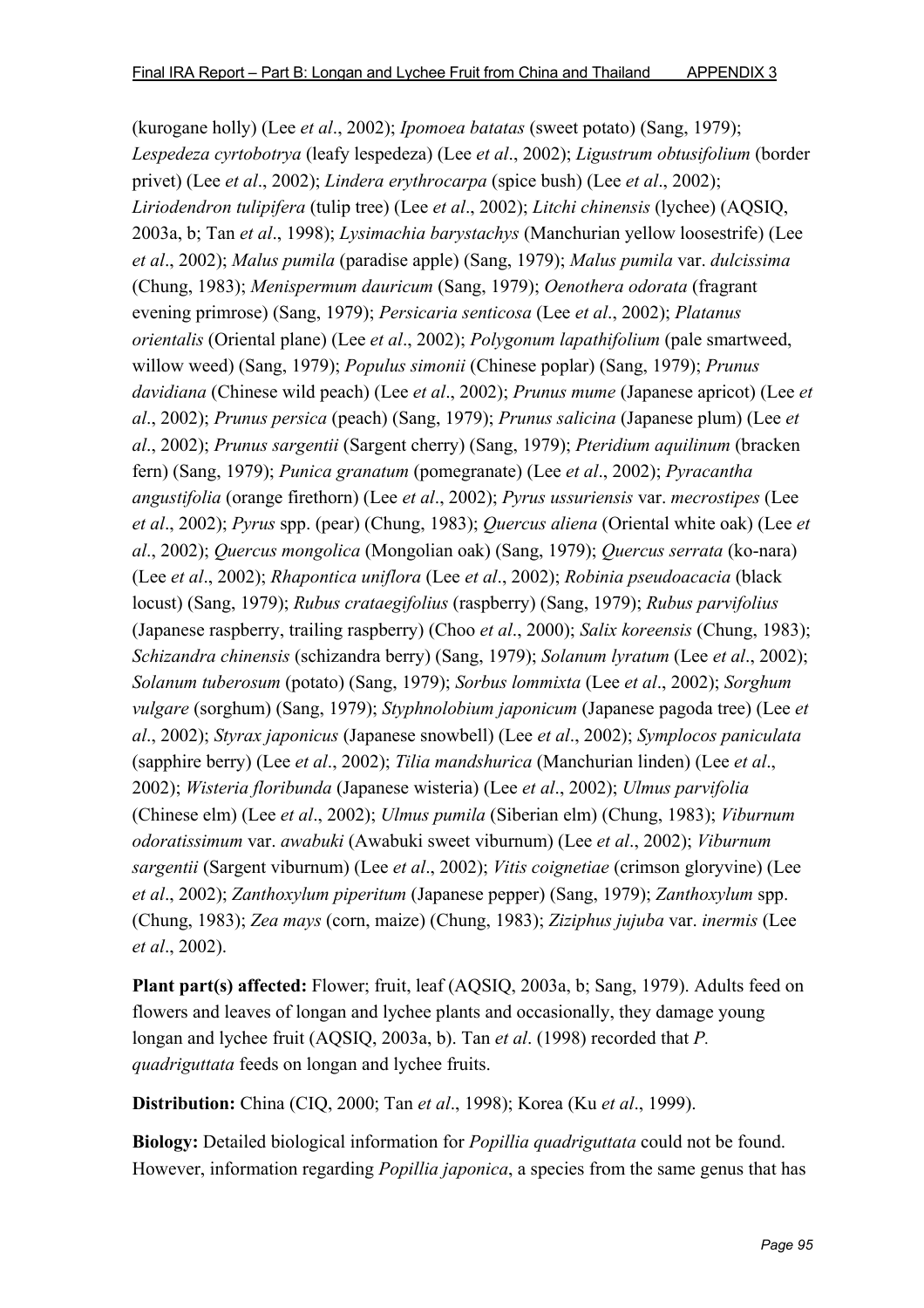(kurogane holly) (Lee *et al*., 2002); *Ipomoea batatas* (sweet potato) (Sang, 1979); *Lespedeza cyrtobotrya* (leafy lespedeza) (Lee *et al*., 2002); *Ligustrum obtusifolium* (border privet) (Lee *et al*., 2002); *Lindera erythrocarpa* (spice bush) (Lee *et al*., 2002); *Liriodendron tulipifera* (tulip tree) (Lee *et al*., 2002); *Litchi chinensis* (lychee) (AQSIQ, 2003a, b; Tan *et al*., 1998); *Lysimachia barystachys* (Manchurian yellow loosestrife) (Lee *et al*., 2002); *Malus pumila* (paradise apple) (Sang, 1979); *Malus pumila* var. *dulcissima* (Chung, 1983); *Menispermum dauricum* (Sang, 1979); *Oenothera odorata* (fragrant evening primrose) (Sang, 1979); *Persicaria senticosa* (Lee *et al*., 2002); *Platanus orientalis* (Oriental plane) (Lee *et al*., 2002); *Polygonum lapathifolium* (pale smartweed, willow weed) (Sang, 1979); *Populus simonii* (Chinese poplar) (Sang, 1979); *Prunus davidiana* (Chinese wild peach) (Lee *et al*., 2002); *Prunus mume* (Japanese apricot) (Lee *et al*., 2002); *Prunus persica* (peach) (Sang, 1979); *Prunus salicina* (Japanese plum) (Lee *et al*., 2002); *Prunus sargentii* (Sargent cherry) (Sang, 1979); *Pteridium aquilinum* (bracken fern) (Sang, 1979); *Punica granatum* (pomegranate) (Lee *et al*., 2002); *Pyracantha angustifolia* (orange firethorn) (Lee *et al*., 2002); *Pyrus ussuriensis* var. *mecrostipes* (Lee *et al*., 2002); *Pyrus* spp. (pear) (Chung, 1983); *Quercus aliena* (Oriental white oak) (Lee *et al*., 2002); *Quercus mongolica* (Mongolian oak) (Sang, 1979); *Quercus serrata* (ko-nara) (Lee *et al*., 2002); *Rhapontica uniflora* (Lee *et al*., 2002); *Robinia pseudoacacia* (black locust) (Sang, 1979); *Rubus crataegifolius* (raspberry) (Sang, 1979); *Rubus parvifolius* (Japanese raspberry, trailing raspberry) (Choo *et al*., 2000); *Salix koreensis* (Chung, 1983); *Schizandra chinensis* (schizandra berry) (Sang, 1979); *Solanum lyratum* (Lee *et al*., 2002); *Solanum tuberosum* (potato) (Sang, 1979); *Sorbus lommixta* (Lee *et al*., 2002); *Sorghum vulgare* (sorghum) (Sang, 1979); *Styphnolobium japonicum* (Japanese pagoda tree) (Lee *et al*., 2002); *Styrax japonicus* (Japanese snowbell) (Lee *et al*., 2002); *Symplocos paniculata* (sapphire berry) (Lee *et al*., 2002); *Tilia mandshurica* (Manchurian linden) (Lee *et al*., 2002); *Wisteria floribunda* (Japanese wisteria) (Lee *et al*., 2002); *Ulmus parvifolia* (Chinese elm) (Lee *et al*., 2002); *Ulmus pumila* (Siberian elm) (Chung, 1983); *Viburnum odoratissimum* var. *awabuki* (Awabuki sweet viburnum) (Lee *et al*., 2002); *Viburnum sargentii* (Sargent viburnum) (Lee *et al*., 2002); *Vitis coignetiae* (crimson gloryvine) (Lee *et al*., 2002); *Zanthoxylum piperitum* (Japanese pepper) (Sang, 1979); *Zanthoxylum* spp. (Chung, 1983); *Zea mays* (corn, maize) (Chung, 1983); *Ziziphus jujuba* var. *inermis* (Lee *et al*., 2002).

**Plant part(s) affected:** Flower; fruit, leaf (AQSIQ, 2003a, b; Sang, 1979). Adults feed on flowers and leaves of longan and lychee plants and occasionally, they damage young longan and lychee fruit (AQSIQ, 2003a, b). Tan *et al*. (1998) recorded that *P. quadriguttata* feeds on longan and lychee fruits.

**Distribution:** China (CIQ, 2000; Tan *et al*., 1998); Korea (Ku *et al*., 1999).

**Biology:** Detailed biological information for *Popillia quadriguttata* could not be found. However, information regarding *Popillia japonica*, a species from the same genus that has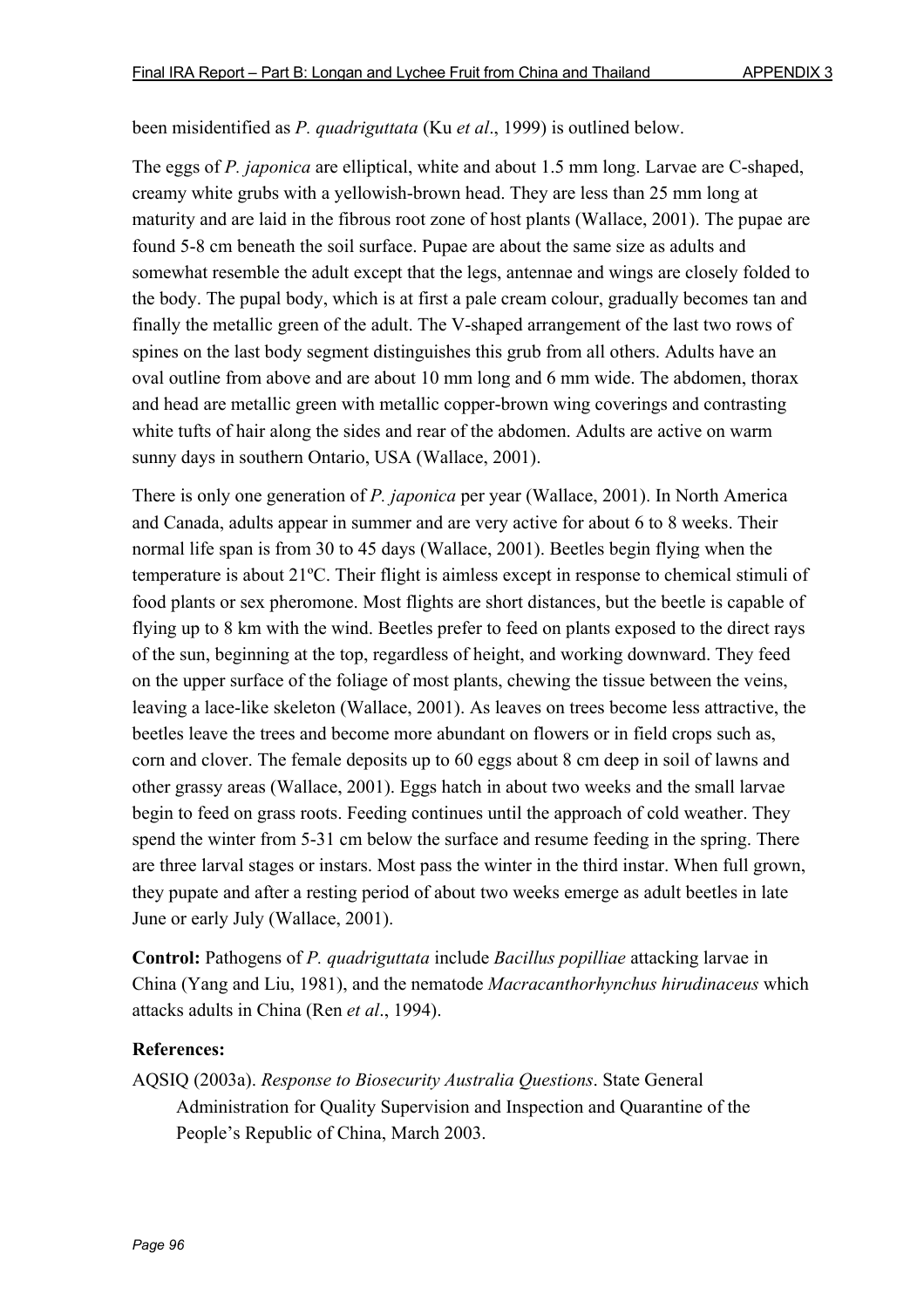been misidentified as *P. quadriguttata* (Ku *et al*., 1999) is outlined below.

The eggs of *P. japonica* are elliptical, white and about 1.5 mm long. Larvae are C-shaped, creamy white grubs with a yellowish-brown head. They are less than 25 mm long at maturity and are laid in the fibrous root zone of host plants (Wallace, 2001). The pupae are found 5-8 cm beneath the soil surface. Pupae are about the same size as adults and somewhat resemble the adult except that the legs, antennae and wings are closely folded to the body. The pupal body, which is at first a pale cream colour, gradually becomes tan and finally the metallic green of the adult. The V-shaped arrangement of the last two rows of spines on the last body segment distinguishes this grub from all others. Adults have an oval outline from above and are about 10 mm long and 6 mm wide. The abdomen, thorax and head are metallic green with metallic copper-brown wing coverings and contrasting white tufts of hair along the sides and rear of the abdomen. Adults are active on warm sunny days in southern Ontario, USA (Wallace, 2001).

There is only one generation of *P. japonica* per year (Wallace, 2001). In North America and Canada, adults appear in summer and are very active for about 6 to 8 weeks. Their normal life span is from 30 to 45 days (Wallace, 2001). Beetles begin flying when the temperature is about 21ºC. Their flight is aimless except in response to chemical stimuli of food plants or sex pheromone. Most flights are short distances, but the beetle is capable of flying up to 8 km with the wind. Beetles prefer to feed on plants exposed to the direct rays of the sun, beginning at the top, regardless of height, and working downward. They feed on the upper surface of the foliage of most plants, chewing the tissue between the veins, leaving a lace-like skeleton (Wallace, 2001). As leaves on trees become less attractive, the beetles leave the trees and become more abundant on flowers or in field crops such as, corn and clover. The female deposits up to 60 eggs about 8 cm deep in soil of lawns and other grassy areas (Wallace, 2001). Eggs hatch in about two weeks and the small larvae begin to feed on grass roots. Feeding continues until the approach of cold weather. They spend the winter from 5-31 cm below the surface and resume feeding in the spring. There are three larval stages or instars. Most pass the winter in the third instar. When full grown, they pupate and after a resting period of about two weeks emerge as adult beetles in late June or early July (Wallace, 2001).

**Control:** Pathogens of *P. quadriguttata* include *Bacillus popilliae* attacking larvae in China (Yang and Liu, 1981), and the nematode *Macracanthorhynchus hirudinaceus* which attacks adults in China (Ren *et al*., 1994).

**References:**

AQSIQ (2003a). *Response to Biosecurity Australia Questions*. State General Administration for Quality Supervision and Inspection and Quarantine of the People's Republic of China, March 2003.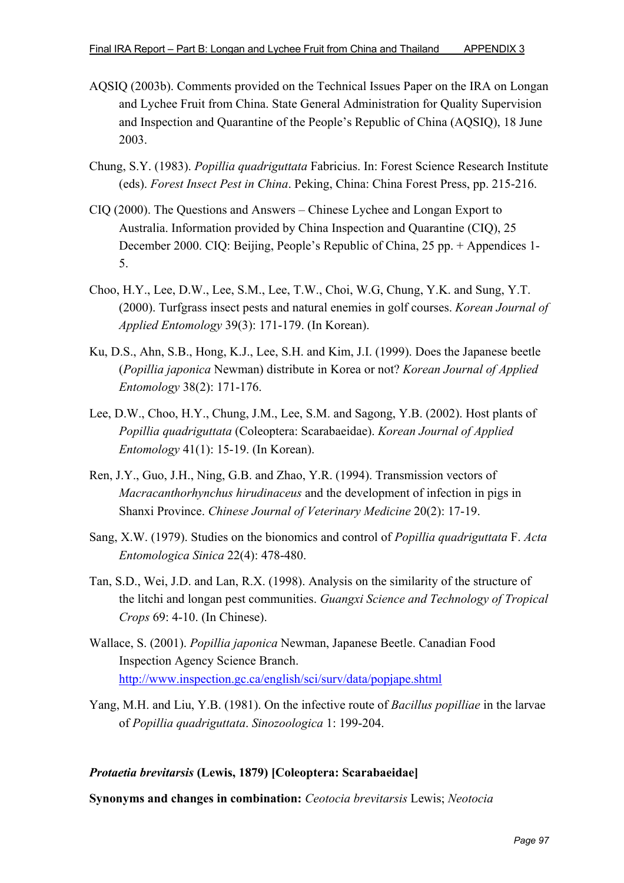AQSIQ (2003b). Comments provided on the Technical Issues Paper on the IRA on Longan and Lychee Fruit from China. State General Administration for Quality Supervision and Inspection and Quarantine of the People's Republic of China (AQSIQ), 18 June 2003.

Chung, S.Y. (1983). *Popillia quadriguttata* Fabricius. In: Forest Science Research Institute (eds). *Forest Insect Pest in China*. Peking, China: China Forest Press, pp. 215-216.

CIQ (2000). The Questions and Answers – Chinese Lychee and Longan Export to Australia. Information provided by China Inspection and Quarantine (CIQ), 25 December 2000. CIQ: Beijing, People's Republic of China, 25 pp. + Appendices 1-5.

Choo, H.Y., Lee, D.W., Lee, S.M., Lee, T.W., Choi, W.G, Chung, Y.K. and Sung, Y.T. (2000). Turfgrass insect pests and natural enemies in golf courses. *Korean Journal of Applied Entomology* 39(3): 171-179. (In Korean).

Ku, D.S., Ahn, S.B., Hong, K.J., Lee, S.H. and Kim, J.I. (1999). Does the Japanese beetle (*Popillia japonica* Newman) distribute in Korea or not? *Korean Journal of Applied Entomology* 38(2): 171-176.

Lee, D.W., Choo, H.Y., Chung, J.M., Lee, S.M. and Sagong, Y.B. (2002). Host plants of *Popillia quadriguttata* (Coleoptera: Scarabaeidae). *Korean Journal of Applied Entomology* 41(1): 15-19. (In Korean).

Ren, J.Y., Guo, J.H., Ning, G.B. and Zhao, Y.R. (1994). Transmission vectors of *Macracanthorhynchus hirudinaceus* and the development of infection in pigs in Shanxi Province. *Chinese Journal of Veterinary Medicine* 20(2): 17-19.

Sang, X.W. (1979). Studies on the bionomics and control of *Popillia quadriguttata* F. *Acta Entomologica Sinica* 22(4): 478-480.

Tan, S.D., Wei, J.D. and Lan, R.X. (1998). Analysis on the similarity of the structure of the litchi and longan pest communities. *Guangxi Science and Technology of Tropical Crops* 69: 4-10. (In Chinese).

Wallace, S. (2001). *Popillia japonica* Newman, Japanese Beetle. Canadian Food Inspection Agency Science Branch. http://www.inspection.gc.ca/english/sci/surv/data/popjape.shtml

Yang, M.H. and Liu, Y.B. (1981). On the infective route of *Bacillus popilliae* in the larvae of *Popillia quadriguttata*. *Sinozoologica* 1: 199-204.

***Protaetia brevitarsis* (Lewis, 1879) [Coleoptera: Scarabaeidae]**

**Synonyms and changes in combination:** *Ceotocia brevitarsis* Lewis; *Neotocia*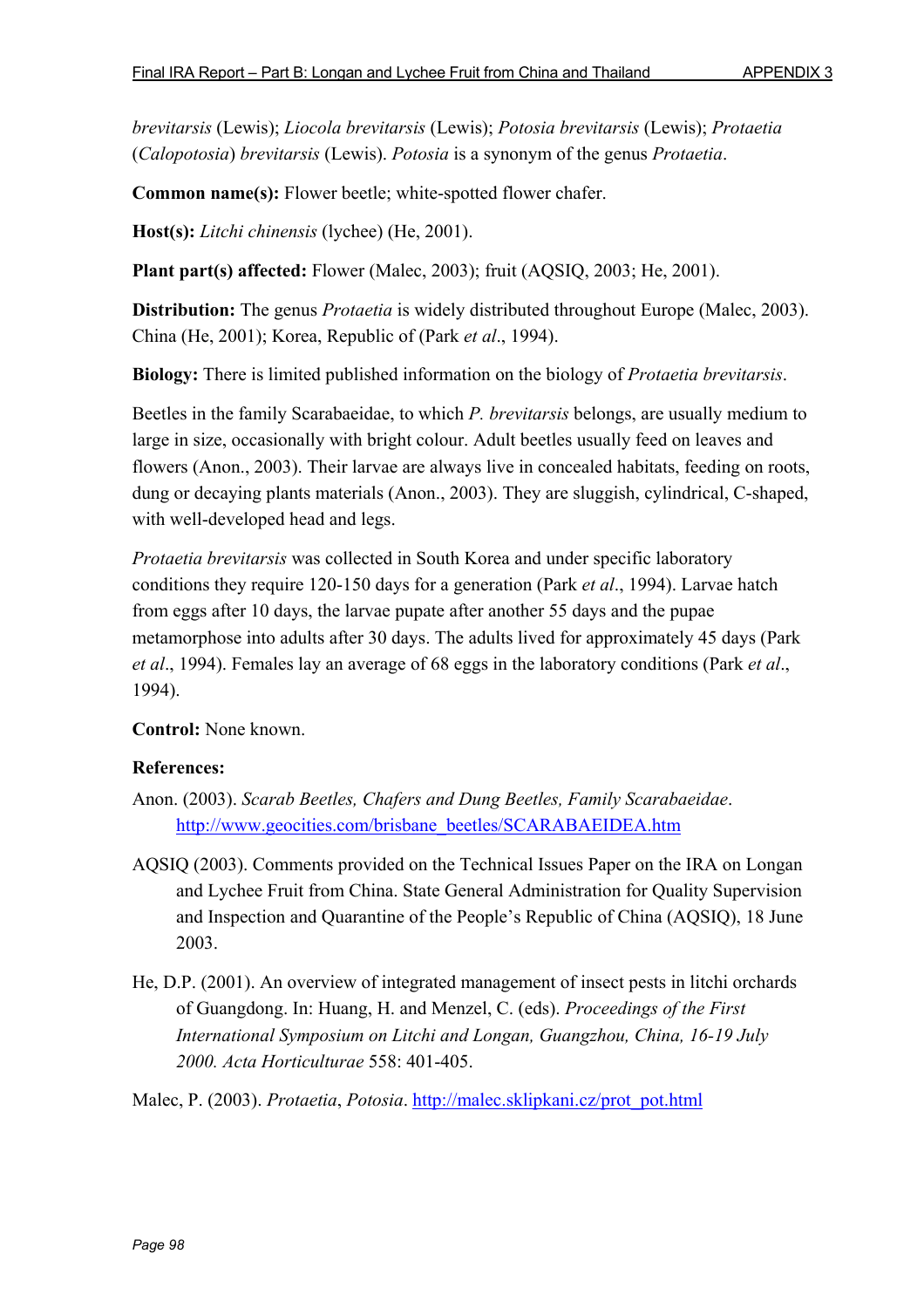*brevitarsis* (Lewis); *Liocola brevitarsis* (Lewis); *Potosia brevitarsis* (Lewis); *Protaetia* (*Calopotosia*) *brevitarsis* (Lewis). *Potosia* is a synonym of the genus *Protaetia*.

**Common name(s):** Flower beetle; white-spotted flower chafer.

**Host(s):** *Litchi chinensis* (lychee) (He, 2001).

**Plant part(s) affected:** Flower (Malec, 2003); fruit (AQSIQ, 2003; He, 2001).

**Distribution:** The genus *Protaetia* is widely distributed throughout Europe (Malec, 2003). China (He, 2001); Korea, Republic of (Park *et al*., 1994).

**Biology:** There is limited published information on the biology of *Protaetia brevitarsis*.

Beetles in the family Scarabaeidae, to which *P. brevitarsis* belongs, are usually medium to large in size, occasionally with bright colour. Adult beetles usually feed on leaves and flowers (Anon., 2003). Their larvae are always live in concealed habitats, feeding on roots, dung or decaying plants materials (Anon., 2003). They are sluggish, cylindrical, C-shaped, with well-developed head and legs.

*Protaetia brevitarsis* was collected in South Korea and under specific laboratory conditions they require 120-150 days for a generation (Park *et al*., 1994). Larvae hatch from eggs after 10 days, the larvae pupate after another 55 days and the pupae metamorphose into adults after 30 days. The adults lived for approximately 45 days (Park *et al*., 1994). Females lay an average of 68 eggs in the laboratory conditions (Park *et al*., 1994).

**Control:** None known.

**References:**

Anon. (2003). *Scarab Beetles, Chafers and Dung Beetles, Family Scarabaeidae*. http://www.geocities.com/brisbane_beetles/SCARABAEIDEA.htm

AQSIQ (2003). Comments provided on the Technical Issues Paper on the IRA on Longan and Lychee Fruit from China. State General Administration for Quality Supervision and Inspection and Quarantine of the People's Republic of China (AQSIQ), 18 June 2003.

He, D.P. (2001). An overview of integrated management of insect pests in litchi orchards of Guangdong. In: Huang, H. and Menzel, C. (eds). *Proceedings of the First International Symposium on Litchi and Longan, Guangzhou, China, 16-19 July 2000. Acta Horticulturae* 558: 401-405.

Malec, P. (2003). *Protaetia*, *Potosia*. http://malec.sklipkani.cz/prot_pot.html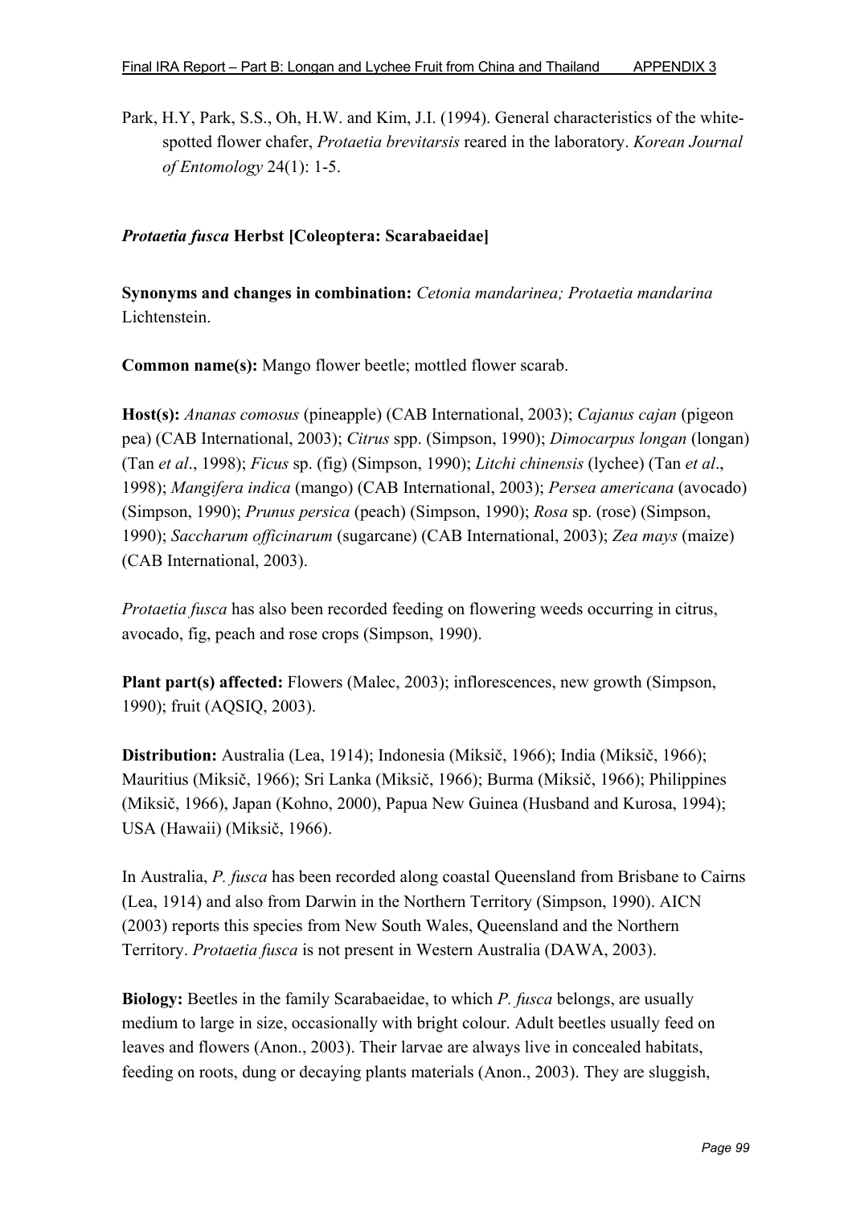Park, H.Y, Park, S.S., Oh, H.W. and Kim, J.I. (1994). General characteristics of the white-spotted flower chafer, *Protaetia brevitarsis* reared in the laboratory. *Korean Journal of Entomology* 24(1): 1-5.

### *Protaetia fusca* Herbst [Coleoptera: Scarabaeidae]

**Synonyms and changes in combination:** *Cetonia mandarinea; Protaetia mandarina* Lichtenstein.

**Common name(s):** Mango flower beetle; mottled flower scarab.

**Host(s):** *Ananas comosus* (pineapple) (CAB International, 2003); *Cajanus cajan* (pigeon pea) (CAB International, 2003); *Citrus* spp. (Simpson, 1990); *Dimocarpus longan* (longan) (Tan *et al*., 1998); *Ficus* sp. (fig) (Simpson, 1990); *Litchi chinensis* (lychee) (Tan *et al*., 1998); *Mangifera indica* (mango) (CAB International, 2003); *Persea americana* (avocado) (Simpson, 1990); *Prunus persica* (peach) (Simpson, 1990); *Rosa* sp. (rose) (Simpson, 1990); *Saccharum officinarum* (sugarcane) (CAB International, 2003); *Zea mays* (maize) (CAB International, 2003).

*Protaetia fusca* has also been recorded feeding on flowering weeds occurring in citrus, avocado, fig, peach and rose crops (Simpson, 1990).

**Plant part(s) affected:** Flowers (Malec, 2003); inflorescences, new growth (Simpson, 1990); fruit (AQSIQ, 2003).

**Distribution:** Australia (Lea, 1914); Indonesia (Miksič, 1966); India (Miksič, 1966); Mauritius (Miksič, 1966); Sri Lanka (Miksič, 1966); Burma (Miksič, 1966); Philippines (Miksič, 1966), Japan (Kohno, 2000), Papua New Guinea (Husband and Kurosa, 1994); USA (Hawaii) (Miksič, 1966).

In Australia, *P. fusca* has been recorded along coastal Queensland from Brisbane to Cairns (Lea, 1914) and also from Darwin in the Northern Territory (Simpson, 1990). AICN (2003) reports this species from New South Wales, Queensland and the Northern Territory. *Protaetia fusca* is not present in Western Australia (DAWA, 2003).

**Biology:** Beetles in the family Scarabaeidae, to which *P. fusca* belongs, are usually medium to large in size, occasionally with bright colour. Adult beetles usually feed on leaves and flowers (Anon., 2003). Their larvae are always live in concealed habitats, feeding on roots, dung or decaying plants materials (Anon., 2003). They are sluggish,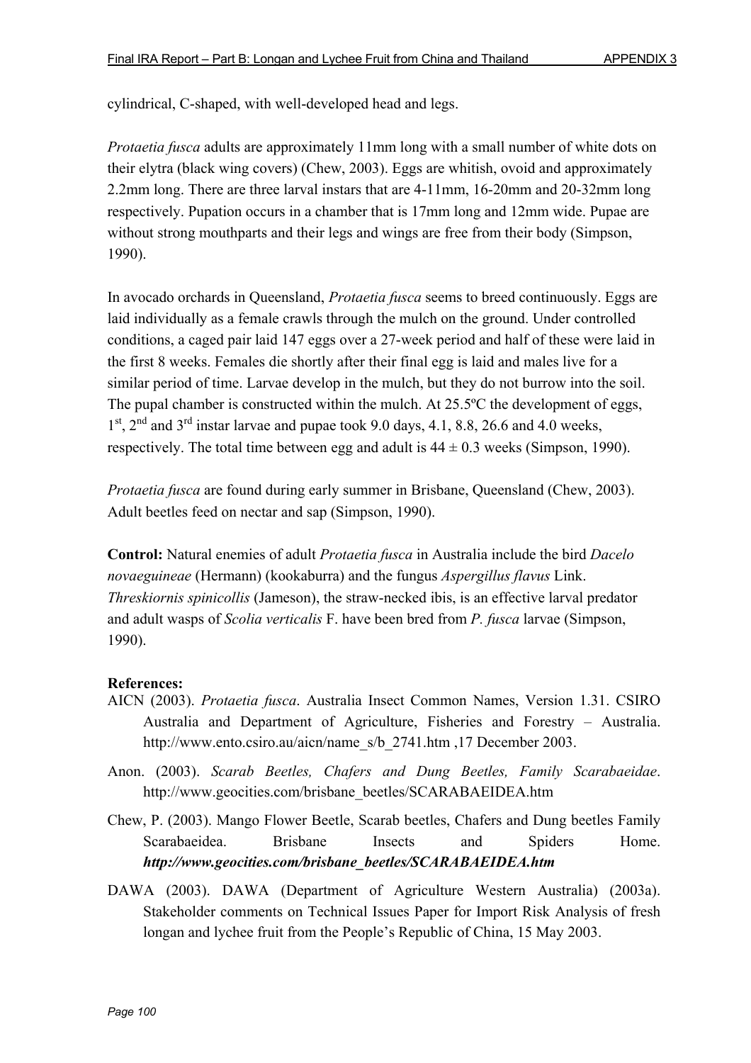cylindrical, C-shaped, with well-developed head and legs.

*Protaetia fusca* adults are approximately 11mm long with a small number of white dots on their elytra (black wing covers) (Chew, 2003). Eggs are whitish, ovoid and approximately 2.2mm long. There are three larval instars that are 4-11mm, 16-20mm and 20-32mm long respectively. Pupation occurs in a chamber that is 17mm long and 12mm wide. Pupae are without strong mouthparts and their legs and wings are free from their body (Simpson, 1990).

In avocado orchards in Queensland, *Protaetia fusca* seems to breed continuously. Eggs are laid individually as a female crawls through the mulch on the ground. Under controlled conditions, a caged pair laid 147 eggs over a 27-week period and half of these were laid in the first 8 weeks. Females die shortly after their final egg is laid and males live for a similar period of time. Larvae develop in the mulch, but they do not burrow into the soil. The pupal chamber is constructed within the mulch. At 25.5ºC the development of eggs, 1st, 2nd and 3rd instar larvae and pupae took 9.0 days, 4.1, 8.8, 26.6 and 4.0 weeks, respectively. The total time between egg and adult is $44 \pm 0.3$ weeks (Simpson, 1990).

*Protaetia fusca* are found during early summer in Brisbane, Queensland (Chew, 2003). Adult beetles feed on nectar and sap (Simpson, 1990).

**Control:** Natural enemies of adult *Protaetia fusca* in Australia include the bird *Dacelo novaeguineae* (Hermann) (kookaburra) and the fungus *Aspergillus flavus* Link. *Threskiornis spinicollis* (Jameson), the straw-necked ibis, is an effective larval predator and adult wasps of *Scolia verticalis* F. have been bred from *P. fusca* larvae (Simpson, 1990).

**References:**

AICN (2003). *Protaetia fusca*. Australia Insect Common Names, Version 1.31. CSIRO Australia and Department of Agriculture, Fisheries and Forestry – Australia. http://www.ento.csiro.au/aicn/name_s/b_2741.htm ,17 December 2003.

Anon. (2003). *Scarab Beetles, Chafers and Dung Beetles, Family Scarabaeidae*. http://www.geocities.com/brisbane_beetles/SCARABAEIDEA.htm

Chew, P. (2003). Mango Flower Beetle, Scarab beetles, Chafers and Dung beetles Family Scarabaeidea. Brisbane Insects and Spiders Home. ***http://www.geocities.com/brisbane_beetles/SCARABAEIDEA.htm***

DAWA (2003). DAWA (Department of Agriculture Western Australia) (2003a). Stakeholder comments on Technical Issues Paper for Import Risk Analysis of fresh longan and lychee fruit from the People's Republic of China, 15 May 2003.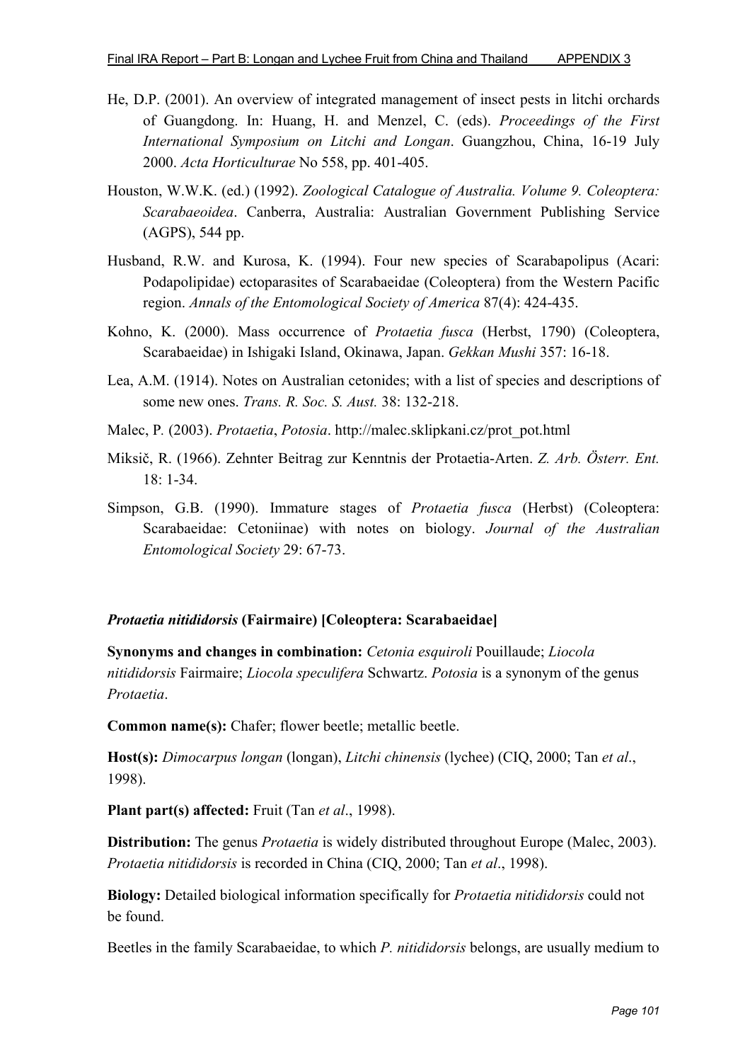He, D.P. (2001). An overview of integrated management of insect pests in litchi orchards of Guangdong. In: Huang, H. and Menzel, C. (eds). *Proceedings of the First International Symposium on Litchi and Longan*. Guangzhou, China, 16-19 July 2000. *Acta Horticulturae* No 558, pp. 401-405.

Houston, W.W.K. (ed.) (1992). *Zoological Catalogue of Australia. Volume 9. Coleoptera: Scarabaeoidea*. Canberra, Australia: Australian Government Publishing Service (AGPS), 544 pp.

Husband, R.W. and Kurosa, K. (1994). Four new species of Scarabapolipus (Acari: Podapolipidae) ectoparasites of Scarabaeidae (Coleoptera) from the Western Pacific region. *Annals of the Entomological Society of America* 87(4): 424-435.

Kohno, K. (2000). Mass occurrence of *Protaetia fusca* (Herbst, 1790) (Coleoptera, Scarabaeidae) in Ishigaki Island, Okinawa, Japan. *Gekkan Mushi* 357: 16-18.

Lea, A.M. (1914). Notes on Australian cetonides; with a list of species and descriptions of some new ones. *Trans. R. Soc. S. Aust.* 38: 132-218.

Malec, P. (2003). *Protaetia*, *Potosia*. http://malec.sklipkani.cz/prot_pot.html

Miksič, R. (1966). Zehnter Beitrag zur Kenntnis der Protaetia-Arten. *Z. Arb. Österr. Ent.* 18: 1-34.

Simpson, G.B. (1990). Immature stages of *Protaetia fusca* (Herbst) (Coleoptera: Scarabaeidae: Cetoniinae) with notes on biology. *Journal of the Australian Entomological Society* 29: 67-73.

### *Protaetia nitididorsis* (Fairmaire) [Coleoptera: Scarabaeidae]

**Synonyms and changes in combination:** *Cetonia esquiroli* Pouillaude; *Liocola nitididorsis* Fairmaire; *Liocola speculifera* Schwartz. *Potosia* is a synonym of the genus *Protaetia*.

**Common name(s):** Chafer; flower beetle; metallic beetle.

**Host(s):** *Dimocarpus longan* (longan), *Litchi chinensis* (lychee) (CIQ, 2000; Tan *et al*., 1998).

**Plant part(s) affected:** Fruit (Tan *et al*., 1998).

**Distribution:** The genus *Protaetia* is widely distributed throughout Europe (Malec, 2003). *Protaetia nitididorsis* is recorded in China (CIQ, 2000; Tan *et al*., 1998).

**Biology:** Detailed biological information specifically for *Protaetia nitididorsis* could not be found.

Beetles in the family Scarabaeidae, to which *P. nitididorsis* belongs, are usually medium to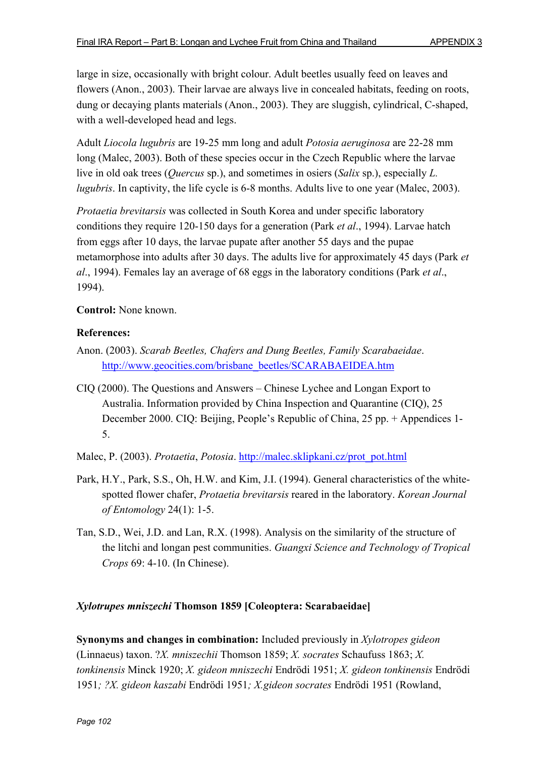large in size, occasionally with bright colour. Adult beetles usually feed on leaves and flowers (Anon., 2003). Their larvae are always live in concealed habitats, feeding on roots, dung or decaying plants materials (Anon., 2003). They are sluggish, cylindrical, C-shaped, with a well-developed head and legs.

Adult *Liocola lugubris* are 19-25 mm long and adult *Potosia aeruginosa* are 22-28 mm long (Malec, 2003). Both of these species occur in the Czech Republic where the larvae live in old oak trees (*Quercus* sp.), and sometimes in osiers (*Salix* sp.), especially *L. lugubris*. In captivity, the life cycle is 6-8 months. Adults live to one year (Malec, 2003).

*Protaetia brevitarsis* was collected in South Korea and under specific laboratory conditions they require 120-150 days for a generation (Park *et al*., 1994). Larvae hatch from eggs after 10 days, the larvae pupate after another 55 days and the pupae metamorphose into adults after 30 days. The adults live for approximately 45 days (Park *et al*., 1994). Females lay an average of 68 eggs in the laboratory conditions (Park *et al*., 1994).

**Control:** None known.

**References:**

Anon. (2003). *Scarab Beetles, Chafers and Dung Beetles, Family Scarabaeidae*. http://www.geocities.com/brisbane_beetles/SCARABAEIDEA.htm

CIQ (2000). The Questions and Answers – Chinese Lychee and Longan Export to Australia. Information provided by China Inspection and Quarantine (CIQ), 25 December 2000. CIQ: Beijing, People's Republic of China, 25 pp. + Appendices 1-5.

Malec, P. (2003). *Protaetia*, *Potosia*. http://malec.sklipkani.cz/prot_pot.html

Park, H.Y., Park, S.S., Oh, H.W. and Kim, J.I. (1994). General characteristics of the white-spotted flower chafer, *Protaetia brevitarsis* reared in the laboratory. *Korean Journal of Entomology* 24(1): 1-5.

Tan, S.D., Wei, J.D. and Lan, R.X. (1998). Analysis on the similarity of the structure of the litchi and longan pest communities. *Guangxi Science and Technology of Tropical Crops* 69: 4-10. (In Chinese).

***Xylotrupes mniszechi*** **Thomson 1859 [Coleoptera: Scarabaeidae]**

**Synonyms and changes in combination:** Included previously in *Xylotropes gideon* (Linnaeus) taxon. ?*X. mniszechii* Thomson 1859; *X. socrates* Schaufuss 1863; *X. tonkinensis* Minck 1920; *X. gideon mniszechi* Endrödi 1951; *X. gideon tonkinensis* Endrödi 1951*; ?X. gideon kaszabi* Endrödi 1951*; X.gideon socrates* Endrödi 1951 (Rowland,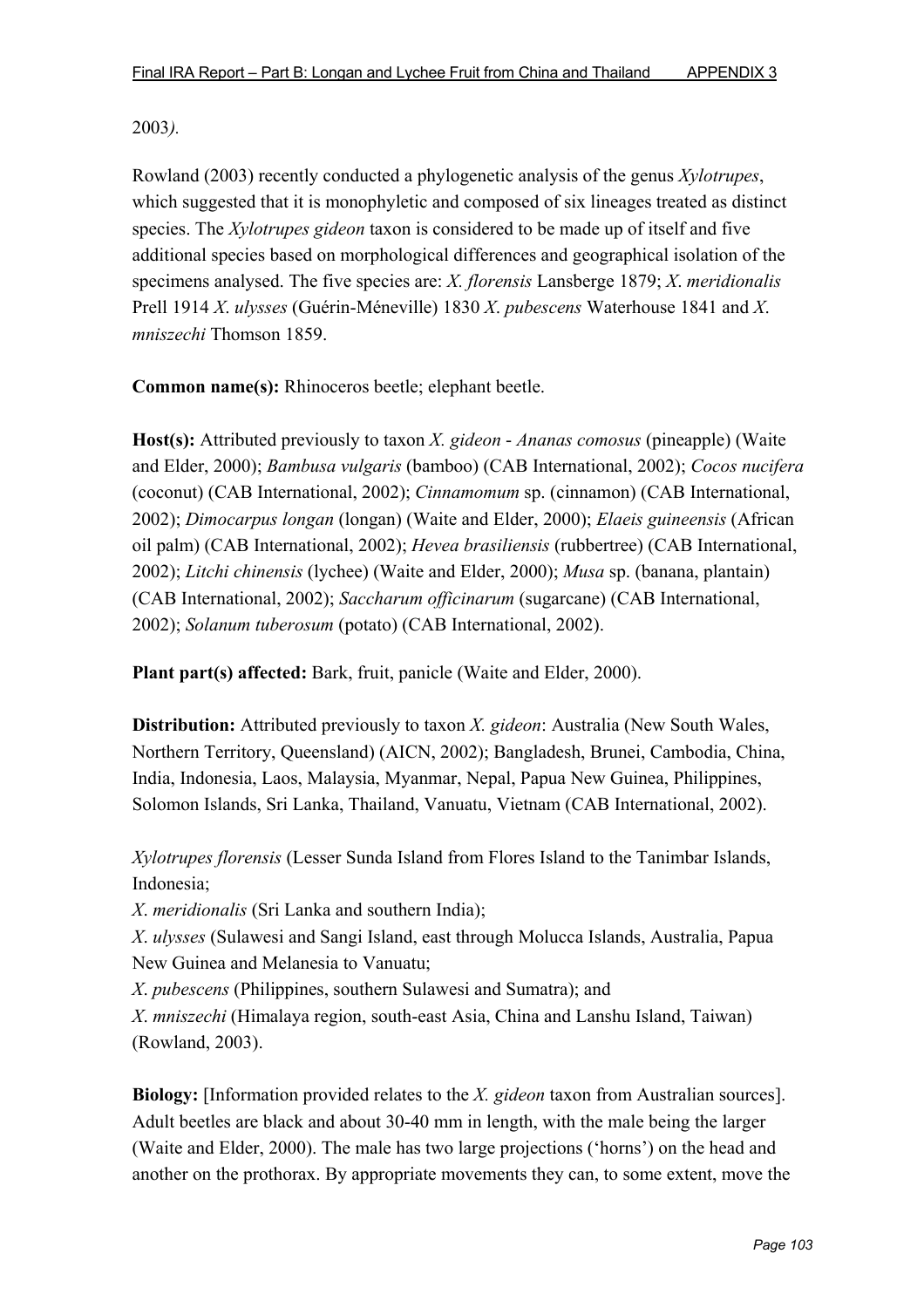2003*).*

Rowland (2003) recently conducted a phylogenetic analysis of the genus *Xylotrupes*, which suggested that it is monophyletic and composed of six lineages treated as distinct species. The *Xylotrupes gideon* taxon is considered to be made up of itself and five additional species based on morphological differences and geographical isolation of the specimens analysed. The five species are: *X. florensis* Lansberge 1879; *X. meridionalis* Prell 1914 *X. ulysses* (Guérin-Méneville) 1830 *X. pubescens* Waterhouse 1841 and *X. mniszechi* Thomson 1859.

**Common name(s):** Rhinoceros beetle; elephant beetle.

**Host(s):** Attributed previously to taxon *X. gideon* - *Ananas comosus* (pineapple) (Waite and Elder, 2000); *Bambusa vulgaris* (bamboo) (CAB International, 2002); *Cocos nucifera* (coconut) (CAB International, 2002); *Cinnamomum* sp. (cinnamon) (CAB International, 2002); *Dimocarpus longan* (longan) (Waite and Elder, 2000); *Elaeis guineensis* (African oil palm) (CAB International, 2002); *Hevea brasiliensis* (rubbertree) (CAB International, 2002); *Litchi chinensis* (lychee) (Waite and Elder, 2000); *Musa* sp. (banana, plantain) (CAB International, 2002); *Saccharum officinarum* (sugarcane) (CAB International, 2002); *Solanum tuberosum* (potato) (CAB International, 2002).

**Plant part(s) affected:** Bark, fruit, panicle (Waite and Elder, 2000).

**Distribution:** Attributed previously to taxon *X. gideon*: Australia (New South Wales, Northern Territory, Queensland) (AICN, 2002); Bangladesh, Brunei, Cambodia, China, India, Indonesia, Laos, Malaysia, Myanmar, Nepal, Papua New Guinea, Philippines, Solomon Islands, Sri Lanka, Thailand, Vanuatu, Vietnam (CAB International, 2002).

*Xylotrupes florensis* (Lesser Sunda Island from Flores Island to the Tanimbar Islands, Indonesia;
*X. meridionalis* (Sri Lanka and southern India);
*X. ulysses* (Sulawesi and Sangi Island, east through Molucca Islands, Australia, Papua New Guinea and Melanesia to Vanuatu;
*X. pubescens* (Philippines, southern Sulawesi and Sumatra); and
*X. mniszechi* (Himalaya region, south-east Asia, China and Lanshu Island, Taiwan) (Rowland, 2003).

**Biology:** [Information provided relates to the *X. gideon* taxon from Australian sources]. Adult beetles are black and about 30-40 mm in length, with the male being the larger (Waite and Elder, 2000). The male has two large projections ('horns') on the head and another on the prothorax. By appropriate movements they can, to some extent, move the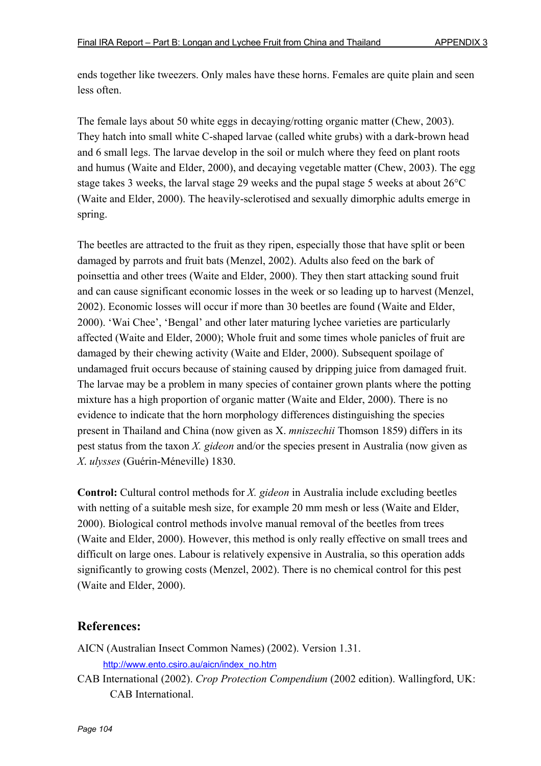ends together like tweezers. Only males have these horns. Females are quite plain and seen less often.

The female lays about 50 white eggs in decaying/rotting organic matter (Chew, 2003). They hatch into small white C-shaped larvae (called white grubs) with a dark-brown head and 6 small legs. The larvae develop in the soil or mulch where they feed on plant roots and humus (Waite and Elder, 2000), and decaying vegetable matter (Chew, 2003). The egg stage takes 3 weeks, the larval stage 29 weeks and the pupal stage 5 weeks at about 26°C (Waite and Elder, 2000). The heavily-sclerotised and sexually dimorphic adults emerge in spring.

The beetles are attracted to the fruit as they ripen, especially those that have split or been damaged by parrots and fruit bats (Menzel, 2002). Adults also feed on the bark of poinsettia and other trees (Waite and Elder, 2000). They then start attacking sound fruit and can cause significant economic losses in the week or so leading up to harvest (Menzel, 2002). Economic losses will occur if more than 30 beetles are found (Waite and Elder, 2000). 'Wai Chee', 'Bengal' and other later maturing lychee varieties are particularly affected (Waite and Elder, 2000); Whole fruit and some times whole panicles of fruit are damaged by their chewing activity (Waite and Elder, 2000). Subsequent spoilage of undamaged fruit occurs because of staining caused by dripping juice from damaged fruit. The larvae may be a problem in many species of container grown plants where the potting mixture has a high proportion of organic matter (Waite and Elder, 2000). There is no evidence to indicate that the horn morphology differences distinguishing the species present in Thailand and China (now given as X. *mniszechii* Thomson 1859) differs in its pest status from the taxon *X. gideon* and/or the species present in Australia (now given as *X. ulysses* (Guérin-Méneville) 1830.

**Control:** Cultural control methods for *X. gideon* in Australia include excluding beetles with netting of a suitable mesh size, for example 20 mm mesh or less (Waite and Elder, 2000). Biological control methods involve manual removal of the beetles from trees (Waite and Elder, 2000). However, this method is only really effective on small trees and difficult on large ones. Labour is relatively expensive in Australia, so this operation adds significantly to growing costs (Menzel, 2002). There is no chemical control for this pest (Waite and Elder, 2000).

## References:

AICN (Australian Insect Common Names) (2002). Version 1.31. http://www.ento.csiro.au/aicn/index_no.htm

CAB International (2002). *Crop Protection Compendium* (2002 edition). Wallingford, UK: CAB International.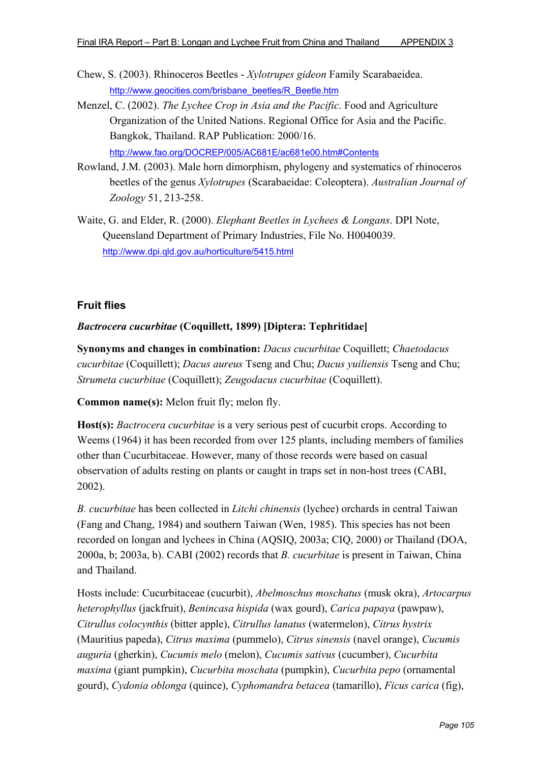Chew, S. (2003). Rhinoceros Beetles - *Xylotrupes gideon* Family Scarabaeidea. http://www.geocities.com/brisbane_beetles/R_Beetle.htm

Menzel, C. (2002). *The Lychee Crop in Asia and the Pacific*. Food and Agriculture Organization of the United Nations. Regional Office for Asia and the Pacific. Bangkok, Thailand. RAP Publication: 2000/16. http://www.fao.org/DOCREP/005/AC681E/ac681e00.htm#Contents

Rowland, J.M. (2003). Male horn dimorphism, phylogeny and systematics of rhinoceros beetles of the genus *Xylotrupes* (Scarabaeidae: Coleoptera). *Australian Journal of Zoology* 51, 213-258.

Waite, G. and Elder, R. (2000). *Elephant Beetles in Lychees & Longans*. DPI Note, Queensland Department of Primary Industries, File No. H0040039. http://www.dpi.qld.gov.au/horticulture/5415.html

## Fruit flies

### *Bactrocera cucurbitae* (Coquillett, 1899) [Diptera: Tephritidae]

**Synonyms and changes in combination:** *Dacus cucurbitae* Coquillett; *Chaetodacus cucurbitae* (Coquillett); *Dacus aureus* Tseng and Chu; *Dacus yuiliensis* Tseng and Chu; *Strumeta cucurbitae* (Coquillett); *Zeugodacus cucurbitae* (Coquillett).

**Common name(s):** Melon fruit fly; melon fly.

**Host(s):** *Bactrocera cucurbitae* is a very serious pest of cucurbit crops. According to Weems (1964) it has been recorded from over 125 plants, including members of families other than Cucurbitaceae. However, many of those records were based on casual observation of adults resting on plants or caught in traps set in non-host trees (CABI, 2002).

*B. cucurbitae* has been collected in *Litchi chinensis* (lychee) orchards in central Taiwan (Fang and Chang, 1984) and southern Taiwan (Wen, 1985). This species has not been recorded on longan and lychees in China (AQSIQ, 2003a; CIQ, 2000) or Thailand (DOA, 2000a, b; 2003a, b). CABI (2002) records that *B. cucurbitae* is present in Taiwan, China and Thailand.

Hosts include: Cucurbitaceae (cucurbit), *Abelmoschus moschatus* (musk okra), *Artocarpus heterophyllus* (jackfruit), *Benincasa hispida* (wax gourd), *Carica papaya* (pawpaw), *Citrullus colocynthis* (bitter apple), *Citrullus lanatus* (watermelon), *Citrus hystrix* (Mauritius papeda), *Citrus maxima* (pummelo), *Citrus sinensis* (navel orange), *Cucumis auguria* (gherkin), *Cucumis melo* (melon), *Cucumis sativus* (cucumber), *Cucurbita maxima* (giant pumpkin), *Cucurbita moschata* (pumpkin), *Cucurbita pepo* (ornamental gourd), *Cydonia oblonga* (quince), *Cyphomandra betacea* (tamarillo), *Ficus carica* (fig),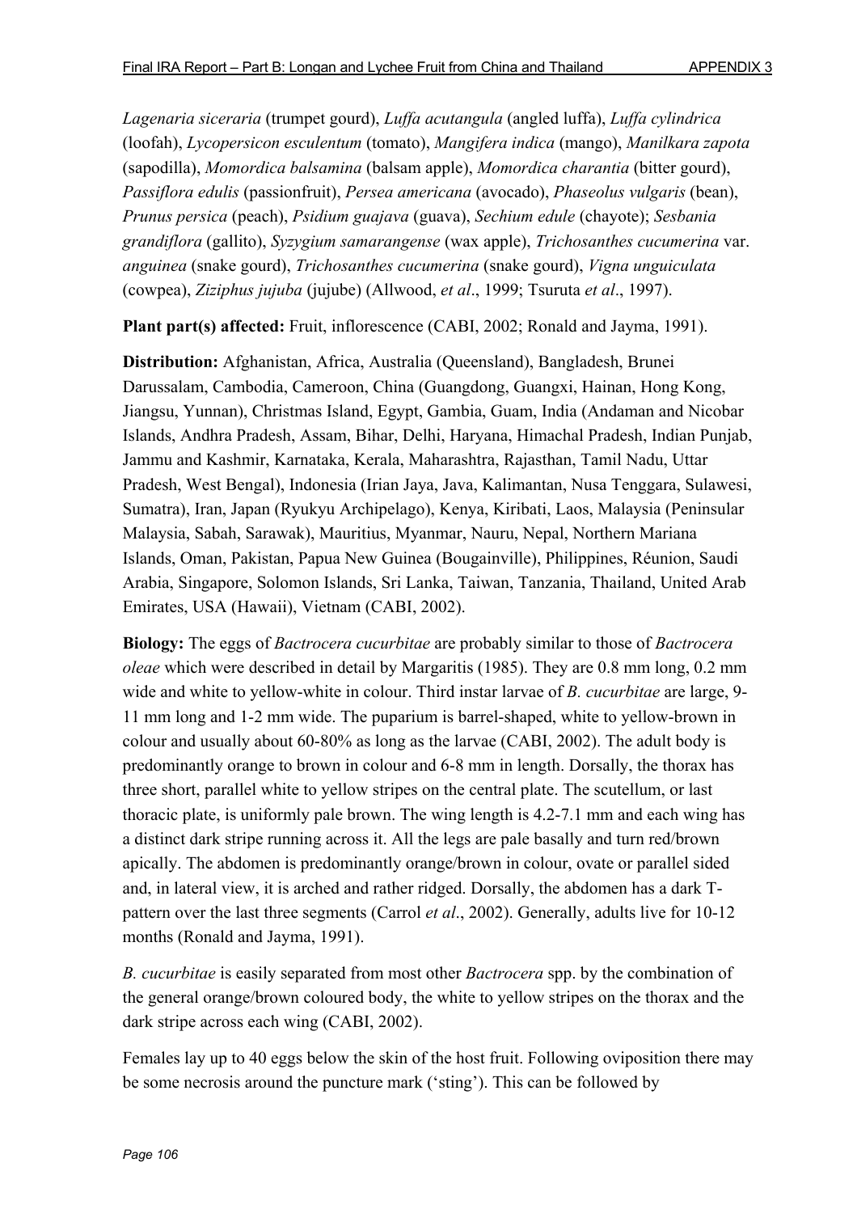*Lagenaria siceraria* (trumpet gourd), *Luffa acutangula* (angled luffa), *Luffa cylindrica* (loofah), *Lycopersicon esculentum* (tomato), *Mangifera indica* (mango), *Manilkara zapota* (sapodilla), *Momordica balsamina* (balsam apple), *Momordica charantia* (bitter gourd), *Passiflora edulis* (passionfruit), *Persea americana* (avocado), *Phaseolus vulgaris* (bean), *Prunus persica* (peach), *Psidium guajava* (guava), *Sechium edule* (chayote); *Sesbania grandiflora* (gallito), *Syzygium samarangense* (wax apple), *Trichosanthes cucumerina* var. *anguinea* (snake gourd), *Trichosanthes cucumerina* (snake gourd), *Vigna unguiculata* (cowpea), *Ziziphus jujuba* (jujube) (Allwood, *et al*., 1999; Tsuruta *et al*., 1997).

**Plant part(s) affected:** Fruit, inflorescence (CABI, 2002; Ronald and Jayma, 1991).

**Distribution:** Afghanistan, Africa, Australia (Queensland), Bangladesh, Brunei Darussalam, Cambodia, Cameroon, China (Guangdong, Guangxi, Hainan, Hong Kong, Jiangsu, Yunnan), Christmas Island, Egypt, Gambia, Guam, India (Andaman and Nicobar Islands, Andhra Pradesh, Assam, Bihar, Delhi, Haryana, Himachal Pradesh, Indian Punjab, Jammu and Kashmir, Karnataka, Kerala, Maharashtra, Rajasthan, Tamil Nadu, Uttar Pradesh, West Bengal), Indonesia (Irian Jaya, Java, Kalimantan, Nusa Tenggara, Sulawesi, Sumatra), Iran, Japan (Ryukyu Archipelago), Kenya, Kiribati, Laos, Malaysia (Peninsular Malaysia, Sabah, Sarawak), Mauritius, Myanmar, Nauru, Nepal, Northern Mariana Islands, Oman, Pakistan, Papua New Guinea (Bougainville), Philippines, Réunion, Saudi Arabia, Singapore, Solomon Islands, Sri Lanka, Taiwan, Tanzania, Thailand, United Arab Emirates, USA (Hawaii), Vietnam (CABI, 2002).

**Biology:** The eggs of *Bactrocera cucurbitae* are probably similar to those of *Bactrocera oleae* which were described in detail by Margaritis (1985). They are 0.8 mm long, 0.2 mm wide and white to yellow-white in colour. Third instar larvae of *B. cucurbitae* are large, 9-11 mm long and 1-2 mm wide. The puparium is barrel-shaped, white to yellow-brown in colour and usually about 60-80% as long as the larvae (CABI, 2002). The adult body is predominantly orange to brown in colour and 6-8 mm in length. Dorsally, the thorax has three short, parallel white to yellow stripes on the central plate. The scutellum, or last thoracic plate, is uniformly pale brown. The wing length is 4.2-7.1 mm and each wing has a distinct dark stripe running across it. All the legs are pale basally and turn red/brown apically. The abdomen is predominantly orange/brown in colour, ovate or parallel sided and, in lateral view, it is arched and rather ridged. Dorsally, the abdomen has a dark T-pattern over the last three segments (Carrol *et al*., 2002). Generally, adults live for 10-12 months (Ronald and Jayma, 1991).

*B. cucurbitae* is easily separated from most other *Bactrocera* spp. by the combination of the general orange/brown coloured body, the white to yellow stripes on the thorax and the dark stripe across each wing (CABI, 2002).

Females lay up to 40 eggs below the skin of the host fruit. Following oviposition there may be some necrosis around the puncture mark ('sting'). This can be followed by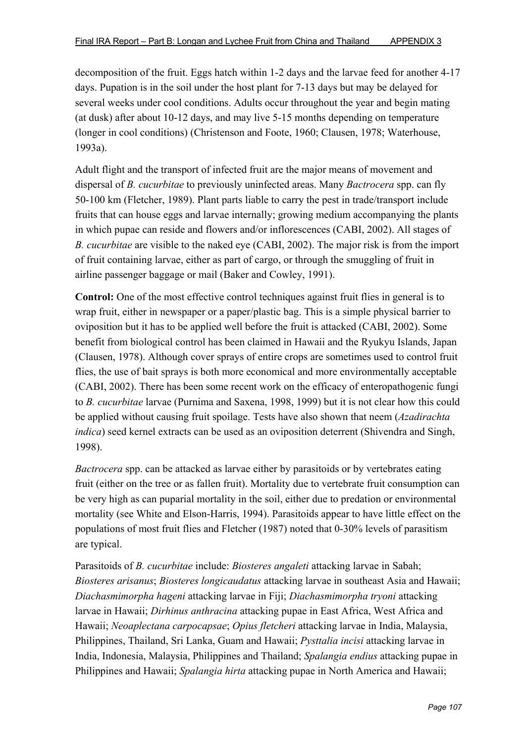decomposition of the fruit. Eggs hatch within 1-2 days and the larvae feed for another 4-17 days. Pupation is in the soil under the host plant for 7-13 days but may be delayed for several weeks under cool conditions. Adults occur throughout the year and begin mating (at dusk) after about 10-12 days, and may live 5-15 months depending on temperature (longer in cool conditions) (Christenson and Foote, 1960; Clausen, 1978; Waterhouse, 1993a).

Adult flight and the transport of infected fruit are the major means of movement and dispersal of *B. cucurbitae* to previously uninfected areas. Many *Bactrocera* spp. can fly 50-100 km (Fletcher, 1989). Plant parts liable to carry the pest in trade/transport include fruits that can house eggs and larvae internally; growing medium accompanying the plants in which pupae can reside and flowers and/or inflorescences (CABI, 2002). All stages of *B. cucurbitae* are visible to the naked eye (CABI, 2002). The major risk is from the import of fruit containing larvae, either as part of cargo, or through the smuggling of fruit in airline passenger baggage or mail (Baker and Cowley, 1991).

**Control:** One of the most effective control techniques against fruit flies in general is to wrap fruit, either in newspaper or a paper/plastic bag. This is a simple physical barrier to oviposition but it has to be applied well before the fruit is attacked (CABI, 2002). Some benefit from biological control has been claimed in Hawaii and the Ryukyu Islands, Japan (Clausen, 1978). Although cover sprays of entire crops are sometimes used to control fruit flies, the use of bait sprays is both more economical and more environmentally acceptable (CABI, 2002). There has been some recent work on the efficacy of enteropathogenic fungi to *B. cucurbitae* larvae (Purnima and Saxena, 1998, 1999) but it is not clear how this could be applied without causing fruit spoilage. Tests have also shown that neem (*Azadirachta indica*) seed kernel extracts can be used as an oviposition deterrent (Shivendra and Singh, 1998).

*Bactrocera* spp. can be attacked as larvae either by parasitoids or by vertebrates eating fruit (either on the tree or as fallen fruit). Mortality due to vertebrate fruit consumption can be very high as can puparial mortality in the soil, either due to predation or environmental mortality (see White and Elson-Harris, 1994). Parasitoids appear to have little effect on the populations of most fruit flies and Fletcher (1987) noted that 0-30% levels of parasitism are typical.

Parasitoids of *B. cucurbitae* include: *Biosteres angaleti* attacking larvae in Sabah; *Biosteres arisanus*; *Biosteres longicaudatus* attacking larvae in southeast Asia and Hawaii; *Diachasmimorpha hageni* attacking larvae in Fiji; *Diachasmimorpha tryoni* attacking larvae in Hawaii; *Dirhinus anthracina* attacking pupae in East Africa, West Africa and Hawaii; *Neoaplectana carpocapsae*; *Opius fletcheri* attacking larvae in India, Malaysia, Philippines, Thailand, Sri Lanka, Guam and Hawaii; *Pysttalia incisi* attacking larvae in India, Indonesia, Malaysia, Philippines and Thailand; *Spalangia endius* attacking pupae in Philippines and Hawaii; *Spalangia hirta* attacking pupae in North America and Hawaii;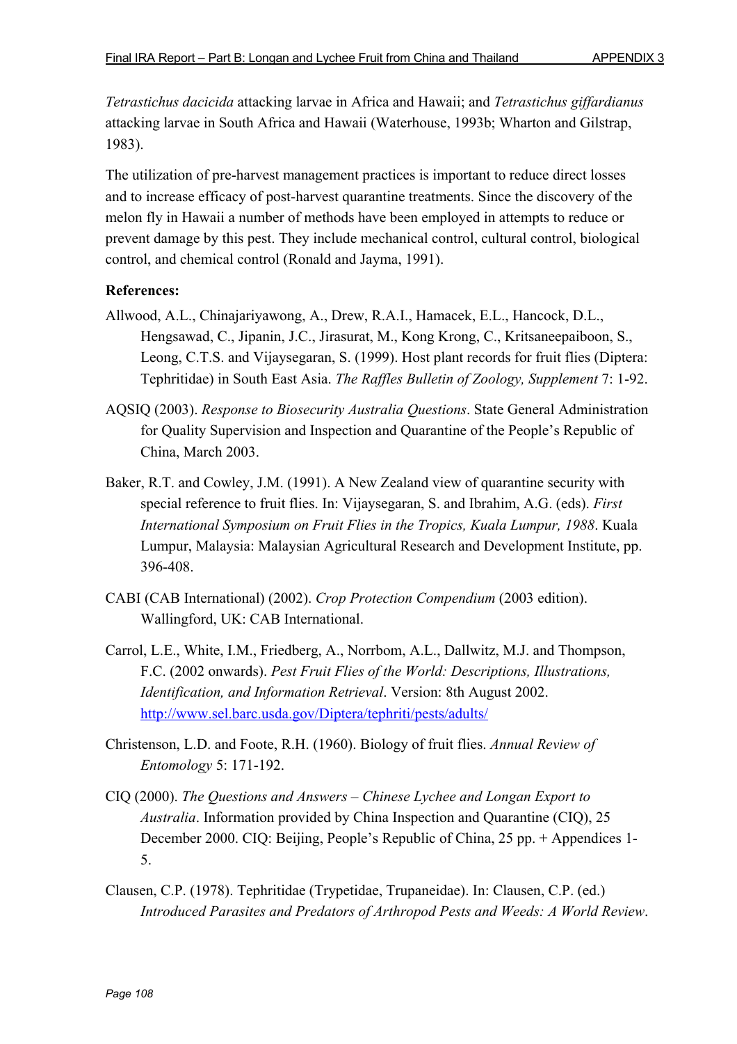*Tetrastichus dacicida* attacking larvae in Africa and Hawaii; and *Tetrastichus giffardianus* attacking larvae in South Africa and Hawaii (Waterhouse, 1993b; Wharton and Gilstrap, 1983).

The utilization of pre-harvest management practices is important to reduce direct losses and to increase efficacy of post-harvest quarantine treatments. Since the discovery of the melon fly in Hawaii a number of methods have been employed in attempts to reduce or prevent damage by this pest. They include mechanical control, cultural control, biological control, and chemical control (Ronald and Jayma, 1991).

**References:**

Allwood, A.L., Chinajariyawong, A., Drew, R.A.I., Hamacek, E.L., Hancock, D.L., Hengsawad, C., Jipanin, J.C., Jirasurat, M., Kong Krong, C., Kritsaneepaiboon, S., Leong, C.T.S. and Vijaysegaran, S. (1999). Host plant records for fruit flies (Diptera: Tephritidae) in South East Asia. *The Raffles Bulletin of Zoology, Supplement* 7: 1-92.

AQSIQ (2003). *Response to Biosecurity Australia Questions*. State General Administration for Quality Supervision and Inspection and Quarantine of the People's Republic of China, March 2003.

Baker, R.T. and Cowley, J.M. (1991). A New Zealand view of quarantine security with special reference to fruit flies. In: Vijaysegaran, S. and Ibrahim, A.G. (eds). *First International Symposium on Fruit Flies in the Tropics, Kuala Lumpur, 1988*. Kuala Lumpur, Malaysia: Malaysian Agricultural Research and Development Institute, pp. 396-408.

CABI (CAB International) (2002). *Crop Protection Compendium* (2003 edition). Wallingford, UK: CAB International.

Carrol, L.E., White, I.M., Friedberg, A., Norrbom, A.L., Dallwitz, M.J. and Thompson, F.C. (2002 onwards). *Pest Fruit Flies of the World: Descriptions, Illustrations, Identification, and Information Retrieval*. Version: 8th August 2002. http://www.sel.barc.usda.gov/Diptera/tephriti/pests/adults/

Christenson, L.D. and Foote, R.H. (1960). Biology of fruit flies. *Annual Review of Entomology* 5: 171-192.

CIQ (2000). *The Questions and Answers – Chinese Lychee and Longan Export to Australia*. Information provided by China Inspection and Quarantine (CIQ), 25 December 2000. CIQ: Beijing, People's Republic of China, 25 pp. + Appendices 1-5.

Clausen, C.P. (1978). Tephritidae (Trypetidae, Trupaneidae). In: Clausen, C.P. (ed.) *Introduced Parasites and Predators of Arthropod Pests and Weeds: A World Review*.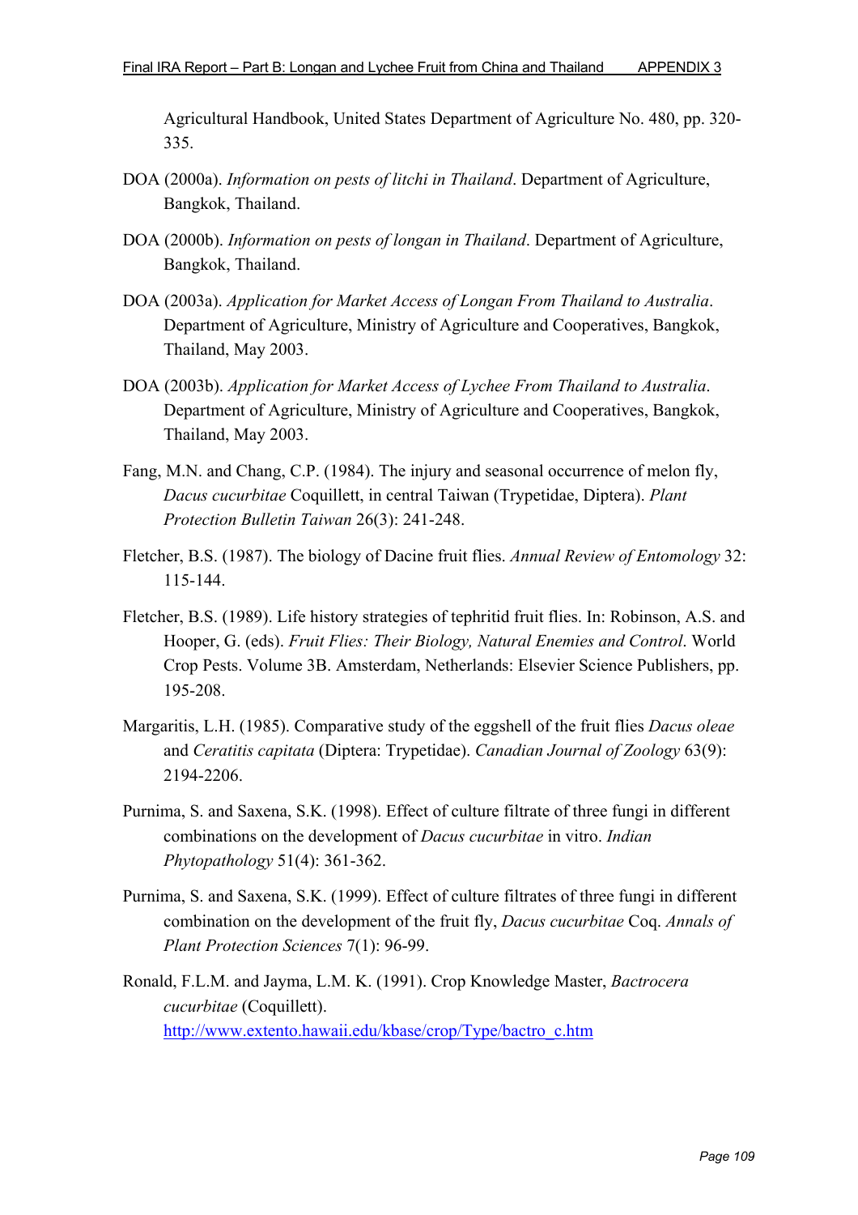Agricultural Handbook, United States Department of Agriculture No. 480, pp. 320-335.

DOA (2000a). *Information on pests of litchi in Thailand*. Department of Agriculture, Bangkok, Thailand.

DOA (2000b). *Information on pests of longan in Thailand*. Department of Agriculture, Bangkok, Thailand.

DOA (2003a). *Application for Market Access of Longan From Thailand to Australia*. Department of Agriculture, Ministry of Agriculture and Cooperatives, Bangkok, Thailand, May 2003.

DOA (2003b). *Application for Market Access of Lychee From Thailand to Australia*. Department of Agriculture, Ministry of Agriculture and Cooperatives, Bangkok, Thailand, May 2003.

Fang, M.N. and Chang, C.P. (1984). The injury and seasonal occurrence of melon fly, *Dacus cucurbitae* Coquillett, in central Taiwan (Trypetidae, Diptera). *Plant Protection Bulletin Taiwan* 26(3): 241-248.

Fletcher, B.S. (1987). The biology of Dacine fruit flies. *Annual Review of Entomology* 32: 115-144.

Fletcher, B.S. (1989). Life history strategies of tephritid fruit flies. In: Robinson, A.S. and Hooper, G. (eds). *Fruit Flies: Their Biology, Natural Enemies and Control*. World Crop Pests. Volume 3B. Amsterdam, Netherlands: Elsevier Science Publishers, pp. 195-208.

Margaritis, L.H. (1985). Comparative study of the eggshell of the fruit flies *Dacus oleae* and *Ceratitis capitata* (Diptera: Trypetidae). *Canadian Journal of Zoology* 63(9): 2194-2206.

Purnima, S. and Saxena, S.K. (1998). Effect of culture filtrate of three fungi in different combinations on the development of *Dacus cucurbitae* in vitro. *Indian Phytopathology* 51(4): 361-362.

Purnima, S. and Saxena, S.K. (1999). Effect of culture filtrates of three fungi in different combination on the development of the fruit fly, *Dacus cucurbitae* Coq. *Annals of Plant Protection Sciences* 7(1): 96-99.

Ronald, F.L.M. and Jayma, L.M. K. (1991). Crop Knowledge Master, *Bactrocera cucurbitae* (Coquillett). http://www.extento.hawaii.edu/kbase/crop/Type/bactro_c.htm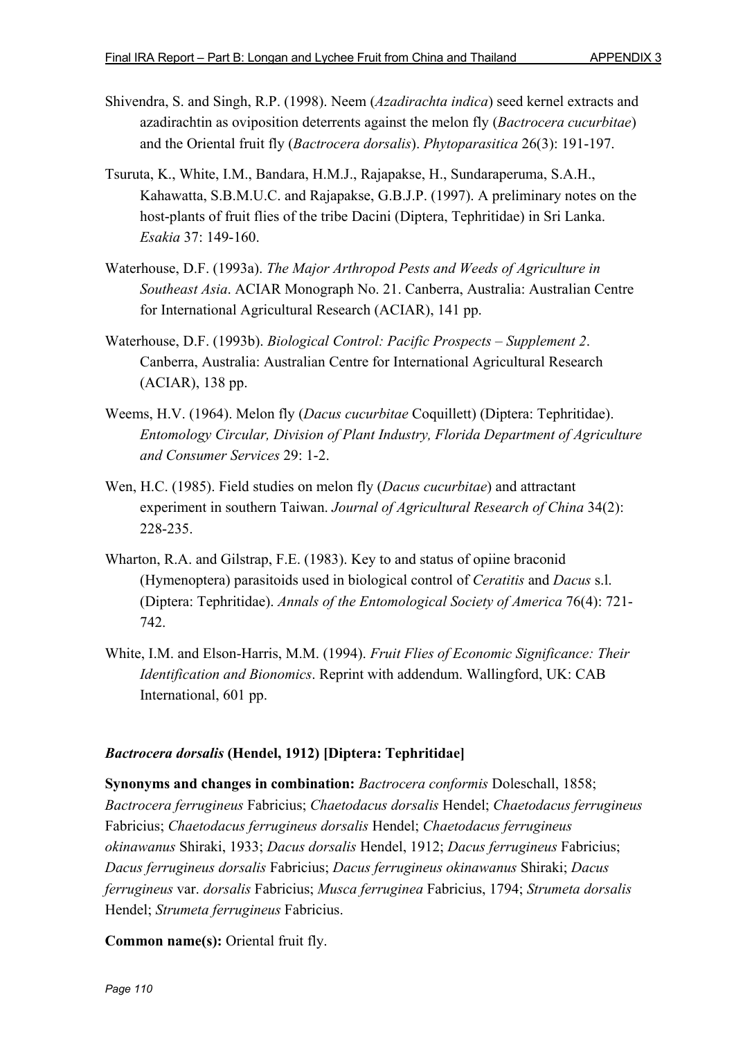Shivendra, S. and Singh, R.P. (1998). Neem (*Azadirachta indica*) seed kernel extracts and azadirachtin as oviposition deterrents against the melon fly (*Bactrocera cucurbitae*) and the Oriental fruit fly (*Bactrocera dorsalis*). *Phytoparasitica* 26(3): 191-197.

Tsuruta, K., White, I.M., Bandara, H.M.J., Rajapakse, H., Sundaraperuma, S.A.H., Kahawatta, S.B.M.U.C. and Rajapakse, G.B.J.P. (1997). A preliminary notes on the host-plants of fruit flies of the tribe Dacini (Diptera, Tephritidae) in Sri Lanka. *Esakia* 37: 149-160.

Waterhouse, D.F. (1993a). *The Major Arthropod Pests and Weeds of Agriculture in Southeast Asia*. ACIAR Monograph No. 21. Canberra, Australia: Australian Centre for International Agricultural Research (ACIAR), 141 pp.

Waterhouse, D.F. (1993b). *Biological Control: Pacific Prospects – Supplement 2*. Canberra, Australia: Australian Centre for International Agricultural Research (ACIAR), 138 pp.

Weems, H.V. (1964). Melon fly (*Dacus cucurbitae* Coquillett) (Diptera: Tephritidae). *Entomology Circular, Division of Plant Industry, Florida Department of Agriculture and Consumer Services* 29: 1-2.

Wen, H.C. (1985). Field studies on melon fly (*Dacus cucurbitae*) and attractant experiment in southern Taiwan. *Journal of Agricultural Research of China* 34(2): 228-235.

Wharton, R.A. and Gilstrap, F.E. (1983). Key to and status of opiine braconid (Hymenoptera) parasitoids used in biological control of *Ceratitis* and *Dacus* s.l. (Diptera: Tephritidae). *Annals of the Entomological Society of America* 76(4): 721-742.

White, I.M. and Elson-Harris, M.M. (1994). *Fruit Flies of Economic Significance: Their Identification and Bionomics*. Reprint with addendum. Wallingford, UK: CAB International, 601 pp.

### *Bactrocera dorsalis* (Hendel, 1912) [Diptera: Tephritidae]

**Synonyms and changes in combination:** *Bactrocera conformis* Doleschall, 1858; *Bactrocera ferrugineus* Fabricius; *Chaetodacus dorsalis* Hendel; *Chaetodacus ferrugineus* Fabricius; *Chaetodacus ferrugineus dorsalis* Hendel; *Chaetodacus ferrugineus okinawanus* Shiraki, 1933; *Dacus dorsalis* Hendel, 1912; *Dacus ferrugineus* Fabricius; *Dacus ferrugineus dorsalis* Fabricius; *Dacus ferrugineus okinawanus* Shiraki; *Dacus ferrugineus* var. *dorsalis* Fabricius; *Musca ferruginea* Fabricius, 1794; *Strumeta dorsalis* Hendel; *Strumeta ferrugineus* Fabricius.

**Common name(s):** Oriental fruit fly.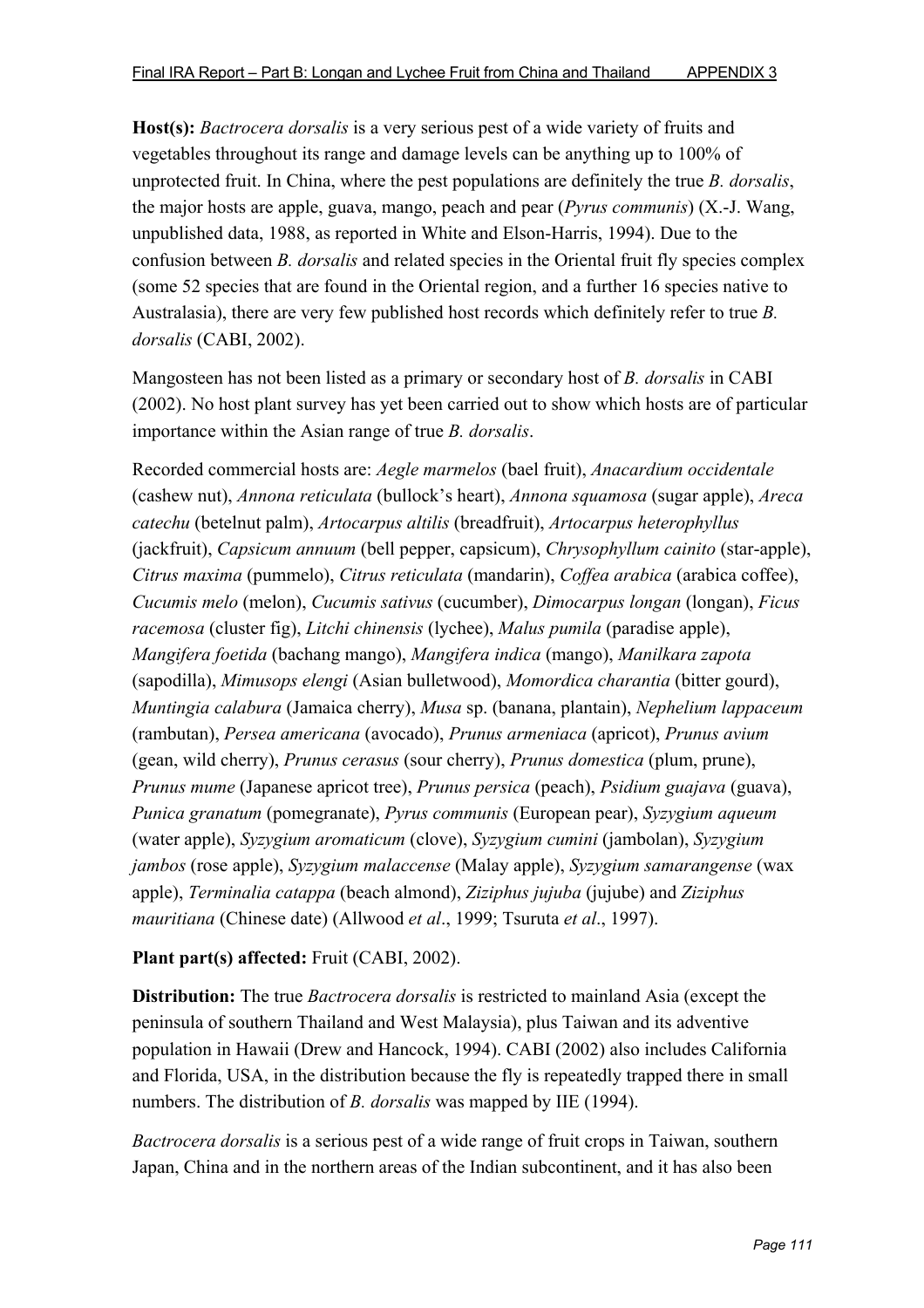**Host(s):** *Bactrocera dorsalis* is a very serious pest of a wide variety of fruits and vegetables throughout its range and damage levels can be anything up to 100% of unprotected fruit. In China, where the pest populations are definitely the true *B. dorsalis*, the major hosts are apple, guava, mango, peach and pear (*Pyrus communis*) (X.-J. Wang, unpublished data, 1988, as reported in White and Elson-Harris, 1994). Due to the confusion between *B. dorsalis* and related species in the Oriental fruit fly species complex (some 52 species that are found in the Oriental region, and a further 16 species native to Australasia), there are very few published host records which definitely refer to true *B. dorsalis* (CABI, 2002).

Mangosteen has not been listed as a primary or secondary host of *B. dorsalis* in CABI (2002). No host plant survey has yet been carried out to show which hosts are of particular importance within the Asian range of true *B. dorsalis*.

Recorded commercial hosts are: *Aegle marmelos* (bael fruit), *Anacardium occidentale* (cashew nut), *Annona reticulata* (bullock's heart), *Annona squamosa* (sugar apple), *Areca catechu* (betelnut palm), *Artocarpus altilis* (breadfruit), *Artocarpus heterophyllus* (jackfruit), *Capsicum annuum* (bell pepper, capsicum), *Chrysophyllum cainito* (star-apple), *Citrus maxima* (pummelo), *Citrus reticulata* (mandarin), *Coffea arabica* (arabica coffee), *Cucumis melo* (melon), *Cucumis sativus* (cucumber), *Dimocarpus longan* (longan), *Ficus racemosa* (cluster fig), *Litchi chinensis* (lychee), *Malus pumila* (paradise apple), *Mangifera foetida* (bachang mango), *Mangifera indica* (mango), *Manilkara zapota* (sapodilla), *Mimusops elengi* (Asian bulletwood), *Momordica charantia* (bitter gourd), *Muntingia calabura* (Jamaica cherry), *Musa* sp. (banana, plantain), *Nephelium lappaceum* (rambutan), *Persea americana* (avocado), *Prunus armeniaca* (apricot), *Prunus avium* (gean, wild cherry), *Prunus cerasus* (sour cherry), *Prunus domestica* (plum, prune), *Prunus mume* (Japanese apricot tree), *Prunus persica* (peach), *Psidium guajava* (guava), *Punica granatum* (pomegranate), *Pyrus communis* (European pear), *Syzygium aqueum* (water apple), *Syzygium aromaticum* (clove), *Syzygium cumini* (jambolan), *Syzygium jambos* (rose apple), *Syzygium malaccense* (Malay apple), *Syzygium samarangense* (wax apple), *Terminalia catappa* (beach almond), *Ziziphus jujuba* (jujube) and *Ziziphus mauritiana* (Chinese date) (Allwood *et al*., 1999; Tsuruta *et al*., 1997).

**Plant part(s) affected:** Fruit (CABI, 2002).

**Distribution:** The true *Bactrocera dorsalis* is restricted to mainland Asia (except the peninsula of southern Thailand and West Malaysia), plus Taiwan and its adventive population in Hawaii (Drew and Hancock, 1994). CABI (2002) also includes California and Florida, USA, in the distribution because the fly is repeatedly trapped there in small numbers. The distribution of *B. dorsalis* was mapped by IIE (1994).

*Bactrocera dorsalis* is a serious pest of a wide range of fruit crops in Taiwan, southern Japan, China and in the northern areas of the Indian subcontinent, and it has also been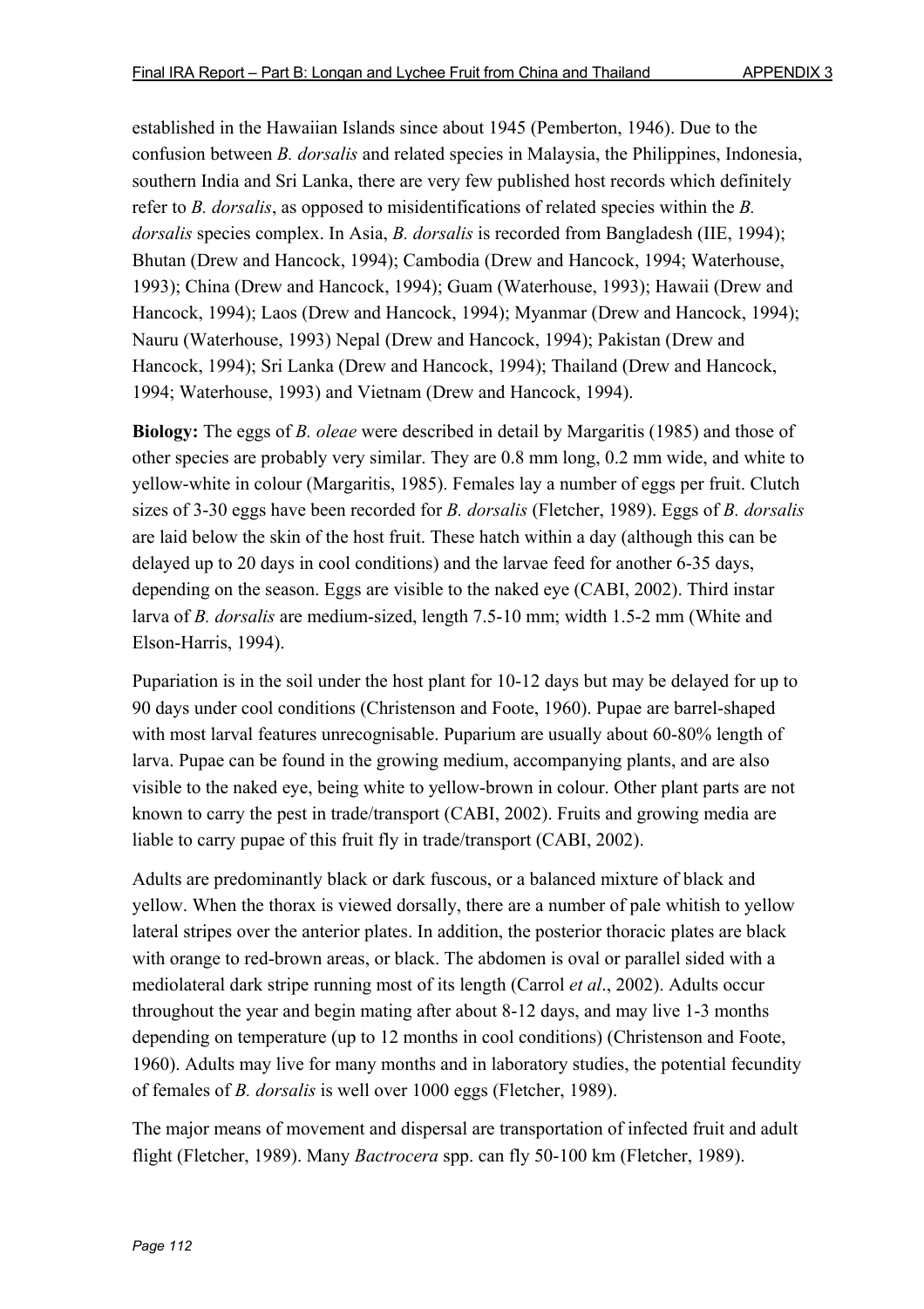established in the Hawaiian Islands since about 1945 (Pemberton, 1946). Due to the confusion between *B. dorsalis* and related species in Malaysia, the Philippines, Indonesia, southern India and Sri Lanka, there are very few published host records which definitely refer to *B. dorsalis*, as opposed to misidentifications of related species within the *B. dorsalis* species complex. In Asia, *B. dorsalis* is recorded from Bangladesh (IIE, 1994); Bhutan (Drew and Hancock, 1994); Cambodia (Drew and Hancock, 1994; Waterhouse, 1993); China (Drew and Hancock, 1994); Guam (Waterhouse, 1993); Hawaii (Drew and Hancock, 1994); Laos (Drew and Hancock, 1994); Myanmar (Drew and Hancock, 1994); Nauru (Waterhouse, 1993) Nepal (Drew and Hancock, 1994); Pakistan (Drew and Hancock, 1994); Sri Lanka (Drew and Hancock, 1994); Thailand (Drew and Hancock, 1994; Waterhouse, 1993) and Vietnam (Drew and Hancock, 1994).

**Biology:** The eggs of *B. oleae* were described in detail by Margaritis (1985) and those of other species are probably very similar. They are 0.8 mm long, 0.2 mm wide, and white to yellow-white in colour (Margaritis, 1985). Females lay a number of eggs per fruit. Clutch sizes of 3-30 eggs have been recorded for *B. dorsalis* (Fletcher, 1989). Eggs of *B. dorsalis* are laid below the skin of the host fruit. These hatch within a day (although this can be delayed up to 20 days in cool conditions) and the larvae feed for another 6-35 days, depending on the season. Eggs are visible to the naked eye (CABI, 2002). Third instar larva of *B. dorsalis* are medium-sized, length 7.5-10 mm; width 1.5-2 mm (White and Elson-Harris, 1994).

Pupariation is in the soil under the host plant for 10-12 days but may be delayed for up to 90 days under cool conditions (Christenson and Foote, 1960). Pupae are barrel-shaped with most larval features unrecognisable. Puparium are usually about 60-80% length of larva. Pupae can be found in the growing medium, accompanying plants, and are also visible to the naked eye, being white to yellow-brown in colour. Other plant parts are not known to carry the pest in trade/transport (CABI, 2002). Fruits and growing media are liable to carry pupae of this fruit fly in trade/transport (CABI, 2002).

Adults are predominantly black or dark fuscous, or a balanced mixture of black and yellow. When the thorax is viewed dorsally, there are a number of pale whitish to yellow lateral stripes over the anterior plates. In addition, the posterior thoracic plates are black with orange to red-brown areas, or black. The abdomen is oval or parallel sided with a mediolateral dark stripe running most of its length (Carrol *et al*., 2002). Adults occur throughout the year and begin mating after about 8-12 days, and may live 1-3 months depending on temperature (up to 12 months in cool conditions) (Christenson and Foote, 1960). Adults may live for many months and in laboratory studies, the potential fecundity of females of *B. dorsalis* is well over 1000 eggs (Fletcher, 1989).

The major means of movement and dispersal are transportation of infected fruit and adult flight (Fletcher, 1989). Many *Bactrocera* spp. can fly 50-100 km (Fletcher, 1989).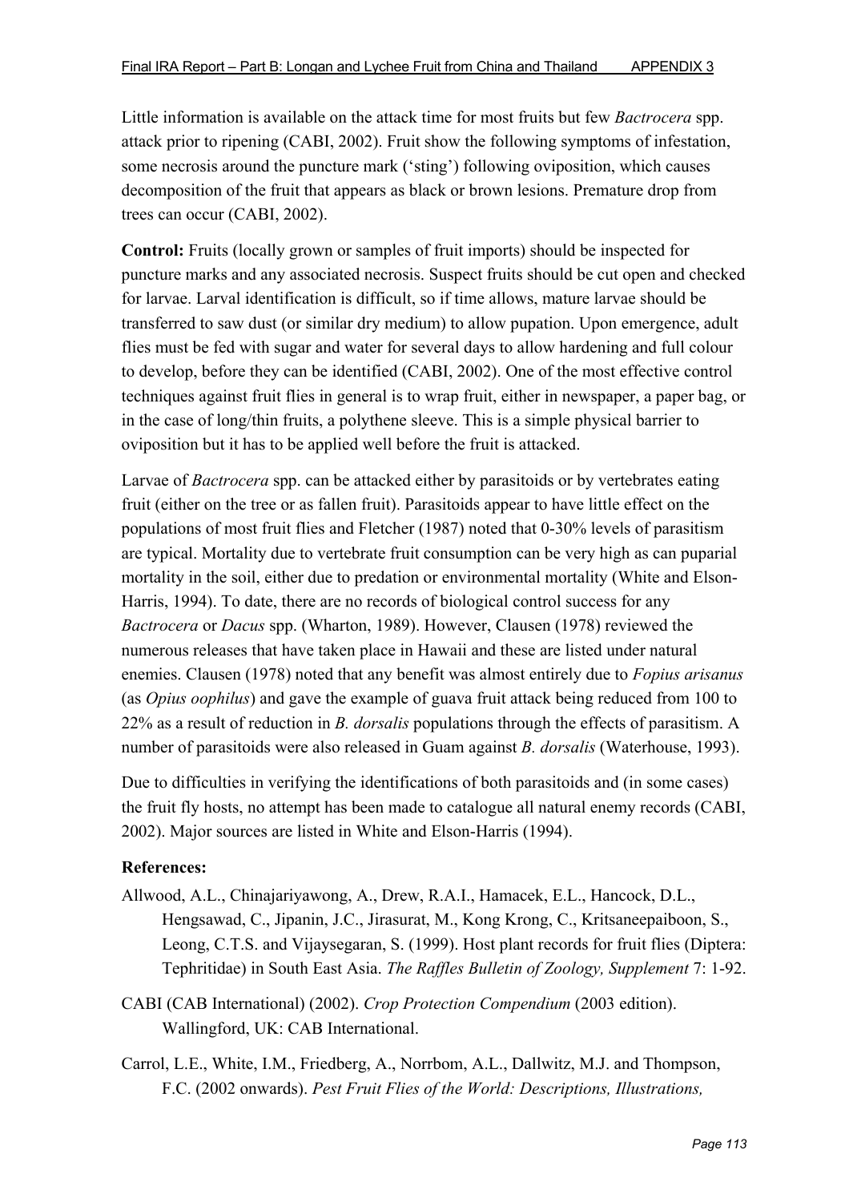Little information is available on the attack time for most fruits but few *Bactrocera* spp. attack prior to ripening (CABI, 2002). Fruit show the following symptoms of infestation, some necrosis around the puncture mark ('sting') following oviposition, which causes decomposition of the fruit that appears as black or brown lesions. Premature drop from trees can occur (CABI, 2002).

**Control:** Fruits (locally grown or samples of fruit imports) should be inspected for puncture marks and any associated necrosis. Suspect fruits should be cut open and checked for larvae. Larval identification is difficult, so if time allows, mature larvae should be transferred to saw dust (or similar dry medium) to allow pupation. Upon emergence, adult flies must be fed with sugar and water for several days to allow hardening and full colour to develop, before they can be identified (CABI, 2002). One of the most effective control techniques against fruit flies in general is to wrap fruit, either in newspaper, a paper bag, or in the case of long/thin fruits, a polythene sleeve. This is a simple physical barrier to oviposition but it has to be applied well before the fruit is attacked.

Larvae of *Bactrocera* spp. can be attacked either by parasitoids or by vertebrates eating fruit (either on the tree or as fallen fruit). Parasitoids appear to have little effect on the populations of most fruit flies and Fletcher (1987) noted that 0-30% levels of parasitism are typical. Mortality due to vertebrate fruit consumption can be very high as can puparial mortality in the soil, either due to predation or environmental mortality (White and Elson-Harris, 1994). To date, there are no records of biological control success for any *Bactrocera* or *Dacus* spp. (Wharton, 1989). However, Clausen (1978) reviewed the numerous releases that have taken place in Hawaii and these are listed under natural enemies. Clausen (1978) noted that any benefit was almost entirely due to *Fopius arisanus* (as *Opius oophilus*) and gave the example of guava fruit attack being reduced from 100 to 22% as a result of reduction in *B. dorsalis* populations through the effects of parasitism. A number of parasitoids were also released in Guam against *B. dorsalis* (Waterhouse, 1993).

Due to difficulties in verifying the identifications of both parasitoids and (in some cases) the fruit fly hosts, no attempt has been made to catalogue all natural enemy records (CABI, 2002). Major sources are listed in White and Elson-Harris (1994).

**References:**

Allwood, A.L., Chinajariyawong, A., Drew, R.A.I., Hamacek, E.L., Hancock, D.L., Hengsawad, C., Jipanin, J.C., Jirasurat, M., Kong Krong, C., Kritsaneepaiboon, S., Leong, C.T.S. and Vijaysegaran, S. (1999). Host plant records for fruit flies (Diptera: Tephritidae) in South East Asia. *The Raffles Bulletin of Zoology, Supplement* 7: 1-92.

CABI (CAB International) (2002). *Crop Protection Compendium* (2003 edition). Wallingford, UK: CAB International.

Carrol, L.E., White, I.M., Friedberg, A., Norrbom, A.L., Dallwitz, M.J. and Thompson, F.C. (2002 onwards). *Pest Fruit Flies of the World: Descriptions, Illustrations,*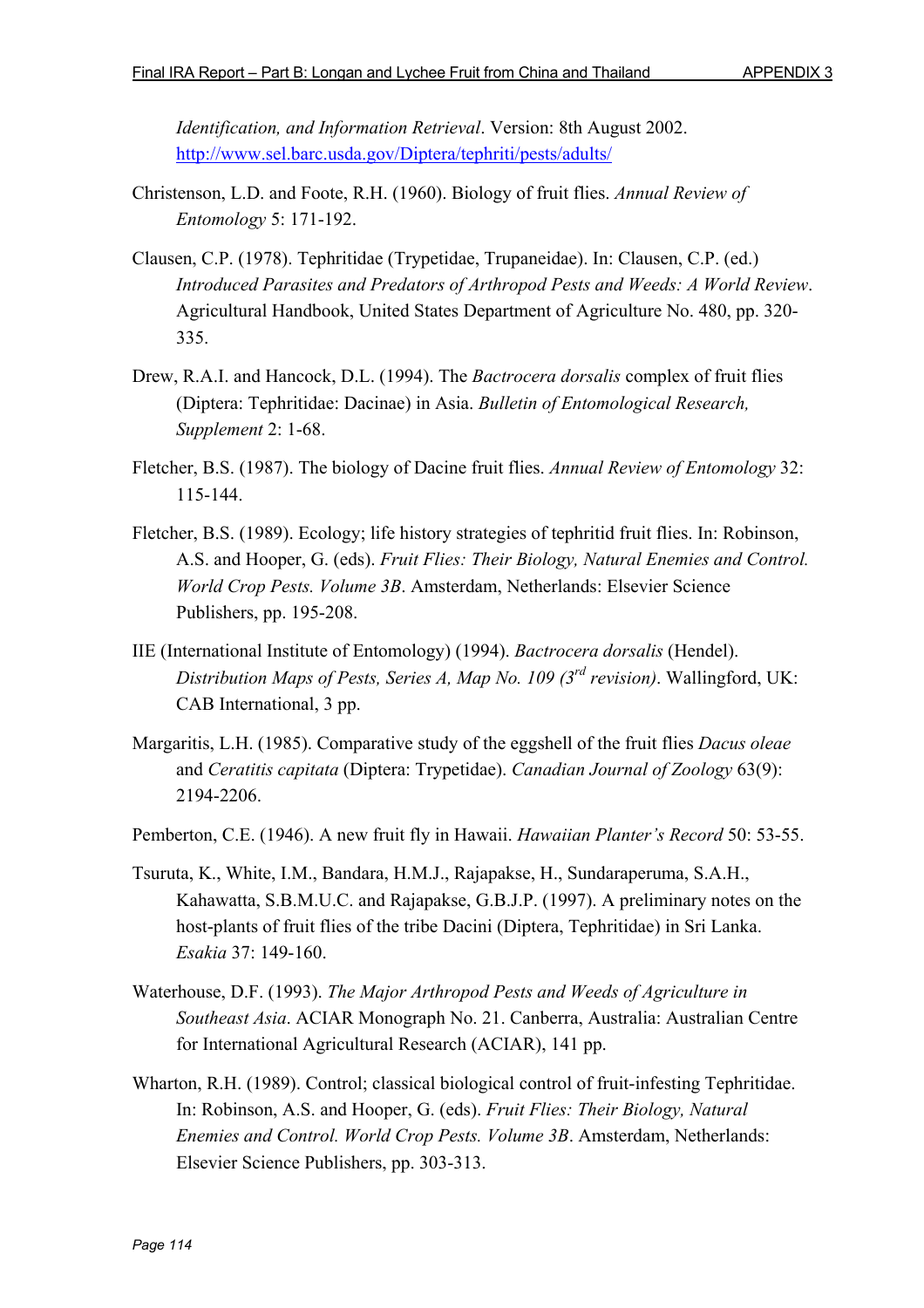*Identification, and Information Retrieval*. Version: 8th August 2002. http://www.sel.barc.usda.gov/Diptera/tephriti/pests/adults/

Christenson, L.D. and Foote, R.H. (1960). Biology of fruit flies. *Annual Review of Entomology* 5: 171-192.

Clausen, C.P. (1978). Tephritidae (Trypetidae, Trupaneidae). In: Clausen, C.P. (ed.) *Introduced Parasites and Predators of Arthropod Pests and Weeds: A World Review*. Agricultural Handbook, United States Department of Agriculture No. 480, pp. 320-335.

Drew, R.A.I. and Hancock, D.L. (1994). The *Bactrocera dorsalis* complex of fruit flies (Diptera: Tephritidae: Dacinae) in Asia. *Bulletin of Entomological Research, Supplement* 2: 1-68.

Fletcher, B.S. (1987). The biology of Dacine fruit flies. *Annual Review of Entomology* 32: 115-144.

Fletcher, B.S. (1989). Ecology; life history strategies of tephritid fruit flies. In: Robinson, A.S. and Hooper, G. (eds). *Fruit Flies: Their Biology, Natural Enemies and Control. World Crop Pests. Volume 3B*. Amsterdam, Netherlands: Elsevier Science Publishers, pp. 195-208.

IIE (International Institute of Entomology) (1994). *Bactrocera dorsalis* (Hendel). *Distribution Maps of Pests, Series A, Map No. 109 (3rd revision)*. Wallingford, UK: CAB International, 3 pp.

Margaritis, L.H. (1985). Comparative study of the eggshell of the fruit flies *Dacus oleae* and *Ceratitis capitata* (Diptera: Trypetidae). *Canadian Journal of Zoology* 63(9): 2194-2206.

Pemberton, C.E. (1946). A new fruit fly in Hawaii. *Hawaiian Planter's Record* 50: 53-55.

Tsuruta, K., White, I.M., Bandara, H.M.J., Rajapakse, H., Sundaraperuma, S.A.H., Kahawatta, S.B.M.U.C. and Rajapakse, G.B.J.P. (1997). A preliminary notes on the host-plants of fruit flies of the tribe Dacini (Diptera, Tephritidae) in Sri Lanka. *Esakia* 37: 149-160.

Waterhouse, D.F. (1993). *The Major Arthropod Pests and Weeds of Agriculture in Southeast Asia*. ACIAR Monograph No. 21. Canberra, Australia: Australian Centre for International Agricultural Research (ACIAR), 141 pp.

Wharton, R.H. (1989). Control; classical biological control of fruit-infesting Tephritidae. In: Robinson, A.S. and Hooper, G. (eds). *Fruit Flies: Their Biology, Natural Enemies and Control. World Crop Pests. Volume 3B*. Amsterdam, Netherlands: Elsevier Science Publishers, pp. 303-313.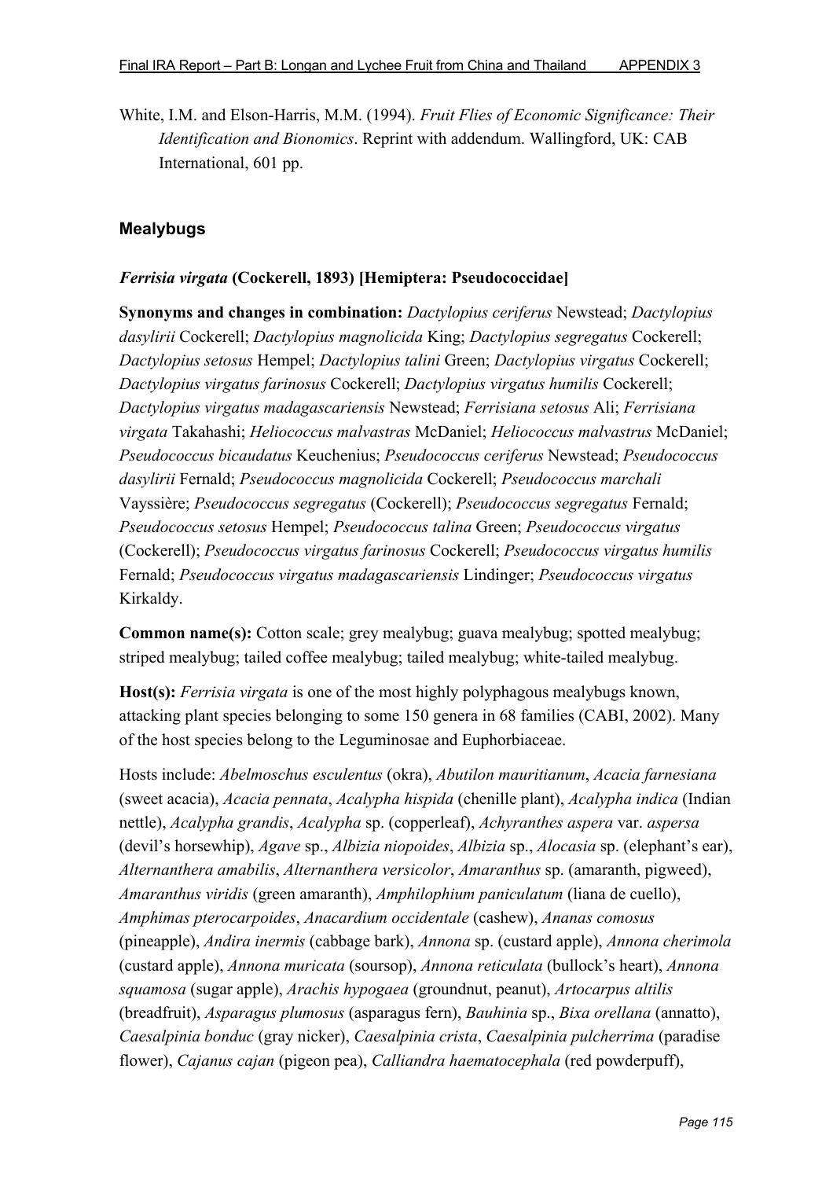White, I.M. and Elson-Harris, M.M. (1994). *Fruit Flies of Economic Significance: Their Identification and Bionomics*. Reprint with addendum. Wallingford, UK: CAB International, 601 pp.

## Mealybugs

### *Ferrisia virgata* (Cockerell, 1893) [Hemiptera: Pseudococcidae]

**Synonyms and changes in combination:** *Dactylopius ceriferus* Newstead; *Dactylopius dasylirii* Cockerell; *Dactylopius magnolicida* King; *Dactylopius segregatus* Cockerell; *Dactylopius setosus* Hempel; *Dactylopius talini* Green; *Dactylopius virgatus* Cockerell; *Dactylopius virgatus farinosus* Cockerell; *Dactylopius virgatus humilis* Cockerell; *Dactylopius virgatus madagascariensis* Newstead; *Ferrisiana setosus* Ali; *Ferrisiana virgata* Takahashi; *Heliococcus malvastras* McDaniel; *Heliococcus malvastrus* McDaniel; *Pseudococcus bicaudatus* Keuchenius; *Pseudococcus ceriferus* Newstead; *Pseudococcus dasylirii* Fernald; *Pseudococcus magnolicida* Cockerell; *Pseudococcus marchali* Vayssière; *Pseudococcus segregatus* (Cockerell); *Pseudococcus segregatus* Fernald; *Pseudococcus setosus* Hempel; *Pseudococcus talina* Green; *Pseudococcus virgatus* (Cockerell); *Pseudococcus virgatus farinosus* Cockerell; *Pseudococcus virgatus humilis* Fernald; *Pseudococcus virgatus madagascariensis* Lindinger; *Pseudococcus virgatus* Kirkaldy.

**Common name(s):** Cotton scale; grey mealybug; guava mealybug; spotted mealybug; striped mealybug; tailed coffee mealybug; tailed mealybug; white-tailed mealybug.

**Host(s):** *Ferrisia virgata* is one of the most highly polyphagous mealybugs known, attacking plant species belonging to some 150 genera in 68 families (CABI, 2002). Many of the host species belong to the Leguminosae and Euphorbiaceae.

Hosts include: *Abelmoschus esculentus* (okra), *Abutilon mauritianum*, *Acacia farnesiana* (sweet acacia), *Acacia pennata*, *Acalypha hispida* (chenille plant), *Acalypha indica* (Indian nettle), *Acalypha grandis*, *Acalypha* sp. (copperleaf), *Achyranthes aspera* var. *aspersa* (devil's horsewhip), *Agave* sp., *Albizia niopoides*, *Albizia* sp., *Alocasia* sp. (elephant's ear), *Alternanthera amabilis*, *Alternanthera versicolor*, *Amaranthus* sp. (amaranth, pigweed), *Amaranthus viridis* (green amaranth), *Amphilophium paniculatum* (liana de cuello), *Amphimas pterocarpoides*, *Anacardium occidentale* (cashew), *Ananas comosus* (pineapple), *Andira inermis* (cabbage bark), *Annona* sp. (custard apple), *Annona cherimola* (custard apple), *Annona muricata* (soursop), *Annona reticulata* (bullock's heart), *Annona squamosa* (sugar apple), *Arachis hypogaea* (groundnut, peanut), *Artocarpus altilis* (breadfruit), *Asparagus plumosus* (asparagus fern), *Bauhinia* sp., *Bixa orellana* (annatto), *Caesalpinia bonduc* (gray nicker), *Caesalpinia crista*, *Caesalpinia pulcherrima* (paradise flower), *Cajanus cajan* (pigeon pea), *Calliandra haematocephala* (red powderpuff),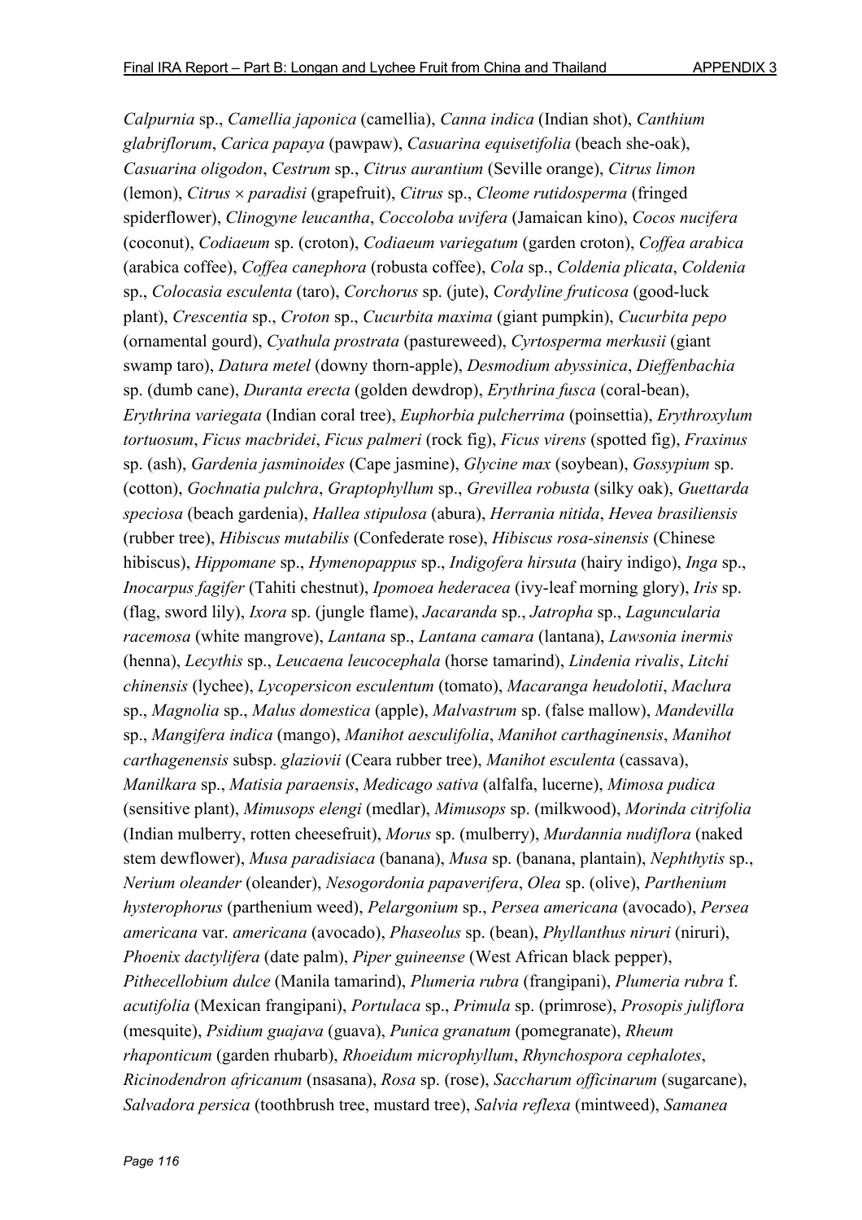*Calpurnia* sp., *Camellia japonica* (camellia), *Canna indica* (Indian shot), *Canthium glabriflorum*, *Carica papaya* (pawpaw), *Casuarina equisetifolia* (beach she-oak), *Casuarina oligodon*, *Cestrum* sp., *Citrus aurantium* (Seville orange), *Citrus limon* (lemon), *Citrus × paradisi* (grapefruit), *Citrus* sp., *Cleome rutidosperma* (fringed spiderflower), *Clinogyne leucantha*, *Coccoloba uvifera* (Jamaican kino), *Cocos nucifera* (coconut), *Codiaeum* sp. (croton), *Codiaeum variegatum* (garden croton), *Coffea arabica* (arabica coffee), *Coffea canephora* (robusta coffee), *Cola* sp., *Coldenia plicata*, *Coldenia* sp., *Colocasia esculenta* (taro), *Corchorus* sp. (jute), *Cordyline fruticosa* (good-luck plant), *Crescentia* sp., *Croton* sp., *Cucurbita maxima* (giant pumpkin), *Cucurbita pepo* (ornamental gourd), *Cyathula prostrata* (pastureweed), *Cyrtosperma merkusii* (giant swamp taro), *Datura metel* (downy thorn-apple), *Desmodium abyssinica*, *Dieffenbachia* sp. (dumb cane), *Duranta erecta* (golden dewdrop), *Erythrina fusca* (coral-bean), *Erythrina variegata* (Indian coral tree), *Euphorbia pulcherrima* (poinsettia), *Erythroxylum tortuosum*, *Ficus macbridei*, *Ficus palmeri* (rock fig), *Ficus virens* (spotted fig), *Fraxinus* sp. (ash), *Gardenia jasminoides* (Cape jasmine), *Glycine max* (soybean), *Gossypium* sp. (cotton), *Gochnatia pulchra*, *Graptophyllum* sp., *Grevillea robusta* (silky oak), *Guettarda speciosa* (beach gardenia), *Hallea stipulosa* (abura), *Herrania nitida*, *Hevea brasiliensis* (rubber tree), *Hibiscus mutabilis* (Confederate rose), *Hibiscus rosa-sinensis* (Chinese hibiscus), *Hippomane* sp., *Hymenopappus* sp., *Indigofera hirsuta* (hairy indigo), *Inga* sp., *Inocarpus fagifer* (Tahiti chestnut), *Ipomoea hederacea* (ivy-leaf morning glory), *Iris* sp. (flag, sword lily), *Ixora* sp. (jungle flame), *Jacaranda* sp., *Jatropha* sp., *Laguncularia racemosa* (white mangrove), *Lantana* sp., *Lantana camara* (lantana), *Lawsonia inermis* (henna), *Lecythis* sp., *Leucaena leucocephala* (horse tamarind), *Lindenia rivalis*, *Litchi chinensis* (lychee), *Lycopersicon esculentum* (tomato), *Macaranga heudolotii*, *Maclura* sp., *Magnolia* sp., *Malus domestica* (apple), *Malvastrum* sp. (false mallow), *Mandevilla* sp., *Mangifera indica* (mango), *Manihot aesculifolia*, *Manihot carthaginensis*, *Manihot carthagenensis* subsp. *glaziovii* (Ceara rubber tree), *Manihot esculenta* (cassava), *Manilkara* sp., *Matisia paraensis*, *Medicago sativa* (alfalfa, lucerne), *Mimosa pudica* (sensitive plant), *Mimusops elengi* (medlar), *Mimusops* sp. (milkwood), *Morinda citrifolia* (Indian mulberry, rotten cheesefruit), *Morus* sp. (mulberry), *Murdannia nudiflora* (naked stem dewflower), *Musa paradisiaca* (banana), *Musa* sp. (banana, plantain), *Nephthytis* sp., *Nerium oleander* (oleander), *Nesogordonia papaverifera*, *Olea* sp. (olive), *Parthenium hysterophorus* (parthenium weed), *Pelargonium* sp., *Persea americana* (avocado), *Persea americana* var. *americana* (avocado), *Phaseolus* sp. (bean), *Phyllanthus niruri* (niruri), *Phoenix dactylifera* (date palm), *Piper guineense* (West African black pepper), *Pithecellobium dulce* (Manila tamarind), *Plumeria rubra* (frangipani), *Plumeria rubra* f. *acutifolia* (Mexican frangipani), *Portulaca* sp., *Primula* sp. (primrose), *Prosopis juliflora* (mesquite), *Psidium guajava* (guava), *Punica granatum* (pomegranate), *Rheum rhaponticum* (garden rhubarb), *Rhoeidum microphyllum*, *Rhynchospora cephalotes*, *Ricinodendron africanum* (nsasana), *Rosa* sp. (rose), *Saccharum officinarum* (sugarcane), *Salvadora persica* (toothbrush tree, mustard tree), *Salvia reflexa* (mintweed), *Samanea*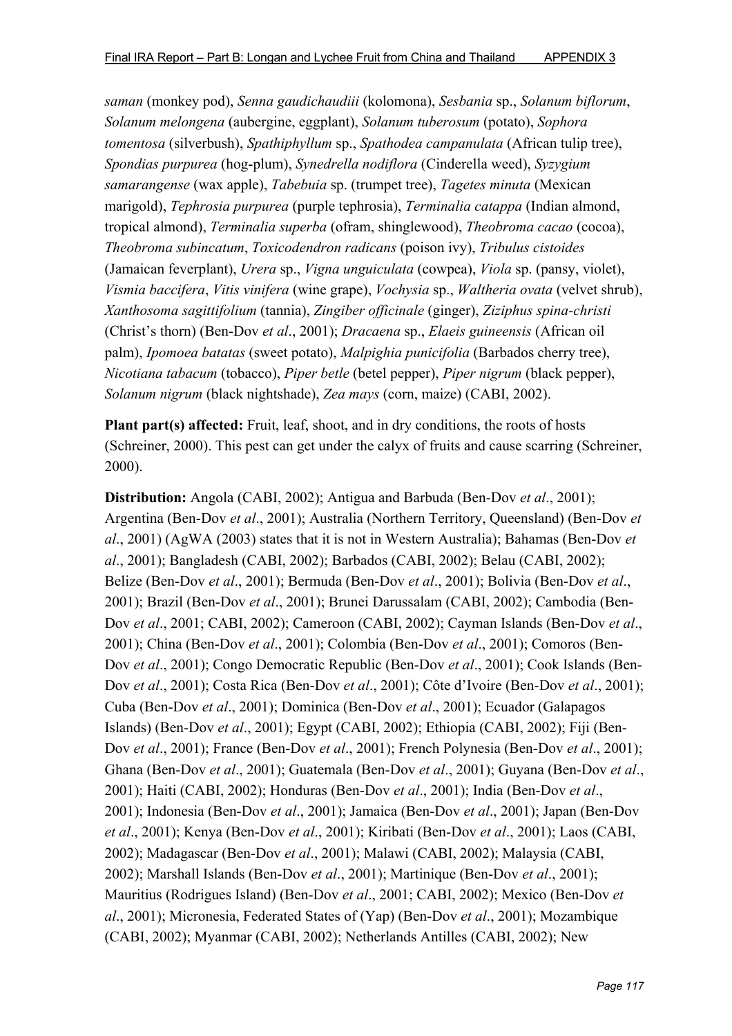*saman* (monkey pod), *Senna gaudichaudiii* (kolomona), *Sesbania* sp., *Solanum biflorum*, *Solanum melongena* (aubergine, eggplant), *Solanum tuberosum* (potato), *Sophora tomentosa* (silverbush), *Spathiphyllum* sp., *Spathodea campanulata* (African tulip tree), *Spondias purpurea* (hog-plum), *Synedrella nodiflora* (Cinderella weed), *Syzygium samarangense* (wax apple), *Tabebuia* sp. (trumpet tree), *Tagetes minuta* (Mexican marigold), *Tephrosia purpurea* (purple tephrosia), *Terminalia catappa* (Indian almond, tropical almond), *Terminalia superba* (ofram, shinglewood), *Theobroma cacao* (cocoa), *Theobroma subincatum*, *Toxicodendron radicans* (poison ivy), *Tribulus cistoides* (Jamaican feverplant), *Urera* sp., *Vigna unguiculata* (cowpea), *Viola* sp. (pansy, violet), *Vismia baccifera*, *Vitis vinifera* (wine grape), *Vochysia* sp., *Waltheria ovata* (velvet shrub), *Xanthosoma sagittifolium* (tannia), *Zingiber officinale* (ginger), *Ziziphus spina-christi* (Christ's thorn) (Ben-Dov *et al*., 2001); *Dracaena* sp., *Elaeis guineensis* (African oil palm), *Ipomoea batatas* (sweet potato), *Malpighia punicifolia* (Barbados cherry tree), *Nicotiana tabacum* (tobacco), *Piper betle* (betel pepper), *Piper nigrum* (black pepper), *Solanum nigrum* (black nightshade), *Zea mays* (corn, maize) (CABI, 2002).

**Plant part(s) affected:** Fruit, leaf, shoot, and in dry conditions, the roots of hosts (Schreiner, 2000). This pest can get under the calyx of fruits and cause scarring (Schreiner, 2000).

**Distribution:** Angola (CABI, 2002); Antigua and Barbuda (Ben-Dov *et al*., 2001); Argentina (Ben-Dov *et al*., 2001); Australia (Northern Territory, Queensland) (Ben-Dov *et al*., 2001) (AgWA (2003) states that it is not in Western Australia); Bahamas (Ben-Dov *et al*., 2001); Bangladesh (CABI, 2002); Barbados (CABI, 2002); Belau (CABI, 2002); Belize (Ben-Dov *et al*., 2001); Bermuda (Ben-Dov *et al*., 2001); Bolivia (Ben-Dov *et al*., 2001); Brazil (Ben-Dov *et al*., 2001); Brunei Darussalam (CABI, 2002); Cambodia (Ben-Dov *et al*., 2001; CABI, 2002); Cameroon (CABI, 2002); Cayman Islands (Ben-Dov *et al*., 2001); China (Ben-Dov *et al*., 2001); Colombia (Ben-Dov *et al*., 2001); Comoros (Ben-Dov *et al*., 2001); Congo Democratic Republic (Ben-Dov *et al*., 2001); Cook Islands (Ben-Dov *et al*., 2001); Costa Rica (Ben-Dov *et al*., 2001); Côte d'Ivoire (Ben-Dov *et al*., 2001); Cuba (Ben-Dov *et al*., 2001); Dominica (Ben-Dov *et al*., 2001); Ecuador (Galapagos Islands) (Ben-Dov *et al*., 2001); Egypt (CABI, 2002); Ethiopia (CABI, 2002); Fiji (Ben-Dov *et al*., 2001); France (Ben-Dov *et al*., 2001); French Polynesia (Ben-Dov *et al*., 2001); Ghana (Ben-Dov *et al*., 2001); Guatemala (Ben-Dov *et al*., 2001); Guyana (Ben-Dov *et al*., 2001); Haiti (CABI, 2002); Honduras (Ben-Dov *et al*., 2001); India (Ben-Dov *et al*., 2001); Indonesia (Ben-Dov *et al*., 2001); Jamaica (Ben-Dov *et al*., 2001); Japan (Ben-Dov *et al*., 2001); Kenya (Ben-Dov *et al*., 2001); Kiribati (Ben-Dov *et al*., 2001); Laos (CABI, 2002); Madagascar (Ben-Dov *et al*., 2001); Malawi (CABI, 2002); Malaysia (CABI, 2002); Marshall Islands (Ben-Dov *et al*., 2001); Martinique (Ben-Dov *et al*., 2001); Mauritius (Rodrigues Island) (Ben-Dov *et al*., 2001; CABI, 2002); Mexico (Ben-Dov *et al*., 2001); Micronesia, Federated States of (Yap) (Ben-Dov *et al*., 2001); Mozambique (CABI, 2002); Myanmar (CABI, 2002); Netherlands Antilles (CABI, 2002); New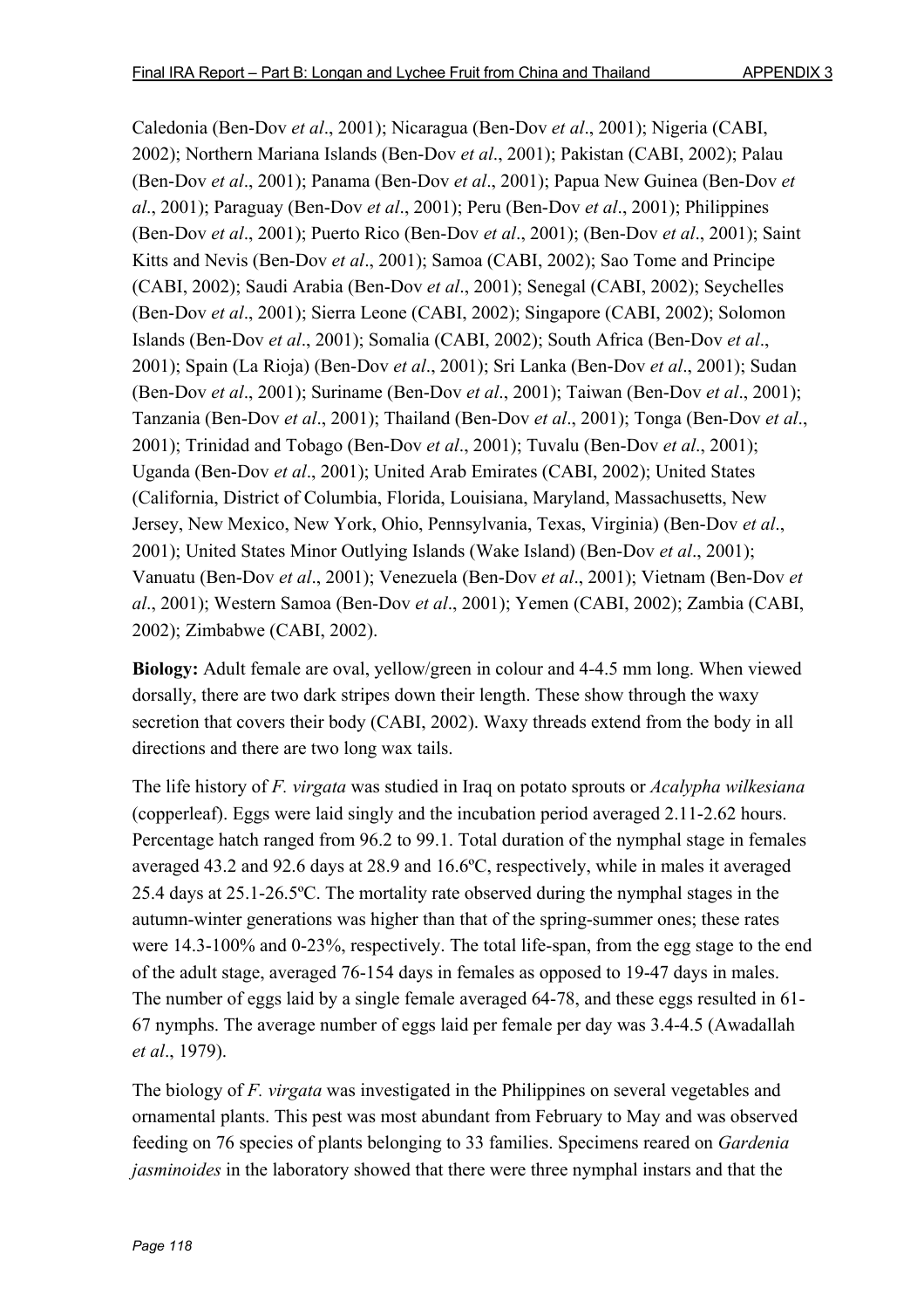Caledonia (Ben-Dov *et al*., 2001); Nicaragua (Ben-Dov *et al*., 2001); Nigeria (CABI, 2002); Northern Mariana Islands (Ben-Dov *et al*., 2001); Pakistan (CABI, 2002); Palau (Ben-Dov *et al*., 2001); Panama (Ben-Dov *et al*., 2001); Papua New Guinea (Ben-Dov *et al*., 2001); Paraguay (Ben-Dov *et al*., 2001); Peru (Ben-Dov *et al*., 2001); Philippines (Ben-Dov *et al*., 2001); Puerto Rico (Ben-Dov *et al*., 2001); (Ben-Dov *et al*., 2001); Saint Kitts and Nevis (Ben-Dov *et al*., 2001); Samoa (CABI, 2002); Sao Tome and Principe (CABI, 2002); Saudi Arabia (Ben-Dov *et al*., 2001); Senegal (CABI, 2002); Seychelles (Ben-Dov *et al*., 2001); Sierra Leone (CABI, 2002); Singapore (CABI, 2002); Solomon Islands (Ben-Dov *et al*., 2001); Somalia (CABI, 2002); South Africa (Ben-Dov *et al*., 2001); Spain (La Rioja) (Ben-Dov *et al*., 2001); Sri Lanka (Ben-Dov *et al*., 2001); Sudan (Ben-Dov *et al*., 2001); Suriname (Ben-Dov *et al*., 2001); Taiwan (Ben-Dov *et al*., 2001); Tanzania (Ben-Dov *et al*., 2001); Thailand (Ben-Dov *et al*., 2001); Tonga (Ben-Dov *et al*., 2001); Trinidad and Tobago (Ben-Dov *et al*., 2001); Tuvalu (Ben-Dov *et al*., 2001); Uganda (Ben-Dov *et al*., 2001); United Arab Emirates (CABI, 2002); United States (California, District of Columbia, Florida, Louisiana, Maryland, Massachusetts, New Jersey, New Mexico, New York, Ohio, Pennsylvania, Texas, Virginia) (Ben-Dov *et al*., 2001); United States Minor Outlying Islands (Wake Island) (Ben-Dov *et al*., 2001); Vanuatu (Ben-Dov *et al*., 2001); Venezuela (Ben-Dov *et al*., 2001); Vietnam (Ben-Dov *et al*., 2001); Western Samoa (Ben-Dov *et al*., 2001); Yemen (CABI, 2002); Zambia (CABI, 2002); Zimbabwe (CABI, 2002).

**Biology:** Adult female are oval, yellow/green in colour and 4-4.5 mm long. When viewed dorsally, there are two dark stripes down their length. These show through the waxy secretion that covers their body (CABI, 2002). Waxy threads extend from the body in all directions and there are two long wax tails.

The life history of *F. virgata* was studied in Iraq on potato sprouts or *Acalypha wilkesiana* (copperleaf). Eggs were laid singly and the incubation period averaged 2.11-2.62 hours. Percentage hatch ranged from 96.2 to 99.1. Total duration of the nymphal stage in females averaged 43.2 and 92.6 days at 28.9 and 16.6ºC, respectively, while in males it averaged 25.4 days at 25.1-26.5ºC. The mortality rate observed during the nymphal stages in the autumn-winter generations was higher than that of the spring-summer ones; these rates were 14.3-100% and 0-23%, respectively. The total life-span, from the egg stage to the end of the adult stage, averaged 76-154 days in females as opposed to 19-47 days in males. The number of eggs laid by a single female averaged 64-78, and these eggs resulted in 61-67 nymphs. The average number of eggs laid per female per day was 3.4-4.5 (Awadallah *et al*., 1979).

The biology of *F. virgata* was investigated in the Philippines on several vegetables and ornamental plants. This pest was most abundant from February to May and was observed feeding on 76 species of plants belonging to 33 families. Specimens reared on *Gardenia jasminoides* in the laboratory showed that there were three nymphal instars and that the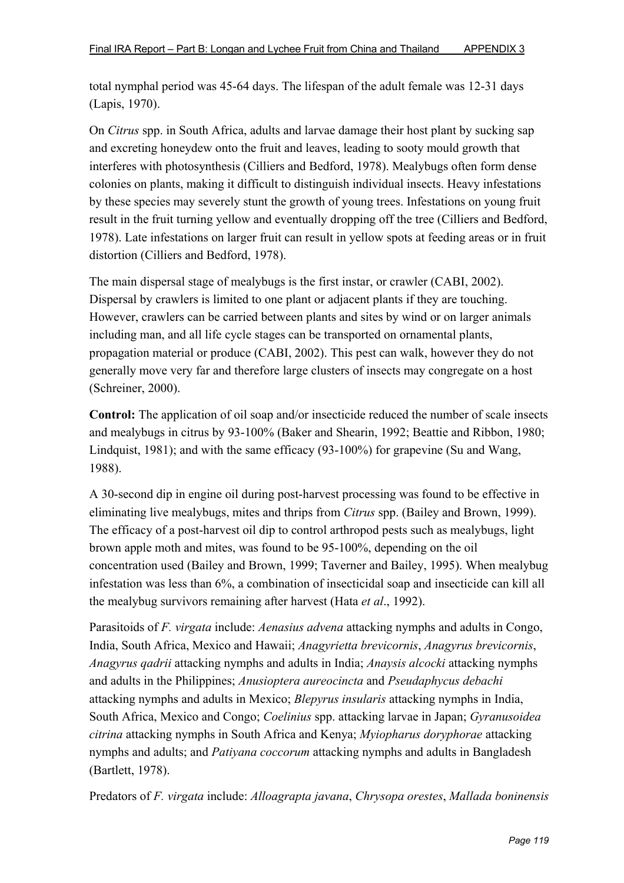total nymphal period was 45-64 days. The lifespan of the adult female was 12-31 days (Lapis, 1970).

On *Citrus* spp. in South Africa, adults and larvae damage their host plant by sucking sap and excreting honeydew onto the fruit and leaves, leading to sooty mould growth that interferes with photosynthesis (Cilliers and Bedford, 1978). Mealybugs often form dense colonies on plants, making it difficult to distinguish individual insects. Heavy infestations by these species may severely stunt the growth of young trees. Infestations on young fruit result in the fruit turning yellow and eventually dropping off the tree (Cilliers and Bedford, 1978). Late infestations on larger fruit can result in yellow spots at feeding areas or in fruit distortion (Cilliers and Bedford, 1978).

The main dispersal stage of mealybugs is the first instar, or crawler (CABI, 2002). Dispersal by crawlers is limited to one plant or adjacent plants if they are touching. However, crawlers can be carried between plants and sites by wind or on larger animals including man, and all life cycle stages can be transported on ornamental plants, propagation material or produce (CABI, 2002). This pest can walk, however they do not generally move very far and therefore large clusters of insects may congregate on a host (Schreiner, 2000).

**Control:** The application of oil soap and/or insecticide reduced the number of scale insects and mealybugs in citrus by 93-100% (Baker and Shearin, 1992; Beattie and Ribbon, 1980; Lindquist, 1981); and with the same efficacy (93-100%) for grapevine (Su and Wang, 1988).

A 30-second dip in engine oil during post-harvest processing was found to be effective in eliminating live mealybugs, mites and thrips from *Citrus* spp. (Bailey and Brown, 1999). The efficacy of a post-harvest oil dip to control arthropod pests such as mealybugs, light brown apple moth and mites, was found to be 95-100%, depending on the oil concentration used (Bailey and Brown, 1999; Taverner and Bailey, 1995). When mealybug infestation was less than 6%, a combination of insecticidal soap and insecticide can kill all the mealybug survivors remaining after harvest (Hata *et al*., 1992).

Parasitoids of *F. virgata* include: *Aenasius advena* attacking nymphs and adults in Congo, India, South Africa, Mexico and Hawaii; *Anagyrietta brevicornis*, *Anagyrus brevicornis*, *Anagyrus qadrii* attacking nymphs and adults in India; *Anaysis alcocki* attacking nymphs and adults in the Philippines; *Anusioptera aureocincta* and *Pseudaphycus debachi* attacking nymphs and adults in Mexico; *Blepyrus insularis* attacking nymphs in India, South Africa, Mexico and Congo; *Coelinius* spp. attacking larvae in Japan; *Gyranusoidea citrina* attacking nymphs in South Africa and Kenya; *Myiopharus doryphorae* attacking nymphs and adults; and *Patiyana coccorum* attacking nymphs and adults in Bangladesh (Bartlett, 1978).

Predators of *F. virgata* include: *Alloagrapta javana*, *Chrysopa orestes*, *Mallada boninensis*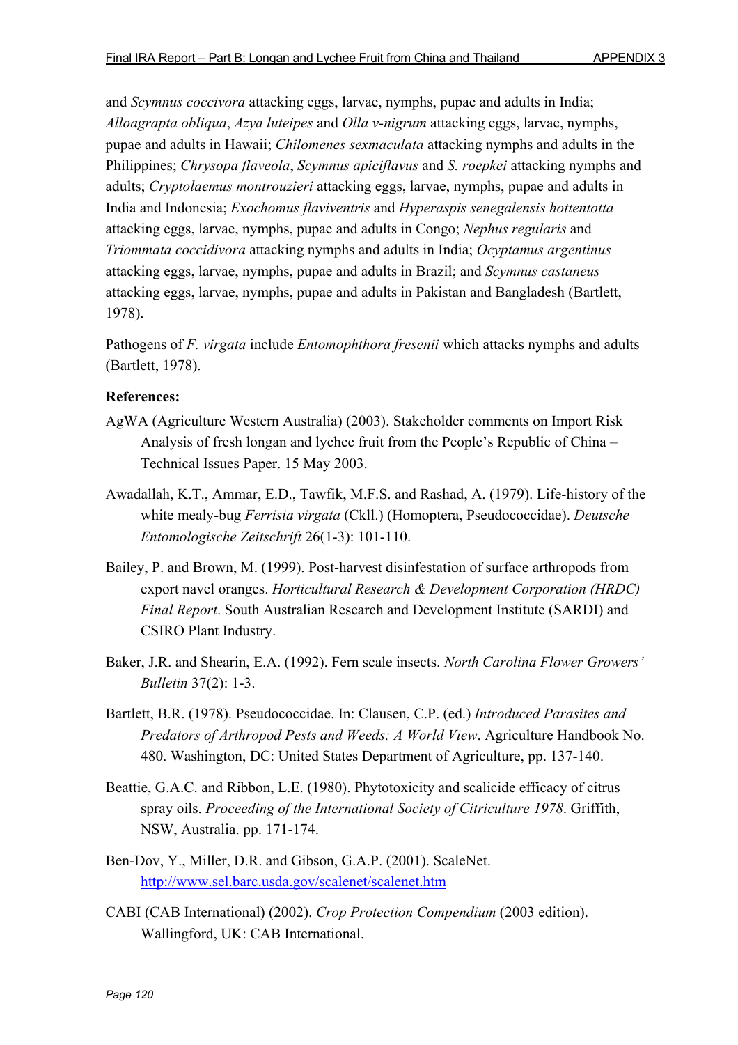and *Scymnus coccivora* attacking eggs, larvae, nymphs, pupae and adults in India; *Alloagrapta obliqua*, *Azya luteipes* and *Olla v-nigrum* attacking eggs, larvae, nymphs, pupae and adults in Hawaii; *Chilomenes sexmaculata* attacking nymphs and adults in the Philippines; *Chrysopa flaveola*, *Scymnus apiciflavus* and *S. roepkei* attacking nymphs and adults; *Cryptolaemus montrouzieri* attacking eggs, larvae, nymphs, pupae and adults in India and Indonesia; *Exochomus flaviventris* and *Hyperaspis senegalensis hottentotta* attacking eggs, larvae, nymphs, pupae and adults in Congo; *Nephus regularis* and *Triommata coccidivora* attacking nymphs and adults in India; *Ocyptamus argentinus* attacking eggs, larvae, nymphs, pupae and adults in Brazil; and *Scymnus castaneus* attacking eggs, larvae, nymphs, pupae and adults in Pakistan and Bangladesh (Bartlett, 1978).

Pathogens of *F. virgata* include *Entomophthora fresenii* which attacks nymphs and adults (Bartlett, 1978).

**References:**

AgWA (Agriculture Western Australia) (2003). Stakeholder comments on Import Risk Analysis of fresh longan and lychee fruit from the People's Republic of China – Technical Issues Paper. 15 May 2003.

Awadallah, K.T., Ammar, E.D., Tawfik, M.F.S. and Rashad, A. (1979). Life-history of the white mealy-bug *Ferrisia virgata* (Ckll.) (Homoptera, Pseudococcidae). *Deutsche Entomologische Zeitschrift* 26(1-3): 101-110.

Bailey, P. and Brown, M. (1999). Post-harvest disinfestation of surface arthropods from export navel oranges. *Horticultural Research & Development Corporation (HRDC) Final Report*. South Australian Research and Development Institute (SARDI) and CSIRO Plant Industry.

Baker, J.R. and Shearin, E.A. (1992). Fern scale insects. *North Carolina Flower Growers' Bulletin* 37(2): 1-3.

Bartlett, B.R. (1978). Pseudococcidae. In: Clausen, C.P. (ed.) *Introduced Parasites and Predators of Arthropod Pests and Weeds: A World View*. Agriculture Handbook No. 480. Washington, DC: United States Department of Agriculture, pp. 137-140.

Beattie, G.A.C. and Ribbon, L.E. (1980). Phytotoxicity and scalicide efficacy of citrus spray oils. *Proceeding of the International Society of Citriculture 1978*. Griffith, NSW, Australia. pp. 171-174.

Ben-Dov, Y., Miller, D.R. and Gibson, G.A.P. (2001). ScaleNet. http://www.sel.barc.usda.gov/scalenet/scalenet.htm

CABI (CAB International) (2002). *Crop Protection Compendium* (2003 edition). Wallingford, UK: CAB International.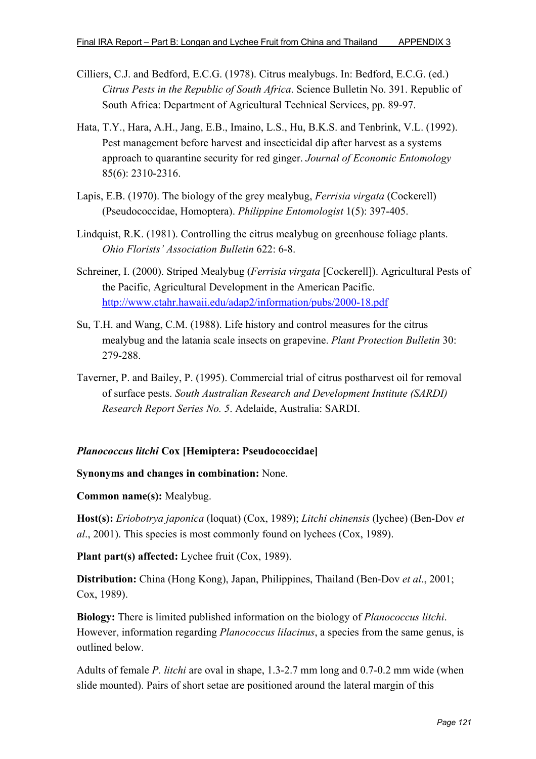Cilliers, C.J. and Bedford, E.C.G. (1978). Citrus mealybugs. In: Bedford, E.C.G. (ed.) *Citrus Pests in the Republic of South Africa*. Science Bulletin No. 391. Republic of South Africa: Department of Agricultural Technical Services, pp. 89-97.

Hata, T.Y., Hara, A.H., Jang, E.B., Imaino, L.S., Hu, B.K.S. and Tenbrink, V.L. (1992). Pest management before harvest and insecticidal dip after harvest as a systems approach to quarantine security for red ginger. *Journal of Economic Entomology* 85(6): 2310-2316.

Lapis, E.B. (1970). The biology of the grey mealybug, *Ferrisia virgata* (Cockerell) (Pseudococcidae, Homoptera). *Philippine Entomologist* 1(5): 397-405.

Lindquist, R.K. (1981). Controlling the citrus mealybug on greenhouse foliage plants. *Ohio Florists' Association Bulletin* 622: 6-8.

Schreiner, I. (2000). Striped Mealybug (*Ferrisia virgata* [Cockerell]). Agricultural Pests of the Pacific, Agricultural Development in the American Pacific. http://www.ctahr.hawaii.edu/adap2/information/pubs/2000-18.pdf

Su, T.H. and Wang, C.M. (1988). Life history and control measures for the citrus mealybug and the latania scale insects on grapevine. *Plant Protection Bulletin* 30: 279-288.

Taverner, P. and Bailey, P. (1995). Commercial trial of citrus postharvest oil for removal of surface pests. *South Australian Research and Development Institute (SARDI) Research Report Series No. 5*. Adelaide, Australia: SARDI.

### *Planococcus litchi* Cox [Hemiptera: Pseudococcidae]

**Synonyms and changes in combination:** None.

**Common name(s):** Mealybug.

**Host(s):** *Eriobotrya japonica* (loquat) (Cox, 1989); *Litchi chinensis* (lychee) (Ben-Dov *et al*., 2001). This species is most commonly found on lychees (Cox, 1989).

**Plant part(s) affected:** Lychee fruit (Cox, 1989).

**Distribution:** China (Hong Kong), Japan, Philippines, Thailand (Ben-Dov *et al*., 2001; Cox, 1989).

**Biology:** There is limited published information on the biology of *Planococcus litchi*. However, information regarding *Planococcus lilacinus*, a species from the same genus, is outlined below.

Adults of female *P. litchi* are oval in shape, 1.3-2.7 mm long and 0.7-0.2 mm wide (when slide mounted). Pairs of short setae are positioned around the lateral margin of this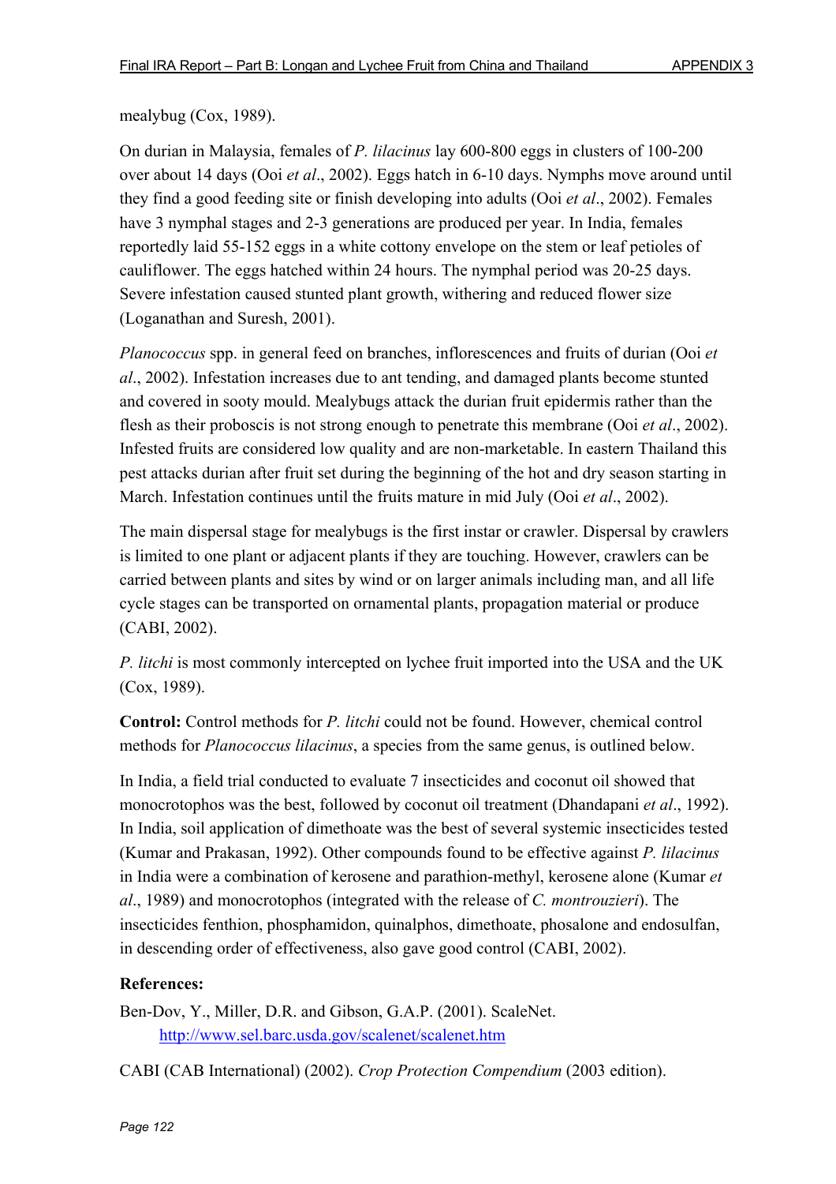mealybug (Cox, 1989).

On durian in Malaysia, females of *P. lilacinus* lay 600-800 eggs in clusters of 100-200 over about 14 days (Ooi *et al*., 2002). Eggs hatch in 6-10 days. Nymphs move around until they find a good feeding site or finish developing into adults (Ooi *et al*., 2002). Females have 3 nymphal stages and 2-3 generations are produced per year. In India, females reportedly laid 55-152 eggs in a white cottony envelope on the stem or leaf petioles of cauliflower. The eggs hatched within 24 hours. The nymphal period was 20-25 days. Severe infestation caused stunted plant growth, withering and reduced flower size (Loganathan and Suresh, 2001).

*Planococcus* spp. in general feed on branches, inflorescences and fruits of durian (Ooi *et al*., 2002). Infestation increases due to ant tending, and damaged plants become stunted and covered in sooty mould. Mealybugs attack the durian fruit epidermis rather than the flesh as their proboscis is not strong enough to penetrate this membrane (Ooi *et al*., 2002). Infested fruits are considered low quality and are non-marketable. In eastern Thailand this pest attacks durian after fruit set during the beginning of the hot and dry season starting in March. Infestation continues until the fruits mature in mid July (Ooi *et al*., 2002).

The main dispersal stage for mealybugs is the first instar or crawler. Dispersal by crawlers is limited to one plant or adjacent plants if they are touching. However, crawlers can be carried between plants and sites by wind or on larger animals including man, and all life cycle stages can be transported on ornamental plants, propagation material or produce (CABI, 2002).

*P. litchi* is most commonly intercepted on lychee fruit imported into the USA and the UK (Cox, 1989).

**Control:** Control methods for *P. litchi* could not be found. However, chemical control methods for *Planococcus lilacinus*, a species from the same genus, is outlined below.

In India, a field trial conducted to evaluate 7 insecticides and coconut oil showed that monocrotophos was the best, followed by coconut oil treatment (Dhandapani *et al*., 1992). In India, soil application of dimethoate was the best of several systemic insecticides tested (Kumar and Prakasan, 1992). Other compounds found to be effective against *P. lilacinus* in India were a combination of kerosene and parathion-methyl, kerosene alone (Kumar *et al*., 1989) and monocrotophos (integrated with the release of *C. montrouzieri*). The insecticides fenthion, phosphamidon, quinalphos, dimethoate, phosalone and endosulfan, in descending order of effectiveness, also gave good control (CABI, 2002).

**References:**

Ben-Dov, Y., Miller, D.R. and Gibson, G.A.P. (2001). ScaleNet. http://www.sel.barc.usda.gov/scalenet/scalenet.htm

CABI (CAB International) (2002). *Crop Protection Compendium* (2003 edition).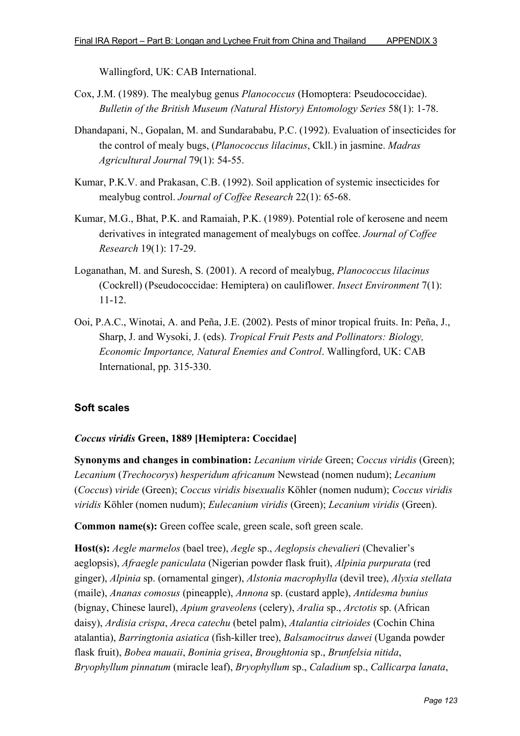Wallingford, UK: CAB International.

Cox, J.M. (1989). The mealybug genus *Planococcus* (Homoptera: Pseudococcidae). *Bulletin of the British Museum (Natural History) Entomology Series* 58(1): 1-78.

Dhandapani, N., Gopalan, M. and Sundarababu, P.C. (1992). Evaluation of insecticides for the control of mealy bugs, (*Planococcus lilacinus*, Ckll.) in jasmine. *Madras Agricultural Journal* 79(1): 54-55.

Kumar, P.K.V. and Prakasan, C.B. (1992). Soil application of systemic insecticides for mealybug control. *Journal of Coffee Research* 22(1): 65-68.

Kumar, M.G., Bhat, P.K. and Ramaiah, P.K. (1989). Potential role of kerosene and neem derivatives in integrated management of mealybugs on coffee. *Journal of Coffee Research* 19(1): 17-29.

Loganathan, M. and Suresh, S. (2001). A record of mealybug, *Planococcus lilacinus* (Cockrell) (Pseudococcidae: Hemiptera) on cauliflower. *Insect Environment* 7(1): 11-12.

Ooi, P.A.C., Winotai, A. and Peña, J.E. (2002). Pests of minor tropical fruits. In: Peña, J., Sharp, J. and Wysoki, J. (eds). *Tropical Fruit Pests and Pollinators: Biology, Economic Importance, Natural Enemies and Control*. Wallingford, UK: CAB International, pp. 315-330.

## Soft scales

### *Coccus viridis* Green, 1889 [Hemiptera: Coccidae]

**Synonyms and changes in combination:** *Lecanium viride* Green; *Coccus viridis* (Green); *Lecanium* (*Trechocorys*) *hesperidum africanum* Newstead (nomen nudum); *Lecanium* (*Coccus*) *viride* (Green); *Coccus viridis bisexualis* Köhler (nomen nudum); *Coccus viridis viridis* Köhler (nomen nudum); *Eulecanium viridis* (Green); *Lecanium viridis* (Green).

**Common name(s):** Green coffee scale, green scale, soft green scale.

**Host(s):** *Aegle marmelos* (bael tree), *Aegle* sp., *Aeglopsis chevalieri* (Chevalier's aeglopsis), *Afraegle paniculata* (Nigerian powder flask fruit), *Alpinia purpurata* (red ginger), *Alpinia* sp. (ornamental ginger), *Alstonia macrophylla* (devil tree), *Alyxia stellata* (maile), *Ananas comosus* (pineapple), *Annona* sp. (custard apple), *Antidesma bunius* (bignay, Chinese laurel), *Apium graveolens* (celery), *Aralia* sp., *Arctotis* sp. (African daisy), *Ardisia crispa*, *Areca catechu* (betel palm), *Atalantia citrioides* (Cochin China atalantia), *Barringtonia asiatica* (fish-killer tree), *Balsamocitrus dawei* (Uganda powder flask fruit), *Bobea mauaii*, *Boninia grisea*, *Broughtonia* sp., *Brunfelsia nitida*, *Bryophyllum pinnatum* (miracle leaf), *Bryophyllum* sp., *Caladium* sp., *Callicarpa lanata*,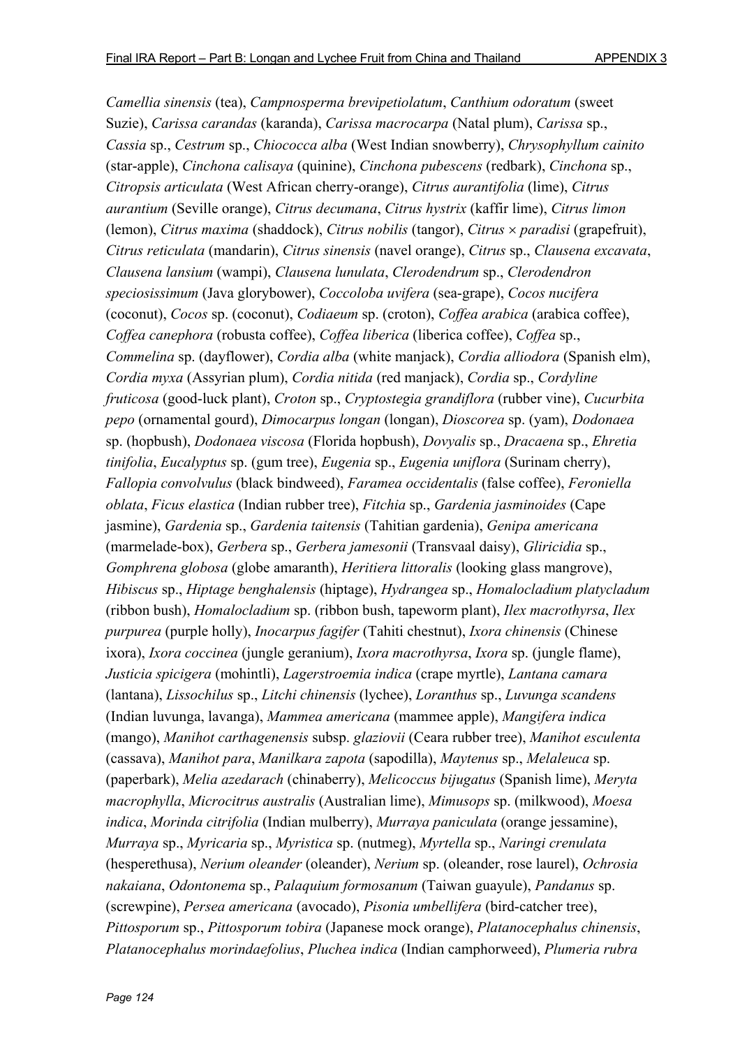*Camellia sinensis* (tea), *Campnosperma brevipetiolatum*, *Canthium odoratum* (sweet Suzie), *Carissa carandas* (karanda), *Carissa macrocarpa* (Natal plum), *Carissa* sp., *Cassia* sp., *Cestrum* sp., *Chiococca alba* (West Indian snowberry), *Chrysophyllum cainito* (star-apple), *Cinchona calisaya* (quinine), *Cinchona pubescens* (redbark), *Cinchona* sp., *Citropsis articulata* (West African cherry-orange), *Citrus aurantifolia* (lime), *Citrus aurantium* (Seville orange), *Citrus decumana*, *Citrus hystrix* (kaffir lime), *Citrus limon* (lemon), *Citrus maxima* (shaddock), *Citrus nobilis* (tangor), *Citrus* × *paradisi* (grapefruit), *Citrus reticulata* (mandarin), *Citrus sinensis* (navel orange), *Citrus* sp., *Clausena excavata*, *Clausena lansium* (wampi), *Clausena lunulata*, *Clerodendrum* sp., *Clerodendron speciosissimum* (Java glorybower), *Coccoloba uvifera* (sea-grape), *Cocos nucifera* (coconut), *Cocos* sp. (coconut), *Codiaeum* sp. (croton), *Coffea arabica* (arabica coffee), *Coffea canephora* (robusta coffee), *Coffea liberica* (liberica coffee), *Coffea* sp., *Commelina* sp. (dayflower), *Cordia alba* (white manjack), *Cordia alliodora* (Spanish elm), *Cordia myxa* (Assyrian plum), *Cordia nitida* (red manjack), *Cordia* sp., *Cordyline fruticosa* (good-luck plant), *Croton* sp., *Cryptostegia grandiflora* (rubber vine), *Cucurbita pepo* (ornamental gourd), *Dimocarpus longan* (longan), *Dioscorea* sp. (yam), *Dodonaea* sp. (hopbush), *Dodonaea viscosa* (Florida hopbush), *Dovyalis* sp., *Dracaena* sp., *Ehretia tinifolia*, *Eucalyptus* sp. (gum tree), *Eugenia* sp., *Eugenia uniflora* (Surinam cherry), *Fallopia convolvulus* (black bindweed), *Faramea occidentalis* (false coffee), *Feroniella oblata*, *Ficus elastica* (Indian rubber tree), *Fitchia* sp., *Gardenia jasminoides* (Cape jasmine), *Gardenia* sp., *Gardenia taitensis* (Tahitian gardenia), *Genipa americana* (marmelade-box), *Gerbera* sp., *Gerbera jamesonii* (Transvaal daisy), *Gliricidia* sp., *Gomphrena globosa* (globe amaranth), *Heritiera littoralis* (looking glass mangrove), *Hibiscus* sp., *Hiptage benghalensis* (hiptage), *Hydrangea* sp., *Homalocladium platycladum* (ribbon bush), *Homalocladium* sp. (ribbon bush, tapeworm plant), *Ilex macrothyrsa*, *Ilex purpurea* (purple holly), *Inocarpus fagifer* (Tahiti chestnut), *Ixora chinensis* (Chinese ixora), *Ixora coccinea* (jungle geranium), *Ixora macrothyrsa*, *Ixora* sp. (jungle flame), *Justicia spicigera* (mohintli), *Lagerstroemia indica* (crape myrtle), *Lantana camara* (lantana), *Lissochilus* sp., *Litchi chinensis* (lychee), *Loranthus* sp., *Luvunga scandens* (Indian luvunga, lavanga), *Mammea americana* (mammee apple), *Mangifera indica* (mango), *Manihot carthagenensis* subsp. *glaziovii* (Ceara rubber tree), *Manihot esculenta* (cassava), *Manihot para*, *Manilkara zapota* (sapodilla), *Maytenus* sp., *Melaleuca* sp. (paperbark), *Melia azedarach* (chinaberry), *Melicoccus bijugatus* (Spanish lime), *Meryta macrophylla*, *Microcitrus australis* (Australian lime), *Mimusops* sp. (milkwood), *Moesa indica*, *Morinda citrifolia* (Indian mulberry), *Murraya paniculata* (orange jessamine), *Murraya* sp., *Myricaria* sp., *Myristica* sp. (nutmeg), *Myrtella* sp., *Naringi crenulata* (hesperethusa), *Nerium oleander* (oleander), *Nerium* sp. (oleander, rose laurel), *Ochrosia nakaiana*, *Odontonema* sp., *Palaquium formosanum* (Taiwan guayule), *Pandanus* sp. (screwpine), *Persea americana* (avocado), *Pisonia umbellifera* (bird-catcher tree), *Pittosporum* sp., *Pittosporum tobira* (Japanese mock orange), *Platanocephalus chinensis*, *Platanocephalus morindaefolius*, *Pluchea indica* (Indian camphorweed), *Plumeria rubra*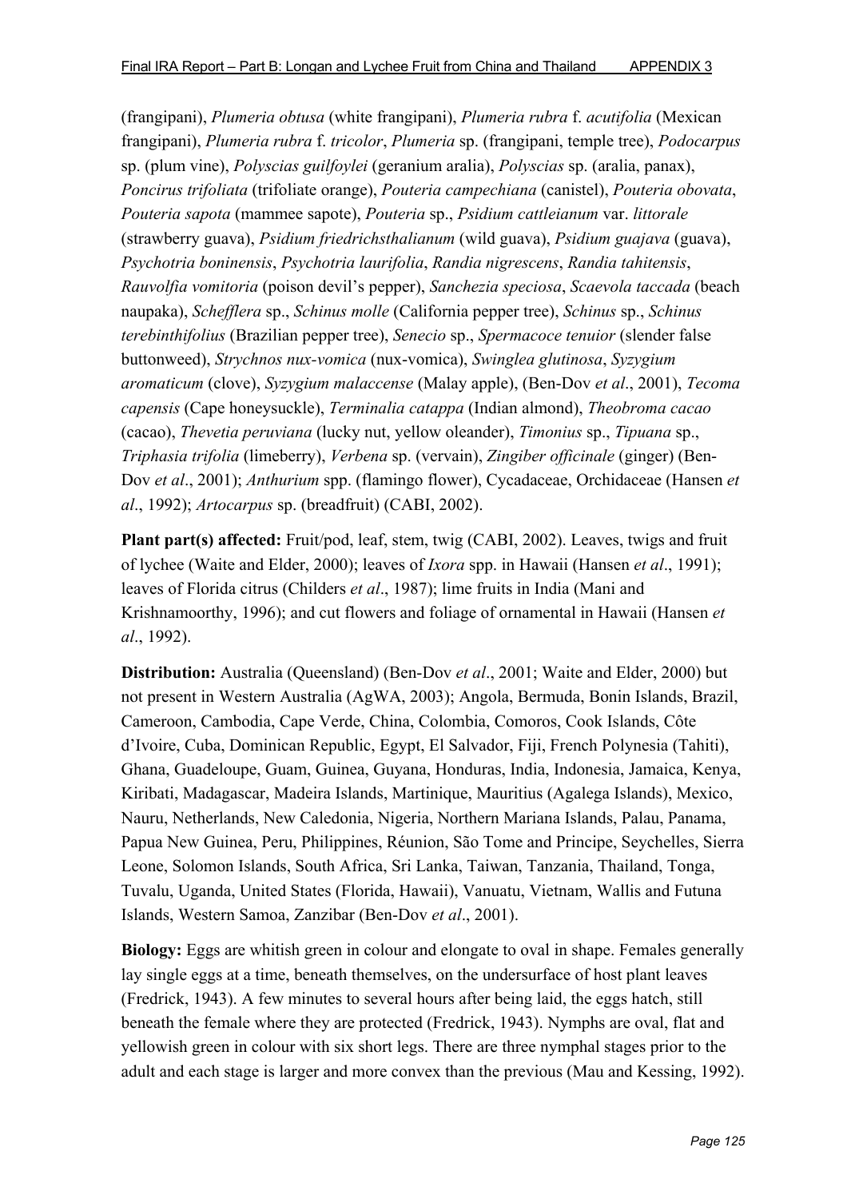(frangipani), *Plumeria obtusa* (white frangipani), *Plumeria rubra* f. *acutifolia* (Mexican frangipani), *Plumeria rubra* f. *tricolor*, *Plumeria* sp. (frangipani, temple tree), *Podocarpus* sp. (plum vine), *Polyscias guilfoylei* (geranium aralia), *Polyscias* sp. (aralia, panax), *Poncirus trifoliata* (trifoliate orange), *Pouteria campechiana* (canistel), *Pouteria obovata*, *Pouteria sapota* (mammee sapote), *Pouteria* sp., *Psidium cattleianum* var. *littorale* (strawberry guava), *Psidium friedrichsthalianum* (wild guava), *Psidium guajava* (guava), *Psychotria boninensis*, *Psychotria laurifolia*, *Randia nigrescens*, *Randia tahitensis*, *Rauvolfia vomitoria* (poison devil's pepper), *Sanchezia speciosa*, *Scaevola taccada* (beach naupaka), *Schefflera* sp., *Schinus molle* (California pepper tree), *Schinus* sp., *Schinus terebinthifolius* (Brazilian pepper tree), *Senecio* sp., *Spermacoce tenuior* (slender false buttonweed), *Strychnos nux-vomica* (nux-vomica), *Swinglea glutinosa*, *Syzygium aromaticum* (clove), *Syzygium malaccense* (Malay apple), (Ben-Dov *et al*., 2001), *Tecoma capensis* (Cape honeysuckle), *Terminalia catappa* (Indian almond), *Theobroma cacao* (cacao), *Thevetia peruviana* (lucky nut, yellow oleander), *Timonius* sp., *Tipuana* sp., *Triphasia trifolia* (limeberry), *Verbena* sp. (vervain), *Zingiber officinale* (ginger) (Ben-Dov *et al*., 2001); *Anthurium* spp. (flamingo flower), Cycadaceae, Orchidaceae (Hansen *et al*., 1992); *Artocarpus* sp. (breadfruit) (CABI, 2002).

**Plant part(s) affected:** Fruit/pod, leaf, stem, twig (CABI, 2002). Leaves, twigs and fruit of lychee (Waite and Elder, 2000); leaves of *Ixora* spp. in Hawaii (Hansen *et al*., 1991); leaves of Florida citrus (Childers *et al*., 1987); lime fruits in India (Mani and Krishnamoorthy, 1996); and cut flowers and foliage of ornamental in Hawaii (Hansen *et al*., 1992).

**Distribution:** Australia (Queensland) (Ben-Dov *et al*., 2001; Waite and Elder, 2000) but not present in Western Australia (AgWA, 2003); Angola, Bermuda, Bonin Islands, Brazil, Cameroon, Cambodia, Cape Verde, China, Colombia, Comoros, Cook Islands, Côte d'Ivoire, Cuba, Dominican Republic, Egypt, El Salvador, Fiji, French Polynesia (Tahiti), Ghana, Guadeloupe, Guam, Guinea, Guyana, Honduras, India, Indonesia, Jamaica, Kenya, Kiribati, Madagascar, Madeira Islands, Martinique, Mauritius (Agalega Islands), Mexico, Nauru, Netherlands, New Caledonia, Nigeria, Northern Mariana Islands, Palau, Panama, Papua New Guinea, Peru, Philippines, Réunion, São Tome and Principe, Seychelles, Sierra Leone, Solomon Islands, South Africa, Sri Lanka, Taiwan, Tanzania, Thailand, Tonga, Tuvalu, Uganda, United States (Florida, Hawaii), Vanuatu, Vietnam, Wallis and Futuna Islands, Western Samoa, Zanzibar (Ben-Dov *et al*., 2001).

**Biology:** Eggs are whitish green in colour and elongate to oval in shape. Females generally lay single eggs at a time, beneath themselves, on the undersurface of host plant leaves (Fredrick, 1943). A few minutes to several hours after being laid, the eggs hatch, still beneath the female where they are protected (Fredrick, 1943). Nymphs are oval, flat and yellowish green in colour with six short legs. There are three nymphal stages prior to the adult and each stage is larger and more convex than the previous (Mau and Kessing, 1992).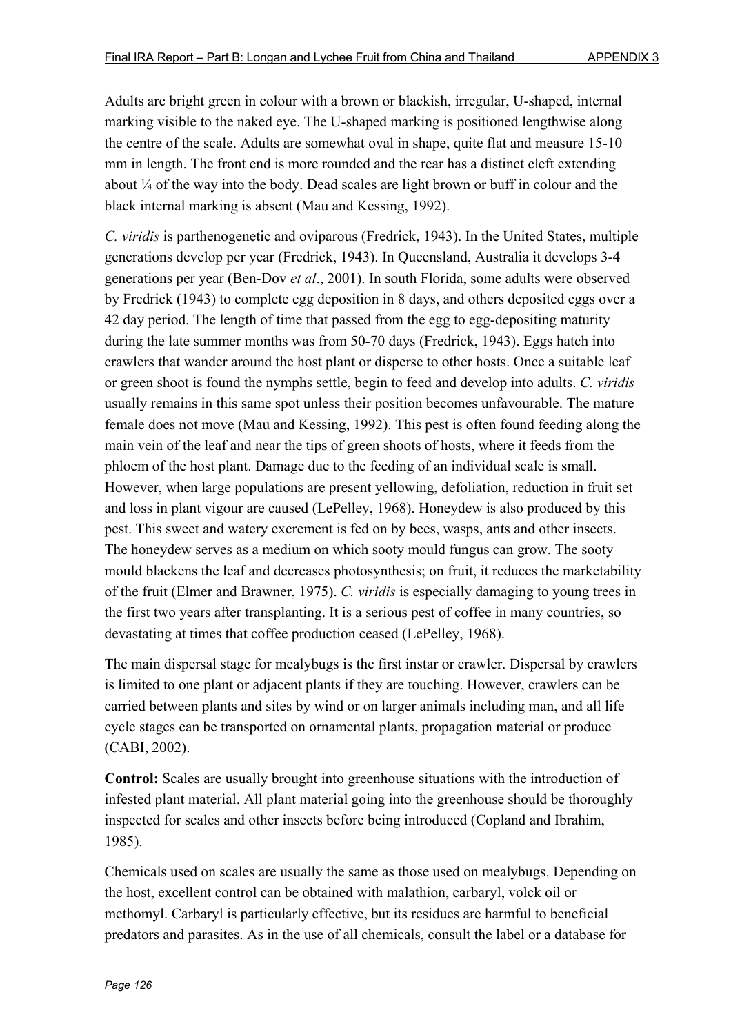Adults are bright green in colour with a brown or blackish, irregular, U-shaped, internal marking visible to the naked eye. The U-shaped marking is positioned lengthwise along the centre of the scale. Adults are somewhat oval in shape, quite flat and measure 15-10 mm in length. The front end is more rounded and the rear has a distinct cleft extending about ¼ of the way into the body. Dead scales are light brown or buff in colour and the black internal marking is absent (Mau and Kessing, 1992).

*C. viridis* is parthenogenetic and oviparous (Fredrick, 1943). In the United States, multiple generations develop per year (Fredrick, 1943). In Queensland, Australia it develops 3-4 generations per year (Ben-Dov *et al*., 2001). In south Florida, some adults were observed by Fredrick (1943) to complete egg deposition in 8 days, and others deposited eggs over a 42 day period. The length of time that passed from the egg to egg-depositing maturity during the late summer months was from 50-70 days (Fredrick, 1943). Eggs hatch into crawlers that wander around the host plant or disperse to other hosts. Once a suitable leaf or green shoot is found the nymphs settle, begin to feed and develop into adults. *C. viridis* usually remains in this same spot unless their position becomes unfavourable. The mature female does not move (Mau and Kessing, 1992). This pest is often found feeding along the main vein of the leaf and near the tips of green shoots of hosts, where it feeds from the phloem of the host plant. Damage due to the feeding of an individual scale is small. However, when large populations are present yellowing, defoliation, reduction in fruit set and loss in plant vigour are caused (LePelley, 1968). Honeydew is also produced by this pest. This sweet and watery excrement is fed on by bees, wasps, ants and other insects. The honeydew serves as a medium on which sooty mould fungus can grow. The sooty mould blackens the leaf and decreases photosynthesis; on fruit, it reduces the marketability of the fruit (Elmer and Brawner, 1975). *C. viridis* is especially damaging to young trees in the first two years after transplanting. It is a serious pest of coffee in many countries, so devastating at times that coffee production ceased (LePelley, 1968).

The main dispersal stage for mealybugs is the first instar or crawler. Dispersal by crawlers is limited to one plant or adjacent plants if they are touching. However, crawlers can be carried between plants and sites by wind or on larger animals including man, and all life cycle stages can be transported on ornamental plants, propagation material or produce (CABI, 2002).

**Control:** Scales are usually brought into greenhouse situations with the introduction of infested plant material. All plant material going into the greenhouse should be thoroughly inspected for scales and other insects before being introduced (Copland and Ibrahim, 1985).

Chemicals used on scales are usually the same as those used on mealybugs. Depending on the host, excellent control can be obtained with malathion, carbaryl, volck oil or methomyl. Carbaryl is particularly effective, but its residues are harmful to beneficial predators and parasites. As in the use of all chemicals, consult the label or a database for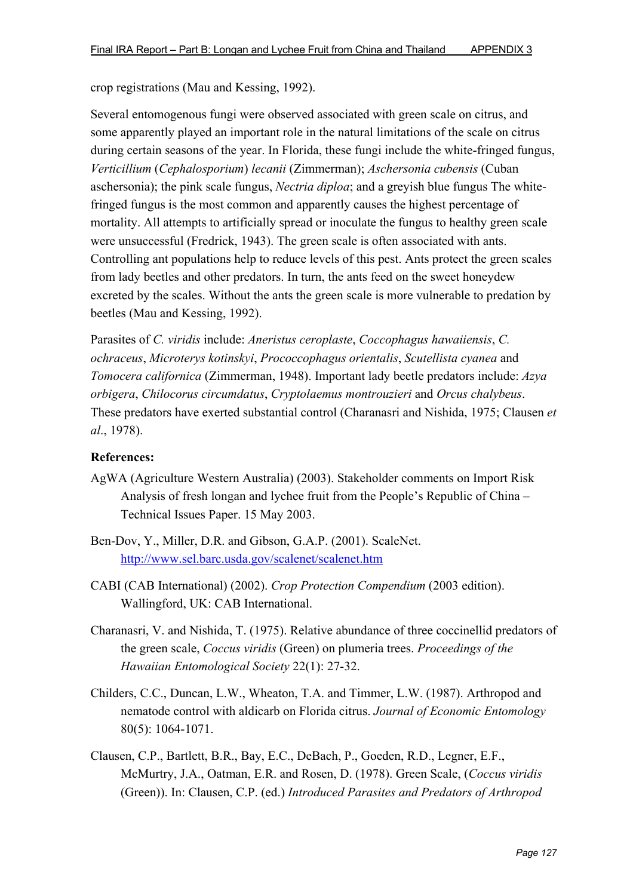crop registrations (Mau and Kessing, 1992).

Several entomogenous fungi were observed associated with green scale on citrus, and some apparently played an important role in the natural limitations of the scale on citrus during certain seasons of the year. In Florida, these fungi include the white-fringed fungus, *Verticillium* (*Cephalosporium*) *lecanii* (Zimmerman); *Aschersonia cubensis* (Cuban aschersonia); the pink scale fungus, *Nectria diploa*; and a greyish blue fungus The white-fringed fungus is the most common and apparently causes the highest percentage of mortality. All attempts to artificially spread or inoculate the fungus to healthy green scale were unsuccessful (Fredrick, 1943). The green scale is often associated with ants. Controlling ant populations help to reduce levels of this pest. Ants protect the green scales from lady beetles and other predators. In turn, the ants feed on the sweet honeydew excreted by the scales. Without the ants the green scale is more vulnerable to predation by beetles (Mau and Kessing, 1992).

Parasites of *C. viridis* include: *Aneristus ceroplaste*, *Coccophagus hawaiiensis*, *C. ochraceus*, *Microterys kotinskyi*, *Prococcophagus orientalis*, *Scutellista cyanea* and *Tomocera californica* (Zimmerman, 1948). Important lady beetle predators include: *Azya orbigera*, *Chilocorus circumdatus*, *Cryptolaemus montrouzieri* and *Orcus chalybeus*. These predators have exerted substantial control (Charanasri and Nishida, 1975; Clausen *et al*., 1978).

**References:**

AgWA (Agriculture Western Australia) (2003). Stakeholder comments on Import Risk Analysis of fresh longan and lychee fruit from the People's Republic of China – Technical Issues Paper. 15 May 2003.

Ben-Dov, Y., Miller, D.R. and Gibson, G.A.P. (2001). ScaleNet. http://www.sel.barc.usda.gov/scalenet/scalenet.htm

CABI (CAB International) (2002). *Crop Protection Compendium* (2003 edition). Wallingford, UK: CAB International.

Charanasri, V. and Nishida, T. (1975). Relative abundance of three coccinellid predators of the green scale, *Coccus viridis* (Green) on plumeria trees. *Proceedings of the Hawaiian Entomological Society* 22(1): 27-32.

Childers, C.C., Duncan, L.W., Wheaton, T.A. and Timmer, L.W. (1987). Arthropod and nematode control with aldicarb on Florida citrus. *Journal of Economic Entomology* 80(5): 1064-1071.

Clausen, C.P., Bartlett, B.R., Bay, E.C., DeBach, P., Goeden, R.D., Legner, E.F., McMurtry, J.A., Oatman, E.R. and Rosen, D. (1978). Green Scale, (*Coccus viridis* (Green)). In: Clausen, C.P. (ed.) *Introduced Parasites and Predators of Arthropod*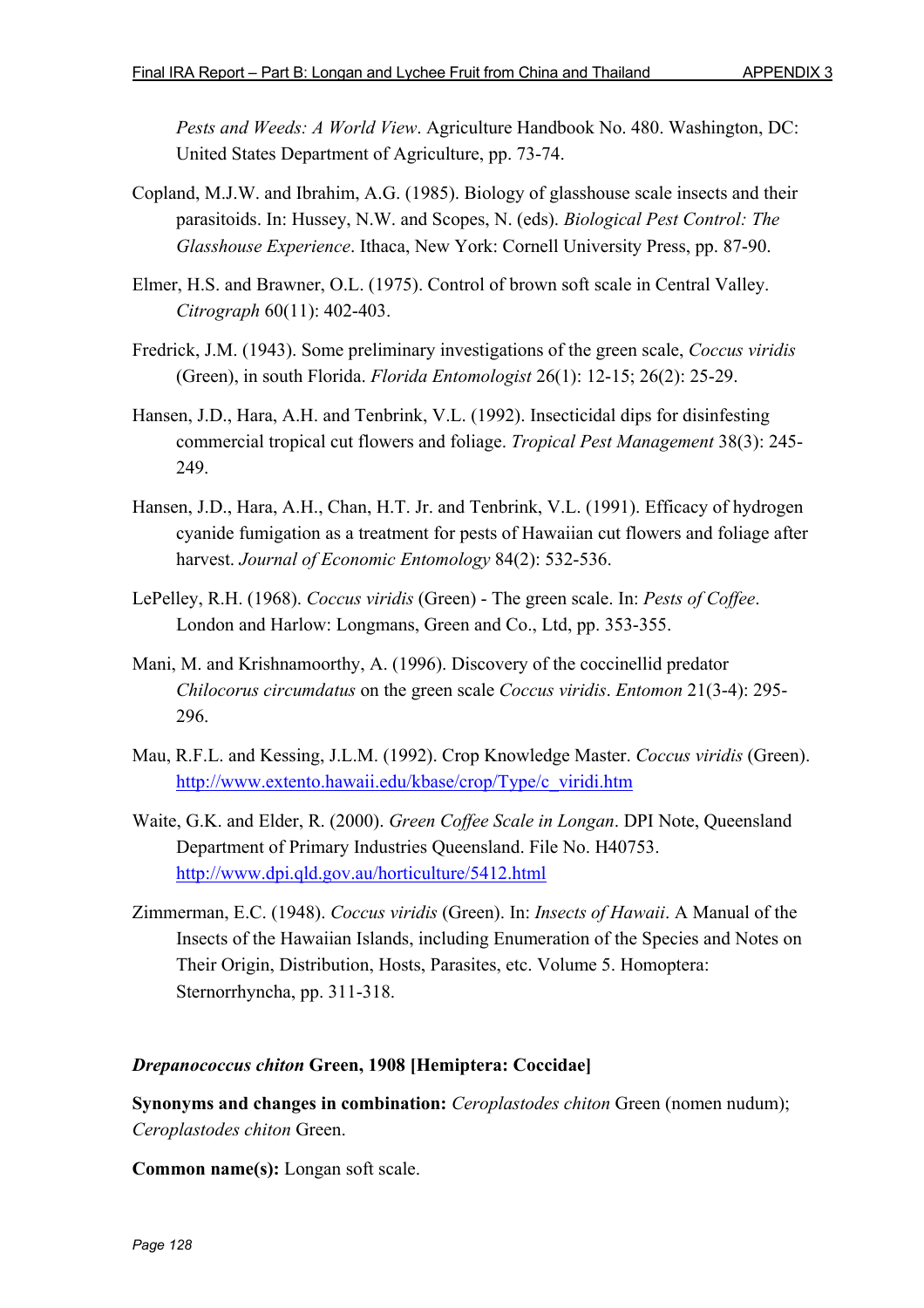*Pests and Weeds: A World View*. Agriculture Handbook No. 480. Washington, DC: United States Department of Agriculture, pp. 73-74.

Copland, M.J.W. and Ibrahim, A.G. (1985). Biology of glasshouse scale insects and their parasitoids. In: Hussey, N.W. and Scopes, N. (eds). *Biological Pest Control: The Glasshouse Experience*. Ithaca, New York: Cornell University Press, pp. 87-90.

Elmer, H.S. and Brawner, O.L. (1975). Control of brown soft scale in Central Valley. *Citrograph* 60(11): 402-403.

Fredrick, J.M. (1943). Some preliminary investigations of the green scale, *Coccus viridis* (Green), in south Florida. *Florida Entomologist* 26(1): 12-15; 26(2): 25-29.

Hansen, J.D., Hara, A.H. and Tenbrink, V.L. (1992). Insecticidal dips for disinfesting commercial tropical cut flowers and foliage. *Tropical Pest Management* 38(3): 245-249.

Hansen, J.D., Hara, A.H., Chan, H.T. Jr. and Tenbrink, V.L. (1991). Efficacy of hydrogen cyanide fumigation as a treatment for pests of Hawaiian cut flowers and foliage after harvest. *Journal of Economic Entomology* 84(2): 532-536.

LePelley, R.H. (1968). *Coccus viridis* (Green) - The green scale. In: *Pests of Coffee*. London and Harlow: Longmans, Green and Co., Ltd, pp. 353-355.

Mani, M. and Krishnamoorthy, A. (1996). Discovery of the coccinellid predator *Chilocorus circumdatus* on the green scale *Coccus viridis*. *Entomon* 21(3-4): 295-296.

Mau, R.F.L. and Kessing, J.L.M. (1992). Crop Knowledge Master. *Coccus viridis* (Green). http://www.extento.hawaii.edu/kbase/crop/Type/c_viridi.htm

Waite, G.K. and Elder, R. (2000). *Green Coffee Scale in Longan*. DPI Note, Queensland Department of Primary Industries Queensland. File No. H40753. http://www.dpi.qld.gov.au/horticulture/5412.html

Zimmerman, E.C. (1948). *Coccus viridis* (Green). In: *Insects of Hawaii*. A Manual of the Insects of the Hawaiian Islands, including Enumeration of the Species and Notes on Their Origin, Distribution, Hosts, Parasites, etc. Volume 5. Homoptera: Sternorrhyncha, pp. 311-318.

### *Drepanococcus chiton* Green, 1908 [Hemiptera: Coccidae]

**Synonyms and changes in combination:** *Ceroplastodes chiton* Green (nomen nudum); *Ceroplastodes chiton* Green.

**Common name(s):** Longan soft scale.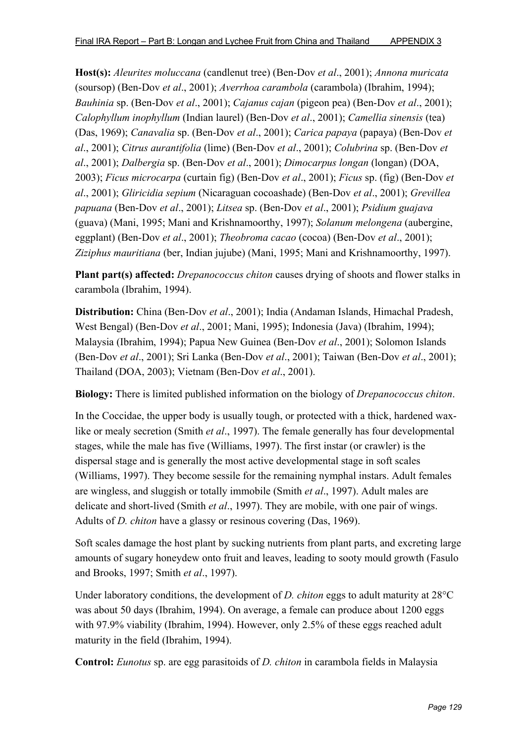**Host(s):** *Aleurites moluccana* (candlenut tree) (Ben-Dov *et al*., 2001); *Annona muricata* (soursop) (Ben-Dov *et al*., 2001); *Averrhoa carambola* (carambola) (Ibrahim, 1994); *Bauhinia* sp. (Ben-Dov *et al*., 2001); *Cajanus cajan* (pigeon pea) (Ben-Dov *et al*., 2001); *Calophyllum inophyllum* (Indian laurel) (Ben-Dov *et al*., 2001); *Camellia sinensis* (tea) (Das, 1969); *Canavalia* sp. (Ben-Dov *et al*., 2001); *Carica papaya* (papaya) (Ben-Dov *et al*., 2001); *Citrus aurantifolia* (lime) (Ben-Dov *et al*., 2001); *Colubrina* sp. (Ben-Dov *et al*., 2001); *Dalbergia* sp. (Ben-Dov *et al*., 2001); *Dimocarpus longan* (longan) (DOA, 2003); *Ficus microcarpa* (curtain fig) (Ben-Dov *et al*., 2001); *Ficus* sp. (fig) (Ben-Dov *et al*., 2001); *Gliricidia sepium* (Nicaraguan cocoashade) (Ben-Dov *et al*., 2001); *Grevillea papuana* (Ben-Dov *et al*., 2001); *Litsea* sp. (Ben-Dov *et al*., 2001); *Psidium guajava* (guava) (Mani, 1995; Mani and Krishnamoorthy, 1997); *Solanum melongena* (aubergine, eggplant) (Ben-Dov *et al*., 2001); *Theobroma cacao* (cocoa) (Ben-Dov *et al*., 2001); *Ziziphus mauritiana* (ber, Indian jujube) (Mani, 1995; Mani and Krishnamoorthy, 1997).

**Plant part(s) affected:** *Drepanococcus chiton* causes drying of shoots and flower stalks in carambola (Ibrahim, 1994).

**Distribution:** China (Ben-Dov *et al*., 2001); India (Andaman Islands, Himachal Pradesh, West Bengal) (Ben-Dov *et al*., 2001; Mani, 1995); Indonesia (Java) (Ibrahim, 1994); Malaysia (Ibrahim, 1994); Papua New Guinea (Ben-Dov *et al*., 2001); Solomon Islands (Ben-Dov *et al*., 2001); Sri Lanka (Ben-Dov *et al*., 2001); Taiwan (Ben-Dov *et al*., 2001); Thailand (DOA, 2003); Vietnam (Ben-Dov *et al*., 2001).

**Biology:** There is limited published information on the biology of *Drepanococcus chiton*.

In the Coccidae, the upper body is usually tough, or protected with a thick, hardened wax-like or mealy secretion (Smith *et al*., 1997). The female generally has four developmental stages, while the male has five (Williams, 1997). The first instar (or crawler) is the dispersal stage and is generally the most active developmental stage in soft scales (Williams, 1997). They become sessile for the remaining nymphal instars. Adult females are wingless, and sluggish or totally immobile (Smith *et al*., 1997). Adult males are delicate and short-lived (Smith *et al*., 1997). They are mobile, with one pair of wings. Adults of *D. chiton* have a glassy or resinous covering (Das, 1969).

Soft scales damage the host plant by sucking nutrients from plant parts, and excreting large amounts of sugary honeydew onto fruit and leaves, leading to sooty mould growth (Fasulo and Brooks, 1997; Smith *et al*., 1997).

Under laboratory conditions, the development of *D. chiton* eggs to adult maturity at 28°C was about 50 days (Ibrahim, 1994). On average, a female can produce about 1200 eggs with 97.9% viability (Ibrahim, 1994). However, only 2.5% of these eggs reached adult maturity in the field (Ibrahim, 1994).

**Control:** *Eunotus* sp. are egg parasitoids of *D. chiton* in carambola fields in Malaysia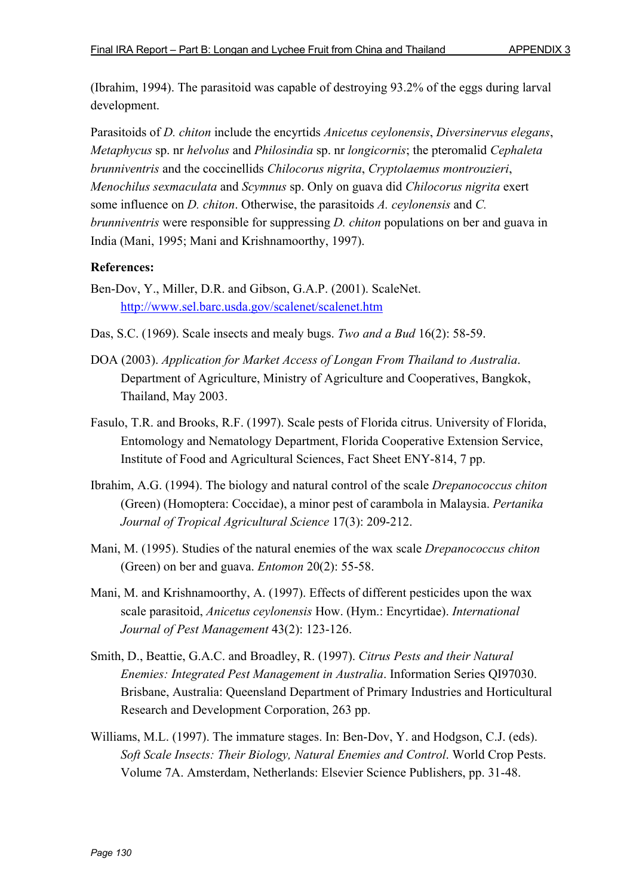(Ibrahim, 1994). The parasitoid was capable of destroying 93.2% of the eggs during larval development.

Parasitoids of *D. chiton* include the encyrtids *Anicetus ceylonensis*, *Diversinervus elegans*, *Metaphycus* sp. nr *helvolus* and *Philosindia* sp. nr *longicornis*; the pteromalid *Cephaleta brunniventris* and the coccinellids *Chilocorus nigrita*, *Cryptolaemus montrouzieri*, *Menochilus sexmaculata* and *Scymnus* sp. Only on guava did *Chilocorus nigrita* exert some influence on *D. chiton*. Otherwise, the parasitoids *A. ceylonensis* and *C. brunniventris* were responsible for suppressing *D. chiton* populations on ber and guava in India (Mani, 1995; Mani and Krishnamoorthy, 1997).

**References:**

Ben-Dov, Y., Miller, D.R. and Gibson, G.A.P. (2001). ScaleNet. http://www.sel.barc.usda.gov/scalenet/scalenet.htm

Das, S.C. (1969). Scale insects and mealy bugs. *Two and a Bud* 16(2): 58-59.

DOA (2003). *Application for Market Access of Longan From Thailand to Australia*. Department of Agriculture, Ministry of Agriculture and Cooperatives, Bangkok, Thailand, May 2003.

Fasulo, T.R. and Brooks, R.F. (1997). Scale pests of Florida citrus. University of Florida, Entomology and Nematology Department, Florida Cooperative Extension Service, Institute of Food and Agricultural Sciences, Fact Sheet ENY-814, 7 pp.

Ibrahim, A.G. (1994). The biology and natural control of the scale *Drepanococcus chiton* (Green) (Homoptera: Coccidae), a minor pest of carambola in Malaysia. *Pertanika Journal of Tropical Agricultural Science* 17(3): 209-212.

Mani, M. (1995). Studies of the natural enemies of the wax scale *Drepanococcus chiton* (Green) on ber and guava. *Entomon* 20(2): 55-58.

Mani, M. and Krishnamoorthy, A. (1997). Effects of different pesticides upon the wax scale parasitoid, *Anicetus ceylonensis* How. (Hym.: Encyrtidae). *International Journal of Pest Management* 43(2): 123-126.

Smith, D., Beattie, G.A.C. and Broadley, R. (1997). *Citrus Pests and their Natural Enemies: Integrated Pest Management in Australia*. Information Series QI97030. Brisbane, Australia: Queensland Department of Primary Industries and Horticultural Research and Development Corporation, 263 pp.

Williams, M.L. (1997). The immature stages. In: Ben-Dov, Y. and Hodgson, C.J. (eds). *Soft Scale Insects: Their Biology, Natural Enemies and Control*. World Crop Pests. Volume 7A. Amsterdam, Netherlands: Elsevier Science Publishers, pp. 31-48.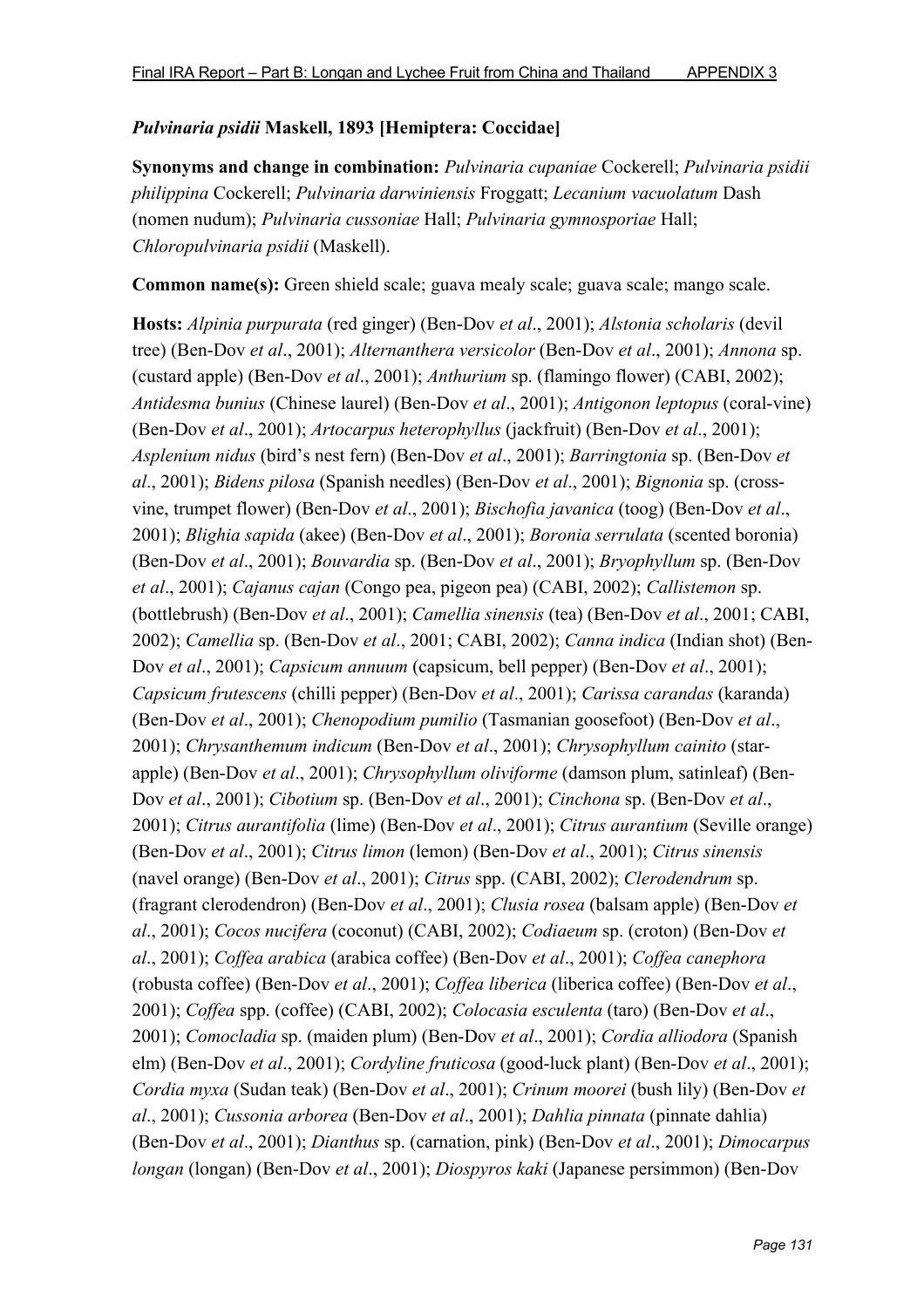### *Pulvinaria psidii* Maskell, 1893 [Hemiptera: Coccidae]

**Synonyms and change in combination:** *Pulvinaria cupaniae* Cockerell; *Pulvinaria psidii philippina* Cockerell; *Pulvinaria darwiniensis* Froggatt; *Lecanium vacuolatum* Dash (nomen nudum); *Pulvinaria cussoniae* Hall; *Pulvinaria gymnosporiae* Hall; *Chloropulvinaria psidii* (Maskell).

**Common name(s):** Green shield scale; guava mealy scale; guava scale; mango scale.

**Hosts:** *Alpinia purpurata* (red ginger) (Ben-Dov *et al*., 2001); *Alstonia scholaris* (devil tree) (Ben-Dov *et al*., 2001); *Alternanthera versicolor* (Ben-Dov *et al*., 2001); *Annona* sp. (custard apple) (Ben-Dov *et al*., 2001); *Anthurium* sp. (flamingo flower) (CABI, 2002); *Antidesma bunius* (Chinese laurel) (Ben-Dov *et al*., 2001); *Antigonon leptopus* (coral-vine) (Ben-Dov *et al*., 2001); *Artocarpus heterophyllus* (jackfruit) (Ben-Dov *et al*., 2001); *Asplenium nidus* (bird's nest fern) (Ben-Dov *et al*., 2001); *Barringtonia* sp. (Ben-Dov *et al*., 2001); *Bidens pilosa* (Spanish needles) (Ben-Dov *et al*., 2001); *Bignonia* sp. (cross-vine, trumpet flower) (Ben-Dov *et al*., 2001); *Bischofia javanica* (toog) (Ben-Dov *et al*., 2001); *Blighia sapida* (akee) (Ben-Dov *et al*., 2001); *Boronia serrulata* (scented boronia) (Ben-Dov *et al*., 2001); *Bouvardia* sp. (Ben-Dov *et al*., 2001); *Bryophyllum* sp. (Ben-Dov *et al*., 2001); *Cajanus cajan* (Congo pea, pigeon pea) (CABI, 2002); *Callistemon* sp. (bottlebrush) (Ben-Dov *et al*., 2001); *Camellia sinensis* (tea) (Ben-Dov *et al*., 2001; CABI, 2002); *Camellia* sp. (Ben-Dov *et al*., 2001; CABI, 2002); *Canna indica* (Indian shot) (Ben-Dov *et al*., 2001); *Capsicum annuum* (capsicum, bell pepper) (Ben-Dov *et al*., 2001); *Capsicum frutescens* (chilli pepper) (Ben-Dov *et al*., 2001); *Carissa carandas* (karanda) (Ben-Dov *et al*., 2001); *Chenopodium pumilio* (Tasmanian goosefoot) (Ben-Dov *et al*., 2001); *Chrysanthemum indicum* (Ben-Dov *et al*., 2001); *Chrysophyllum cainito* (star-apple) (Ben-Dov *et al*., 2001); *Chrysophyllum oliviforme* (damson plum, satinleaf) (Ben-Dov *et al*., 2001); *Cibotium* sp. (Ben-Dov *et al*., 2001); *Cinchona* sp. (Ben-Dov *et al*., 2001); *Citrus aurantifolia* (lime) (Ben-Dov *et al*., 2001); *Citrus aurantium* (Seville orange) (Ben-Dov *et al*., 2001); *Citrus limon* (lemon) (Ben-Dov *et al*., 2001); *Citrus sinensis* (navel orange) (Ben-Dov *et al*., 2001); *Citrus* spp. (CABI, 2002); *Clerodendrum* sp. (fragrant clerodendron) (Ben-Dov *et al*., 2001); *Clusia rosea* (balsam apple) (Ben-Dov *et al*., 2001); *Cocos nucifera* (coconut) (CABI, 2002); *Codiaeum* sp. (croton) (Ben-Dov *et al*., 2001); *Coffea arabica* (arabica coffee) (Ben-Dov *et al*., 2001); *Coffea canephora* (robusta coffee) (Ben-Dov *et al*., 2001); *Coffea liberica* (liberica coffee) (Ben-Dov *et al*., 2001); *Coffea* spp. (coffee) (CABI, 2002); *Colocasia esculenta* (taro) (Ben-Dov *et al*., 2001); *Comocladia* sp. (maiden plum) (Ben-Dov *et al*., 2001); *Cordia alliodora* (Spanish elm) (Ben-Dov *et al*., 2001); *Cordyline fruticosa* (good-luck plant) (Ben-Dov *et al*., 2001); *Cordia myxa* (Sudan teak) (Ben-Dov *et al*., 2001); *Crinum moorei* (bush lily) (Ben-Dov *et al*., 2001); *Cussonia arborea* (Ben-Dov *et al*., 2001); *Dahlia pinnata* (pinnate dahlia) (Ben-Dov *et al*., 2001); *Dianthus* sp. (carnation, pink) (Ben-Dov *et al*., 2001); *Dimocarpus longan* (longan) (Ben-Dov *et al*., 2001); *Diospyros kaki* (Japanese persimmon) (Ben-Dov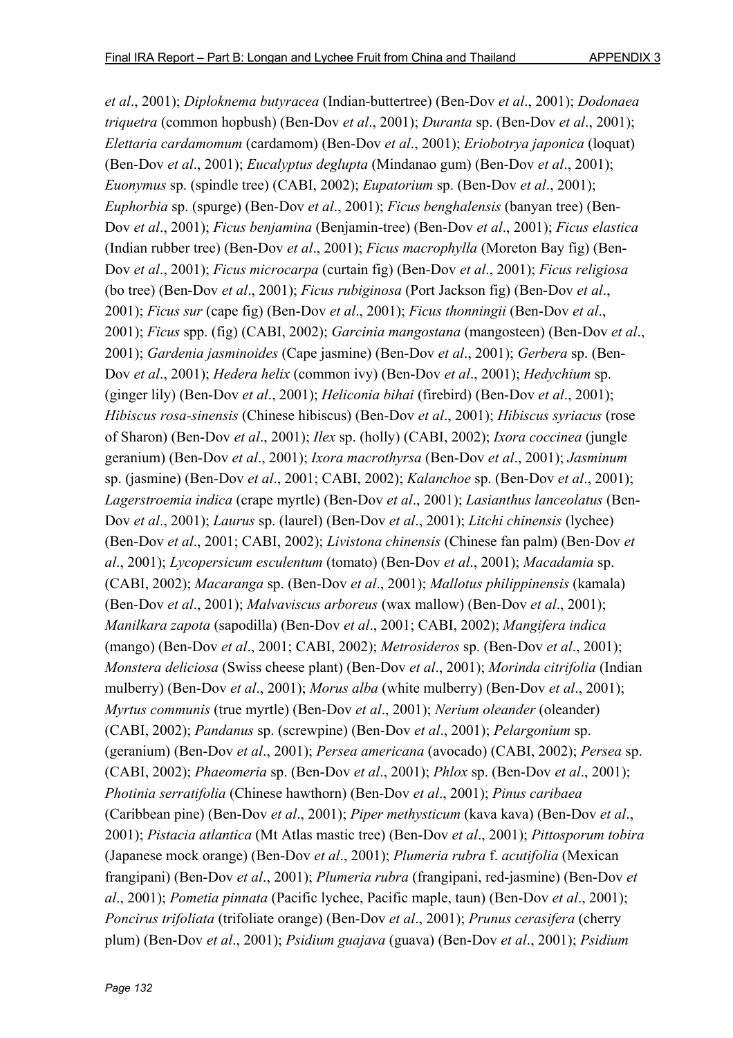*et al*., 2001); *Diploknema butyracea* (Indian-buttertree) (Ben-Dov *et al*., 2001); *Dodonaea triquetra* (common hopbush) (Ben-Dov *et al*., 2001); *Duranta* sp. (Ben-Dov *et al*., 2001); *Elettaria cardamomum* (cardamom) (Ben-Dov *et al*., 2001); *Eriobotrya japonica* (loquat) (Ben-Dov *et al*., 2001); *Eucalyptus deglupta* (Mindanao gum) (Ben-Dov *et al*., 2001); *Euonymus* sp. (spindle tree) (CABI, 2002); *Eupatorium* sp. (Ben-Dov *et al*., 2001); *Euphorbia* sp. (spurge) (Ben-Dov *et al*., 2001); *Ficus benghalensis* (banyan tree) (Ben-Dov *et al*., 2001); *Ficus benjamina* (Benjamin-tree) (Ben-Dov *et al*., 2001); *Ficus elastica* (Indian rubber tree) (Ben-Dov *et al*., 2001); *Ficus macrophylla* (Moreton Bay fig) (Ben-Dov *et al*., 2001); *Ficus microcarpa* (curtain fig) (Ben-Dov *et al*., 2001); *Ficus religiosa* (bo tree) (Ben-Dov *et al*., 2001); *Ficus rubiginosa* (Port Jackson fig) (Ben-Dov *et al*., 2001); *Ficus sur* (cape fig) (Ben-Dov *et al*., 2001); *Ficus thonningii* (Ben-Dov *et al*., 2001); *Ficus* spp. (fig) (CABI, 2002); *Garcinia mangostana* (mangosteen) (Ben-Dov *et al*., 2001); *Gardenia jasminoides* (Cape jasmine) (Ben-Dov *et al*., 2001); *Gerbera* sp. (Ben-Dov *et al*., 2001); *Hedera helix* (common ivy) (Ben-Dov *et al*., 2001); *Hedychium* sp. (ginger lily) (Ben-Dov *et al*., 2001); *Heliconia bihai* (firebird) (Ben-Dov *et al*., 2001); *Hibiscus rosa-sinensis* (Chinese hibiscus) (Ben-Dov *et al*., 2001); *Hibiscus syriacus* (rose of Sharon) (Ben-Dov *et al*., 2001); *Ilex* sp. (holly) (CABI, 2002); *Ixora coccinea* (jungle geranium) (Ben-Dov *et al*., 2001); *Ixora macrothyrsa* (Ben-Dov *et al*., 2001); *Jasminum* sp. (jasmine) (Ben-Dov *et al*., 2001; CABI, 2002); *Kalanchoe* sp. (Ben-Dov *et al*., 2001); *Lagerstroemia indica* (crape myrtle) (Ben-Dov *et al*., 2001); *Lasianthus lanceolatus* (Ben-Dov *et al*., 2001); *Laurus* sp. (laurel) (Ben-Dov *et al*., 2001); *Litchi chinensis* (lychee) (Ben-Dov *et al*., 2001; CABI, 2002); *Livistona chinensis* (Chinese fan palm) (Ben-Dov *et al*., 2001); *Lycopersicum esculentum* (tomato) (Ben-Dov *et al*., 2001); *Macadamia* sp. (CABI, 2002); *Macaranga* sp. (Ben-Dov *et al*., 2001); *Mallotus philippinensis* (kamala) (Ben-Dov *et al*., 2001); *Malvaviscus arboreus* (wax mallow) (Ben-Dov *et al*., 2001); *Manilkara zapota* (sapodilla) (Ben-Dov *et al*., 2001; CABI, 2002); *Mangifera indica* (mango) (Ben-Dov *et al*., 2001; CABI, 2002); *Metrosideros* sp. (Ben-Dov *et al*., 2001); *Monstera deliciosa* (Swiss cheese plant) (Ben-Dov *et al*., 2001); *Morinda citrifolia* (Indian mulberry) (Ben-Dov *et al*., 2001); *Morus alba* (white mulberry) (Ben-Dov *et al*., 2001); *Myrtus communis* (true myrtle) (Ben-Dov *et al*., 2001); *Nerium oleander* (oleander) (CABI, 2002); *Pandanus* sp. (screwpine) (Ben-Dov *et al*., 2001); *Pelargonium* sp. (geranium) (Ben-Dov *et al*., 2001); *Persea americana* (avocado) (CABI, 2002); *Persea* sp. (CABI, 2002); *Phaeomeria* sp. (Ben-Dov *et al*., 2001); *Phlox* sp. (Ben-Dov *et al*., 2001); *Photinia serratifolia* (Chinese hawthorn) (Ben-Dov *et al*., 2001); *Pinus caribaea* (Caribbean pine) (Ben-Dov *et al*., 2001); *Piper methysticum* (kava kava) (Ben-Dov *et al*., 2001); *Pistacia atlantica* (Mt Atlas mastic tree) (Ben-Dov *et al*., 2001); *Pittosporum tobira* (Japanese mock orange) (Ben-Dov *et al*., 2001); *Plumeria rubra* f. *acutifolia* (Mexican frangipani) (Ben-Dov *et al*., 2001); *Plumeria rubra* (frangipani, red-jasmine) (Ben-Dov *et al*., 2001); *Pometia pinnata* (Pacific lychee, Pacific maple, taun) (Ben-Dov *et al*., 2001); *Poncirus trifoliata* (trifoliate orange) (Ben-Dov *et al*., 2001); *Prunus cerasifera* (cherry plum) (Ben-Dov *et al*., 2001); *Psidium guajava* (guava) (Ben-Dov *et al*., 2001); *Psidium*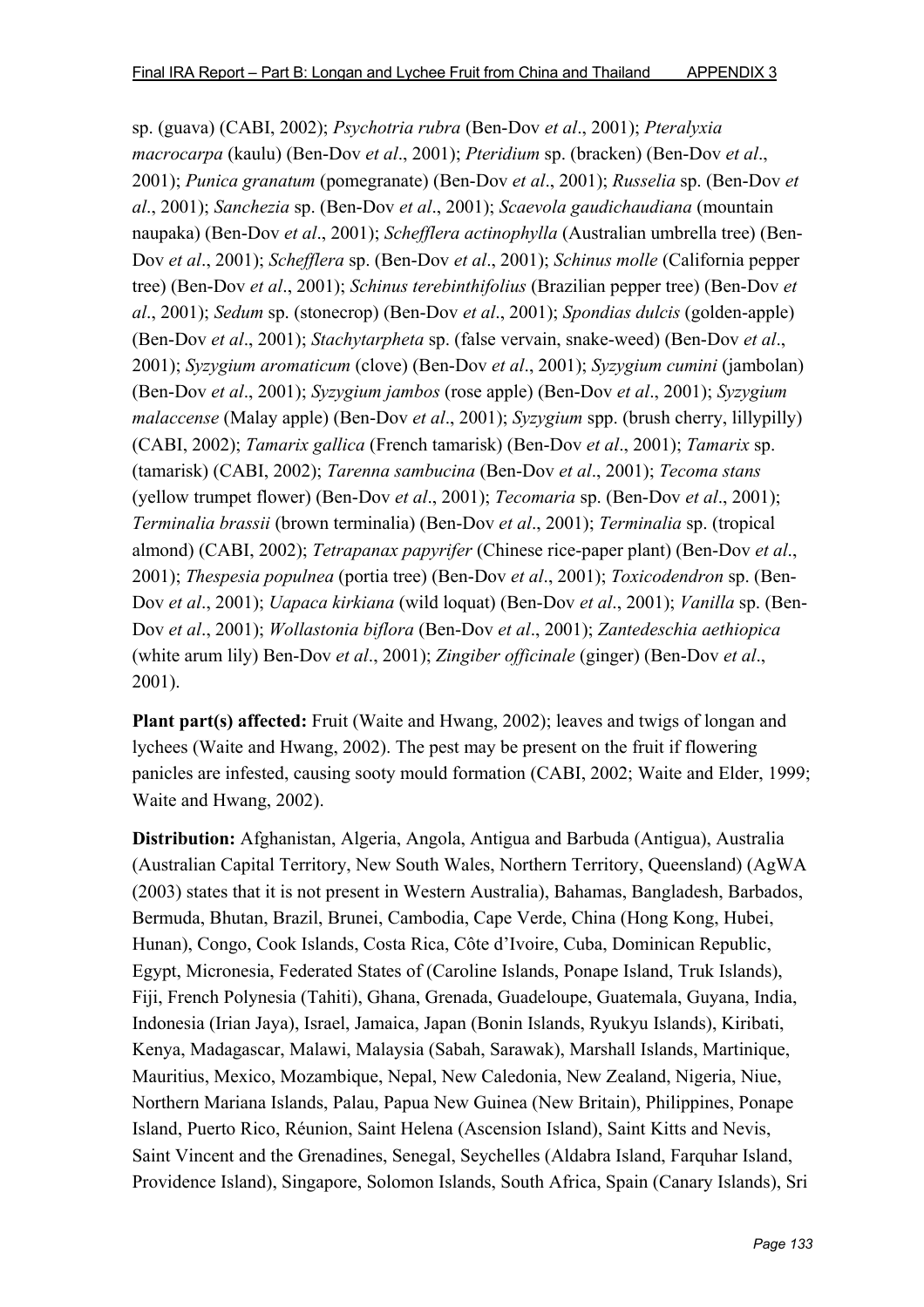sp. (guava) (CABI, 2002); *Psychotria rubra* (Ben-Dov *et al*., 2001); *Pteralyxia macrocarpa* (kaulu) (Ben-Dov *et al*., 2001); *Pteridium* sp. (bracken) (Ben-Dov *et al*., 2001); *Punica granatum* (pomegranate) (Ben-Dov *et al*., 2001); *Russelia* sp. (Ben-Dov *et al*., 2001); *Sanchezia* sp. (Ben-Dov *et al*., 2001); *Scaevola gaudichaudiana* (mountain naupaka) (Ben-Dov *et al*., 2001); *Schefflera actinophylla* (Australian umbrella tree) (Ben-Dov *et al*., 2001); *Schefflera* sp. (Ben-Dov *et al*., 2001); *Schinus molle* (California pepper tree) (Ben-Dov *et al*., 2001); *Schinus terebinthifolius* (Brazilian pepper tree) (Ben-Dov *et al*., 2001); *Sedum* sp. (stonecrop) (Ben-Dov *et al*., 2001); *Spondias dulcis* (golden-apple) (Ben-Dov *et al*., 2001); *Stachytarpheta* sp. (false vervain, snake-weed) (Ben-Dov *et al*., 2001); *Syzygium aromaticum* (clove) (Ben-Dov *et al*., 2001); *Syzygium cumini* (jambolan) (Ben-Dov *et al*., 2001); *Syzygium jambos* (rose apple) (Ben-Dov *et al*., 2001); *Syzygium malaccense* (Malay apple) (Ben-Dov *et al*., 2001); *Syzygium* spp. (brush cherry, lillypilly) (CABI, 2002); *Tamarix gallica* (French tamarisk) (Ben-Dov *et al*., 2001); *Tamarix* sp. (tamarisk) (CABI, 2002); *Tarenna sambucina* (Ben-Dov *et al*., 2001); *Tecoma stans* (yellow trumpet flower) (Ben-Dov *et al*., 2001); *Tecomaria* sp. (Ben-Dov *et al*., 2001); *Terminalia brassii* (brown terminalia) (Ben-Dov *et al*., 2001); *Terminalia* sp. (tropical almond) (CABI, 2002); *Tetrapanax papyrifer* (Chinese rice-paper plant) (Ben-Dov *et al*., 2001); *Thespesia populnea* (portia tree) (Ben-Dov *et al*., 2001); *Toxicodendron* sp. (Ben-Dov *et al*., 2001); *Uapaca kirkiana* (wild loquat) (Ben-Dov *et al*., 2001); *Vanilla* sp. (Ben-Dov *et al*., 2001); *Wollastonia biflora* (Ben-Dov *et al*., 2001); *Zantedeschia aethiopica* (white arum lily) Ben-Dov *et al*., 2001); *Zingiber officinale* (ginger) (Ben-Dov *et al*., 2001).

**Plant part(s) affected:** Fruit (Waite and Hwang, 2002); leaves and twigs of longan and lychees (Waite and Hwang, 2002). The pest may be present on the fruit if flowering panicles are infested, causing sooty mould formation (CABI, 2002; Waite and Elder, 1999; Waite and Hwang, 2002).

**Distribution:** Afghanistan, Algeria, Angola, Antigua and Barbuda (Antigua), Australia (Australian Capital Territory, New South Wales, Northern Territory, Queensland) (AgWA (2003) states that it is not present in Western Australia), Bahamas, Bangladesh, Barbados, Bermuda, Bhutan, Brazil, Brunei, Cambodia, Cape Verde, China (Hong Kong, Hubei, Hunan), Congo, Cook Islands, Costa Rica, Côte d'Ivoire, Cuba, Dominican Republic, Egypt, Micronesia, Federated States of (Caroline Islands, Ponape Island, Truk Islands), Fiji, French Polynesia (Tahiti), Ghana, Grenada, Guadeloupe, Guatemala, Guyana, India, Indonesia (Irian Jaya), Israel, Jamaica, Japan (Bonin Islands, Ryukyu Islands), Kiribati, Kenya, Madagascar, Malawi, Malaysia (Sabah, Sarawak), Marshall Islands, Martinique, Mauritius, Mexico, Mozambique, Nepal, New Caledonia, New Zealand, Nigeria, Niue, Northern Mariana Islands, Palau, Papua New Guinea (New Britain), Philippines, Ponape Island, Puerto Rico, Réunion, Saint Helena (Ascension Island), Saint Kitts and Nevis, Saint Vincent and the Grenadines, Senegal, Seychelles (Aldabra Island, Farquhar Island, Providence Island), Singapore, Solomon Islands, South Africa, Spain (Canary Islands), Sri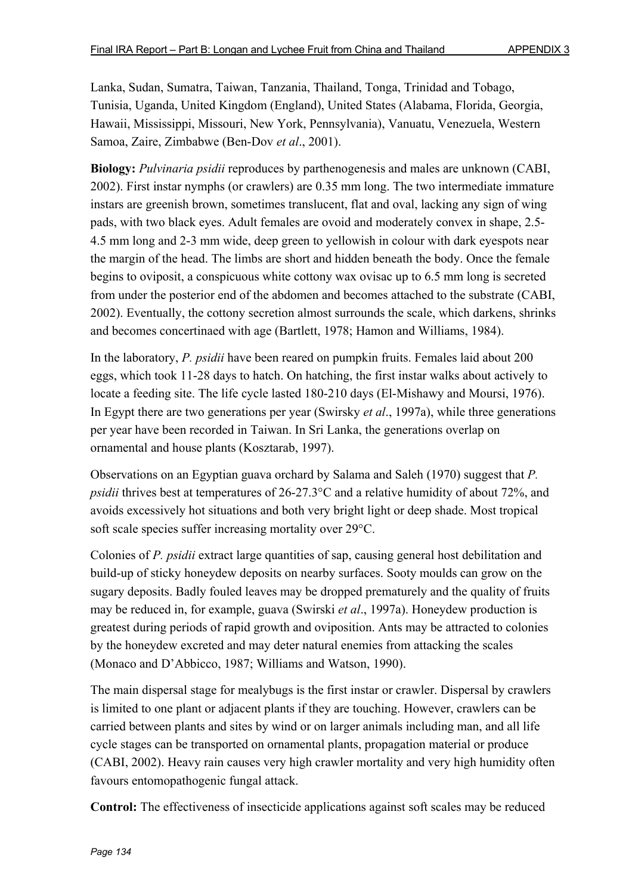Lanka, Sudan, Sumatra, Taiwan, Tanzania, Thailand, Tonga, Trinidad and Tobago, Tunisia, Uganda, United Kingdom (England), United States (Alabama, Florida, Georgia, Hawaii, Mississippi, Missouri, New York, Pennsylvania), Vanuatu, Venezuela, Western Samoa, Zaire, Zimbabwe (Ben-Dov *et al*., 2001).

**Biology:** *Pulvinaria psidii* reproduces by parthenogenesis and males are unknown (CABI, 2002). First instar nymphs (or crawlers) are 0.35 mm long. The two intermediate immature instars are greenish brown, sometimes translucent, flat and oval, lacking any sign of wing pads, with two black eyes. Adult females are ovoid and moderately convex in shape, 2.5-4.5 mm long and 2-3 mm wide, deep green to yellowish in colour with dark eyespots near the margin of the head. The limbs are short and hidden beneath the body. Once the female begins to oviposit, a conspicuous white cottony wax ovisac up to 6.5 mm long is secreted from under the posterior end of the abdomen and becomes attached to the substrate (CABI, 2002). Eventually, the cottony secretion almost surrounds the scale, which darkens, shrinks and becomes concertinaed with age (Bartlett, 1978; Hamon and Williams, 1984).

In the laboratory, *P. psidii* have been reared on pumpkin fruits. Females laid about 200 eggs, which took 11-28 days to hatch. On hatching, the first instar walks about actively to locate a feeding site. The life cycle lasted 180-210 days (El-Mishawy and Moursi, 1976). In Egypt there are two generations per year (Swirsky *et al*., 1997a), while three generations per year have been recorded in Taiwan. In Sri Lanka, the generations overlap on ornamental and house plants (Kosztarab, 1997).

Observations on an Egyptian guava orchard by Salama and Saleh (1970) suggest that *P. psidii* thrives best at temperatures of 26-27.3°C and a relative humidity of about 72%, and avoids excessively hot situations and both very bright light or deep shade. Most tropical soft scale species suffer increasing mortality over 29°C.

Colonies of *P. psidii* extract large quantities of sap, causing general host debilitation and build-up of sticky honeydew deposits on nearby surfaces. Sooty moulds can grow on the sugary deposits. Badly fouled leaves may be dropped prematurely and the quality of fruits may be reduced in, for example, guava (Swirski *et al*., 1997a). Honeydew production is greatest during periods of rapid growth and oviposition. Ants may be attracted to colonies by the honeydew excreted and may deter natural enemies from attacking the scales (Monaco and D'Abbicco, 1987; Williams and Watson, 1990).

The main dispersal stage for mealybugs is the first instar or crawler. Dispersal by crawlers is limited to one plant or adjacent plants if they are touching. However, crawlers can be carried between plants and sites by wind or on larger animals including man, and all life cycle stages can be transported on ornamental plants, propagation material or produce (CABI, 2002). Heavy rain causes very high crawler mortality and very high humidity often favours entomopathogenic fungal attack.

**Control:** The effectiveness of insecticide applications against soft scales may be reduced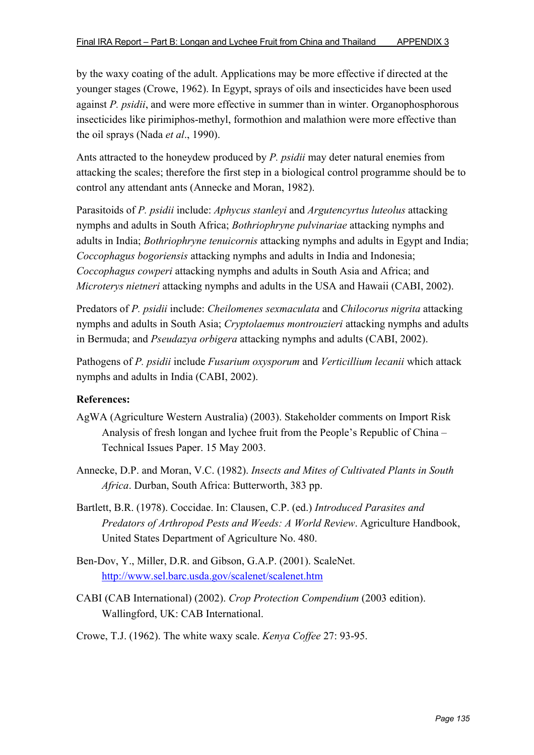by the waxy coating of the adult. Applications may be more effective if directed at the younger stages (Crowe, 1962). In Egypt, sprays of oils and insecticides have been used against *P. psidii*, and were more effective in summer than in winter. Organophosphorous insecticides like pirimiphos-methyl, formothion and malathion were more effective than the oil sprays (Nada *et al*., 1990).

Ants attracted to the honeydew produced by *P. psidii* may deter natural enemies from attacking the scales; therefore the first step in a biological control programme should be to control any attendant ants (Annecke and Moran, 1982).

Parasitoids of *P. psidii* include: *Aphycus stanleyi* and *Argutencyrtus luteolus* attacking nymphs and adults in South Africa; *Bothriophryne pulvinariae* attacking nymphs and adults in India; *Bothriophryne tenuicornis* attacking nymphs and adults in Egypt and India; *Coccophagus bogoriensis* attacking nymphs and adults in India and Indonesia; *Coccophagus cowperi* attacking nymphs and adults in South Asia and Africa; and *Microterys nietneri* attacking nymphs and adults in the USA and Hawaii (CABI, 2002).

Predators of *P. psidii* include: *Cheilomenes sexmaculata* and *Chilocorus nigrita* attacking nymphs and adults in South Asia; *Cryptolaemus montrouzieri* attacking nymphs and adults in Bermuda; and *Pseudazya orbigera* attacking nymphs and adults (CABI, 2002).

Pathogens of *P. psidii* include *Fusarium oxysporum* and *Verticillium lecanii* which attack nymphs and adults in India (CABI, 2002).

**References:**

AgWA (Agriculture Western Australia) (2003). Stakeholder comments on Import Risk Analysis of fresh longan and lychee fruit from the People's Republic of China – Technical Issues Paper. 15 May 2003.

Annecke, D.P. and Moran, V.C. (1982). *Insects and Mites of Cultivated Plants in South Africa*. Durban, South Africa: Butterworth, 383 pp.

Bartlett, B.R. (1978). Coccidae. In: Clausen, C.P. (ed.) *Introduced Parasites and Predators of Arthropod Pests and Weeds: A World Review*. Agriculture Handbook, United States Department of Agriculture No. 480.

Ben-Dov, Y., Miller, D.R. and Gibson, G.A.P. (2001). ScaleNet. http://www.sel.barc.usda.gov/scalenet/scalenet.htm

CABI (CAB International) (2002). *Crop Protection Compendium* (2003 edition). Wallingford, UK: CAB International.

Crowe, T.J. (1962). The white waxy scale. *Kenya Coffee* 27: 93-95.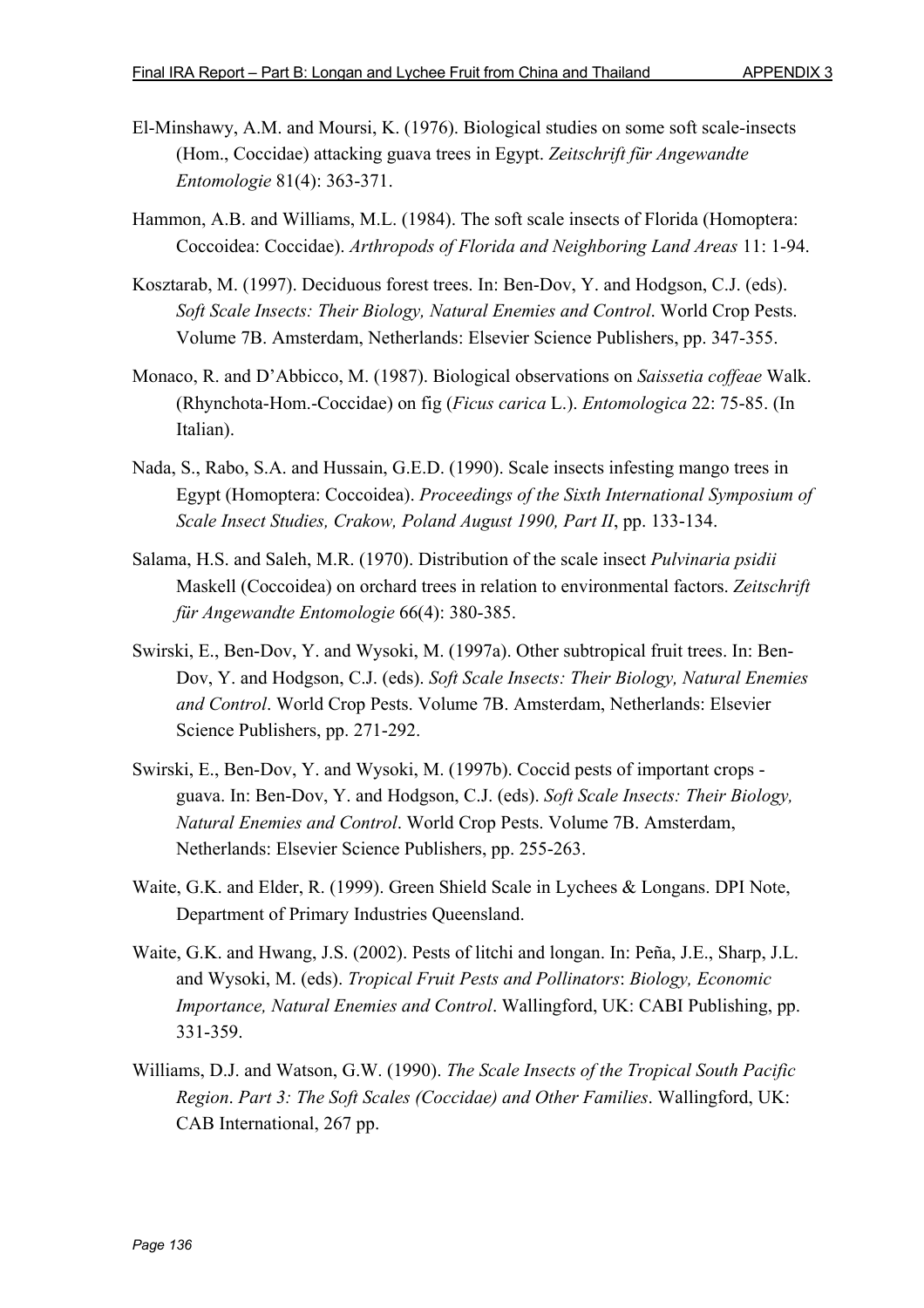El-Minshawy, A.M. and Moursi, K. (1976). Biological studies on some soft scale-insects (Hom., Coccidae) attacking guava trees in Egypt. *Zeitschrift für Angewandte Entomologie* 81(4): 363-371.

Hammon, A.B. and Williams, M.L. (1984). The soft scale insects of Florida (Homoptera: Coccoidea: Coccidae). *Arthropods of Florida and Neighboring Land Areas* 11: 1-94.

Kosztarab, M. (1997). Deciduous forest trees. In: Ben-Dov, Y. and Hodgson, C.J. (eds). *Soft Scale Insects: Their Biology, Natural Enemies and Control*. World Crop Pests. Volume 7B. Amsterdam, Netherlands: Elsevier Science Publishers, pp. 347-355.

Monaco, R. and D'Abbicco, M. (1987). Biological observations on *Saissetia coffeae* Walk. (Rhynchota-Hom.-Coccidae) on fig (*Ficus carica* L.). *Entomologica* 22: 75-85. (In Italian).

Nada, S., Rabo, S.A. and Hussain, G.E.D. (1990). Scale insects infesting mango trees in Egypt (Homoptera: Coccoidea). *Proceedings of the Sixth International Symposium of Scale Insect Studies, Crakow, Poland August 1990, Part II*, pp. 133-134.

Salama, H.S. and Saleh, M.R. (1970). Distribution of the scale insect *Pulvinaria psidii* Maskell (Coccoidea) on orchard trees in relation to environmental factors. *Zeitschrift für Angewandte Entomologie* 66(4): 380-385.

Swirski, E., Ben-Dov, Y. and Wysoki, M. (1997a). Other subtropical fruit trees. In: Ben-Dov, Y. and Hodgson, C.J. (eds). *Soft Scale Insects: Their Biology, Natural Enemies and Control*. World Crop Pests. Volume 7B. Amsterdam, Netherlands: Elsevier Science Publishers, pp. 271-292.

Swirski, E., Ben-Dov, Y. and Wysoki, M. (1997b). Coccid pests of important crops - guava. In: Ben-Dov, Y. and Hodgson, C.J. (eds). *Soft Scale Insects: Their Biology, Natural Enemies and Control*. World Crop Pests. Volume 7B. Amsterdam, Netherlands: Elsevier Science Publishers, pp. 255-263.

Waite, G.K. and Elder, R. (1999). Green Shield Scale in Lychees & Longans. DPI Note, Department of Primary Industries Queensland.

Waite, G.K. and Hwang, J.S. (2002). Pests of litchi and longan. In: Peña, J.E., Sharp, J.L. and Wysoki, M. (eds). *Tropical Fruit Pests and Pollinators*: *Biology, Economic Importance, Natural Enemies and Control*. Wallingford, UK: CABI Publishing, pp. 331-359.

Williams, D.J. and Watson, G.W. (1990). *The Scale Insects of the Tropical South Pacific Region*. *Part 3: The Soft Scales (Coccidae) and Other Families*. Wallingford, UK: CAB International, 267 pp.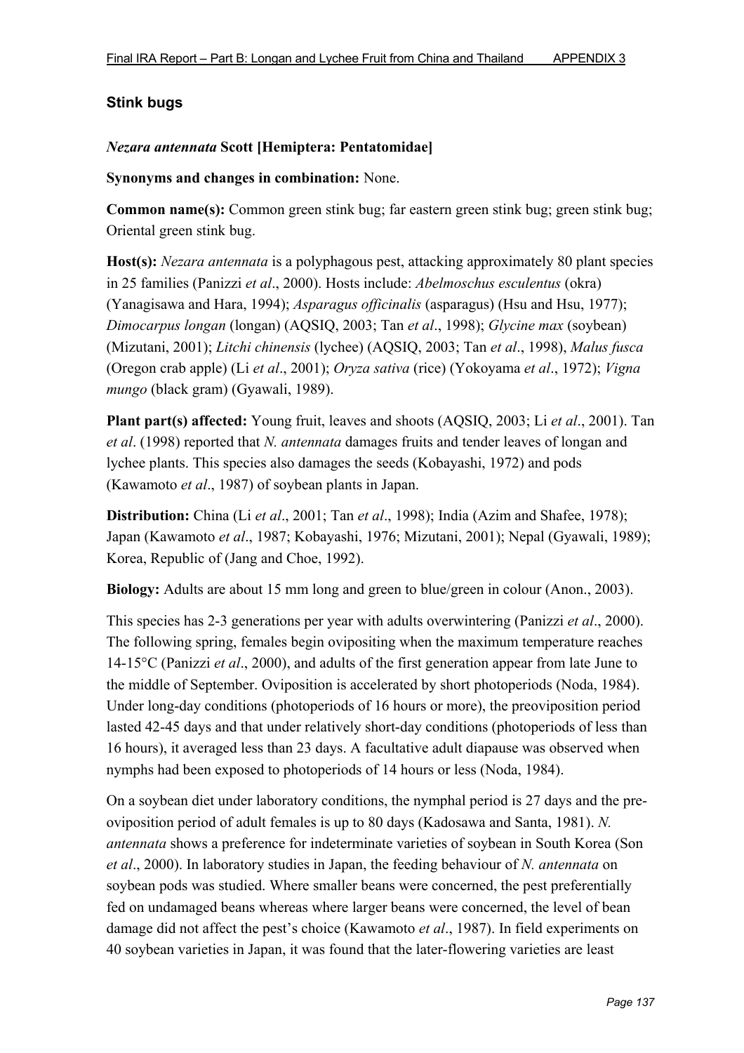## Stink bugs

### *Nezara antennata* Scott [Hemiptera: Pentatomidae]

**Synonyms and changes in combination:** None.

**Common name(s):** Common green stink bug; far eastern green stink bug; green stink bug; Oriental green stink bug.

**Host(s):** *Nezara antennata* is a polyphagous pest, attacking approximately 80 plant species in 25 families (Panizzi *et al*., 2000). Hosts include: *Abelmoschus esculentus* (okra) (Yanagisawa and Hara, 1994); *Asparagus officinalis* (asparagus) (Hsu and Hsu, 1977); *Dimocarpus longan* (longan) (AQSIQ, 2003; Tan *et al*., 1998); *Glycine max* (soybean) (Mizutani, 2001); *Litchi chinensis* (lychee) (AQSIQ, 2003; Tan *et al*., 1998), *Malus fusca* (Oregon crab apple) (Li *et al*., 2001); *Oryza sativa* (rice) (Yokoyama *et al*., 1972); *Vigna mungo* (black gram) (Gyawali, 1989).

**Plant part(s) affected:** Young fruit, leaves and shoots (AQSIQ, 2003; Li *et al*., 2001). Tan *et al*. (1998) reported that *N. antennata* damages fruits and tender leaves of longan and lychee plants. This species also damages the seeds (Kobayashi, 1972) and pods (Kawamoto *et al*., 1987) of soybean plants in Japan.

**Distribution:** China (Li *et al*., 2001; Tan *et al*., 1998); India (Azim and Shafee, 1978); Japan (Kawamoto *et al*., 1987; Kobayashi, 1976; Mizutani, 2001); Nepal (Gyawali, 1989); Korea, Republic of (Jang and Choe, 1992).

**Biology:** Adults are about 15 mm long and green to blue/green in colour (Anon., 2003).

This species has 2-3 generations per year with adults overwintering (Panizzi *et al*., 2000). The following spring, females begin ovipositing when the maximum temperature reaches 14-15°C (Panizzi *et al*., 2000), and adults of the first generation appear from late June to the middle of September. Oviposition is accelerated by short photoperiods (Noda, 1984). Under long-day conditions (photoperiods of 16 hours or more), the preoviposition period lasted 42-45 days and that under relatively short-day conditions (photoperiods of less than 16 hours), it averaged less than 23 days. A facultative adult diapause was observed when nymphs had been exposed to photoperiods of 14 hours or less (Noda, 1984).

On a soybean diet under laboratory conditions, the nymphal period is 27 days and the pre-oviposition period of adult females is up to 80 days (Kadosawa and Santa, 1981). *N. antennata* shows a preference for indeterminate varieties of soybean in South Korea (Son *et al*., 2000). In laboratory studies in Japan, the feeding behaviour of *N. antennata* on soybean pods was studied. Where smaller beans were concerned, the pest preferentially fed on undamaged beans whereas where larger beans were concerned, the level of bean damage did not affect the pest's choice (Kawamoto *et al*., 1987). In field experiments on 40 soybean varieties in Japan, it was found that the later-flowering varieties are least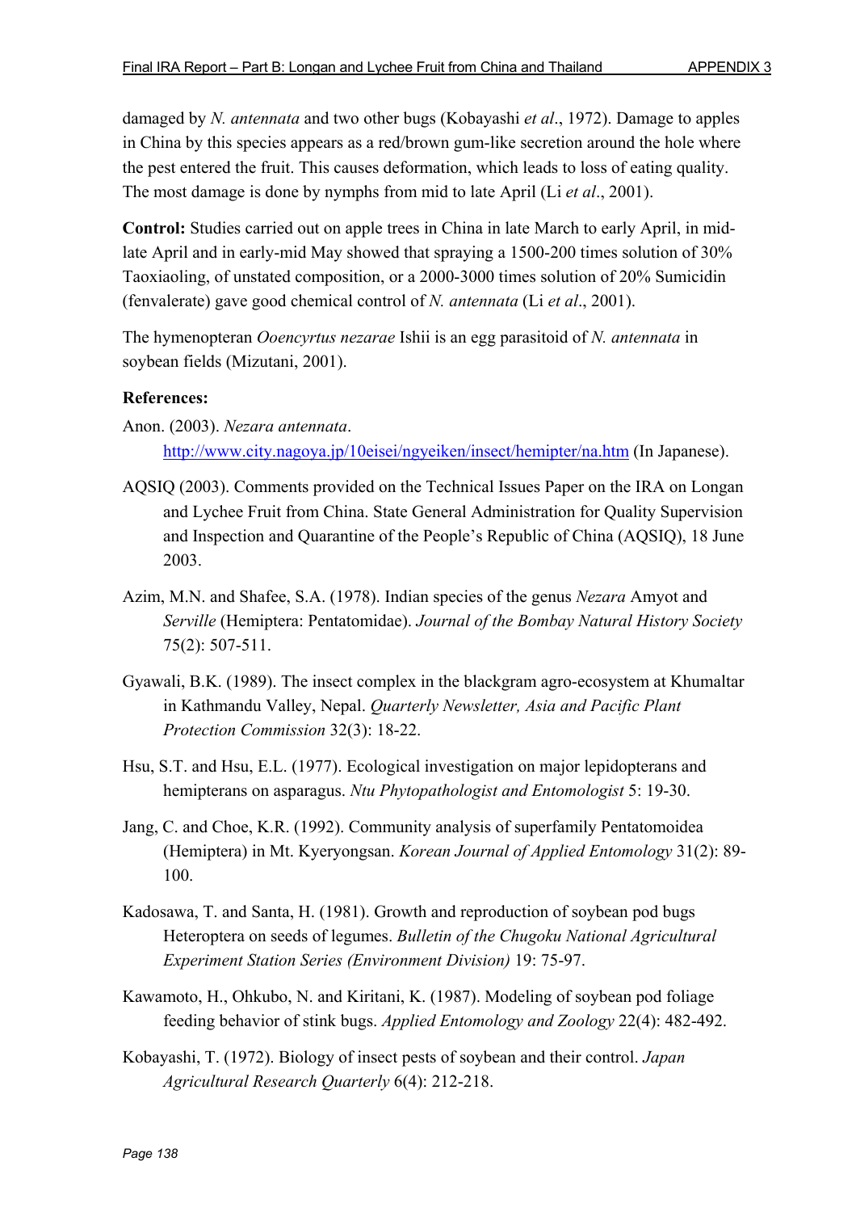damaged by *N. antennata* and two other bugs (Kobayashi *et al*., 1972). Damage to apples in China by this species appears as a red/brown gum-like secretion around the hole where the pest entered the fruit. This causes deformation, which leads to loss of eating quality. The most damage is done by nymphs from mid to late April (Li *et al*., 2001).

**Control:** Studies carried out on apple trees in China in late March to early April, in mid-late April and in early-mid May showed that spraying a 1500-200 times solution of 30% Taoxiaoling, of unstated composition, or a 2000-3000 times solution of 20% Sumicidin (fenvalerate) gave good chemical control of *N. antennata* (Li *et al*., 2001).

The hymenopteran *Ooencyrtus nezarae* Ishii is an egg parasitoid of *N. antennata* in soybean fields (Mizutani, 2001).

**References:**

Anon. (2003). *Nezara antennata*. http://www.city.nagoya.jp/10eisei/ngyeiken/insect/hemipter/na.htm (In Japanese).

AQSIQ (2003). Comments provided on the Technical Issues Paper on the IRA on Longan and Lychee Fruit from China. State General Administration for Quality Supervision and Inspection and Quarantine of the People's Republic of China (AQSIQ), 18 June 2003.

Azim, M.N. and Shafee, S.A. (1978). Indian species of the genus *Nezara* Amyot and *Serville* (Hemiptera: Pentatomidae). *Journal of the Bombay Natural History Society* 75(2): 507-511.

Gyawali, B.K. (1989). The insect complex in the blackgram agro-ecosystem at Khumaltar in Kathmandu Valley, Nepal. *Quarterly Newsletter, Asia and Pacific Plant Protection Commission* 32(3): 18-22.

Hsu, S.T. and Hsu, E.L. (1977). Ecological investigation on major lepidopterans and hemipterans on asparagus. *Ntu Phytopathologist and Entomologist* 5: 19-30.

Jang, C. and Choe, K.R. (1992). Community analysis of superfamily Pentatomoidea (Hemiptera) in Mt. Kyeryongsan. *Korean Journal of Applied Entomology* 31(2): 89-100.

Kadosawa, T. and Santa, H. (1981). Growth and reproduction of soybean pod bugs Heteroptera on seeds of legumes. *Bulletin of the Chugoku National Agricultural Experiment Station Series (Environment Division)* 19: 75-97.

Kawamoto, H., Ohkubo, N. and Kiritani, K. (1987). Modeling of soybean pod foliage feeding behavior of stink bugs. *Applied Entomology and Zoology* 22(4): 482-492.

Kobayashi, T. (1972). Biology of insect pests of soybean and their control. *Japan Agricultural Research Quarterly* 6(4): 212-218.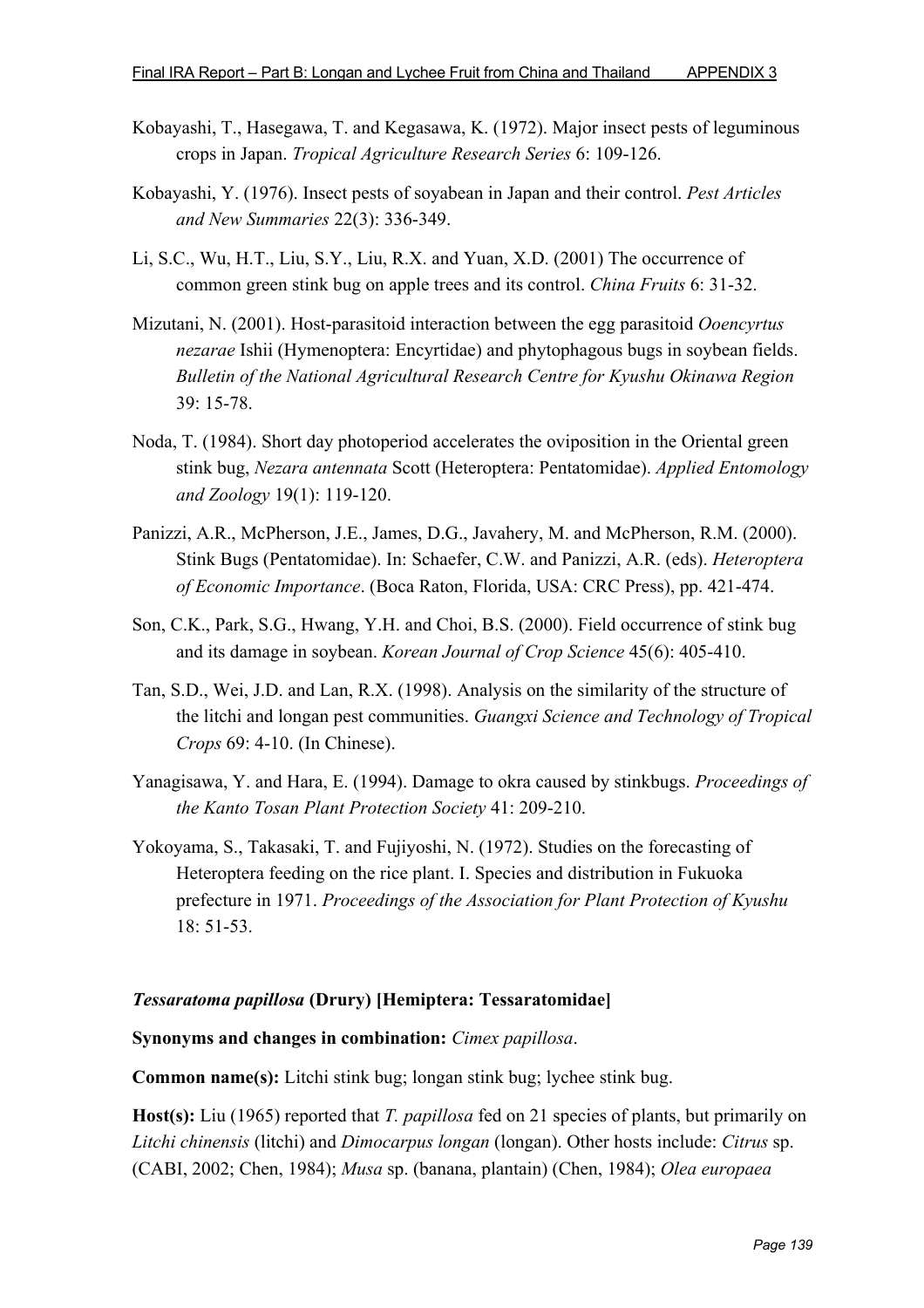Kobayashi, T., Hasegawa, T. and Kegasawa, K. (1972). Major insect pests of leguminous crops in Japan. *Tropical Agriculture Research Series* 6: 109-126.

Kobayashi, Y. (1976). Insect pests of soyabean in Japan and their control. *Pest Articles and New Summaries* 22(3): 336-349.

Li, S.C., Wu, H.T., Liu, S.Y., Liu, R.X. and Yuan, X.D. (2001) The occurrence of common green stink bug on apple trees and its control. *China Fruits* 6: 31-32.

Mizutani, N. (2001). Host-parasitoid interaction between the egg parasitoid *Ooencyrtus nezarae* Ishii (Hymenoptera: Encyrtidae) and phytophagous bugs in soybean fields. *Bulletin of the National Agricultural Research Centre for Kyushu Okinawa Region* 39: 15-78.

Noda, T. (1984). Short day photoperiod accelerates the oviposition in the Oriental green stink bug, *Nezara antennata* Scott (Heteroptera: Pentatomidae). *Applied Entomology and Zoology* 19(1): 119-120.

Panizzi, A.R., McPherson, J.E., James, D.G., Javahery, M. and McPherson, R.M. (2000). Stink Bugs (Pentatomidae). In: Schaefer, C.W. and Panizzi, A.R. (eds). *Heteroptera of Economic Importance*. (Boca Raton, Florida, USA: CRC Press), pp. 421-474.

Son, C.K., Park, S.G., Hwang, Y.H. and Choi, B.S. (2000). Field occurrence of stink bug and its damage in soybean. *Korean Journal of Crop Science* 45(6): 405-410.

Tan, S.D., Wei, J.D. and Lan, R.X. (1998). Analysis on the similarity of the structure of the litchi and longan pest communities. *Guangxi Science and Technology of Tropical Crops* 69: 4-10. (In Chinese).

Yanagisawa, Y. and Hara, E. (1994). Damage to okra caused by stinkbugs. *Proceedings of the Kanto Tosan Plant Protection Society* 41: 209-210.

Yokoyama, S., Takasaki, T. and Fujiyoshi, N. (1972). Studies on the forecasting of Heteroptera feeding on the rice plant. I. Species and distribution in Fukuoka prefecture in 1971. *Proceedings of the Association for Plant Protection of Kyushu* 18: 51-53.

### *Tessaratoma papillosa* (Drury) [Hemiptera: Tessaratomidae]

**Synonyms and changes in combination:** *Cimex papillosa*.

**Common name(s):** Litchi stink bug; longan stink bug; lychee stink bug.

**Host(s):** Liu (1965) reported that *T. papillosa* fed on 21 species of plants, but primarily on *Litchi chinensis* (litchi) and *Dimocarpus longan* (longan). Other hosts include: *Citrus* sp. (CABI, 2002; Chen, 1984); *Musa* sp. (banana, plantain) (Chen, 1984); *Olea europaea*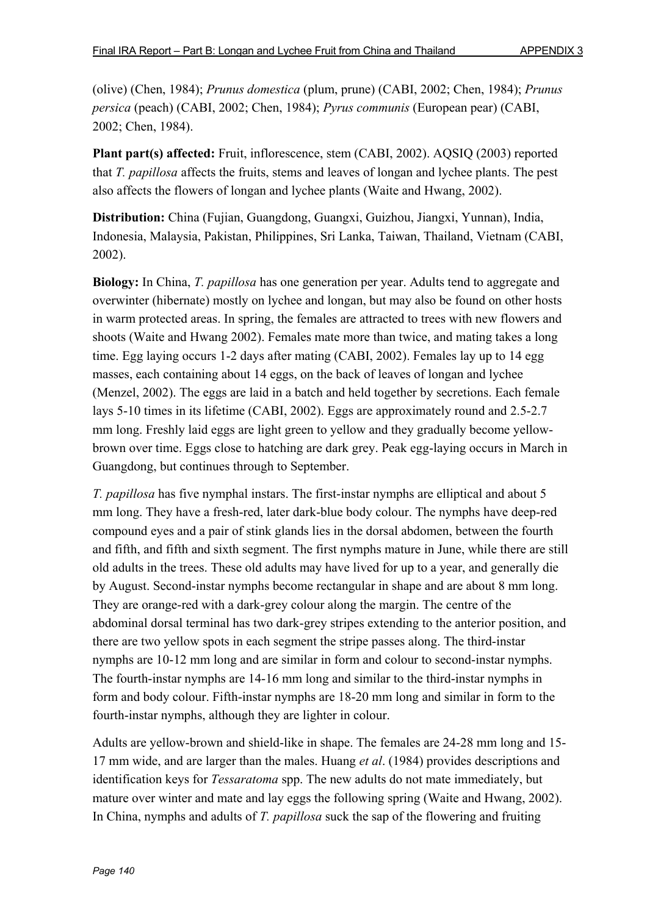(olive) (Chen, 1984); *Prunus domestica* (plum, prune) (CABI, 2002; Chen, 1984); *Prunus persica* (peach) (CABI, 2002; Chen, 1984); *Pyrus communis* (European pear) (CABI, 2002; Chen, 1984).

**Plant part(s) affected:** Fruit, inflorescence, stem (CABI, 2002). AQSIQ (2003) reported that *T. papillosa* affects the fruits, stems and leaves of longan and lychee plants. The pest also affects the flowers of longan and lychee plants (Waite and Hwang, 2002).

**Distribution:** China (Fujian, Guangdong, Guangxi, Guizhou, Jiangxi, Yunnan), India, Indonesia, Malaysia, Pakistan, Philippines, Sri Lanka, Taiwan, Thailand, Vietnam (CABI, 2002).

**Biology:** In China, *T. papillosa* has one generation per year. Adults tend to aggregate and overwinter (hibernate) mostly on lychee and longan, but may also be found on other hosts in warm protected areas. In spring, the females are attracted to trees with new flowers and shoots (Waite and Hwang 2002). Females mate more than twice, and mating takes a long time. Egg laying occurs 1-2 days after mating (CABI, 2002). Females lay up to 14 egg masses, each containing about 14 eggs, on the back of leaves of longan and lychee (Menzel, 2002). The eggs are laid in a batch and held together by secretions. Each female lays 5-10 times in its lifetime (CABI, 2002). Eggs are approximately round and 2.5-2.7 mm long. Freshly laid eggs are light green to yellow and they gradually become yellow-brown over time. Eggs close to hatching are dark grey. Peak egg-laying occurs in March in Guangdong, but continues through to September.

*T. papillosa* has five nymphal instars. The first-instar nymphs are elliptical and about 5 mm long. They have a fresh-red, later dark-blue body colour. The nymphs have deep-red compound eyes and a pair of stink glands lies in the dorsal abdomen, between the fourth and fifth, and fifth and sixth segment. The first nymphs mature in June, while there are still old adults in the trees. These old adults may have lived for up to a year, and generally die by August. Second-instar nymphs become rectangular in shape and are about 8 mm long. They are orange-red with a dark-grey colour along the margin. The centre of the abdominal dorsal terminal has two dark-grey stripes extending to the anterior position, and there are two yellow spots in each segment the stripe passes along. The third-instar nymphs are 10-12 mm long and are similar in form and colour to second-instar nymphs. The fourth-instar nymphs are 14-16 mm long and similar to the third-instar nymphs in form and body colour. Fifth-instar nymphs are 18-20 mm long and similar in form to the fourth-instar nymphs, although they are lighter in colour.

Adults are yellow-brown and shield-like in shape. The females are 24-28 mm long and 15-17 mm wide, and are larger than the males. Huang *et al*. (1984) provides descriptions and identification keys for *Tessaratoma* spp. The new adults do not mate immediately, but mature over winter and mate and lay eggs the following spring (Waite and Hwang, 2002). In China, nymphs and adults of *T. papillosa* suck the sap of the flowering and fruiting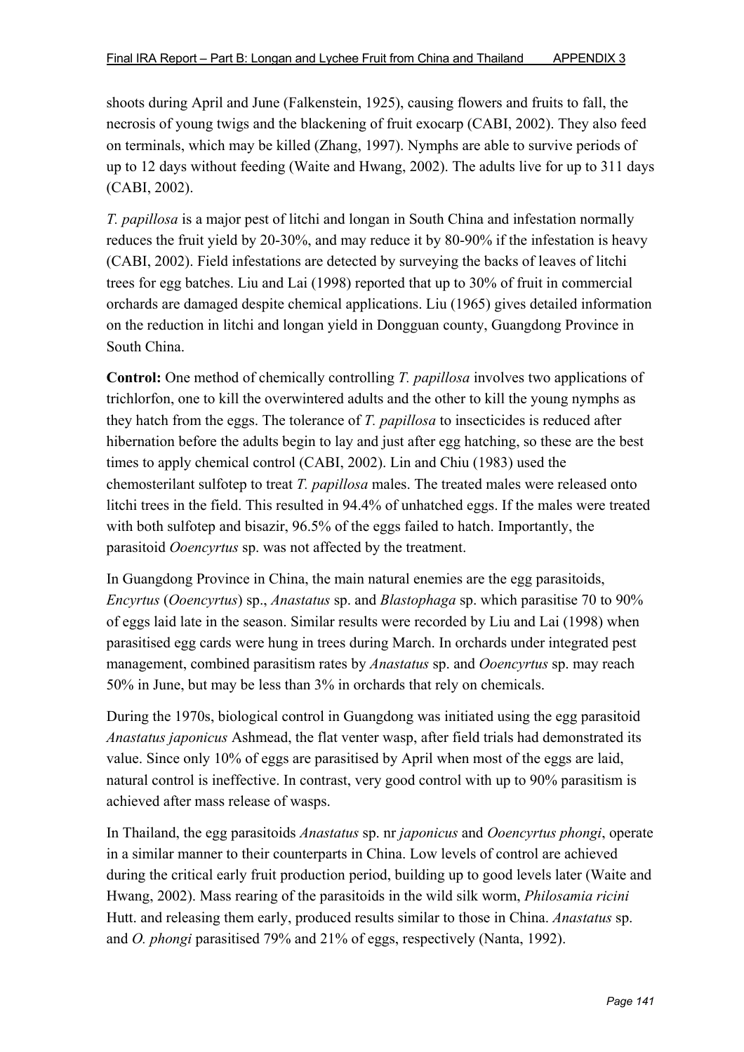shoots during April and June (Falkenstein, 1925), causing flowers and fruits to fall, the necrosis of young twigs and the blackening of fruit exocarp (CABI, 2002). They also feed on terminals, which may be killed (Zhang, 1997). Nymphs are able to survive periods of up to 12 days without feeding (Waite and Hwang, 2002). The adults live for up to 311 days (CABI, 2002).

*T. papillosa* is a major pest of litchi and longan in South China and infestation normally reduces the fruit yield by 20-30%, and may reduce it by 80-90% if the infestation is heavy (CABI, 2002). Field infestations are detected by surveying the backs of leaves of litchi trees for egg batches. Liu and Lai (1998) reported that up to 30% of fruit in commercial orchards are damaged despite chemical applications. Liu (1965) gives detailed information on the reduction in litchi and longan yield in Dongguan county, Guangdong Province in South China.

**Control:** One method of chemically controlling *T. papillosa* involves two applications of trichlorfon, one to kill the overwintered adults and the other to kill the young nymphs as they hatch from the eggs. The tolerance of *T. papillosa* to insecticides is reduced after hibernation before the adults begin to lay and just after egg hatching, so these are the best times to apply chemical control (CABI, 2002). Lin and Chiu (1983) used the chemosterilant sulfotep to treat *T. papillosa* males. The treated males were released onto litchi trees in the field. This resulted in 94.4% of unhatched eggs. If the males were treated with both sulfotep and bisazir, 96.5% of the eggs failed to hatch. Importantly, the parasitoid *Ooencyrtus* sp. was not affected by the treatment.

In Guangdong Province in China, the main natural enemies are the egg parasitoids, *Encyrtus* (*Ooencyrtus*) sp., *Anastatus* sp. and *Blastophaga* sp. which parasitise 70 to 90% of eggs laid late in the season. Similar results were recorded by Liu and Lai (1998) when parasitised egg cards were hung in trees during March. In orchards under integrated pest management, combined parasitism rates by *Anastatus* sp. and *Ooencyrtus* sp. may reach 50% in June, but may be less than 3% in orchards that rely on chemicals.

During the 1970s, biological control in Guangdong was initiated using the egg parasitoid *Anastatus japonicus* Ashmead, the flat venter wasp, after field trials had demonstrated its value. Since only 10% of eggs are parasitised by April when most of the eggs are laid, natural control is ineffective. In contrast, very good control with up to 90% parasitism is achieved after mass release of wasps.

In Thailand, the egg parasitoids *Anastatus* sp. nr *japonicus* and *Ooencyrtus phongi*, operate in a similar manner to their counterparts in China. Low levels of control are achieved during the critical early fruit production period, building up to good levels later (Waite and Hwang, 2002). Mass rearing of the parasitoids in the wild silk worm, *Philosamia ricini* Hutt. and releasing them early, produced results similar to those in China. *Anastatus* sp. and *O. phongi* parasitised 79% and 21% of eggs, respectively (Nanta, 1992).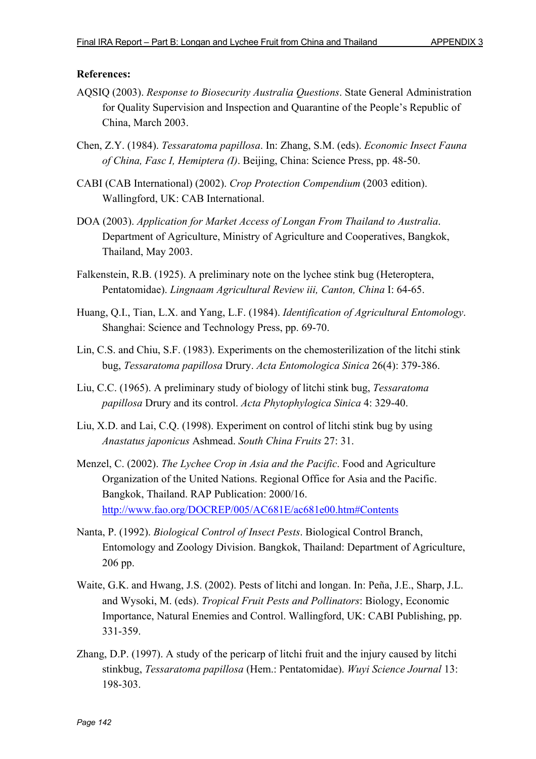**References:**

AQSIQ (2003). *Response to Biosecurity Australia Questions*. State General Administration for Quality Supervision and Inspection and Quarantine of the People's Republic of China, March 2003.

Chen, Z.Y. (1984). *Tessaratoma papillosa*. In: Zhang, S.M. (eds). *Economic Insect Fauna of China, Fasc I, Hemiptera (I)*. Beijing, China: Science Press, pp. 48-50.

CABI (CAB International) (2002). *Crop Protection Compendium* (2003 edition). Wallingford, UK: CAB International.

DOA (2003). *Application for Market Access of Longan From Thailand to Australia*. Department of Agriculture, Ministry of Agriculture and Cooperatives, Bangkok, Thailand, May 2003.

Falkenstein, R.B. (1925). A preliminary note on the lychee stink bug (Heteroptera, Pentatomidae). *Lingnaam Agricultural Review iii, Canton, China* I: 64-65.

Huang, Q.I., Tian, L.X. and Yang, L.F. (1984). *Identification of Agricultural Entomology*. Shanghai: Science and Technology Press, pp. 69-70.

Lin, C.S. and Chiu, S.F. (1983). Experiments on the chemosterilization of the litchi stink bug, *Tessaratoma papillosa* Drury. *Acta Entomologica Sinica* 26(4): 379-386.

Liu, C.C. (1965). A preliminary study of biology of litchi stink bug, *Tessaratoma papillosa* Drury and its control. *Acta Phytophylogica Sinica* 4: 329-40.

Liu, X.D. and Lai, C.Q. (1998). Experiment on control of litchi stink bug by using *Anastatus japonicus* Ashmead. *South China Fruits* 27: 31.

Menzel, C. (2002). *The Lychee Crop in Asia and the Pacific*. Food and Agriculture Organization of the United Nations. Regional Office for Asia and the Pacific. Bangkok, Thailand. RAP Publication: 2000/16. http://www.fao.org/DOCREP/005/AC681E/ac681e00.htm#Contents

Nanta, P. (1992). *Biological Control of Insect Pests*. Biological Control Branch, Entomology and Zoology Division. Bangkok, Thailand: Department of Agriculture, 206 pp.

Waite, G.K. and Hwang, J.S. (2002). Pests of litchi and longan. In: Peña, J.E., Sharp, J.L. and Wysoki, M. (eds). *Tropical Fruit Pests and Pollinators*: Biology, Economic Importance, Natural Enemies and Control. Wallingford, UK: CABI Publishing, pp. 331-359.

Zhang, D.P. (1997). A study of the pericarp of litchi fruit and the injury caused by litchi stinkbug, *Tessaratoma papillosa* (Hem.: Pentatomidae). *Wuyi Science Journal* 13: 198-303.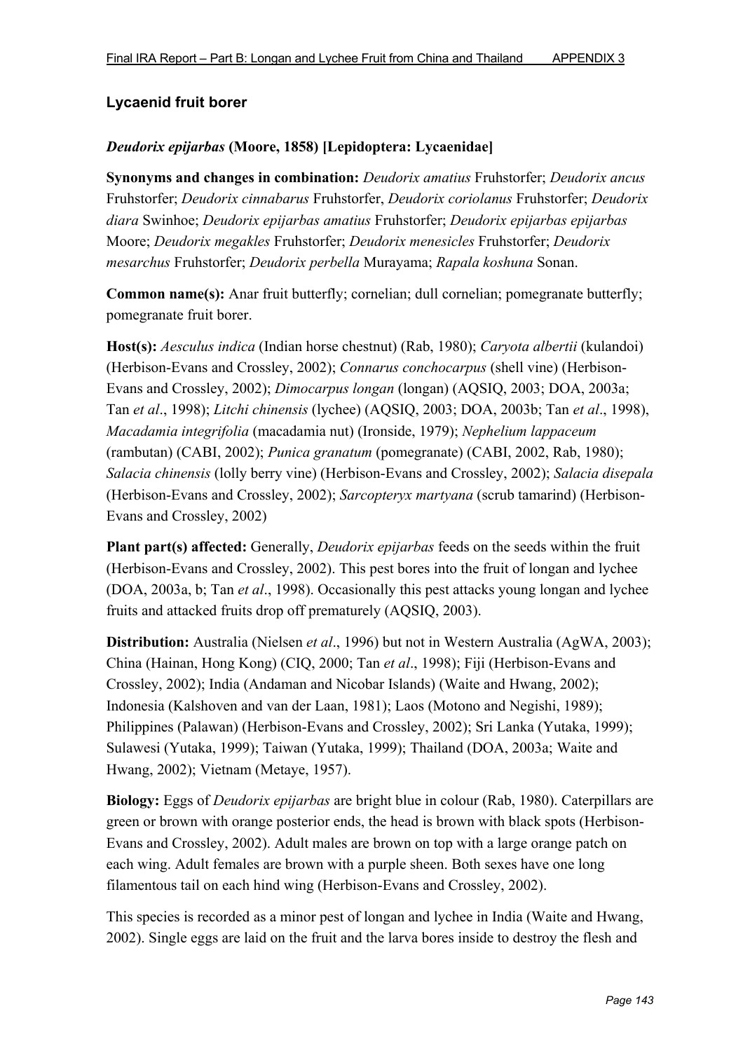## Lycaenid fruit borer

### *Deudorix epijarbas* (Moore, 1858) [Lepidoptera: Lycaenidae]

**Synonyms and changes in combination:** *Deudorix amatius* Fruhstorfer; *Deudorix ancus* Fruhstorfer; *Deudorix cinnabarus* Fruhstorfer, *Deudorix coriolanus* Fruhstorfer; *Deudorix diara* Swinhoe; *Deudorix epijarbas amatius* Fruhstorfer; *Deudorix epijarbas epijarbas* Moore; *Deudorix megakles* Fruhstorfer; *Deudorix menesicles* Fruhstorfer; *Deudorix mesarchus* Fruhstorfer; *Deudorix perbella* Murayama; *Rapala koshuna* Sonan.

**Common name(s):** Anar fruit butterfly; cornelian; dull cornelian; pomegranate butterfly; pomegranate fruit borer.

**Host(s):** *Aesculus indica* (Indian horse chestnut) (Rab, 1980); *Caryota albertii* (kulandoi) (Herbison-Evans and Crossley, 2002); *Connarus conchocarpus* (shell vine) (Herbison-Evans and Crossley, 2002); *Dimocarpus longan* (longan) (AQSIQ, 2003; DOA, 2003a; Tan *et al*., 1998); *Litchi chinensis* (lychee) (AQSIQ, 2003; DOA, 2003b; Tan *et al*., 1998), *Macadamia integrifolia* (macadamia nut) (Ironside, 1979); *Nephelium lappaceum* (rambutan) (CABI, 2002); *Punica granatum* (pomegranate) (CABI, 2002, Rab, 1980); *Salacia chinensis* (lolly berry vine) (Herbison-Evans and Crossley, 2002); *Salacia disepala* (Herbison-Evans and Crossley, 2002); *Sarcopteryx martyana* (scrub tamarind) (Herbison-Evans and Crossley, 2002)

**Plant part(s) affected:** Generally, *Deudorix epijarbas* feeds on the seeds within the fruit (Herbison-Evans and Crossley, 2002). This pest bores into the fruit of longan and lychee (DOA, 2003a, b; Tan *et al*., 1998). Occasionally this pest attacks young longan and lychee fruits and attacked fruits drop off prematurely (AQSIQ, 2003).

**Distribution:** Australia (Nielsen *et al*., 1996) but not in Western Australia (AgWA, 2003); China (Hainan, Hong Kong) (CIQ, 2000; Tan *et al*., 1998); Fiji (Herbison-Evans and Crossley, 2002); India (Andaman and Nicobar Islands) (Waite and Hwang, 2002); Indonesia (Kalshoven and van der Laan, 1981); Laos (Motono and Negishi, 1989); Philippines (Palawan) (Herbison-Evans and Crossley, 2002); Sri Lanka (Yutaka, 1999); Sulawesi (Yutaka, 1999); Taiwan (Yutaka, 1999); Thailand (DOA, 2003a; Waite and Hwang, 2002); Vietnam (Metaye, 1957).

**Biology:** Eggs of *Deudorix epijarbas* are bright blue in colour (Rab, 1980). Caterpillars are green or brown with orange posterior ends, the head is brown with black spots (Herbison-Evans and Crossley, 2002). Adult males are brown on top with a large orange patch on each wing. Adult females are brown with a purple sheen. Both sexes have one long filamentous tail on each hind wing (Herbison-Evans and Crossley, 2002).

This species is recorded as a minor pest of longan and lychee in India (Waite and Hwang, 2002). Single eggs are laid on the fruit and the larva bores inside to destroy the flesh and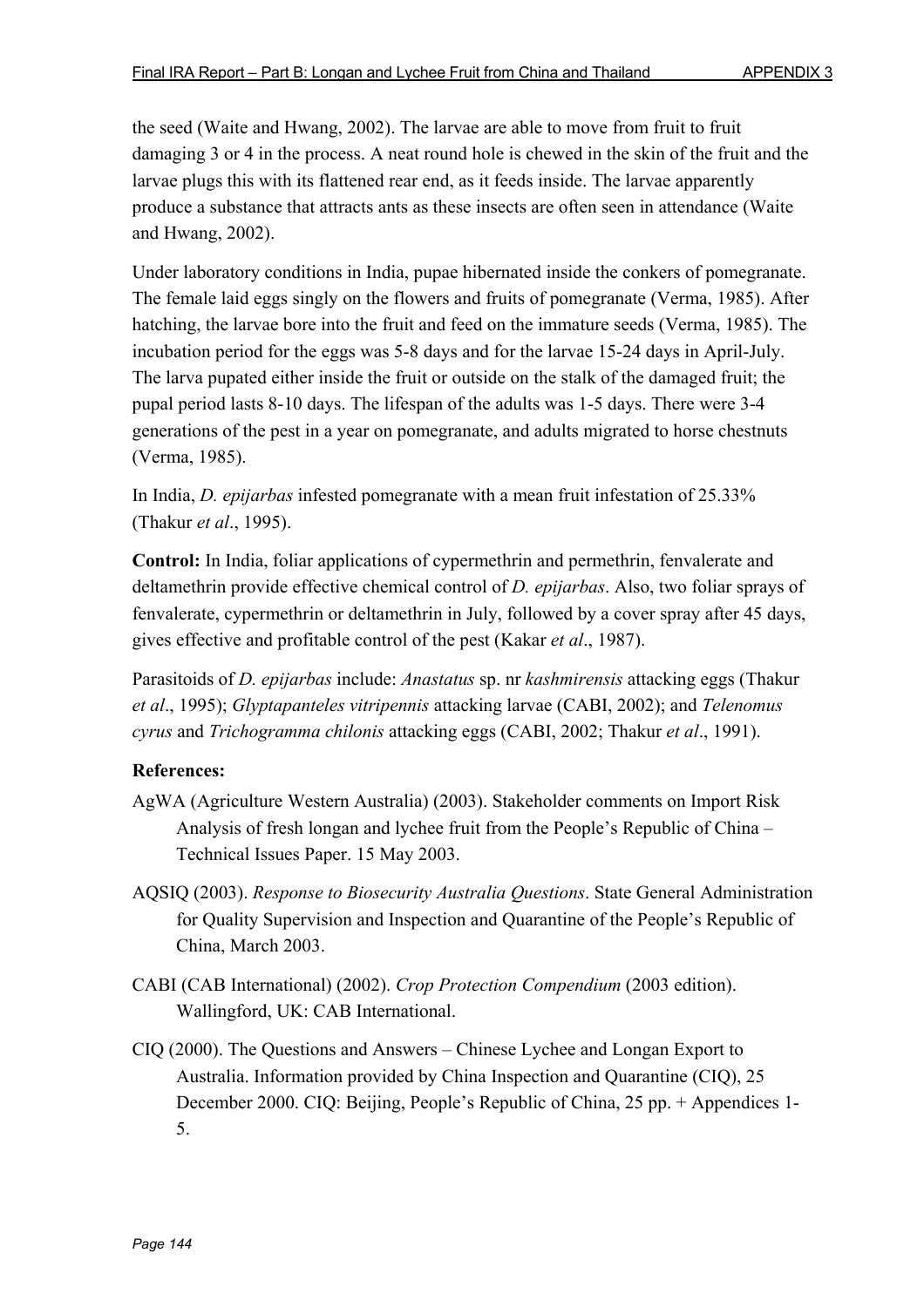the seed (Waite and Hwang, 2002). The larvae are able to move from fruit to fruit damaging 3 or 4 in the process. A neat round hole is chewed in the skin of the fruit and the larvae plugs this with its flattened rear end, as it feeds inside. The larvae apparently produce a substance that attracts ants as these insects are often seen in attendance (Waite and Hwang, 2002).

Under laboratory conditions in India, pupae hibernated inside the conkers of pomegranate. The female laid eggs singly on the flowers and fruits of pomegranate (Verma, 1985). After hatching, the larvae bore into the fruit and feed on the immature seeds (Verma, 1985). The incubation period for the eggs was 5-8 days and for the larvae 15-24 days in April-July. The larva pupated either inside the fruit or outside on the stalk of the damaged fruit; the pupal period lasts 8-10 days. The lifespan of the adults was 1-5 days. There were 3-4 generations of the pest in a year on pomegranate, and adults migrated to horse chestnuts (Verma, 1985).

In India, *D. epijarbas* infested pomegranate with a mean fruit infestation of 25.33% (Thakur *et al*., 1995).

**Control:** In India, foliar applications of cypermethrin and permethrin, fenvalerate and deltamethrin provide effective chemical control of *D. epijarbas*. Also, two foliar sprays of fenvalerate, cypermethrin or deltamethrin in July, followed by a cover spray after 45 days, gives effective and profitable control of the pest (Kakar *et al*., 1987).

Parasitoids of *D. epijarbas* include: *Anastatus* sp. nr *kashmirensis* attacking eggs (Thakur *et al*., 1995); *Glyptapanteles vitripennis* attacking larvae (CABI, 2002); and *Telenomus cyrus* and *Trichogramma chilonis* attacking eggs (CABI, 2002; Thakur *et al*., 1991).

**References:**

AgWA (Agriculture Western Australia) (2003). Stakeholder comments on Import Risk Analysis of fresh longan and lychee fruit from the People's Republic of China – Technical Issues Paper. 15 May 2003.

AQSIQ (2003). *Response to Biosecurity Australia Questions*. State General Administration for Quality Supervision and Inspection and Quarantine of the People's Republic of China, March 2003.

CABI (CAB International) (2002). *Crop Protection Compendium* (2003 edition). Wallingford, UK: CAB International.

CIQ (2000). The Questions and Answers – Chinese Lychee and Longan Export to Australia. Information provided by China Inspection and Quarantine (CIQ), 25 December 2000. CIQ: Beijing, People's Republic of China, 25 pp. + Appendices 1-5.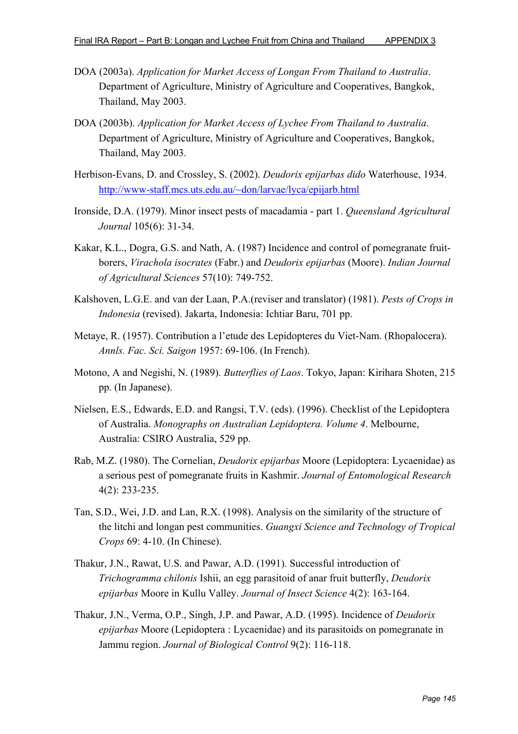DOA (2003a). *Application for Market Access of Longan From Thailand to Australia*. Department of Agriculture, Ministry of Agriculture and Cooperatives, Bangkok, Thailand, May 2003.

DOA (2003b). *Application for Market Access of Lychee From Thailand to Australia*. Department of Agriculture, Ministry of Agriculture and Cooperatives, Bangkok, Thailand, May 2003.

Herbison-Evans, D. and Crossley, S. (2002). *Deudorix epijarbas dido* Waterhouse, 1934. http://www-staff.mcs.uts.edu.au/~don/larvae/lyca/epijarb.html

Ironside, D.A. (1979). Minor insect pests of macadamia - part 1. *Queensland Agricultural Journal* 105(6): 31-34.

Kakar, K.L., Dogra, G.S. and Nath, A. (1987) Incidence and control of pomegranate fruit-borers, *Virachola isocrates* (Fabr.) and *Deudorix epijarbas* (Moore). *Indian Journal of Agricultural Sciences* 57(10): 749-752.

Kalshoven, L.G.E. and van der Laan, P.A.(reviser and translator) (1981). *Pests of Crops in Indonesia* (revised). Jakarta, Indonesia: Ichtiar Baru, 701 pp.

Metaye, R. (1957). Contribution a l'etude des Lepidopteres du Viet-Nam. (Rhopalocera). *Annls. Fac. Sci. Saigon* 1957: 69-106. (In French).

Motono, A and Negishi, N. (1989). *Butterflies of Laos*. Tokyo, Japan: Kirihara Shoten, 215 pp. (In Japanese).

Nielsen, E.S., Edwards, E.D. and Rangsi, T.V. (eds). (1996). Checklist of the Lepidoptera of Australia. *Monographs on Australian Lepidoptera. Volume 4*. Melbourne, Australia: CSIRO Australia, 529 pp.

Rab, M.Z. (1980). The Cornelian, *Deudorix epijarbas* Moore (Lepidoptera: Lycaenidae) as a serious pest of pomegranate fruits in Kashmir. *Journal of Entomological Research* 4(2): 233-235.

Tan, S.D., Wei, J.D. and Lan, R.X. (1998). Analysis on the similarity of the structure of the litchi and longan pest communities. *Guangxi Science and Technology of Tropical Crops* 69: 4-10. (In Chinese).

Thakur, J.N., Rawat, U.S. and Pawar, A.D. (1991). Successful introduction of *Trichogramma chilonis* Ishii, an egg parasitoid of anar fruit butterfly, *Deudorix epijarbas* Moore in Kullu Valley. *Journal of Insect Science* 4(2): 163-164.

Thakur, J.N., Verma, O.P., Singh, J.P. and Pawar, A.D. (1995). Incidence of *Deudorix epijarbas* Moore (Lepidoptera : Lycaenidae) and its parasitoids on pomegranate in Jammu region. *Journal of Biological Control* 9(2): 116-118.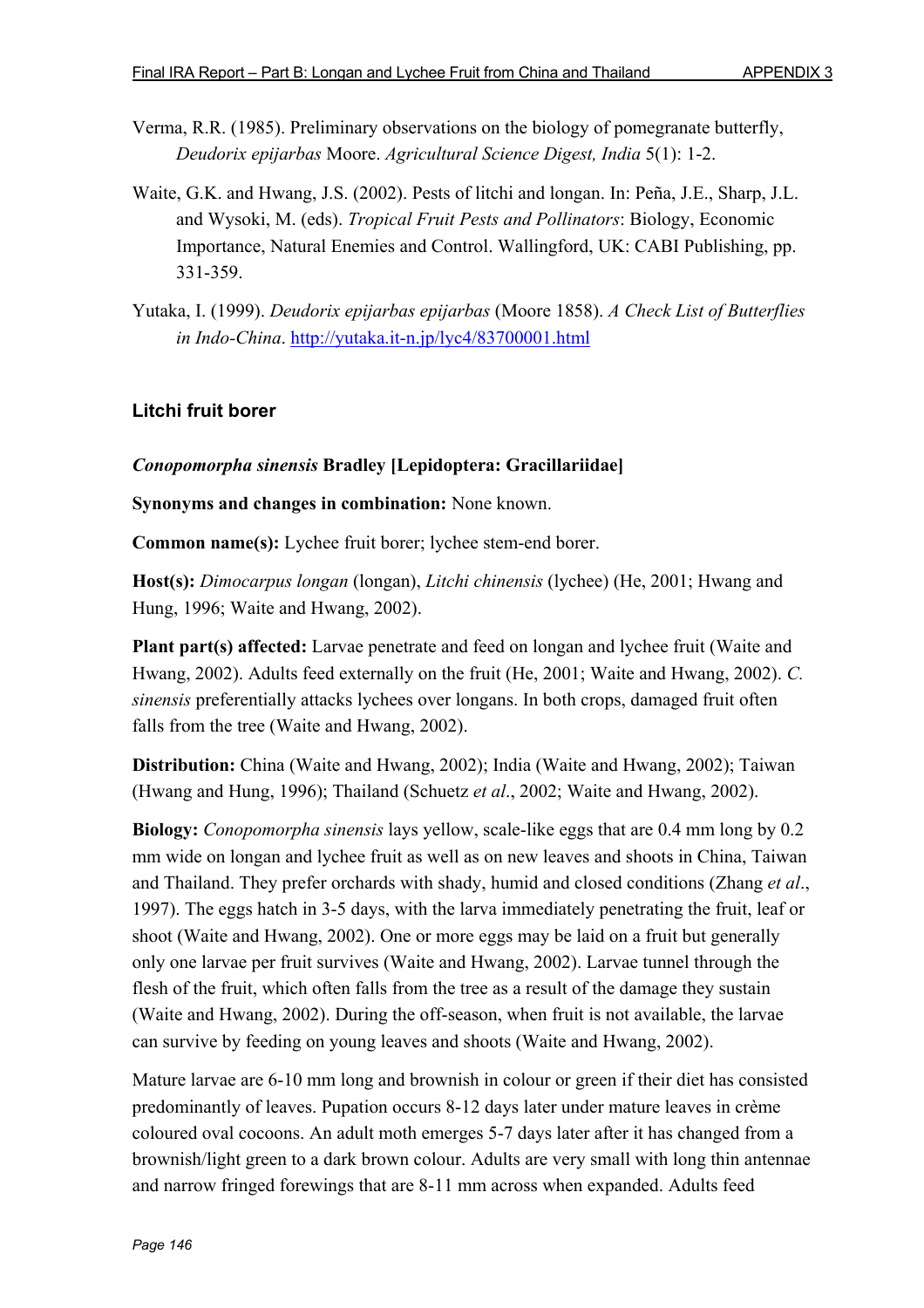Verma, R.R. (1985). Preliminary observations on the biology of pomegranate butterfly, *Deudorix epijarbas* Moore. *Agricultural Science Digest, India* 5(1): 1-2.

Waite, G.K. and Hwang, J.S. (2002). Pests of litchi and longan. In: Peña, J.E., Sharp, J.L. and Wysoki, M. (eds). *Tropical Fruit Pests and Pollinators*: Biology, Economic Importance, Natural Enemies and Control. Wallingford, UK: CABI Publishing, pp. 331-359.

Yutaka, I. (1999). *Deudorix epijarbas epijarbas* (Moore 1858). *A Check List of Butterflies in Indo-China*. http://yutaka.it-n.jp/lyc4/83700001.html

### Litchi fruit borer

***Conopomorpha sinensis* Bradley [Lepidoptera: Gracillariidae]**

**Synonyms and changes in combination:** None known.

**Common name(s):** Lychee fruit borer; lychee stem-end borer.

**Host(s):** *Dimocarpus longan* (longan), *Litchi chinensis* (lychee) (He, 2001; Hwang and Hung, 1996; Waite and Hwang, 2002).

**Plant part(s) affected:** Larvae penetrate and feed on longan and lychee fruit (Waite and Hwang, 2002). Adults feed externally on the fruit (He, 2001; Waite and Hwang, 2002). *C. sinensis* preferentially attacks lychees over longans. In both crops, damaged fruit often falls from the tree (Waite and Hwang, 2002).

**Distribution:** China (Waite and Hwang, 2002); India (Waite and Hwang, 2002); Taiwan (Hwang and Hung, 1996); Thailand (Schuetz *et al*., 2002; Waite and Hwang, 2002).

**Biology:** *Conopomorpha sinensis* lays yellow, scale-like eggs that are 0.4 mm long by 0.2 mm wide on longan and lychee fruit as well as on new leaves and shoots in China, Taiwan and Thailand. They prefer orchards with shady, humid and closed conditions (Zhang *et al*., 1997). The eggs hatch in 3-5 days, with the larva immediately penetrating the fruit, leaf or shoot (Waite and Hwang, 2002). One or more eggs may be laid on a fruit but generally only one larvae per fruit survives (Waite and Hwang, 2002). Larvae tunnel through the flesh of the fruit, which often falls from the tree as a result of the damage they sustain (Waite and Hwang, 2002). During the off-season, when fruit is not available, the larvae can survive by feeding on young leaves and shoots (Waite and Hwang, 2002).

Mature larvae are 6-10 mm long and brownish in colour or green if their diet has consisted predominantly of leaves. Pupation occurs 8-12 days later under mature leaves in crème coloured oval cocoons. An adult moth emerges 5-7 days later after it has changed from a brownish/light green to a dark brown colour. Adults are very small with long thin antennae and narrow fringed forewings that are 8-11 mm across when expanded. Adults feed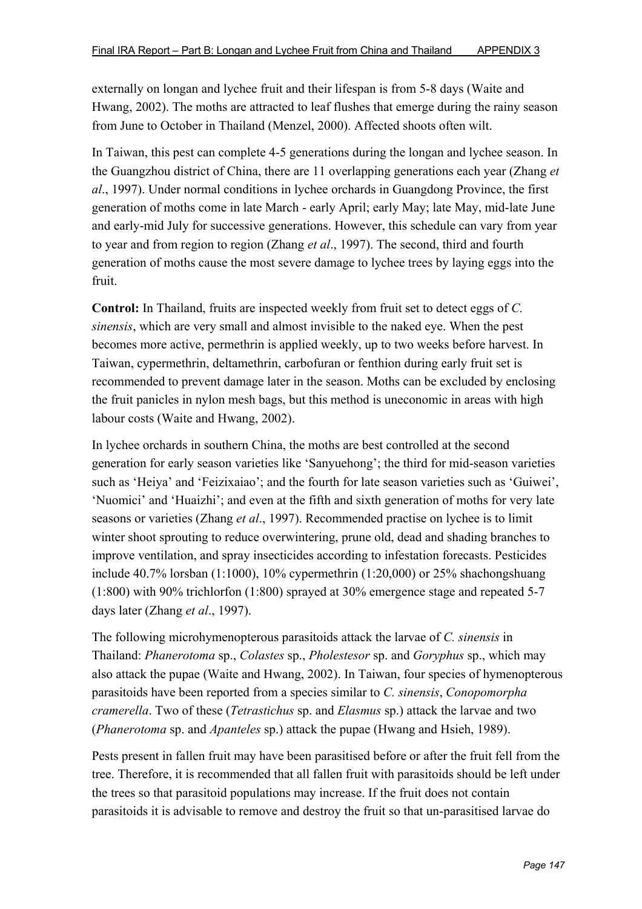externally on longan and lychee fruit and their lifespan is from 5-8 days (Waite and Hwang, 2002). The moths are attracted to leaf flushes that emerge during the rainy season from June to October in Thailand (Menzel, 2000). Affected shoots often wilt.

In Taiwan, this pest can complete 4-5 generations during the longan and lychee season. In the Guangzhou district of China, there are 11 overlapping generations each year (Zhang *et al*., 1997). Under normal conditions in lychee orchards in Guangdong Province, the first generation of moths come in late March - early April; early May; late May, mid-late June and early-mid July for successive generations. However, this schedule can vary from year to year and from region to region (Zhang *et al*., 1997). The second, third and fourth generation of moths cause the most severe damage to lychee trees by laying eggs into the fruit.

**Control:** In Thailand, fruits are inspected weekly from fruit set to detect eggs of *C. sinensis*, which are very small and almost invisible to the naked eye. When the pest becomes more active, permethrin is applied weekly, up to two weeks before harvest. In Taiwan, cypermethrin, deltamethrin, carbofuran or fenthion during early fruit set is recommended to prevent damage later in the season. Moths can be excluded by enclosing the fruit panicles in nylon mesh bags, but this method is uneconomic in areas with high labour costs (Waite and Hwang, 2002).

In lychee orchards in southern China, the moths are best controlled at the second generation for early season varieties like 'Sanyuehong'; the third for mid-season varieties such as 'Heiya' and 'Feizixaiao'; and the fourth for late season varieties such as 'Guiwei', 'Nuomici' and 'Huaizhi'; and even at the fifth and sixth generation of moths for very late seasons or varieties (Zhang *et al*., 1997). Recommended practise on lychee is to limit winter shoot sprouting to reduce overwintering, prune old, dead and shading branches to improve ventilation, and spray insecticides according to infestation forecasts. Pesticides include 40.7% lorsban (1:1000), 10% cypermethrin (1:20,000) or 25% shachongshuang (1:800) with 90% trichlorfon (1:800) sprayed at 30% emergence stage and repeated 5-7 days later (Zhang *et al*., 1997).

The following microhymenopterous parasitoids attack the larvae of *C. sinensis* in Thailand: *Phanerotoma* sp., *Colastes* sp., *Pholestesor* sp. and *Goryphus* sp., which may also attack the pupae (Waite and Hwang, 2002). In Taiwan, four species of hymenopterous parasitoids have been reported from a species similar to *C. sinensis*, *Conopomorpha cramerella*. Two of these (*Tetrastichus* sp. and *Elasmus* sp.) attack the larvae and two (*Phanerotoma* sp. and *Apanteles* sp.) attack the pupae (Hwang and Hsieh, 1989).

Pests present in fallen fruit may have been parasitised before or after the fruit fell from the tree. Therefore, it is recommended that all fallen fruit with parasitoids should be left under the trees so that parasitoid populations may increase. If the fruit does not contain parasitoids it is advisable to remove and destroy the fruit so that un-parasitised larvae do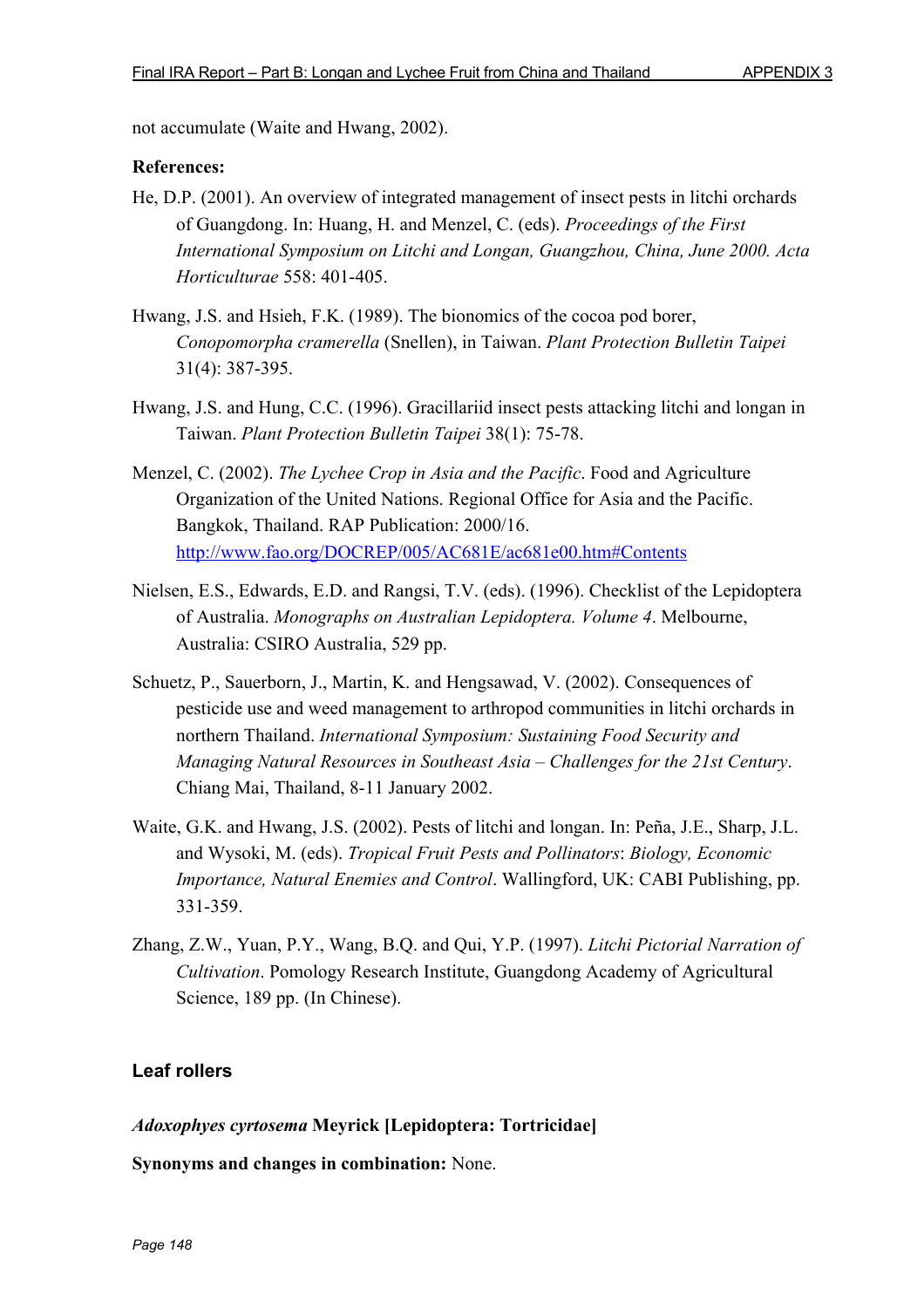not accumulate (Waite and Hwang, 2002).

**References:**

He, D.P. (2001). An overview of integrated management of insect pests in litchi orchards of Guangdong. In: Huang, H. and Menzel, C. (eds). *Proceedings of the First International Symposium on Litchi and Longan, Guangzhou, China, June 2000. Acta Horticulturae* 558: 401-405.

Hwang, J.S. and Hsieh, F.K. (1989). The bionomics of the cocoa pod borer, *Conopomorpha cramerella* (Snellen), in Taiwan. *Plant Protection Bulletin Taipei* 31(4): 387-395.

Hwang, J.S. and Hung, C.C. (1996). Gracillariid insect pests attacking litchi and longan in Taiwan. *Plant Protection Bulletin Taipei* 38(1): 75-78.

Menzel, C. (2002). *The Lychee Crop in Asia and the Pacific*. Food and Agriculture Organization of the United Nations. Regional Office for Asia and the Pacific. Bangkok, Thailand. RAP Publication: 2000/16. http://www.fao.org/DOCREP/005/AC681E/ac681e00.htm#Contents

Nielsen, E.S., Edwards, E.D. and Rangsi, T.V. (eds). (1996). Checklist of the Lepidoptera of Australia. *Monographs on Australian Lepidoptera. Volume 4*. Melbourne, Australia: CSIRO Australia, 529 pp.

Schuetz, P., Sauerborn, J., Martin, K. and Hengsawad, V. (2002). Consequences of pesticide use and weed management to arthropod communities in litchi orchards in northern Thailand. *International Symposium: Sustaining Food Security and Managing Natural Resources in Southeast Asia – Challenges for the 21st Century*. Chiang Mai, Thailand, 8-11 January 2002.

Waite, G.K. and Hwang, J.S. (2002). Pests of litchi and longan. In: Peña, J.E., Sharp, J.L. and Wysoki, M. (eds). *Tropical Fruit Pests and Pollinators*: *Biology, Economic Importance, Natural Enemies and Control*. Wallingford, UK: CABI Publishing, pp. 331-359.

Zhang, Z.W., Yuan, P.Y., Wang, B.Q. and Qui, Y.P. (1997). *Litchi Pictorial Narration of Cultivation*. Pomology Research Institute, Guangdong Academy of Agricultural Science, 189 pp. (In Chinese).

## Leaf rollers

### *Adoxophyes cyrtosema* Meyrick [Lepidoptera: Tortricidae]

**Synonyms and changes in combination:** None.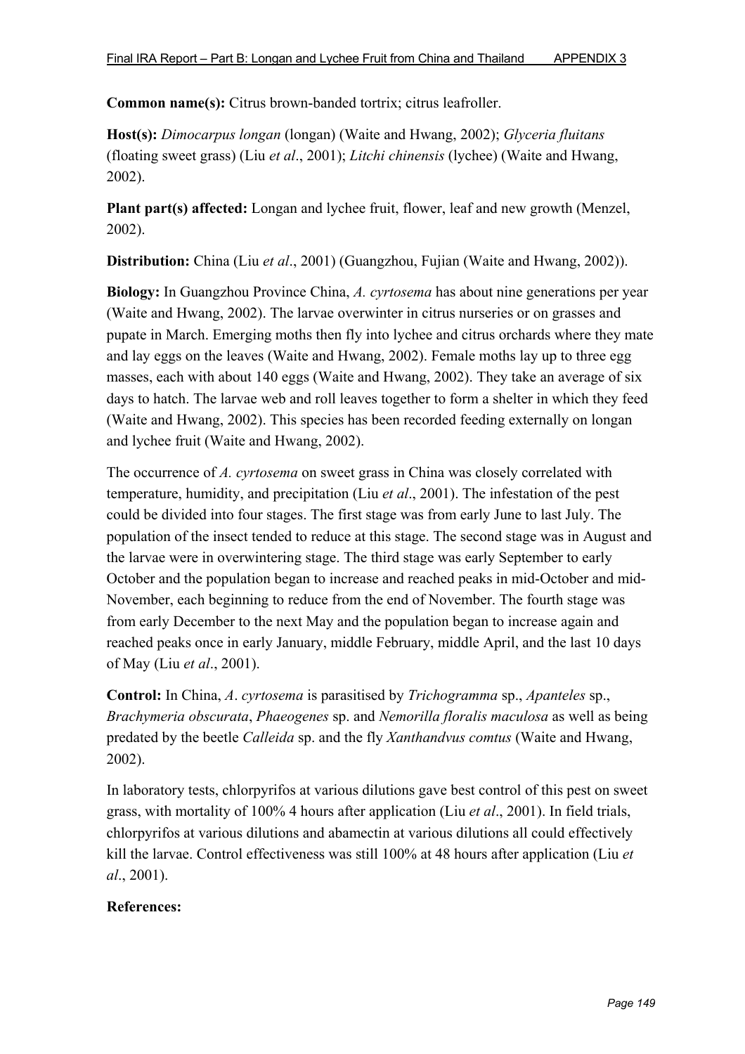**Common name(s):** Citrus brown-banded tortrix; citrus leafroller.

**Host(s):** *Dimocarpus longan* (longan) (Waite and Hwang, 2002); *Glyceria fluitans* (floating sweet grass) (Liu *et al*., 2001); *Litchi chinensis* (lychee) (Waite and Hwang, 2002).

**Plant part(s) affected:** Longan and lychee fruit, flower, leaf and new growth (Menzel, 2002).

**Distribution:** China (Liu *et al*., 2001) (Guangzhou, Fujian (Waite and Hwang, 2002)).

**Biology:** In Guangzhou Province China, *A. cyrtosema* has about nine generations per year (Waite and Hwang, 2002). The larvae overwinter in citrus nurseries or on grasses and pupate in March. Emerging moths then fly into lychee and citrus orchards where they mate and lay eggs on the leaves (Waite and Hwang, 2002). Female moths lay up to three egg masses, each with about 140 eggs (Waite and Hwang, 2002). They take an average of six days to hatch. The larvae web and roll leaves together to form a shelter in which they feed (Waite and Hwang, 2002). This species has been recorded feeding externally on longan and lychee fruit (Waite and Hwang, 2002).

The occurrence of *A. cyrtosema* on sweet grass in China was closely correlated with temperature, humidity, and precipitation (Liu *et al*., 2001). The infestation of the pest could be divided into four stages. The first stage was from early June to last July. The population of the insect tended to reduce at this stage. The second stage was in August and the larvae were in overwintering stage. The third stage was early September to early October and the population began to increase and reached peaks in mid-October and mid-November, each beginning to reduce from the end of November. The fourth stage was from early December to the next May and the population began to increase again and reached peaks once in early January, middle February, middle April, and the last 10 days of May (Liu *et al*., 2001).

**Control:** In China, *A*. *cyrtosema* is parasitised by *Trichogramma* sp., *Apanteles* sp., *Brachymeria obscurata*, *Phaeogenes* sp. and *Nemorilla floralis maculosa* as well as being predated by the beetle *Calleida* sp. and the fly *Xanthandvus comtus* (Waite and Hwang, 2002).

In laboratory tests, chlorpyrifos at various dilutions gave best control of this pest on sweet grass, with mortality of 100% 4 hours after application (Liu *et al*., 2001). In field trials, chlorpyrifos at various dilutions and abamectin at various dilutions all could effectively kill the larvae. Control effectiveness was still 100% at 48 hours after application (Liu *et al*., 2001).

**References:**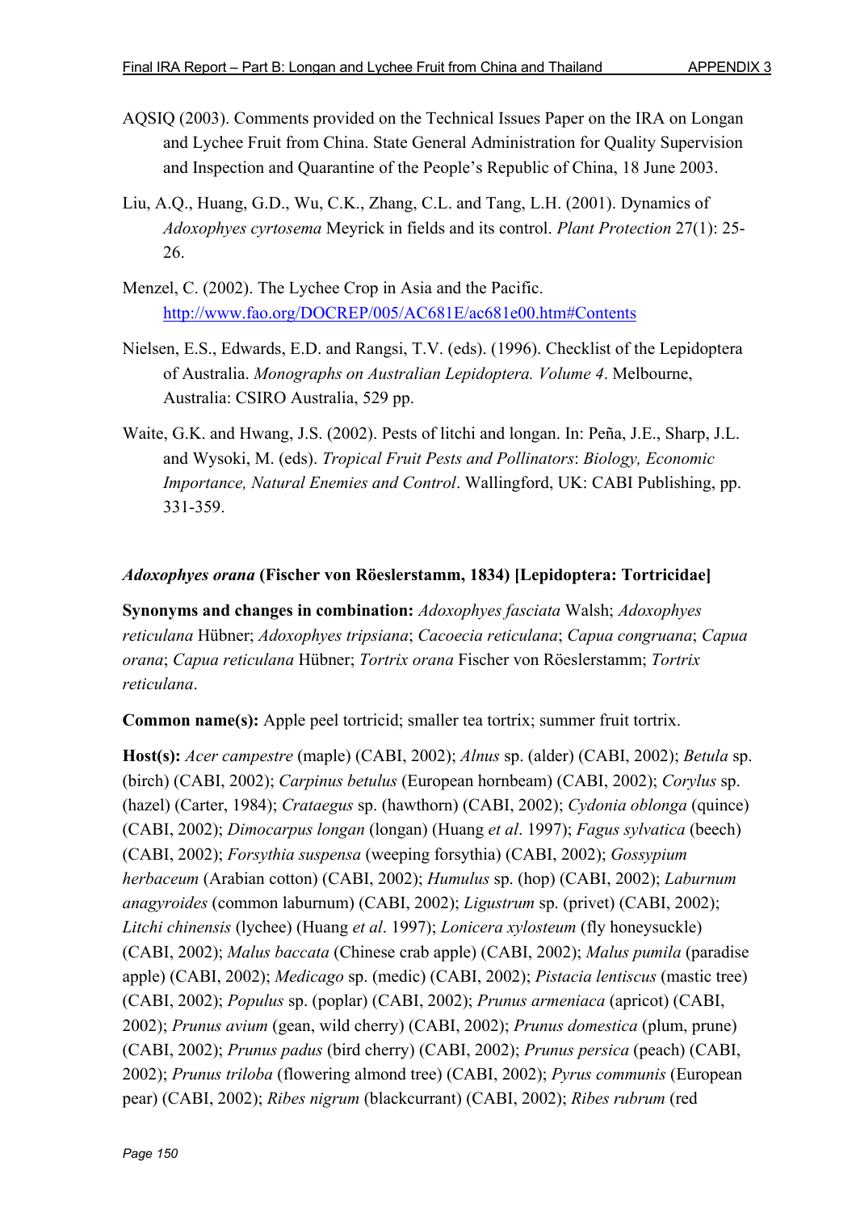AQSIQ (2003). Comments provided on the Technical Issues Paper on the IRA on Longan and Lychee Fruit from China. State General Administration for Quality Supervision and Inspection and Quarantine of the People's Republic of China, 18 June 2003.

Liu, A.Q., Huang, G.D., Wu, C.K., Zhang, C.L. and Tang, L.H. (2001). Dynamics of *Adoxophyes cyrtosema* Meyrick in fields and its control. *Plant Protection* 27(1): 25-26.

Menzel, C. (2002). The Lychee Crop in Asia and the Pacific. http://www.fao.org/DOCREP/005/AC681E/ac681e00.htm#Contents

Nielsen, E.S., Edwards, E.D. and Rangsi, T.V. (eds). (1996). Checklist of the Lepidoptera of Australia. *Monographs on Australian Lepidoptera. Volume 4*. Melbourne, Australia: CSIRO Australia, 529 pp.

Waite, G.K. and Hwang, J.S. (2002). Pests of litchi and longan. In: Peña, J.E., Sharp, J.L. and Wysoki, M. (eds). *Tropical Fruit Pests and Pollinators*: *Biology, Economic Importance, Natural Enemies and Control*. Wallingford, UK: CABI Publishing, pp. 331-359.

### *Adoxophyes orana* (Fischer von Röeslerstamm, 1834) [Lepidoptera: Tortricidae]

**Synonyms and changes in combination:** *Adoxophyes fasciata* Walsh; *Adoxophyes reticulana* Hübner; *Adoxophyes tripsiana*; *Cacoecia reticulana*; *Capua congruana*; *Capua orana*; *Capua reticulana* Hübner; *Tortrix orana* Fischer von Röeslerstamm; *Tortrix reticulana*.

**Common name(s):** Apple peel tortricid; smaller tea tortrix; summer fruit tortrix.

**Host(s):** *Acer campestre* (maple) (CABI, 2002); *Alnus* sp. (alder) (CABI, 2002); *Betula* sp. (birch) (CABI, 2002); *Carpinus betulus* (European hornbeam) (CABI, 2002); *Corylus* sp. (hazel) (Carter, 1984); *Crataegus* sp. (hawthorn) (CABI, 2002); *Cydonia oblonga* (quince) (CABI, 2002); *Dimocarpus longan* (longan) (Huang *et al*. 1997); *Fagus sylvatica* (beech) (CABI, 2002); *Forsythia suspensa* (weeping forsythia) (CABI, 2002); *Gossypium herbaceum* (Arabian cotton) (CABI, 2002); *Humulus* sp. (hop) (CABI, 2002); *Laburnum anagyroides* (common laburnum) (CABI, 2002); *Ligustrum* sp. (privet) (CABI, 2002); *Litchi chinensis* (lychee) (Huang *et al*. 1997); *Lonicera xylosteum* (fly honeysuckle) (CABI, 2002); *Malus baccata* (Chinese crab apple) (CABI, 2002); *Malus pumila* (paradise apple) (CABI, 2002); *Medicago* sp. (medic) (CABI, 2002); *Pistacia lentiscus* (mastic tree) (CABI, 2002); *Populus* sp. (poplar) (CABI, 2002); *Prunus armeniaca* (apricot) (CABI, 2002); *Prunus avium* (gean, wild cherry) (CABI, 2002); *Prunus domestica* (plum, prune) (CABI, 2002); *Prunus padus* (bird cherry) (CABI, 2002); *Prunus persica* (peach) (CABI, 2002); *Prunus triloba* (flowering almond tree) (CABI, 2002); *Pyrus communis* (European pear) (CABI, 2002); *Ribes nigrum* (blackcurrant) (CABI, 2002); *Ribes rubrum* (red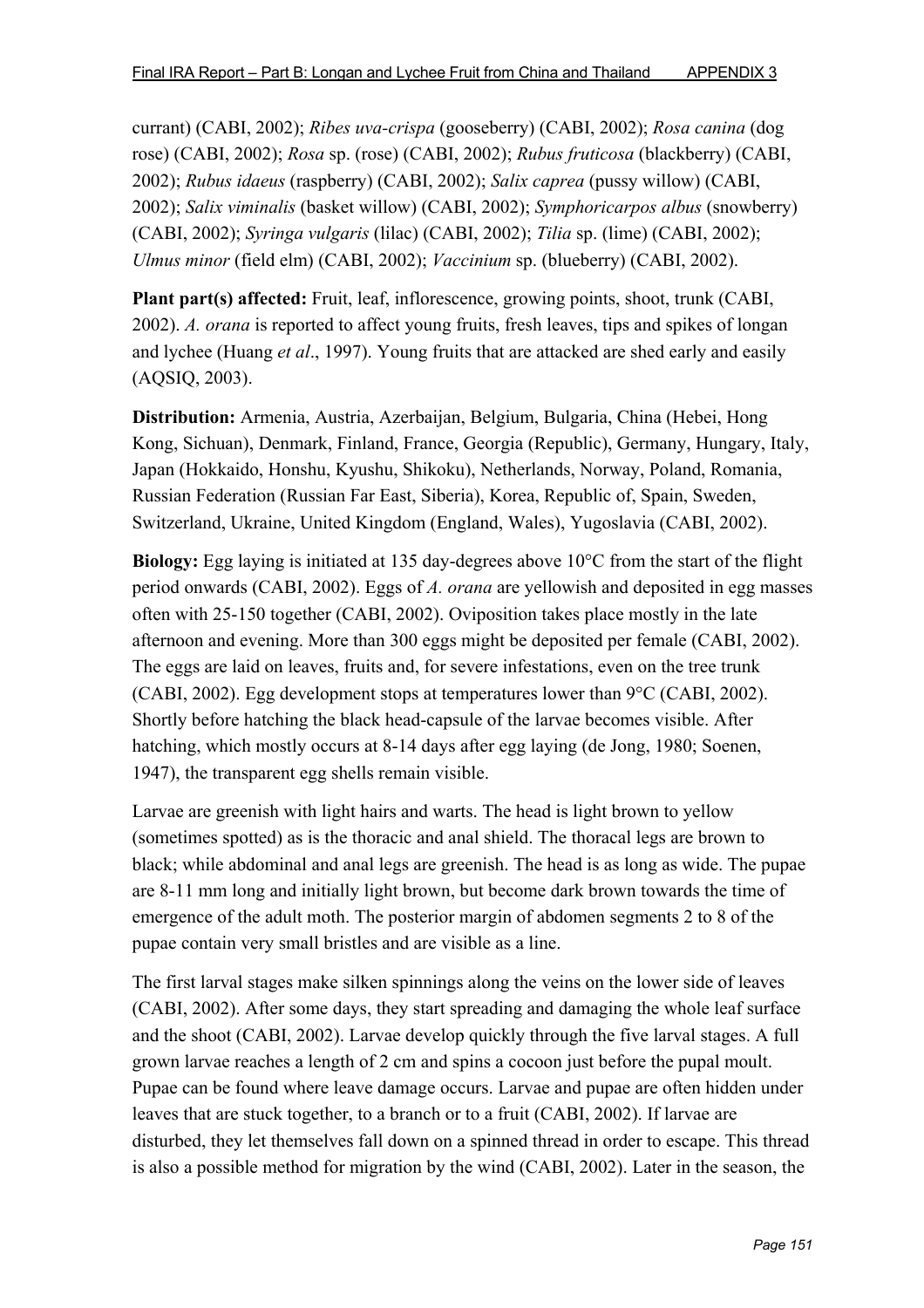currant) (CABI, 2002); *Ribes uva-crispa* (gooseberry) (CABI, 2002); *Rosa canina* (dog rose) (CABI, 2002); *Rosa* sp. (rose) (CABI, 2002); *Rubus fruticosa* (blackberry) (CABI, 2002); *Rubus idaeus* (raspberry) (CABI, 2002); *Salix caprea* (pussy willow) (CABI, 2002); *Salix viminalis* (basket willow) (CABI, 2002); *Symphoricarpos albus* (snowberry) (CABI, 2002); *Syringa vulgaris* (lilac) (CABI, 2002); *Tilia* sp. (lime) (CABI, 2002); *Ulmus minor* (field elm) (CABI, 2002); *Vaccinium* sp. (blueberry) (CABI, 2002).

**Plant part(s) affected:** Fruit, leaf, inflorescence, growing points, shoot, trunk (CABI, 2002). *A. orana* is reported to affect young fruits, fresh leaves, tips and spikes of longan and lychee (Huang *et al*., 1997). Young fruits that are attacked are shed early and easily (AQSIQ, 2003).

**Distribution:** Armenia, Austria, Azerbaijan, Belgium, Bulgaria, China (Hebei, Hong Kong, Sichuan), Denmark, Finland, France, Georgia (Republic), Germany, Hungary, Italy, Japan (Hokkaido, Honshu, Kyushu, Shikoku), Netherlands, Norway, Poland, Romania, Russian Federation (Russian Far East, Siberia), Korea, Republic of, Spain, Sweden, Switzerland, Ukraine, United Kingdom (England, Wales), Yugoslavia (CABI, 2002).

**Biology:** Egg laying is initiated at 135 day-degrees above 10°C from the start of the flight period onwards (CABI, 2002). Eggs of *A. orana* are yellowish and deposited in egg masses often with 25-150 together (CABI, 2002). Oviposition takes place mostly in the late afternoon and evening. More than 300 eggs might be deposited per female (CABI, 2002). The eggs are laid on leaves, fruits and, for severe infestations, even on the tree trunk (CABI, 2002). Egg development stops at temperatures lower than 9°C (CABI, 2002). Shortly before hatching the black head-capsule of the larvae becomes visible. After hatching, which mostly occurs at 8-14 days after egg laying (de Jong, 1980; Soenen, 1947), the transparent egg shells remain visible.

Larvae are greenish with light hairs and warts. The head is light brown to yellow (sometimes spotted) as is the thoracic and anal shield. The thoracal legs are brown to black; while abdominal and anal legs are greenish. The head is as long as wide. The pupae are 8-11 mm long and initially light brown, but become dark brown towards the time of emergence of the adult moth. The posterior margin of abdomen segments 2 to 8 of the pupae contain very small bristles and are visible as a line.

The first larval stages make silken spinnings along the veins on the lower side of leaves (CABI, 2002). After some days, they start spreading and damaging the whole leaf surface and the shoot (CABI, 2002). Larvae develop quickly through the five larval stages. A full grown larvae reaches a length of 2 cm and spins a cocoon just before the pupal moult. Pupae can be found where leave damage occurs. Larvae and pupae are often hidden under leaves that are stuck together, to a branch or to a fruit (CABI, 2002). If larvae are disturbed, they let themselves fall down on a spinned thread in order to escape. This thread is also a possible method for migration by the wind (CABI, 2002). Later in the season, the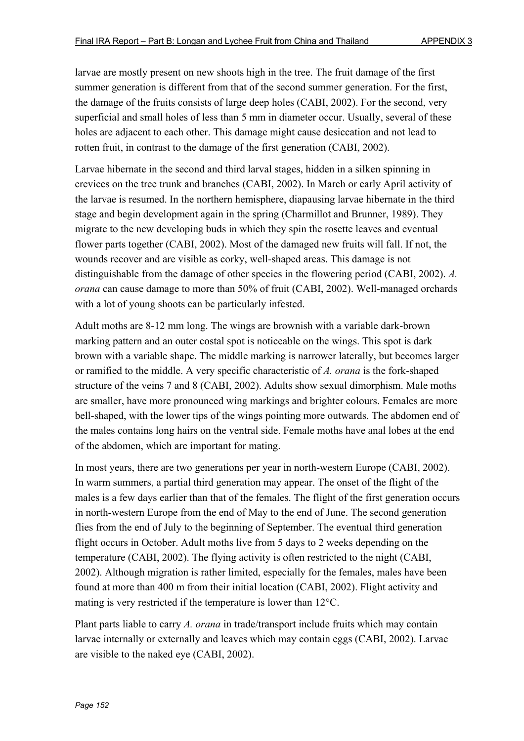larvae are mostly present on new shoots high in the tree. The fruit damage of the first summer generation is different from that of the second summer generation. For the first, the damage of the fruits consists of large deep holes (CABI, 2002). For the second, very superficial and small holes of less than 5 mm in diameter occur. Usually, several of these holes are adjacent to each other. This damage might cause desiccation and not lead to rotten fruit, in contrast to the damage of the first generation (CABI, 2002).

Larvae hibernate in the second and third larval stages, hidden in a silken spinning in crevices on the tree trunk and branches (CABI, 2002). In March or early April activity of the larvae is resumed. In the northern hemisphere, diapausing larvae hibernate in the third stage and begin development again in the spring (Charmillot and Brunner, 1989). They migrate to the new developing buds in which they spin the rosette leaves and eventual flower parts together (CABI, 2002). Most of the damaged new fruits will fall. If not, the wounds recover and are visible as corky, well-shaped areas. This damage is not distinguishable from the damage of other species in the flowering period (CABI, 2002). *A. orana* can cause damage to more than 50% of fruit (CABI, 2002). Well-managed orchards with a lot of young shoots can be particularly infested.

Adult moths are 8-12 mm long. The wings are brownish with a variable dark-brown marking pattern and an outer costal spot is noticeable on the wings. This spot is dark brown with a variable shape. The middle marking is narrower laterally, but becomes larger or ramified to the middle. A very specific characteristic of *A. orana* is the fork-shaped structure of the veins 7 and 8 (CABI, 2002). Adults show sexual dimorphism. Male moths are smaller, have more pronounced wing markings and brighter colours. Females are more bell-shaped, with the lower tips of the wings pointing more outwards. The abdomen end of the males contains long hairs on the ventral side. Female moths have anal lobes at the end of the abdomen, which are important for mating.

In most years, there are two generations per year in north-western Europe (CABI, 2002). In warm summers, a partial third generation may appear. The onset of the flight of the males is a few days earlier than that of the females. The flight of the first generation occurs in north-western Europe from the end of May to the end of June. The second generation flies from the end of July to the beginning of September. The eventual third generation flight occurs in October. Adult moths live from 5 days to 2 weeks depending on the temperature (CABI, 2002). The flying activity is often restricted to the night (CABI, 2002). Although migration is rather limited, especially for the females, males have been found at more than 400 m from their initial location (CABI, 2002). Flight activity and mating is very restricted if the temperature is lower than 12°C.

Plant parts liable to carry *A. orana* in trade/transport include fruits which may contain larvae internally or externally and leaves which may contain eggs (CABI, 2002). Larvae are visible to the naked eye (CABI, 2002).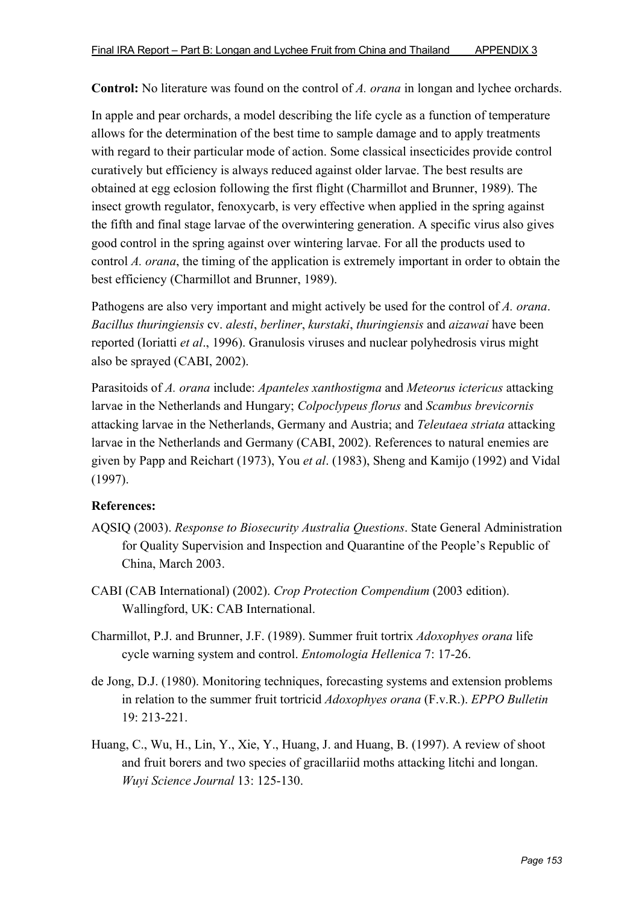**Control:** No literature was found on the control of *A. orana* in longan and lychee orchards.

In apple and pear orchards, a model describing the life cycle as a function of temperature allows for the determination of the best time to sample damage and to apply treatments with regard to their particular mode of action. Some classical insecticides provide control curatively but efficiency is always reduced against older larvae. The best results are obtained at egg eclosion following the first flight (Charmillot and Brunner, 1989). The insect growth regulator, fenoxycarb, is very effective when applied in the spring against the fifth and final stage larvae of the overwintering generation. A specific virus also gives good control in the spring against over wintering larvae. For all the products used to control *A. orana*, the timing of the application is extremely important in order to obtain the best efficiency (Charmillot and Brunner, 1989).

Pathogens are also very important and might actively be used for the control of *A. orana*. *Bacillus thuringiensis* cv. *alesti*, *berliner*, *kurstaki*, *thuringiensis* and *aizawai* have been reported (Ioriatti *et al*., 1996). Granulosis viruses and nuclear polyhedrosis virus might also be sprayed (CABI, 2002).

Parasitoids of *A. orana* include: *Apanteles xanthostigma* and *Meteorus ictericus* attacking larvae in the Netherlands and Hungary; *Colpoclypeus florus* and *Scambus brevicornis* attacking larvae in the Netherlands, Germany and Austria; and *Teleutaea striata* attacking larvae in the Netherlands and Germany (CABI, 2002). References to natural enemies are given by Papp and Reichart (1973), You *et al*. (1983), Sheng and Kamijo (1992) and Vidal (1997).

**References:**

AQSIQ (2003). *Response to Biosecurity Australia Questions*. State General Administration for Quality Supervision and Inspection and Quarantine of the People's Republic of China, March 2003.

CABI (CAB International) (2002). *Crop Protection Compendium* (2003 edition). Wallingford, UK: CAB International.

Charmillot, P.J. and Brunner, J.F. (1989). Summer fruit tortrix *Adoxophyes orana* life cycle warning system and control. *Entomologia Hellenica* 7: 17-26.

de Jong, D.J. (1980). Monitoring techniques, forecasting systems and extension problems in relation to the summer fruit tortricid *Adoxophyes orana* (F.v.R.). *EPPO Bulletin* 19: 213-221.

Huang, C., Wu, H., Lin, Y., Xie, Y., Huang, J. and Huang, B. (1997). A review of shoot and fruit borers and two species of gracillariid moths attacking litchi and longan. *Wuyi Science Journal* 13: 125-130.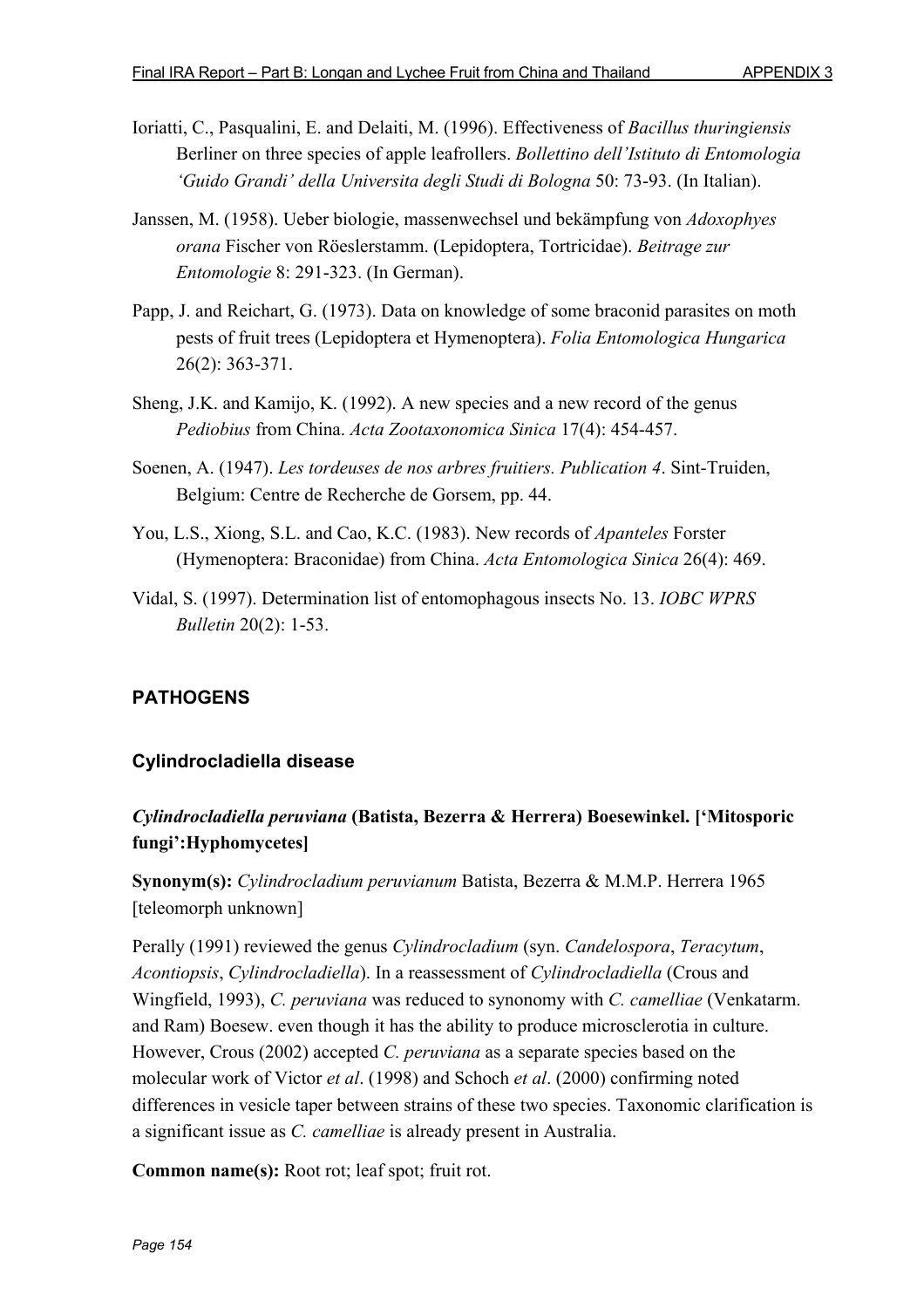Ioriatti, C., Pasqualini, E. and Delaiti, M. (1996). Effectiveness of *Bacillus thuringiensis* Berliner on three species of apple leafrollers. *Bollettino dell'Istituto di Entomologia 'Guido Grandi' della Universita degli Studi di Bologna* 50: 73-93. (In Italian).

Janssen, M. (1958). Ueber biologie, massenwechsel und bekämpfung von *Adoxophyes orana* Fischer von Röeslerstamm. (Lepidoptera, Tortricidae). *Beitrage zur Entomologie* 8: 291-323. (In German).

Papp, J. and Reichart, G. (1973). Data on knowledge of some braconid parasites on moth pests of fruit trees (Lepidoptera et Hymenoptera). *Folia Entomologica Hungarica* 26(2): 363-371.

Sheng, J.K. and Kamijo, K. (1992). A new species and a new record of the genus *Pediobius* from China. *Acta Zootaxonomica Sinica* 17(4): 454-457.

Soenen, A. (1947). *Les tordeuses de nos arbres fruitiers. Publication 4*. Sint-Truiden, Belgium: Centre de Recherche de Gorsem, pp. 44.

You, L.S., Xiong, S.L. and Cao, K.C. (1983). New records of *Apanteles* Forster (Hymenoptera: Braconidae) from China. *Acta Entomologica Sinica* 26(4): 469.

Vidal, S. (1997). Determination list of entomophagous insects No. 13. *IOBC WPRS Bulletin* 20(2): 1-53.

## PATHOGENS

### Cylindrocladiella disease

#### *Cylindrocladiella peruviana* (Batista, Bezerra & Herrera) Boesewinkel. ['Mitosporic fungi':Hyphomycetes]

**Synonym(s):** *Cylindrocladium peruvianum* Batista, Bezerra & M.M.P. Herrera 1965 [teleomorph unknown]

Perally (1991) reviewed the genus *Cylindrocladium* (syn. *Candelospora*, *Teracytum*, *Acontiopsis*, *Cylindrocladiella*). In a reassessment of *Cylindrocladiella* (Crous and Wingfield, 1993), *C. peruviana* was reduced to synonomy with *C. camelliae* (Venkatarm. and Ram) Boesew. even though it has the ability to produce microsclerotia in culture. However, Crous (2002) accepted *C. peruviana* as a separate species based on the molecular work of Victor *et al*. (1998) and Schoch *et al*. (2000) confirming noted differences in vesicle taper between strains of these two species. Taxonomic clarification is a significant issue as *C. camelliae* is already present in Australia.

**Common name(s):** Root rot; leaf spot; fruit rot.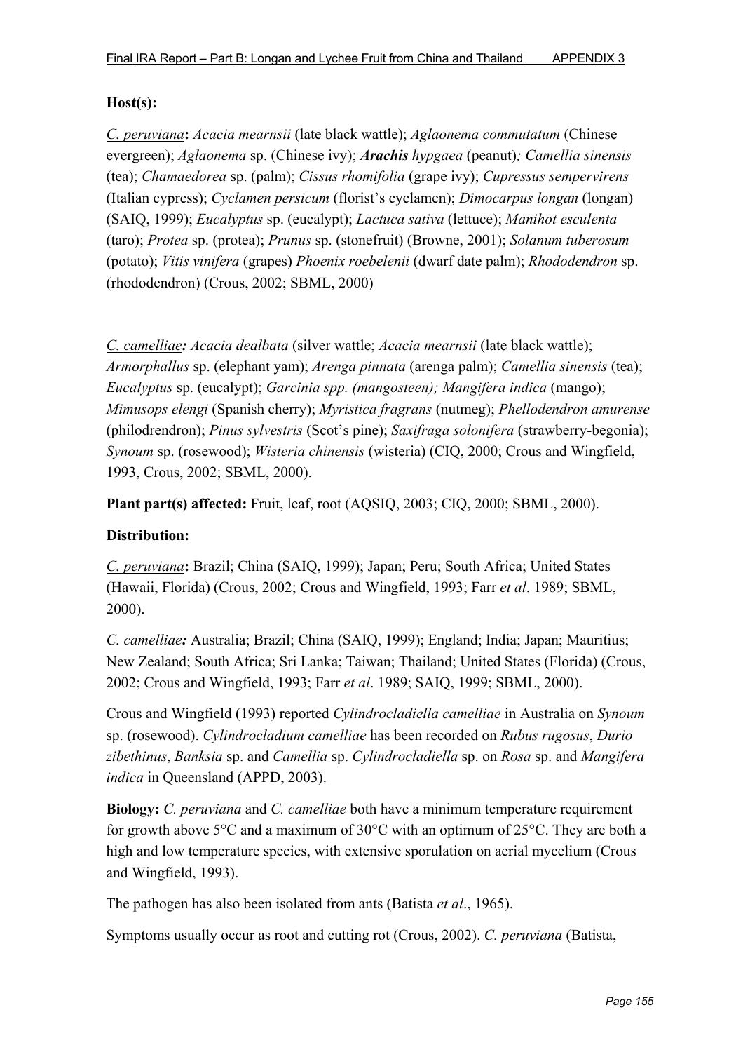**Host(s):**

*C. peruviana*: *Acacia mearnsii* (late black wattle); *Aglaonema commutatum* (Chinese evergreen); *Aglaonema* sp. (Chinese ivy); ***Arachis** hypgaea* (peanut); *Camellia sinensis* (tea); *Chamaedorea* sp. (palm); *Cissus rhomifolia* (grape ivy); *Cupressus sempervirens* (Italian cypress); *Cyclamen persicum* (florist's cyclamen); *Dimocarpus longan* (longan) (SAIQ, 1999); *Eucalyptus* sp. (eucalypt); *Lactuca sativa* (lettuce); *Manihot esculenta* (taro); *Protea* sp. (protea); *Prunus* sp. (stonefruit) (Browne, 2001); *Solanum tuberosum* (potato); *Vitis vinifera* (grapes) *Phoenix roebelenii* (dwarf date palm); *Rhododendron* sp. (rhododendron) (Crous, 2002; SBML, 2000)

*C. camelliae*: *Acacia dealbata* (silver wattle; *Acacia mearnsii* (late black wattle); *Armorphallus* sp. (elephant yam); *Arenga pinnata* (arenga palm); *Camellia sinensis* (tea); *Eucalyptus* sp. (eucalypt); *Garcinia spp. (mangosteen); Mangifera indica* (mango); *Mimusops elengi* (Spanish cherry); *Myristica fragrans* (nutmeg); *Phellodendron amurense* (philodrendron); *Pinus sylvestris* (Scot's pine); *Saxifraga solonifera* (strawberry-begonia); *Synoum* sp. (rosewood); *Wisteria chinensis* (wisteria) (CIQ, 2000; Crous and Wingfield, 1993, Crous, 2002; SBML, 2000).

**Plant part(s) affected:** Fruit, leaf, root (AQSIQ, 2003; CIQ, 2000; SBML, 2000).

**Distribution:**

*C. peruviana*: Brazil; China (SAIQ, 1999); Japan; Peru; South Africa; United States (Hawaii, Florida) (Crous, 2002; Crous and Wingfield, 1993; Farr *et al*. 1989; SBML, 2000).

*C. camelliae*: Australia; Brazil; China (SAIQ, 1999); England; India; Japan; Mauritius; New Zealand; South Africa; Sri Lanka; Taiwan; Thailand; United States (Florida) (Crous, 2002; Crous and Wingfield, 1993; Farr *et al*. 1989; SAIQ, 1999; SBML, 2000).

Crous and Wingfield (1993) reported *Cylindrocladiella camelliae* in Australia on *Synoum* sp. (rosewood). *Cylindrocladium camelliae* has been recorded on *Rubus rugosus*, *Durio zibethinus*, *Banksia* sp. and *Camellia* sp. *Cylindrocladiella* sp. on *Rosa* sp. and *Mangifera indica* in Queensland (APPD, 2003).

**Biology:** *C. peruviana* and *C. camelliae* both have a minimum temperature requirement for growth above 5°C and a maximum of 30°C with an optimum of 25°C. They are both a high and low temperature species, with extensive sporulation on aerial mycelium (Crous and Wingfield, 1993).

The pathogen has also been isolated from ants (Batista *et al*., 1965).

Symptoms usually occur as root and cutting rot (Crous, 2002). *C. peruviana* (Batista,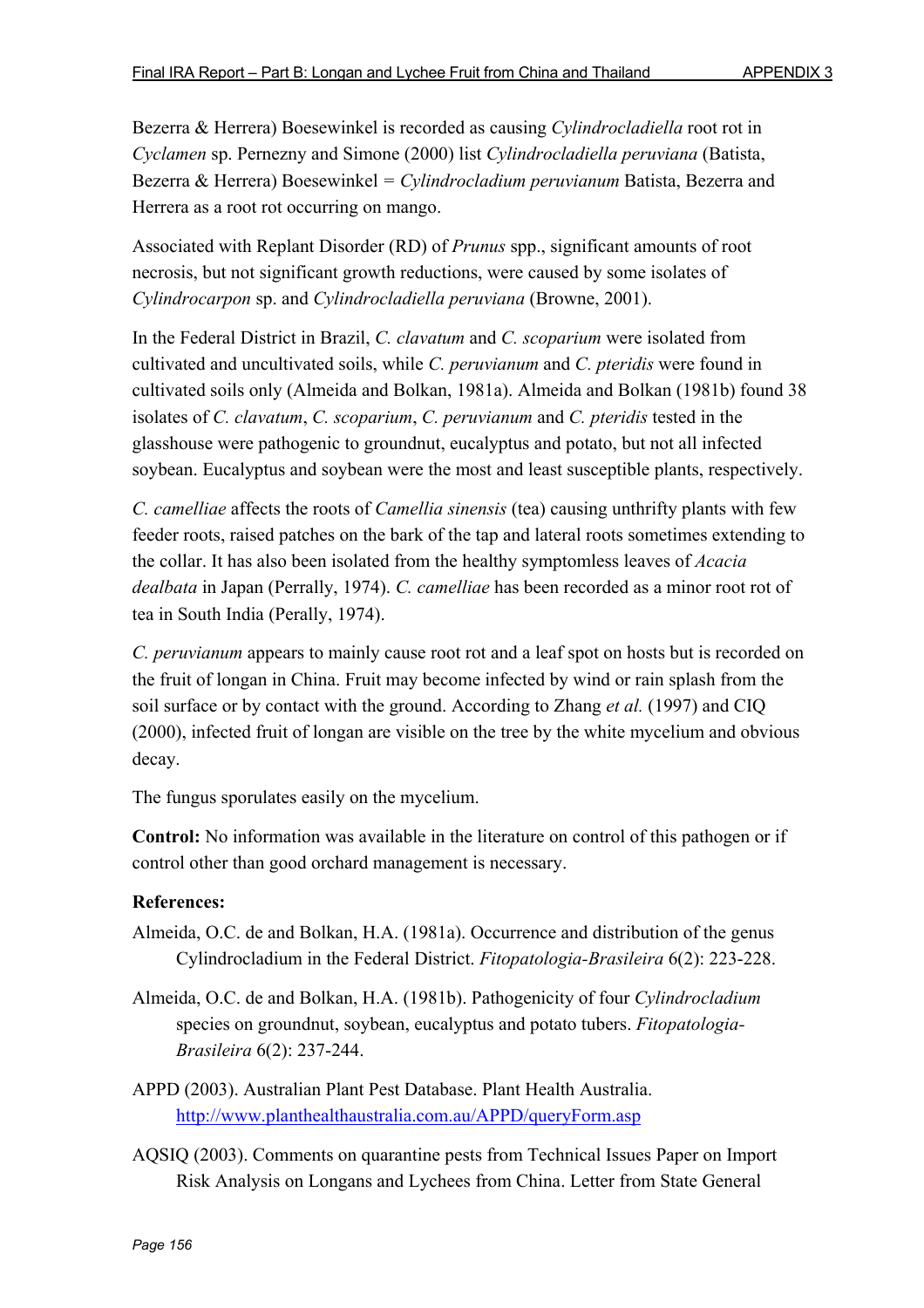Bezerra & Herrera) Boesewinkel is recorded as causing *Cylindrocladiella* root rot in *Cyclamen* sp. Pernezny and Simone (2000) list *Cylindrocladiella peruviana* (Batista, Bezerra & Herrera) Boesewinkel = *Cylindrocladium peruvianum* Batista, Bezerra and Herrera as a root rot occurring on mango.

Associated with Replant Disorder (RD) of *Prunus* spp., significant amounts of root necrosis, but not significant growth reductions, were caused by some isolates of *Cylindrocarpon* sp. and *Cylindrocladiella peruviana* (Browne, 2001).

In the Federal District in Brazil, *C. clavatum* and *C. scoparium* were isolated from cultivated and uncultivated soils, while *C. peruvianum* and *C. pteridis* were found in cultivated soils only (Almeida and Bolkan, 1981a). Almeida and Bolkan (1981b) found 38 isolates of *C. clavatum*, *C. scoparium*, *C. peruvianum* and *C. pteridis* tested in the glasshouse were pathogenic to groundnut, eucalyptus and potato, but not all infected soybean. Eucalyptus and soybean were the most and least susceptible plants, respectively.

*C. camelliae* affects the roots of *Camellia sinensis* (tea) causing unthrifty plants with few feeder roots, raised patches on the bark of the tap and lateral roots sometimes extending to the collar. It has also been isolated from the healthy symptomless leaves of *Acacia dealbata* in Japan (Perrally, 1974). *C. camelliae* has been recorded as a minor root rot of tea in South India (Perally, 1974).

*C. peruvianum* appears to mainly cause root rot and a leaf spot on hosts but is recorded on the fruit of longan in China. Fruit may become infected by wind or rain splash from the soil surface or by contact with the ground. According to Zhang *et al.* (1997) and CIQ (2000), infected fruit of longan are visible on the tree by the white mycelium and obvious decay.

The fungus sporulates easily on the mycelium.

**Control:** No information was available in the literature on control of this pathogen or if control other than good orchard management is necessary.

**References:**

Almeida, O.C. de and Bolkan, H.A. (1981a). Occurrence and distribution of the genus Cylindrocladium in the Federal District. *Fitopatologia-Brasileira* 6(2): 223-228.

Almeida, O.C. de and Bolkan, H.A. (1981b). Pathogenicity of four *Cylindrocladium* species on groundnut, soybean, eucalyptus and potato tubers. *Fitopatologia-Brasileira* 6(2): 237-244.

APPD (2003). Australian Plant Pest Database. Plant Health Australia. http://www.planthealthaustralia.com.au/APPD/queryForm.asp

AQSIQ (2003). Comments on quarantine pests from Technical Issues Paper on Import Risk Analysis on Longans and Lychees from China. Letter from State General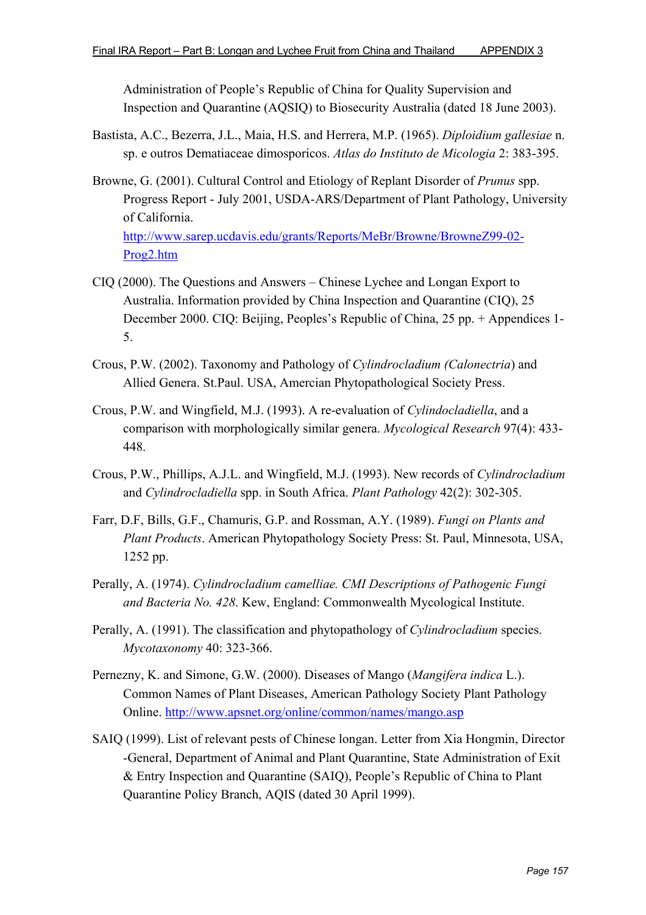Administration of People's Republic of China for Quality Supervision and Inspection and Quarantine (AQSIQ) to Biosecurity Australia (dated 18 June 2003).

Bastista, A.C., Bezerra, J.L., Maia, H.S. and Herrera, M.P. (1965). *Diploidium gallesiae* n. sp. e outros Dematiaceae dimosporicos. *Atlas do Instituto de Micologia* 2: 383-395.

Browne, G. (2001). Cultural Control and Etiology of Replant Disorder of *Prunus* spp. Progress Report - July 2001, USDA-ARS/Department of Plant Pathology, University of California. http://www.sarep.ucdavis.edu/grants/Reports/MeBr/Browne/BrowneZ99-02-Prog2.htm

CIQ (2000). The Questions and Answers – Chinese Lychee and Longan Export to Australia. Information provided by China Inspection and Quarantine (CIQ), 25 December 2000. CIQ: Beijing, Peoples's Republic of China, 25 pp. + Appendices 1-5.

Crous, P.W. (2002). Taxonomy and Pathology of *Cylindrocladium (Calonectria*) and Allied Genera. St.Paul. USA, Amercian Phytopathological Society Press.

Crous, P.W. and Wingfield, M.J. (1993). A re-evaluation of *Cylindocladiella*, and a comparison with morphologically similar genera. *Mycological Research* 97(4): 433-448.

Crous, P.W., Phillips, A.J.L. and Wingfield, M.J. (1993). New records of *Cylindrocladium* and *Cylindrocladiella* spp. in South Africa. *Plant Pathology* 42(2): 302-305.

Farr, D.F, Bills, G.F., Chamuris, G.P. and Rossman, A.Y. (1989). *Fungi on Plants and Plant Products*. American Phytopathology Society Press: St. Paul, Minnesota, USA, 1252 pp.

Perally, A. (1974). *Cylindrocladium camelliae. CMI Descriptions of Pathogenic Fungi and Bacteria No. 428*. Kew, England: Commonwealth Mycological Institute.

Perally, A. (1991). The classification and phytopathology of *Cylindrocladium* species. *Mycotaxonomy* 40: 323-366.

Pernezny, K. and Simone, G.W. (2000). Diseases of Mango (*Mangifera indica* L.). Common Names of Plant Diseases, American Pathology Society Plant Pathology Online. http://www.apsnet.org/online/common/names/mango.asp

SAIQ (1999). List of relevant pests of Chinese longan. Letter from Xia Hongmin, Director -General, Department of Animal and Plant Quarantine, State Administration of Exit & Entry Inspection and Quarantine (SAIQ), People's Republic of China to Plant Quarantine Policy Branch, AQIS (dated 30 April 1999).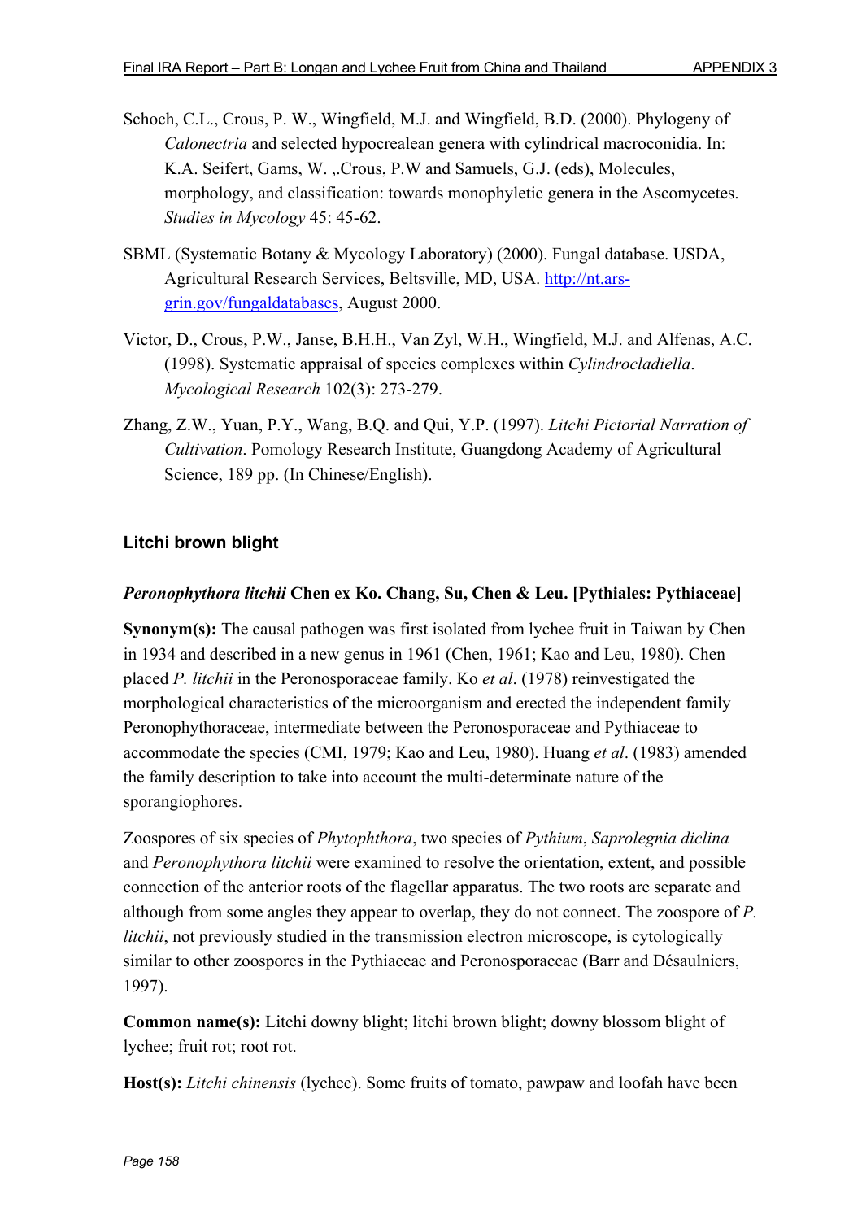Schoch, C.L., Crous, P. W., Wingfield, M.J. and Wingfield, B.D. (2000). Phylogeny of *Calonectria* and selected hypocrealean genera with cylindrical macroconidia. In: K.A. Seifert, Gams, W. ,.Crous, P.W and Samuels, G.J. (eds), Molecules, morphology, and classification: towards monophyletic genera in the Ascomycetes. *Studies in Mycology* 45: 45-62.

SBML (Systematic Botany & Mycology Laboratory) (2000). Fungal database. USDA, Agricultural Research Services, Beltsville, MD, USA. http://nt.ars-grin.gov/fungaldatabases, August 2000.

Victor, D., Crous, P.W., Janse, B.H.H., Van Zyl, W.H., Wingfield, M.J. and Alfenas, A.C. (1998). Systematic appraisal of species complexes within *Cylindrocladiella*. *Mycological Research* 102(3): 273-279.

Zhang, Z.W., Yuan, P.Y., Wang, B.Q. and Qui, Y.P. (1997). *Litchi Pictorial Narration of Cultivation*. Pomology Research Institute, Guangdong Academy of Agricultural Science, 189 pp. (In Chinese/English).

### Litchi brown blight

#### *Peronophythora litchii* Chen ex Ko. Chang, Su, Chen & Leu. [Pythiales: Pythiaceae]

**Synonym(s):** The causal pathogen was first isolated from lychee fruit in Taiwan by Chen in 1934 and described in a new genus in 1961 (Chen, 1961; Kao and Leu, 1980). Chen placed *P. litchii* in the Peronosporaceae family. Ko *et al*. (1978) reinvestigated the morphological characteristics of the microorganism and erected the independent family Peronophythoraceae, intermediate between the Peronosporaceae and Pythiaceae to accommodate the species (CMI, 1979; Kao and Leu, 1980). Huang *et al*. (1983) amended the family description to take into account the multi-determinate nature of the sporangiophores.

Zoospores of six species of *Phytophthora*, two species of *Pythium*, *Saprolegnia diclina* and *Peronophythora litchii* were examined to resolve the orientation, extent, and possible connection of the anterior roots of the flagellar apparatus. The two roots are separate and although from some angles they appear to overlap, they do not connect. The zoospore of *P. litchii*, not previously studied in the transmission electron microscope, is cytologically similar to other zoospores in the Pythiaceae and Peronosporaceae (Barr and Désaulniers, 1997).

**Common name(s):** Litchi downy blight; litchi brown blight; downy blossom blight of lychee; fruit rot; root rot.

**Host(s):** *Litchi chinensis* (lychee). Some fruits of tomato, pawpaw and loofah have been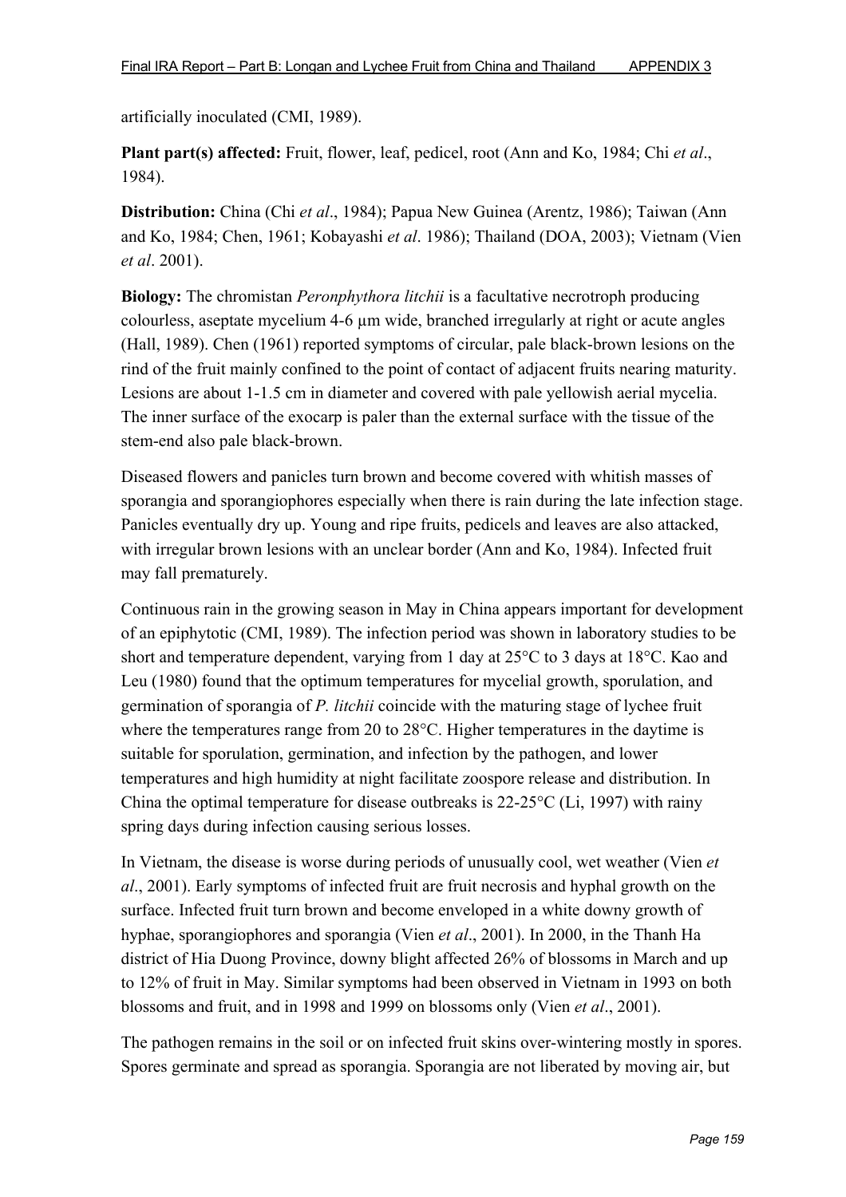artificially inoculated (CMI, 1989).

**Plant part(s) affected:** Fruit, flower, leaf, pedicel, root (Ann and Ko, 1984; Chi *et al*., 1984).

**Distribution:** China (Chi *et al*., 1984); Papua New Guinea (Arentz, 1986); Taiwan (Ann and Ko, 1984; Chen, 1961; Kobayashi *et al*. 1986); Thailand (DOA, 2003); Vietnam (Vien *et al*. 2001).

**Biology:** The chromistan *Peronphythora litchii* is a facultative necrotroph producing colourless, aseptate mycelium 4-6 µm wide, branched irregularly at right or acute angles (Hall, 1989). Chen (1961) reported symptoms of circular, pale black-brown lesions on the rind of the fruit mainly confined to the point of contact of adjacent fruits nearing maturity. Lesions are about 1-1.5 cm in diameter and covered with pale yellowish aerial mycelia. The inner surface of the exocarp is paler than the external surface with the tissue of the stem-end also pale black-brown.

Diseased flowers and panicles turn brown and become covered with whitish masses of sporangia and sporangiophores especially when there is rain during the late infection stage. Panicles eventually dry up. Young and ripe fruits, pedicels and leaves are also attacked, with irregular brown lesions with an unclear border (Ann and Ko, 1984). Infected fruit may fall prematurely.

Continuous rain in the growing season in May in China appears important for development of an epiphytotic (CMI, 1989). The infection period was shown in laboratory studies to be short and temperature dependent, varying from 1 day at 25°C to 3 days at 18°C. Kao and Leu (1980) found that the optimum temperatures for mycelial growth, sporulation, and germination of sporangia of *P. litchii* coincide with the maturing stage of lychee fruit where the temperatures range from 20 to 28°C. Higher temperatures in the daytime is suitable for sporulation, germination, and infection by the pathogen, and lower temperatures and high humidity at night facilitate zoospore release and distribution. In China the optimal temperature for disease outbreaks is 22-25°C (Li, 1997) with rainy spring days during infection causing serious losses.

In Vietnam, the disease is worse during periods of unusually cool, wet weather (Vien *et al*., 2001). Early symptoms of infected fruit are fruit necrosis and hyphal growth on the surface. Infected fruit turn brown and become enveloped in a white downy growth of hyphae, sporangiophores and sporangia (Vien *et al*., 2001). In 2000, in the Thanh Ha district of Hia Duong Province, downy blight affected 26% of blossoms in March and up to 12% of fruit in May. Similar symptoms had been observed in Vietnam in 1993 on both blossoms and fruit, and in 1998 and 1999 on blossoms only (Vien *et al*., 2001).

The pathogen remains in the soil or on infected fruit skins over-wintering mostly in spores. Spores germinate and spread as sporangia. Sporangia are not liberated by moving air, but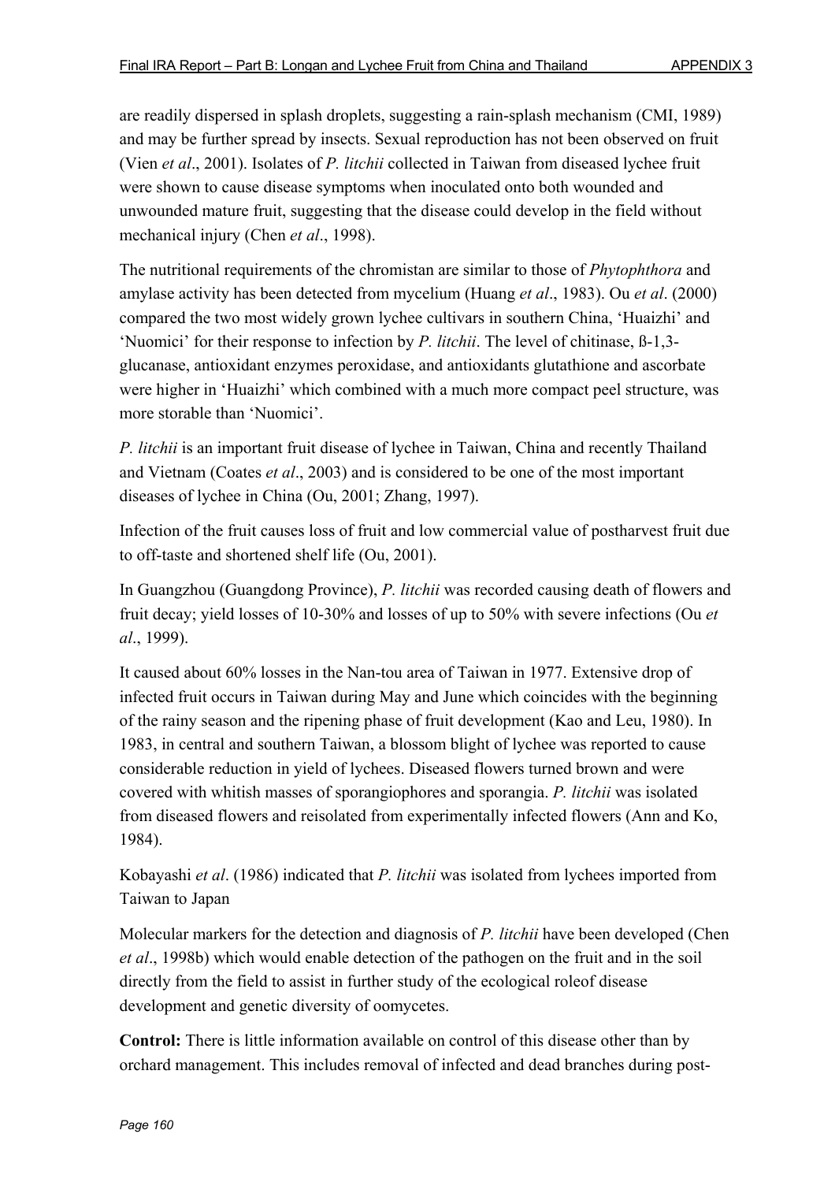are readily dispersed in splash droplets, suggesting a rain-splash mechanism (CMI, 1989) and may be further spread by insects. Sexual reproduction has not been observed on fruit (Vien *et al*., 2001). Isolates of *P. litchii* collected in Taiwan from diseased lychee fruit were shown to cause disease symptoms when inoculated onto both wounded and unwounded mature fruit, suggesting that the disease could develop in the field without mechanical injury (Chen *et al*., 1998).

The nutritional requirements of the chromistan are similar to those of *Phytophthora* and amylase activity has been detected from mycelium (Huang *et al*., 1983). Ou *et al*. (2000) compared the two most widely grown lychee cultivars in southern China, 'Huaizhi' and 'Nuomici' for their response to infection by *P. litchii*. The level of chitinase, ß-1,3-glucanase, antioxidant enzymes peroxidase, and antioxidants glutathione and ascorbate were higher in 'Huaizhi' which combined with a much more compact peel structure, was more storable than 'Nuomici'.

*P. litchii* is an important fruit disease of lychee in Taiwan, China and recently Thailand and Vietnam (Coates *et al*., 2003) and is considered to be one of the most important diseases of lychee in China (Ou, 2001; Zhang, 1997).

Infection of the fruit causes loss of fruit and low commercial value of postharvest fruit due to off-taste and shortened shelf life (Ou, 2001).

In Guangzhou (Guangdong Province), *P. litchii* was recorded causing death of flowers and fruit decay; yield losses of 10-30% and losses of up to 50% with severe infections (Ou *et al*., 1999).

It caused about 60% losses in the Nan-tou area of Taiwan in 1977. Extensive drop of infected fruit occurs in Taiwan during May and June which coincides with the beginning of the rainy season and the ripening phase of fruit development (Kao and Leu, 1980). In 1983, in central and southern Taiwan, a blossom blight of lychee was reported to cause considerable reduction in yield of lychees. Diseased flowers turned brown and were covered with whitish masses of sporangiophores and sporangia. *P. litchii* was isolated from diseased flowers and reisolated from experimentally infected flowers (Ann and Ko, 1984).

Kobayashi *et al*. (1986) indicated that *P. litchii* was isolated from lychees imported from Taiwan to Japan

Molecular markers for the detection and diagnosis of *P. litchii* have been developed (Chen *et al*., 1998b) which would enable detection of the pathogen on the fruit and in the soil directly from the field to assist in further study of the ecological roleof disease development and genetic diversity of oomycetes.

**Control:** There is little information available on control of this disease other than by orchard management. This includes removal of infected and dead branches during post-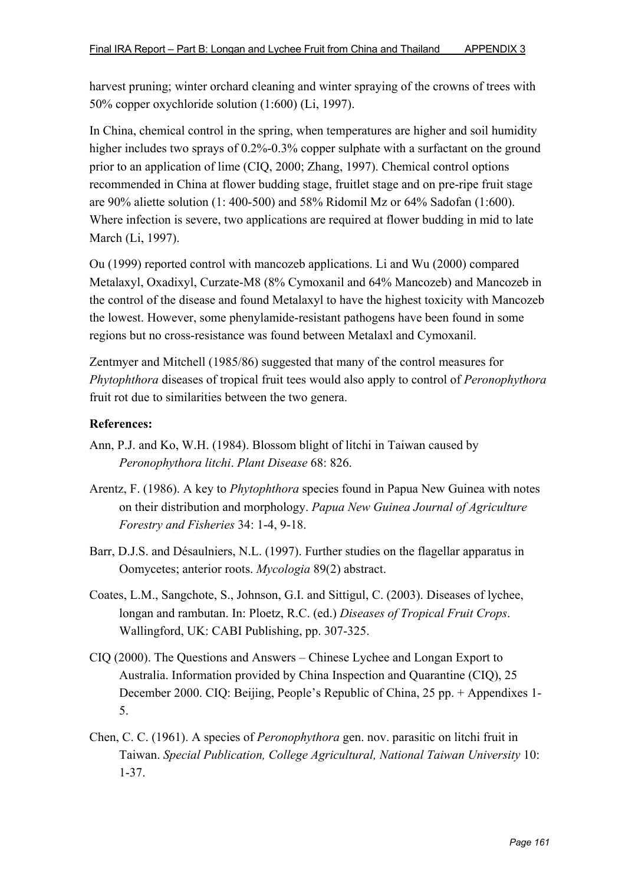harvest pruning; winter orchard cleaning and winter spraying of the crowns of trees with 50% copper oxychloride solution (1:600) (Li, 1997).

In China, chemical control in the spring, when temperatures are higher and soil humidity higher includes two sprays of 0.2%-0.3% copper sulphate with a surfactant on the ground prior to an application of lime (CIQ, 2000; Zhang, 1997). Chemical control options recommended in China at flower budding stage, fruitlet stage and on pre-ripe fruit stage are 90% aliette solution (1: 400-500) and 58% Ridomil Mz or 64% Sadofan (1:600). Where infection is severe, two applications are required at flower budding in mid to late March (Li, 1997).

Ou (1999) reported control with mancozeb applications. Li and Wu (2000) compared Metalaxyl, Oxadixyl, Curzate-M8 (8% Cymoxanil and 64% Mancozeb) and Mancozeb in the control of the disease and found Metalaxyl to have the highest toxicity with Mancozeb the lowest. However, some phenylamide-resistant pathogens have been found in some regions but no cross-resistance was found between Metalaxl and Cymoxanil.

Zentmyer and Mitchell (1985/86) suggested that many of the control measures for *Phytophthora* diseases of tropical fruit tees would also apply to control of *Peronophythora* fruit rot due to similarities between the two genera.

**References:**

Ann, P.J. and Ko, W.H. (1984). Blossom blight of litchi in Taiwan caused by *Peronophythora litchi*. *Plant Disease* 68: 826.

Arentz, F. (1986). A key to *Phytophthora* species found in Papua New Guinea with notes on their distribution and morphology. *Papua New Guinea Journal of Agriculture Forestry and Fisheries* 34: 1-4, 9-18.

Barr, D.J.S. and Désaulniers, N.L. (1997). Further studies on the flagellar apparatus in Oomycetes; anterior roots. *Mycologia* 89(2) abstract.

Coates, L.M., Sangchote, S., Johnson, G.I. and Sittigul, C. (2003). Diseases of lychee, longan and rambutan. In: Ploetz, R.C. (ed.) *Diseases of Tropical Fruit Crops*. Wallingford, UK: CABI Publishing, pp. 307-325.

CIQ (2000). The Questions and Answers – Chinese Lychee and Longan Export to Australia. Information provided by China Inspection and Quarantine (CIQ), 25 December 2000. CIQ: Beijing, People's Republic of China, 25 pp. + Appendixes 1-5.

Chen, C. C. (1961). A species of *Peronophythora* gen. nov. parasitic on litchi fruit in Taiwan. *Special Publication, College Agricultural, National Taiwan University* 10: 1-37.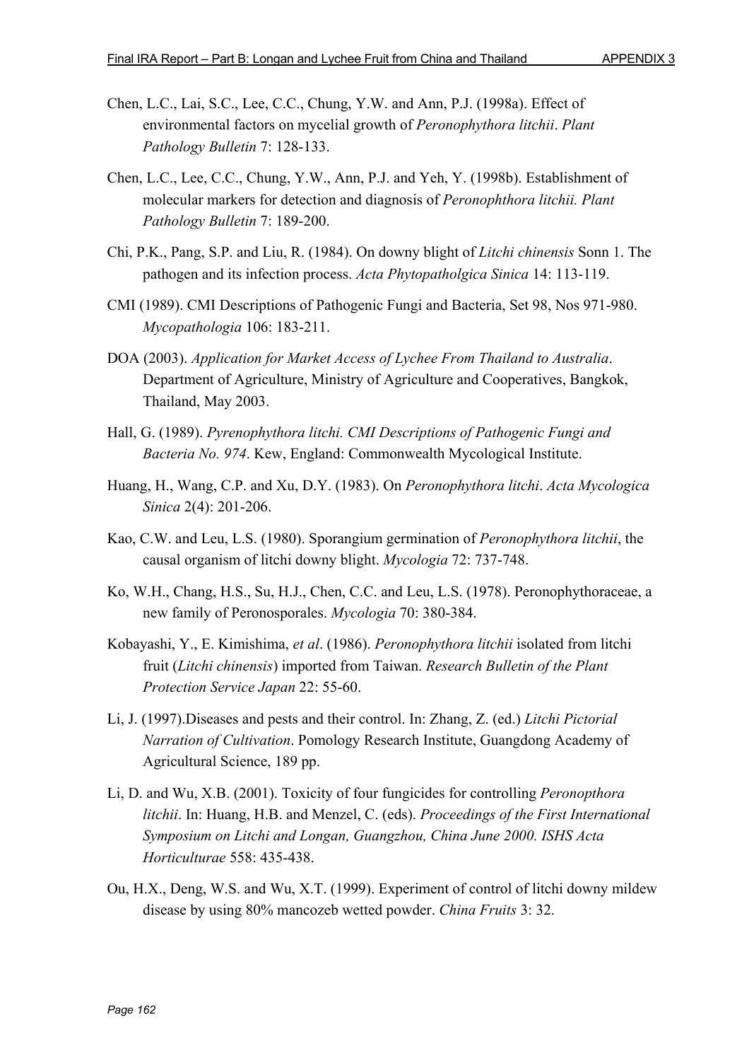Chen, L.C., Lai, S.C., Lee, C.C., Chung, Y.W. and Ann, P.J. (1998a). Effect of environmental factors on mycelial growth of *Peronophythora litchii*. *Plant Pathology Bulletin* 7: 128-133.

Chen, L.C., Lee, C.C., Chung, Y.W., Ann, P.J. and Yeh, Y. (1998b). Establishment of molecular markers for detection and diagnosis of *Peronophthora litchii. Plant Pathology Bulletin* 7: 189-200.

Chi, P.K., Pang, S.P. and Liu, R. (1984). On downy blight of *Litchi chinensis* Sonn 1. The pathogen and its infection process. *Acta Phytopatholgica Sinica* 14: 113-119.

CMI (1989). CMI Descriptions of Pathogenic Fungi and Bacteria, Set 98, Nos 971-980. *Mycopathologia* 106: 183-211.

DOA (2003). *Application for Market Access of Lychee From Thailand to Australia*. Department of Agriculture, Ministry of Agriculture and Cooperatives, Bangkok, Thailand, May 2003.

Hall, G. (1989). *Pyrenophythora litchi. CMI Descriptions of Pathogenic Fungi and Bacteria No. 974*. Kew, England: Commonwealth Mycological Institute.

Huang, H., Wang, C.P. and Xu, D.Y. (1983). On *Peronophythora litchi*. *Acta Mycologica Sinica* 2(4): 201-206.

Kao, C.W. and Leu, L.S. (1980). Sporangium germination of *Peronophythora litchii*, the causal organism of litchi downy blight. *Mycologia* 72: 737-748.

Ko, W.H., Chang, H.S., Su, H.J., Chen, C.C. and Leu, L.S. (1978). Peronophythoraceae, a new family of Peronosporales. *Mycologia* 70: 380-384.

Kobayashi, Y., E. Kimishima, *et al*. (1986). *Peronophythora litchii* isolated from litchi fruit (*Litchi chinensis*) imported from Taiwan. *Research Bulletin of the Plant Protection Service Japan* 22: 55-60.

Li, J. (1997).Diseases and pests and their control. In: Zhang, Z. (ed.) *Litchi Pictorial Narration of Cultivation*. Pomology Research Institute, Guangdong Academy of Agricultural Science, 189 pp.

Li, D. and Wu, X.B. (2001). Toxicity of four fungicides for controlling *Peronopthora litchii*. In: Huang, H.B. and Menzel, C. (eds). *Proceedings of the First International Symposium on Litchi and Longan, Guangzhou, China June 2000. ISHS Acta Horticulturae* 558: 435-438.

Ou, H.X., Deng, W.S. and Wu, X.T. (1999). Experiment of control of litchi downy mildew disease by using 80% mancozeb wetted powder. *China Fruits* 3: 32.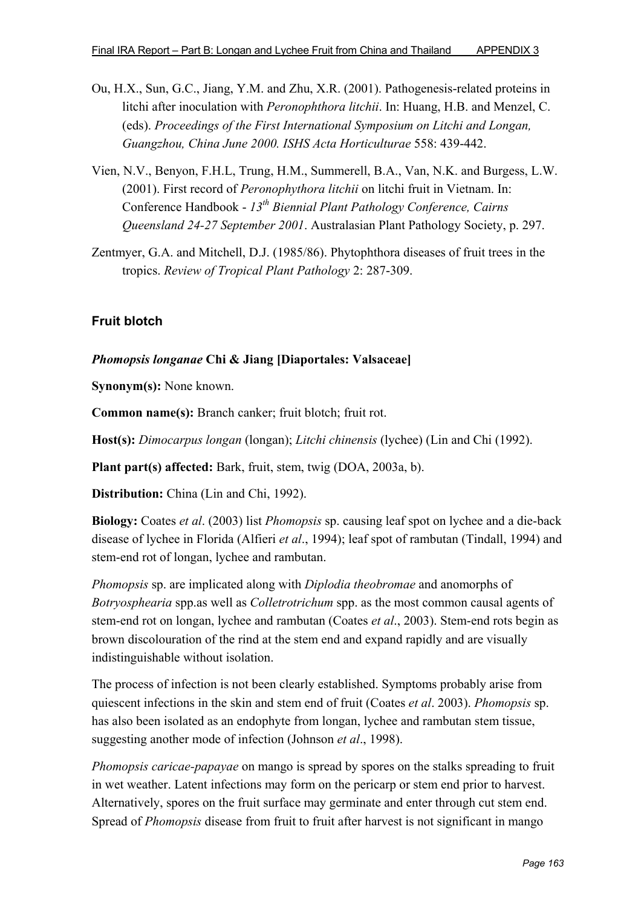Ou, H.X., Sun, G.C., Jiang, Y.M. and Zhu, X.R. (2001). Pathogenesis-related proteins in litchi after inoculation with *Peronophthora litchii*. In: Huang, H.B. and Menzel, C. (eds). *Proceedings of the First International Symposium on Litchi and Longan, Guangzhou, China June 2000. ISHS Acta Horticulturae* 558: 439-442.

Vien, N.V., Benyon, F.H.L, Trung, H.M., Summerell, B.A., Van, N.K. and Burgess, L.W. (2001). First record of *Peronophythora litchii* on litchi fruit in Vietnam. In: Conference Handbook - *13th Biennial Plant Pathology Conference, Cairns Queensland 24-27 September 2001*. Australasian Plant Pathology Society, p. 297.

Zentmyer, G.A. and Mitchell, D.J. (1985/86). Phytophthora diseases of fruit trees in the tropics. *Review of Tropical Plant Pathology* 2: 287-309.

## Fruit blotch

***Phomopsis longanae* Chi & Jiang [Diaportales: Valsaceae]**

**Synonym(s):** None known.

**Common name(s):** Branch canker; fruit blotch; fruit rot.

**Host(s):** *Dimocarpus longan* (longan); *Litchi chinensis* (lychee) (Lin and Chi (1992).

**Plant part(s) affected:** Bark, fruit, stem, twig (DOA, 2003a, b).

**Distribution:** China (Lin and Chi, 1992).

**Biology:** Coates *et al*. (2003) list *Phomopsis* sp. causing leaf spot on lychee and a die-back disease of lychee in Florida (Alfieri *et al*., 1994); leaf spot of rambutan (Tindall, 1994) and stem-end rot of longan, lychee and rambutan.

*Phomopsis* sp. are implicated along with *Diplodia theobromae* and anomorphs of *Botryosphearia* spp.as well as *Colletrotrichum* spp. as the most common causal agents of stem-end rot on longan, lychee and rambutan (Coates *et al*., 2003). Stem-end rots begin as brown discolouration of the rind at the stem end and expand rapidly and are visually indistinguishable without isolation.

The process of infection is not been clearly established. Symptoms probably arise from quiescent infections in the skin and stem end of fruit (Coates *et al*. 2003). *Phomopsis* sp. has also been isolated as an endophyte from longan, lychee and rambutan stem tissue, suggesting another mode of infection (Johnson *et al*., 1998).

*Phomopsis caricae-papayae* on mango is spread by spores on the stalks spreading to fruit in wet weather. Latent infections may form on the pericarp or stem end prior to harvest. Alternatively, spores on the fruit surface may germinate and enter through cut stem end. Spread of *Phomopsis* disease from fruit to fruit after harvest is not significant in mango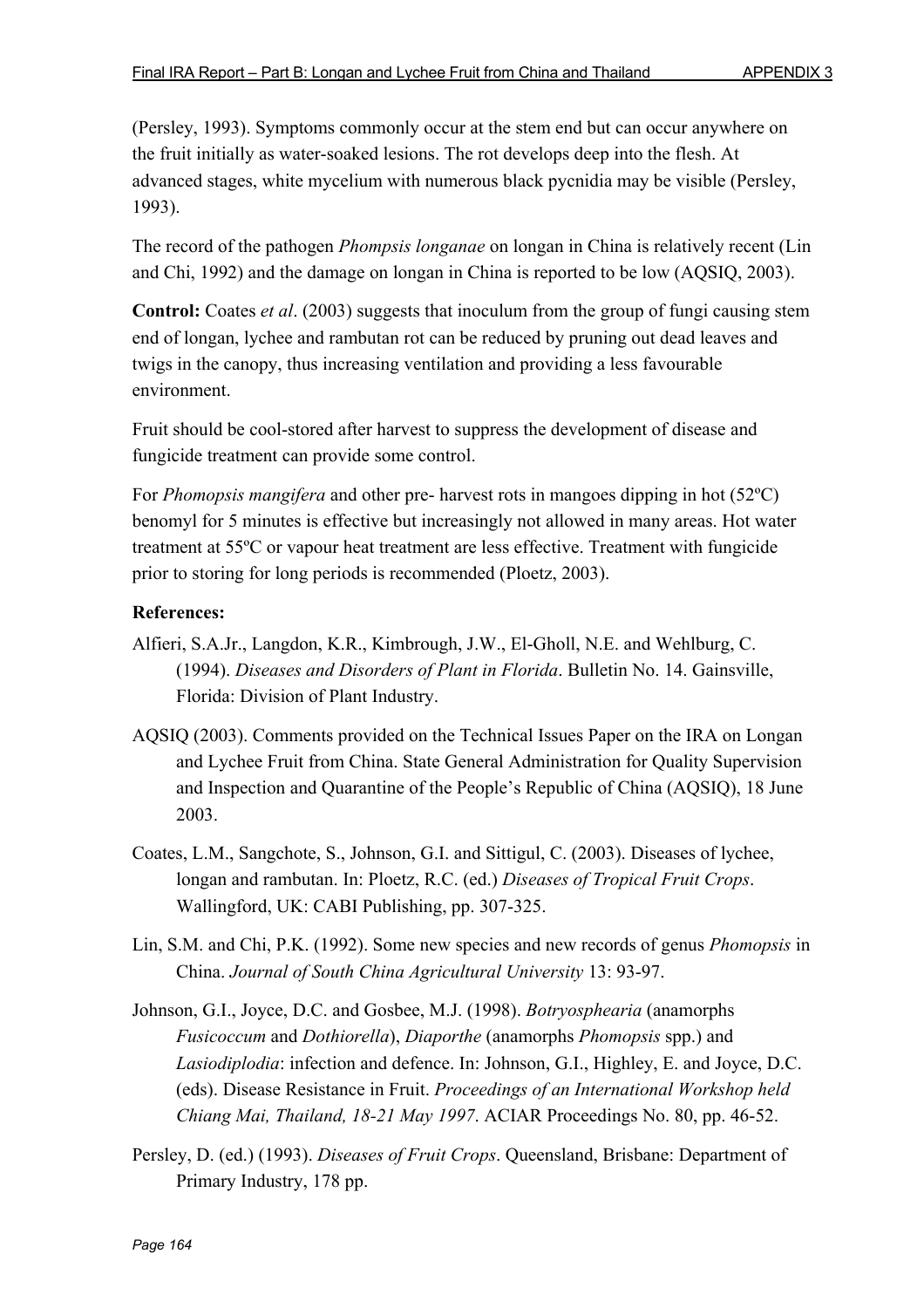(Persley, 1993). Symptoms commonly occur at the stem end but can occur anywhere on the fruit initially as water-soaked lesions. The rot develops deep into the flesh. At advanced stages, white mycelium with numerous black pycnidia may be visible (Persley, 1993).

The record of the pathogen *Phompsis longanae* on longan in China is relatively recent (Lin and Chi, 1992) and the damage on longan in China is reported to be low (AQSIQ, 2003).

**Control:** Coates *et al*. (2003) suggests that inoculum from the group of fungi causing stem end of longan, lychee and rambutan rot can be reduced by pruning out dead leaves and twigs in the canopy, thus increasing ventilation and providing a less favourable environment.

Fruit should be cool-stored after harvest to suppress the development of disease and fungicide treatment can provide some control.

For *Phomopsis mangifera* and other pre- harvest rots in mangoes dipping in hot (52ºC) benomyl for 5 minutes is effective but increasingly not allowed in many areas. Hot water treatment at 55ºC or vapour heat treatment are less effective. Treatment with fungicide prior to storing for long periods is recommended (Ploetz, 2003).

**References:**

Alfieri, S.A.Jr., Langdon, K.R., Kimbrough, J.W., El-Gholl, N.E. and Wehlburg, C. (1994). *Diseases and Disorders of Plant in Florida*. Bulletin No. 14. Gainsville, Florida: Division of Plant Industry.

AQSIQ (2003). Comments provided on the Technical Issues Paper on the IRA on Longan and Lychee Fruit from China. State General Administration for Quality Supervision and Inspection and Quarantine of the People's Republic of China (AQSIQ), 18 June 2003.

Coates, L.M., Sangchote, S., Johnson, G.I. and Sittigul, C. (2003). Diseases of lychee, longan and rambutan. In: Ploetz, R.C. (ed.) *Diseases of Tropical Fruit Crops*. Wallingford, UK: CABI Publishing, pp. 307-325.

Lin, S.M. and Chi, P.K. (1992). Some new species and new records of genus *Phomopsis* in China. *Journal of South China Agricultural University* 13: 93-97.

Johnson, G.I., Joyce, D.C. and Gosbee, M.J. (1998). *Botryosphearia* (anamorphs *Fusicoccum* and *Dothiorella*), *Diaporthe* (anamorphs *Phomopsis* spp.) and *Lasiodiplodia*: infection and defence. In: Johnson, G.I., Highley, E. and Joyce, D.C. (eds). Disease Resistance in Fruit. *Proceedings of an International Workshop held Chiang Mai, Thailand, 18-21 May 1997*. ACIAR Proceedings No. 80, pp. 46-52.

Persley, D. (ed.) (1993). *Diseases of Fruit Crops*. Queensland, Brisbane: Department of Primary Industry, 178 pp.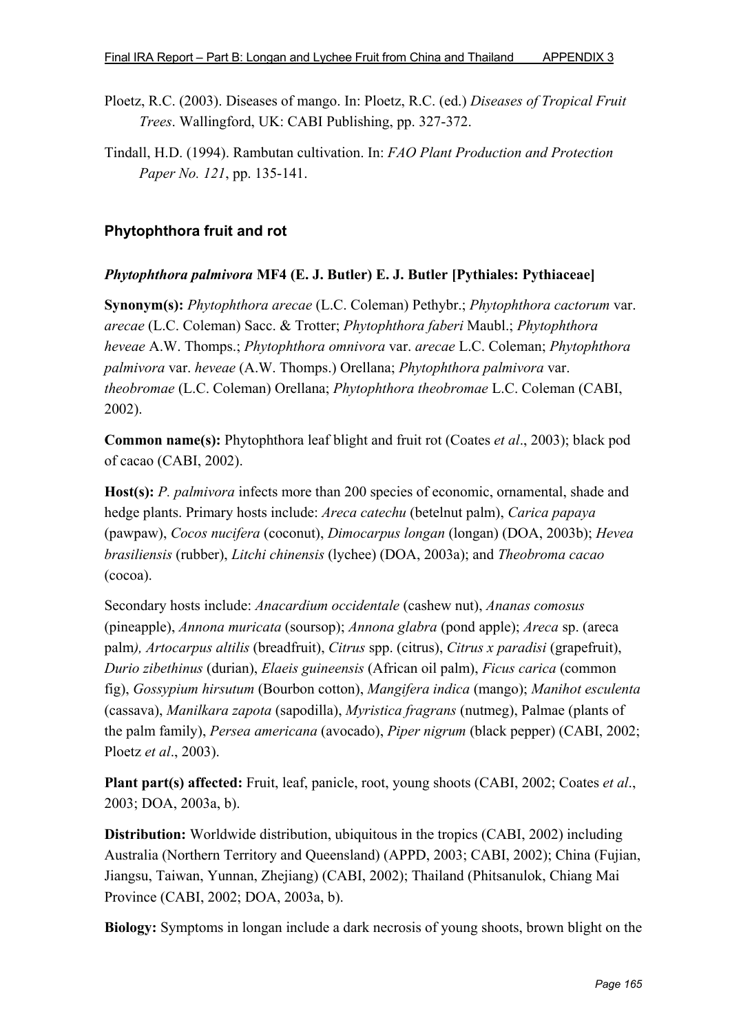Ploetz, R.C. (2003). Diseases of mango. In: Ploetz, R.C. (ed.) *Diseases of Tropical Fruit Trees*. Wallingford, UK: CABI Publishing, pp. 327-372.

Tindall, H.D. (1994). Rambutan cultivation. In: *FAO Plant Production and Protection Paper No. 121*, pp. 135-141.

### Phytophthora fruit and rot

#### *Phytophthora palmivora* MF4 (E. J. Butler) E. J. Butler [Pythiales: Pythiaceae]

**Synonym(s):** *Phytophthora arecae* (L.C. Coleman) Pethybr.; *Phytophthora cactorum* var. *arecae* (L.C. Coleman) Sacc. & Trotter; *Phytophthora faberi* Maubl.; *Phytophthora heveae* A.W. Thomps.; *Phytophthora omnivora* var. *arecae* L.C. Coleman; *Phytophthora palmivora* var. *heveae* (A.W. Thomps.) Orellana; *Phytophthora palmivora* var. *theobromae* (L.C. Coleman) Orellana; *Phytophthora theobromae* L.C. Coleman (CABI, 2002).

**Common name(s):** Phytophthora leaf blight and fruit rot (Coates *et al*., 2003); black pod of cacao (CABI, 2002).

**Host(s):** *P. palmivora* infects more than 200 species of economic, ornamental, shade and hedge plants. Primary hosts include: *Areca catechu* (betelnut palm), *Carica papaya* (pawpaw), *Cocos nucifera* (coconut), *Dimocarpus longan* (longan) (DOA, 2003b); *Hevea brasiliensis* (rubber), *Litchi chinensis* (lychee) (DOA, 2003a); and *Theobroma cacao* (cocoa).

Secondary hosts include: *Anacardium occidentale* (cashew nut), *Ananas comosus* (pineapple), *Annona muricata* (soursop); *Annona glabra* (pond apple); *Areca* sp. (areca palm*), Artocarpus altilis* (breadfruit), *Citrus* spp. (citrus), *Citrus x paradisi* (grapefruit), *Durio zibethinus* (durian), *Elaeis guineensis* (African oil palm), *Ficus carica* (common fig), *Gossypium hirsutum* (Bourbon cotton), *Mangifera indica* (mango); *Manihot esculenta* (cassava), *Manilkara zapota* (sapodilla), *Myristica fragrans* (nutmeg), Palmae (plants of the palm family), *Persea americana* (avocado), *Piper nigrum* (black pepper) (CABI, 2002; Ploetz *et al*., 2003).

**Plant part(s) affected:** Fruit, leaf, panicle, root, young shoots (CABI, 2002; Coates *et al*., 2003; DOA, 2003a, b).

**Distribution:** Worldwide distribution, ubiquitous in the tropics (CABI, 2002) including Australia (Northern Territory and Queensland) (APPD, 2003; CABI, 2002); China (Fujian, Jiangsu, Taiwan, Yunnan, Zhejiang) (CABI, 2002); Thailand (Phitsanulok, Chiang Mai Province (CABI, 2002; DOA, 2003a, b).

**Biology:** Symptoms in longan include a dark necrosis of young shoots, brown blight on the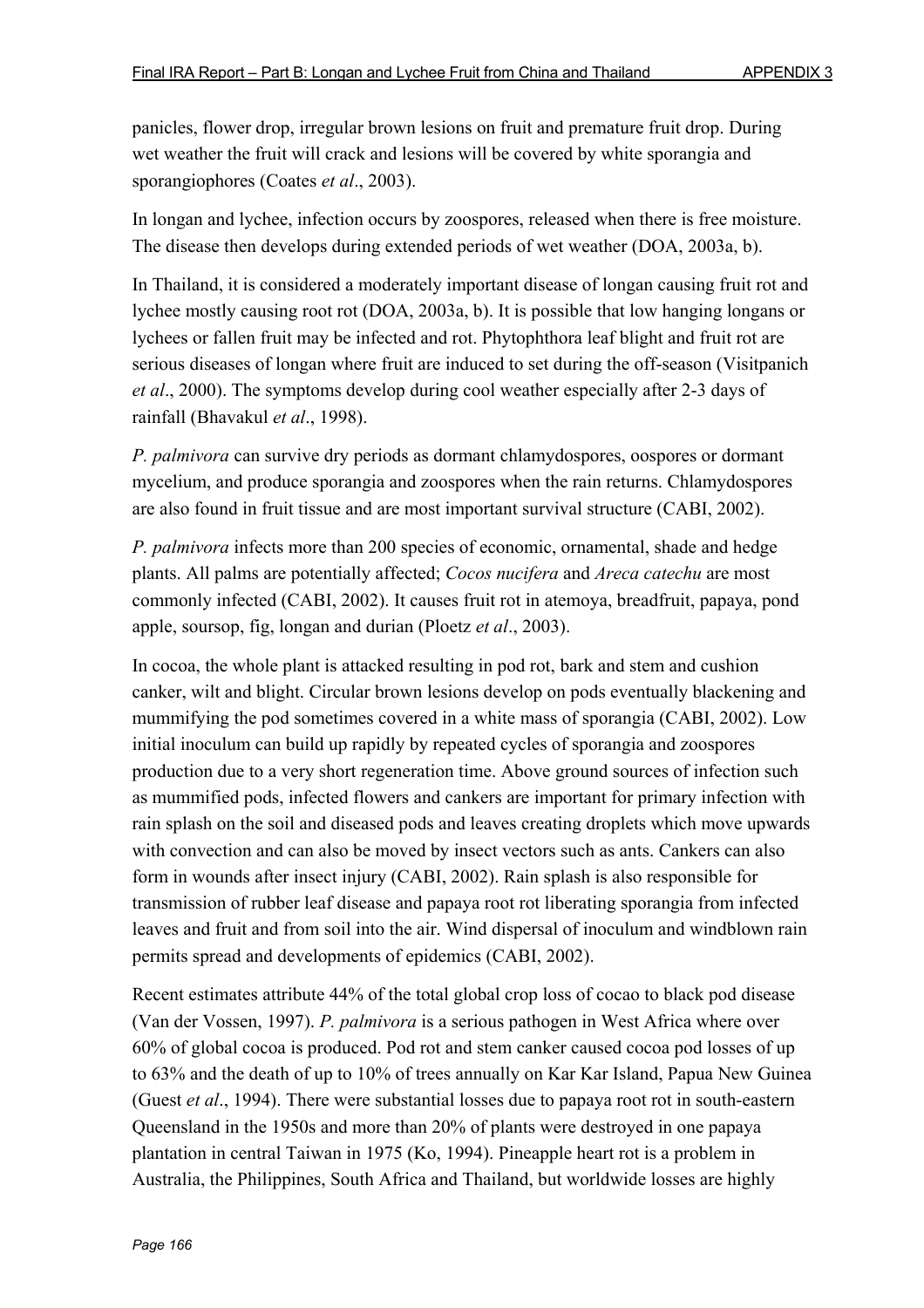panicles, flower drop, irregular brown lesions on fruit and premature fruit drop. During wet weather the fruit will crack and lesions will be covered by white sporangia and sporangiophores (Coates *et al*., 2003).

In longan and lychee, infection occurs by zoospores, released when there is free moisture. The disease then develops during extended periods of wet weather (DOA, 2003a, b).

In Thailand, it is considered a moderately important disease of longan causing fruit rot and lychee mostly causing root rot (DOA, 2003a, b). It is possible that low hanging longans or lychees or fallen fruit may be infected and rot. Phytophthora leaf blight and fruit rot are serious diseases of longan where fruit are induced to set during the off-season (Visitpanich *et al*., 2000). The symptoms develop during cool weather especially after 2-3 days of rainfall (Bhavakul *et al*., 1998).

*P. palmivora* can survive dry periods as dormant chlamydospores, oospores or dormant mycelium, and produce sporangia and zoospores when the rain returns. Chlamydospores are also found in fruit tissue and are most important survival structure (CABI, 2002).

*P. palmivora* infects more than 200 species of economic, ornamental, shade and hedge plants. All palms are potentially affected; *Cocos nucifera* and *Areca catechu* are most commonly infected (CABI, 2002). It causes fruit rot in atemoya, breadfruit, papaya, pond apple, soursop, fig, longan and durian (Ploetz *et al*., 2003).

In cocoa, the whole plant is attacked resulting in pod rot, bark and stem and cushion canker, wilt and blight. Circular brown lesions develop on pods eventually blackening and mummifying the pod sometimes covered in a white mass of sporangia (CABI, 2002). Low initial inoculum can build up rapidly by repeated cycles of sporangia and zoospores production due to a very short regeneration time. Above ground sources of infection such as mummified pods, infected flowers and cankers are important for primary infection with rain splash on the soil and diseased pods and leaves creating droplets which move upwards with convection and can also be moved by insect vectors such as ants. Cankers can also form in wounds after insect injury (CABI, 2002). Rain splash is also responsible for transmission of rubber leaf disease and papaya root rot liberating sporangia from infected leaves and fruit and from soil into the air. Wind dispersal of inoculum and windblown rain permits spread and developments of epidemics (CABI, 2002).

Recent estimates attribute 44% of the total global crop loss of cocao to black pod disease (Van der Vossen, 1997). *P. palmivora* is a serious pathogen in West Africa where over 60% of global cocoa is produced. Pod rot and stem canker caused cocoa pod losses of up to 63% and the death of up to 10% of trees annually on Kar Kar Island, Papua New Guinea (Guest *et al*., 1994). There were substantial losses due to papaya root rot in south-eastern Queensland in the 1950s and more than 20% of plants were destroyed in one papaya plantation in central Taiwan in 1975 (Ko, 1994). Pineapple heart rot is a problem in Australia, the Philippines, South Africa and Thailand, but worldwide losses are highly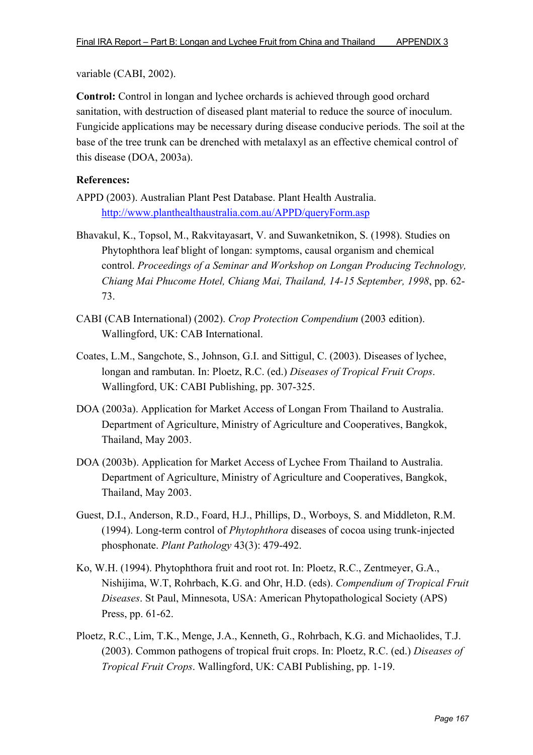variable (CABI, 2002).

**Control:** Control in longan and lychee orchards is achieved through good orchard sanitation, with destruction of diseased plant material to reduce the source of inoculum. Fungicide applications may be necessary during disease conducive periods. The soil at the base of the tree trunk can be drenched with metalaxyl as an effective chemical control of this disease (DOA, 2003a).

**References:**

APPD (2003). Australian Plant Pest Database. Plant Health Australia. http://www.planthealthaustralia.com.au/APPD/queryForm.asp

Bhavakul, K., Topsol, M., Rakvitayasart, V. and Suwanketnikon, S. (1998). Studies on Phytophthora leaf blight of longan: symptoms, causal organism and chemical control. *Proceedings of a Seminar and Workshop on Longan Producing Technology, Chiang Mai Phucome Hotel, Chiang Mai, Thailand, 14-15 September, 1998*, pp. 62-73.

CABI (CAB International) (2002). *Crop Protection Compendium* (2003 edition). Wallingford, UK: CAB International.

Coates, L.M., Sangchote, S., Johnson, G.I. and Sittigul, C. (2003). Diseases of lychee, longan and rambutan. In: Ploetz, R.C. (ed.) *Diseases of Tropical Fruit Crops*. Wallingford, UK: CABI Publishing, pp. 307-325.

DOA (2003a). Application for Market Access of Longan From Thailand to Australia. Department of Agriculture, Ministry of Agriculture and Cooperatives, Bangkok, Thailand, May 2003.

DOA (2003b). Application for Market Access of Lychee From Thailand to Australia. Department of Agriculture, Ministry of Agriculture and Cooperatives, Bangkok, Thailand, May 2003.

Guest, D.I., Anderson, R.D., Foard, H.J., Phillips, D., Worboys, S. and Middleton, R.M. (1994). Long-term control of *Phytophthora* diseases of cocoa using trunk-injected phosphonate. *Plant Pathology* 43(3): 479-492.

Ko, W.H. (1994). Phytophthora fruit and root rot. In: Ploetz, R.C., Zentmeyer, G.A., Nishijima, W.T, Rohrbach, K.G. and Ohr, H.D. (eds). *Compendium of Tropical Fruit Diseases*. St Paul, Minnesota, USA: American Phytopathological Society (APS) Press, pp. 61-62.

Ploetz, R.C., Lim, T.K., Menge, J.A., Kenneth, G., Rohrbach, K.G. and Michaolides, T.J. (2003). Common pathogens of tropical fruit crops. In: Ploetz, R.C. (ed.) *Diseases of Tropical Fruit Crops*. Wallingford, UK: CABI Publishing, pp. 1-19.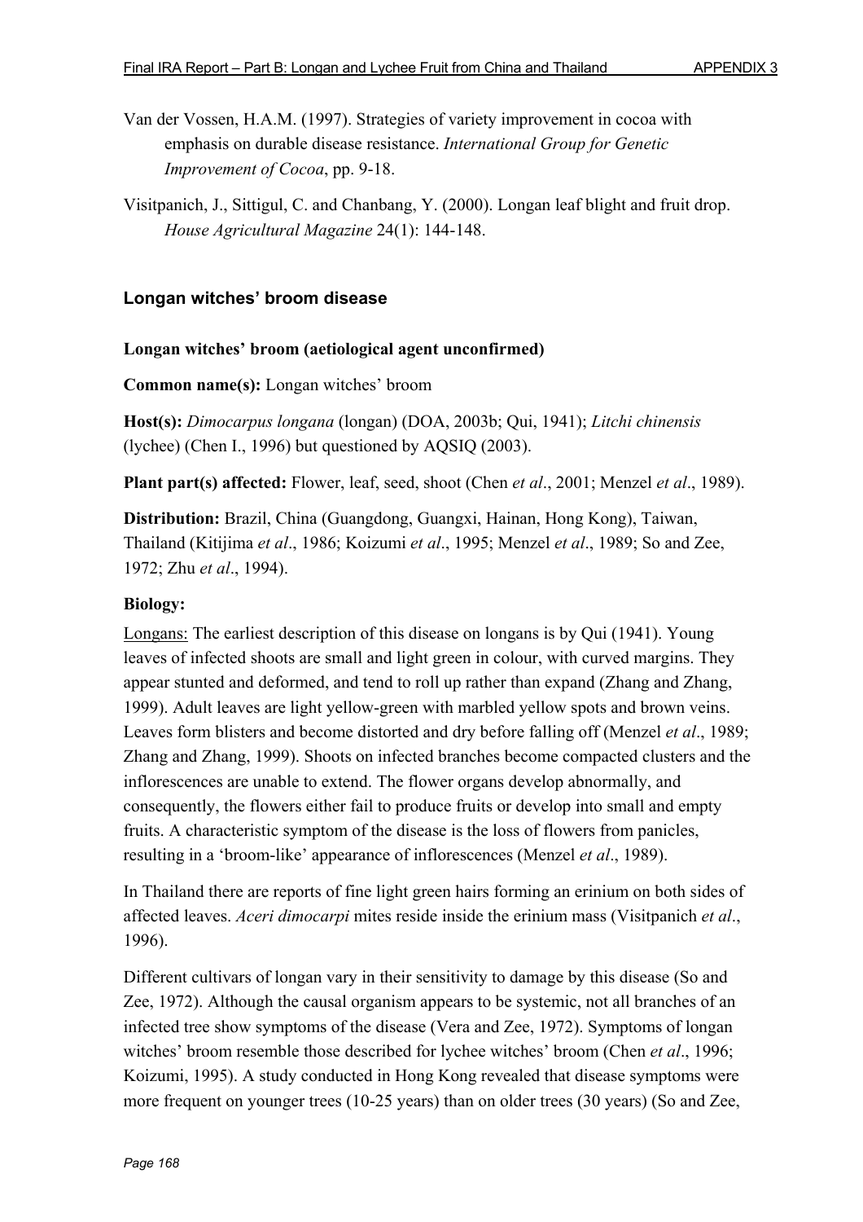Van der Vossen, H.A.M. (1997). Strategies of variety improvement in cocoa with emphasis on durable disease resistance. *International Group for Genetic Improvement of Cocoa*, pp. 9-18.

Visitpanich, J., Sittigul, C. and Chanbang, Y. (2000). Longan leaf blight and fruit drop. *House Agricultural Magazine* 24(1): 144-148.

## Longan witches' broom disease

### Longan witches' broom (aetiological agent unconfirmed)

**Common name(s):** Longan witches' broom

**Host(s):** *Dimocarpus longana* (longan) (DOA, 2003b; Qui, 1941); *Litchi chinensis* (lychee) (Chen I., 1996) but questioned by AQSIQ (2003).

**Plant part(s) affected:** Flower, leaf, seed, shoot (Chen *et al*., 2001; Menzel *et al*., 1989).

**Distribution:** Brazil, China (Guangdong, Guangxi, Hainan, Hong Kong), Taiwan, Thailand (Kitijima *et al*., 1986; Koizumi *et al*., 1995; Menzel *et al*., 1989; So and Zee, 1972; Zhu *et al*., 1994).

**Biology:**

Longans: The earliest description of this disease on longans is by Qui (1941). Young leaves of infected shoots are small and light green in colour, with curved margins. They appear stunted and deformed, and tend to roll up rather than expand (Zhang and Zhang, 1999). Adult leaves are light yellow-green with marbled yellow spots and brown veins. Leaves form blisters and become distorted and dry before falling off (Menzel *et al*., 1989; Zhang and Zhang, 1999). Shoots on infected branches become compacted clusters and the inflorescences are unable to extend. The flower organs develop abnormally, and consequently, the flowers either fail to produce fruits or develop into small and empty fruits. A characteristic symptom of the disease is the loss of flowers from panicles, resulting in a 'broom-like' appearance of inflorescences (Menzel *et al*., 1989).

In Thailand there are reports of fine light green hairs forming an erinium on both sides of affected leaves. *Aceri dimocarpi* mites reside inside the erinium mass (Visitpanich *et al*., 1996).

Different cultivars of longan vary in their sensitivity to damage by this disease (So and Zee, 1972). Although the causal organism appears to be systemic, not all branches of an infected tree show symptoms of the disease (Vera and Zee, 1972). Symptoms of longan witches' broom resemble those described for lychee witches' broom (Chen *et al*., 1996; Koizumi, 1995). A study conducted in Hong Kong revealed that disease symptoms were more frequent on younger trees (10-25 years) than on older trees (30 years) (So and Zee,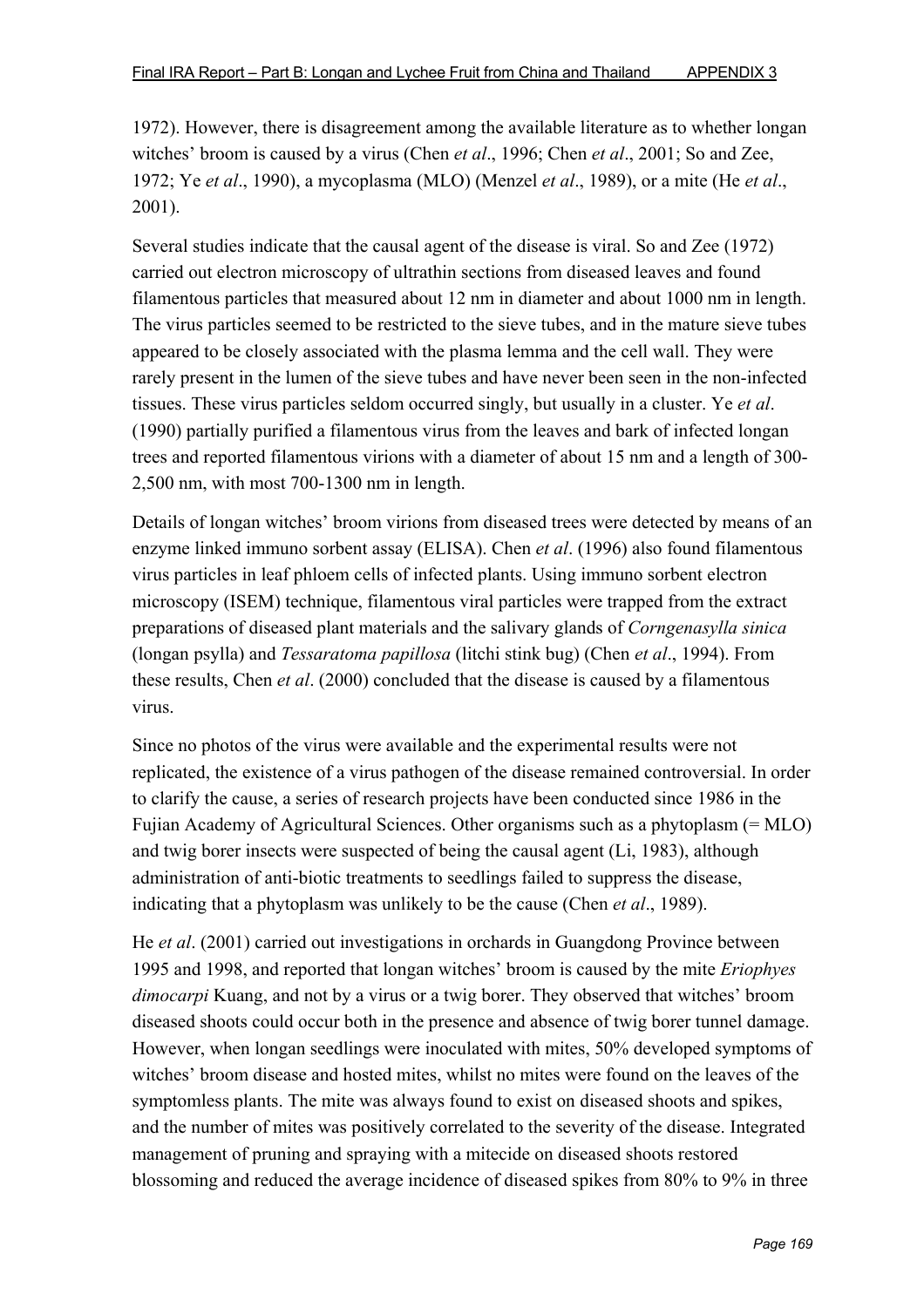1972). However, there is disagreement among the available literature as to whether longan witches' broom is caused by a virus (Chen *et al*., 1996; Chen *et al*., 2001; So and Zee, 1972; Ye *et al*., 1990), a mycoplasma (MLO) (Menzel *et al*., 1989), or a mite (He *et al*., 2001).

Several studies indicate that the causal agent of the disease is viral. So and Zee (1972) carried out electron microscopy of ultrathin sections from diseased leaves and found filamentous particles that measured about 12 nm in diameter and about 1000 nm in length. The virus particles seemed to be restricted to the sieve tubes, and in the mature sieve tubes appeared to be closely associated with the plasma lemma and the cell wall. They were rarely present in the lumen of the sieve tubes and have never been seen in the non-infected tissues. These virus particles seldom occurred singly, but usually in a cluster. Ye *et al*. (1990) partially purified a filamentous virus from the leaves and bark of infected longan trees and reported filamentous virions with a diameter of about 15 nm and a length of 300-2,500 nm, with most 700-1300 nm in length.

Details of longan witches' broom virions from diseased trees were detected by means of an enzyme linked immuno sorbent assay (ELISA). Chen *et al*. (1996) also found filamentous virus particles in leaf phloem cells of infected plants. Using immuno sorbent electron microscopy (ISEM) technique, filamentous viral particles were trapped from the extract preparations of diseased plant materials and the salivary glands of *Corngenasylla sinica* (longan psylla) and *Tessaratoma papillosa* (litchi stink bug) (Chen *et al*., 1994). From these results, Chen *et al*. (2000) concluded that the disease is caused by a filamentous virus.

Since no photos of the virus were available and the experimental results were not replicated, the existence of a virus pathogen of the disease remained controversial. In order to clarify the cause, a series of research projects have been conducted since 1986 in the Fujian Academy of Agricultural Sciences. Other organisms such as a phytoplasm (= MLO) and twig borer insects were suspected of being the causal agent (Li, 1983), although administration of anti-biotic treatments to seedlings failed to suppress the disease, indicating that a phytoplasm was unlikely to be the cause (Chen *et al*., 1989).

He *et al*. (2001) carried out investigations in orchards in Guangdong Province between 1995 and 1998, and reported that longan witches' broom is caused by the mite *Eriophyes dimocarpi* Kuang, and not by a virus or a twig borer. They observed that witches' broom diseased shoots could occur both in the presence and absence of twig borer tunnel damage. However, when longan seedlings were inoculated with mites, 50% developed symptoms of witches' broom disease and hosted mites, whilst no mites were found on the leaves of the symptomless plants. The mite was always found to exist on diseased shoots and spikes, and the number of mites was positively correlated to the severity of the disease. Integrated management of pruning and spraying with a mitecide on diseased shoots restored blossoming and reduced the average incidence of diseased spikes from 80% to 9% in three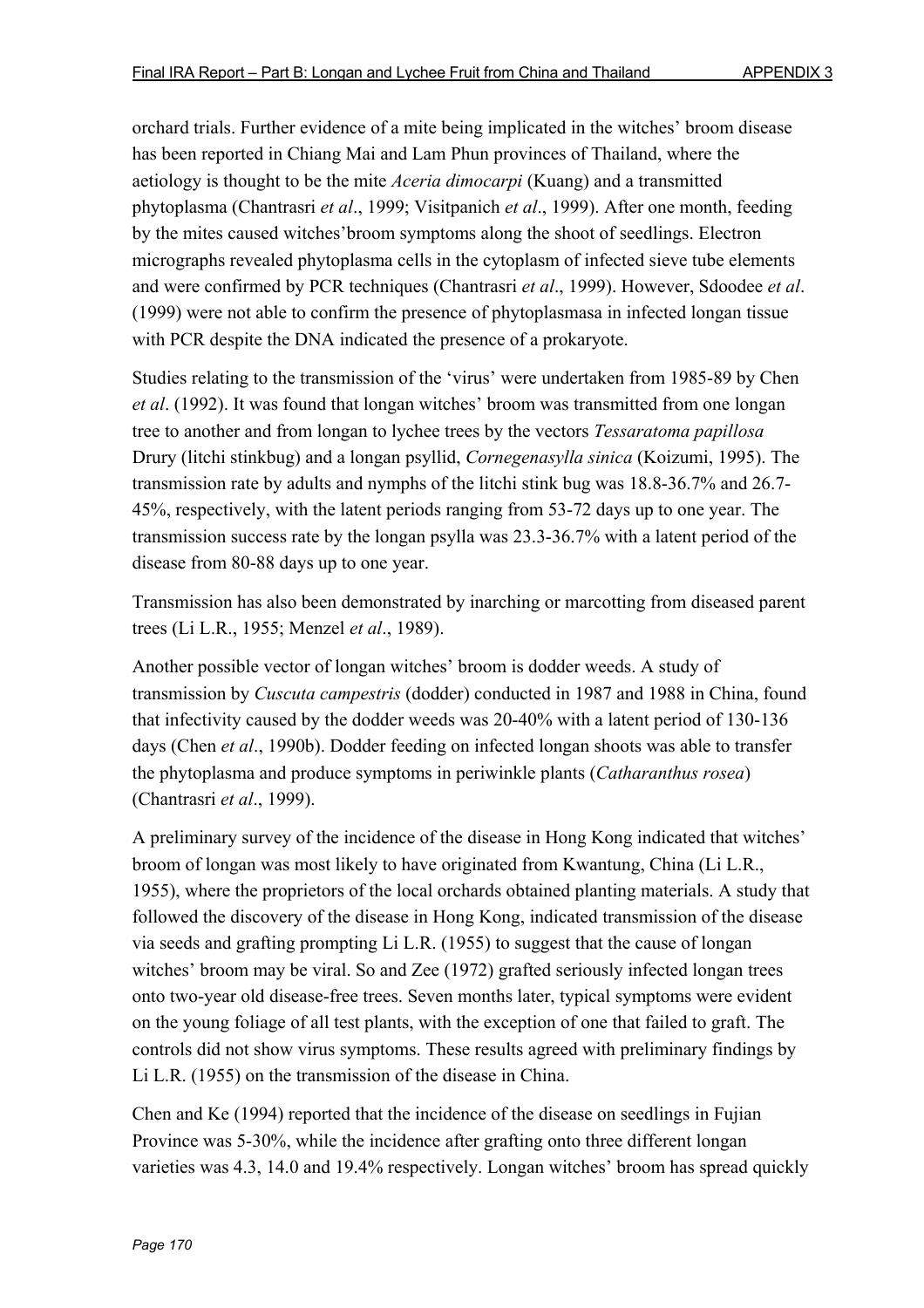orchard trials. Further evidence of a mite being implicated in the witches' broom disease has been reported in Chiang Mai and Lam Phun provinces of Thailand, where the aetiology is thought to be the mite *Aceria dimocarpi* (Kuang) and a transmitted phytoplasma (Chantrasri *et al*., 1999; Visitpanich *et al*., 1999). After one month, feeding by the mites caused witches'broom symptoms along the shoot of seedlings. Electron micrographs revealed phytoplasma cells in the cytoplasm of infected sieve tube elements and were confirmed by PCR techniques (Chantrasri *et al*., 1999). However, Sdoodee *et al*. (1999) were not able to confirm the presence of phytoplasmasa in infected longan tissue with PCR despite the DNA indicated the presence of a prokaryote.

Studies relating to the transmission of the 'virus' were undertaken from 1985-89 by Chen *et al*. (1992). It was found that longan witches' broom was transmitted from one longan tree to another and from longan to lychee trees by the vectors *Tessaratoma papillosa* Drury (litchi stinkbug) and a longan psyllid, *Cornegenasylla sinica* (Koizumi, 1995). The transmission rate by adults and nymphs of the litchi stink bug was 18.8-36.7% and 26.7-45%, respectively, with the latent periods ranging from 53-72 days up to one year. The transmission success rate by the longan psylla was 23.3-36.7% with a latent period of the disease from 80-88 days up to one year.

Transmission has also been demonstrated by inarching or marcotting from diseased parent trees (Li L.R., 1955; Menzel *et al*., 1989).

Another possible vector of longan witches' broom is dodder weeds. A study of transmission by *Cuscuta campestris* (dodder) conducted in 1987 and 1988 in China, found that infectivity caused by the dodder weeds was 20-40% with a latent period of 130-136 days (Chen *et al*., 1990b). Dodder feeding on infected longan shoots was able to transfer the phytoplasma and produce symptoms in periwinkle plants (*Catharanthus rosea*) (Chantrasri *et al*., 1999).

A preliminary survey of the incidence of the disease in Hong Kong indicated that witches' broom of longan was most likely to have originated from Kwantung, China (Li L.R., 1955), where the proprietors of the local orchards obtained planting materials. A study that followed the discovery of the disease in Hong Kong, indicated transmission of the disease via seeds and grafting prompting Li L.R. (1955) to suggest that the cause of longan witches' broom may be viral. So and Zee (1972) grafted seriously infected longan trees onto two-year old disease-free trees. Seven months later, typical symptoms were evident on the young foliage of all test plants, with the exception of one that failed to graft. The controls did not show virus symptoms. These results agreed with preliminary findings by Li L.R. (1955) on the transmission of the disease in China.

Chen and Ke (1994) reported that the incidence of the disease on seedlings in Fujian Province was 5-30%, while the incidence after grafting onto three different longan varieties was 4.3, 14.0 and 19.4% respectively. Longan witches' broom has spread quickly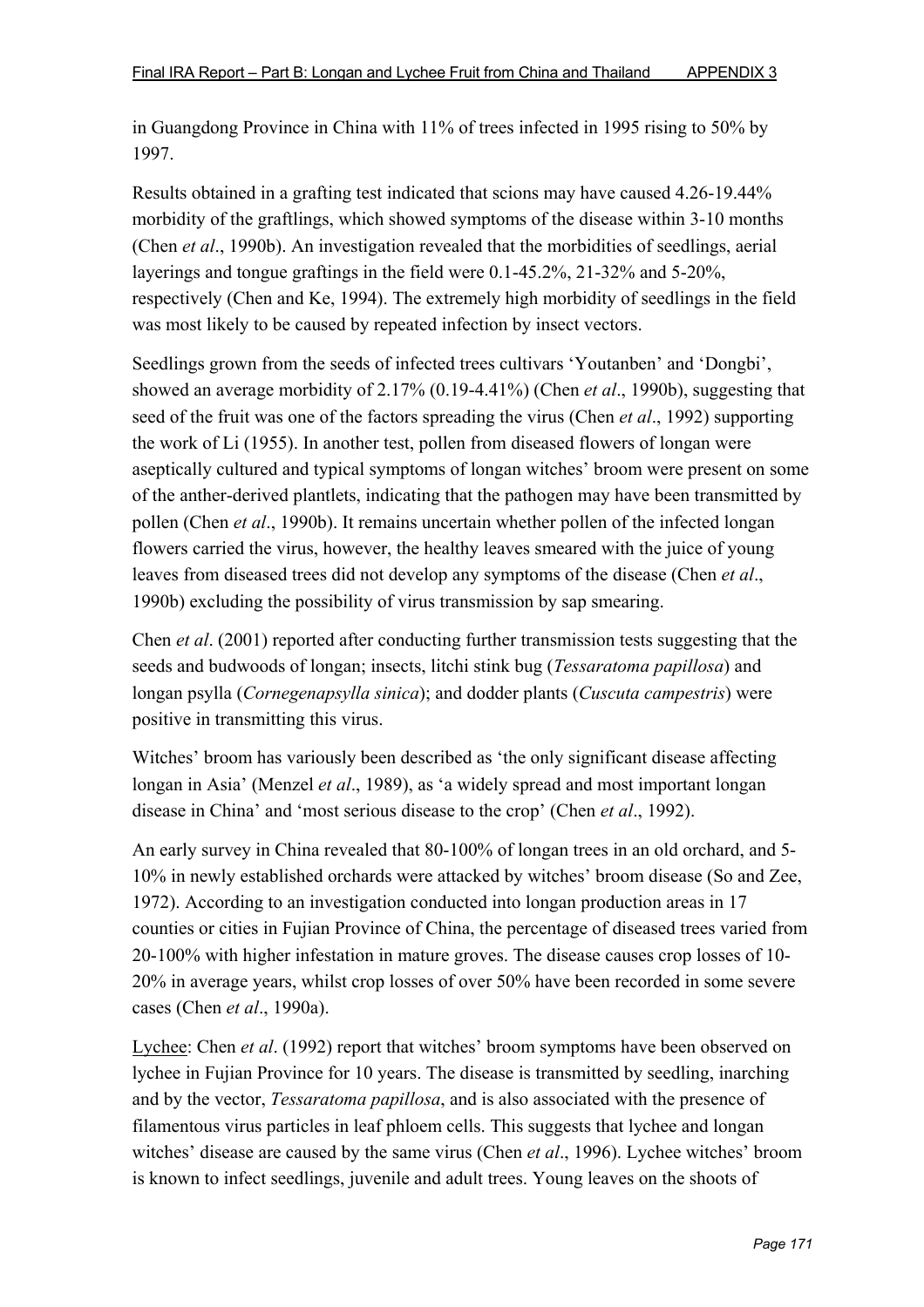in Guangdong Province in China with 11% of trees infected in 1995 rising to 50% by 1997.

Results obtained in a grafting test indicated that scions may have caused 4.26-19.44% morbidity of the graftlings, which showed symptoms of the disease within 3-10 months (Chen *et al*., 1990b). An investigation revealed that the morbidities of seedlings, aerial layerings and tongue graftings in the field were 0.1-45.2%, 21-32% and 5-20%, respectively (Chen and Ke, 1994). The extremely high morbidity of seedlings in the field was most likely to be caused by repeated infection by insect vectors.

Seedlings grown from the seeds of infected trees cultivars 'Youtanben' and 'Dongbi', showed an average morbidity of 2.17% (0.19-4.41%) (Chen *et al*., 1990b), suggesting that seed of the fruit was one of the factors spreading the virus (Chen *et al*., 1992) supporting the work of Li (1955). In another test, pollen from diseased flowers of longan were aseptically cultured and typical symptoms of longan witches' broom were present on some of the anther-derived plantlets, indicating that the pathogen may have been transmitted by pollen (Chen *et al*., 1990b). It remains uncertain whether pollen of the infected longan flowers carried the virus, however, the healthy leaves smeared with the juice of young leaves from diseased trees did not develop any symptoms of the disease (Chen *et al*., 1990b) excluding the possibility of virus transmission by sap smearing.

Chen *et al*. (2001) reported after conducting further transmission tests suggesting that the seeds and budwoods of longan; insects, litchi stink bug (*Tessaratoma papillosa*) and longan psylla (*Cornegenapsylla sinica*); and dodder plants (*Cuscuta campestris*) were positive in transmitting this virus.

Witches' broom has variously been described as 'the only significant disease affecting longan in Asia' (Menzel *et al*., 1989), as 'a widely spread and most important longan disease in China' and 'most serious disease to the crop' (Chen *et al*., 1992).

An early survey in China revealed that 80-100% of longan trees in an old orchard, and 5-10% in newly established orchards were attacked by witches' broom disease (So and Zee, 1972). According to an investigation conducted into longan production areas in 17 counties or cities in Fujian Province of China, the percentage of diseased trees varied from 20-100% with higher infestation in mature groves. The disease causes crop losses of 10-20% in average years, whilst crop losses of over 50% have been recorded in some severe cases (Chen *et al*., 1990a).

<u>Lychee</u>: Chen *et al*. (1992) report that witches' broom symptoms have been observed on lychee in Fujian Province for 10 years. The disease is transmitted by seedling, inarching and by the vector, *Tessaratoma papillosa*, and is also associated with the presence of filamentous virus particles in leaf phloem cells. This suggests that lychee and longan witches' disease are caused by the same virus (Chen *et al*., 1996). Lychee witches' broom is known to infect seedlings, juvenile and adult trees. Young leaves on the shoots of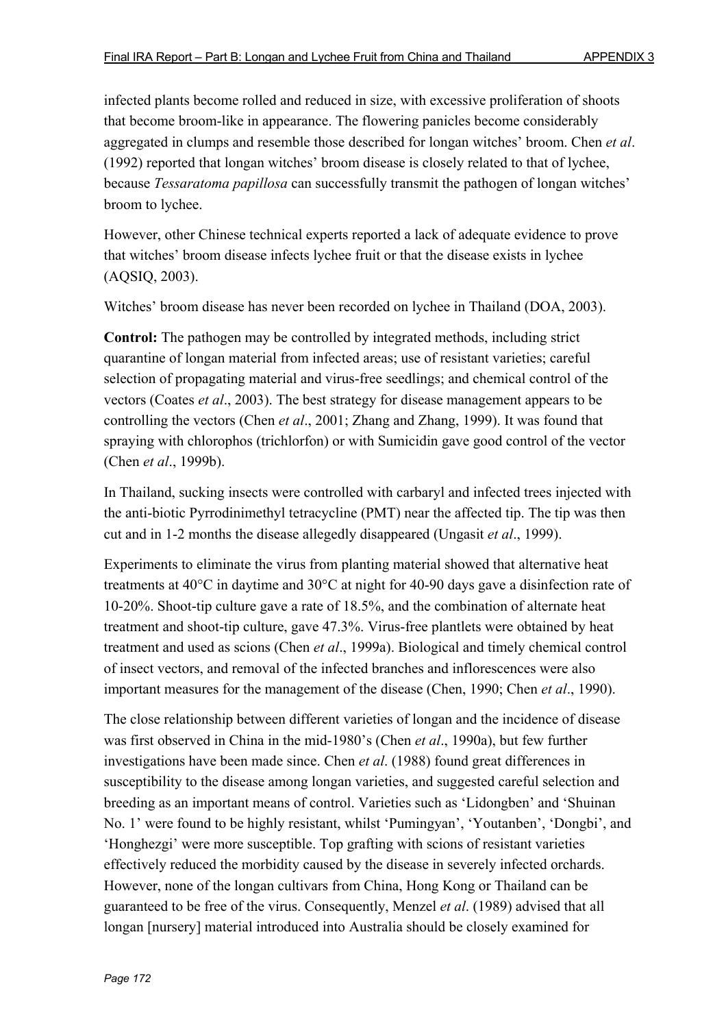infected plants become rolled and reduced in size, with excessive proliferation of shoots that become broom-like in appearance. The flowering panicles become considerably aggregated in clumps and resemble those described for longan witches' broom. Chen *et al*. (1992) reported that longan witches' broom disease is closely related to that of lychee, because *Tessaratoma papillosa* can successfully transmit the pathogen of longan witches' broom to lychee.

However, other Chinese technical experts reported a lack of adequate evidence to prove that witches' broom disease infects lychee fruit or that the disease exists in lychee (AQSIQ, 2003).

Witches' broom disease has never been recorded on lychee in Thailand (DOA, 2003).

**Control:** The pathogen may be controlled by integrated methods, including strict quarantine of longan material from infected areas; use of resistant varieties; careful selection of propagating material and virus-free seedlings; and chemical control of the vectors (Coates *et al*., 2003). The best strategy for disease management appears to be controlling the vectors (Chen *et al*., 2001; Zhang and Zhang, 1999). It was found that spraying with chlorophos (trichlorfon) or with Sumicidin gave good control of the vector (Chen *et al*., 1999b).

In Thailand, sucking insects were controlled with carbaryl and infected trees injected with the anti-biotic Pyrrodinimethyl tetracycline (PMT) near the affected tip. The tip was then cut and in 1-2 months the disease allegedly disappeared (Ungasit *et al*., 1999).

Experiments to eliminate the virus from planting material showed that alternative heat treatments at 40°C in daytime and 30°C at night for 40-90 days gave a disinfection rate of 10-20%. Shoot-tip culture gave a rate of 18.5%, and the combination of alternate heat treatment and shoot-tip culture, gave 47.3%. Virus-free plantlets were obtained by heat treatment and used as scions (Chen *et al*., 1999a). Biological and timely chemical control of insect vectors, and removal of the infected branches and inflorescences were also important measures for the management of the disease (Chen, 1990; Chen *et al*., 1990).

The close relationship between different varieties of longan and the incidence of disease was first observed in China in the mid-1980's (Chen *et al*., 1990a), but few further investigations have been made since. Chen *et al*. (1988) found great differences in susceptibility to the disease among longan varieties, and suggested careful selection and breeding as an important means of control. Varieties such as 'Lidongben' and 'Shuinan No. 1' were found to be highly resistant, whilst 'Pumingyan', 'Youtanben', 'Dongbi', and 'Honghezgi' were more susceptible. Top grafting with scions of resistant varieties effectively reduced the morbidity caused by the disease in severely infected orchards. However, none of the longan cultivars from China, Hong Kong or Thailand can be guaranteed to be free of the virus. Consequently, Menzel *et al*. (1989) advised that all longan [nursery] material introduced into Australia should be closely examined for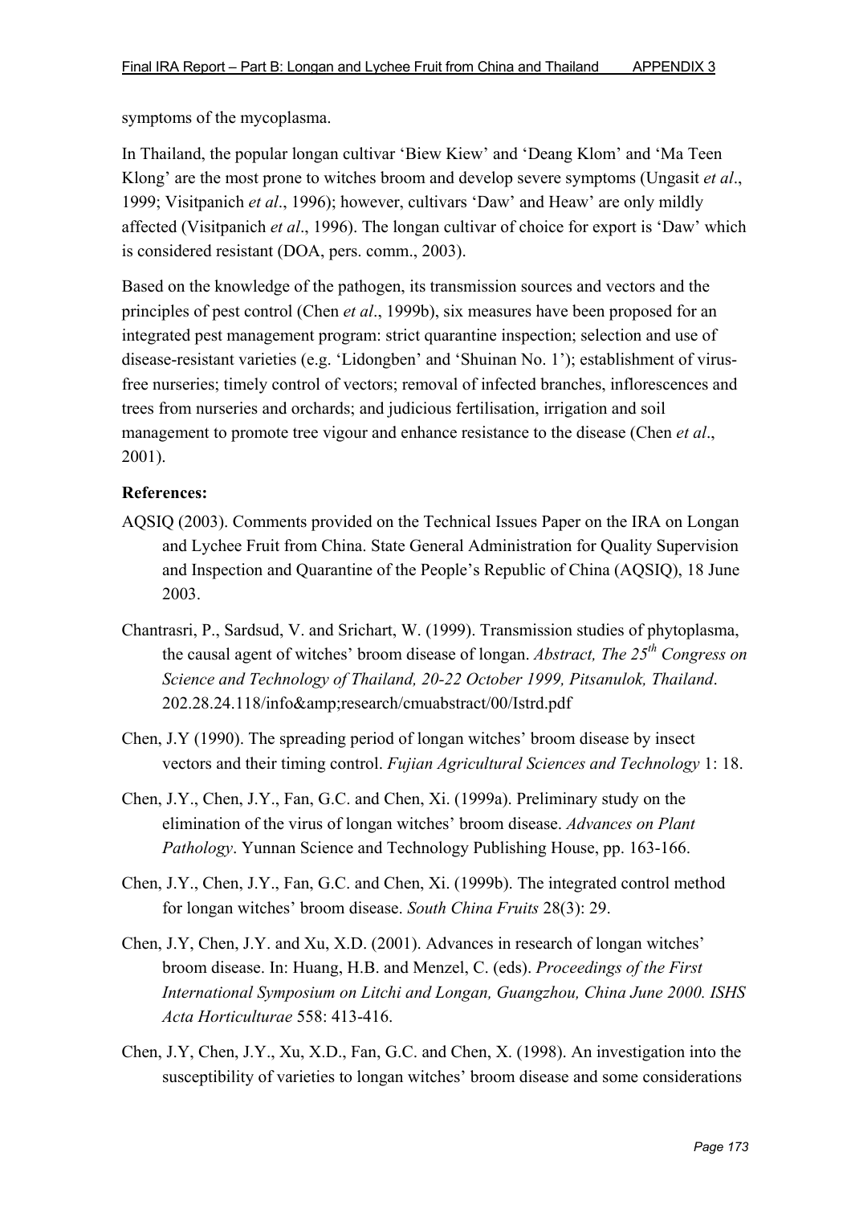symptoms of the mycoplasma.

In Thailand, the popular longan cultivar 'Biew Kiew' and 'Deang Klom' and 'Ma Teen Klong' are the most prone to witches broom and develop severe symptoms (Ungasit *et al*., 1999; Visitpanich *et al*., 1996); however, cultivars 'Daw' and Heaw' are only mildly affected (Visitpanich *et al*., 1996). The longan cultivar of choice for export is 'Daw' which is considered resistant (DOA, pers. comm., 2003).

Based on the knowledge of the pathogen, its transmission sources and vectors and the principles of pest control (Chen *et al*., 1999b), six measures have been proposed for an integrated pest management program: strict quarantine inspection; selection and use of disease-resistant varieties (e.g. 'Lidongben' and 'Shuinan No. 1'); establishment of virus-free nurseries; timely control of vectors; removal of infected branches, inflorescences and trees from nurseries and orchards; and judicious fertilisation, irrigation and soil management to promote tree vigour and enhance resistance to the disease (Chen *et al*., 2001).

**References:**

AQSIQ (2003). Comments provided on the Technical Issues Paper on the IRA on Longan and Lychee Fruit from China. State General Administration for Quality Supervision and Inspection and Quarantine of the People's Republic of China (AQSIQ), 18 June 2003.

Chantrasri, P., Sardsud, V. and Srichart, W. (1999). Transmission studies of phytoplasma, the causal agent of witches' broom disease of longan. *Abstract, The 25th Congress on Science and Technology of Thailand, 20-22 October 1999, Pitsanulok, Thailand*. 202.28.24.118/info&amp;research/cmuabstract/00/Istrd.pdf

Chen, J.Y (1990). The spreading period of longan witches' broom disease by insect vectors and their timing control. *Fujian Agricultural Sciences and Technology* 1: 18.

Chen, J.Y., Chen, J.Y., Fan, G.C. and Chen, Xi. (1999a). Preliminary study on the elimination of the virus of longan witches' broom disease. *Advances on Plant Pathology*. Yunnan Science and Technology Publishing House, pp. 163-166.

Chen, J.Y., Chen, J.Y., Fan, G.C. and Chen, Xi. (1999b). The integrated control method for longan witches' broom disease. *South China Fruits* 28(3): 29.

Chen, J.Y, Chen, J.Y. and Xu, X.D. (2001). Advances in research of longan witches' broom disease. In: Huang, H.B. and Menzel, C. (eds). *Proceedings of the First International Symposium on Litchi and Longan, Guangzhou, China June 2000. ISHS Acta Horticulturae* 558: 413-416.

Chen, J.Y, Chen, J.Y., Xu, X.D., Fan, G.C. and Chen, X. (1998). An investigation into the susceptibility of varieties to longan witches' broom disease and some considerations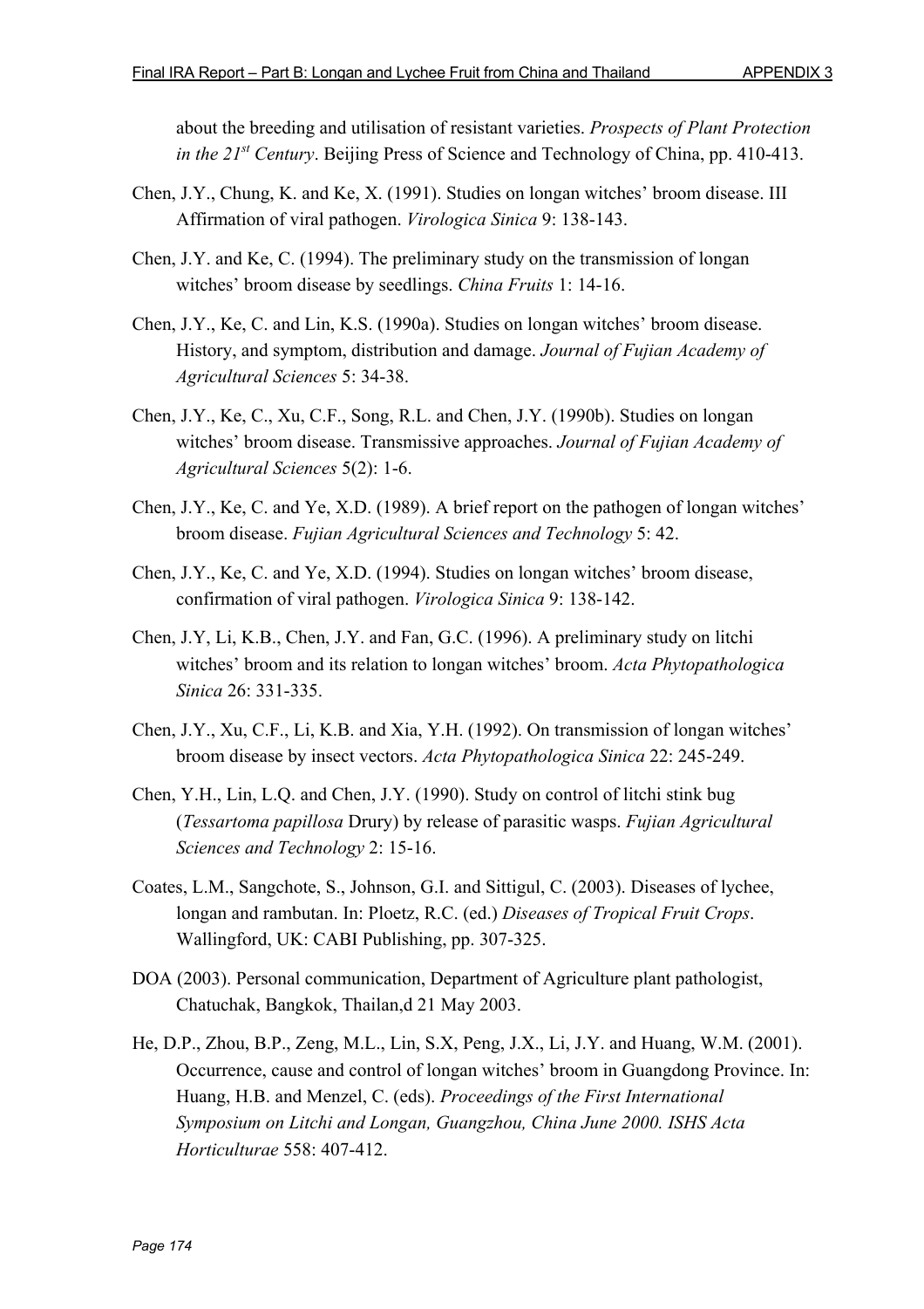about the breeding and utilisation of resistant varieties. *Prospects of Plant Protection in the 21st Century*. Beijing Press of Science and Technology of China, pp. 410-413.

Chen, J.Y., Chung, K. and Ke, X. (1991). Studies on longan witches' broom disease. III Affirmation of viral pathogen. *Virologica Sinica* 9: 138-143.

Chen, J.Y. and Ke, C. (1994). The preliminary study on the transmission of longan witches' broom disease by seedlings. *China Fruits* 1: 14-16.

Chen, J.Y., Ke, C. and Lin, K.S. (1990a). Studies on longan witches' broom disease. History, and symptom, distribution and damage. *Journal of Fujian Academy of Agricultural Sciences* 5: 34-38.

Chen, J.Y., Ke, C., Xu, C.F., Song, R.L. and Chen, J.Y. (1990b). Studies on longan witches' broom disease. Transmissive approaches. *Journal of Fujian Academy of Agricultural Sciences* 5(2): 1-6.

Chen, J.Y., Ke, C. and Ye, X.D. (1989). A brief report on the pathogen of longan witches' broom disease. *Fujian Agricultural Sciences and Technology* 5: 42.

Chen, J.Y., Ke, C. and Ye, X.D. (1994). Studies on longan witches' broom disease, confirmation of viral pathogen. *Virologica Sinica* 9: 138-142.

Chen, J.Y, Li, K.B., Chen, J.Y. and Fan, G.C. (1996). A preliminary study on litchi witches' broom and its relation to longan witches' broom. *Acta Phytopathologica Sinica* 26: 331-335.

Chen, J.Y., Xu, C.F., Li, K.B. and Xia, Y.H. (1992). On transmission of longan witches' broom disease by insect vectors. *Acta Phytopathologica Sinica* 22: 245-249.

Chen, Y.H., Lin, L.Q. and Chen, J.Y. (1990). Study on control of litchi stink bug (*Tessartoma papillosa* Drury) by release of parasitic wasps. *Fujian Agricultural Sciences and Technology* 2: 15-16.

Coates, L.M., Sangchote, S., Johnson, G.I. and Sittigul, C. (2003). Diseases of lychee, longan and rambutan. In: Ploetz, R.C. (ed.) *Diseases of Tropical Fruit Crops*. Wallingford, UK: CABI Publishing, pp. 307-325.

DOA (2003). Personal communication, Department of Agriculture plant pathologist, Chatuchak, Bangkok, Thailan,d 21 May 2003.

He, D.P., Zhou, B.P., Zeng, M.L., Lin, S.X, Peng, J.X., Li, J.Y. and Huang, W.M. (2001). Occurrence, cause and control of longan witches' broom in Guangdong Province. In: Huang, H.B. and Menzel, C. (eds). *Proceedings of the First International Symposium on Litchi and Longan, Guangzhou, China June 2000. ISHS Acta Horticulturae* 558: 407-412.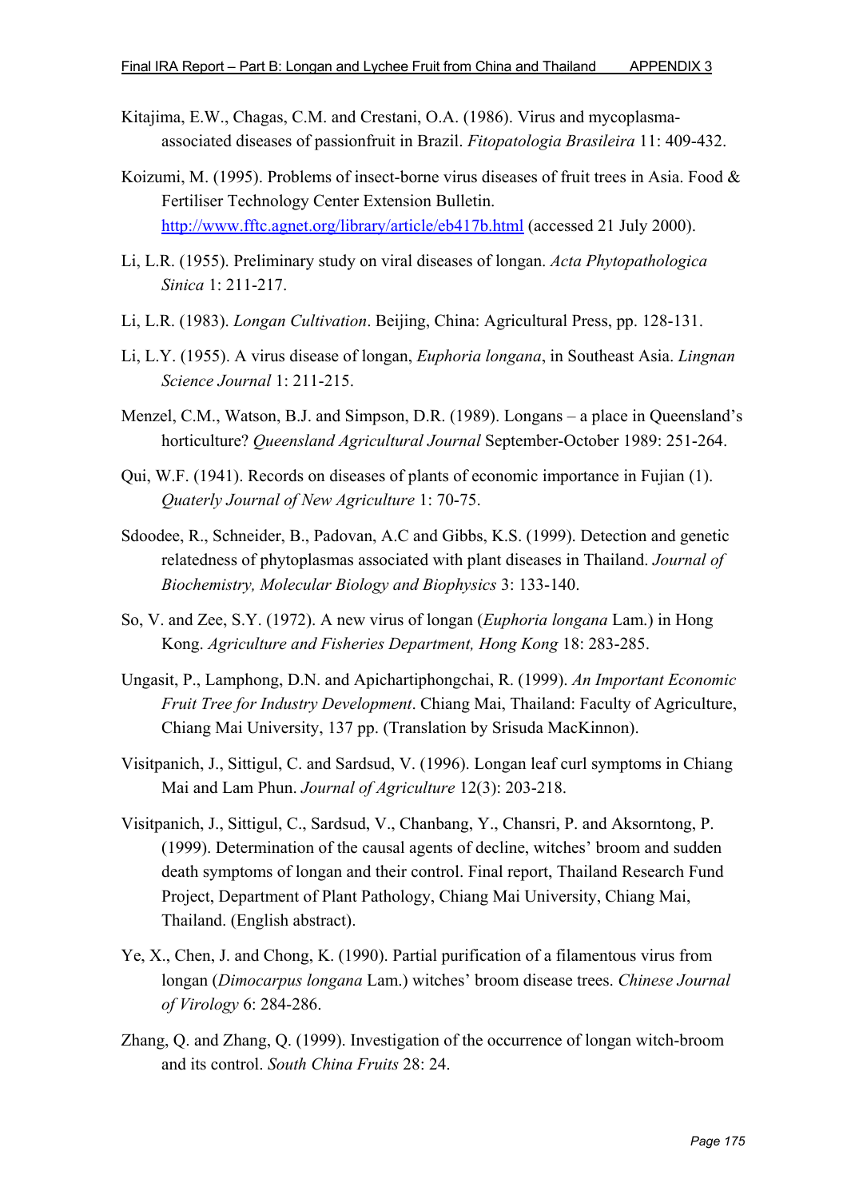Kitajima, E.W., Chagas, C.M. and Crestani, O.A. (1986). Virus and mycoplasma-associated diseases of passionfruit in Brazil. *Fitopatologia Brasileira* 11: 409-432.

Koizumi, M. (1995). Problems of insect-borne virus diseases of fruit trees in Asia. Food & Fertiliser Technology Center Extension Bulletin. http://www.fftc.agnet.org/library/article/eb417b.html (accessed 21 July 2000).

Li, L.R. (1955). Preliminary study on viral diseases of longan. *Acta Phytopathologica Sinica* 1: 211-217.

Li, L.R. (1983). *Longan Cultivation*. Beijing, China: Agricultural Press, pp. 128-131.

Li, L.Y. (1955). A virus disease of longan, *Euphoria longana*, in Southeast Asia. *Lingnan Science Journal* 1: 211-215.

Menzel, C.M., Watson, B.J. and Simpson, D.R. (1989). Longans – a place in Queensland's horticulture? *Queensland Agricultural Journal* September-October 1989: 251-264.

Qui, W.F. (1941). Records on diseases of plants of economic importance in Fujian (1). *Quaterly Journal of New Agriculture* 1: 70-75.

Sdoodee, R., Schneider, B., Padovan, A.C and Gibbs, K.S. (1999). Detection and genetic relatedness of phytoplasmas associated with plant diseases in Thailand. *Journal of Biochemistry, Molecular Biology and Biophysics* 3: 133-140.

So, V. and Zee, S.Y. (1972). A new virus of longan (*Euphoria longana* Lam.) in Hong Kong. *Agriculture and Fisheries Department, Hong Kong* 18: 283-285.

Ungasit, P., Lamphong, D.N. and Apichartiphongchai, R. (1999). *An Important Economic Fruit Tree for Industry Development*. Chiang Mai, Thailand: Faculty of Agriculture, Chiang Mai University, 137 pp. (Translation by Srisuda MacKinnon).

Visitpanich, J., Sittigul, C. and Sardsud, V. (1996). Longan leaf curl symptoms in Chiang Mai and Lam Phun. *Journal of Agriculture* 12(3): 203-218.

Visitpanich, J., Sittigul, C., Sardsud, V., Chanbang, Y., Chansri, P. and Aksorntong, P. (1999). Determination of the causal agents of decline, witches' broom and sudden death symptoms of longan and their control. Final report, Thailand Research Fund Project, Department of Plant Pathology, Chiang Mai University, Chiang Mai, Thailand. (English abstract).

Ye, X., Chen, J. and Chong, K. (1990). Partial purification of a filamentous virus from longan (*Dimocarpus longana* Lam.) witches' broom disease trees. *Chinese Journal of Virology* 6: 284-286.

Zhang, Q. and Zhang, Q. (1999). Investigation of the occurrence of longan witch-broom and its control. *South China Fruits* 28: 24.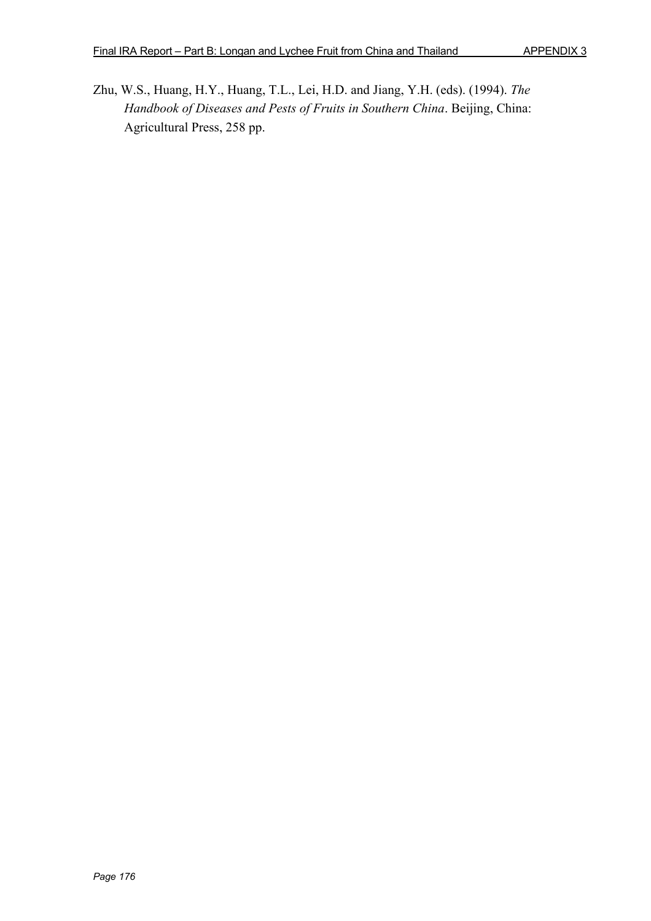Zhu, W.S., Huang, H.Y., Huang, T.L., Lei, H.D. and Jiang, Y.H. (eds). (1994). *The Handbook of Diseases and Pests of Fruits in Southern China*. Beijing, China: Agricultural Press, 258 pp.